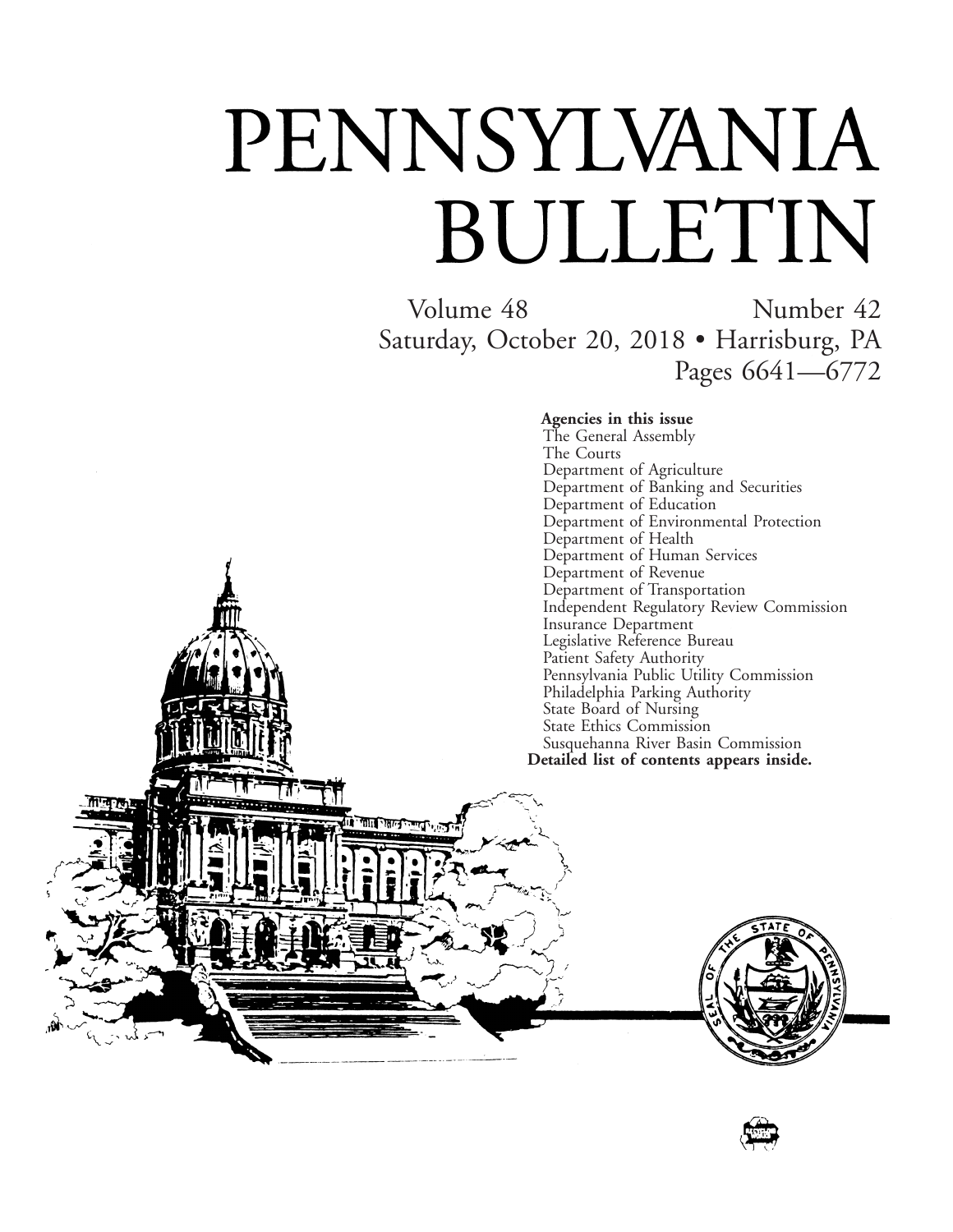# PENNSYLVANIA BULLETIN

Volume 48 Number 42

Saturday, October 20, 2018 • Harrisburg, PA

Pages 6641—6772

**Agencies in this issue**

The General Assembly
The Courts
Department of Agriculture
Department of Banking and Securities
Department of Education
Department of Environmental Protection
Department of Health
Department of Human Services
Department of Revenue
Department of Transportation
Independent Regulatory Review Commission
Insurance Department
Legislative Reference Bureau
Patient Safety Authority
Pennsylvania Public Utility Commission
Philadelphia Parking Authority
State Board of Nursing
State Ethics Commission
Susquehanna River Basin Commission

**Detailed list of contents appears inside.**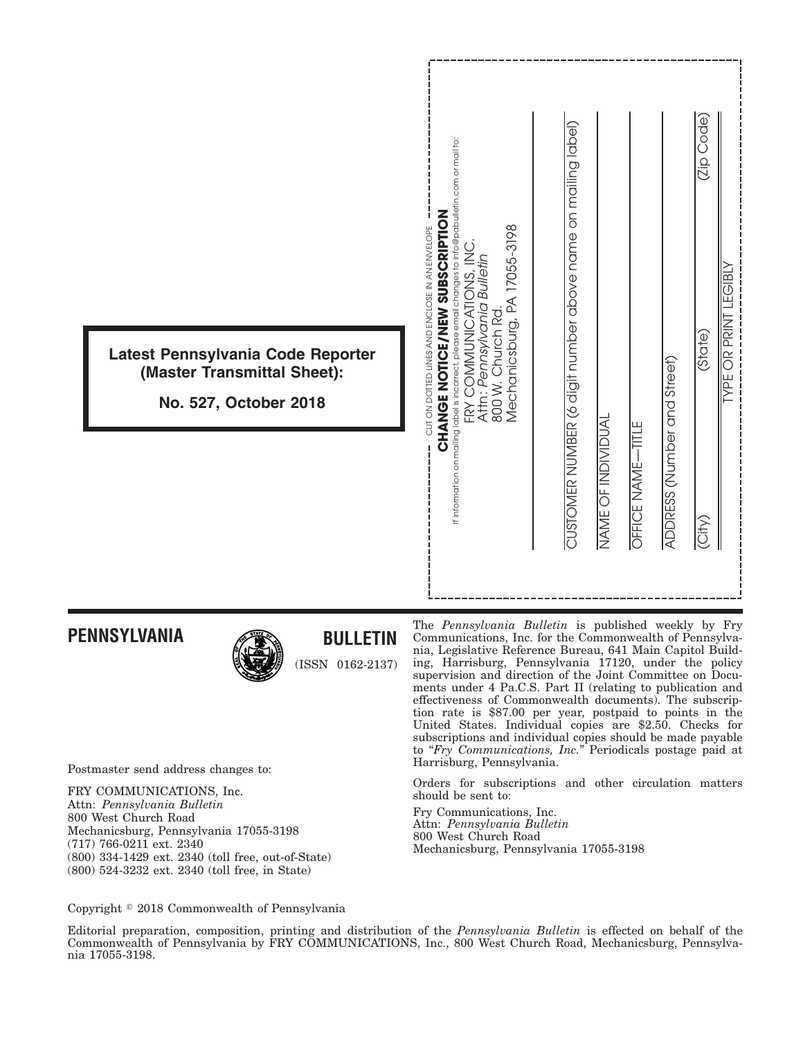**Latest Pennsylvania Code Reporter (Master Transmittal Sheet):**

**No. 527, October 2018**

CUT ON DOTTED LINES AND ENCLOSE IN AN ENVELOPE

**CHANGE NOTICE/NEW SUBSCRIPTION**

If information on mailing label is incorrect, please email changes to info@pabulletin.com or mail to:

FRY COMMUNICATIONS, INC.
Attn: *Pennsylvania Bulletin*
800 W. Church Rd.
Mechanicsburg, PA 17055-3198

CUSTOMER NUMBER (6 digit number above name on mailing label)

NAME OF INDIVIDUAL

OFFICE NAME—TITLE

ADDRESS (Number and Street)

(City) (State) (Zip Code)

TYPE OR PRINT LEGIBLY

## PENNSYLVANIA BULLETIN

(ISSN 0162-2137)

Postmaster send address changes to:

FRY COMMUNICATIONS, Inc.
Attn: *Pennsylvania Bulletin*
800 West Church Road
Mechanicsburg, Pennsylvania 17055-3198
(717) 766-0211 ext. 2340
(800) 334-1429 ext. 2340 (toll free, out-of-State)
(800) 524-3232 ext. 2340 (toll free, in State)

The *Pennsylvania Bulletin* is published weekly by Fry Communications, Inc. for the Commonwealth of Pennsylvania, Legislative Reference Bureau, 641 Main Capitol Building, Harrisburg, Pennsylvania 17120, under the policy supervision and direction of the Joint Committee on Documents under 4 Pa.C.S. Part II (relating to publication and effectiveness of Commonwealth documents). The subscription rate is $87.00 per year, postpaid to points in the United States. Individual copies are $2.50. Checks for subscriptions and individual copies should be made payable to "*Fry Communications, Inc.*" Periodicals postage paid at Harrisburg, Pennsylvania.

Orders for subscriptions and other circulation matters should be sent to:

Fry Communications, Inc.
Attn: *Pennsylvania Bulletin*
800 West Church Road
Mechanicsburg, Pennsylvania 17055-3198

Copyright © 2018 Commonwealth of Pennsylvania

Editorial preparation, composition, printing and distribution of the *Pennsylvania Bulletin* is effected on behalf of the Commonwealth of Pennsylvania by FRY COMMUNICATIONS, Inc., 800 West Church Road, Mechanicsburg, Pennsylvania 17055-3198.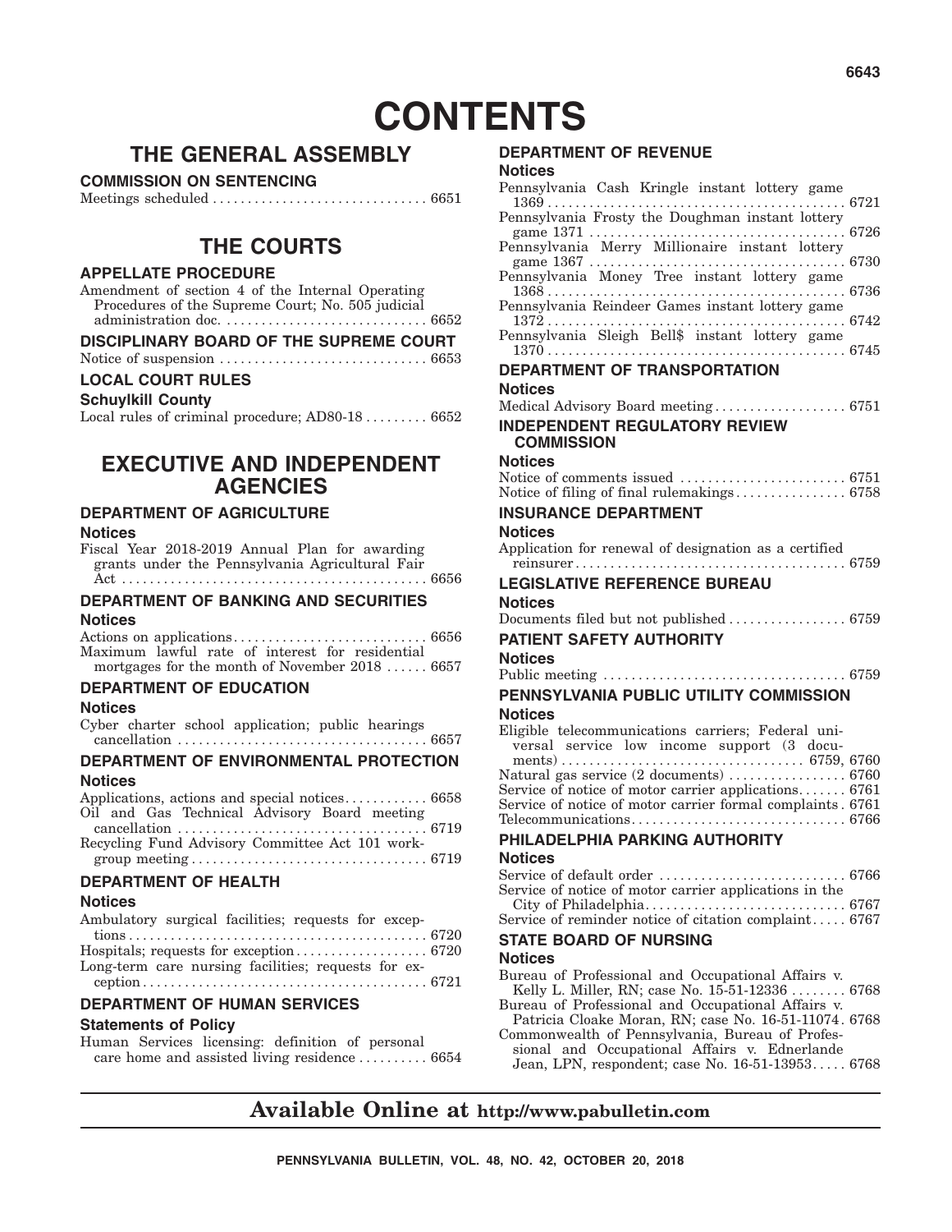# CONTENTS

## THE GENERAL ASSEMBLY

### COMMISSION ON SENTENCING

Meetings scheduled . . . . . . . . . . . . . . . . . . . . . . . . . . . . . . . 6651

## THE COURTS

### APPELLATE PROCEDURE

Amendment of section 4 of the Internal Operating Procedures of the Supreme Court; No. 505 judicial administration doc. . . . . . . . . . . . . . . . . . . . . . . . . . . . . . 6652

### DISCIPLINARY BOARD OF THE SUPREME COURT

Notice of suspension . . . . . . . . . . . . . . . . . . . . . . . . . . . . . . 6653

### LOCAL COURT RULES

#### Schuylkill County

Local rules of criminal procedure; AD80-18 . . . . . . . . . 6652

## EXECUTIVE AND INDEPENDENT AGENCIES

### DEPARTMENT OF AGRICULTURE

#### Notices

Fiscal Year 2018-2019 Annual Plan for awarding grants under the Pennsylvania Agricultural Fair Act . . . . . . . . . . . . . . . . . . . . . . . . . . . . . . . . . . . . . . . . . . . . 6656

### DEPARTMENT OF BANKING AND SECURITIES

#### Notices

Actions on applications. . . . . . . . . . . . . . . . . . . . . . . . . . . . 6656

Maximum lawful rate of interest for residential mortgages for the month of November 2018 . . . . . . 6657

### DEPARTMENT OF EDUCATION

#### Notices

Cyber charter school application; public hearings cancellation . . . . . . . . . . . . . . . . . . . . . . . . . . . . . . . . . . . . 6657

### DEPARTMENT OF ENVIRONMENTAL PROTECTION

#### Notices

Applications, actions and special notices. . . . . . . . . . . . 6658

Oil and Gas Technical Advisory Board meeting cancellation . . . . . . . . . . . . . . . . . . . . . . . . . . . . . . . . . . . . 6719

Recycling Fund Advisory Committee Act 101 workgroup meeting . . . . . . . . . . . . . . . . . . . . . . . . . . . . . . . . . . 6719

### DEPARTMENT OF HEALTH

#### Notices

Ambulatory surgical facilities; requests for exceptions . . . . . . . . . . . . . . . . . . . . . . . . . . . . . . . . . . . . . . . . . . . 6720

Hospitals; requests for exception . . . . . . . . . . . . . . . . . . . 6720

Long-term care nursing facilities; requests for exception . . . . . . . . . . . . . . . . . . . . . . . . . . . . . . . . . . . . . . . . . 6721

### DEPARTMENT OF HUMAN SERVICES

#### Statements of Policy

Human Services licensing: definition of personal care home and assisted living residence . . . . . . . . . . 6654

### DEPARTMENT OF REVENUE

#### Notices

Pennsylvania Cash Kringle instant lottery game 1369 . . . . . . . . . . . . . . . . . . . . . . . . . . . . . . . . . . . . . . . . . . . 6721

Pennsylvania Frosty the Doughman instant lottery game 1371 . . . . . . . . . . . . . . . . . . . . . . . . . . . . . . . . . . . . 6726

Pennsylvania Merry Millionaire instant lottery game 1367 . . . . . . . . . . . . . . . . . . . . . . . . . . . . . . . . . . . . 6730

Pennsylvania Money Tree instant lottery game 1368 . . . . . . . . . . . . . . . . . . . . . . . . . . . . . . . . . . . . . . . . . . . 6736

Pennsylvania Reindeer Games instant lottery game 1372 . . . . . . . . . . . . . . . . . . . . . . . . . . . . . . . . . . . . . . . . . . . 6742

Pennsylvania Sleigh Bell$ instant lottery game 1370 . . . . . . . . . . . . . . . . . . . . . . . . . . . . . . . . . . . . . . . . . . . 6745

### DEPARTMENT OF TRANSPORTATION

#### Notices

Medical Advisory Board meeting . . . . . . . . . . . . . . . . . . . 6751

### INDEPENDENT REGULATORY REVIEW COMMISSION

#### Notices

Notice of comments issued . . . . . . . . . . . . . . . . . . . . . . . . 6751

Notice of filing of final rulemakings . . . . . . . . . . . . . . . . 6758

### INSURANCE DEPARTMENT

#### Notices

Application for renewal of designation as a certified reinsurer . . . . . . . . . . . . . . . . . . . . . . . . . . . . . . . . . . . . . . 6759

### LEGISLATIVE REFERENCE BUREAU

#### Notices

Documents filed but not published . . . . . . . . . . . . . . . . . 6759

### PATIENT SAFETY AUTHORITY

#### Notices

Public meeting . . . . . . . . . . . . . . . . . . . . . . . . . . . . . . . . . . . 6759

### PENNSYLVANIA PUBLIC UTILITY COMMISSION

#### Notices

Eligible telecommunications carriers; Federal universal service low income support (3 documents) . . . . . . . . . . . . . . . . . . . . . . . . . . . . . . . . . . 6759, 6760

Natural gas service (2 documents) . . . . . . . . . . . . . . . . . 6760

Service of notice of motor carrier applications. . . . . . . . 6761

Service of notice of motor carrier formal complaints . 6761

Telecommunications. . . . . . . . . . . . . . . . . . . . . . . . . . . . . . . 6766

### PHILADELPHIA PARKING AUTHORITY

#### Notices

Service of default order . . . . . . . . . . . . . . . . . . . . . . . . . . . 6766

Service of notice of motor carrier applications in the City of Philadelphia. . . . . . . . . . . . . . . . . . . . . . . . . . . . . . 6767

Service of reminder notice of citation complaint . . . . . 6767

### STATE BOARD OF NURSING

#### Notices

Bureau of Professional and Occupational Affairs v. Kelly L. Miller, RN; case No. 15-51-12336 . . . . . . . . 6768

Bureau of Professional and Occupational Affairs v. Patricia Cloake Moran, RN; case No. 16-51-11074 . 6768

Commonwealth of Pennsylvania, Bureau of Professional and Occupational Affairs v. Ednerlande Jean, LPN, respondent; case No. 16-51-13953 . . . . . 6768

**Available Online at http://www.pabulletin.com**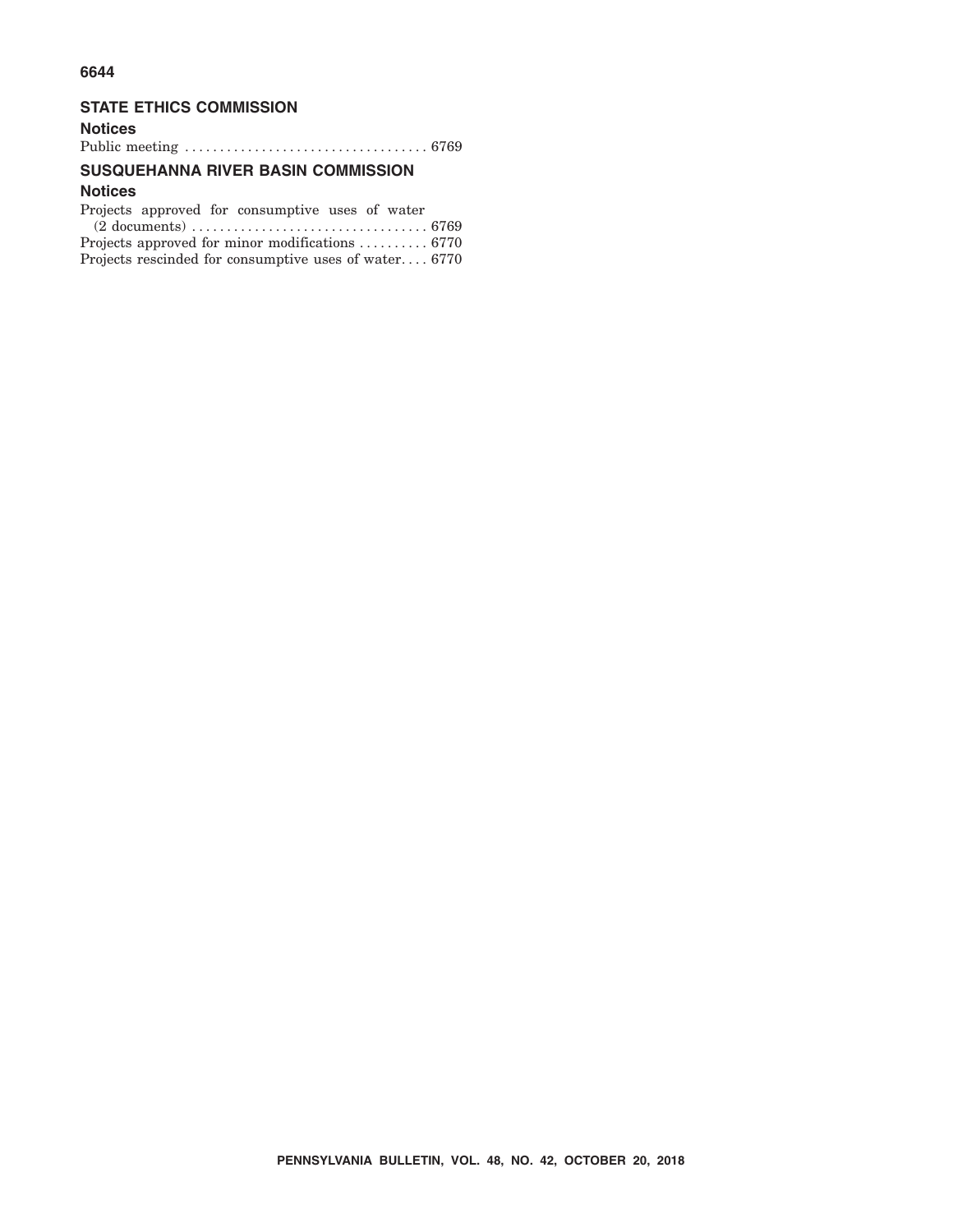## STATE ETHICS COMMISSION

### Notices

Public meeting . . . . . . . . . . . . . . . . . . . . . . . . . . . . . . . . . . . 6769

## SUSQUEHANNA RIVER BASIN COMMISSION

### Notices

Projects approved for consumptive uses of water (2 documents) . . . . . . . . . . . . . . . . . . . . . . . . . . . . . . . . . 6769

Projects approved for minor modifications . . . . . . . . . . 6770

Projects rescinded for consumptive uses of water. . . . 6770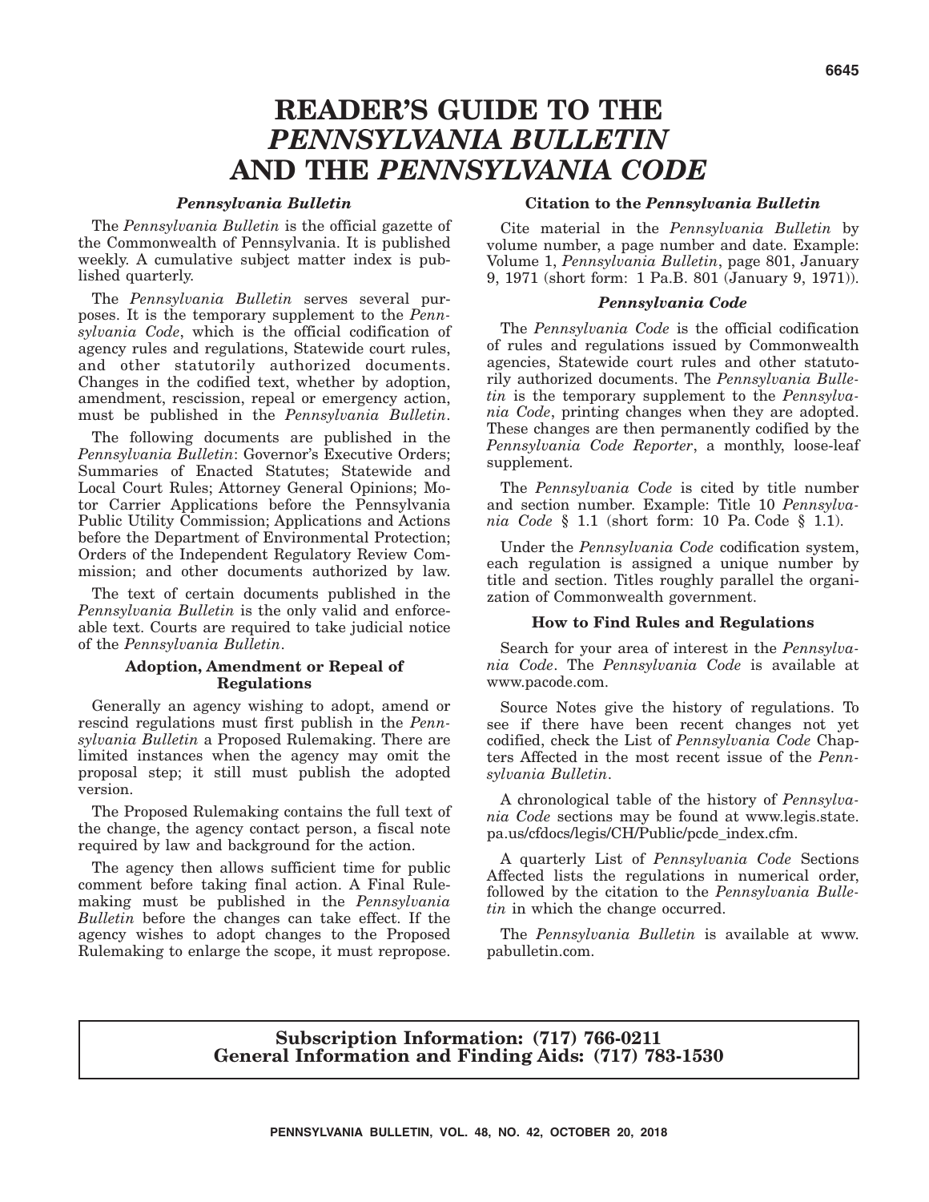# READER'S GUIDE TO THE *PENNSYLVANIA BULLETIN* AND THE *PENNSYLVANIA CODE*

### *Pennsylvania Bulletin*

The *Pennsylvania Bulletin* is the official gazette of the Commonwealth of Pennsylvania. It is published weekly. A cumulative subject matter index is published quarterly.

The *Pennsylvania Bulletin* serves several purposes. It is the temporary supplement to the *Pennsylvania Code*, which is the official codification of agency rules and regulations, Statewide court rules, and other statutorily authorized documents. Changes in the codified text, whether by adoption, amendment, rescission, repeal or emergency action, must be published in the *Pennsylvania Bulletin*.

The following documents are published in the *Pennsylvania Bulletin*: Governor's Executive Orders; Summaries of Enacted Statutes; Statewide and Local Court Rules; Attorney General Opinions; Motor Carrier Applications before the Pennsylvania Public Utility Commission; Applications and Actions before the Department of Environmental Protection; Orders of the Independent Regulatory Review Commission; and other documents authorized by law.

The text of certain documents published in the *Pennsylvania Bulletin* is the only valid and enforceable text. Courts are required to take judicial notice of the *Pennsylvania Bulletin*.

### Adoption, Amendment or Repeal of Regulations

Generally an agency wishing to adopt, amend or rescind regulations must first publish in the *Pennsylvania Bulletin* a Proposed Rulemaking. There are limited instances when the agency may omit the proposal step; it still must publish the adopted version.

The Proposed Rulemaking contains the full text of the change, the agency contact person, a fiscal note required by law and background for the action.

The agency then allows sufficient time for public comment before taking final action. A Final Rulemaking must be published in the *Pennsylvania Bulletin* before the changes can take effect. If the agency wishes to adopt changes to the Proposed Rulemaking to enlarge the scope, it must repropose.

### Citation to the *Pennsylvania Bulletin*

Cite material in the *Pennsylvania Bulletin* by volume number, a page number and date. Example: Volume 1, *Pennsylvania Bulletin*, page 801, January 9, 1971 (short form: 1 Pa.B. 801 (January 9, 1971)).

### *Pennsylvania Code*

The *Pennsylvania Code* is the official codification of rules and regulations issued by Commonwealth agencies, Statewide court rules and other statutorily authorized documents. The *Pennsylvania Bulletin* is the temporary supplement to the *Pennsylvania Code*, printing changes when they are adopted. These changes are then permanently codified by the *Pennsylvania Code Reporter*, a monthly, loose-leaf supplement.

The *Pennsylvania Code* is cited by title number and section number. Example: Title 10 *Pennsylvania Code* § 1.1 (short form: 10 Pa. Code § 1.1).

Under the *Pennsylvania Code* codification system, each regulation is assigned a unique number by title and section. Titles roughly parallel the organization of Commonwealth government.

### How to Find Rules and Regulations

Search for your area of interest in the *Pennsylvania Code*. The *Pennsylvania Code* is available at www.pacode.com.

Source Notes give the history of regulations. To see if there have been recent changes not yet codified, check the List of *Pennsylvania Code* Chapters Affected in the most recent issue of the *Pennsylvania Bulletin*.

A chronological table of the history of *Pennsylvania Code* sections may be found at www.legis.state.pa.us/cfdocs/legis/CH/Public/pcde_index.cfm.

A quarterly List of *Pennsylvania Code* Sections Affected lists the regulations in numerical order, followed by the citation to the *Pennsylvania Bulletin* in which the change occurred.

The *Pennsylvania Bulletin* is available at www.pabulletin.com.

**Subscription Information: (717) 766-0211**
**General Information and Finding Aids: (717) 783-1530**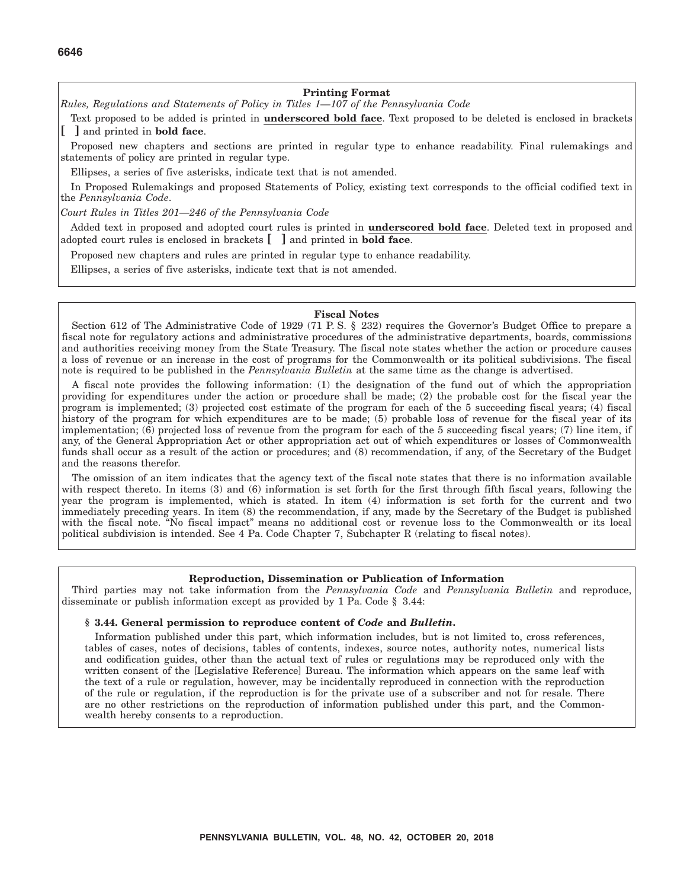## Printing Format

*Rules, Regulations and Statements of Policy in Titles 1—107 of the Pennsylvania Code*

Text proposed to be added is printed in **underscored bold face**. Text proposed to be deleted is enclosed in brackets **[ ]** and printed in **bold face**.

Proposed new chapters and sections are printed in regular type to enhance readability. Final rulemakings and statements of policy are printed in regular type.

Ellipses, a series of five asterisks, indicate text that is not amended.

In Proposed Rulemakings and proposed Statements of Policy, existing text corresponds to the official codified text in the *Pennsylvania Code*.

*Court Rules in Titles 201—246 of the Pennsylvania Code*

Added text in proposed and adopted court rules is printed in **underscored bold face**. Deleted text in proposed and adopted court rules is enclosed in brackets **[ ]** and printed in **bold face**.

Proposed new chapters and rules are printed in regular type to enhance readability.

Ellipses, a series of five asterisks, indicate text that is not amended.

## Fiscal Notes

Section 612 of The Administrative Code of 1929 (71 P. S. § 232) requires the Governor's Budget Office to prepare a fiscal note for regulatory actions and administrative procedures of the administrative departments, boards, commissions and authorities receiving money from the State Treasury. The fiscal note states whether the action or procedure causes a loss of revenue or an increase in the cost of programs for the Commonwealth or its political subdivisions. The fiscal note is required to be published in the *Pennsylvania Bulletin* at the same time as the change is advertised.

A fiscal note provides the following information: (1) the designation of the fund out of which the appropriation providing for expenditures under the action or procedure shall be made; (2) the probable cost for the fiscal year the program is implemented; (3) projected cost estimate of the program for each of the 5 succeeding fiscal years; (4) fiscal history of the program for which expenditures are to be made; (5) probable loss of revenue for the fiscal year of its implementation; (6) projected loss of revenue from the program for each of the 5 succeeding fiscal years; (7) line item, if any, of the General Appropriation Act or other appropriation act out of which expenditures or losses of Commonwealth funds shall occur as a result of the action or procedures; and (8) recommendation, if any, of the Secretary of the Budget and the reasons therefor.

The omission of an item indicates that the agency text of the fiscal note states that there is no information available with respect thereto. In items (3) and (6) information is set forth for the first through fifth fiscal years, following the year the program is implemented, which is stated. In item (4) information is set forth for the current and two immediately preceding years. In item (8) the recommendation, if any, made by the Secretary of the Budget is published with the fiscal note. "No fiscal impact" means no additional cost or revenue loss to the Commonwealth or its local political subdivision is intended. See 4 Pa. Code Chapter 7, Subchapter R (relating to fiscal notes).

## Reproduction, Dissemination or Publication of Information

Third parties may not take information from the *Pennsylvania Code* and *Pennsylvania Bulletin* and reproduce, disseminate or publish information except as provided by 1 Pa. Code § 3.44:

**§ 3.44. General permission to reproduce content of *Code* and *Bulletin*.**

Information published under this part, which information includes, but is not limited to, cross references, tables of cases, notes of decisions, tables of contents, indexes, source notes, authority notes, numerical lists and codification guides, other than the actual text of rules or regulations may be reproduced only with the written consent of the [Legislative Reference] Bureau. The information which appears on the same leaf with the text of a rule or regulation, however, may be incidentally reproduced in connection with the reproduction of the rule or regulation, if the reproduction is for the private use of a subscriber and not for resale. There are no other restrictions on the reproduction of information published under this part, and the Commonwealth hereby consents to a reproduction.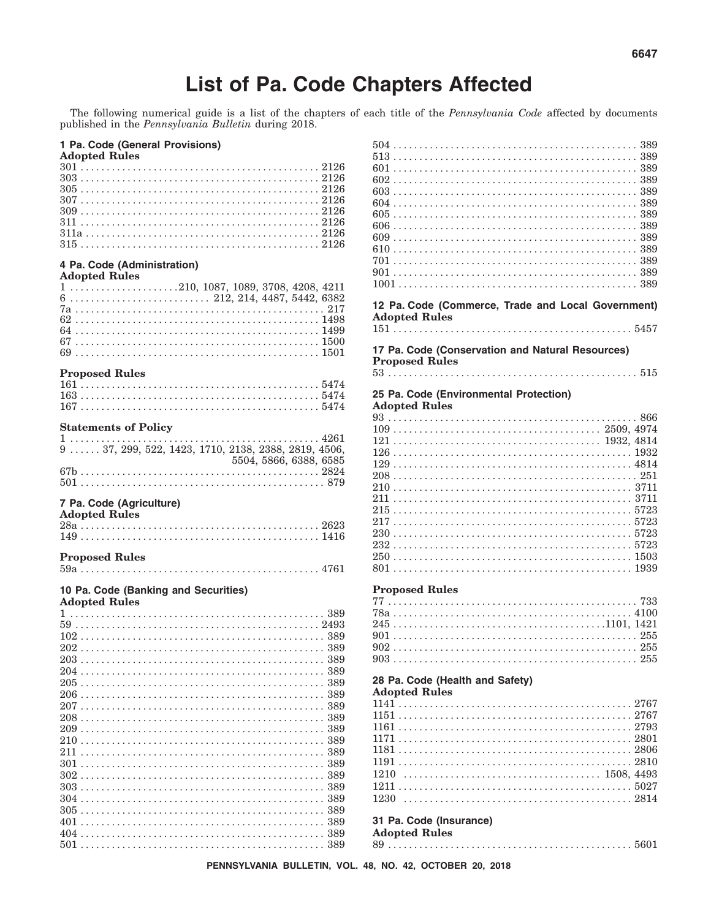# List of Pa. Code Chapters Affected

The following numerical guide is a list of the chapters of each title of the *Pennsylvania Code* affected by documents published in the *Pennsylvania Bulletin* during 2018.

## 1 Pa. Code (General Provisions)

**Adopted Rules**

301 . . . . . . . . . . . . . . . . . . . . . . . . . . . . . . . . . . . . . . . . . . . . . 2126
303 . . . . . . . . . . . . . . . . . . . . . . . . . . . . . . . . . . . . . . . . . . . . . 2126
305 . . . . . . . . . . . . . . . . . . . . . . . . . . . . . . . . . . . . . . . . . . . . . 2126
307 . . . . . . . . . . . . . . . . . . . . . . . . . . . . . . . . . . . . . . . . . . . . . 2126
309 . . . . . . . . . . . . . . . . . . . . . . . . . . . . . . . . . . . . . . . . . . . . . 2126
311 . . . . . . . . . . . . . . . . . . . . . . . . . . . . . . . . . . . . . . . . . . . . . 2126
311a . . . . . . . . . . . . . . . . . . . . . . . . . . . . . . . . . . . . . . . . . . . . 2126
315 . . . . . . . . . . . . . . . . . . . . . . . . . . . . . . . . . . . . . . . . . . . . . 2126

## 4 Pa. Code (Administration)

**Adopted Rules**

1 . . . . . . . . . . . . . . . . . . . . .210, 1087, 1089, 3708, 4208, 4211
6 . . . . . . . . . . . . . . . . . . . . . . . . . . 212, 214, 4487, 5442, 6382
7a . . . . . . . . . . . . . . . . . . . . . . . . . . . . . . . . . . . . . . . . . . . . . . 217
62 . . . . . . . . . . . . . . . . . . . . . . . . . . . . . . . . . . . . . . . . . . . . . 1498
64 . . . . . . . . . . . . . . . . . . . . . . . . . . . . . . . . . . . . . . . . . . . . . 1499
67 . . . . . . . . . . . . . . . . . . . . . . . . . . . . . . . . . . . . . . . . . . . . . 1500
69 . . . . . . . . . . . . . . . . . . . . . . . . . . . . . . . . . . . . . . . . . . . . . 1501

**Proposed Rules**

161 . . . . . . . . . . . . . . . . . . . . . . . . . . . . . . . . . . . . . . . . . . . . . 5474
163 . . . . . . . . . . . . . . . . . . . . . . . . . . . . . . . . . . . . . . . . . . . . . 5474
167 . . . . . . . . . . . . . . . . . . . . . . . . . . . . . . . . . . . . . . . . . . . . . 5474

**Statements of Policy**

1 . . . . . . . . . . . . . . . . . . . . . . . . . . . . . . . . . . . . . . . . . . . . . . . 4261
9 . . . . . . 37, 299, 522, 1423, 1710, 2138, 2388, 2819, 4506, 5504, 5866, 6388, 6585
67b . . . . . . . . . . . . . . . . . . . . . . . . . . . . . . . . . . . . . . . . . . . . . 2824
501 . . . . . . . . . . . . . . . . . . . . . . . . . . . . . . . . . . . . . . . . . . . . . . 879

## 7 Pa. Code (Agriculture)

**Adopted Rules**

28a . . . . . . . . . . . . . . . . . . . . . . . . . . . . . . . . . . . . . . . . . . . . . 2623
149 . . . . . . . . . . . . . . . . . . . . . . . . . . . . . . . . . . . . . . . . . . . . . 1416

**Proposed Rules**

59a . . . . . . . . . . . . . . . . . . . . . . . . . . . . . . . . . . . . . . . . . . . . . 4761

## 10 Pa. Code (Banking and Securities)

**Adopted Rules**

1 . . . . . . . . . . . . . . . . . . . . . . . . . . . . . . . . . . . . . . . . . . . . . . . . 389
59 . . . . . . . . . . . . . . . . . . . . . . . . . . . . . . . . . . . . . . . . . . . . . 2493
102 . . . . . . . . . . . . . . . . . . . . . . . . . . . . . . . . . . . . . . . . . . . . . . 389
202 . . . . . . . . . . . . . . . . . . . . . . . . . . . . . . . . . . . . . . . . . . . . . . 389
203 . . . . . . . . . . . . . . . . . . . . . . . . . . . . . . . . . . . . . . . . . . . . . . 389
204 . . . . . . . . . . . . . . . . . . . . . . . . . . . . . . . . . . . . . . . . . . . . . . 389
205 . . . . . . . . . . . . . . . . . . . . . . . . . . . . . . . . . . . . . . . . . . . . . . 389
206 . . . . . . . . . . . . . . . . . . . . . . . . . . . . . . . . . . . . . . . . . . . . . . 389
207 . . . . . . . . . . . . . . . . . . . . . . . . . . . . . . . . . . . . . . . . . . . . . . 389
208 . . . . . . . . . . . . . . . . . . . . . . . . . . . . . . . . . . . . . . . . . . . . . . 389
209 . . . . . . . . . . . . . . . . . . . . . . . . . . . . . . . . . . . . . . . . . . . . . . 389
210 . . . . . . . . . . . . . . . . . . . . . . . . . . . . . . . . . . . . . . . . . . . . . . 389
211 . . . . . . . . . . . . . . . . . . . . . . . . . . . . . . . . . . . . . . . . . . . . . . 389
301 . . . . . . . . . . . . . . . . . . . . . . . . . . . . . . . . . . . . . . . . . . . . . . 389
302 . . . . . . . . . . . . . . . . . . . . . . . . . . . . . . . . . . . . . . . . . . . . . . 389
303 . . . . . . . . . . . . . . . . . . . . . . . . . . . . . . . . . . . . . . . . . . . . . . 389
304 . . . . . . . . . . . . . . . . . . . . . . . . . . . . . . . . . . . . . . . . . . . . . . 389
305 . . . . . . . . . . . . . . . . . . . . . . . . . . . . . . . . . . . . . . . . . . . . . . 389
401 . . . . . . . . . . . . . . . . . . . . . . . . . . . . . . . . . . . . . . . . . . . . . . 389
404 . . . . . . . . . . . . . . . . . . . . . . . . . . . . . . . . . . . . . . . . . . . . . . 389
501 . . . . . . . . . . . . . . . . . . . . . . . . . . . . . . . . . . . . . . . . . . . . . . 389
504 . . . . . . . . . . . . . . . . . . . . . . . . . . . . . . . . . . . . . . . . . . . . . . 389
513 . . . . . . . . . . . . . . . . . . . . . . . . . . . . . . . . . . . . . . . . . . . . . . 389
601 . . . . . . . . . . . . . . . . . . . . . . . . . . . . . . . . . . . . . . . . . . . . . . 389
602 . . . . . . . . . . . . . . . . . . . . . . . . . . . . . . . . . . . . . . . . . . . . . . 389
603 . . . . . . . . . . . . . . . . . . . . . . . . . . . . . . . . . . . . . . . . . . . . . . 389
604 . . . . . . . . . . . . . . . . . . . . . . . . . . . . . . . . . . . . . . . . . . . . . . 389
605 . . . . . . . . . . . . . . . . . . . . . . . . . . . . . . . . . . . . . . . . . . . . . . 389
606 . . . . . . . . . . . . . . . . . . . . . . . . . . . . . . . . . . . . . . . . . . . . . . 389
609 . . . . . . . . . . . . . . . . . . . . . . . . . . . . . . . . . . . . . . . . . . . . . . 389
610 . . . . . . . . . . . . . . . . . . . . . . . . . . . . . . . . . . . . . . . . . . . . . . 389
701 . . . . . . . . . . . . . . . . . . . . . . . . . . . . . . . . . . . . . . . . . . . . . . 389
901 . . . . . . . . . . . . . . . . . . . . . . . . . . . . . . . . . . . . . . . . . . . . . . 389
1001 . . . . . . . . . . . . . . . . . . . . . . . . . . . . . . . . . . . . . . . . . . . . . 389

## 12 Pa. Code (Commerce, Trade and Local Government)

**Adopted Rules**

151 . . . . . . . . . . . . . . . . . . . . . . . . . . . . . . . . . . . . . . . . . . . . . 5457

## 17 Pa. Code (Conservation and Natural Resources)

**Proposed Rules**

53 . . . . . . . . . . . . . . . . . . . . . . . . . . . . . . . . . . . . . . . . . . . . . . . 515

## 25 Pa. Code (Environmental Protection)

**Adopted Rules**

93 . . . . . . . . . . . . . . . . . . . . . . . . . . . . . . . . . . . . . . . . . . . . . . . 866
109 . . . . . . . . . . . . . . . . . . . . . . . . . . . . . . . . . . . . . . . . 2509, 4974
121 . . . . . . . . . . . . . . . . . . . . . . . . . . . . . . . . . . . . . . . 1932, 4814
126 . . . . . . . . . . . . . . . . . . . . . . . . . . . . . . . . . . . . . . . . . . . . . 1932
129 . . . . . . . . . . . . . . . . . . . . . . . . . . . . . . . . . . . . . . . . . . . . . 4814
208 . . . . . . . . . . . . . . . . . . . . . . . . . . . . . . . . . . . . . . . . . . . . . . 251
210 . . . . . . . . . . . . . . . . . . . . . . . . . . . . . . . . . . . . . . . . . . . . . 3711
211 . . . . . . . . . . . . . . . . . . . . . . . . . . . . . . . . . . . . . . . . . . . . . 3711
215 . . . . . . . . . . . . . . . . . . . . . . . . . . . . . . . . . . . . . . . . . . . . . 5723
217 . . . . . . . . . . . . . . . . . . . . . . . . . . . . . . . . . . . . . . . . . . . . . 5723
230 . . . . . . . . . . . . . . . . . . . . . . . . . . . . . . . . . . . . . . . . . . . . . 5723
232 . . . . . . . . . . . . . . . . . . . . . . . . . . . . . . . . . . . . . . . . . . . . . 5723
250 . . . . . . . . . . . . . . . . . . . . . . . . . . . . . . . . . . . . . . . . . . . . . 1503
801 . . . . . . . . . . . . . . . . . . . . . . . . . . . . . . . . . . . . . . . . . . . . . 1939

**Proposed Rules**

77 . . . . . . . . . . . . . . . . . . . . . . . . . . . . . . . . . . . . . . . . . . . . . . . 733
78a . . . . . . . . . . . . . . . . . . . . . . . . . . . . . . . . . . . . . . . . . . . . . 4100
245 . . . . . . . . . . . . . . . . . . . . . . . . . . . . . . . . . . . . . . . . .1101, 1421
901 . . . . . . . . . . . . . . . . . . . . . . . . . . . . . . . . . . . . . . . . . . . . . . 255
902 . . . . . . . . . . . . . . . . . . . . . . . . . . . . . . . . . . . . . . . . . . . . . . 255
903 . . . . . . . . . . . . . . . . . . . . . . . . . . . . . . . . . . . . . . . . . . . . . . 255

## 28 Pa. Code (Health and Safety)

**Adopted Rules**

1141 . . . . . . . . . . . . . . . . . . . . . . . . . . . . . . . . . . . . . . . . . . . . 2767
1151 . . . . . . . . . . . . . . . . . . . . . . . . . . . . . . . . . . . . . . . . . . . . 2767
1161 . . . . . . . . . . . . . . . . . . . . . . . . . . . . . . . . . . . . . . . . . . . . 2793
1171 . . . . . . . . . . . . . . . . . . . . . . . . . . . . . . . . . . . . . . . . . . . . 2801
1181 . . . . . . . . . . . . . . . . . . . . . . . . . . . . . . . . . . . . . . . . . . . . 2806
1191 . . . . . . . . . . . . . . . . . . . . . . . . . . . . . . . . . . . . . . . . . . . . 2810
1210 . . . . . . . . . . . . . . . . . . . . . . . . . . . . . . . . . . . . . . 1508, 4493
1211 . . . . . . . . . . . . . . . . . . . . . . . . . . . . . . . . . . . . . . . . . . . . 5027
1230 . . . . . . . . . . . . . . . . . . . . . . . . . . . . . . . . . . . . . . . . . . . . 2814

## 31 Pa. Code (Insurance)

**Adopted Rules**

89 . . . . . . . . . . . . . . . . . . . . . . . . . . . . . . . . . . . . . . . . . . . . . . 5601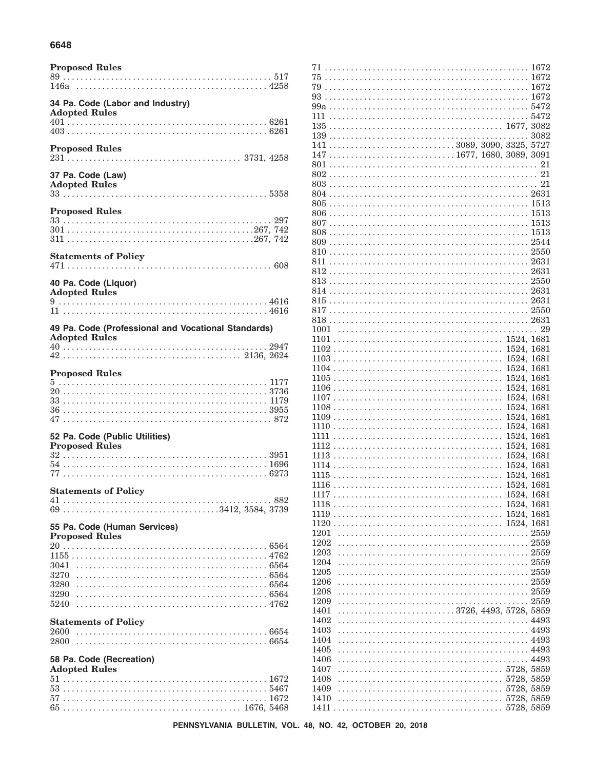**Proposed Rules**

89 . . . . . . . . . . . . . . . . . . . . . . . . . . . . . . . . . . . . . . . . . . . . . . . 517
146a . . . . . . . . . . . . . . . . . . . . . . . . . . . . . . . . . . . . . . . . . . . . 4258

**34 Pa. Code (Labor and Industry)**

**Adopted Rules**

401 . . . . . . . . . . . . . . . . . . . . . . . . . . . . . . . . . . . . . . . . . . . . . 6261
403 . . . . . . . . . . . . . . . . . . . . . . . . . . . . . . . . . . . . . . . . . . . . . 6261

**Proposed Rules**

231 . . . . . . . . . . . . . . . . . . . . . . . . . . . . . . . . . . . . . . . 3731, 4258

**37 Pa. Code (Law)**

**Adopted Rules**

33 . . . . . . . . . . . . . . . . . . . . . . . . . . . . . . . . . . . . . . . . . . . . . . 5358

**Proposed Rules**

33 . . . . . . . . . . . . . . . . . . . . . . . . . . . . . . . . . . . . . . . . . . . . . . . 297
301 . . . . . . . . . . . . . . . . . . . . . . . . . . . . . . . . . . . . . . . . . . 267, 742
311 . . . . . . . . . . . . . . . . . . . . . . . . . . . . . . . . . . . . . . . . . . 267, 742

**Statements of Policy**

471 . . . . . . . . . . . . . . . . . . . . . . . . . . . . . . . . . . . . . . . . . . . . . . 608

**40 Pa. Code (Liquor)**

**Adopted Rules**

9 . . . . . . . . . . . . . . . . . . . . . . . . . . . . . . . . . . . . . . . . . . . . . . . 4616
11 . . . . . . . . . . . . . . . . . . . . . . . . . . . . . . . . . . . . . . . . . . . . . . 4616

**49 Pa. Code (Professional and Vocational Standards)**

**Adopted Rules**

40 . . . . . . . . . . . . . . . . . . . . . . . . . . . . . . . . . . . . . . . . . . . . . . 2947
42 . . . . . . . . . . . . . . . . . . . . . . . . . . . . . . . . . . . . . . . . 2136, 2624

**Proposed Rules**

5 . . . . . . . . . . . . . . . . . . . . . . . . . . . . . . . . . . . . . . . . . . . . . . . 1177
20 . . . . . . . . . . . . . . . . . . . . . . . . . . . . . . . . . . . . . . . . . . . . . . 3736
33 . . . . . . . . . . . . . . . . . . . . . . . . . . . . . . . . . . . . . . . . . . . . . . 1179
36 . . . . . . . . . . . . . . . . . . . . . . . . . . . . . . . . . . . . . . . . . . . . . . 3955
47 . . . . . . . . . . . . . . . . . . . . . . . . . . . . . . . . . . . . . . . . . . . . . . . 872

**52 Pa. Code (Public Utilities)**

**Proposed Rules**

32 . . . . . . . . . . . . . . . . . . . . . . . . . . . . . . . . . . . . . . . . . . . . . . 3951
54 . . . . . . . . . . . . . . . . . . . . . . . . . . . . . . . . . . . . . . . . . . . . . . 1696
77 . . . . . . . . . . . . . . . . . . . . . . . . . . . . . . . . . . . . . . . . . . . . . . 6273

**Statements of Policy**

41 . . . . . . . . . . . . . . . . . . . . . . . . . . . . . . . . . . . . . . . . . . . . . . . 882
69 . . . . . . . . . . . . . . . . . . . . . . . . . . . . . . . . . . . 3412, 3584, 3739

**55 Pa. Code (Human Services)**

**Proposed Rules**

20 . . . . . . . . . . . . . . . . . . . . . . . . . . . . . . . . . . . . . . . . . . . . . . 6564
1155 . . . . . . . . . . . . . . . . . . . . . . . . . . . . . . . . . . . . . . . . . . . . 4762
3041 . . . . . . . . . . . . . . . . . . . . . . . . . . . . . . . . . . . . . . . . . . . . 6564
3270 . . . . . . . . . . . . . . . . . . . . . . . . . . . . . . . . . . . . . . . . . . . . 6564
3280 . . . . . . . . . . . . . . . . . . . . . . . . . . . . . . . . . . . . . . . . . . . . 6564
3290 . . . . . . . . . . . . . . . . . . . . . . . . . . . . . . . . . . . . . . . . . . . . 6564
5240 . . . . . . . . . . . . . . . . . . . . . . . . . . . . . . . . . . . . . . . . . . . . 4762

**Statements of Policy**

2600 . . . . . . . . . . . . . . . . . . . . . . . . . . . . . . . . . . . . . . . . . . . . 6654
2800 . . . . . . . . . . . . . . . . . . . . . . . . . . . . . . . . . . . . . . . . . . . . 6654

**58 Pa. Code (Recreation)**

**Adopted Rules**

51 . . . . . . . . . . . . . . . . . . . . . . . . . . . . . . . . . . . . . . . . . . . . . . 1672
53 . . . . . . . . . . . . . . . . . . . . . . . . . . . . . . . . . . . . . . . . . . . . . . 5467
57 . . . . . . . . . . . . . . . . . . . . . . . . . . . . . . . . . . . . . . . . . . . . . . 1672
65 . . . . . . . . . . . . . . . . . . . . . . . . . . . . . . . . . . . . . . . . 1676, 5468
71 . . . . . . . . . . . . . . . . . . . . . . . . . . . . . . . . . . . . . . . . . . . . . . 1672
75 . . . . . . . . . . . . . . . . . . . . . . . . . . . . . . . . . . . . . . . . . . . . . . 1672
79 . . . . . . . . . . . . . . . . . . . . . . . . . . . . . . . . . . . . . . . . . . . . . . 1672
93 . . . . . . . . . . . . . . . . . . . . . . . . . . . . . . . . . . . . . . . . . . . . . . 1672
99a . . . . . . . . . . . . . . . . . . . . . . . . . . . . . . . . . . . . . . . . . . . . . 5472
111 . . . . . . . . . . . . . . . . . . . . . . . . . . . . . . . . . . . . . . . . . . . . . 5472
135 . . . . . . . . . . . . . . . . . . . . . . . . . . . . . . . . . . . . . . . 1677, 3082
139 . . . . . . . . . . . . . . . . . . . . . . . . . . . . . . . . . . . . . . . . . . . . . 3082
141 . . . . . . . . . . . . . . . . . . . . . . . . . . . . . 3089, 3090, 3325, 5727
147 . . . . . . . . . . . . . . . . . . . . . . . . . . . . . 1677, 1680, 3089, 3091
801 . . . . . . . . . . . . . . . . . . . . . . . . . . . . . . . . . . . . . . . . . . . . . . . 21
802 . . . . . . . . . . . . . . . . . . . . . . . . . . . . . . . . . . . . . . . . . . . . . . . 21
803 . . . . . . . . . . . . . . . . . . . . . . . . . . . . . . . . . . . . . . . . . . . . . . . 21
804 . . . . . . . . . . . . . . . . . . . . . . . . . . . . . . . . . . . . . . . . . . . . . 2631
805 . . . . . . . . . . . . . . . . . . . . . . . . . . . . . . . . . . . . . . . . . . . . . 1513
806 . . . . . . . . . . . . . . . . . . . . . . . . . . . . . . . . . . . . . . . . . . . . . 1513
807 . . . . . . . . . . . . . . . . . . . . . . . . . . . . . . . . . . . . . . . . . . . . . 1513
808 . . . . . . . . . . . . . . . . . . . . . . . . . . . . . . . . . . . . . . . . . . . . . 1513
809 . . . . . . . . . . . . . . . . . . . . . . . . . . . . . . . . . . . . . . . . . . . . . 2544
810 . . . . . . . . . . . . . . . . . . . . . . . . . . . . . . . . . . . . . . . . . . . . . 2550
811 . . . . . . . . . . . . . . . . . . . . . . . . . . . . . . . . . . . . . . . . . . . . . 2631
812 . . . . . . . . . . . . . . . . . . . . . . . . . . . . . . . . . . . . . . . . . . . . . 2631
813 . . . . . . . . . . . . . . . . . . . . . . . . . . . . . . . . . . . . . . . . . . . . . 2550
814 . . . . . . . . . . . . . . . . . . . . . . . . . . . . . . . . . . . . . . . . . . . . . 2631
815 . . . . . . . . . . . . . . . . . . . . . . . . . . . . . . . . . . . . . . . . . . . . . 2631
817 . . . . . . . . . . . . . . . . . . . . . . . . . . . . . . . . . . . . . . . . . . . . . 2550
818 . . . . . . . . . . . . . . . . . . . . . . . . . . . . . . . . . . . . . . . . . . . . . 2631
1001 . . . . . . . . . . . . . . . . . . . . . . . . . . . . . . . . . . . . . . . . . . . . . . 29
1101 . . . . . . . . . . . . . . . . . . . . . . . . . . . . . . . . . . . . . . 1524, 1681
1102 . . . . . . . . . . . . . . . . . . . . . . . . . . . . . . . . . . . . . . 1524, 1681
1103 . . . . . . . . . . . . . . . . . . . . . . . . . . . . . . . . . . . . . . 1524, 1681
1104 . . . . . . . . . . . . . . . . . . . . . . . . . . . . . . . . . . . . . . 1524, 1681
1105 . . . . . . . . . . . . . . . . . . . . . . . . . . . . . . . . . . . . . . 1524, 1681
1106 . . . . . . . . . . . . . . . . . . . . . . . . . . . . . . . . . . . . . . 1524, 1681
1107 . . . . . . . . . . . . . . . . . . . . . . . . . . . . . . . . . . . . . . 1524, 1681
1108 . . . . . . . . . . . . . . . . . . . . . . . . . . . . . . . . . . . . . . 1524, 1681
1109 . . . . . . . . . . . . . . . . . . . . . . . . . . . . . . . . . . . . . . 1524, 1681
1110 . . . . . . . . . . . . . . . . . . . . . . . . . . . . . . . . . . . . . . 1524, 1681
1111 . . . . . . . . . . . . . . . . . . . . . . . . . . . . . . . . . . . . . . 1524, 1681
1112 . . . . . . . . . . . . . . . . . . . . . . . . . . . . . . . . . . . . . . 1524, 1681
1113 . . . . . . . . . . . . . . . . . . . . . . . . . . . . . . . . . . . . . . 1524, 1681
1114 . . . . . . . . . . . . . . . . . . . . . . . . . . . . . . . . . . . . . . 1524, 1681
1115 . . . . . . . . . . . . . . . . . . . . . . . . . . . . . . . . . . . . . . 1524, 1681
1116 . . . . . . . . . . . . . . . . . . . . . . . . . . . . . . . . . . . . . . 1524, 1681
1117 . . . . . . . . . . . . . . . . . . . . . . . . . . . . . . . . . . . . . . 1524, 1681
1118 . . . . . . . . . . . . . . . . . . . . . . . . . . . . . . . . . . . . . . 1524, 1681
1119 . . . . . . . . . . . . . . . . . . . . . . . . . . . . . . . . . . . . . . 1524, 1681
1120 . . . . . . . . . . . . . . . . . . . . . . . . . . . . . . . . . . . . . . 1524, 1681
1201 . . . . . . . . . . . . . . . . . . . . . . . . . . . . . . . . . . . . . . . . . . . . 2559
1202 . . . . . . . . . . . . . . . . . . . . . . . . . . . . . . . . . . . . . . . . . . . . 2559
1203 . . . . . . . . . . . . . . . . . . . . . . . . . . . . . . . . . . . . . . . . . . . . 2559
1204 . . . . . . . . . . . . . . . . . . . . . . . . . . . . . . . . . . . . . . . . . . . . 2559
1205 . . . . . . . . . . . . . . . . . . . . . . . . . . . . . . . . . . . . . . . . . . . . 2559
1206 . . . . . . . . . . . . . . . . . . . . . . . . . . . . . . . . . . . . . . . . . . . . 2559
1208 . . . . . . . . . . . . . . . . . . . . . . . . . . . . . . . . . . . . . . . . . . . . 2559
1209 . . . . . . . . . . . . . . . . . . . . . . . . . . . . . . . . . . . . . . . . . . . . 2559
1401 . . . . . . . . . . . . . . . . . . . . . . . . . . . . . 3726, 4493, 5728, 5859
1402 . . . . . . . . . . . . . . . . . . . . . . . . . . . . . . . . . . . . . . . . . . . . 4493
1403 . . . . . . . . . . . . . . . . . . . . . . . . . . . . . . . . . . . . . . . . . . . . 4493
1404 . . . . . . . . . . . . . . . . . . . . . . . . . . . . . . . . . . . . . . . . . . . . 4493
1405 . . . . . . . . . . . . . . . . . . . . . . . . . . . . . . . . . . . . . . . . . . . . 4493
1406 . . . . . . . . . . . . . . . . . . . . . . . . . . . . . . . . . . . . . . . . . . . . 4493
1407 . . . . . . . . . . . . . . . . . . . . . . . . . . . . . . . . . . . . . . 5728, 5859
1408 . . . . . . . . . . . . . . . . . . . . . . . . . . . . . . . . . . . . . . 5728, 5859
1409 . . . . . . . . . . . . . . . . . . . . . . . . . . . . . . . . . . . . . . 5728, 5859
1410 . . . . . . . . . . . . . . . . . . . . . . . . . . . . . . . . . . . . . . 5728, 5859
1411 . . . . . . . . . . . . . . . . . . . . . . . . . . . . . . . . . . . . . . 5728, 5859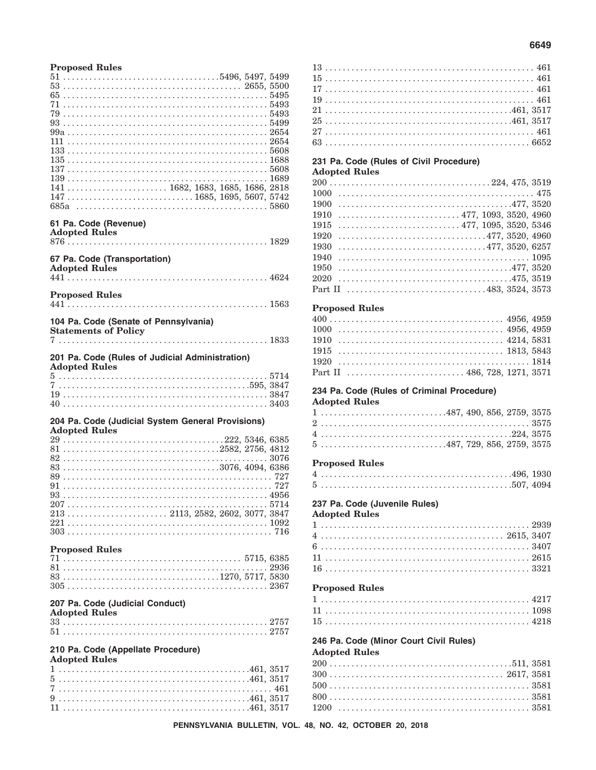**Proposed Rules**

51 . . . . . . . . . . . . . . . . . . . . . . . . . . . . . . . . . . . 5496, 5497, 5499
53 . . . . . . . . . . . . . . . . . . . . . . . . . . . . . . . . . . . . . . . . 2655, 5500
65 . . . . . . . . . . . . . . . . . . . . . . . . . . . . . . . . . . . . . . . . . . . . . . 5495
71 . . . . . . . . . . . . . . . . . . . . . . . . . . . . . . . . . . . . . . . . . . . . . . 5493
79 . . . . . . . . . . . . . . . . . . . . . . . . . . . . . . . . . . . . . . . . . . . . . . 5493
93 . . . . . . . . . . . . . . . . . . . . . . . . . . . . . . . . . . . . . . . . . . . . . . 5499
99a . . . . . . . . . . . . . . . . . . . . . . . . . . . . . . . . . . . . . . . . . . . . . 2654
111 . . . . . . . . . . . . . . . . . . . . . . . . . . . . . . . . . . . . . . . . . . . . . 2654
133 . . . . . . . . . . . . . . . . . . . . . . . . . . . . . . . . . . . . . . . . . . . . . 5608
135 . . . . . . . . . . . . . . . . . . . . . . . . . . . . . . . . . . . . . . . . . . . . . 1688
137 . . . . . . . . . . . . . . . . . . . . . . . . . . . . . . . . . . . . . . . . . . . . . 5608
139 . . . . . . . . . . . . . . . . . . . . . . . . . . . . . . . . . . . . . . . . . . . . . 1689
141 . . . . . . . . . . . . . . . . . . . . . . 1682, 1683, 1685, 1686, 2818
147 . . . . . . . . . . . . . . . . . . . . . . . . . . . . 1685, 1695, 5607, 5742
685a . . . . . . . . . . . . . . . . . . . . . . . . . . . . . . . . . . . . . . . . . . . 5860

**61 Pa. Code (Revenue)**
**Adopted Rules**

876 . . . . . . . . . . . . . . . . . . . . . . . . . . . . . . . . . . . . . . . . . . . . . 1829

**67 Pa. Code (Transportation)**
**Adopted Rules**

441 . . . . . . . . . . . . . . . . . . . . . . . . . . . . . . . . . . . . . . . . . . . . . 4624

**Proposed Rules**

441 . . . . . . . . . . . . . . . . . . . . . . . . . . . . . . . . . . . . . . . . . . . . . 1563

**104 Pa. Code (Senate of Pennsylvania)**
**Statements of Policy**

7 . . . . . . . . . . . . . . . . . . . . . . . . . . . . . . . . . . . . . . . . . . . . . . . 1833

**201 Pa. Code (Rules of Judicial Administration)**
**Adopted Rules**

5 . . . . . . . . . . . . . . . . . . . . . . . . . . . . . . . . . . . . . . . . . . . . . . . 5714
7 . . . . . . . . . . . . . . . . . . . . . . . . . . . . . . . . . . . . . . . . . . . . 595, 3847
19 . . . . . . . . . . . . . . . . . . . . . . . . . . . . . . . . . . . . . . . . . . . . . . 3847
40 . . . . . . . . . . . . . . . . . . . . . . . . . . . . . . . . . . . . . . . . . . . . . . 3403

**204 Pa. Code (Judicial System General Provisions)**
**Adopted Rules**

29 . . . . . . . . . . . . . . . . . . . . . . . . . . . . . . . . . . . . . 222, 5346, 6385
81 . . . . . . . . . . . . . . . . . . . . . . . . . . . . . . . . . . . 2582, 2756, 4812
82 . . . . . . . . . . . . . . . . . . . . . . . . . . . . . . . . . . . . . . . . . . . . . . 3076
83 . . . . . . . . . . . . . . . . . . . . . . . . . . . . . . . . . . . 3076, 4094, 6386
89 . . . . . . . . . . . . . . . . . . . . . . . . . . . . . . . . . . . . . . . . . . . . . . . 727
91 . . . . . . . . . . . . . . . . . . . . . . . . . . . . . . . . . . . . . . . . . . . . . . . 727
93 . . . . . . . . . . . . . . . . . . . . . . . . . . . . . . . . . . . . . . . . . . . . . . 4956
207 . . . . . . . . . . . . . . . . . . . . . . . . . . . . . . . . . . . . . . . . . . . . . 5714
213 . . . . . . . . . . . . . . . . . . . . . . . 2113, 2582, 2602, 3077, 3847
221 . . . . . . . . . . . . . . . . . . . . . . . . . . . . . . . . . . . . . . . . . . . . . 1092
303 . . . . . . . . . . . . . . . . . . . . . . . . . . . . . . . . . . . . . . . . . . . . . . 716

**Proposed Rules**

71 . . . . . . . . . . . . . . . . . . . . . . . . . . . . . . . . . . . . . . . . . 5715, 6385
81 . . . . . . . . . . . . . . . . . . . . . . . . . . . . . . . . . . . . . . . . . . . . . . 2936
83 . . . . . . . . . . . . . . . . . . . . . . . . . . . . . . . . . . . 1270, 5717, 5830
305 . . . . . . . . . . . . . . . . . . . . . . . . . . . . . . . . . . . . . . . . . . . . . 2367

**207 Pa. Code (Judicial Conduct)**
**Adopted Rules**

33 . . . . . . . . . . . . . . . . . . . . . . . . . . . . . . . . . . . . . . . . . . . . . . 2757
51 . . . . . . . . . . . . . . . . . . . . . . . . . . . . . . . . . . . . . . . . . . . . . . 2757

**210 Pa. Code (Appellate Procedure)**
**Adopted Rules**

1 . . . . . . . . . . . . . . . . . . . . . . . . . . . . . . . . . . . . . . . . . . . 461, 3517
5 . . . . . . . . . . . . . . . . . . . . . . . . . . . . . . . . . . . . . . . . . . . 461, 3517
7 . . . . . . . . . . . . . . . . . . . . . . . . . . . . . . . . . . . . . . . . . . . . . . . . 461
9 . . . . . . . . . . . . . . . . . . . . . . . . . . . . . . . . . . . . . . . . . . . 461, 3517
11 . . . . . . . . . . . . . . . . . . . . . . . . . . . . . . . . . . . . . . . . . . 461, 3517
13 . . . . . . . . . . . . . . . . . . . . . . . . . . . . . . . . . . . . . . . . . . . . . . . 461
15 . . . . . . . . . . . . . . . . . . . . . . . . . . . . . . . . . . . . . . . . . . . . . . . 461
17 . . . . . . . . . . . . . . . . . . . . . . . . . . . . . . . . . . . . . . . . . . . . . . . 461
19 . . . . . . . . . . . . . . . . . . . . . . . . . . . . . . . . . . . . . . . . . . . . . . . 461
21 . . . . . . . . . . . . . . . . . . . . . . . . . . . . . . . . . . . . . . . . . . 461, 3517
25 . . . . . . . . . . . . . . . . . . . . . . . . . . . . . . . . . . . . . . . . . . 461, 3517
27 . . . . . . . . . . . . . . . . . . . . . . . . . . . . . . . . . . . . . . . . . . . . . . . 461
63 . . . . . . . . . . . . . . . . . . . . . . . . . . . . . . . . . . . . . . . . . . . . . . 6652

**231 Pa. Code (Rules of Civil Procedure)**
**Adopted Rules**

200 . . . . . . . . . . . . . . . . . . . . . . . . . . . . . . . . . . . . . . 224, 475, 3519
1000 . . . . . . . . . . . . . . . . . . . . . . . . . . . . . . . . . . . . . . . . . . . . . 475
1900 . . . . . . . . . . . . . . . . . . . . . . . . . . . . . . . . . . . . . . . . 477, 3520
1910 . . . . . . . . . . . . . . . . . . . . . . . . . . . 477, 1093, 3520, 4960
1915 . . . . . . . . . . . . . . . . . . . . . . . . . . . 477, 1095, 3520, 5346
1920 . . . . . . . . . . . . . . . . . . . . . . . . . . . . . . . . . 477, 3520, 4960
1930 . . . . . . . . . . . . . . . . . . . . . . . . . . . . . . . . . 477, 3520, 6257
1940 . . . . . . . . . . . . . . . . . . . . . . . . . . . . . . . . . . . . . . . . . . . . 1095
1950 . . . . . . . . . . . . . . . . . . . . . . . . . . . . . . . . . . . . . . . . 477, 3520
2020 . . . . . . . . . . . . . . . . . . . . . . . . . . . . . . . . . . . . . . . . 475, 3519
Part II . . . . . . . . . . . . . . . . . . . . . . . . . . . . . . . . . 483, 3524, 3573

**Proposed Rules**

400 . . . . . . . . . . . . . . . . . . . . . . . . . . . . . . . . . . . . . . . . 4956, 4959
1000 . . . . . . . . . . . . . . . . . . . . . . . . . . . . . . . . . . . . . . 4956, 4959
1910 . . . . . . . . . . . . . . . . . . . . . . . . . . . . . . . . . . . . . . 4214, 5831
1915 . . . . . . . . . . . . . . . . . . . . . . . . . . . . . . . . . . . . . . 1813, 5843
1920 . . . . . . . . . . . . . . . . . . . . . . . . . . . . . . . . . . . . . . . . . . . . 1814
Part II . . . . . . . . . . . . . . . . . . . . . . . . . . 486, 728, 1271, 3571

**234 Pa. Code (Rules of Criminal Procedure)**
**Adopted Rules**

1 . . . . . . . . . . . . . . . . . . . . . . . . . . . . 487, 490, 856, 2759, 3575
2 . . . . . . . . . . . . . . . . . . . . . . . . . . . . . . . . . . . . . . . . . . . . . . . 3575
4 . . . . . . . . . . . . . . . . . . . . . . . . . . . . . . . . . . . . . . . . . . . 224, 3575
5 . . . . . . . . . . . . . . . . . . . . . . . . . . . . 487, 729, 856, 2759, 3575

**Proposed Rules**

4 . . . . . . . . . . . . . . . . . . . . . . . . . . . . . . . . . . . . . . . . . . . 496, 1930
5 . . . . . . . . . . . . . . . . . . . . . . . . . . . . . . . . . . . . . . . . . . . 507, 4094

**237 Pa. Code (Juvenile Rules)**
**Adopted Rules**

1 . . . . . . . . . . . . . . . . . . . . . . . . . . . . . . . . . . . . . . . . . . . . . . . 2939
4 . . . . . . . . . . . . . . . . . . . . . . . . . . . . . . . . . . . . . . . . . . 2615, 3407
6 . . . . . . . . . . . . . . . . . . . . . . . . . . . . . . . . . . . . . . . . . . . . . . . 3407
11 . . . . . . . . . . . . . . . . . . . . . . . . . . . . . . . . . . . . . . . . . . . . . . 2615
16 . . . . . . . . . . . . . . . . . . . . . . . . . . . . . . . . . . . . . . . . . . . . . . 3321

**Proposed Rules**

1 . . . . . . . . . . . . . . . . . . . . . . . . . . . . . . . . . . . . . . . . . . . . . . . 4217
11 . . . . . . . . . . . . . . . . . . . . . . . . . . . . . . . . . . . . . . . . . . . . . . 1098
15 . . . . . . . . . . . . . . . . . . . . . . . . . . . . . . . . . . . . . . . . . . . . . . 4218

**246 Pa. Code (Minor Court Civil Rules)**
**Adopted Rules**

200 . . . . . . . . . . . . . . . . . . . . . . . . . . . . . . . . . . . . . . . . . . 511, 3581
300 . . . . . . . . . . . . . . . . . . . . . . . . . . . . . . . . . . . . . . . . 2617, 3581
500 . . . . . . . . . . . . . . . . . . . . . . . . . . . . . . . . . . . . . . . . . . . . . 3581
800 . . . . . . . . . . . . . . . . . . . . . . . . . . . . . . . . . . . . . . . . . . . . . 3581
1200 . . . . . . . . . . . . . . . . . . . . . . . . . . . . . . . . . . . . . . . . . . . . 3581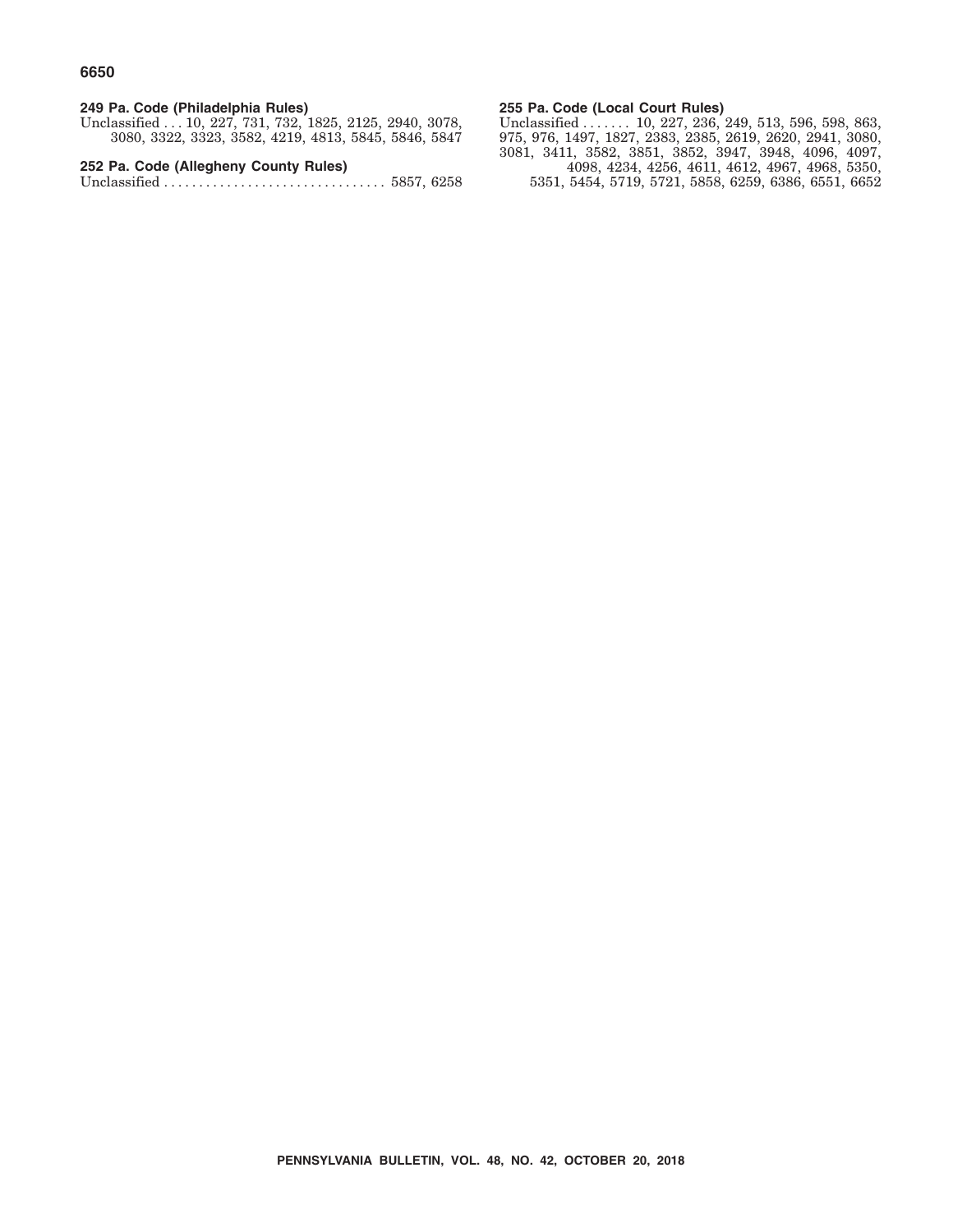**249 Pa. Code (Philadelphia Rules)**

Unclassified . . . 10, 227, 731, 732, 1825, 2125, 2940, 3078, 3080, 3322, 3323, 3582, 4219, 4813, 5845, 5846, 5847

**252 Pa. Code (Allegheny County Rules)**

Unclassified . . . . . . . . . . . . . . . . . . . . . . . . . . . . . . . . 5857, 6258

**255 Pa. Code (Local Court Rules)**

Unclassified . . . . . . . 10, 227, 236, 249, 513, 596, 598, 863, 975, 976, 1497, 1827, 2383, 2385, 2619, 2620, 2941, 3080, 3081, 3411, 3582, 3851, 3852, 3947, 3948, 4096, 4097, 4098, 4234, 4256, 4611, 4612, 4967, 4968, 5350, 5351, 5454, 5719, 5721, 5858, 6259, 6386, 6551, 6652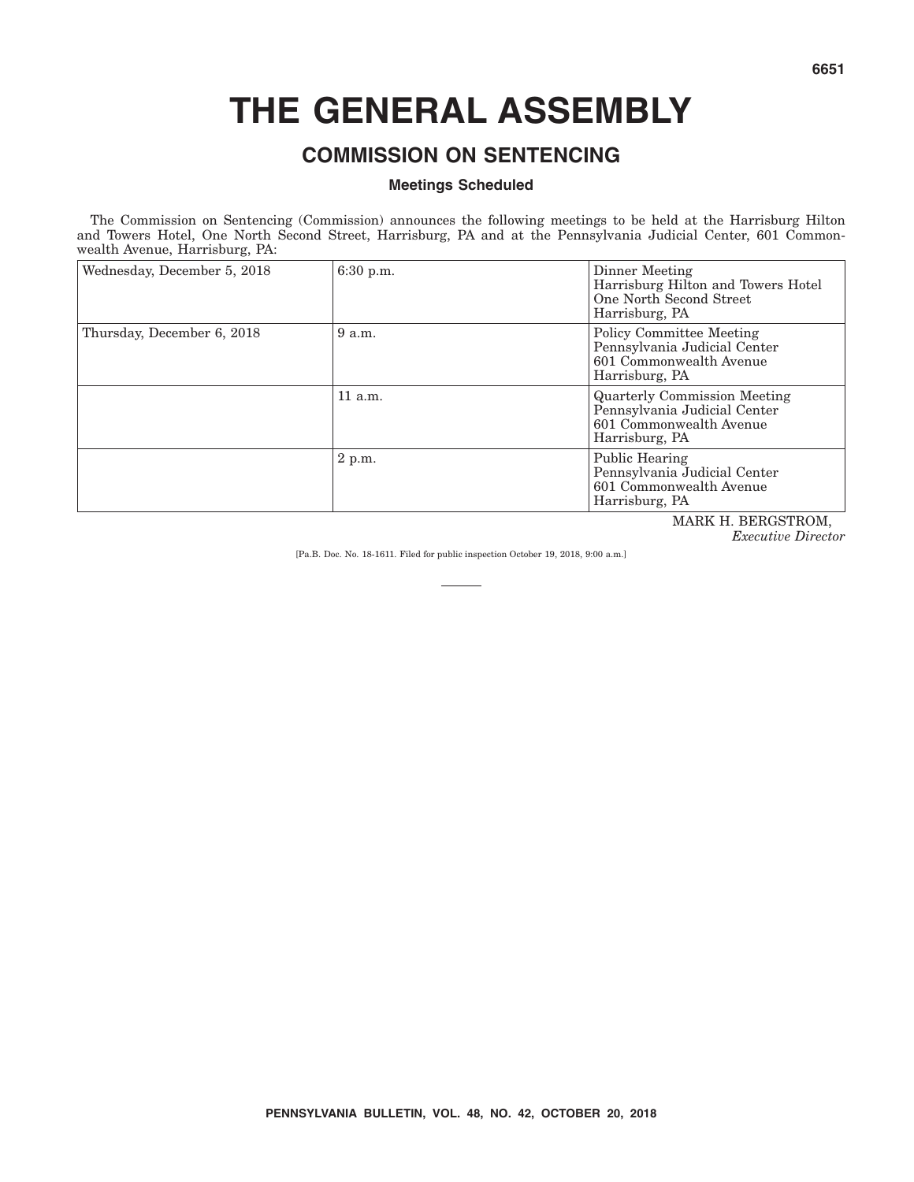# THE GENERAL ASSEMBLY

## COMMISSION ON SENTENCING

### Meetings Scheduled

The Commission on Sentencing (Commission) announces the following meetings to be held at the Harrisburg Hilton and Towers Hotel, One North Second Street, Harrisburg, PA and at the Pennsylvania Judicial Center, 601 Commonwealth Avenue, Harrisburg, PA:

| | | |
|---|---|---|
| Wednesday, December 5, 2018 | 6:30 p.m. | Dinner Meeting<br>Harrisburg Hilton and Towers Hotel<br>One North Second Street<br>Harrisburg, PA |
| Thursday, December 6, 2018 | 9 a.m. | Policy Committee Meeting<br>Pennsylvania Judicial Center<br>601 Commonwealth Avenue<br>Harrisburg, PA |
| | 11 a.m. | Quarterly Commission Meeting<br>Pennsylvania Judicial Center<br>601 Commonwealth Avenue<br>Harrisburg, PA |
| | 2 p.m. | Public Hearing<br>Pennsylvania Judicial Center<br>601 Commonwealth Avenue<br>Harrisburg, PA |

MARK H. BERGSTROM,
*Executive Director*

[Pa.B. Doc. No. 18-1611. Filed for public inspection October 19, 2018, 9:00 a.m.]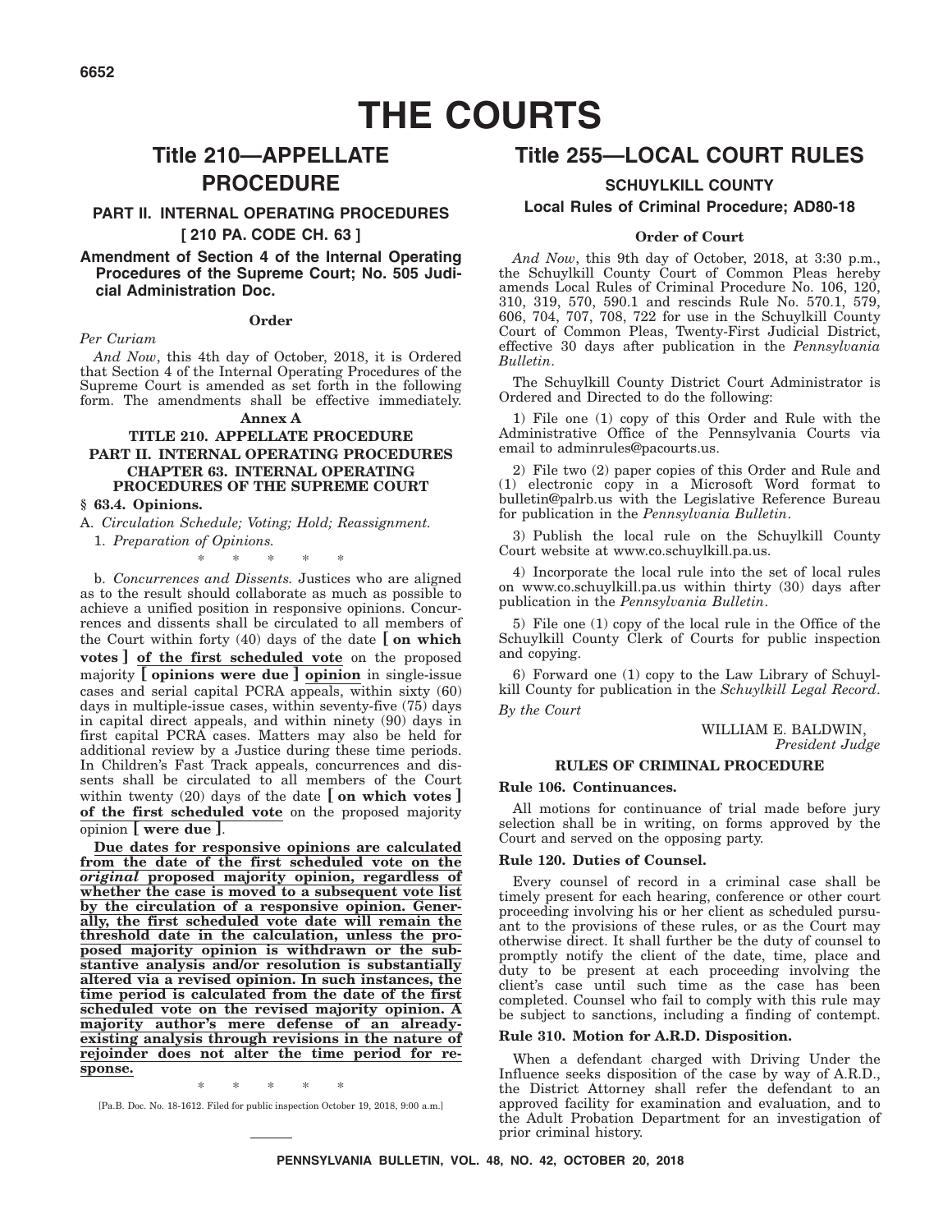# THE COURTS

## Title 210—APPELLATE PROCEDURE

### PART II. INTERNAL OPERATING PROCEDURES

### [ 210 PA. CODE CH. 63 ]

### Amendment of Section 4 of the Internal Operating Procedures of the Supreme Court; No. 505 Judicial Administration Doc.

**Order**

*Per Curiam*

*And Now*, this 4th day of October, 2018, it is Ordered that Section 4 of the Internal Operating Procedures of the Supreme Court is amended as set forth in the following form. The amendments shall be effective immediately.

**Annex A**

**TITLE 210. APPELLATE PROCEDURE**

**PART II. INTERNAL OPERATING PROCEDURES**

**CHAPTER 63. INTERNAL OPERATING PROCEDURES OF THE SUPREME COURT**

**§ 63.4. Opinions.**

A. *Circulation Schedule; Voting; Hold; Reassignment.*

1. *Preparation of Opinions.*

\* \* \* \* \*

b. *Concurrences and Dissents.* Justices who are aligned as to the result should collaborate as much as possible to achieve a unified position in responsive opinions. Concurrences and dissents shall be circulated to all members of the Court within forty (40) days of the date **[ on which votes ]** <u>**of the first scheduled vote**</u> on the proposed majority **[ opinions were due ]** <u>**opinion**</u> in single-issue cases and serial capital PCRA appeals, within sixty (60) days in multiple-issue cases, within seventy-five (75) days in capital direct appeals, and within ninety (90) days in first capital PCRA cases. Matters may also be held for additional review by a Justice during these time periods. In Children's Fast Track appeals, concurrences and dissents shall be circulated to all members of the Court within twenty (20) days of the date **[ on which votes ]** <u>**of the first scheduled vote**</u> on the proposed majority opinion **[ were due ]**.

<u>**Due dates for responsive opinions are calculated from the date of the first scheduled vote on the *original* proposed majority opinion, regardless of whether the case is moved to a subsequent vote list by the circulation of a responsive opinion. Generally, the first scheduled vote date will remain the threshold date in the calculation, unless the proposed majority opinion is withdrawn or the substantive analysis and/or resolution is substantially altered via a revised opinion. In such instances, the time period is calculated from the date of the first scheduled vote on the revised majority opinion. A majority author's mere defense of an already-existing analysis through revisions in the nature of rejoinder does not alter the time period for response.**</u>

\* \* \* \* \*

[Pa.B. Doc. No. 18-1612. Filed for public inspection October 19, 2018, 9:00 a.m.]

## Title 255—LOCAL COURT RULES

### SCHUYLKILL COUNTY

### Local Rules of Criminal Procedure; AD80-18

**Order of Court**

*And Now*, this 9th day of October, 2018, at 3:30 p.m., the Schuylkill County Court of Common Pleas hereby amends Local Rules of Criminal Procedure No. 106, 120, 310, 319, 570, 590.1 and rescinds Rule No. 570.1, 579, 606, 704, 707, 708, 722 for use in the Schuylkill County Court of Common Pleas, Twenty-First Judicial District, effective 30 days after publication in the *Pennsylvania Bulletin*.

The Schuylkill County District Court Administrator is Ordered and Directed to do the following:

1) File one (1) copy of this Order and Rule with the Administrative Office of the Pennsylvania Courts via email to adminrules@pacourts.us.

2) File two (2) paper copies of this Order and Rule and (1) electronic copy in a Microsoft Word format to bulletin@palrb.us with the Legislative Reference Bureau for publication in the *Pennsylvania Bulletin*.

3) Publish the local rule on the Schuylkill County Court website at www.co.schuylkill.pa.us.

4) Incorporate the local rule into the set of local rules on www.co.schuylkill.pa.us within thirty (30) days after publication in the *Pennsylvania Bulletin*.

5) File one (1) copy of the local rule in the Office of the Schuylkill County Clerk of Courts for public inspection and copying.

6) Forward one (1) copy to the Law Library of Schuylkill County for publication in the *Schuylkill Legal Record*.

*By the Court*

WILLIAM E. BALDWIN,
*President Judge*

**RULES OF CRIMINAL PROCEDURE**

**Rule 106. Continuances.**

All motions for continuance of trial made before jury selection shall be in writing, on forms approved by the Court and served on the opposing party.

**Rule 120. Duties of Counsel.**

Every counsel of record in a criminal case shall be timely present for each hearing, conference or other court proceeding involving his or her client as scheduled pursuant to the provisions of these rules, or as the Court may otherwise direct. It shall further be the duty of counsel to promptly notify the client of the date, time, place and duty to be present at each proceeding involving the client's case until such time as the case has been completed. Counsel who fail to comply with this rule may be subject to sanctions, including a finding of contempt.

**Rule 310. Motion for A.R.D. Disposition.**

When a defendant charged with Driving Under the Influence seeks disposition of the case by way of A.R.D., the District Attorney shall refer the defendant to an approved facility for examination and evaluation, and to the Adult Probation Department for an investigation of prior criminal history.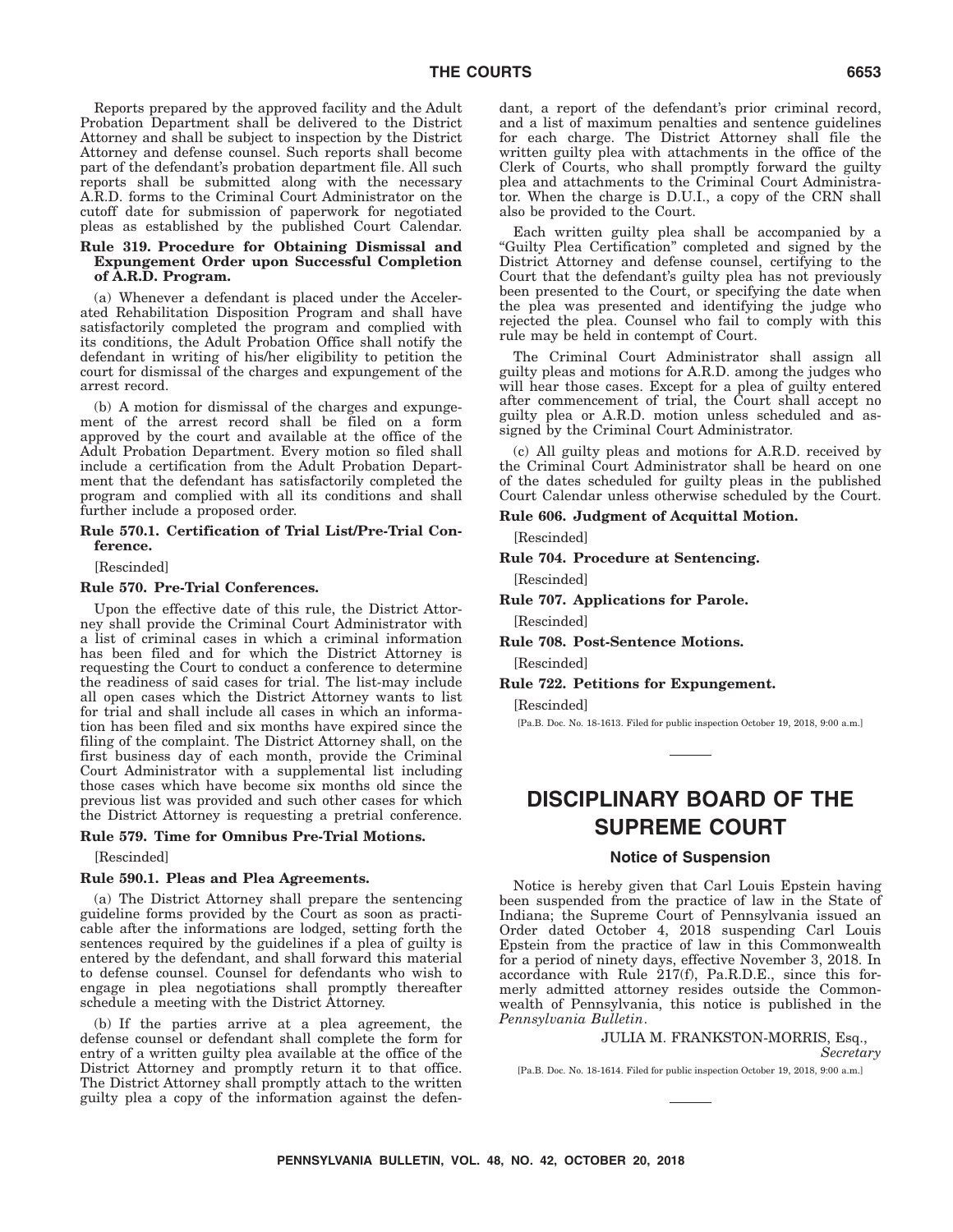Reports prepared by the approved facility and the Adult Probation Department shall be delivered to the District Attorney and shall be subject to inspection by the District Attorney and defense counsel. Such reports shall become part of the defendant's probation department file. All such reports shall be submitted along with the necessary A.R.D. forms to the Criminal Court Administrator on the cutoff date for submission of paperwork for negotiated pleas as established by the published Court Calendar.

**Rule 319. Procedure for Obtaining Dismissal and Expungement Order upon Successful Completion of A.R.D. Program.**

(a) Whenever a defendant is placed under the Accelerated Rehabilitation Disposition Program and shall have satisfactorily completed the program and complied with its conditions, the Adult Probation Office shall notify the defendant in writing of his/her eligibility to petition the court for dismissal of the charges and expungement of the arrest record.

(b) A motion for dismissal of the charges and expungement of the arrest record shall be filed on a form approved by the court and available at the office of the Adult Probation Department. Every motion so filed shall include a certification from the Adult Probation Department that the defendant has satisfactorily completed the program and complied with all its conditions and shall further include a proposed order.

**Rule 570.1. Certification of Trial List/Pre-Trial Conference.**

[Rescinded]

**Rule 570. Pre-Trial Conferences.**

Upon the effective date of this rule, the District Attorney shall provide the Criminal Court Administrator with a list of criminal cases in which a criminal information has been filed and for which the District Attorney is requesting the Court to conduct a conference to determine the readiness of said cases for trial. The list-may include all open cases which the District Attorney wants to list for trial and shall include all cases in which an information has been filed and six months have expired since the filing of the complaint. The District Attorney shall, on the first business day of each month, provide the Criminal Court Administrator with a supplemental list including those cases which have become six months old since the previous list was provided and such other cases for which the District Attorney is requesting a pretrial conference.

**Rule 579. Time for Omnibus Pre-Trial Motions.**

[Rescinded]

**Rule 590.1. Pleas and Plea Agreements.**

(a) The District Attorney shall prepare the sentencing guideline forms provided by the Court as soon as practicable after the informations are lodged, setting forth the sentences required by the guidelines if a plea of guilty is entered by the defendant, and shall forward this material to defense counsel. Counsel for defendants who wish to engage in plea negotiations shall promptly thereafter schedule a meeting with the District Attorney.

(b) If the parties arrive at a plea agreement, the defense counsel or defendant shall complete the form for entry of a written guilty plea available at the office of the District Attorney and promptly return it to that office. The District Attorney shall promptly attach to the written guilty plea a copy of the information against the defendant, a report of the defendant's prior criminal record, and a list of maximum penalties and sentence guidelines for each charge. The District Attorney shall file the written guilty plea with attachments in the office of the Clerk of Courts, who shall promptly forward the guilty plea and attachments to the Criminal Court Administrator. When the charge is D.U.I., a copy of the CRN shall also be provided to the Court.

Each written guilty plea shall be accompanied by a "Guilty Plea Certification" completed and signed by the District Attorney and defense counsel, certifying to the Court that the defendant's guilty plea has not previously been presented to the Court, or specifying the date when the plea was presented and identifying the judge who rejected the plea. Counsel who fail to comply with this rule may be held in contempt of Court.

The Criminal Court Administrator shall assign all guilty pleas and motions for A.R.D. among the judges who will hear those cases. Except for a plea of guilty entered after commencement of trial, the Court shall accept no guilty plea or A.R.D. motion unless scheduled and assigned by the Criminal Court Administrator.

(c) All guilty pleas and motions for A.R.D. received by the Criminal Court Administrator shall be heard on one of the dates scheduled for guilty pleas in the published Court Calendar unless otherwise scheduled by the Court.

**Rule 606. Judgment of Acquittal Motion.**

[Rescinded]

**Rule 704. Procedure at Sentencing.**

[Rescinded]

**Rule 707. Applications for Parole.**

[Rescinded]

**Rule 708. Post-Sentence Motions.**

[Rescinded]

**Rule 722. Petitions for Expungement.**

[Rescinded]

[Pa.B. Doc. No. 18-1613. Filed for public inspection October 19, 2018, 9:00 a.m.]

# DISCIPLINARY BOARD OF THE SUPREME COURT

## Notice of Suspension

Notice is hereby given that Carl Louis Epstein having been suspended from the practice of law in the State of Indiana; the Supreme Court of Pennsylvania issued an Order dated October 4, 2018 suspending Carl Louis Epstein from the practice of law in this Commonwealth for a period of ninety days, effective November 3, 2018. In accordance with Rule 217(f), Pa.R.D.E., since this formerly admitted attorney resides outside the Commonwealth of Pennsylvania, this notice is published in the *Pennsylvania Bulletin*.

JULIA M. FRANKSTON-MORRIS, Esq.,
*Secretary*

[Pa.B. Doc. No. 18-1614. Filed for public inspection October 19, 2018, 9:00 a.m.]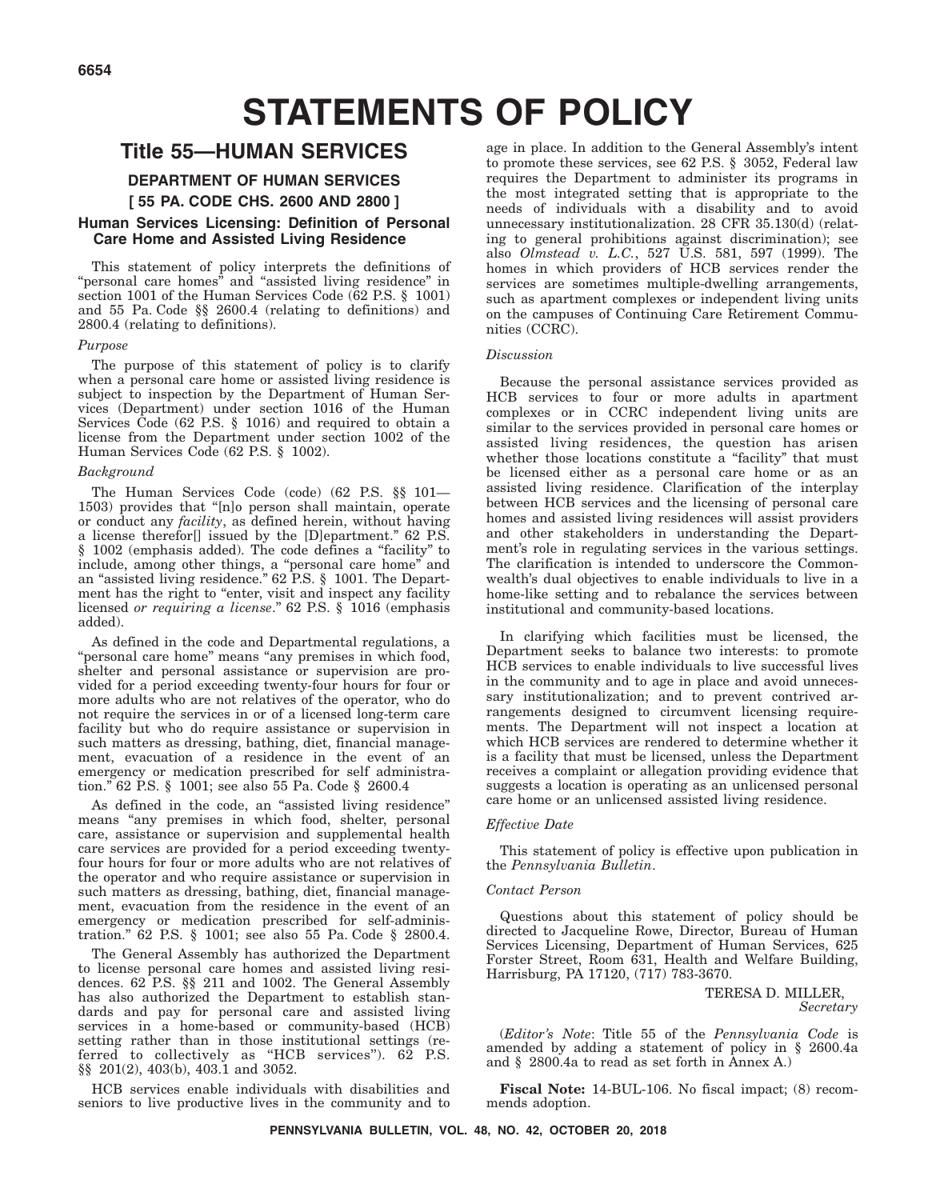# STATEMENTS OF POLICY

## Title 55—HUMAN SERVICES

### DEPARTMENT OF HUMAN SERVICES

### [ 55 PA. CODE CHS. 2600 AND 2800 ]

### Human Services Licensing: Definition of Personal Care Home and Assisted Living Residence

This statement of policy interprets the definitions of "personal care homes" and "assisted living residence" in section 1001 of the Human Services Code (62 P.S. § 1001) and 55 Pa. Code §§ 2600.4 (relating to definitions) and 2800.4 (relating to definitions).

*Purpose*

The purpose of this statement of policy is to clarify when a personal care home or assisted living residence is subject to inspection by the Department of Human Services (Department) under section 1016 of the Human Services Code (62 P.S. § 1016) and required to obtain a license from the Department under section 1002 of the Human Services Code (62 P.S. § 1002).

*Background*

The Human Services Code (code) (62 P.S. §§ 101—1503) provides that "[n]o person shall maintain, operate or conduct any *facility*, as defined herein, without having a license therefor[] issued by the [D]epartment." 62 P.S. § 1002 (emphasis added). The code defines a "facility" to include, among other things, a "personal care home" and an "assisted living residence." 62 P.S. § 1001. The Department has the right to "enter, visit and inspect any facility licensed *or requiring a license*." 62 P.S. § 1016 (emphasis added).

As defined in the code and Departmental regulations, a "personal care home" means "any premises in which food, shelter and personal assistance or supervision are provided for a period exceeding twenty-four hours for four or more adults who are not relatives of the operator, who do not require the services in or of a licensed long-term care facility but who do require assistance or supervision in such matters as dressing, bathing, diet, financial management, evacuation of a residence in the event of an emergency or medication prescribed for self administration." 62 P.S. § 1001; see also 55 Pa. Code § 2600.4

As defined in the code, an "assisted living residence" means "any premises in which food, shelter, personal care, assistance or supervision and supplemental health care services are provided for a period exceeding twenty-four hours for four or more adults who are not relatives of the operator and who require assistance or supervision in such matters as dressing, bathing, diet, financial management, evacuation from the residence in the event of an emergency or medication prescribed for self-administration." 62 P.S. § 1001; see also 55 Pa. Code § 2800.4.

The General Assembly has authorized the Department to license personal care homes and assisted living residences. 62 P.S. §§ 211 and 1002. The General Assembly has also authorized the Department to establish standards and pay for personal care and assisted living services in a home-based or community-based (HCB) setting rather than in those institutional settings (referred to collectively as "HCB services"). 62 P.S. §§ 201(2), 403(b), 403.1 and 3052.

HCB services enable individuals with disabilities and seniors to live productive lives in the community and to age in place. In addition to the General Assembly's intent to promote these services, see 62 P.S. § 3052, Federal law requires the Department to administer its programs in the most integrated setting that is appropriate to the needs of individuals with a disability and to avoid unnecessary institutionalization. 28 CFR 35.130(d) (relating to general prohibitions against discrimination); see also *Olmstead v. L.C.*, 527 U.S. 581, 597 (1999). The homes in which providers of HCB services render the services are sometimes multiple-dwelling arrangements, such as apartment complexes or independent living units on the campuses of Continuing Care Retirement Communities (CCRC).

*Discussion*

Because the personal assistance services provided as HCB services to four or more adults in apartment complexes or in CCRC independent living units are similar to the services provided in personal care homes or assisted living residences, the question has arisen whether those locations constitute a "facility" that must be licensed either as a personal care home or as an assisted living residence. Clarification of the interplay between HCB services and the licensing of personal care homes and assisted living residences will assist providers and other stakeholders in understanding the Department's role in regulating services in the various settings. The clarification is intended to underscore the Commonwealth's dual objectives to enable individuals to live in a home-like setting and to rebalance the services between institutional and community-based locations.

In clarifying which facilities must be licensed, the Department seeks to balance two interests: to promote HCB services to enable individuals to live successful lives in the community and to age in place and avoid unnecessary institutionalization; and to prevent contrived arrangements designed to circumvent licensing requirements. The Department will not inspect a location at which HCB services are rendered to determine whether it is a facility that must be licensed, unless the Department receives a complaint or allegation providing evidence that suggests a location is operating as an unlicensed personal care home or an unlicensed assisted living residence.

*Effective Date*

This statement of policy is effective upon publication in the *Pennsylvania Bulletin*.

*Contact Person*

Questions about this statement of policy should be directed to Jacqueline Rowe, Director, Bureau of Human Services Licensing, Department of Human Services, 625 Forster Street, Room 631, Health and Welfare Building, Harrisburg, PA 17120, (717) 783-3670.

TERESA D. MILLER,
*Secretary*

(*Editor's Note*: Title 55 of the *Pennsylvania Code* is amended by adding a statement of policy in § 2600.4a and § 2800.4a to read as set forth in Annex A.)

**Fiscal Note:** 14-BUL-106. No fiscal impact; (8) recommends adoption.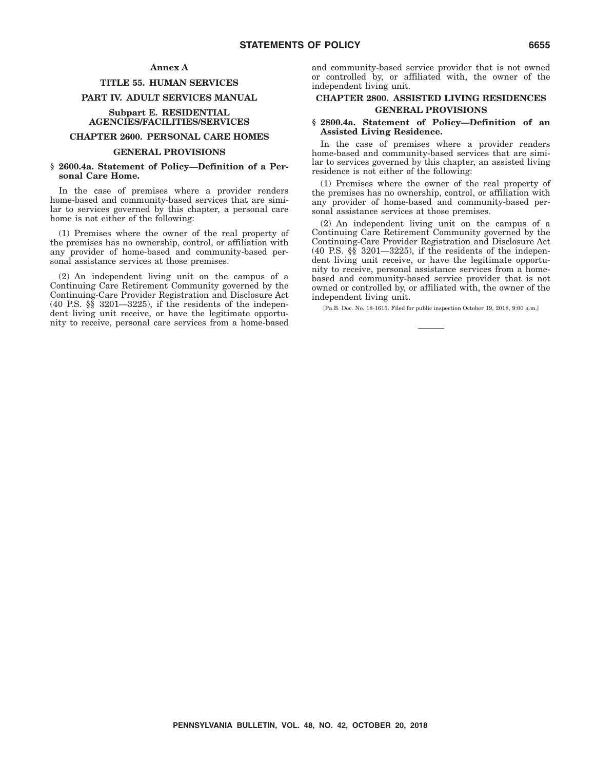## Annex A

## TITLE 55. HUMAN SERVICES

## PART IV. ADULT SERVICES MANUAL

## Subpart E. RESIDENTIAL AGENCIES/FACILITIES/SERVICES

## CHAPTER 2600. PERSONAL CARE HOMES

## GENERAL PROVISIONS

### § 2600.4a. Statement of Policy—Definition of a Personal Care Home.

In the case of premises where a provider renders home-based and community-based services that are similar to services governed by this chapter, a personal care home is not either of the following:

(1) Premises where the owner of the real property of the premises has no ownership, control, or affiliation with any provider of home-based and community-based personal assistance services at those premises.

(2) An independent living unit on the campus of a Continuing Care Retirement Community governed by the Continuing-Care Provider Registration and Disclosure Act (40 P.S. §§ 3201—3225), if the residents of the independent living unit receive, or have the legitimate opportunity to receive, personal care services from a home-based and community-based service provider that is not owned or controlled by, or affiliated with, the owner of the independent living unit.

## CHAPTER 2800. ASSISTED LIVING RESIDENCES

## GENERAL PROVISIONS

### § 2800.4a. Statement of Policy—Definition of an Assisted Living Residence.

In the case of premises where a provider renders home-based and community-based services that are similar to services governed by this chapter, an assisted living residence is not either of the following:

(1) Premises where the owner of the real property of the premises has no ownership, control, or affiliation with any provider of home-based and community-based personal assistance services at those premises.

(2) An independent living unit on the campus of a Continuing Care Retirement Community governed by the Continuing-Care Provider Registration and Disclosure Act (40 P.S. §§ 3201—3225), if the residents of the independent living unit receive, or have the legitimate opportunity to receive, personal assistance services from a home-based and community-based service provider that is not owned or controlled by, or affiliated with, the owner of the independent living unit.

[Pa.B. Doc. No. 18-1615. Filed for public inspection October 19, 2018, 9:00 a.m.]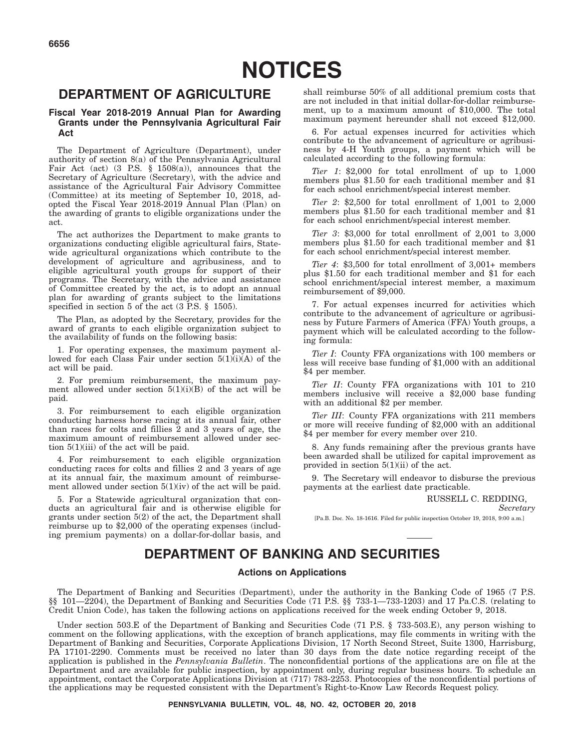# NOTICES

## DEPARTMENT OF AGRICULTURE

### Fiscal Year 2018-2019 Annual Plan for Awarding Grants under the Pennsylvania Agricultural Fair Act

The Department of Agriculture (Department), under authority of section 8(a) of the Pennsylvania Agricultural Fair Act (act) (3 P.S. § 1508(a)), announces that the Secretary of Agriculture (Secretary), with the advice and assistance of the Agricultural Fair Advisory Committee (Committee) at its meeting of September 10, 2018, adopted the Fiscal Year 2018-2019 Annual Plan (Plan) on the awarding of grants to eligible organizations under the act.

The act authorizes the Department to make grants to organizations conducting eligible agricultural fairs, Statewide agricultural organizations which contribute to the development of agriculture and agribusiness, and to eligible agricultural youth groups for support of their programs. The Secretary, with the advice and assistance of Committee created by the act, is to adopt an annual plan for awarding of grants subject to the limitations specified in section 5 of the act (3 P.S. § 1505).

The Plan, as adopted by the Secretary, provides for the award of grants to each eligible organization subject to the availability of funds on the following basis:

1. For operating expenses, the maximum payment allowed for each Class Fair under section 5(1)(i)(A) of the act will be paid.

2. For premium reimbursement, the maximum payment allowed under section 5(1)(i)(B) of the act will be paid.

3. For reimbursement to each eligible organization conducting harness horse racing at its annual fair, other than races for colts and fillies 2 and 3 years of age, the maximum amount of reimbursement allowed under section 5(1)(iii) of the act will be paid.

4. For reimbursement to each eligible organization conducting races for colts and fillies 2 and 3 years of age at its annual fair, the maximum amount of reimbursement allowed under section 5(1)(iv) of the act will be paid.

5. For a Statewide agricultural organization that conducts an agricultural fair and is otherwise eligible for grants under section 5(2) of the act, the Department shall reimburse up to $2,000 of the operating expenses (including premium payments) on a dollar-for-dollar basis, and shall reimburse 50% of all additional premium costs that are not included in that initial dollar-for-dollar reimbursement, up to a maximum amount of $10,000. The total maximum payment hereunder shall not exceed $12,000.

6. For actual expenses incurred for activities which contribute to the advancement of agriculture or agribusiness by 4-H Youth groups, a payment which will be calculated according to the following formula:

*Tier 1*: $2,000 for total enrollment of up to 1,000 members plus $1.50 for each traditional member and $1 for each school enrichment/special interest member.

*Tier 2*: $2,500 for total enrollment of 1,001 to 2,000 members plus $1.50 for each traditional member and $1 for each school enrichment/special interest member.

*Tier 3*: $3,000 for total enrollment of 2,001 to 3,000 members plus $1.50 for each traditional member and $1 for each school enrichment/special interest member.

*Tier 4*: $3,500 for total enrollment of 3,001+ members plus $1.50 for each traditional member and $1 for each school enrichment/special interest member, a maximum reimbursement of $9,000.

7. For actual expenses incurred for activities which contribute to the advancement of agriculture or agribusiness by Future Farmers of America (FFA) Youth groups, a payment which will be calculated according to the following formula:

*Tier I*: County FFA organizations with 100 members or less will receive base funding of $1,000 with an additional $4 per member.

*Tier II*: County FFA organizations with 101 to 210 members inclusive will receive a $2,000 base funding with an additional $2 per member.

*Tier III*: County FFA organizations with 211 members or more will receive funding of $2,000 with an additional $4 per member for every member over 210.

8. Any funds remaining after the previous grants have been awarded shall be utilized for capital improvement as provided in section 5(1)(ii) of the act.

9. The Secretary will endeavor to disburse the previous payments at the earliest date practicable.

RUSSELL C. REDDING,
*Secretary*

[Pa.B. Doc. No. 18-1616. Filed for public inspection October 19, 2018, 9:00 a.m.]

## DEPARTMENT OF BANKING AND SECURITIES

### Actions on Applications

The Department of Banking and Securities (Department), under the authority in the Banking Code of 1965 (7 P.S. §§ 101—2204), the Department of Banking and Securities Code (71 P.S. §§ 733-1—733-1203) and 17 Pa.C.S. (relating to Credit Union Code), has taken the following actions on applications received for the week ending October 9, 2018.

Under section 503.E of the Department of Banking and Securities Code (71 P.S. § 733-503.E), any person wishing to comment on the following applications, with the exception of branch applications, may file comments in writing with the Department of Banking and Securities, Corporate Applications Division, 17 North Second Street, Suite 1300, Harrisburg, PA 17101-2290. Comments must be received no later than 30 days from the date notice regarding receipt of the application is published in the *Pennsylvania Bulletin*. The nonconfidential portions of the applications are on file at the Department and are available for public inspection, by appointment only, during regular business hours. To schedule an appointment, contact the Corporate Applications Division at (717) 783-2253. Photocopies of the nonconfidential portions of the applications may be requested consistent with the Department's Right-to-Know Law Records Request policy.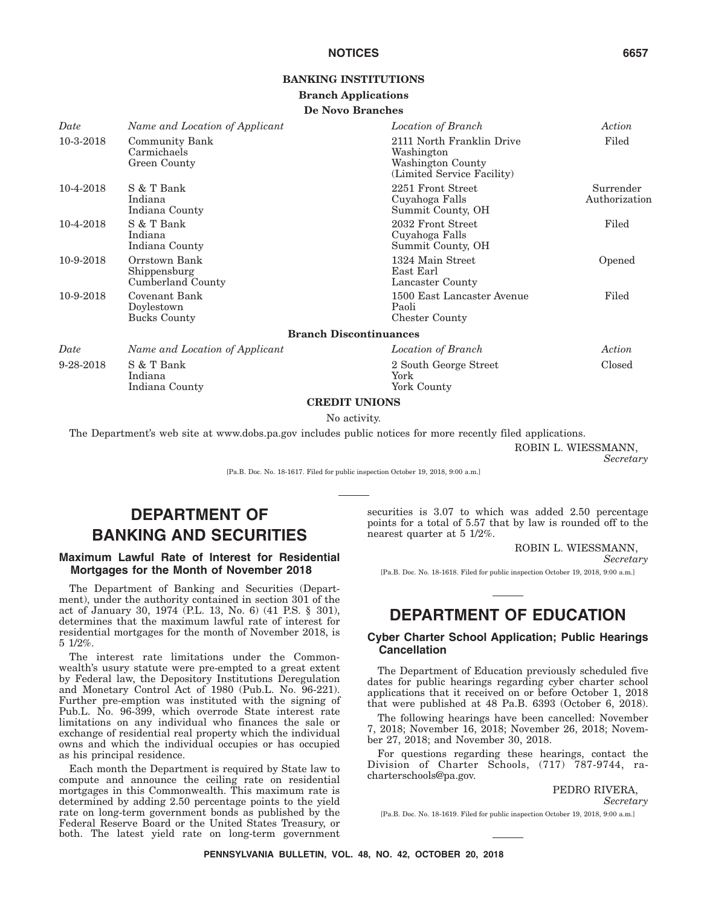## BANKING INSTITUTIONS

### Branch Applications

#### De Novo Branches

| Date | Name and Location of Applicant | Location of Branch | Action |
|---|---|---|---|
| 10-3-2018 | Community Bank<br>Carmichaels<br>Green County | 2111 North Franklin Drive<br>Washington<br>Washington County<br>(Limited Service Facility) | Filed |
| 10-4-2018 | S & T Bank<br>Indiana<br>Indiana County | 2251 Front Street<br>Cuyahoga Falls<br>Summit County, OH | Surrender Authorization |
| 10-4-2018 | S & T Bank<br>Indiana<br>Indiana County | 2032 Front Street<br>Cuyahoga Falls<br>Summit County, OH | Filed |
| 10-9-2018 | Orrstown Bank<br>Shippensburg<br>Cumberland County | 1324 Main Street<br>East Earl<br>Lancaster County | Opened |
| 10-9-2018 | Covenant Bank<br>Doylestown<br>Bucks County | 1500 East Lancaster Avenue<br>Paoli<br>Chester County | Filed |

#### Branch Discontinuances

| Date | Name and Location of Applicant | Location of Branch | Action |
|---|---|---|---|
| 9-28-2018 | S & T Bank<br>Indiana<br>Indiana County | 2 South George Street<br>York<br>York County | Closed |

## CREDIT UNIONS

No activity.

The Department's web site at www.dobs.pa.gov includes public notices for more recently filed applications.

ROBIN L. WIESSMANN,
*Secretary*

[Pa.B. Doc. No. 18-1617. Filed for public inspection October 19, 2018, 9:00 a.m.]

# DEPARTMENT OF BANKING AND SECURITIES

## Maximum Lawful Rate of Interest for Residential Mortgages for the Month of November 2018

The Department of Banking and Securities (Department), under the authority contained in section 301 of the act of January 30, 1974 (P.L. 13, No. 6) (41 P.S. § 301), determines that the maximum lawful rate of interest for residential mortgages for the month of November 2018, is 5 1/2%.

The interest rate limitations under the Commonwealth's usury statute were pre-empted to a great extent by Federal law, the Depository Institutions Deregulation and Monetary Control Act of 1980 (Pub.L. No. 96-221). Further pre-emption was instituted with the signing of Pub.L. No. 96-399, which overrode State interest rate limitations on any individual who finances the sale or exchange of residential real property which the individual owns and which the individual occupies or has occupied as his principal residence.

Each month the Department is required by State law to compute and announce the ceiling rate on residential mortgages in this Commonwealth. This maximum rate is determined by adding 2.50 percentage points to the yield rate on long-term government bonds as published by the Federal Reserve Board or the United States Treasury, or both. The latest yield rate on long-term government securities is 3.07 to which was added 2.50 percentage points for a total of 5.57 that by law is rounded off to the nearest quarter at 5 1/2%.

ROBIN L. WIESSMANN,
*Secretary*

[Pa.B. Doc. No. 18-1618. Filed for public inspection October 19, 2018, 9:00 a.m.]

# DEPARTMENT OF EDUCATION

## Cyber Charter School Application; Public Hearings Cancellation

The Department of Education previously scheduled five dates for public hearings regarding cyber charter school applications that it received on or before October 1, 2018 that were published at 48 Pa.B. 6393 (October 6, 2018).

The following hearings have been cancelled: November 7, 2018; November 16, 2018; November 26, 2018; November 27, 2018; and November 30, 2018.

For questions regarding these hearings, contact the Division of Charter Schools, (717) 787-9744, ra-charterschools@pa.gov.

PEDRO RIVERA,
*Secretary*

[Pa.B. Doc. No. 18-1619. Filed for public inspection October 19, 2018, 9:00 a.m.]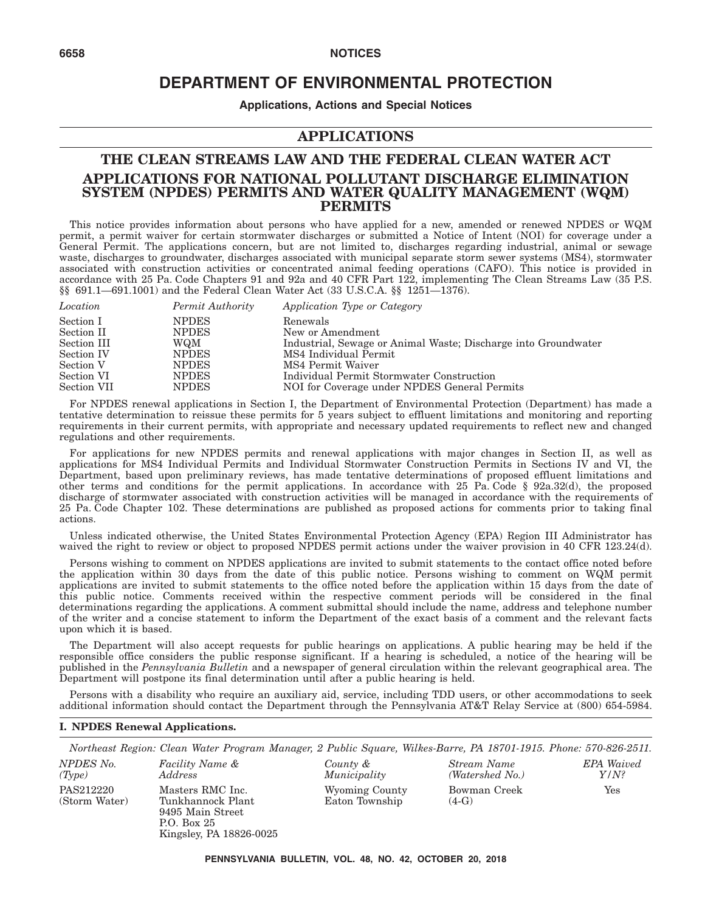# DEPARTMENT OF ENVIRONMENTAL PROTECTION

**Applications, Actions and Special Notices**

## APPLICATIONS

## THE CLEAN STREAMS LAW AND THE FEDERAL CLEAN WATER ACT

## APPLICATIONS FOR NATIONAL POLLUTANT DISCHARGE ELIMINATION SYSTEM (NPDES) PERMITS AND WATER QUALITY MANAGEMENT (WQM) PERMITS

This notice provides information about persons who have applied for a new, amended or renewed NPDES or WQM permit, a permit waiver for certain stormwater discharges or submitted a Notice of Intent (NOI) for coverage under a General Permit. The applications concern, but are not limited to, discharges regarding industrial, animal or sewage waste, discharges to groundwater, discharges associated with municipal separate storm sewer systems (MS4), stormwater associated with construction activities or concentrated animal feeding operations (CAFO). This notice is provided in accordance with 25 Pa. Code Chapters 91 and 92a and 40 CFR Part 122, implementing The Clean Streams Law (35 P.S. §§ 691.1—691.1001) and the Federal Clean Water Act (33 U.S.C.A. §§ 1251—1376).

| *Location* | *Permit Authority* | *Application Type or Category* |
|---|---|---|
| Section I | NPDES | Renewals |
| Section II | NPDES | New or Amendment |
| Section III | WQM | Industrial, Sewage or Animal Waste; Discharge into Groundwater |
| Section IV | NPDES | MS4 Individual Permit |
| Section V | NPDES | MS4 Permit Waiver |
| Section VI | NPDES | Individual Permit Stormwater Construction |
| Section VII | NPDES | NOI for Coverage under NPDES General Permits |

For NPDES renewal applications in Section I, the Department of Environmental Protection (Department) has made a tentative determination to reissue these permits for 5 years subject to effluent limitations and monitoring and reporting requirements in their current permits, with appropriate and necessary updated requirements to reflect new and changed regulations and other requirements.

For applications for new NPDES permits and renewal applications with major changes in Section II, as well as applications for MS4 Individual Permits and Individual Stormwater Construction Permits in Sections IV and VI, the Department, based upon preliminary reviews, has made tentative determinations of proposed effluent limitations and other terms and conditions for the permit applications. In accordance with 25 Pa. Code § 92a.32(d), the proposed discharge of stormwater associated with construction activities will be managed in accordance with the requirements of 25 Pa. Code Chapter 102. These determinations are published as proposed actions for comments prior to taking final actions.

Unless indicated otherwise, the United States Environmental Protection Agency (EPA) Region III Administrator has waived the right to review or object to proposed NPDES permit actions under the waiver provision in 40 CFR 123.24(d).

Persons wishing to comment on NPDES applications are invited to submit statements to the contact office noted before the application within 30 days from the date of this public notice. Persons wishing to comment on WQM permit applications are invited to submit statements to the office noted before the application within 15 days from the date of this public notice. Comments received within the respective comment periods will be considered in the final determinations regarding the applications. A comment submittal should include the name, address and telephone number of the writer and a concise statement to inform the Department of the exact basis of a comment and the relevant facts upon which it is based.

The Department will also accept requests for public hearings on applications. A public hearing may be held if the responsible office considers the public response significant. If a hearing is scheduled, a notice of the hearing will be published in the *Pennsylvania Bulletin* and a newspaper of general circulation within the relevant geographical area. The Department will postpone its final determination until after a public hearing is held.

Persons with a disability who require an auxiliary aid, service, including TDD users, or other accommodations to seek additional information should contact the Department through the Pennsylvania AT&T Relay Service at (800) 654-5984.

### I. NPDES Renewal Applications.

*Northeast Region: Clean Water Program Manager, 2 Public Square, Wilkes-Barre, PA 18701-1915. Phone: 570-826-2511.*

| *NPDES No. (Type)* | *Facility Name & Address* | *County & Municipality* | *Stream Name (Watershed No.)* | *EPA Waived Y/N?* |
|---|---|---|---|---|
| PAS212220 (Storm Water) | Masters RMC Inc. Tunkhannock Plant 9495 Main Street P.O. Box 25 Kingsley, PA 18826-0025 | Wyoming County Eaton Township | Bowman Creek (4-G) | Yes |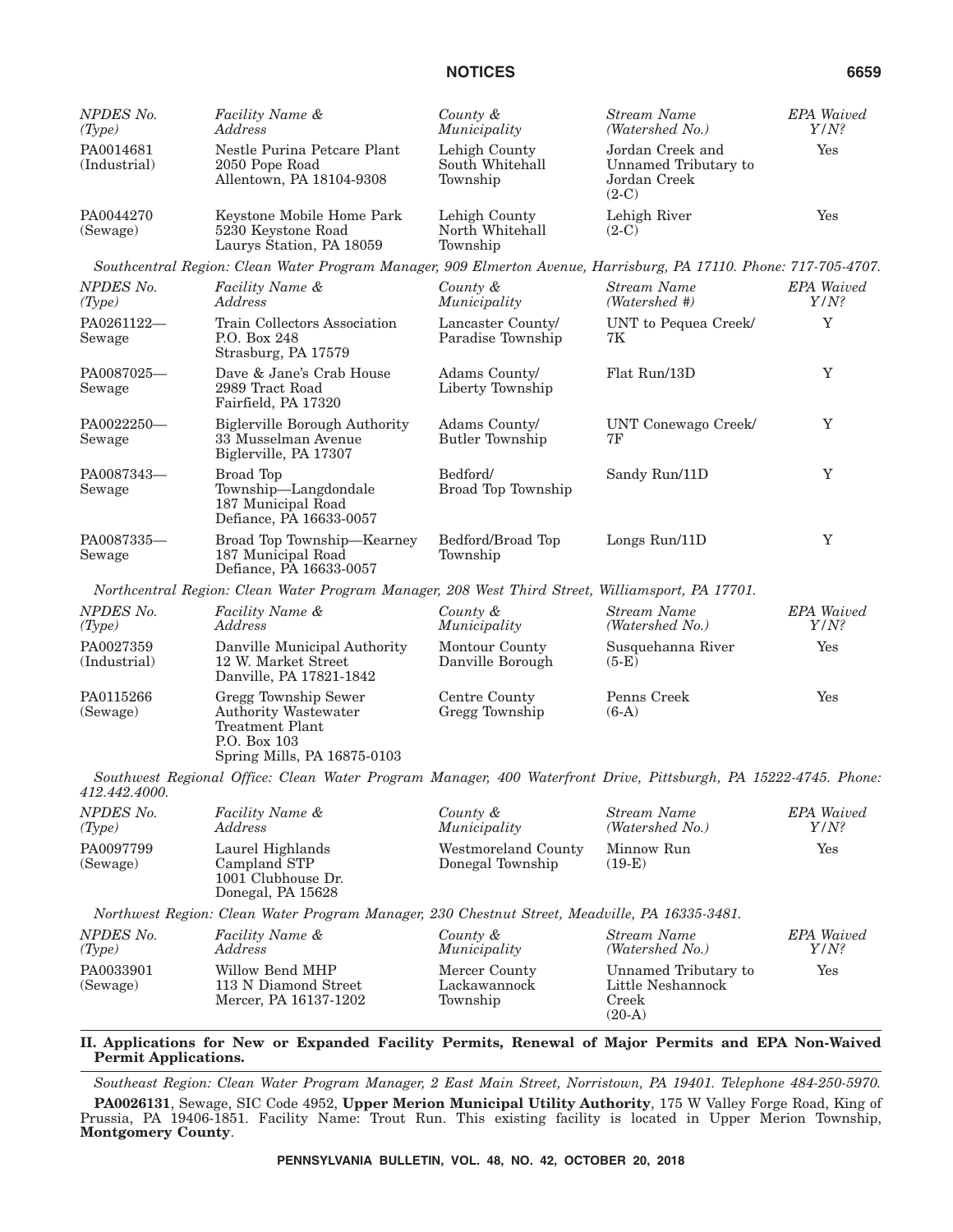| *NPDES No. (Type)* | *Facility Name & Address* | *County & Municipality* | *Stream Name (Watershed No.)* | *EPA Waived Y/N?* |
|---|---|---|---|---|
| PA0014681 (Industrial) | Nestle Purina Petcare Plant 2050 Pope Road Allentown, PA 18104-9308 | Lehigh County South Whitehall Township | Jordan Creek and Unnamed Tributary to Jordan Creek (2-C) | Yes |
| PA0044270 (Sewage) | Keystone Mobile Home Park 5230 Keystone Road Laurys Station, PA 18059 | Lehigh County North Whitehall Township | Lehigh River (2-C) | Yes |

*Southcentral Region: Clean Water Program Manager, 909 Elmerton Avenue, Harrisburg, PA 17110. Phone: 717-705-4707.*

| *NPDES No. (Type)* | *Facility Name & Address* | *County & Municipality* | *Stream Name (Watershed #)* | *EPA Waived Y/N?* |
|---|---|---|---|---|
| PA0261122— Sewage | Train Collectors Association P.O. Box 248 Strasburg, PA 17579 | Lancaster County/ Paradise Township | UNT to Pequea Creek/ 7K | Y |
| PA0087025— Sewage | Dave & Jane's Crab House 2989 Tract Road Fairfield, PA 17320 | Adams County/ Liberty Township | Flat Run/13D | Y |
| PA0022250— Sewage | Biglerville Borough Authority 33 Musselman Avenue Biglerville, PA 17307 | Adams County/ Butler Township | UNT Conewago Creek/ 7F | Y |
| PA0087343— Sewage | Broad Top Township—Langdondale 187 Municipal Road Defiance, PA 16633-0057 | Bedford/ Broad Top Township | Sandy Run/11D | Y |
| PA0087335— Sewage | Broad Top Township—Kearney 187 Municipal Road Defiance, PA 16633-0057 | Bedford/Broad Top Township | Longs Run/11D | Y |

*Northcentral Region: Clean Water Program Manager, 208 West Third Street, Williamsport, PA 17701.*

| *NPDES No. (Type)* | *Facility Name & Address* | *County & Municipality* | *Stream Name (Watershed No.)* | *EPA Waived Y/N?* |
|---|---|---|---|---|
| PA0027359 (Industrial) | Danville Municipal Authority 12 W. Market Street Danville, PA 17821-1842 | Montour County Danville Borough | Susquehanna River (5-E) | Yes |
| PA0115266 (Sewage) | Gregg Township Sewer Authority Wastewater Treatment Plant P.O. Box 103 Spring Mills, PA 16875-0103 | Centre County Gregg Township | Penns Creek (6-A) | Yes |

*Southwest Regional Office: Clean Water Program Manager, 400 Waterfront Drive, Pittsburgh, PA 15222-4745. Phone: 412.442.4000.*

| *NPDES No. (Type)* | *Facility Name & Address* | *County & Municipality* | *Stream Name (Watershed No.)* | *EPA Waived Y/N?* |
|---|---|---|---|---|
| PA0097799 (Sewage) | Laurel Highlands Campland STP 1001 Clubhouse Dr. Donegal, PA 15628 | Westmoreland County Donegal Township | Minnow Run (19-E) | Yes |

*Northwest Region: Clean Water Program Manager, 230 Chestnut Street, Meadville, PA 16335-3481.*

| *NPDES No. (Type)* | *Facility Name & Address* | *County & Municipality* | *Stream Name (Watershed No.)* | *EPA Waived Y/N?* |
|---|---|---|---|---|
| PA0033901 (Sewage) | Willow Bend MHP 113 N Diamond Street Mercer, PA 16137-1202 | Mercer County Lackawannock Township | Unnamed Tributary to Little Neshannock Creek (20-A) | Yes |

## II. Applications for New or Expanded Facility Permits, Renewal of Major Permits and EPA Non-Waived Permit Applications.

*Southeast Region: Clean Water Program Manager, 2 East Main Street, Norristown, PA 19401. Telephone 484-250-5970.*

**PA0026131**, Sewage, SIC Code 4952, **Upper Merion Municipal Utility Authority**, 175 W Valley Forge Road, King of Prussia, PA 19406-1851. Facility Name: Trout Run. This existing facility is located in Upper Merion Township, **Montgomery County**.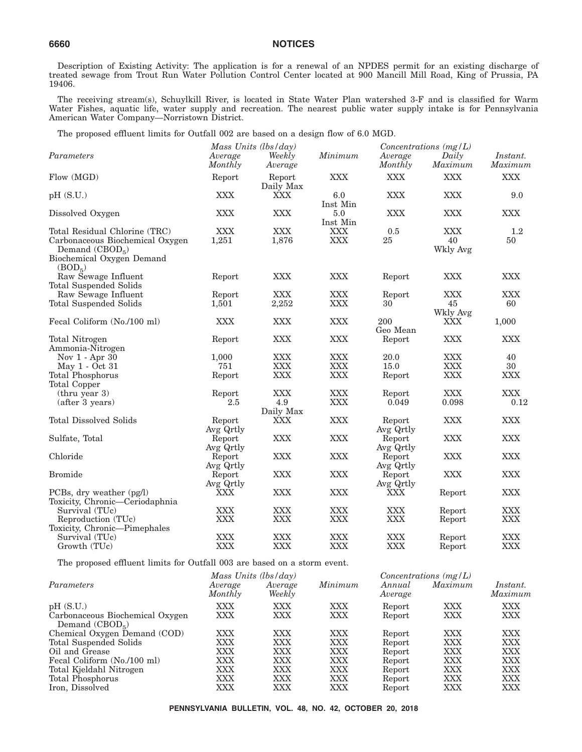Description of Existing Activity: The application is for a renewal of an NPDES permit for an existing discharge of treated sewage from Trout Run Water Pollution Control Center located at 900 Mancill Mill Road, King of Prussia, PA 19406.

The receiving stream(s), Schuylkill River, is located in State Water Plan watershed 3-F and is classified for Warm Water Fishes, aquatic life, water supply and recreation. The nearest public water supply intake is for Pennsylvania American Water Company—Norristown District.

The proposed effluent limits for Outfall 002 are based on a design flow of 6.0 MGD.

| *Parameters* | *Mass Units (lbs/day)* | | *Minimum* | *Concentrations (mg/L)* | | |
|---|---|---|---|---|---|---|
| | *Average Monthly* | *Weekly Average* | | *Average Monthly* | *Daily Maximum* | *Instant. Maximum* |
| Flow (MGD) | Report | Report Daily Max | XXX | XXX | XXX | XXX |
| pH (S.U.) | XXX | XXX | 6.0 Inst Min | XXX | XXX | 9.0 |
| Dissolved Oxygen | XXX | XXX | 5.0 Inst Min | XXX | XXX | XXX |
| Total Residual Chlorine (TRC) | XXX | XXX | XXX | 0.5 | XXX | 1.2 |
| Carbonaceous Biochemical Oxygen Demand ($CBOD_5$) | 1,251 | 1,876 | XXX | 25 | 40 Wkly Avg | 50 |
| Biochemical Oxygen Demand ($BOD_5$) | | | | | | |
| Raw Sewage Influent | Report | XXX | XXX | Report | XXX | XXX |
| Total Suspended Solids | | | | | | |
| Raw Sewage Influent | Report | XXX | XXX | Report | XXX | XXX |
| Total Suspended Solids | 1,501 | 2,252 | XXX | 30 | 45 Wkly Avg | 60 |
| Fecal Coliform (No./100 ml) | XXX | XXX | XXX | 200 Geo Mean | XXX | 1,000 |
| Total Nitrogen | Report | XXX | XXX | Report | XXX | XXX |
| Ammonia-Nitrogen | | | | | | |
| Nov 1 - Apr 30 | 1,000 | XXX | XXX | 20.0 | XXX | 40 |
| May 1 - Oct 31 | 751 | XXX | XXX | 15.0 | XXX | 30 |
| Total Phosphorus | Report | XXX | XXX | Report | XXX | XXX |
| Total Copper | | | | | | |
| (thru year 3) | Report | XXX | XXX | Report | XXX | XXX |
| (after 3 years) | 2.5 | 4.9 Daily Max | XXX | 0.049 | 0.098 | 0.12 |
| Total Dissolved Solids | Report Avg Qrtly | XXX | XXX | Report Avg Qrtly | XXX | XXX |
| Sulfate, Total | Report Avg Qrtly | XXX | XXX | Report Avg Qrtly | XXX | XXX |
| Chloride | Report Avg Qrtly | XXX | XXX | Report Avg Qrtly | XXX | XXX |
| Bromide | Report Avg Qrtly | XXX | XXX | Report Avg Qrtly | XXX | XXX |
| PCBs, dry weather (pg/l) | XXX | XXX | XXX | XXX | Report | XXX |
| Toxicity, Chronic—Ceriodaphnia | | | | | | |
| Survival (TUc) | XXX | XXX | XXX | XXX | Report | XXX |
| Reproduction (TUc) | XXX | XXX | XXX | XXX | Report | XXX |
| Toxicity, Chronic—Pimephales | | | | | | |
| Survival (TUc) | XXX | XXX | XXX | XXX | Report | XXX |
| Growth (TUc) | XXX | XXX | XXX | XXX | Report | XXX |

The proposed effluent limits for Outfall 003 are based on a storm event.

| *Parameters* | *Mass Units (lbs/day)* | | *Minimum* | *Concentrations (mg/L)* | | |
|---|---|---|---|---|---|---|
| | *Average Monthly* | *Average Weekly* | | *Annual Average* | *Maximum* | *Instant. Maximum* |
| pH (S.U.) | XXX | XXX | XXX | Report | XXX | XXX |
| Carbonaceous Biochemical Oxygen Demand ($CBOD_5$) | XXX | XXX | XXX | Report | XXX | XXX |
| Chemical Oxygen Demand (COD) | XXX | XXX | XXX | Report | XXX | XXX |
| Total Suspended Solids | XXX | XXX | XXX | Report | XXX | XXX |
| Oil and Grease | XXX | XXX | XXX | Report | XXX | XXX |
| Fecal Coliform (No./100 ml) | XXX | XXX | XXX | Report | XXX | XXX |
| Total Kjeldahl Nitrogen | XXX | XXX | XXX | Report | XXX | XXX |
| Total Phosphorus | XXX | XXX | XXX | Report | XXX | XXX |
| Iron, Dissolved | XXX | XXX | XXX | Report | XXX | XXX |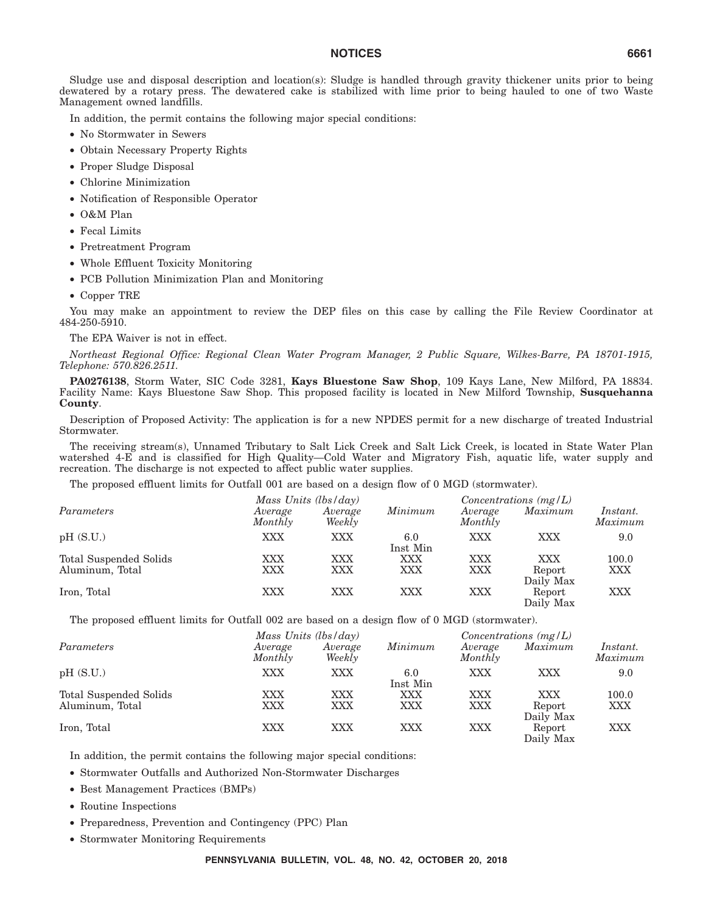Sludge use and disposal description and location(s): Sludge is handled through gravity thickener units prior to being dewatered by a rotary press. The dewatered cake is stabilized with lime prior to being hauled to one of two Waste Management owned landfills.

In addition, the permit contains the following major special conditions:

- No Stormwater in Sewers
- Obtain Necessary Property Rights
- Proper Sludge Disposal
- Chlorine Minimization
- Notification of Responsible Operator
- O&M Plan
- Fecal Limits
- Pretreatment Program
- Whole Effluent Toxicity Monitoring
- PCB Pollution Minimization Plan and Monitoring
- Copper TRE

You may make an appointment to review the DEP files on this case by calling the File Review Coordinator at 484-250-5910.

The EPA Waiver is not in effect.

*Northeast Regional Office: Regional Clean Water Program Manager, 2 Public Square, Wilkes-Barre, PA 18701-1915, Telephone: 570.826.2511.*

**PA0276138**, Storm Water, SIC Code 3281, **Kays Bluestone Saw Shop**, 109 Kays Lane, New Milford, PA 18834. Facility Name: Kays Bluestone Saw Shop. This proposed facility is located in New Milford Township, **Susquehanna County**.

Description of Proposed Activity: The application is for a new NPDES permit for a new discharge of treated Industrial Stormwater.

The receiving stream(s), Unnamed Tributary to Salt Lick Creek and Salt Lick Creek, is located in State Water Plan watershed 4-E and is classified for High Quality—Cold Water and Migratory Fish, aquatic life, water supply and recreation. The discharge is not expected to affect public water supplies.

The proposed effluent limits for Outfall 001 are based on a design flow of 0 MGD (stormwater).

| *Parameters* | *Mass Units (lbs/day)* | | | *Concentrations (mg/L)* | | |
|---|---|---|---|---|---|---|
| | *Average Monthly* | *Average Weekly* | *Minimum* | *Average Monthly* | *Maximum* | *Instant. Maximum* |
| pH (S.U.) | XXX | XXX | 6.0 Inst Min | XXX | XXX | 9.0 |
| Total Suspended Solids | XXX | XXX | XXX | XXX | XXX | 100.0 |
| Aluminum, Total | XXX | XXX | XXX | XXX | Report Daily Max | XXX |
| Iron, Total | XXX | XXX | XXX | XXX | Report Daily Max | XXX |

The proposed effluent limits for Outfall 002 are based on a design flow of 0 MGD (stormwater).

| *Parameters* | *Mass Units (lbs/day)* | | | *Concentrations (mg/L)* | | |
|---|---|---|---|---|---|---|
| | *Average Monthly* | *Average Weekly* | *Minimum* | *Average Monthly* | *Maximum* | *Instant. Maximum* |
| pH (S.U.) | XXX | XXX | 6.0 Inst Min | XXX | XXX | 9.0 |
| Total Suspended Solids | XXX | XXX | XXX | XXX | XXX | 100.0 |
| Aluminum, Total | XXX | XXX | XXX | XXX | Report Daily Max | XXX |
| Iron, Total | XXX | XXX | XXX | XXX | Report Daily Max | XXX |

In addition, the permit contains the following major special conditions:

- Stormwater Outfalls and Authorized Non-Stormwater Discharges
- Best Management Practices (BMPs)
- Routine Inspections
- Preparedness, Prevention and Contingency (PPC) Plan
- Stormwater Monitoring Requirements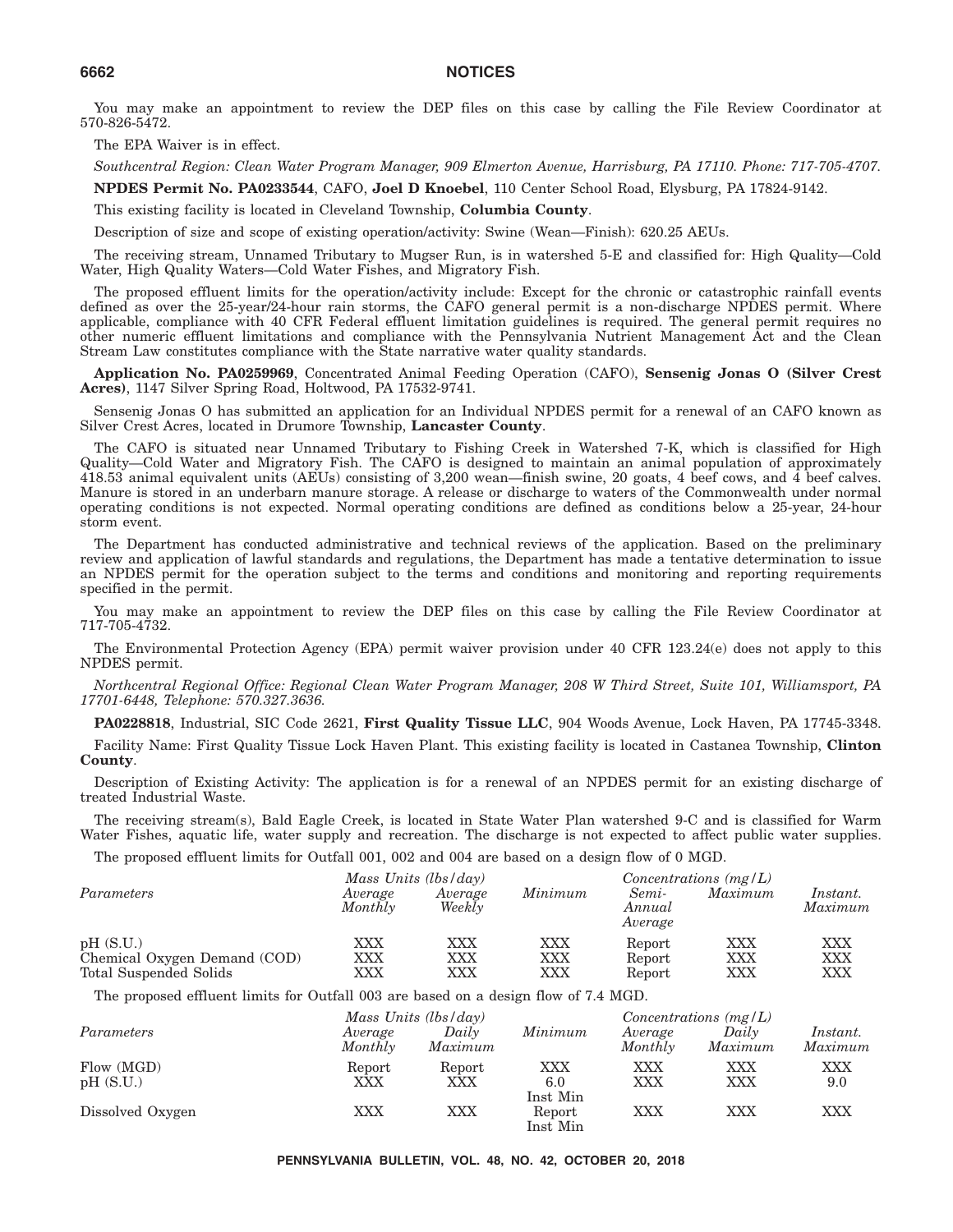You may make an appointment to review the DEP files on this case by calling the File Review Coordinator at 570-826-5472.

The EPA Waiver is in effect.

*Southcentral Region: Clean Water Program Manager, 909 Elmerton Avenue, Harrisburg, PA 17110. Phone: 717-705-4707.*

**NPDES Permit No. PA0233544**, CAFO, **Joel D Knoebel**, 110 Center School Road, Elysburg, PA 17824-9142.

This existing facility is located in Cleveland Township, **Columbia County**.

Description of size and scope of existing operation/activity: Swine (Wean—Finish): 620.25 AEUs.

The receiving stream, Unnamed Tributary to Mugser Run, is in watershed 5-E and classified for: High Quality—Cold Water, High Quality Waters—Cold Water Fishes, and Migratory Fish.

The proposed effluent limits for the operation/activity include: Except for the chronic or catastrophic rainfall events defined as over the 25-year/24-hour rain storms, the CAFO general permit is a non-discharge NPDES permit. Where applicable, compliance with 40 CFR Federal effluent limitation guidelines is required. The general permit requires no other numeric effluent limitations and compliance with the Pennsylvania Nutrient Management Act and the Clean Stream Law constitutes compliance with the State narrative water quality standards.

**Application No. PA0259969**, Concentrated Animal Feeding Operation (CAFO), **Sensenig Jonas O (Silver Crest Acres)**, 1147 Silver Spring Road, Holtwood, PA 17532-9741.

Sensenig Jonas O has submitted an application for an Individual NPDES permit for a renewal of an CAFO known as Silver Crest Acres, located in Drumore Township, **Lancaster County**.

The CAFO is situated near Unnamed Tributary to Fishing Creek in Watershed 7-K, which is classified for High Quality—Cold Water and Migratory Fish. The CAFO is designed to maintain an animal population of approximately 418.53 animal equivalent units (AEUs) consisting of 3,200 wean—finish swine, 20 goats, 4 beef cows, and 4 beef calves. Manure is stored in an underbarn manure storage. A release or discharge to waters of the Commonwealth under normal operating conditions is not expected. Normal operating conditions are defined as conditions below a 25-year, 24-hour storm event.

The Department has conducted administrative and technical reviews of the application. Based on the preliminary review and application of lawful standards and regulations, the Department has made a tentative determination to issue an NPDES permit for the operation subject to the terms and conditions and monitoring and reporting requirements specified in the permit.

You may make an appointment to review the DEP files on this case by calling the File Review Coordinator at 717-705-4732.

The Environmental Protection Agency (EPA) permit waiver provision under 40 CFR 123.24(e) does not apply to this NPDES permit.

*Northcentral Regional Office: Regional Clean Water Program Manager, 208 W Third Street, Suite 101, Williamsport, PA 17701-6448, Telephone: 570.327.3636.*

**PA0228818**, Industrial, SIC Code 2621, **First Quality Tissue LLC**, 904 Woods Avenue, Lock Haven, PA 17745-3348.

Facility Name: First Quality Tissue Lock Haven Plant. This existing facility is located in Castanea Township, **Clinton County**.

Description of Existing Activity: The application is for a renewal of an NPDES permit for an existing discharge of treated Industrial Waste.

The receiving stream(s), Bald Eagle Creek, is located in State Water Plan watershed 9-C and is classified for Warm Water Fishes, aquatic life, water supply and recreation. The discharge is not expected to affect public water supplies.

The proposed effluent limits for Outfall 001, 002 and 004 are based on a design flow of 0 MGD.

| *Parameters* | *Mass Units (lbs/day)* | | | *Concentrations (mg/L)* | | |
|---|---|---|---|---|---|---|
| | *Average Monthly* | *Average Weekly* | *Minimum* | *Semi-Annual Average* | *Maximum* | *Instant. Maximum* |
| pH (S.U.) | XXX | XXX | XXX | Report | XXX | XXX |
| Chemical Oxygen Demand (COD) | XXX | XXX | XXX | Report | XXX | XXX |
| Total Suspended Solids | XXX | XXX | XXX | Report | XXX | XXX |

The proposed effluent limits for Outfall 003 are based on a design flow of 7.4 MGD.

| *Parameters* | *Mass Units (lbs/day)* | | | *Concentrations (mg/L)* | | |
|---|---|---|---|---|---|---|
| | *Average Monthly* | *Daily Maximum* | *Minimum* | *Average Monthly* | *Daily Maximum* | *Instant. Maximum* |
| Flow (MGD) | Report | Report | XXX | XXX | XXX | XXX |
| pH (S.U.) | XXX | XXX | 6.0 Inst Min | XXX | XXX | 9.0 |
| Dissolved Oxygen | XXX | XXX | Report Inst Min | XXX | XXX | XXX |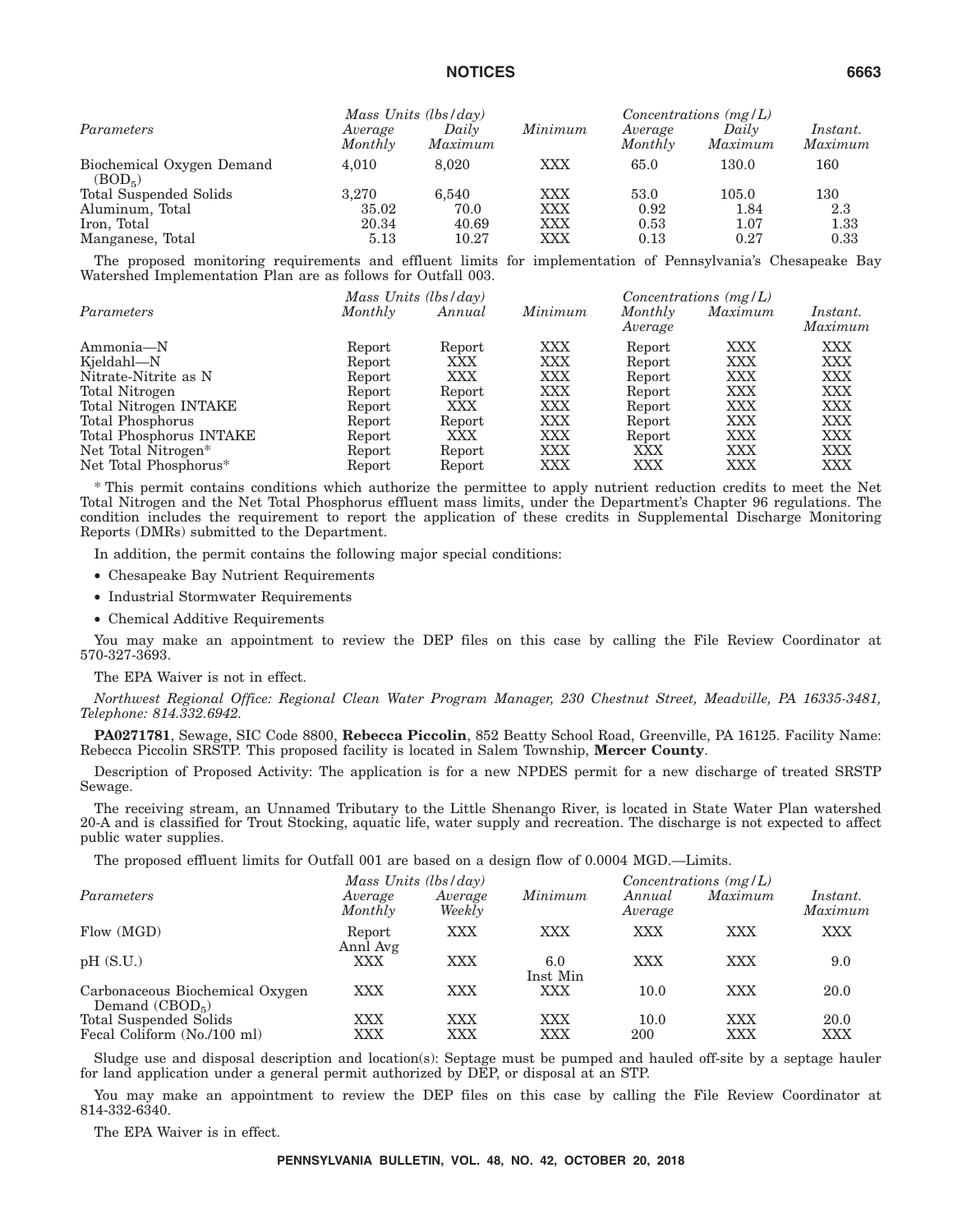| Parameters | Mass Units (lbs/day) | | Minimum | Concentrations (mg/L) | | |
|---|---|---|---|---|---|---|
| | Average Monthly | Daily Maximum | | Average Monthly | Daily Maximum | Instant. Maximum |
| Biochemical Oxygen Demand ($BOD_5$) | 4,010 | 8,020 | XXX | 65.0 | 130.0 | 160 |
| Total Suspended Solids | 3,270 | 6,540 | XXX | 53.0 | 105.0 | 130 |
| Aluminum, Total | 35.02 | 70.0 | XXX | 0.92 | 1.84 | 2.3 |
| Iron, Total | 20.34 | 40.69 | XXX | 0.53 | 1.07 | 1.33 |
| Manganese, Total | 5.13 | 10.27 | XXX | 0.13 | 0.27 | 0.33 |

The proposed monitoring requirements and effluent limits for implementation of Pennsylvania's Chesapeake Bay Watershed Implementation Plan are as follows for Outfall 003.

| Parameters | Mass Units (lbs/day) | | Minimum | Concentrations (mg/L) | | |
|---|---|---|---|---|---|---|
| | Monthly | Annual | | Monthly Average | Maximum | Instant. Maximum |
| Ammonia—N | Report | Report | XXX | Report | XXX | XXX |
| Kjeldahl—N | Report | XXX | XXX | Report | XXX | XXX |
| Nitrate-Nitrite as N | Report | XXX | XXX | Report | XXX | XXX |
| Total Nitrogen | Report | Report | XXX | Report | XXX | XXX |
| Total Nitrogen INTAKE | Report | XXX | XXX | Report | XXX | XXX |
| Total Phosphorus | Report | Report | XXX | Report | XXX | XXX |
| Total Phosphorus INTAKE | Report | XXX | XXX | Report | XXX | XXX |
| Net Total Nitrogen* | Report | Report | XXX | XXX | XXX | XXX |
| Net Total Phosphorus* | Report | Report | XXX | XXX | XXX | XXX |

* This permit contains conditions which authorize the permittee to apply nutrient reduction credits to meet the Net Total Nitrogen and the Net Total Phosphorus effluent mass limits, under the Department's Chapter 96 regulations. The condition includes the requirement to report the application of these credits in Supplemental Discharge Monitoring Reports (DMRs) submitted to the Department.

In addition, the permit contains the following major special conditions:

- Chesapeake Bay Nutrient Requirements
- Industrial Stormwater Requirements
- Chemical Additive Requirements

You may make an appointment to review the DEP files on this case by calling the File Review Coordinator at 570-327-3693.

The EPA Waiver is not in effect.

*Northwest Regional Office: Regional Clean Water Program Manager, 230 Chestnut Street, Meadville, PA 16335-3481, Telephone: 814.332.6942.*

**PA0271781**, Sewage, SIC Code 8800, **Rebecca Piccolin**, 852 Beatty School Road, Greenville, PA 16125. Facility Name: Rebecca Piccolin SRSTP. This proposed facility is located in Salem Township, **Mercer County**.

Description of Proposed Activity: The application is for a new NPDES permit for a new discharge of treated SRSTP Sewage.

The receiving stream, an Unnamed Tributary to the Little Shenango River, is located in State Water Plan watershed 20-A and is classified for Trout Stocking, aquatic life, water supply and recreation. The discharge is not expected to affect public water supplies.

The proposed effluent limits for Outfall 001 are based on a design flow of 0.0004 MGD.—Limits.

| Parameters | Mass Units (lbs/day) | | Minimum | Concentrations (mg/L) | | |
|---|---|---|---|---|---|---|
| | Average Monthly | Average Weekly | | Annual Average | Maximum | Instant. Maximum |
| Flow (MGD) | Report Annl Avg | XXX | XXX | XXX | XXX | XXX |
| pH (S.U.) | XXX | XXX | 6.0 Inst Min | XXX | XXX | 9.0 |
| Carbonaceous Biochemical Oxygen Demand ($CBOD_5$) | XXX | XXX | XXX | 10.0 | XXX | 20.0 |
| Total Suspended Solids | XXX | XXX | XXX | 10.0 | XXX | 20.0 |
| Fecal Coliform (No./100 ml) | XXX | XXX | XXX | 200 | XXX | XXX |

Sludge use and disposal description and location(s): Septage must be pumped and hauled off-site by a septage hauler for land application under a general permit authorized by DEP, or disposal at an STP.

You may make an appointment to review the DEP files on this case by calling the File Review Coordinator at 814-332-6340.

The EPA Waiver is in effect.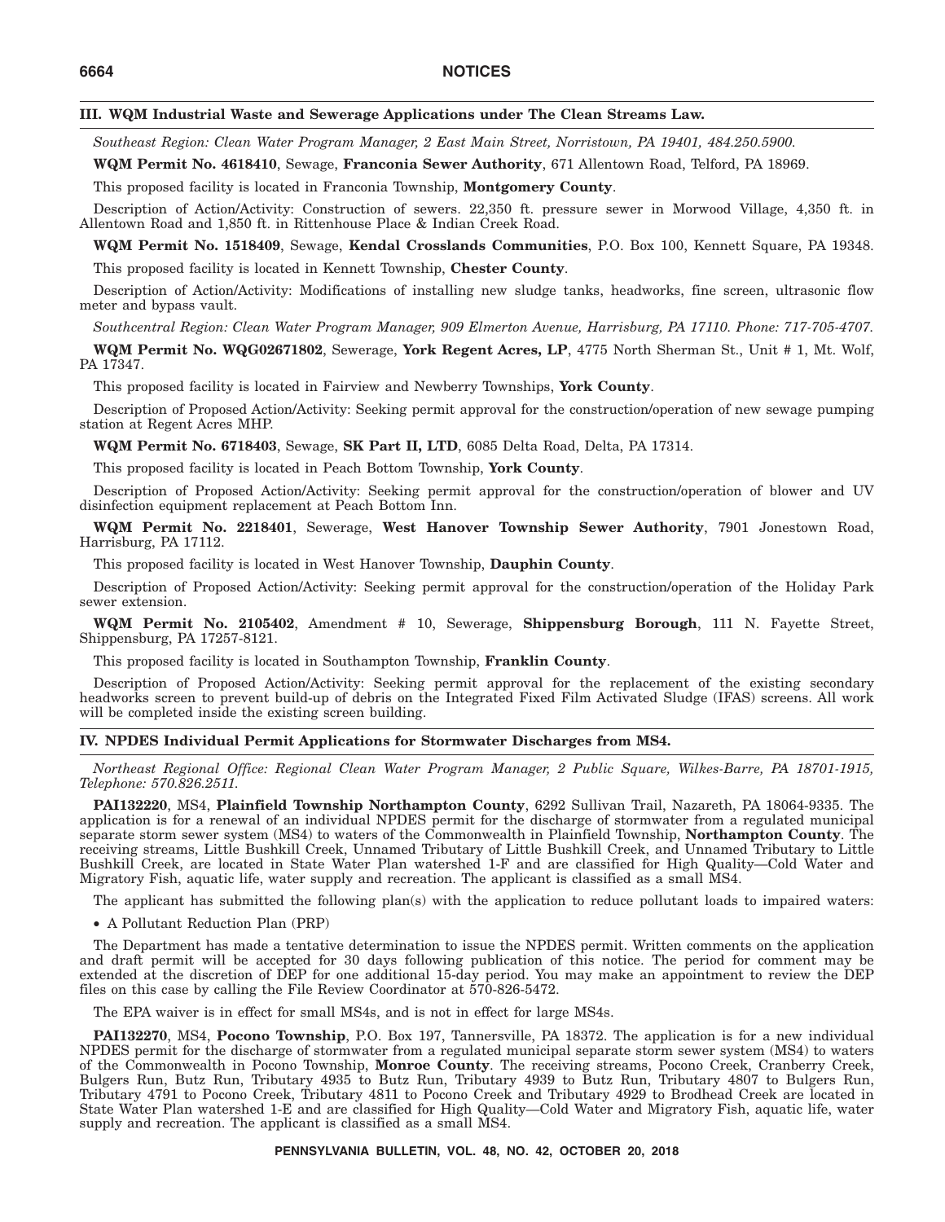### III. WQM Industrial Waste and Sewerage Applications under The Clean Streams Law.

*Southeast Region: Clean Water Program Manager, 2 East Main Street, Norristown, PA 19401, 484.250.5900.*

**WQM Permit No. 4618410**, Sewage, **Franconia Sewer Authority**, 671 Allentown Road, Telford, PA 18969.

This proposed facility is located in Franconia Township, **Montgomery County**.

Description of Action/Activity: Construction of sewers. 22,350 ft. pressure sewer in Morwood Village, 4,350 ft. in Allentown Road and 1,850 ft. in Rittenhouse Place & Indian Creek Road.

**WQM Permit No. 1518409**, Sewage, **Kendal Crosslands Communities**, P.O. Box 100, Kennett Square, PA 19348.

This proposed facility is located in Kennett Township, **Chester County**.

Description of Action/Activity: Modifications of installing new sludge tanks, headworks, fine screen, ultrasonic flow meter and bypass vault.

*Southcentral Region: Clean Water Program Manager, 909 Elmerton Avenue, Harrisburg, PA 17110. Phone: 717-705-4707.*

**WQM Permit No. WQG02671802**, Sewerage, **York Regent Acres, LP**, 4775 North Sherman St., Unit # 1, Mt. Wolf, PA 17347.

This proposed facility is located in Fairview and Newberry Townships, **York County**.

Description of Proposed Action/Activity: Seeking permit approval for the construction/operation of new sewage pumping station at Regent Acres MHP.

**WQM Permit No. 6718403**, Sewage, **SK Part II, LTD**, 6085 Delta Road, Delta, PA 17314.

This proposed facility is located in Peach Bottom Township, **York County**.

Description of Proposed Action/Activity: Seeking permit approval for the construction/operation of blower and UV disinfection equipment replacement at Peach Bottom Inn.

**WQM Permit No. 2218401**, Sewerage, **West Hanover Township Sewer Authority**, 7901 Jonestown Road, Harrisburg, PA 17112.

This proposed facility is located in West Hanover Township, **Dauphin County**.

Description of Proposed Action/Activity: Seeking permit approval for the construction/operation of the Holiday Park sewer extension.

**WQM Permit No. 2105402**, Amendment # 10, Sewerage, **Shippensburg Borough**, 111 N. Fayette Street, Shippensburg, PA 17257-8121.

This proposed facility is located in Southampton Township, **Franklin County**.

Description of Proposed Action/Activity: Seeking permit approval for the replacement of the existing secondary headworks screen to prevent build-up of debris on the Integrated Fixed Film Activated Sludge (IFAS) screens. All work will be completed inside the existing screen building.

### IV. NPDES Individual Permit Applications for Stormwater Discharges from MS4.

*Northeast Regional Office: Regional Clean Water Program Manager, 2 Public Square, Wilkes-Barre, PA 18701-1915, Telephone: 570.826.2511.*

**PAI132220**, MS4, **Plainfield Township Northampton County**, 6292 Sullivan Trail, Nazareth, PA 18064-9335. The application is for a renewal of an individual NPDES permit for the discharge of stormwater from a regulated municipal separate storm sewer system (MS4) to waters of the Commonwealth in Plainfield Township, **Northampton County**. The receiving streams, Little Bushkill Creek, Unnamed Tributary of Little Bushkill Creek, and Unnamed Tributary to Little Bushkill Creek, are located in State Water Plan watershed 1-F and are classified for High Quality—Cold Water and Migratory Fish, aquatic life, water supply and recreation. The applicant is classified as a small MS4.

The applicant has submitted the following plan(s) with the application to reduce pollutant loads to impaired waters:

- A Pollutant Reduction Plan (PRP)

The Department has made a tentative determination to issue the NPDES permit. Written comments on the application and draft permit will be accepted for 30 days following publication of this notice. The period for comment may be extended at the discretion of DEP for one additional 15-day period. You may make an appointment to review the DEP files on this case by calling the File Review Coordinator at 570-826-5472.

The EPA waiver is in effect for small MS4s, and is not in effect for large MS4s.

**PAI132270**, MS4, **Pocono Township**, P.O. Box 197, Tannersville, PA 18372. The application is for a new individual NPDES permit for the discharge of stormwater from a regulated municipal separate storm sewer system (MS4) to waters of the Commonwealth in Pocono Township, **Monroe County**. The receiving streams, Pocono Creek, Cranberry Creek, Bulgers Run, Butz Run, Tributary 4935 to Butz Run, Tributary 4939 to Butz Run, Tributary 4807 to Bulgers Run, Tributary 4791 to Pocono Creek, Tributary 4811 to Pocono Creek and Tributary 4929 to Brodhead Creek are located in State Water Plan watershed 1-E and are classified for High Quality—Cold Water and Migratory Fish, aquatic life, water supply and recreation. The applicant is classified as a small MS4.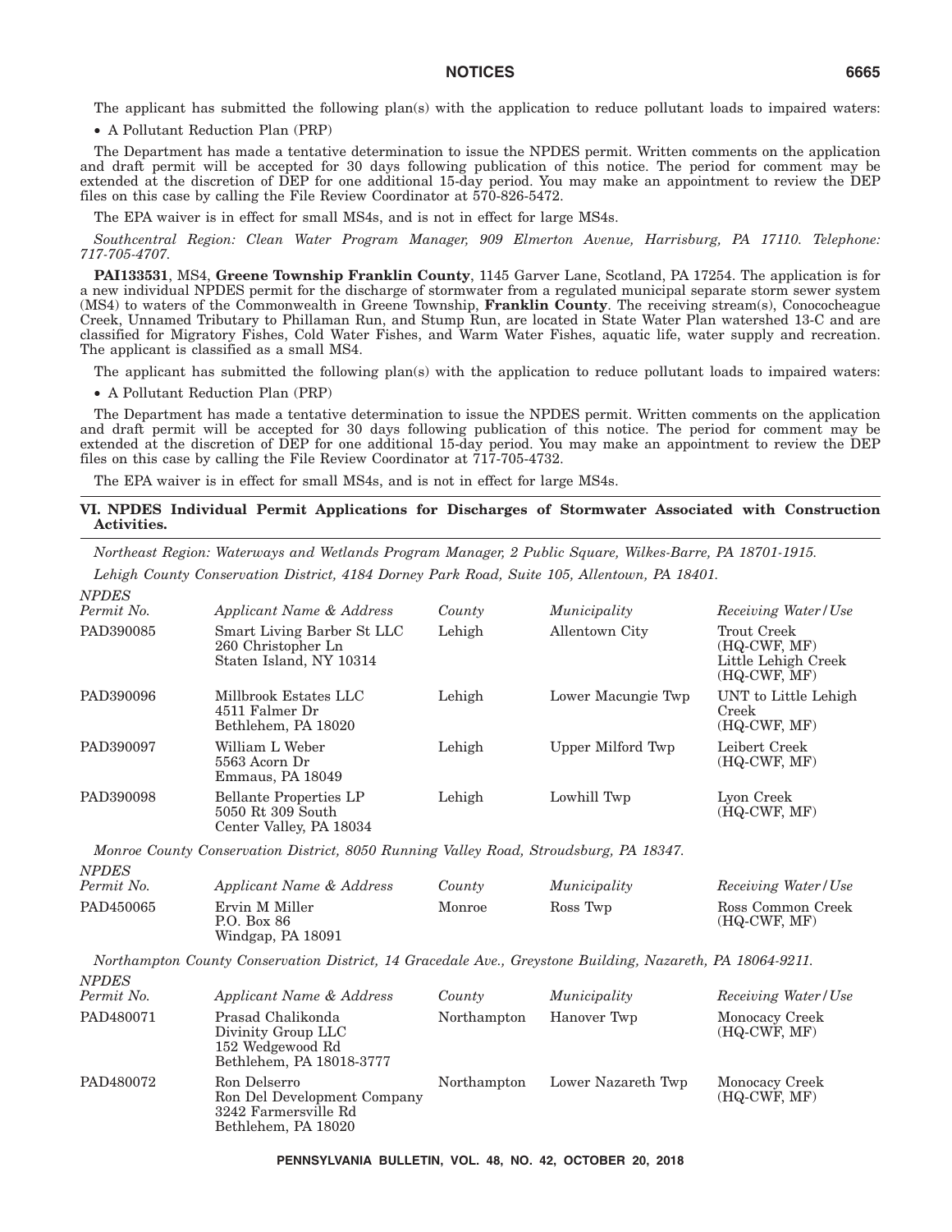The applicant has submitted the following plan(s) with the application to reduce pollutant loads to impaired waters:

- A Pollutant Reduction Plan (PRP)

The Department has made a tentative determination to issue the NPDES permit. Written comments on the application and draft permit will be accepted for 30 days following publication of this notice. The period for comment may be extended at the discretion of DEP for one additional 15-day period. You may make an appointment to review the DEP files on this case by calling the File Review Coordinator at 570-826-5472.

The EPA waiver is in effect for small MS4s, and is not in effect for large MS4s.

*Southcentral Region: Clean Water Program Manager, 909 Elmerton Avenue, Harrisburg, PA 17110. Telephone: 717-705-4707.*

**PAI133531**, MS4, **Greene Township Franklin County**, 1145 Garver Lane, Scotland, PA 17254. The application is for a new individual NPDES permit for the discharge of stormwater from a regulated municipal separate storm sewer system (MS4) to waters of the Commonwealth in Greene Township, **Franklin County**. The receiving stream(s), Conococheague Creek, Unnamed Tributary to Phillaman Run, and Stump Run, are located in State Water Plan watershed 13-C and are classified for Migratory Fishes, Cold Water Fishes, and Warm Water Fishes, aquatic life, water supply and recreation. The applicant is classified as a small MS4.

The applicant has submitted the following plan(s) with the application to reduce pollutant loads to impaired waters:

- A Pollutant Reduction Plan (PRP)

The Department has made a tentative determination to issue the NPDES permit. Written comments on the application and draft permit will be accepted for 30 days following publication of this notice. The period for comment may be extended at the discretion of DEP for one additional 15-day period. You may make an appointment to review the DEP files on this case by calling the File Review Coordinator at 717-705-4732.

The EPA waiver is in effect for small MS4s, and is not in effect for large MS4s.

## VI. NPDES Individual Permit Applications for Discharges of Stormwater Associated with Construction Activities.

*Northeast Region: Waterways and Wetlands Program Manager, 2 Public Square, Wilkes-Barre, PA 18701-1915.*

*Lehigh County Conservation District, 4184 Dorney Park Road, Suite 105, Allentown, PA 18401.*

| *NPDES Permit No.* | *Applicant Name & Address* | *County* | *Municipality* | *Receiving Water/Use* |
|---|---|---|---|---|
| PAD390085 | Smart Living Barber St LLC<br>260 Christopher Ln<br>Staten Island, NY 10314 | Lehigh | Allentown City | Trout Creek (HQ-CWF, MF)<br>Little Lehigh Creek (HQ-CWF, MF) |
| PAD390096 | Millbrook Estates LLC<br>4511 Falmer Dr<br>Bethlehem, PA 18020 | Lehigh | Lower Macungie Twp | UNT to Little Lehigh Creek (HQ-CWF, MF) |
| PAD390097 | William L Weber<br>5563 Acorn Dr<br>Emmaus, PA 18049 | Lehigh | Upper Milford Twp | Leibert Creek (HQ-CWF, MF) |
| PAD390098 | Bellante Properties LP<br>5050 Rt 309 South<br>Center Valley, PA 18034 | Lehigh | Lowhill Twp | Lyon Creek (HQ-CWF, MF) |

*Monroe County Conservation District, 8050 Running Valley Road, Stroudsburg, PA 18347.*

| *NPDES Permit No.* | *Applicant Name & Address* | *County* | *Municipality* | *Receiving Water/Use* |
|---|---|---|---|---|
| PAD450065 | Ervin M Miller<br>P.O. Box 86<br>Windgap, PA 18091 | Monroe | Ross Twp | Ross Common Creek (HQ-CWF, MF) |

*Northampton County Conservation District, 14 Gracedale Ave., Greystone Building, Nazareth, PA 18064-9211.*

| *NPDES Permit No.* | *Applicant Name & Address* | *County* | *Municipality* | *Receiving Water/Use* |
|---|---|---|---|---|
| PAD480071 | Prasad Chalikonda<br>Divinity Group LLC<br>152 Wedgewood Rd<br>Bethlehem, PA 18018-3777 | Northampton | Hanover Twp | Monocacy Creek (HQ-CWF, MF) |
| PAD480072 | Ron Delserro<br>Ron Del Development Company<br>3242 Farmersville Rd<br>Bethlehem, PA 18020 | Northampton | Lower Nazareth Twp | Monocacy Creek (HQ-CWF, MF) |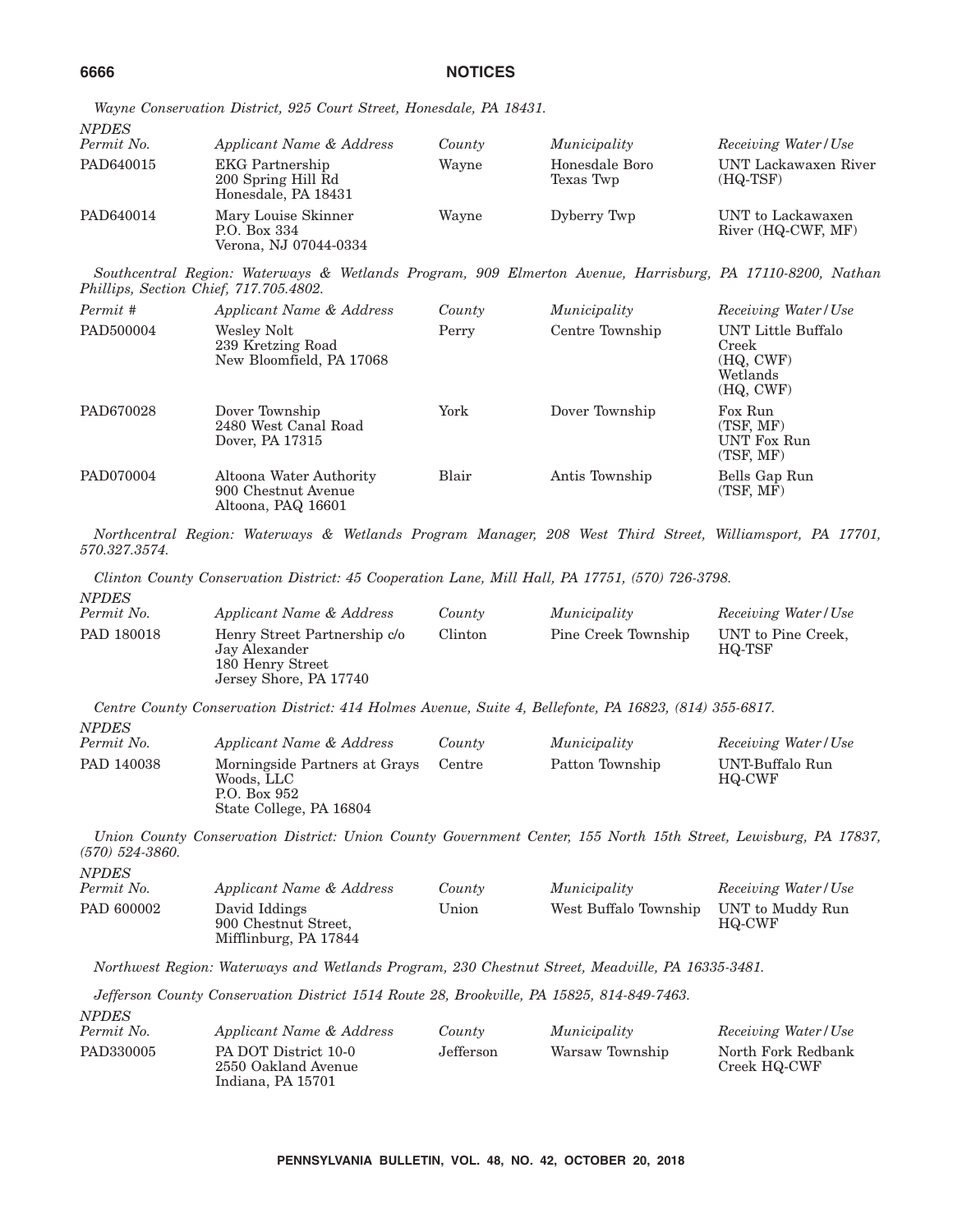*Wayne Conservation District, 925 Court Street, Honesdale, PA 18431.*

| NPDES Permit No. | Applicant Name & Address | County | Municipality | Receiving Water/Use |
|---|---|---|---|---|
| PAD640015 | EKG Partnership<br>200 Spring Hill Rd<br>Honesdale, PA 18431 | Wayne | Honesdale Boro<br>Texas Twp | UNT Lackawaxen River (HQ-TSF) |
| PAD640014 | Mary Louise Skinner<br>P.O. Box 334<br>Verona, NJ 07044-0334 | Wayne | Dyberry Twp | UNT to Lackawaxen River (HQ-CWF, MF) |

*Southcentral Region: Waterways & Wetlands Program, 909 Elmerton Avenue, Harrisburg, PA 17110-8200, Nathan Phillips, Section Chief, 717.705.4802.*

| Permit # | Applicant Name & Address | County | Municipality | Receiving Water/Use |
|---|---|---|---|---|
| PAD500004 | Wesley Nolt<br>239 Kretzing Road<br>New Bloomfield, PA 17068 | Perry | Centre Township | UNT Little Buffalo Creek<br>(HQ, CWF)<br>Wetlands<br>(HQ, CWF) |
| PAD670028 | Dover Township<br>2480 West Canal Road<br>Dover, PA 17315 | York | Dover Township | Fox Run<br>(TSF, MF)<br>UNT Fox Run<br>(TSF, MF) |
| PAD070004 | Altoona Water Authority<br>900 Chestnut Avenue<br>Altoona, PAQ 16601 | Blair | Antis Township | Bells Gap Run<br>(TSF, MF) |

*Northcentral Region: Waterways & Wetlands Program Manager, 208 West Third Street, Williamsport, PA 17701, 570.327.3574.*

*Clinton County Conservation District: 45 Cooperation Lane, Mill Hall, PA 17751, (570) 726-3798.*

| NPDES Permit No. | Applicant Name & Address | County | Municipality | Receiving Water/Use |
|---|---|---|---|---|
| PAD 180018 | Henry Street Partnership c/o Jay Alexander<br>180 Henry Street<br>Jersey Shore, PA 17740 | Clinton | Pine Creek Township | UNT to Pine Creek, HQ-TSF |

*Centre County Conservation District: 414 Holmes Avenue, Suite 4, Bellefonte, PA 16823, (814) 355-6817.*

| NPDES Permit No. | Applicant Name & Address | County | Municipality | Receiving Water/Use |
|---|---|---|---|---|
| PAD 140038 | Morningside Partners at Grays Woods, LLC<br>P.O. Box 952<br>State College, PA 16804 | Centre | Patton Township | UNT-Buffalo Run HQ-CWF |

*Union County Conservation District: Union County Government Center, 155 North 15th Street, Lewisburg, PA 17837, (570) 524-3860.*

| NPDES Permit No. | Applicant Name & Address | County | Municipality | Receiving Water/Use |
|---|---|---|---|---|
| PAD 600002 | David Iddings<br>900 Chestnut Street,<br>Mifflinburg, PA 17844 | Union | West Buffalo Township | UNT to Muddy Run HQ-CWF |

*Northwest Region: Waterways and Wetlands Program, 230 Chestnut Street, Meadville, PA 16335-3481.*

*Jefferson County Conservation District 1514 Route 28, Brookville, PA 15825, 814-849-7463.*

| NPDES Permit No. | Applicant Name & Address | County | Municipality | Receiving Water/Use |
|---|---|---|---|---|
| PAD330005 | PA DOT District 10-0<br>2550 Oakland Avenue<br>Indiana, PA 15701 | Jefferson | Warsaw Township | North Fork Redbank Creek HQ-CWF |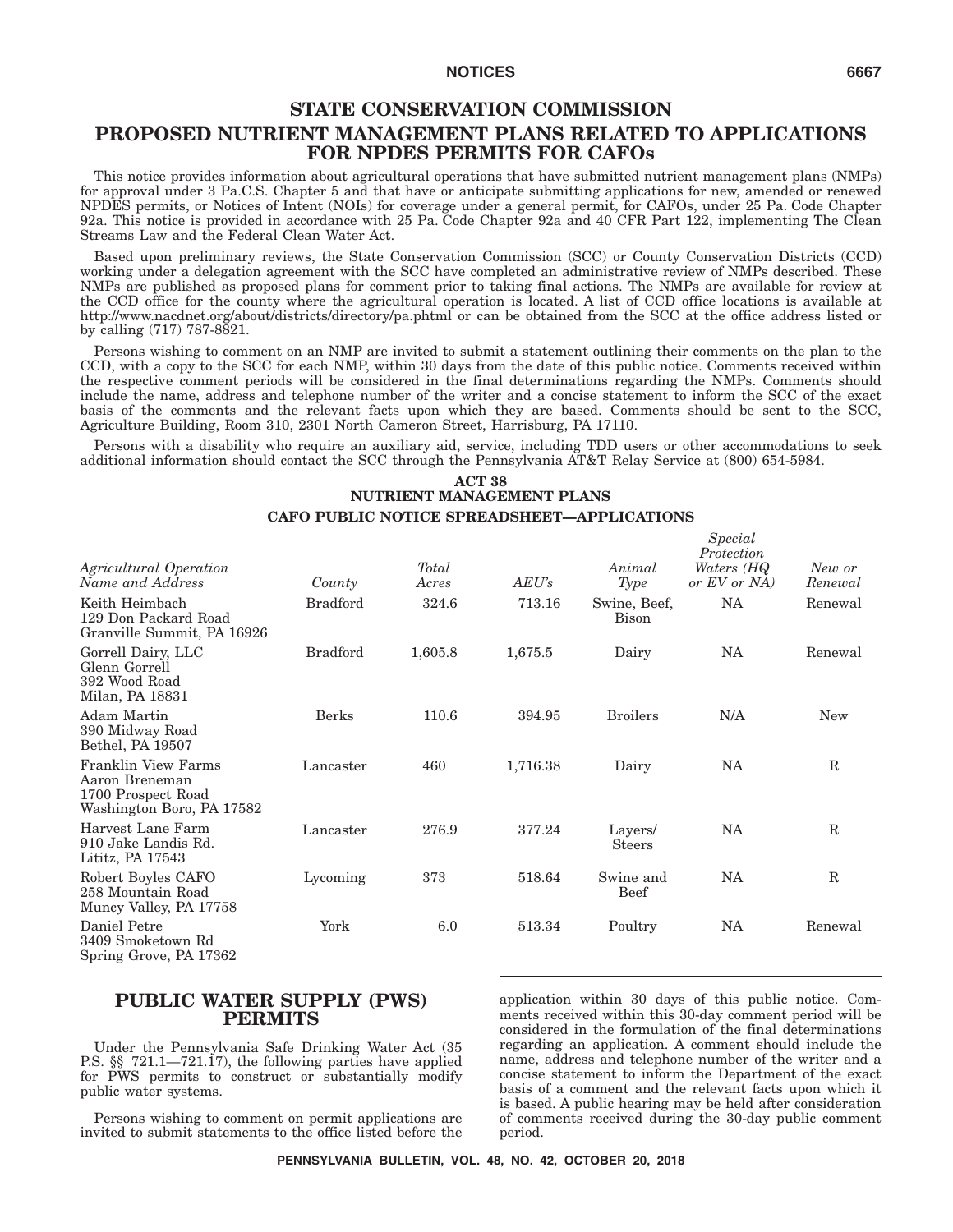## STATE CONSERVATION COMMISSION

## PROPOSED NUTRIENT MANAGEMENT PLANS RELATED TO APPLICATIONS FOR NPDES PERMITS FOR CAFOs

This notice provides information about agricultural operations that have submitted nutrient management plans (NMPs) for approval under 3 Pa.C.S. Chapter 5 and that have or anticipate submitting applications for new, amended or renewed NPDES permits, or Notices of Intent (NOIs) for coverage under a general permit, for CAFOs, under 25 Pa. Code Chapter 92a. This notice is provided in accordance with 25 Pa. Code Chapter 92a and 40 CFR Part 122, implementing The Clean Streams Law and the Federal Clean Water Act.

Based upon preliminary reviews, the State Conservation Commission (SCC) or County Conservation Districts (CCD) working under a delegation agreement with the SCC have completed an administrative review of NMPs described. These NMPs are published as proposed plans for comment prior to taking final actions. The NMPs are available for review at the CCD office for the county where the agricultural operation is located. A list of CCD office locations is available at http://www.nacdnet.org/about/districts/directory/pa.phtml or can be obtained from the SCC at the office address listed or by calling (717) 787-8821.

Persons wishing to comment on an NMP are invited to submit a statement outlining their comments on the plan to the CCD, with a copy to the SCC for each NMP, within 30 days from the date of this public notice. Comments received within the respective comment periods will be considered in the final determinations regarding the NMPs. Comments should include the name, address and telephone number of the writer and a concise statement to inform the SCC of the exact basis of the comments and the relevant facts upon which they are based. Comments should be sent to the SCC, Agriculture Building, Room 310, 2301 North Cameron Street, Harrisburg, PA 17110.

Persons with a disability who require an auxiliary aid, service, including TDD users or other accommodations to seek additional information should contact the SCC through the Pennsylvania AT&T Relay Service at (800) 654-5984.

### ACT 38
### NUTRIENT MANAGEMENT PLANS
### CAFO PUBLIC NOTICE SPREADSHEET—APPLICATIONS

| *Agricultural Operation Name and Address* | *County* | *Total Acres* | *AEU's* | *Animal Type* | *Special Protection Waters (HQ or EV or NA)* | *New or Renewal* |
|---|---|---|---|---|---|---|
| Keith Heimbach<br>129 Don Packard Road<br>Granville Summit, PA 16926 | Bradford | 324.6 | 713.16 | Swine, Beef, Bison | NA | Renewal |
| Gorrell Dairy, LLC<br>Glenn Gorrell<br>392 Wood Road<br>Milan, PA 18831 | Bradford | 1,605.8 | 1,675.5 | Dairy | NA | Renewal |
| Adam Martin<br>390 Midway Road<br>Bethel, PA 19507 | Berks | 110.6 | 394.95 | Broilers | N/A | New |
| Franklin View Farms<br>Aaron Breneman<br>1700 Prospect Road<br>Washington Boro, PA 17582 | Lancaster | 460 | 1,716.38 | Dairy | NA | R |
| Harvest Lane Farm<br>910 Jake Landis Rd.<br>Lititz, PA 17543 | Lancaster | 276.9 | 377.24 | Layers/ Steers | NA | R |
| Robert Boyles CAFO<br>258 Mountain Road<br>Muncy Valley, PA 17758 | Lycoming | 373 | 518.64 | Swine and Beef | NA | R |
| Daniel Petre<br>3409 Smoketown Rd<br>Spring Grove, PA 17362 | York | 6.0 | 513.34 | Poultry | NA | Renewal |

## PUBLIC WATER SUPPLY (PWS) PERMITS

Under the Pennsylvania Safe Drinking Water Act (35 P.S. §§ 721.1—721.17), the following parties have applied for PWS permits to construct or substantially modify public water systems.

Persons wishing to comment on permit applications are invited to submit statements to the office listed before the application within 30 days of this public notice. Comments received within this 30-day comment period will be considered in the formulation of the final determinations regarding an application. A comment should include the name, address and telephone number of the writer and a concise statement to inform the Department of the exact basis of a comment and the relevant facts upon which it is based. A public hearing may be held after consideration of comments received during the 30-day public comment period.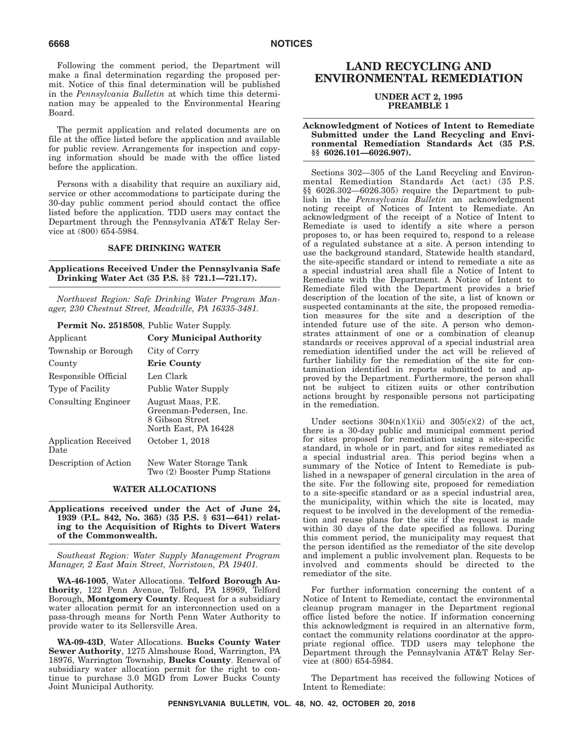Following the comment period, the Department will make a final determination regarding the proposed permit. Notice of this final determination will be published in the *Pennsylvania Bulletin* at which time this determination may be appealed to the Environmental Hearing Board.

The permit application and related documents are on file at the office listed before the application and available for public review. Arrangements for inspection and copying information should be made with the office listed before the application.

Persons with a disability that require an auxiliary aid, service or other accommodations to participate during the 30-day public comment period should contact the office listed before the application. TDD users may contact the Department through the Pennsylvania AT&T Relay Service at (800) 654-5984.

## SAFE DRINKING WATER

### Applications Received Under the Pennsylvania Safe Drinking Water Act (35 P.S. §§ 721.1—721.17).

*Northwest Region: Safe Drinking Water Program Manager, 230 Chestnut Street, Meadville, PA 16335-3481.*

**Permit No. 2518508**, Public Water Supply.

| | |
|---|---|
| Applicant | **Cory Municipal Authority** |
| Township or Borough | City of Corry |
| County | **Erie County** |
| Responsible Official | Len Clark |
| Type of Facility | Public Water Supply |
| Consulting Engineer | August Maas, P.E. Greenman-Pedersen, Inc. 8 Gibson Street North East, PA 16428 |
| Application Received Date | October 1, 2018 |
| Description of Action | New Water Storage Tank Two (2) Booster Pump Stations |

## WATER ALLOCATIONS

### Applications received under the Act of June 24, 1939 (P.L. 842, No. 365) (35 P.S. § 631—641) relating to the Acquisition of Rights to Divert Waters of the Commonwealth.

*Southeast Region: Water Supply Management Program Manager, 2 East Main Street, Norristown, PA 19401.*

**WA-46-1005**, Water Allocations. **Telford Borough Authority**, 122 Penn Avenue, Telford, PA 18969, Telford Borough, **Montgomery County**. Request for a subsidiary water allocation permit for an interconnection used on a pass-through means for North Penn Water Authority to provide water to its Sellersville Area.

**WA-09-43D**, Water Allocations. **Bucks County Water Sewer Authority**, 1275 Almshouse Road, Warrington, PA 18976, Warrington Township, **Bucks County**. Renewal of subsidiary water allocation permit for the right to continue to purchase 3.0 MGD from Lower Bucks County Joint Municipal Authority.

# LAND RECYCLING AND ENVIRONMENTAL REMEDIATION

**UNDER ACT 2, 1995**
**PREAMBLE 1**

### Acknowledgment of Notices of Intent to Remediate Submitted under the Land Recycling and Environmental Remediation Standards Act (35 P.S. §§ 6026.101—6026.907).

Sections 302—305 of the Land Recycling and Environmental Remediation Standards Act (act) (35 P.S. §§ 6026.302—6026.305) require the Department to publish in the *Pennsylvania Bulletin* an acknowledgment noting receipt of Notices of Intent to Remediate. An acknowledgment of the receipt of a Notice of Intent to Remediate is used to identify a site where a person proposes to, or has been required to, respond to a release of a regulated substance at a site. A person intending to use the background standard, Statewide health standard, the site-specific standard or intend to remediate a site as a special industrial area shall file a Notice of Intent to Remediate with the Department. A Notice of Intent to Remediate filed with the Department provides a brief description of the location of the site, a list of known or suspected contaminants at the site, the proposed remediation measures for the site and a description of the intended future use of the site. A person who demonstrates attainment of one or a combination of cleanup standards or receives approval of a special industrial area remediation identified under the act will be relieved of further liability for the remediation of the site for contamination identified in reports submitted to and approved by the Department. Furthermore, the person shall not be subject to citizen suits or other contribution actions brought by responsible persons not participating in the remediation.

Under sections 304(n)(1)(ii) and 305(c)(2) of the act, there is a 30-day public and municipal comment period for sites proposed for remediation using a site-specific standard, in whole or in part, and for sites remediated as a special industrial area. This period begins when a summary of the Notice of Intent to Remediate is published in a newspaper of general circulation in the area of the site. For the following site, proposed for remediation to a site-specific standard or as a special industrial area, the municipality, within which the site is located, may request to be involved in the development of the remediation and reuse plans for the site if the request is made within 30 days of the date specified as follows. During this comment period, the municipality may request that the person identified as the remediator of the site develop and implement a public involvement plan. Requests to be involved and comments should be directed to the remediator of the site.

For further information concerning the content of a Notice of Intent to Remediate, contact the environmental cleanup program manager in the Department regional office listed before the notice. If information concerning this acknowledgment is required in an alternative form, contact the community relations coordinator at the appropriate regional office. TDD users may telephone the Department through the Pennsylvania AT&T Relay Service at (800) 654-5984.

The Department has received the following Notices of Intent to Remediate: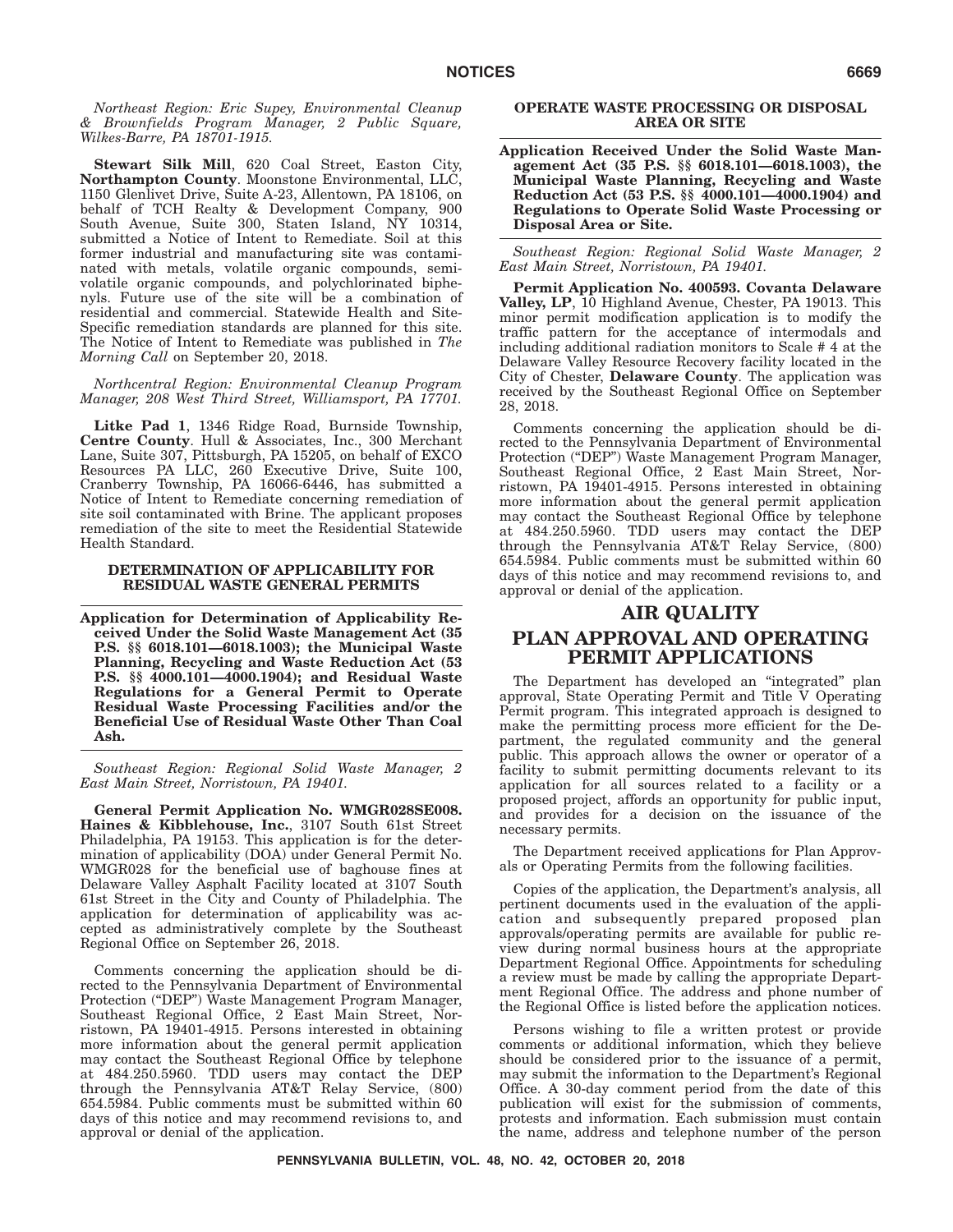*Northeast Region: Eric Supey, Environmental Cleanup & Brownfields Program Manager, 2 Public Square, Wilkes-Barre, PA 18701-1915.*

**Stewart Silk Mill**, 620 Coal Street, Easton City, **Northampton County**. Moonstone Environmental, LLC, 1150 Glenlivet Drive, Suite A-23, Allentown, PA 18106, on behalf of TCH Realty & Development Company, 900 South Avenue, Suite 300, Staten Island, NY 10314, submitted a Notice of Intent to Remediate. Soil at this former industrial and manufacturing site was contaminated with metals, volatile organic compounds, semi-volatile organic compounds, and polychlorinated biphenyls. Future use of the site will be a combination of residential and commercial. Statewide Health and Site-Specific remediation standards are planned for this site. The Notice of Intent to Remediate was published in *The Morning Call* on September 20, 2018.

*Northcentral Region: Environmental Cleanup Program Manager, 208 West Third Street, Williamsport, PA 17701.*

**Litke Pad 1**, 1346 Ridge Road, Burnside Township, **Centre County**. Hull & Associates, Inc., 300 Merchant Lane, Suite 307, Pittsburgh, PA 15205, on behalf of EXCO Resources PA LLC, 260 Executive Drive, Suite 100, Cranberry Township, PA 16066-6446, has submitted a Notice of Intent to Remediate concerning remediation of site soil contaminated with Brine. The applicant proposes remediation of the site to meet the Residential Statewide Health Standard.

### DETERMINATION OF APPLICABILITY FOR RESIDUAL WASTE GENERAL PERMITS

**Application for Determination of Applicability Received Under the Solid Waste Management Act (35 P.S. §§ 6018.101—6018.1003); the Municipal Waste Planning, Recycling and Waste Reduction Act (53 P.S. §§ 4000.101—4000.1904); and Residual Waste Regulations for a General Permit to Operate Residual Waste Processing Facilities and/or the Beneficial Use of Residual Waste Other Than Coal Ash.**

*Southeast Region: Regional Solid Waste Manager, 2 East Main Street, Norristown, PA 19401.*

**General Permit Application No. WMGR028SE008. Haines & Kibblehouse, Inc.**, 3107 South 61st Street Philadelphia, PA 19153. This application is for the determination of applicability (DOA) under General Permit No. WMGR028 for the beneficial use of baghouse fines at Delaware Valley Asphalt Facility located at 3107 South 61st Street in the City and County of Philadelphia. The application for determination of applicability was accepted as administratively complete by the Southeast Regional Office on September 26, 2018.

Comments concerning the application should be directed to the Pennsylvania Department of Environmental Protection ("DEP") Waste Management Program Manager, Southeast Regional Office, 2 East Main Street, Norristown, PA 19401-4915. Persons interested in obtaining more information about the general permit application may contact the Southeast Regional Office by telephone at 484.250.5960. TDD users may contact the DEP through the Pennsylvania AT&T Relay Service, (800) 654.5984. Public comments must be submitted within 60 days of this notice and may recommend revisions to, and approval or denial of the application.

### OPERATE WASTE PROCESSING OR DISPOSAL AREA OR SITE

**Application Received Under the Solid Waste Management Act (35 P.S. §§ 6018.101—6018.1003), the Municipal Waste Planning, Recycling and Waste Reduction Act (53 P.S. §§ 4000.101—4000.1904) and Regulations to Operate Solid Waste Processing or Disposal Area or Site.**

*Southeast Region: Regional Solid Waste Manager, 2 East Main Street, Norristown, PA 19401.*

**Permit Application No. 400593. Covanta Delaware Valley, LP**, 10 Highland Avenue, Chester, PA 19013. This minor permit modification application is to modify the traffic pattern for the acceptance of intermodals and including additional radiation monitors to Scale # 4 at the Delaware Valley Resource Recovery facility located in the City of Chester, **Delaware County**. The application was received by the Southeast Regional Office on September 28, 2018.

Comments concerning the application should be directed to the Pennsylvania Department of Environmental Protection ("DEP") Waste Management Program Manager, Southeast Regional Office, 2 East Main Street, Norristown, PA 19401-4915. Persons interested in obtaining more information about the general permit application may contact the Southeast Regional Office by telephone at 484.250.5960. TDD users may contact the DEP through the Pennsylvania AT&T Relay Service, (800) 654.5984. Public comments must be submitted within 60 days of this notice and may recommend revisions to, and approval or denial of the application.

# AIR QUALITY

# PLAN APPROVAL AND OPERATING PERMIT APPLICATIONS

The Department has developed an "integrated" plan approval, State Operating Permit and Title V Operating Permit program. This integrated approach is designed to make the permitting process more efficient for the Department, the regulated community and the general public. This approach allows the owner or operator of a facility to submit permitting documents relevant to its application for all sources related to a facility or a proposed project, affords an opportunity for public input, and provides for a decision on the issuance of the necessary permits.

The Department received applications for Plan Approvals or Operating Permits from the following facilities.

Copies of the application, the Department's analysis, all pertinent documents used in the evaluation of the application and subsequently prepared proposed plan approvals/operating permits are available for public review during normal business hours at the appropriate Department Regional Office. Appointments for scheduling a review must be made by calling the appropriate Department Regional Office. The address and phone number of the Regional Office is listed before the application notices.

Persons wishing to file a written protest or provide comments or additional information, which they believe should be considered prior to the issuance of a permit, may submit the information to the Department's Regional Office. A 30-day comment period from the date of this publication will exist for the submission of comments, protests and information. Each submission must contain the name, address and telephone number of the person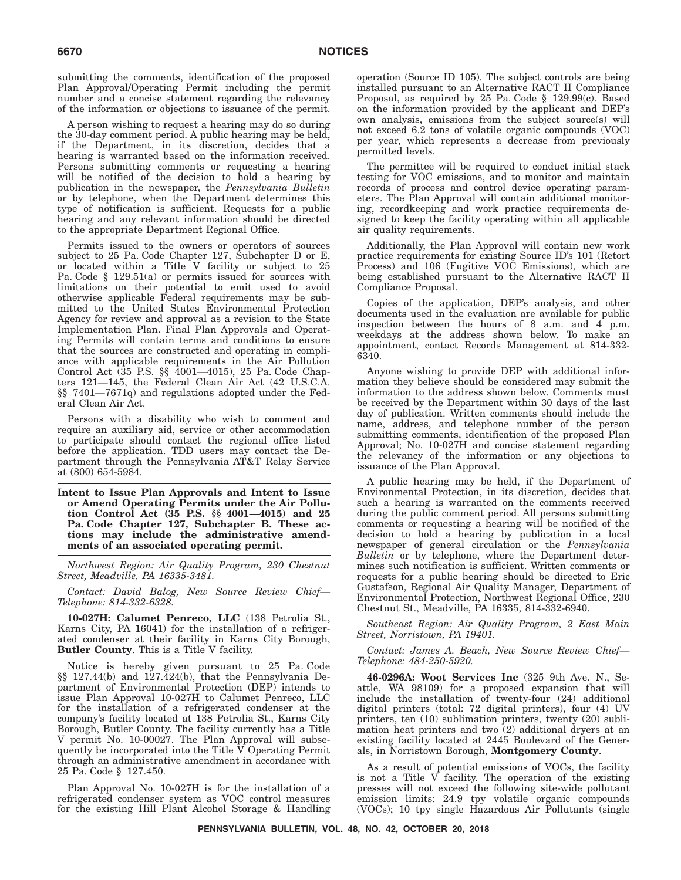submitting the comments, identification of the proposed Plan Approval/Operating Permit including the permit number and a concise statement regarding the relevancy of the information or objections to issuance of the permit.

A person wishing to request a hearing may do so during the 30-day comment period. A public hearing may be held, if the Department, in its discretion, decides that a hearing is warranted based on the information received. Persons submitting comments or requesting a hearing will be notified of the decision to hold a hearing by publication in the newspaper, the *Pennsylvania Bulletin* or by telephone, when the Department determines this type of notification is sufficient. Requests for a public hearing and any relevant information should be directed to the appropriate Department Regional Office.

Permits issued to the owners or operators of sources subject to 25 Pa. Code Chapter 127, Subchapter D or E, or located within a Title V facility or subject to 25 Pa. Code § 129.51(a) or permits issued for sources with limitations on their potential to emit used to avoid otherwise applicable Federal requirements may be submitted to the United States Environmental Protection Agency for review and approval as a revision to the State Implementation Plan. Final Plan Approvals and Operating Permits will contain terms and conditions to ensure that the sources are constructed and operating in compliance with applicable requirements in the Air Pollution Control Act (35 P.S. §§ 4001—4015), 25 Pa. Code Chapters 121—145, the Federal Clean Air Act (42 U.S.C.A. §§ 7401—7671q) and regulations adopted under the Federal Clean Air Act.

Persons with a disability who wish to comment and require an auxiliary aid, service or other accommodation to participate should contact the regional office listed before the application. TDD users may contact the Department through the Pennsylvania AT&T Relay Service at (800) 654-5984.

## Intent to Issue Plan Approvals and Intent to Issue or Amend Operating Permits under the Air Pollution Control Act (35 P.S. §§ 4001—4015) and 25 Pa. Code Chapter 127, Subchapter B. These actions may include the administrative amendments of an associated operating permit.

*Northwest Region: Air Quality Program, 230 Chestnut Street, Meadville, PA 16335-3481.*

*Contact: David Balog, New Source Review Chief—Telephone: 814-332-6328.*

**10-027H: Calumet Penreco, LLC** (138 Petrolia St., Karns City, PA 16041) for the installation of a refrigerated condenser at their facility in Karns City Borough, **Butler County**. This is a Title V facility.

Notice is hereby given pursuant to 25 Pa. Code §§ 127.44(b) and 127.424(b), that the Pennsylvania Department of Environmental Protection (DEP) intends to issue Plan Approval 10-027H to Calumet Penreco, LLC for the installation of a refrigerated condenser at the company's facility located at 138 Petrolia St., Karns City Borough, Butler County. The facility currently has a Title V permit No. 10-00027. The Plan Approval will subsequently be incorporated into the Title V Operating Permit through an administrative amendment in accordance with 25 Pa. Code § 127.450.

Plan Approval No. 10-027H is for the installation of a refrigerated condenser system as VOC control measures for the existing Hill Plant Alcohol Storage & Handling operation (Source ID 105). The subject controls are being installed pursuant to an Alternative RACT II Compliance Proposal, as required by 25 Pa. Code § 129.99(c). Based on the information provided by the applicant and DEP's own analysis, emissions from the subject source(s) will not exceed 6.2 tons of volatile organic compounds (VOC) per year, which represents a decrease from previously permitted levels.

The permittee will be required to conduct initial stack testing for VOC emissions, and to monitor and maintain records of process and control device operating parameters. The Plan Approval will contain additional monitoring, recordkeeping and work practice requirements designed to keep the facility operating within all applicable air quality requirements.

Additionally, the Plan Approval will contain new work practice requirements for existing Source ID's 101 (Retort Process) and 106 (Fugitive VOC Emissions), which are being established pursuant to the Alternative RACT II Compliance Proposal.

Copies of the application, DEP's analysis, and other documents used in the evaluation are available for public inspection between the hours of 8 a.m. and 4 p.m. weekdays at the address shown below. To make an appointment, contact Records Management at 814-332-6340.

Anyone wishing to provide DEP with additional information they believe should be considered may submit the information to the address shown below. Comments must be received by the Department within 30 days of the last day of publication. Written comments should include the name, address, and telephone number of the person submitting comments, identification of the proposed Plan Approval; No. 10-027H and concise statement regarding the relevancy of the information or any objections to issuance of the Plan Approval.

A public hearing may be held, if the Department of Environmental Protection, in its discretion, decides that such a hearing is warranted on the comments received during the public comment period. All persons submitting comments or requesting a hearing will be notified of the decision to hold a hearing by publication in a local newspaper of general circulation or the *Pennsylvania Bulletin* or by telephone, where the Department determines such notification is sufficient. Written comments or requests for a public hearing should be directed to Eric Gustafson, Regional Air Quality Manager, Department of Environmental Protection, Northwest Regional Office, 230 Chestnut St., Meadville, PA 16335, 814-332-6940.

*Southeast Region: Air Quality Program, 2 East Main Street, Norristown, PA 19401.*

*Contact: James A. Beach, New Source Review Chief—Telephone: 484-250-5920.*

**46-0296A: Woot Services Inc** (325 9th Ave. N., Seattle, WA 98109) for a proposed expansion that will include the installation of twenty-four (24) additional digital printers (total: 72 digital printers), four (4) UV printers, ten (10) sublimation printers, twenty (20) sublimation heat printers and two (2) additional dryers at an existing facility located at 2445 Boulevard of the Generals, in Norristown Borough, **Montgomery County**.

As a result of potential emissions of VOCs, the facility is not a Title V facility. The operation of the existing presses will not exceed the following site-wide pollutant emission limits: 24.9 tpy volatile organic compounds (VOCs); 10 tpy single Hazardous Air Pollutants (single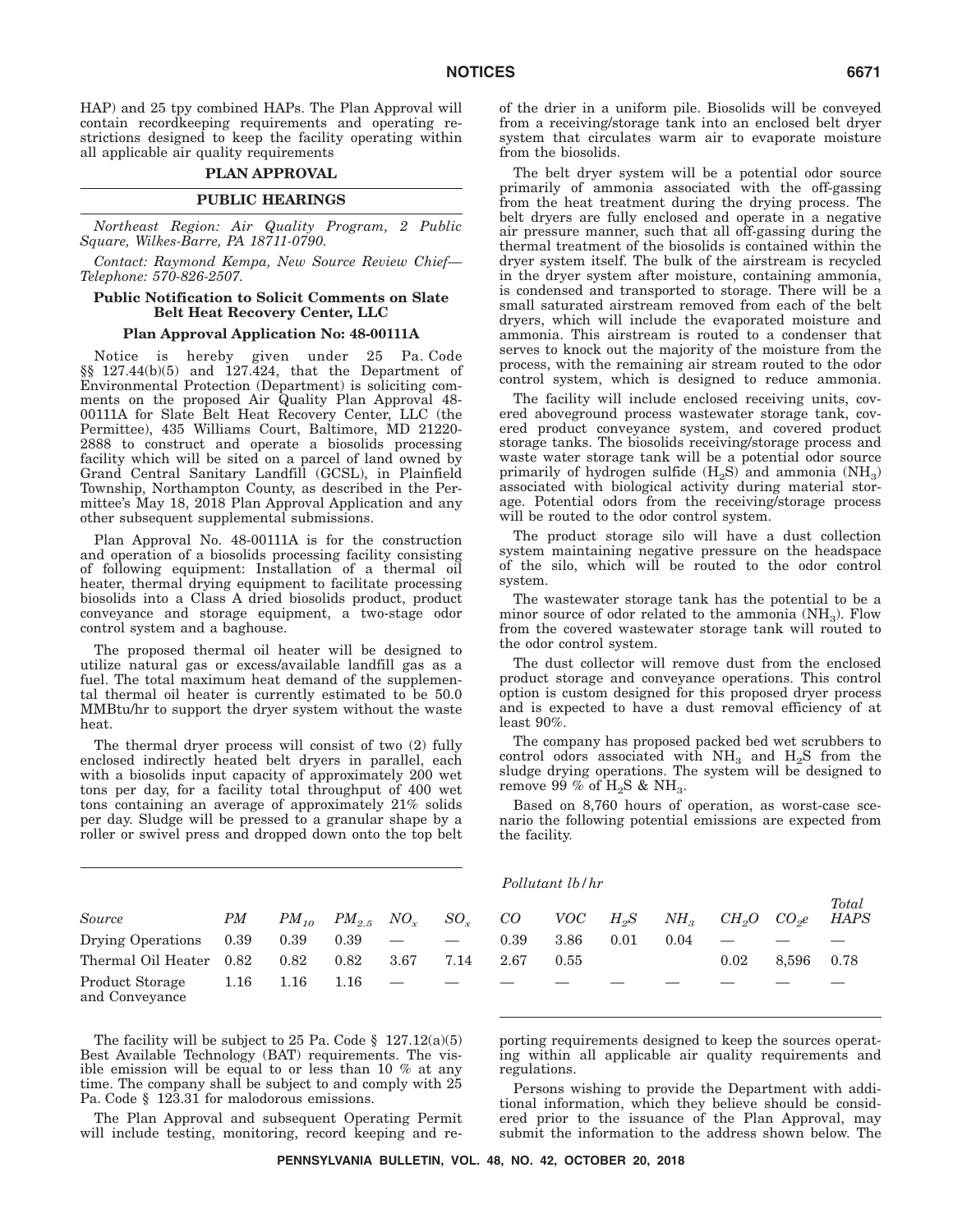HAP) and 25 tpy combined HAPs. The Plan Approval will contain recordkeeping requirements and operating restrictions designed to keep the facility operating within all applicable air quality requirements

## PLAN APPROVAL

## PUBLIC HEARINGS

*Northeast Region: Air Quality Program, 2 Public Square, Wilkes-Barre, PA 18711-0790.*

*Contact: Raymond Kempa, New Source Review Chief—Telephone: 570-826-2507.*

### Public Notification to Solicit Comments on Slate Belt Heat Recovery Center, LLC

### Plan Approval Application No: 48-00111A

Notice is hereby given under 25 Pa. Code §§ 127.44(b)(5) and 127.424, that the Department of Environmental Protection (Department) is soliciting comments on the proposed Air Quality Plan Approval 48-00111A for Slate Belt Heat Recovery Center, LLC (the Permittee), 435 Williams Court, Baltimore, MD 21220-2888 to construct and operate a biosolids processing facility which will be sited on a parcel of land owned by Grand Central Sanitary Landfill (GCSL), in Plainfield Township, Northampton County, as described in the Permittee's May 18, 2018 Plan Approval Application and any other subsequent supplemental submissions.

Plan Approval No. 48-00111A is for the construction and operation of a biosolids processing facility consisting of following equipment: Installation of a thermal oil heater, thermal drying equipment to facilitate processing biosolids into a Class A dried biosolids product, product conveyance and storage equipment, a two-stage odor control system and a baghouse.

The proposed thermal oil heater will be designed to utilize natural gas or excess/available landfill gas as a fuel. The total maximum heat demand of the supplemental thermal oil heater is currently estimated to be 50.0 MMBtu/hr to support the dryer system without the waste heat.

The thermal dryer process will consist of two (2) fully enclosed indirectly heated belt dryers in parallel, each with a biosolids input capacity of approximately 200 wet tons per day, for a facility total throughput of 400 wet tons containing an average of approximately 21% solids per day. Sludge will be pressed to a granular shape by a roller or swivel press and dropped down onto the top belt of the drier in a uniform pile. Biosolids will be conveyed from a receiving/storage tank into an enclosed belt dryer system that circulates warm air to evaporate moisture from the biosolids.

The belt dryer system will be a potential odor source primarily of ammonia associated with the off-gassing from the heat treatment during the drying process. The belt dryers are fully enclosed and operate in a negative air pressure manner, such that all off-gassing during the thermal treatment of the biosolids is contained within the dryer system itself. The bulk of the airstream is recycled in the dryer system after moisture, containing ammonia, is condensed and transported to storage. There will be a small saturated airstream removed from each of the belt dryers, which will include the evaporated moisture and ammonia. This airstream is routed to a condenser that serves to knock out the majority of the moisture from the process, with the remaining air stream routed to the odor control system, which is designed to reduce ammonia.

The facility will include enclosed receiving units, covered aboveground process wastewater storage tank, covered product conveyance system, and covered product storage tanks. The biosolids receiving/storage process and waste water storage tank will be a potential odor source primarily of hydrogen sulfide ($H_2S$) and ammonia ($NH_3$) associated with biological activity during material storage. Potential odors from the receiving/storage process will be routed to the odor control system.

The product storage silo will have a dust collection system maintaining negative pressure on the headspace of the silo, which will be routed to the odor control system.

The wastewater storage tank has the potential to be a minor source of odor related to the ammonia ($NH_3$). Flow from the covered wastewater storage tank will routed to the odor control system.

The dust collector will remove dust from the enclosed product storage and conveyance operations. This control option is custom designed for this proposed dryer process and is expected to have a dust removal efficiency of at least 90%.

The company has proposed packed bed wet scrubbers to control odors associated with $NH_3$ and $H_2S$ from the sludge drying operations. The system will be designed to remove 99 % of $H_2S$ & $NH_3$.

Based on 8,760 hours of operation, as worst-case scenario the following potential emissions are expected from the facility.

*Pollutant lb/hr*

| *Source* | *PM* | $PM_{10}$ | $PM_{2.5}$ | $NO_x$ | $SO_x$ | *CO* | *VOC* | $H_2S$ | $NH_3$ | $CH_2O$ | $CO_2e$ | *Total HAPS* |
|---|---|---|---|---|---|---|---|---|---|---|---|---|
| Drying Operations | 0.39 | 0.39 | 0.39 | — | — | 0.39 | 3.86 | 0.01 | 0.04 | — | — | — |
| Thermal Oil Heater | 0.82 | 0.82 | 0.82 | 3.67 | 7.14 | 2.67 | 0.55 | | | 0.02 | 8,596 | 0.78 |
| Product Storage and Conveyance | 1.16 | 1.16 | 1.16 | — | — | — | — | — | — | — | — | — |

The facility will be subject to 25 Pa. Code § 127.12(a)(5) Best Available Technology (BAT) requirements. The visible emission will be equal to or less than 10 % at any time. The company shall be subject to and comply with 25 Pa. Code § 123.31 for malodorous emissions.

The Plan Approval and subsequent Operating Permit will include testing, monitoring, record keeping and reporting requirements designed to keep the sources operating within all applicable air quality requirements and regulations.

Persons wishing to provide the Department with additional information, which they believe should be considered prior to the issuance of the Plan Approval, may submit the information to the address shown below. The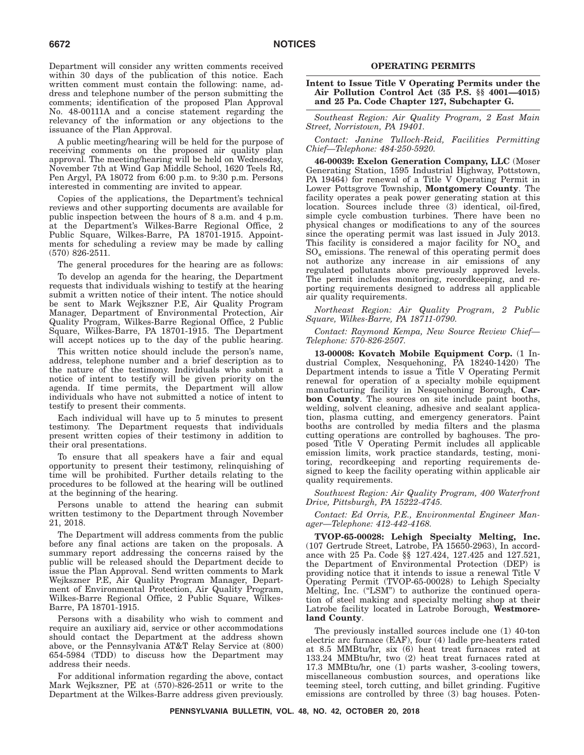Department will consider any written comments received within 30 days of the publication of this notice. Each written comment must contain the following: name, address and telephone number of the person submitting the comments; identification of the proposed Plan Approval No. 48-00111A and a concise statement regarding the relevancy of the information or any objections to the issuance of the Plan Approval.

A public meeting/hearing will be held for the purpose of receiving comments on the proposed air quality plan approval. The meeting/hearing will be held on Wednesday, November 7th at Wind Gap Middle School, 1620 Teels Rd, Pen Argyl, PA 18072 from 6:00 p.m. to 9:30 p.m. Persons interested in commenting are invited to appear.

Copies of the applications, the Department's technical reviews and other supporting documents are available for public inspection between the hours of 8 a.m. and 4 p.m. at the Department's Wilkes-Barre Regional Office, 2 Public Square, Wilkes-Barre, PA 18701-1915. Appointments for scheduling a review may be made by calling (570) 826-2511.

The general procedures for the hearing are as follows:

To develop an agenda for the hearing, the Department requests that individuals wishing to testify at the hearing submit a written notice of their intent. The notice should be sent to Mark Wejkszner P.E, Air Quality Program Manager, Department of Environmental Protection, Air Quality Program, Wilkes-Barre Regional Office, 2 Public Square, Wilkes-Barre, PA 18701-1915. The Department will accept notices up to the day of the public hearing.

This written notice should include the person's name, address, telephone number and a brief description as to the nature of the testimony. Individuals who submit a notice of intent to testify will be given priority on the agenda. If time permits, the Department will allow individuals who have not submitted a notice of intent to testify to present their comments.

Each individual will have up to 5 minutes to present testimony. The Department requests that individuals present written copies of their testimony in addition to their oral presentations.

To ensure that all speakers have a fair and equal opportunity to present their testimony, relinquishing of time will be prohibited. Further details relating to the procedures to be followed at the hearing will be outlined at the beginning of the hearing.

Persons unable to attend the hearing can submit written testimony to the Department through November 21, 2018.

The Department will address comments from the public before any final actions are taken on the proposals. A summary report addressing the concerns raised by the public will be released should the Department decide to issue the Plan Approval. Send written comments to Mark Wejkszner P.E, Air Quality Program Manager, Department of Environmental Protection, Air Quality Program, Wilkes-Barre Regional Office, 2 Public Square, Wilkes-Barre, PA 18701-1915.

Persons with a disability who wish to comment and require an auxiliary aid, service or other accommodations should contact the Department at the address shown above, or the Pennsylvania AT&T Relay Service at (800) 654-5984 (TDD) to discuss how the Department may address their needs.

For additional information regarding the above, contact Mark Wejkszner, PE at (570)-826-2511 or write to the Department at the Wilkes-Barre address given previously.

## OPERATING PERMITS

### Intent to Issue Title V Operating Permits under the Air Pollution Control Act (35 P.S. §§ 4001—4015) and 25 Pa. Code Chapter 127, Subchapter G.

*Southeast Region: Air Quality Program, 2 East Main Street, Norristown, PA 19401.*

*Contact: Janine Tulloch-Reid, Facilities Permitting Chief—Telephone: 484-250-5920.*

**46-00039: Exelon Generation Company, LLC** (Moser Generating Station, 1595 Industrial Highway, Pottstown, PA 19464) for renewal of a Title V Operating Permit in Lower Pottsgrove Township, **Montgomery County**. The facility operates a peak power generating station at this location. Sources include three (3) identical, oil-fired, simple cycle combustion turbines. There have been no physical changes or modifications to any of the sources since the operating permit was last issued in July 2013. This facility is considered a major facility for $NO_x$ and $SO_x$ emissions. The renewal of this operating permit does not authorize any increase in air emissions of any regulated pollutants above previously approved levels. The permit includes monitoring, recordkeeping, and reporting requirements designed to address all applicable air quality requirements.

*Northeast Region: Air Quality Program, 2 Public Square, Wilkes-Barre, PA 18711-0790.*

*Contact: Raymond Kempa, New Source Review Chief—Telephone: 570-826-2507.*

**13-00008: Kovatch Mobile Equipment Corp.** (1 Industrial Complex, Nesquehoning, PA 18240-1420) The Department intends to issue a Title V Operating Permit renewal for operation of a specialty mobile equipment manufacturing facility in Nesquehoning Borough, **Carbon County**. The sources on site include paint booths, welding, solvent cleaning, adhesive and sealant application, plasma cutting, and emergency generators. Paint booths are controlled by media filters and the plasma cutting operations are controlled by baghouses. The proposed Title V Operating Permit includes all applicable emission limits, work practice standards, testing, monitoring, recordkeeping and reporting requirements designed to keep the facility operating within applicable air quality requirements.

*Southwest Region: Air Quality Program, 400 Waterfront Drive, Pittsburgh, PA 15222-4745.*

*Contact: Ed Orris, P.E., Environmental Engineer Manager—Telephone: 412-442-4168.*

**TVOP-65-00028: Lehigh Specialty Melting, Inc.** (107 Gertrude Street, Latrobe, PA 15650-2963), In accordance with 25 Pa. Code §§ 127.424, 127.425 and 127.521, the Department of Environmental Protection (DEP) is providing notice that it intends to issue a renewal Title V Operating Permit (TVOP-65-00028) to Lehigh Specialty Melting, Inc. ("LSM") to authorize the continued operation of steel making and specialty melting shop at their Latrobe facility located in Latrobe Borough, **Westmoreland County**.

The previously installed sources include one (1) 40-ton electric arc furnace (EAF), four (4) ladle pre-heaters rated at 8.5 MMBtu/hr, six (6) heat treat furnaces rated at 133.24 MMBtu/hr, two (2) heat treat furnaces rated at 17.3 MMBtu/hr, one (1) parts washer, 3-cooling towers, miscellaneous combustion sources, and operations like teeming steel, torch cutting, and billet grinding. Fugitive emissions are controlled by three (3) bag houses. Poten-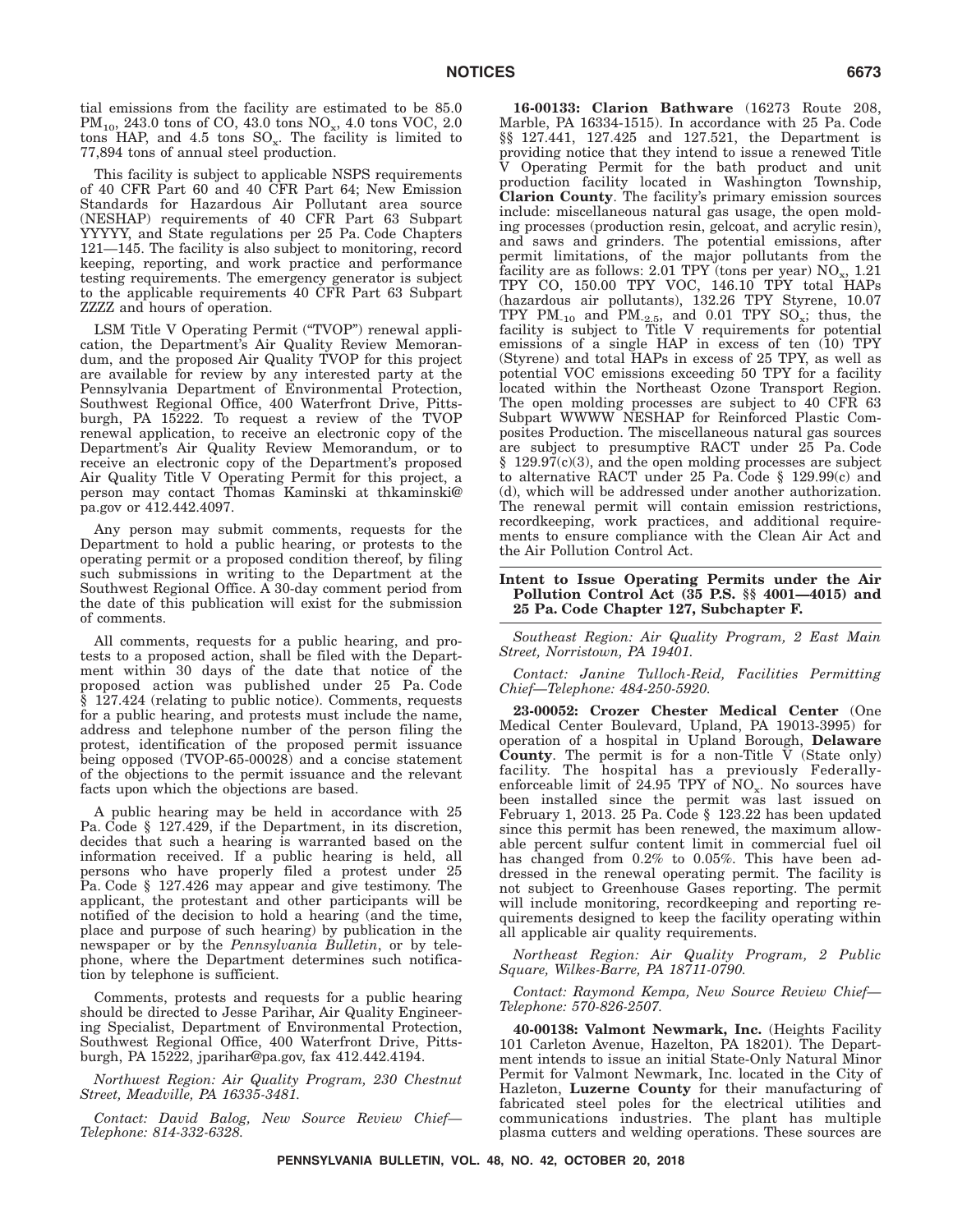tial emissions from the facility are estimated to be 85.0 $PM_{10}$, 243.0 tons of CO, 43.0 tons $NO_x$, 4.0 tons VOC, 2.0 tons HAP, and 4.5 tons $SO_x$. The facility is limited to 77,894 tons of annual steel production.

This facility is subject to applicable NSPS requirements of 40 CFR Part 60 and 40 CFR Part 64; New Emission Standards for Hazardous Air Pollutant area source (NESHAP) requirements of 40 CFR Part 63 Subpart YYYYY, and State regulations per 25 Pa. Code Chapters 121—145. The facility is also subject to monitoring, record keeping, reporting, and work practice and performance testing requirements. The emergency generator is subject to the applicable requirements 40 CFR Part 63 Subpart ZZZZ and hours of operation.

LSM Title V Operating Permit ("TVOP") renewal application, the Department's Air Quality Review Memorandum, and the proposed Air Quality TVOP for this project are available for review by any interested party at the Pennsylvania Department of Environmental Protection, Southwest Regional Office, 400 Waterfront Drive, Pittsburgh, PA 15222. To request a review of the TVOP renewal application, to receive an electronic copy of the Department's Air Quality Review Memorandum, or to receive an electronic copy of the Department's proposed Air Quality Title V Operating Permit for this project, a person may contact Thomas Kaminski at thkaminski@pa.gov or 412.442.4097.

Any person may submit comments, requests for the Department to hold a public hearing, or protests to the operating permit or a proposed condition thereof, by filing such submissions in writing to the Department at the Southwest Regional Office. A 30-day comment period from the date of this publication will exist for the submission of comments.

All comments, requests for a public hearing, and protests to a proposed action, shall be filed with the Department within 30 days of the date that notice of the proposed action was published under 25 Pa. Code § 127.424 (relating to public notice). Comments, requests for a public hearing, and protests must include the name, address and telephone number of the person filing the protest, identification of the proposed permit issuance being opposed (TVOP-65-00028) and a concise statement of the objections to the permit issuance and the relevant facts upon which the objections are based.

A public hearing may be held in accordance with 25 Pa. Code § 127.429, if the Department, in its discretion, decides that such a hearing is warranted based on the information received. If a public hearing is held, all persons who have properly filed a protest under 25 Pa. Code § 127.426 may appear and give testimony. The applicant, the protestant and other participants will be notified of the decision to hold a hearing (and the time, place and purpose of such hearing) by publication in the newspaper or by the *Pennsylvania Bulletin*, or by telephone, where the Department determines such notification by telephone is sufficient.

Comments, protests and requests for a public hearing should be directed to Jesse Parihar, Air Quality Engineering Specialist, Department of Environmental Protection, Southwest Regional Office, 400 Waterfront Drive, Pittsburgh, PA 15222, jparihar@pa.gov, fax 412.442.4194.

*Northwest Region: Air Quality Program, 230 Chestnut Street, Meadville, PA 16335-3481.*

*Contact: David Balog, New Source Review Chief—Telephone: 814-332-6328.*

**16-00133: Clarion Bathware** (16273 Route 208, Marble, PA 16334-1515). In accordance with 25 Pa. Code §§ 127.441, 127.425 and 127.521, the Department is providing notice that they intend to issue a renewed Title V Operating Permit for the bath product and unit production facility located in Washington Township, **Clarion County**. The facility's primary emission sources include: miscellaneous natural gas usage, the open molding processes (production resin, gelcoat, and acrylic resin), and saws and grinders. The potential emissions, after permit limitations, of the major pollutants from the facility are as follows: 2.01 TPY (tons per year) $NO_x$, 1.21 TPY CO, 150.00 TPY VOC, 146.10 TPY total HAPs (hazardous air pollutants), 132.26 TPY Styrene, 10.07 TPY $PM_{-10}$ and $PM_{-2.5}$, and 0.01 TPY $SO_x$; thus, the facility is subject to Title V requirements for potential emissions of a single HAP in excess of ten (10) TPY (Styrene) and total HAPs in excess of 25 TPY, as well as potential VOC emissions exceeding 50 TPY for a facility located within the Northeast Ozone Transport Region. The open molding processes are subject to 40 CFR 63 Subpart WWWW NESHAP for Reinforced Plastic Composites Production. The miscellaneous natural gas sources are subject to presumptive RACT under 25 Pa. Code § 129.97(c)(3), and the open molding processes are subject to alternative RACT under 25 Pa. Code § 129.99(c) and (d), which will be addressed under another authorization. The renewal permit will contain emission restrictions, recordkeeping, work practices, and additional requirements to ensure compliance with the Clean Air Act and the Air Pollution Control Act.

## Intent to Issue Operating Permits under the Air Pollution Control Act (35 P.S. §§ 4001—4015) and 25 Pa. Code Chapter 127, Subchapter F.

*Southeast Region: Air Quality Program, 2 East Main Street, Norristown, PA 19401.*

*Contact: Janine Tulloch-Reid, Facilities Permitting Chief—Telephone: 484-250-5920.*

**23-00052: Crozer Chester Medical Center** (One Medical Center Boulevard, Upland, PA 19013-3995) for operation of a hospital in Upland Borough, **Delaware County**. The permit is for a non-Title V (State only) facility. The hospital has a previously Federally-enforceable limit of 24.95 TPY of $NO_x$. No sources have been installed since the permit was last issued on February 1, 2013. 25 Pa. Code § 123.22 has been updated since this permit has been renewed, the maximum allowable percent sulfur content limit in commercial fuel oil has changed from 0.2% to 0.05%. This have been addressed in the renewal operating permit. The facility is not subject to Greenhouse Gases reporting. The permit will include monitoring, recordkeeping and reporting requirements designed to keep the facility operating within all applicable air quality requirements.

*Northeast Region: Air Quality Program, 2 Public Square, Wilkes-Barre, PA 18711-0790.*

*Contact: Raymond Kempa, New Source Review Chief—Telephone: 570-826-2507.*

**40-00138: Valmont Newmark, Inc.** (Heights Facility 101 Carleton Avenue, Hazelton, PA 18201). The Department intends to issue an initial State-Only Natural Minor Permit for Valmont Newmark, Inc. located in the City of Hazleton, **Luzerne County** for their manufacturing of fabricated steel poles for the electrical utilities and communications industries. The plant has multiple plasma cutters and welding operations. These sources are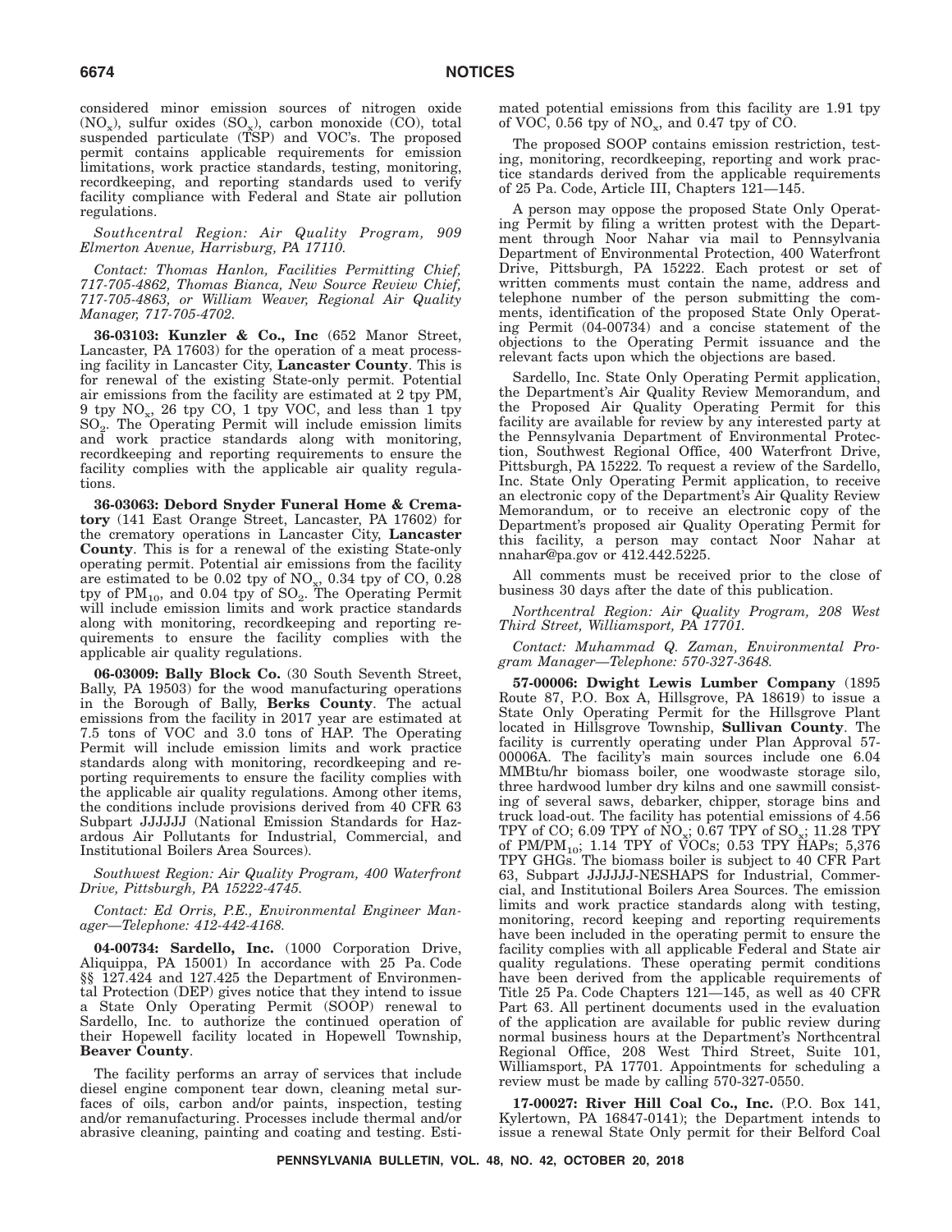considered minor emission sources of nitrogen oxide ($NO_x$), sulfur oxides ($SO_x$), carbon monoxide (CO), total suspended particulate (TSP) and VOC's. The proposed permit contains applicable requirements for emission limitations, work practice standards, testing, monitoring, recordkeeping, and reporting standards used to verify facility compliance with Federal and State air pollution regulations.

*Southcentral Region: Air Quality Program, 909 Elmerton Avenue, Harrisburg, PA 17110.*

*Contact: Thomas Hanlon, Facilities Permitting Chief, 717-705-4862, Thomas Bianca, New Source Review Chief, 717-705-4863, or William Weaver, Regional Air Quality Manager, 717-705-4702.*

**36-03103: Kunzler & Co., Inc** (652 Manor Street, Lancaster, PA 17603) for the operation of a meat processing facility in Lancaster City, **Lancaster County**. This is for renewal of the existing State-only permit. Potential air emissions from the facility are estimated at 2 tpy PM, 9 tpy $NO_x$, 26 tpy CO, 1 tpy VOC, and less than 1 tpy $SO_2$. The Operating Permit will include emission limits and work practice standards along with monitoring, recordkeeping and reporting requirements to ensure the facility complies with the applicable air quality regulations.

**36-03063: Debord Snyder Funeral Home & Crematory** (141 East Orange Street, Lancaster, PA 17602) for the crematory operations in Lancaster City, **Lancaster County**. This is for a renewal of the existing State-only operating permit. Potential air emissions from the facility are estimated to be 0.02 tpy of $NO_x$, 0.34 tpy of CO, 0.28 tpy of $PM_{10}$, and 0.04 tpy of $SO_2$. The Operating Permit will include emission limits and work practice standards along with monitoring, recordkeeping and reporting requirements to ensure the facility complies with the applicable air quality regulations.

**06-03009: Bally Block Co.** (30 South Seventh Street, Bally, PA 19503) for the wood manufacturing operations in the Borough of Bally, **Berks County**. The actual emissions from the facility in 2017 year are estimated at 7.5 tons of VOC and 3.0 tons of HAP. The Operating Permit will include emission limits and work practice standards along with monitoring, recordkeeping and reporting requirements to ensure the facility complies with the applicable air quality regulations. Among other items, the conditions include provisions derived from 40 CFR 63 Subpart JJJJJJ (National Emission Standards for Hazardous Air Pollutants for Industrial, Commercial, and Institutional Boilers Area Sources).

*Southwest Region: Air Quality Program, 400 Waterfront Drive, Pittsburgh, PA 15222-4745.*

*Contact: Ed Orris, P.E., Environmental Engineer Manager—Telephone: 412-442-4168.*

**04-00734: Sardello, Inc.** (1000 Corporation Drive, Aliquippa, PA 15001) In accordance with 25 Pa. Code §§ 127.424 and 127.425 the Department of Environmental Protection (DEP) gives notice that they intend to issue a State Only Operating Permit (SOOP) renewal to Sardello, Inc. to authorize the continued operation of their Hopewell facility located in Hopewell Township, **Beaver County**.

The facility performs an array of services that include diesel engine component tear down, cleaning metal surfaces of oils, carbon and/or paints, inspection, testing and/or remanufacturing. Processes include thermal and/or abrasive cleaning, painting and coating and testing. Estimated potential emissions from this facility are 1.91 tpy of VOC, 0.56 tpy of $NO_x$, and 0.47 tpy of CO.

The proposed SOOP contains emission restriction, testing, monitoring, recordkeeping, reporting and work practice standards derived from the applicable requirements of 25 Pa. Code, Article III, Chapters 121—145.

A person may oppose the proposed State Only Operating Permit by filing a written protest with the Department through Noor Nahar via mail to Pennsylvania Department of Environmental Protection, 400 Waterfront Drive, Pittsburgh, PA 15222. Each protest or set of written comments must contain the name, address and telephone number of the person submitting the comments, identification of the proposed State Only Operating Permit (04-00734) and a concise statement of the objections to the Operating Permit issuance and the relevant facts upon which the objections are based.

Sardello, Inc. State Only Operating Permit application, the Department's Air Quality Review Memorandum, and the Proposed Air Quality Operating Permit for this facility are available for review by any interested party at the Pennsylvania Department of Environmental Protection, Southwest Regional Office, 400 Waterfront Drive, Pittsburgh, PA 15222. To request a review of the Sardello, Inc. State Only Operating Permit application, to receive an electronic copy of the Department's Air Quality Review Memorandum, or to receive an electronic copy of the Department's proposed air Quality Operating Permit for this facility, a person may contact Noor Nahar at nnahar@pa.gov or 412.442.5225.

All comments must be received prior to the close of business 30 days after the date of this publication.

*Northcentral Region: Air Quality Program, 208 West Third Street, Williamsport, PA 17701.*

*Contact: Muhammad Q. Zaman, Environmental Program Manager—Telephone: 570-327-3648.*

**57-00006: Dwight Lewis Lumber Company** (1895 Route 87, P.O. Box A, Hillsgrove, PA 18619) to issue a State Only Operating Permit for the Hillsgrove Plant located in Hillsgrove Township, **Sullivan County**. The facility is currently operating under Plan Approval 57-00006A. The facility's main sources include one 6.04 MMBtu/hr biomass boiler, one woodwaste storage silo, three hardwood lumber dry kilns and one sawmill consisting of several saws, debarker, chipper, storage bins and truck load-out. The facility has potential emissions of 4.56 TPY of CO; 6.09 TPY of $NO_x$; 0.67 TPY of $SO_x$; 11.28 TPY of $PM/PM_{10}$; 1.14 TPY of VOCs; 0.53 TPY HAPs; 5,376 TPY GHGs. The biomass boiler is subject to 40 CFR Part 63, Subpart JJJJJJ-NESHAPS for Industrial, Commercial, and Institutional Boilers Area Sources. The emission limits and work practice standards along with testing, monitoring, record keeping and reporting requirements have been included in the operating permit to ensure the facility complies with all applicable Federal and State air quality regulations. These operating permit conditions have been derived from the applicable requirements of Title 25 Pa. Code Chapters 121—145, as well as 40 CFR Part 63. All pertinent documents used in the evaluation of the application are available for public review during normal business hours at the Department's Northcentral Regional Office, 208 West Third Street, Suite 101, Williamsport, PA 17701. Appointments for scheduling a review must be made by calling 570-327-0550.

**17-00027: River Hill Coal Co., Inc.** (P.O. Box 141, Kylertown, PA 16847-0141); the Department intends to issue a renewal State Only permit for their Belford Coal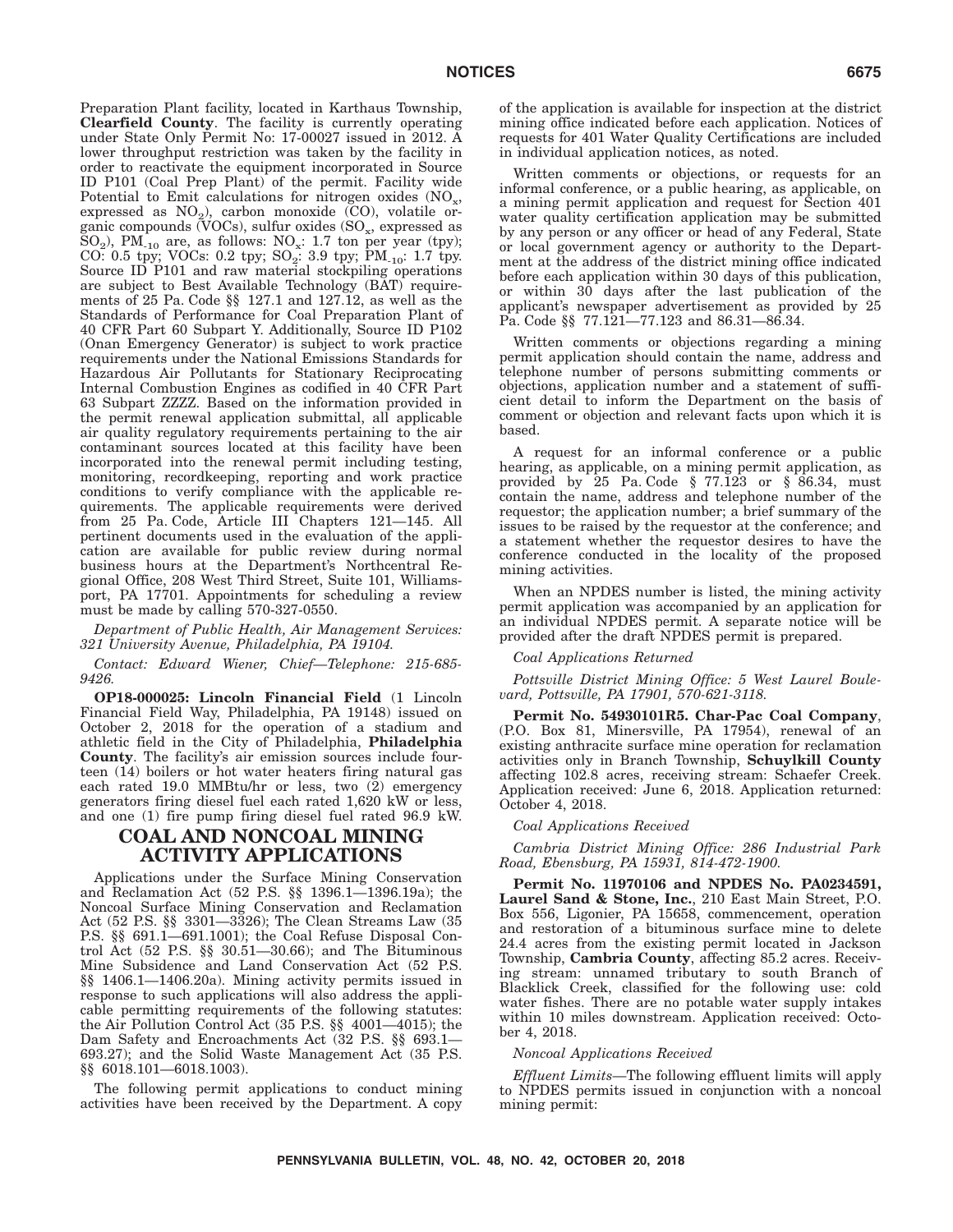Preparation Plant facility, located in Karthaus Township, **Clearfield County**. The facility is currently operating under State Only Permit No: 17-00027 issued in 2012. A lower throughput restriction was taken by the facility in order to reactivate the equipment incorporated in Source ID P101 (Coal Prep Plant) of the permit. Facility wide Potential to Emit calculations for nitrogen oxides ($NO_x$, expressed as $NO_2$), carbon monoxide (CO), volatile organic compounds (VOCs), sulfur oxides ($SO_x$, expressed as $SO_2$), $PM_{-10}$ are, as follows: $NO_x$: 1.7 ton per year (tpy); CO: 0.5 tpy; VOCs: 0.2 tpy; $SO_2$: 3.9 tpy; $PM_{-10}$: 1.7 tpy. Source ID P101 and raw material stockpiling operations are subject to Best Available Technology (BAT) requirements of 25 Pa. Code §§ 127.1 and 127.12, as well as the Standards of Performance for Coal Preparation Plant of 40 CFR Part 60 Subpart Y. Additionally, Source ID P102 (Onan Emergency Generator) is subject to work practice requirements under the National Emissions Standards for Hazardous Air Pollutants for Stationary Reciprocating Internal Combustion Engines as codified in 40 CFR Part 63 Subpart ZZZZ. Based on the information provided in the permit renewal application submittal, all applicable air quality regulatory requirements pertaining to the air contaminant sources located at this facility have been incorporated into the renewal permit including testing, monitoring, recordkeeping, reporting and work practice conditions to verify compliance with the applicable requirements. The applicable requirements were derived from 25 Pa. Code, Article III Chapters 121—145. All pertinent documents used in the evaluation of the application are available for public review during normal business hours at the Department's Northcentral Regional Office, 208 West Third Street, Suite 101, Williamsport, PA 17701. Appointments for scheduling a review must be made by calling 570-327-0550.

*Department of Public Health, Air Management Services: 321 University Avenue, Philadelphia, PA 19104.*

*Contact: Edward Wiener, Chief—Telephone: 215-685-9426.*

**OP18-000025: Lincoln Financial Field** (1 Lincoln Financial Field Way, Philadelphia, PA 19148) issued on October 2, 2018 for the operation of a stadium and athletic field in the City of Philadelphia, **Philadelphia County**. The facility's air emission sources include fourteen (14) boilers or hot water heaters firing natural gas each rated 19.0 MMBtu/hr or less, two (2) emergency generators firing diesel fuel each rated 1,620 kW or less, and one (1) fire pump firing diesel fuel rated 96.9 kW.

## COAL AND NONCOAL MINING ACTIVITY APPLICATIONS

Applications under the Surface Mining Conservation and Reclamation Act (52 P.S. §§ 1396.1—1396.19a); the Noncoal Surface Mining Conservation and Reclamation Act (52 P.S. §§ 3301—3326); The Clean Streams Law (35 P.S. §§ 691.1—691.1001); the Coal Refuse Disposal Control Act (52 P.S. §§ 30.51—30.66); and The Bituminous Mine Subsidence and Land Conservation Act (52 P.S. §§ 1406.1—1406.20a). Mining activity permits issued in response to such applications will also address the applicable permitting requirements of the following statutes: the Air Pollution Control Act (35 P.S. §§ 4001—4015); the Dam Safety and Encroachments Act (32 P.S. §§ 693.1—693.27); and the Solid Waste Management Act (35 P.S. §§ 6018.101—6018.1003).

The following permit applications to conduct mining activities have been received by the Department. A copy of the application is available for inspection at the district mining office indicated before each application. Notices of requests for 401 Water Quality Certifications are included in individual application notices, as noted.

Written comments or objections, or requests for an informal conference, or a public hearing, as applicable, on a mining permit application and request for Section 401 water quality certification application may be submitted by any person or any officer or head of any Federal, State or local government agency or authority to the Department at the address of the district mining office indicated before each application within 30 days of this publication, or within 30 days after the last publication of the applicant's newspaper advertisement as provided by 25 Pa. Code §§ 77.121—77.123 and 86.31—86.34.

Written comments or objections regarding a mining permit application should contain the name, address and telephone number of persons submitting comments or objections, application number and a statement of sufficient detail to inform the Department on the basis of comment or objection and relevant facts upon which it is based.

A request for an informal conference or a public hearing, as applicable, on a mining permit application, as provided by 25 Pa. Code § 77.123 or § 86.34, must contain the name, address and telephone number of the requestor; the application number; a brief summary of the issues to be raised by the requestor at the conference; and a statement whether the requestor desires to have the conference conducted in the locality of the proposed mining activities.

When an NPDES number is listed, the mining activity permit application was accompanied by an application for an individual NPDES permit. A separate notice will be provided after the draft NPDES permit is prepared.

*Coal Applications Returned*

*Pottsville District Mining Office: 5 West Laurel Boulevard, Pottsville, PA 17901, 570-621-3118.*

**Permit No. 54930101R5. Char-Pac Coal Company**, (P.O. Box 81, Minersville, PA 17954), renewal of an existing anthracite surface mine operation for reclamation activities only in Branch Township, **Schuylkill County** affecting 102.8 acres, receiving stream: Schaefer Creek. Application received: June 6, 2018. Application returned: October 4, 2018.

*Coal Applications Received*

*Cambria District Mining Office: 286 Industrial Park Road, Ebensburg, PA 15931, 814-472-1900.*

**Permit No. 11970106 and NPDES No. PA0234591, Laurel Sand & Stone, Inc.**, 210 East Main Street, P.O. Box 556, Ligonier, PA 15658, commencement, operation and restoration of a bituminous surface mine to delete 24.4 acres from the existing permit located in Jackson Township, **Cambria County**, affecting 85.2 acres. Receiving stream: unnamed tributary to south Branch of Blacklick Creek, classified for the following use: cold water fishes. There are no potable water supply intakes within 10 miles downstream. Application received: October 4, 2018.

*Noncoal Applications Received*

*Effluent Limits*—The following effluent limits will apply to NPDES permits issued in conjunction with a noncoal mining permit: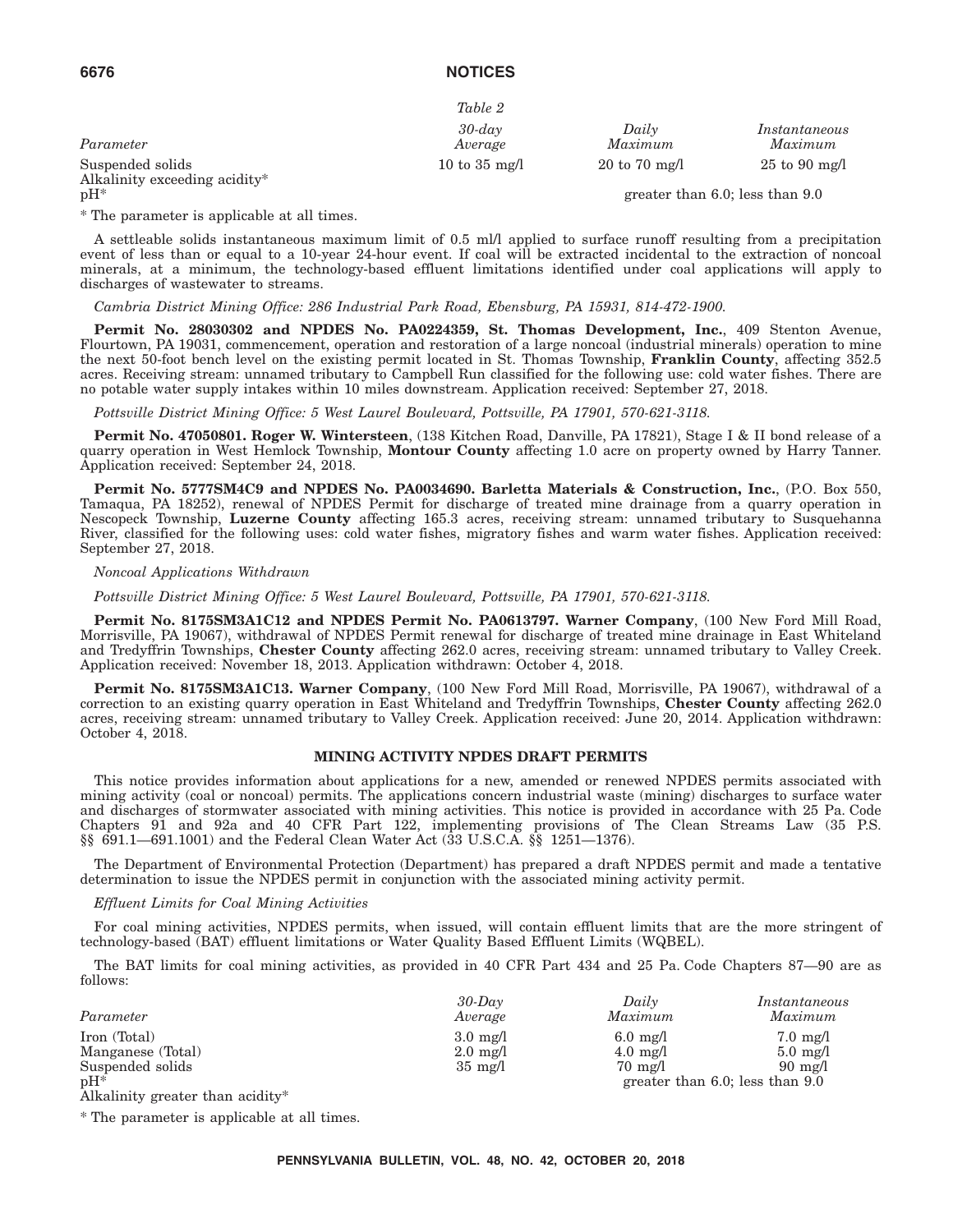*Table 2*

| *Parameter* | *30-day Average* | *Daily Maximum* | *Instantaneous Maximum* |
|---|---|---|---|
| Suspended solids | 10 to 35 mg/l | 20 to 70 mg/l | 25 to 90 mg/l |
| Alkalinity exceeding acidity* | | | |
| pH* | | greater than 6.0; less than 9.0 | |

* The parameter is applicable at all times.

A settleable solids instantaneous maximum limit of 0.5 ml/l applied to surface runoff resulting from a precipitation event of less than or equal to a 10-year 24-hour event. If coal will be extracted incidental to the extraction of noncoal minerals, at a minimum, the technology-based effluent limitations identified under coal applications will apply to discharges of wastewater to streams.

*Cambria District Mining Office: 286 Industrial Park Road, Ebensburg, PA 15931, 814-472-1900.*

**Permit No. 28030302 and NPDES No. PA0224359, St. Thomas Development, Inc.**, 409 Stenton Avenue, Flourtown, PA 19031, commencement, operation and restoration of a large noncoal (industrial minerals) operation to mine the next 50-foot bench level on the existing permit located in St. Thomas Township, **Franklin County**, affecting 352.5 acres. Receiving stream: unnamed tributary to Campbell Run classified for the following use: cold water fishes. There are no potable water supply intakes within 10 miles downstream. Application received: September 27, 2018.

*Pottsville District Mining Office: 5 West Laurel Boulevard, Pottsville, PA 17901, 570-621-3118.*

**Permit No. 47050801. Roger W. Wintersteen**, (138 Kitchen Road, Danville, PA 17821), Stage I & II bond release of a quarry operation in West Hemlock Township, **Montour County** affecting 1.0 acre on property owned by Harry Tanner. Application received: September 24, 2018.

**Permit No. 5777SM4C9 and NPDES No. PA0034690. Barletta Materials & Construction, Inc.**, (P.O. Box 550, Tamaqua, PA 18252), renewal of NPDES Permit for discharge of treated mine drainage from a quarry operation in Nescopeck Township, **Luzerne County** affecting 165.3 acres, receiving stream: unnamed tributary to Susquehanna River, classified for the following uses: cold water fishes, migratory fishes and warm water fishes. Application received: September 27, 2018.

*Noncoal Applications Withdrawn*

*Pottsville District Mining Office: 5 West Laurel Boulevard, Pottsville, PA 17901, 570-621-3118.*

**Permit No. 8175SM3A1C12 and NPDES Permit No. PA0613797. Warner Company**, (100 New Ford Mill Road, Morrisville, PA 19067), withdrawal of NPDES Permit renewal for discharge of treated mine drainage in East Whiteland and Tredyffrin Townships, **Chester County** affecting 262.0 acres, receiving stream: unnamed tributary to Valley Creek. Application received: November 18, 2013. Application withdrawn: October 4, 2018.

**Permit No. 8175SM3A1C13. Warner Company**, (100 New Ford Mill Road, Morrisville, PA 19067), withdrawal of a correction to an existing quarry operation in East Whiteland and Tredyffrin Townships, **Chester County** affecting 262.0 acres, receiving stream: unnamed tributary to Valley Creek. Application received: June 20, 2014. Application withdrawn: October 4, 2018.

## MINING ACTIVITY NPDES DRAFT PERMITS

This notice provides information about applications for a new, amended or renewed NPDES permits associated with mining activity (coal or noncoal) permits. The applications concern industrial waste (mining) discharges to surface water and discharges of stormwater associated with mining activities. This notice is provided in accordance with 25 Pa. Code Chapters 91 and 92a and 40 CFR Part 122, implementing provisions of The Clean Streams Law (35 P.S. §§ 691.1—691.1001) and the Federal Clean Water Act (33 U.S.C.A. §§ 1251—1376).

The Department of Environmental Protection (Department) has prepared a draft NPDES permit and made a tentative determination to issue the NPDES permit in conjunction with the associated mining activity permit.

*Effluent Limits for Coal Mining Activities*

For coal mining activities, NPDES permits, when issued, will contain effluent limits that are the more stringent of technology-based (BAT) effluent limitations or Water Quality Based Effluent Limits (WQBEL).

The BAT limits for coal mining activities, as provided in 40 CFR Part 434 and 25 Pa. Code Chapters 87—90 are as follows:

| *Parameter* | *30-Day Average* | *Daily Maximum* | *Instantaneous Maximum* |
|---|---|---|---|
| Iron (Total) | 3.0 mg/l | 6.0 mg/l | 7.0 mg/l |
| Manganese (Total) | 2.0 mg/l | 4.0 mg/l | 5.0 mg/l |
| Suspended solids | 35 mg/l | 70 mg/l | 90 mg/l |
| pH* | | greater than 6.0; less than 9.0 | |
| Alkalinity greater than acidity* | | | |

* The parameter is applicable at all times.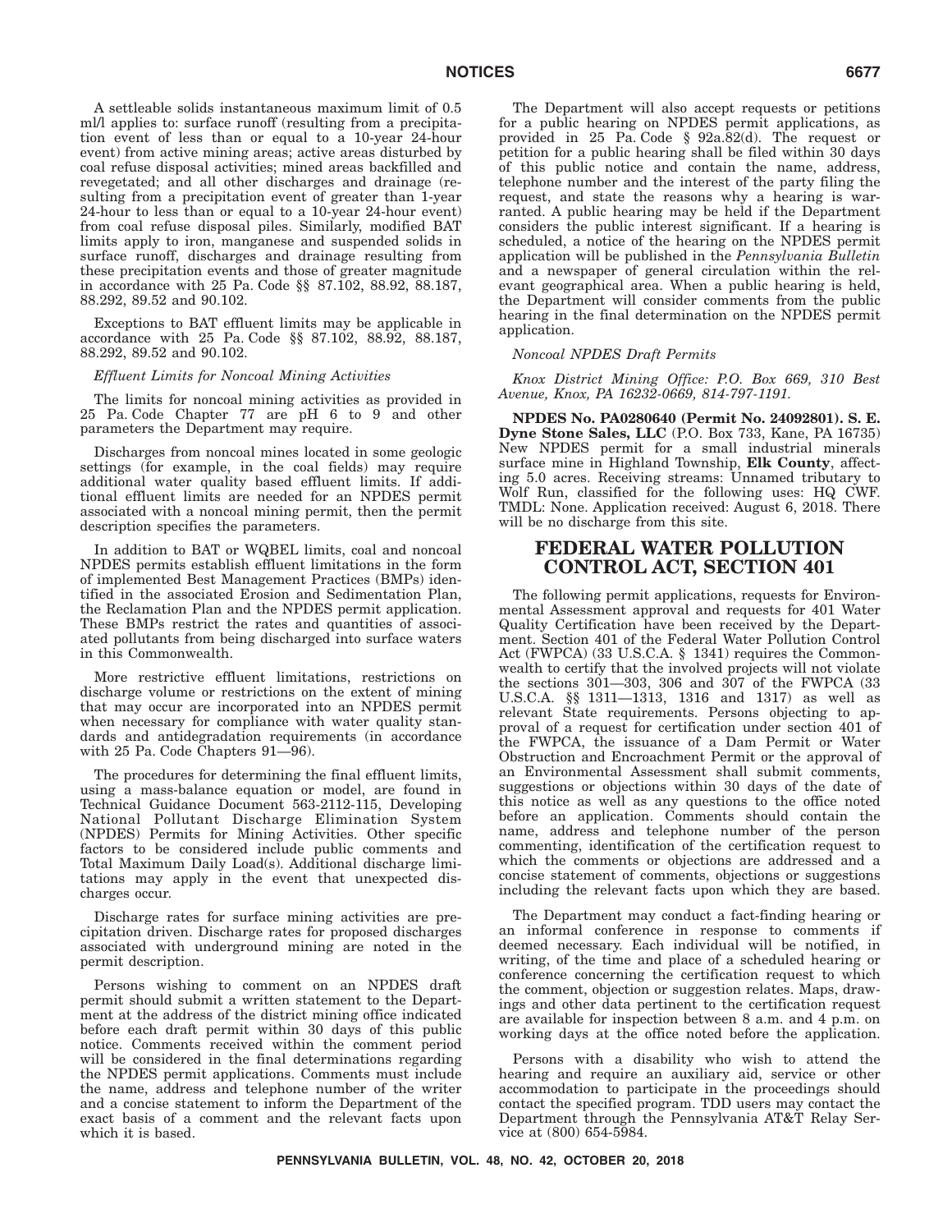A settleable solids instantaneous maximum limit of 0.5 ml/l applies to: surface runoff (resulting from a precipitation event of less than or equal to a 10-year 24-hour event) from active mining areas; active areas disturbed by coal refuse disposal activities; mined areas backfilled and revegetated; and all other discharges and drainage (resulting from a precipitation event of greater than 1-year 24-hour to less than or equal to a 10-year 24-hour event) from coal refuse disposal piles. Similarly, modified BAT limits apply to iron, manganese and suspended solids in surface runoff, discharges and drainage resulting from these precipitation events and those of greater magnitude in accordance with 25 Pa. Code §§ 87.102, 88.92, 88.187, 88.292, 89.52 and 90.102.

Exceptions to BAT effluent limits may be applicable in accordance with 25 Pa. Code §§ 87.102, 88.92, 88.187, 88.292, 89.52 and 90.102.

*Effluent Limits for Noncoal Mining Activities*

The limits for noncoal mining activities as provided in 25 Pa. Code Chapter 77 are pH 6 to 9 and other parameters the Department may require.

Discharges from noncoal mines located in some geologic settings (for example, in the coal fields) may require additional water quality based effluent limits. If additional effluent limits are needed for an NPDES permit associated with a noncoal mining permit, then the permit description specifies the parameters.

In addition to BAT or WQBEL limits, coal and noncoal NPDES permits establish effluent limitations in the form of implemented Best Management Practices (BMPs) identified in the associated Erosion and Sedimentation Plan, the Reclamation Plan and the NPDES permit application. These BMPs restrict the rates and quantities of associated pollutants from being discharged into surface waters in this Commonwealth.

More restrictive effluent limitations, restrictions on discharge volume or restrictions on the extent of mining that may occur are incorporated into an NPDES permit when necessary for compliance with water quality standards and antidegradation requirements (in accordance with 25 Pa. Code Chapters 91—96).

The procedures for determining the final effluent limits, using a mass-balance equation or model, are found in Technical Guidance Document 563-2112-115, Developing National Pollutant Discharge Elimination System (NPDES) Permits for Mining Activities. Other specific factors to be considered include public comments and Total Maximum Daily Load(s). Additional discharge limitations may apply in the event that unexpected discharges occur.

Discharge rates for surface mining activities are precipitation driven. Discharge rates for proposed discharges associated with underground mining are noted in the permit description.

Persons wishing to comment on an NPDES draft permit should submit a written statement to the Department at the address of the district mining office indicated before each draft permit within 30 days of this public notice. Comments received within the comment period will be considered in the final determinations regarding the NPDES permit applications. Comments must include the name, address and telephone number of the writer and a concise statement to inform the Department of the exact basis of a comment and the relevant facts upon which it is based.

The Department will also accept requests or petitions for a public hearing on NPDES permit applications, as provided in 25 Pa. Code § 92a.82(d). The request or petition for a public hearing shall be filed within 30 days of this public notice and contain the name, address, telephone number and the interest of the party filing the request, and state the reasons why a hearing is warranted. A public hearing may be held if the Department considers the public interest significant. If a hearing is scheduled, a notice of the hearing on the NPDES permit application will be published in the *Pennsylvania Bulletin* and a newspaper of general circulation within the relevant geographical area. When a public hearing is held, the Department will consider comments from the public hearing in the final determination on the NPDES permit application.

*Noncoal NPDES Draft Permits*

*Knox District Mining Office: P.O. Box 669, 310 Best Avenue, Knox, PA 16232-0669, 814-797-1191.*

**NPDES No. PA0280640 (Permit No. 24092801). S. E. Dyne Stone Sales, LLC** (P.O. Box 733, Kane, PA 16735) New NPDES permit for a small industrial minerals surface mine in Highland Township, **Elk County**, affecting 5.0 acres. Receiving streams: Unnamed tributary to Wolf Run, classified for the following uses: HQ CWF. TMDL: None. Application received: August 6, 2018. There will be no discharge from this site.

## FEDERAL WATER POLLUTION CONTROL ACT, SECTION 401

The following permit applications, requests for Environmental Assessment approval and requests for 401 Water Quality Certification have been received by the Department. Section 401 of the Federal Water Pollution Control Act (FWPCA) (33 U.S.C.A. § 1341) requires the Commonwealth to certify that the involved projects will not violate the sections 301—303, 306 and 307 of the FWPCA (33 U.S.C.A. §§ 1311—1313, 1316 and 1317) as well as relevant State requirements. Persons objecting to approval of a request for certification under section 401 of the FWPCA, the issuance of a Dam Permit or Water Obstruction and Encroachment Permit or the approval of an Environmental Assessment shall submit comments, suggestions or objections within 30 days of the date of this notice as well as any questions to the office noted before an application. Comments should contain the name, address and telephone number of the person commenting, identification of the certification request to which the comments or objections are addressed and a concise statement of comments, objections or suggestions including the relevant facts upon which they are based.

The Department may conduct a fact-finding hearing or an informal conference in response to comments if deemed necessary. Each individual will be notified, in writing, of the time and place of a scheduled hearing or conference concerning the certification request to which the comment, objection or suggestion relates. Maps, drawings and other data pertinent to the certification request are available for inspection between 8 a.m. and 4 p.m. on working days at the office noted before the application.

Persons with a disability who wish to attend the hearing and require an auxiliary aid, service or other accommodation to participate in the proceedings should contact the specified program. TDD users may contact the Department through the Pennsylvania AT&T Relay Service at (800) 654-5984.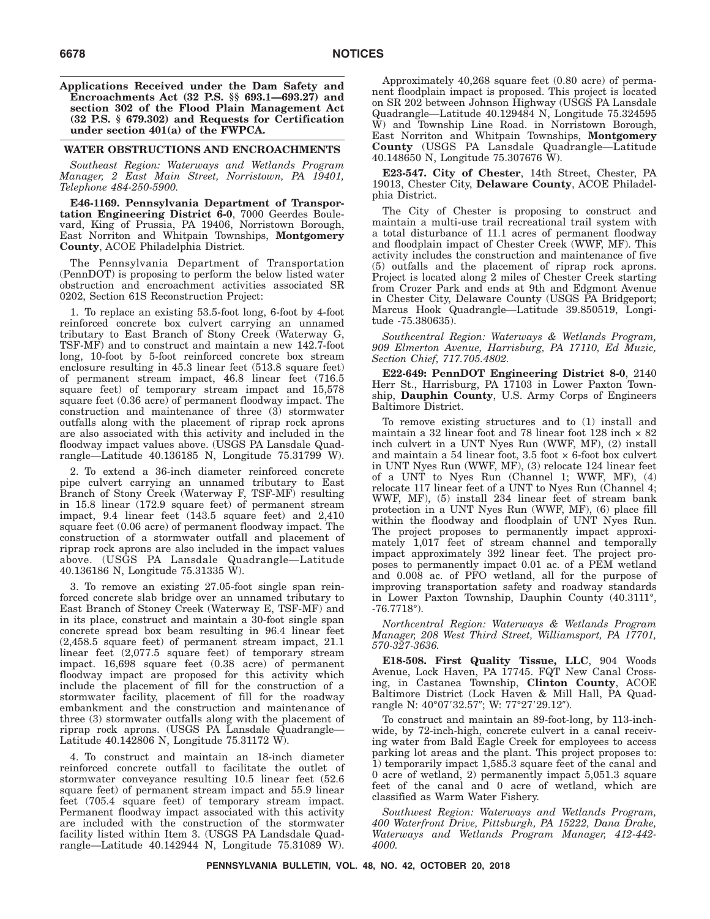**Applications Received under the Dam Safety and Encroachments Act (32 P.S. §§ 693.1—693.27) and section 302 of the Flood Plain Management Act (32 P.S. § 679.302) and Requests for Certification under section 401(a) of the FWPCA.**

## WATER OBSTRUCTIONS AND ENCROACHMENTS

*Southeast Region: Waterways and Wetlands Program Manager, 2 East Main Street, Norristown, PA 19401, Telephone 484-250-5900.*

**E46-1169. Pennsylvania Department of Transportation Engineering District 6-0**, 7000 Geerdes Boulevard, King of Prussia, PA 19406, Norristown Borough, East Norriton and Whitpain Townships, **Montgomery County**, ACOE Philadelphia District.

The Pennsylvania Department of Transportation (PennDOT) is proposing to perform the below listed water obstruction and encroachment activities associated SR 0202, Section 61S Reconstruction Project:

1. To replace an existing 53.5-foot long, 6-foot by 4-foot reinforced concrete box culvert carrying an unnamed tributary to East Branch of Stony Creek (Waterway G, TSF-MF) and to construct and maintain a new 142.7-foot long, 10-foot by 5-foot reinforced concrete box stream enclosure resulting in 45.3 linear feet (513.8 square feet) of permanent stream impact, 46.8 linear feet (716.5 square feet) of temporary stream impact and 15,578 square feet (0.36 acre) of permanent floodway impact. The construction and maintenance of three (3) stormwater outfalls along with the placement of riprap rock aprons are also associated with this activity and included in the floodway impact values above. (USGS PA Lansdale Quadrangle—Latitude 40.136185 N, Longitude 75.31799 W).

2. To extend a 36-inch diameter reinforced concrete pipe culvert carrying an unnamed tributary to East Branch of Stony Creek (Waterway F, TSF-MF) resulting in 15.8 linear (172.9 square feet) of permanent stream impact, 9.4 linear feet (143.5 square feet) and 2,410 square feet (0.06 acre) of permanent floodway impact. The construction of a stormwater outfall and placement of riprap rock aprons are also included in the impact values above. (USGS PA Lansdale Quadrangle—Latitude 40.136186 N, Longitude 75.31335 W).

3. To remove an existing 27.05-foot single span reinforced concrete slab bridge over an unnamed tributary to East Branch of Stoney Creek (Waterway E, TSF-MF) and in its place, construct and maintain a 30-foot single span concrete spread box beam resulting in 96.4 linear feet (2,458.5 square feet) of permanent stream impact, 21.1 linear feet (2,077.5 square feet) of temporary stream impact. 16,698 square feet (0.38 acre) of permanent floodway impact are proposed for this activity which include the placement of fill for the construction of a stormwater facility, placement of fill for the roadway embankment and the construction and maintenance of three (3) stormwater outfalls along with the placement of riprap rock aprons. (USGS PA Lansdale Quadrangle—Latitude 40.142806 N, Longitude 75.31172 W).

4. To construct and maintain an 18-inch diameter reinforced concrete outfall to facilitate the outlet of stormwater conveyance resulting 10.5 linear feet (52.6 square feet) of permanent stream impact and 55.9 linear feet (705.4 square feet) of temporary stream impact. Permanent floodway impact associated with this activity are included with the construction of the stormwater facility listed within Item 3. (USGS PA Landsdale Quadrangle—Latitude 40.142944 N, Longitude 75.31089 W).

Approximately 40,268 square feet (0.80 acre) of permanent floodplain impact is proposed. This project is located on SR 202 between Johnson Highway (USGS PA Lansdale Quadrangle—Latitude 40.129484 N, Longitude 75.324595 W) and Township Line Road. in Norristown Borough, East Norriton and Whitpain Townships, **Montgomery County** (USGS PA Lansdale Quadrangle—Latitude 40.148650 N, Longitude 75.307676 W).

**E23-547. City of Chester**, 14th Street, Chester, PA 19013, Chester City, **Delaware County**, ACOE Philadelphia District.

The City of Chester is proposing to construct and maintain a multi-use trail recreational trail system with a total disturbance of 11.1 acres of permanent floodway and floodplain impact of Chester Creek (WWF, MF). This activity includes the construction and maintenance of five (5) outfalls and the placement of riprap rock aprons. Project is located along 2 miles of Chester Creek starting from Crozer Park and ends at 9th and Edgmont Avenue in Chester City, Delaware County (USGS PA Bridgeport; Marcus Hook Quadrangle—Latitude 39.850519, Longitude -75.380635).

*Southcentral Region: Waterways & Wetlands Program, 909 Elmerton Avenue, Harrisburg, PA 17110, Ed Muzic, Section Chief, 717.705.4802.*

**E22-649: PennDOT Engineering District 8-0**, 2140 Herr St., Harrisburg, PA 17103 in Lower Paxton Township, **Dauphin County**, U.S. Army Corps of Engineers Baltimore District.

To remove existing structures and to (1) install and maintain a 32 linear foot and 78 linear foot 128 inch × 82 inch culvert in a UNT Nyes Run (WWF, MF), (2) install and maintain a 54 linear foot, 3.5 foot × 6-foot box culvert in UNT Nyes Run (WWF, MF), (3) relocate 124 linear feet of a UNT to Nyes Run (Channel 1; WWF, MF), (4) relocate 117 linear feet of a UNT to Nyes Run (Channel 4; WWF, MF), (5) install 234 linear feet of stream bank protection in a UNT Nyes Run (WWF, MF), (6) place fill within the floodway and floodplain of UNT Nyes Run. The project proposes to permanently impact approximately 1,017 feet of stream channel and temporally impact approximately 392 linear feet. The project proposes to permanently impact 0.01 ac. of a PEM wetland and 0.008 ac. of PFO wetland, all for the purpose of improving transportation safety and roadway standards in Lower Paxton Township, Dauphin County (40.3111°, -76.7718°).

*Northcentral Region: Waterways & Wetlands Program Manager, 208 West Third Street, Williamsport, PA 17701, 570-327-3636.*

**E18-508. First Quality Tissue, LLC**, 904 Woods Avenue, Lock Haven, PA 17745. FQT New Canal Crossing, in Castanea Township, **Clinton County**, ACOE Baltimore District (Lock Haven & Mill Hall, PA Quadrangle N: 40°07′32.57″; W: 77°27′29.12″).

To construct and maintain an 89-foot-long, by 113-inch-wide, by 72-inch-high, concrete culvert in a canal receiving water from Bald Eagle Creek for employees to access parking lot areas and the plant. This project proposes to: 1) temporarily impact 1,585.3 square feet of the canal and 0 acre of wetland, 2) permanently impact 5,051.3 square feet of the canal and 0 acre of wetland, which are classified as Warm Water Fishery.

*Southwest Region: Waterways and Wetlands Program, 400 Waterfront Drive, Pittsburgh, PA 15222, Dana Drake, Waterways and Wetlands Program Manager, 412-442-4000.*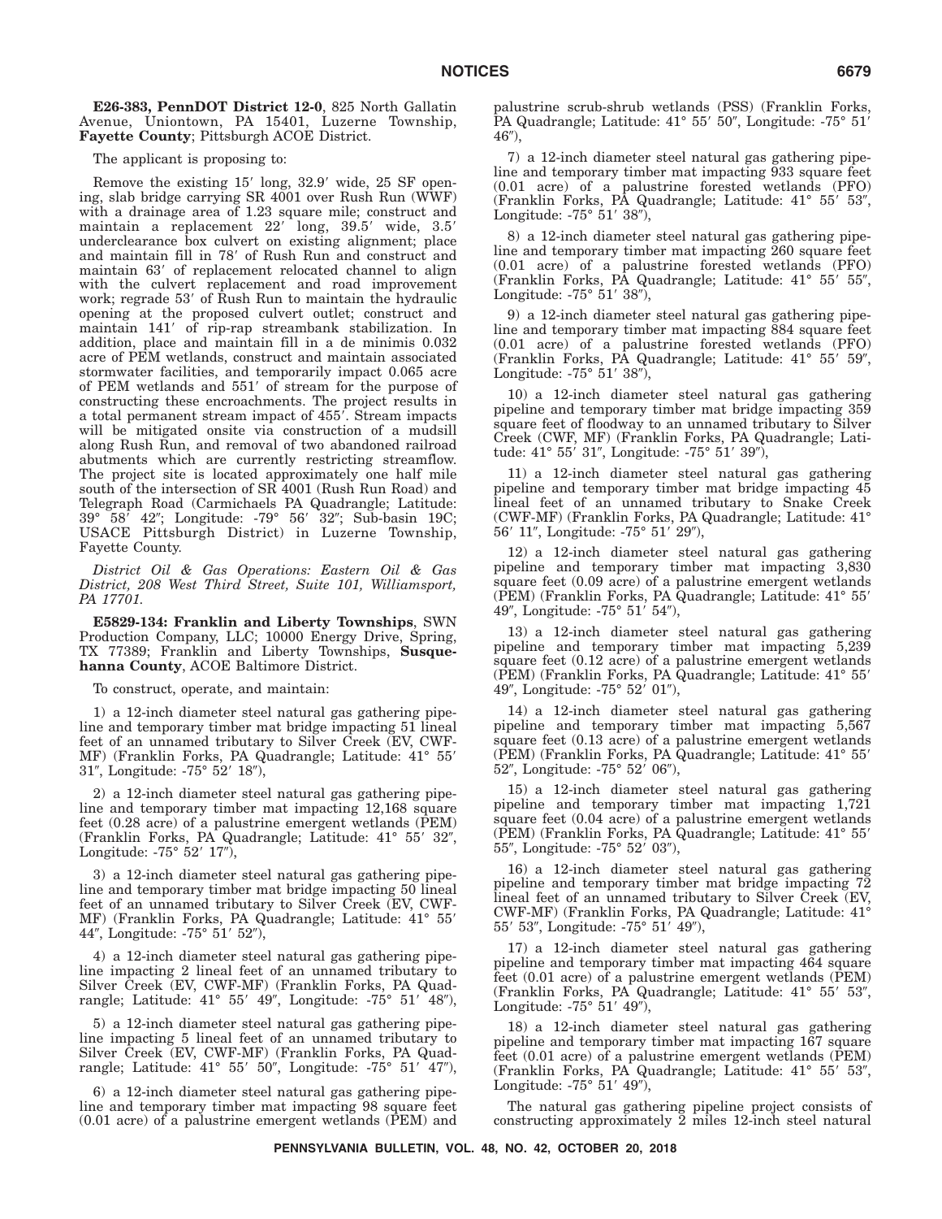**E26-383, PennDOT District 12-0**, 825 North Gallatin Avenue, Uniontown, PA 15401, Luzerne Township, **Fayette County**; Pittsburgh ACOE District.

The applicant is proposing to:

Remove the existing 15′ long, 32.9′ wide, 25 SF opening, slab bridge carrying SR 4001 over Rush Run (WWF) with a drainage area of 1.23 square mile; construct and maintain a replacement 22′ long, 39.5′ wide, 3.5′ underclearance box culvert on existing alignment; place and maintain fill in 78′ of Rush Run and construct and maintain 63′ of replacement relocated channel to align with the culvert replacement and road improvement work; regrade 53′ of Rush Run to maintain the hydraulic opening at the proposed culvert outlet; construct and maintain 141′ of rip-rap streambank stabilization. In addition, place and maintain fill in a de minimis 0.032 acre of PEM wetlands, construct and maintain associated stormwater facilities, and temporarily impact 0.065 acre of PEM wetlands and 551′ of stream for the purpose of constructing these encroachments. The project results in a total permanent stream impact of 455′. Stream impacts will be mitigated onsite via construction of a mudsill along Rush Run, and removal of two abandoned railroad abutments which are currently restricting streamflow. The project site is located approximately one half mile south of the intersection of SR 4001 (Rush Run Road) and Telegraph Road (Carmichaels PA Quadrangle; Latitude: 39° 58′ 42″; Longitude: -79° 56′ 32″; Sub-basin 19C; USACE Pittsburgh District) in Luzerne Township, Fayette County.

*District Oil & Gas Operations: Eastern Oil & Gas District, 208 West Third Street, Suite 101, Williamsport, PA 17701.*

**E5829-134: Franklin and Liberty Townships**, SWN Production Company, LLC; 10000 Energy Drive, Spring, TX 77389; Franklin and Liberty Townships, **Susquehanna County**, ACOE Baltimore District.

To construct, operate, and maintain:

1) a 12-inch diameter steel natural gas gathering pipeline and temporary timber mat bridge impacting 51 lineal feet of an unnamed tributary to Silver Creek (EV, CWF-MF) (Franklin Forks, PA Quadrangle; Latitude: 41° 55′ 31″, Longitude: -75° 52′ 18″),

2) a 12-inch diameter steel natural gas gathering pipeline and temporary timber mat impacting 12,168 square feet (0.28 acre) of a palustrine emergent wetlands (PEM) (Franklin Forks, PA Quadrangle; Latitude: 41° 55′ 32″, Longitude: -75° 52′ 17″),

3) a 12-inch diameter steel natural gas gathering pipeline and temporary timber mat bridge impacting 50 lineal feet of an unnamed tributary to Silver Creek (EV, CWF-MF) (Franklin Forks, PA Quadrangle; Latitude: 41° 55′ 44″, Longitude: -75° 51′ 52″),

4) a 12-inch diameter steel natural gas gathering pipeline impacting 2 lineal feet of an unnamed tributary to Silver Creek (EV, CWF-MF) (Franklin Forks, PA Quadrangle; Latitude: 41° 55′ 49″, Longitude: -75° 51′ 48″),

5) a 12-inch diameter steel natural gas gathering pipeline impacting 5 lineal feet of an unnamed tributary to Silver Creek (EV, CWF-MF) (Franklin Forks, PA Quadrangle; Latitude: 41° 55′ 50″, Longitude: -75° 51′ 47″),

6) a 12-inch diameter steel natural gas gathering pipeline and temporary timber mat impacting 98 square feet (0.01 acre) of a palustrine emergent wetlands (PEM) and palustrine scrub-shrub wetlands (PSS) (Franklin Forks, PA Quadrangle; Latitude: 41° 55′ 50″, Longitude: -75° 51′ 46″),

7) a 12-inch diameter steel natural gas gathering pipeline and temporary timber mat impacting 933 square feet (0.01 acre) of a palustrine forested wetlands (PFO) (Franklin Forks, PA Quadrangle; Latitude: 41° 55′ 53″, Longitude: -75° 51′ 38″),

8) a 12-inch diameter steel natural gas gathering pipeline and temporary timber mat impacting 260 square feet (0.01 acre) of a palustrine forested wetlands (PFO) (Franklin Forks, PA Quadrangle; Latitude: 41° 55′ 55″, Longitude: -75° 51′ 38″),

9) a 12-inch diameter steel natural gas gathering pipeline and temporary timber mat impacting 884 square feet (0.01 acre) of a palustrine forested wetlands (PFO) (Franklin Forks, PA Quadrangle; Latitude: 41° 55′ 59″, Longitude: -75° 51′ 38″),

10) a 12-inch diameter steel natural gas gathering pipeline and temporary timber mat bridge impacting 359 square feet of floodway to an unnamed tributary to Silver Creek (CWF, MF) (Franklin Forks, PA Quadrangle; Latitude: 41° 55′ 31″, Longitude: -75° 51′ 39″),

11) a 12-inch diameter steel natural gas gathering pipeline and temporary timber mat bridge impacting 45 lineal feet of an unnamed tributary to Snake Creek (CWF-MF) (Franklin Forks, PA Quadrangle; Latitude: 41° 56′ 11″, Longitude: -75° 51′ 29″),

12) a 12-inch diameter steel natural gas gathering pipeline and temporary timber mat impacting 3,830 square feet (0.09 acre) of a palustrine emergent wetlands (PEM) (Franklin Forks, PA Quadrangle; Latitude: 41° 55′ 49″, Longitude: -75° 51′ 54″),

13) a 12-inch diameter steel natural gas gathering pipeline and temporary timber mat impacting 5,239 square feet (0.12 acre) of a palustrine emergent wetlands (PEM) (Franklin Forks, PA Quadrangle; Latitude: 41° 55′ 49″, Longitude: -75° 52′ 01″),

14) a 12-inch diameter steel natural gas gathering pipeline and temporary timber mat impacting 5,567 square feet (0.13 acre) of a palustrine emergent wetlands (PEM) (Franklin Forks, PA Quadrangle; Latitude: 41° 55′ 52″, Longitude: -75° 52′ 06″),

15) a 12-inch diameter steel natural gas gathering pipeline and temporary timber mat impacting 1,721 square feet (0.04 acre) of a palustrine emergent wetlands (PEM) (Franklin Forks, PA Quadrangle; Latitude: 41° 55′ 55″, Longitude: -75° 52′ 03″),

16) a 12-inch diameter steel natural gas gathering pipeline and temporary timber mat bridge impacting 72 lineal feet of an unnamed tributary to Silver Creek (EV, CWF-MF) (Franklin Forks, PA Quadrangle; Latitude: 41° 55′ 53″, Longitude: -75° 51′ 49″),

17) a 12-inch diameter steel natural gas gathering pipeline and temporary timber mat impacting 464 square feet (0.01 acre) of a palustrine emergent wetlands (PEM) (Franklin Forks, PA Quadrangle; Latitude: 41° 55′ 53″, Longitude: -75° 51′ 49″),

18) a 12-inch diameter steel natural gas gathering pipeline and temporary timber mat impacting 167 square feet (0.01 acre) of a palustrine emergent wetlands (PEM) (Franklin Forks, PA Quadrangle; Latitude: 41° 55′ 53″, Longitude: -75° 51′ 49″),

The natural gas gathering pipeline project consists of constructing approximately 2 miles 12-inch steel natural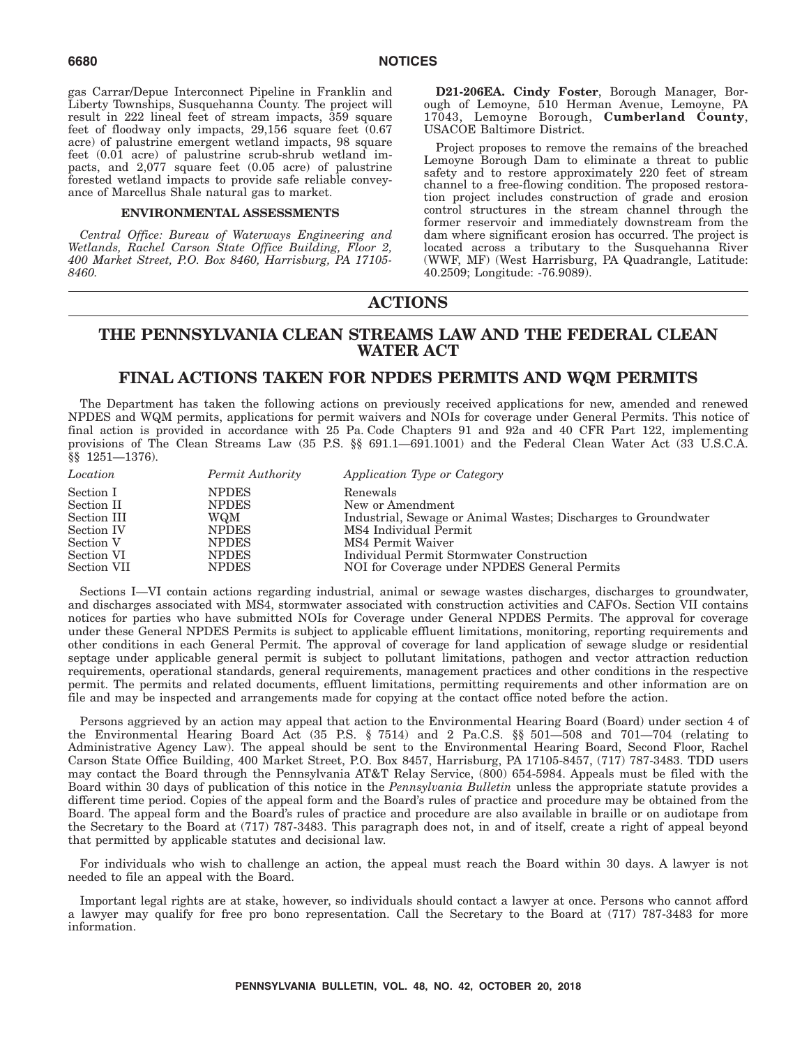gas Carrar/Depue Interconnect Pipeline in Franklin and Liberty Townships, Susquehanna County. The project will result in 222 lineal feet of stream impacts, 359 square feet of floodway only impacts, 29,156 square feet (0.67 acre) of palustrine emergent wetland impacts, 98 square feet (0.01 acre) of palustrine scrub-shrub wetland impacts, and 2,077 square feet (0.05 acre) of palustrine forested wetland impacts to provide safe reliable conveyance of Marcellus Shale natural gas to market.

### ENVIRONMENTAL ASSESSMENTS

*Central Office: Bureau of Waterways Engineering and Wetlands, Rachel Carson State Office Building, Floor 2, 400 Market Street, P.O. Box 8460, Harrisburg, PA 17105-8460.*

**D21-206EA. Cindy Foster**, Borough Manager, Borough of Lemoyne, 510 Herman Avenue, Lemoyne, PA 17043, Lemoyne Borough, **Cumberland County**, USACOE Baltimore District.

Project proposes to remove the remains of the breached Lemoyne Borough Dam to eliminate a threat to public safety and to restore approximately 220 feet of stream channel to a free-flowing condition. The proposed restoration project includes construction of grade and erosion control structures in the stream channel through the former reservoir and immediately downstream from the dam where significant erosion has occurred. The project is located across a tributary to the Susquehanna River (WWF, MF) (West Harrisburg, PA Quadrangle, Latitude: 40.2509; Longitude: -76.9089).

# ACTIONS

## THE PENNSYLVANIA CLEAN STREAMS LAW AND THE FEDERAL CLEAN WATER ACT

## FINAL ACTIONS TAKEN FOR NPDES PERMITS AND WQM PERMITS

The Department has taken the following actions on previously received applications for new, amended and renewed NPDES and WQM permits, applications for permit waivers and NOIs for coverage under General Permits. This notice of final action is provided in accordance with 25 Pa. Code Chapters 91 and 92a and 40 CFR Part 122, implementing provisions of The Clean Streams Law (35 P.S. §§ 691.1—691.1001) and the Federal Clean Water Act (33 U.S.C.A. §§ 1251—1376).

| *Location* | *Permit Authority* | *Application Type or Category* |
|---|---|---|
| Section I | NPDES | Renewals |
| Section II | NPDES | New or Amendment |
| Section III | WQM | Industrial, Sewage or Animal Wastes; Discharges to Groundwater |
| Section IV | NPDES | MS4 Individual Permit |
| Section V | NPDES | MS4 Permit Waiver |
| Section VI | NPDES | Individual Permit Stormwater Construction |
| Section VII | NPDES | NOI for Coverage under NPDES General Permits |

Sections I—VI contain actions regarding industrial, animal or sewage wastes discharges, discharges to groundwater, and discharges associated with MS4, stormwater associated with construction activities and CAFOs. Section VII contains notices for parties who have submitted NOIs for Coverage under General NPDES Permits. The approval for coverage under these General NPDES Permits is subject to applicable effluent limitations, monitoring, reporting requirements and other conditions in each General Permit. The approval of coverage for land application of sewage sludge or residential septage under applicable general permit is subject to pollutant limitations, pathogen and vector attraction reduction requirements, operational standards, general requirements, management practices and other conditions in the respective permit. The permits and related documents, effluent limitations, permitting requirements and other information are on file and may be inspected and arrangements made for copying at the contact office noted before the action.

Persons aggrieved by an action may appeal that action to the Environmental Hearing Board (Board) under section 4 of the Environmental Hearing Board Act (35 P.S. § 7514) and 2 Pa.C.S. §§ 501—508 and 701—704 (relating to Administrative Agency Law). The appeal should be sent to the Environmental Hearing Board, Second Floor, Rachel Carson State Office Building, 400 Market Street, P.O. Box 8457, Harrisburg, PA 17105-8457, (717) 787-3483. TDD users may contact the Board through the Pennsylvania AT&T Relay Service, (800) 654-5984. Appeals must be filed with the Board within 30 days of publication of this notice in the *Pennsylvania Bulletin* unless the appropriate statute provides a different time period. Copies of the appeal form and the Board's rules of practice and procedure may be obtained from the Board. The appeal form and the Board's rules of practice and procedure are also available in braille or on audiotape from the Secretary to the Board at (717) 787-3483. This paragraph does not, in and of itself, create a right of appeal beyond that permitted by applicable statutes and decisional law.

For individuals who wish to challenge an action, the appeal must reach the Board within 30 days. A lawyer is not needed to file an appeal with the Board.

Important legal rights are at stake, however, so individuals should contact a lawyer at once. Persons who cannot afford a lawyer may qualify for free pro bono representation. Call the Secretary to the Board at (717) 787-3483 for more information.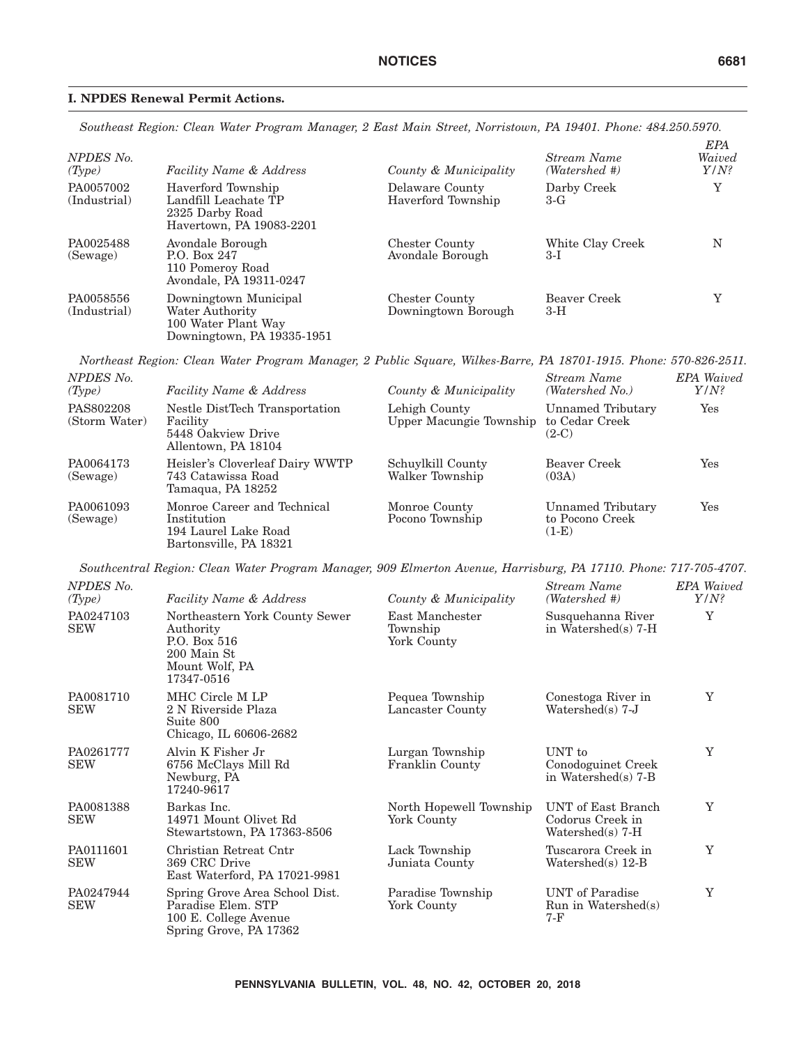### I. NPDES Renewal Permit Actions.

*Southeast Region: Clean Water Program Manager, 2 East Main Street, Norristown, PA 19401. Phone: 484.250.5970.*

| NPDES No. (Type) | Facility Name & Address | County & Municipality | Stream Name (Watershed #) | EPA Waived Y/N? |
|---|---|---|---|---|
| PA0057002 (Industrial) | Haverford Township Landfill Leachate TP 2325 Darby Road Havertown, PA 19083-2201 | Delaware County Haverford Township | Darby Creek 3-G | Y |
| PA0025488 (Sewage) | Avondale Borough P.O. Box 247 110 Pomeroy Road Avondale, PA 19311-0247 | Chester County Avondale Borough | White Clay Creek 3-I | N |
| PA0058556 (Industrial) | Downingtown Municipal Water Authority 100 Water Plant Way Downingtown, PA 19335-1951 | Chester County Downingtown Borough | Beaver Creek 3-H | Y |

*Northeast Region: Clean Water Program Manager, 2 Public Square, Wilkes-Barre, PA 18701-1915. Phone: 570-826-2511.*

| NPDES No. (Type) | Facility Name & Address | County & Municipality | Stream Name (Watershed No.) | EPA Waived Y/N? |
|---|---|---|---|---|
| PAS802208 (Storm Water) | Nestle DistTech Transportation Facility 5448 Oakview Drive Allentown, PA 18104 | Lehigh County Upper Macungie Township | Unnamed Tributary to Cedar Creek (2-C) | Yes |
| PA0064173 (Sewage) | Heisler's Cloverleaf Dairy WWTP 743 Catawissa Road Tamaqua, PA 18252 | Schuylkill County Walker Township | Beaver Creek (03A) | Yes |
| PA0061093 (Sewage) | Monroe Career and Technical Institution 194 Laurel Lake Road Bartonsville, PA 18321 | Monroe County Pocono Township | Unnamed Tributary to Pocono Creek (1-E) | Yes |

*Southcentral Region: Clean Water Program Manager, 909 Elmerton Avenue, Harrisburg, PA 17110. Phone: 717-705-4707.*

| NPDES No. (Type) | Facility Name & Address | County & Municipality | Stream Name (Watershed #) | EPA Waived Y/N? |
|---|---|---|---|---|
| PA0247103 SEW | Northeastern York County Sewer Authority P.O. Box 516 200 Main St Mount Wolf, PA 17347-0516 | East Manchester Township York County | Susquehanna River in Watershed(s) 7-H | Y |
| PA0081710 SEW | MHC Circle M LP 2 N Riverside Plaza Suite 800 Chicago, IL 60606-2682 | Pequea Township Lancaster County | Conestoga River in Watershed(s) 7-J | Y |
| PA0261777 SEW | Alvin K Fisher Jr 6756 McClays Mill Rd Newburg, PA 17240-9617 | Lurgan Township Franklin County | UNT to Conodoguinet Creek in Watershed(s) 7-B | Y |
| PA0081388 SEW | Barkas Inc. 14971 Mount Olivet Rd Stewartstown, PA 17363-8506 | North Hopewell Township York County | UNT of East Branch Codorus Creek in Watershed(s) 7-H | Y |
| PA0111601 SEW | Christian Retreat Cntr 369 CRC Drive East Waterford, PA 17021-9981 | Lack Township Juniata County | Tuscarora Creek in Watershed(s) 12-B | Y |
| PA0247944 SEW | Spring Grove Area School Dist. Paradise Elem. STP 100 E. College Avenue Spring Grove, PA 17362 | Paradise Township York County | UNT of Paradise Run in Watershed(s) 7-F | Y |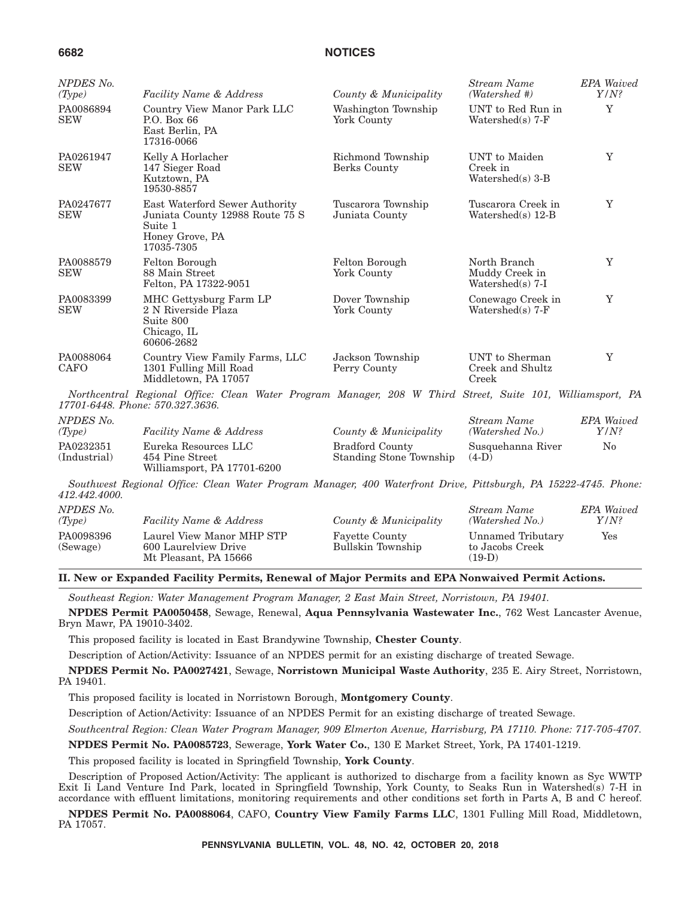| NPDES No. (Type) | Facility Name & Address | County & Municipality | Stream Name (Watershed #) | EPA Waived Y/N? |
|---|---|---|---|---|
| PA0086894 SEW | Country View Manor Park LLC P.O. Box 66 East Berlin, PA 17316-0066 | Washington Township York County | UNT to Red Run in Watershed(s) 7-F | Y |
| PA0261947 SEW | Kelly A Horlacher 147 Sieger Road Kutztown, PA 19530-8857 | Richmond Township Berks County | UNT to Maiden Creek in Watershed(s) 3-B | Y |
| PA0247677 SEW | East Waterford Sewer Authority Juniata County 12988 Route 75 S Suite 1 Honey Grove, PA 17035-7305 | Tuscarora Township Juniata County | Tuscarora Creek in Watershed(s) 12-B | Y |
| PA0088579 SEW | Felton Borough 88 Main Street Felton, PA 17322-9051 | Felton Borough York County | North Branch Muddy Creek in Watershed(s) 7-I | Y |
| PA0083399 SEW | MHC Gettysburg Farm LP 2 N Riverside Plaza Suite 800 Chicago, IL 60606-2682 | Dover Township York County | Conewago Creek in Watershed(s) 7-F | Y |
| PA0088064 CAFO | Country View Family Farms, LLC 1301 Fulling Mill Road Middletown, PA 17057 | Jackson Township Perry County | UNT to Sherman Creek and Shultz Creek | Y |

*Northcentral Regional Office: Clean Water Program Manager, 208 W Third Street, Suite 101, Williamsport, PA 17701-6448. Phone: 570.327.3636.*

| NPDES No. (Type) | Facility Name & Address | County & Municipality | Stream Name (Watershed No.) | EPA Waived Y/N? |
|---|---|---|---|---|
| PA0232351 (Industrial) | Eureka Resources LLC 454 Pine Street Williamsport, PA 17701-6200 | Bradford County Standing Stone Township | Susquehanna River (4-D) | No |

*Southwest Regional Office: Clean Water Program Manager, 400 Waterfront Drive, Pittsburgh, PA 15222-4745. Phone: 412.442.4000.*

| NPDES No. (Type) | Facility Name & Address | County & Municipality | Stream Name (Watershed No.) | EPA Waived Y/N? |
|---|---|---|---|---|
| PA0098396 (Sewage) | Laurel View Manor MHP STP 600 Laurelview Drive Mt Pleasant, PA 15666 | Fayette County Bullskin Township | Unnamed Tributary to Jacobs Creek (19-D) | Yes |

## II. New or Expanded Facility Permits, Renewal of Major Permits and EPA Nonwaived Permit Actions.

*Southeast Region: Water Management Program Manager, 2 East Main Street, Norristown, PA 19401.*

**NPDES Permit PA0050458**, Sewage, Renewal, **Aqua Pennsylvania Wastewater Inc.**, 762 West Lancaster Avenue, Bryn Mawr, PA 19010-3402.

This proposed facility is located in East Brandywine Township, **Chester County**.

Description of Action/Activity: Issuance of an NPDES permit for an existing discharge of treated Sewage.

**NPDES Permit No. PA0027421**, Sewage, **Norristown Municipal Waste Authority**, 235 E. Airy Street, Norristown, PA 19401.

This proposed facility is located in Norristown Borough, **Montgomery County**.

Description of Action/Activity: Issuance of an NPDES Permit for an existing discharge of treated Sewage.

*Southcentral Region: Clean Water Program Manager, 909 Elmerton Avenue, Harrisburg, PA 17110. Phone: 717-705-4707.*

**NPDES Permit No. PA0085723**, Sewerage, **York Water Co.**, 130 E Market Street, York, PA 17401-1219.

This proposed facility is located in Springfield Township, **York County**.

Description of Proposed Action/Activity: The applicant is authorized to discharge from a facility known as Syc WWTP Exit Ii Land Venture Ind Park, located in Springfield Township, York County, to Seaks Run in Watershed(s) 7-H in accordance with effluent limitations, monitoring requirements and other conditions set forth in Parts A, B and C hereof.

**NPDES Permit No. PA0088064**, CAFO, **Country View Family Farms LLC**, 1301 Fulling Mill Road, Middletown, PA 17057.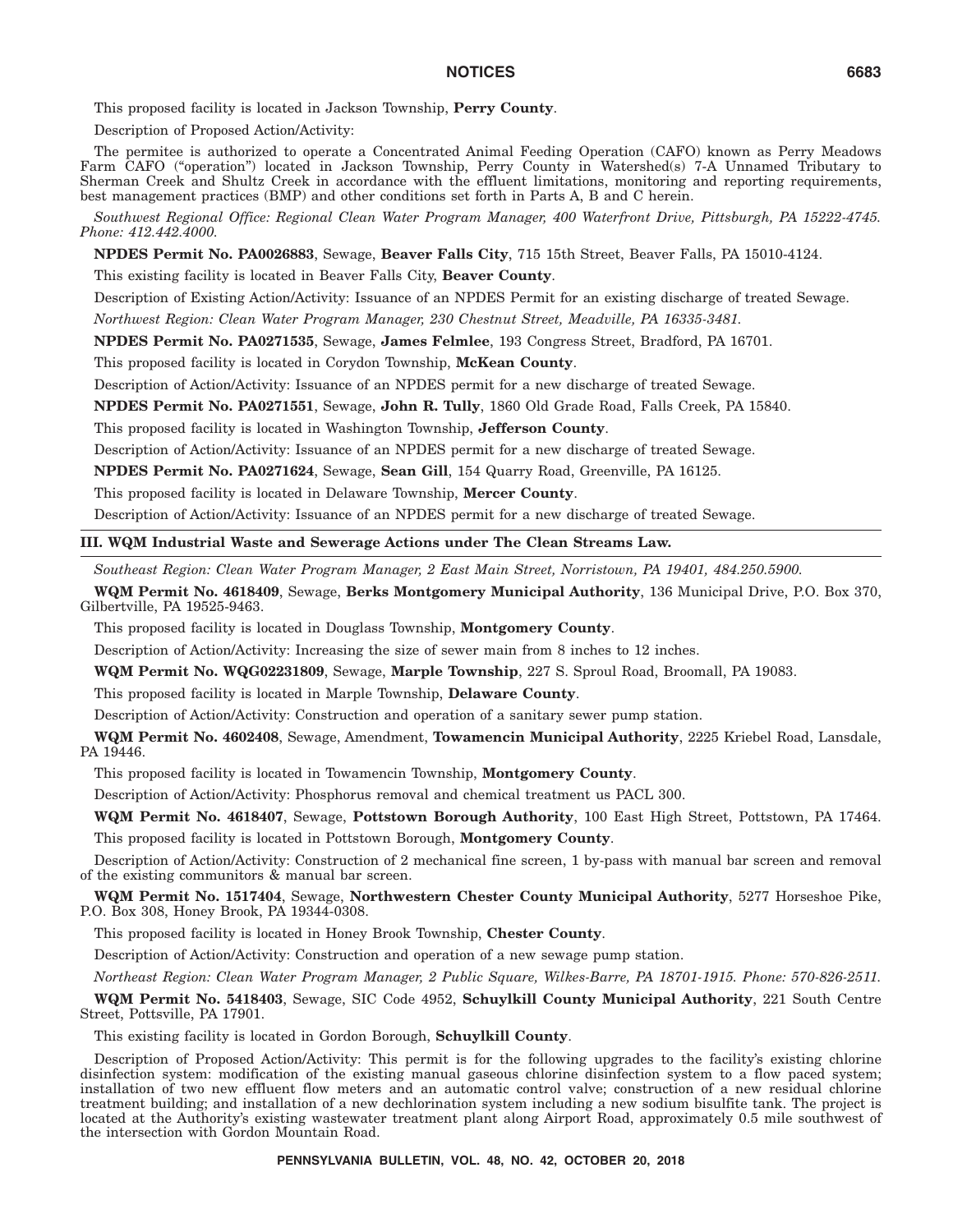This proposed facility is located in Jackson Township, **Perry County**.

Description of Proposed Action/Activity:

The permitee is authorized to operate a Concentrated Animal Feeding Operation (CAFO) known as Perry Meadows Farm CAFO ("operation") located in Jackson Township, Perry County in Watershed(s) 7-A Unnamed Tributary to Sherman Creek and Shultz Creek in accordance with the effluent limitations, monitoring and reporting requirements, best management practices (BMP) and other conditions set forth in Parts A, B and C herein.

*Southwest Regional Office: Regional Clean Water Program Manager, 400 Waterfront Drive, Pittsburgh, PA 15222-4745. Phone: 412.442.4000.*

**NPDES Permit No. PA0026883**, Sewage, **Beaver Falls City**, 715 15th Street, Beaver Falls, PA 15010-4124.

This existing facility is located in Beaver Falls City, **Beaver County**.

Description of Existing Action/Activity: Issuance of an NPDES Permit for an existing discharge of treated Sewage.

*Northwest Region: Clean Water Program Manager, 230 Chestnut Street, Meadville, PA 16335-3481.*

**NPDES Permit No. PA0271535**, Sewage, **James Felmlee**, 193 Congress Street, Bradford, PA 16701.

This proposed facility is located in Corydon Township, **McKean County**.

Description of Action/Activity: Issuance of an NPDES permit for a new discharge of treated Sewage.

**NPDES Permit No. PA0271551**, Sewage, **John R. Tully**, 1860 Old Grade Road, Falls Creek, PA 15840.

This proposed facility is located in Washington Township, **Jefferson County**.

Description of Action/Activity: Issuance of an NPDES permit for a new discharge of treated Sewage.

**NPDES Permit No. PA0271624**, Sewage, **Sean Gill**, 154 Quarry Road, Greenville, PA 16125.

This proposed facility is located in Delaware Township, **Mercer County**.

Description of Action/Activity: Issuance of an NPDES permit for a new discharge of treated Sewage.

## III. WQM Industrial Waste and Sewerage Actions under The Clean Streams Law.

*Southeast Region: Clean Water Program Manager, 2 East Main Street, Norristown, PA 19401, 484.250.5900.*

**WQM Permit No. 4618409**, Sewage, **Berks Montgomery Municipal Authority**, 136 Municipal Drive, P.O. Box 370, Gilbertville, PA 19525-9463.

This proposed facility is located in Douglass Township, **Montgomery County**.

Description of Action/Activity: Increasing the size of sewer main from 8 inches to 12 inches.

**WQM Permit No. WQG02231809**, Sewage, **Marple Township**, 227 S. Sproul Road, Broomall, PA 19083.

This proposed facility is located in Marple Township, **Delaware County**.

Description of Action/Activity: Construction and operation of a sanitary sewer pump station.

**WQM Permit No. 4602408**, Sewage, Amendment, **Towamencin Municipal Authority**, 2225 Kriebel Road, Lansdale, PA 19446.

This proposed facility is located in Towamencin Township, **Montgomery County**.

Description of Action/Activity: Phosphorus removal and chemical treatment us PACL 300.

**WQM Permit No. 4618407**, Sewage, **Pottstown Borough Authority**, 100 East High Street, Pottstown, PA 17464.

This proposed facility is located in Pottstown Borough, **Montgomery County**.

Description of Action/Activity: Construction of 2 mechanical fine screen, 1 by-pass with manual bar screen and removal of the existing communitors & manual bar screen.

**WQM Permit No. 1517404**, Sewage, **Northwestern Chester County Municipal Authority**, 5277 Horseshoe Pike, P.O. Box 308, Honey Brook, PA 19344-0308.

This proposed facility is located in Honey Brook Township, **Chester County**.

Description of Action/Activity: Construction and operation of a new sewage pump station.

*Northeast Region: Clean Water Program Manager, 2 Public Square, Wilkes-Barre, PA 18701-1915. Phone: 570-826-2511.*

**WQM Permit No. 5418403**, Sewage, SIC Code 4952, **Schuylkill County Municipal Authority**, 221 South Centre Street, Pottsville, PA 17901.

This existing facility is located in Gordon Borough, **Schuylkill County**.

Description of Proposed Action/Activity: This permit is for the following upgrades to the facility's existing chlorine disinfection system: modification of the existing manual gaseous chlorine disinfection system to a flow paced system; installation of two new effluent flow meters and an automatic control valve; construction of a new residual chlorine treatment building; and installation of a new dechlorination system including a new sodium bisulfite tank. The project is located at the Authority's existing wastewater treatment plant along Airport Road, approximately 0.5 mile southwest of the intersection with Gordon Mountain Road.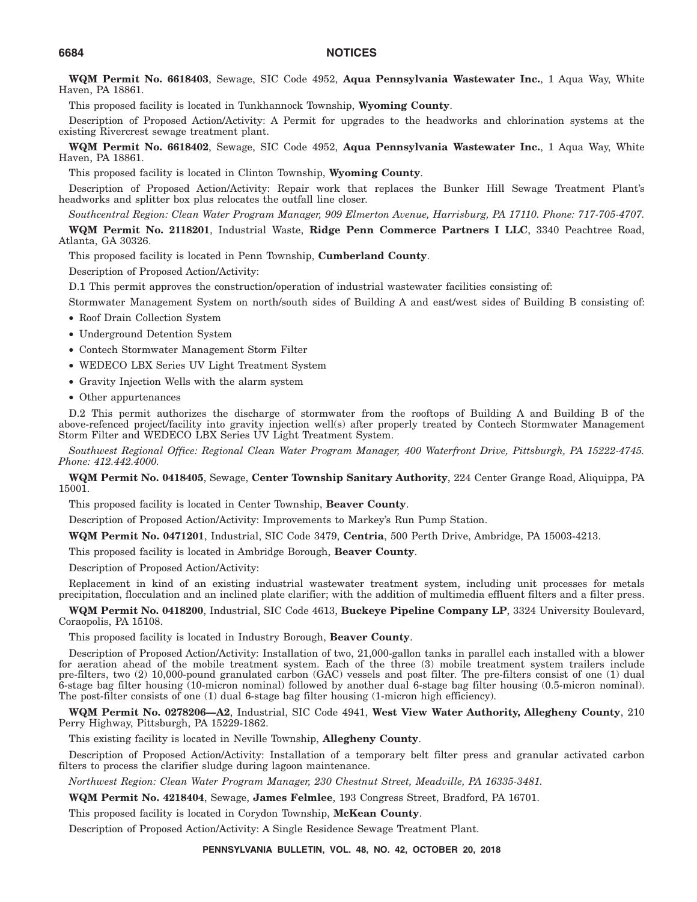**WQM Permit No. 6618403**, Sewage, SIC Code 4952, **Aqua Pennsylvania Wastewater Inc.**, 1 Aqua Way, White Haven, PA 18861.

This proposed facility is located in Tunkhannock Township, **Wyoming County**.

Description of Proposed Action/Activity: A Permit for upgrades to the headworks and chlorination systems at the existing Rivercrest sewage treatment plant.

**WQM Permit No. 6618402**, Sewage, SIC Code 4952, **Aqua Pennsylvania Wastewater Inc.**, 1 Aqua Way, White Haven, PA 18861.

This proposed facility is located in Clinton Township, **Wyoming County**.

Description of Proposed Action/Activity: Repair work that replaces the Bunker Hill Sewage Treatment Plant's headworks and splitter box plus relocates the outfall line closer.

*Southcentral Region: Clean Water Program Manager, 909 Elmerton Avenue, Harrisburg, PA 17110. Phone: 717-705-4707.*

**WQM Permit No. 2118201**, Industrial Waste, **Ridge Penn Commerce Partners I LLC**, 3340 Peachtree Road, Atlanta, GA 30326.

This proposed facility is located in Penn Township, **Cumberland County**.

Description of Proposed Action/Activity:

D.1 This permit approves the construction/operation of industrial wastewater facilities consisting of:

Stormwater Management System on north/south sides of Building A and east/west sides of Building B consisting of:

- Roof Drain Collection System
- Underground Detention System
- Contech Stormwater Management Storm Filter
- WEDECO LBX Series UV Light Treatment System
- Gravity Injection Wells with the alarm system
- Other appurtenances

D.2 This permit authorizes the discharge of stormwater from the rooftops of Building A and Building B of the above-refenced project/facility into gravity injection well(s) after properly treated by Contech Stormwater Management Storm Filter and WEDECO LBX Series UV Light Treatment System.

*Southwest Regional Office: Regional Clean Water Program Manager, 400 Waterfront Drive, Pittsburgh, PA 15222-4745. Phone: 412.442.4000.*

**WQM Permit No. 0418405**, Sewage, **Center Township Sanitary Authority**, 224 Center Grange Road, Aliquippa, PA 15001.

This proposed facility is located in Center Township, **Beaver County**.

Description of Proposed Action/Activity: Improvements to Markey's Run Pump Station.

**WQM Permit No. 0471201**, Industrial, SIC Code 3479, **Centria**, 500 Perth Drive, Ambridge, PA 15003-4213.

This proposed facility is located in Ambridge Borough, **Beaver County**.

Description of Proposed Action/Activity:

Replacement in kind of an existing industrial wastewater treatment system, including unit processes for metals precipitation, flocculation and an inclined plate clarifier; with the addition of multimedia effluent filters and a filter press.

**WQM Permit No. 0418200**, Industrial, SIC Code 4613, **Buckeye Pipeline Company LP**, 3324 University Boulevard, Coraopolis, PA 15108.

This proposed facility is located in Industry Borough, **Beaver County**.

Description of Proposed Action/Activity: Installation of two, 21,000-gallon tanks in parallel each installed with a blower for aeration ahead of the mobile treatment system. Each of the three (3) mobile treatment system trailers include pre-filters, two (2) 10,000-pound granulated carbon (GAC) vessels and post filter. The pre-filters consist of one (1) dual 6-stage bag filter housing (10-micron nominal) followed by another dual 6-stage bag filter housing (0.5-micron nominal). The post-filter consists of one (1) dual 6-stage bag filter housing (1-micron high efficiency).

**WQM Permit No. 0278206—A2**, Industrial, SIC Code 4941, **West View Water Authority, Allegheny County**, 210 Perry Highway, Pittsburgh, PA 15229-1862.

This existing facility is located in Neville Township, **Allegheny County**.

Description of Proposed Action/Activity: Installation of a temporary belt filter press and granular activated carbon filters to process the clarifier sludge during lagoon maintenance.

*Northwest Region: Clean Water Program Manager, 230 Chestnut Street, Meadville, PA 16335-3481.*

**WQM Permit No. 4218404**, Sewage, **James Felmlee**, 193 Congress Street, Bradford, PA 16701.

This proposed facility is located in Corydon Township, **McKean County**.

Description of Proposed Action/Activity: A Single Residence Sewage Treatment Plant.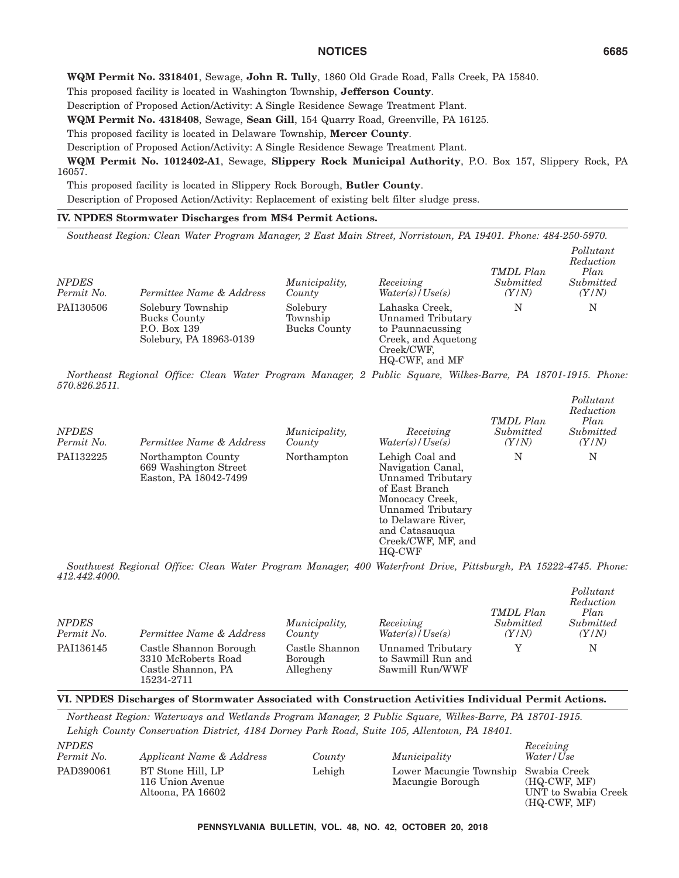**WQM Permit No. 3318401**, Sewage, **John R. Tully**, 1860 Old Grade Road, Falls Creek, PA 15840.

This proposed facility is located in Washington Township, **Jefferson County**.

Description of Proposed Action/Activity: A Single Residence Sewage Treatment Plant.

**WQM Permit No. 4318408**, Sewage, **Sean Gill**, 154 Quarry Road, Greenville, PA 16125.

This proposed facility is located in Delaware Township, **Mercer County**.

Description of Proposed Action/Activity: A Single Residence Sewage Treatment Plant.

**WQM Permit No. 1012402-A1**, Sewage, **Slippery Rock Municipal Authority**, P.O. Box 157, Slippery Rock, PA 16057.

This proposed facility is located in Slippery Rock Borough, **Butler County**.

Description of Proposed Action/Activity: Replacement of existing belt filter sludge press.

## IV. NPDES Stormwater Discharges from MS4 Permit Actions.

*Southeast Region: Clean Water Program Manager, 2 East Main Street, Norristown, PA 19401. Phone: 484-250-5970.*

| *NPDES Permit No.* | *Permittee Name & Address* | *Municipality, County* | *Receiving Water(s)/Use(s)* | *TMDL Plan Submitted (Y/N)* | *Pollutant Reduction Plan Submitted (Y/N)* |
|---|---|---|---|---|---|
| PAI130506 | Solebury Township Bucks County P.O. Box 139 Solebury, PA 18963-0139 | Solebury Township Bucks County | Lahaska Creek, Unnamed Tributary to Paunnacussing Creek, and Aquetong Creek/CWF, HQ-CWF, and MF | N | N |

*Northeast Regional Office: Clean Water Program Manager, 2 Public Square, Wilkes-Barre, PA 18701-1915. Phone: 570.826.2511.*

| *NPDES Permit No.* | *Permittee Name & Address* | *Municipality, County* | *Receiving Water(s)/Use(s)* | *TMDL Plan Submitted (Y/N)* | *Pollutant Reduction Plan Submitted (Y/N)* |
|---|---|---|---|---|---|
| PAI132225 | Northampton County 669 Washington Street Easton, PA 18042-7499 | Northampton | Lehigh Coal and Navigation Canal, Unnamed Tributary of East Branch Monocacy Creek, Unnamed Tributary to Delaware River, and Catasauqua Creek/CWF, MF, and HQ-CWF | N | N |

*Southwest Regional Office: Clean Water Program Manager, 400 Waterfront Drive, Pittsburgh, PA 15222-4745. Phone: 412.442.4000.*

| *NPDES Permit No.* | *Permittee Name & Address* | *Municipality, County* | *Receiving Water(s)/Use(s)* | *TMDL Plan Submitted (Y/N)* | *Pollutant Reduction Plan Submitted (Y/N)* |
|---|---|---|---|---|---|
| PAI136145 | Castle Shannon Borough 3310 McRoberts Road Castle Shannon, PA 15234-2711 | Castle Shannon Borough Allegheny | Unnamed Tributary to Sawmill Run and Sawmill Run/WWF | Y | N |

## VI. NPDES Discharges of Stormwater Associated with Construction Activities Individual Permit Actions.

*Northeast Region: Waterways and Wetlands Program Manager, 2 Public Square, Wilkes-Barre, PA 18701-1915.*

*Lehigh County Conservation District, 4184 Dorney Park Road, Suite 105, Allentown, PA 18401.*

| *NPDES Permit No.* | *Applicant Name & Address* | *County* | *Municipality* | *Receiving Water/Use* |
|---|---|---|---|---|
| PAD390061 | BT Stone Hill, LP 116 Union Avenue Altoona, PA 16602 | Lehigh | Lower Macungie Township Macungie Borough | Swabia Creek (HQ-CWF, MF) UNT to Swabia Creek (HQ-CWF, MF) |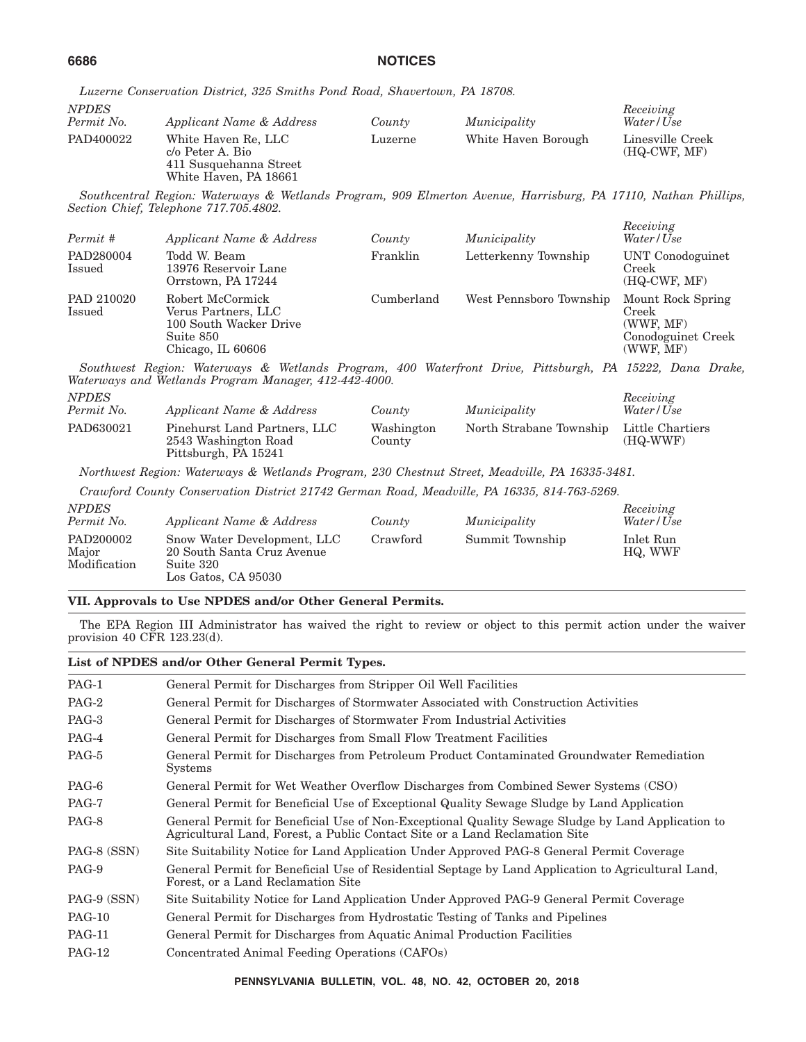*Luzerne Conservation District, 325 Smiths Pond Road, Shavertown, PA 18708.*

| *NPDES Permit No.* | *Applicant Name & Address* | *County* | *Municipality* | *Receiving Water/Use* |
|---|---|---|---|---|
| PAD400022 | White Haven Re, LLC c/o Peter A. Bio 411 Susquehanna Street White Haven, PA 18661 | Luzerne | White Haven Borough | Linesville Creek (HQ-CWF, MF) |

*Southcentral Region: Waterways & Wetlands Program, 909 Elmerton Avenue, Harrisburg, PA 17110, Nathan Phillips, Section Chief, Telephone 717.705.4802.*

| *Permit #* | *Applicant Name & Address* | *County* | *Municipality* | *Receiving Water/Use* |
|---|---|---|---|---|
| PAD280004 Issued | Todd W. Beam 13976 Reservoir Lane Orrstown, PA 17244 | Franklin | Letterkenny Township | UNT Conodoguinet Creek (HQ-CWF, MF) |
| PAD 210020 Issued | Robert McCormick Verus Partners, LLC 100 South Wacker Drive Suite 850 Chicago, IL 60606 | Cumberland | West Pennsboro Township | Mount Rock Spring Creek (WWF, MF) Conodoguinet Creek (WWF, MF) |

*Southwest Region: Waterways & Wetlands Program, 400 Waterfront Drive, Pittsburgh, PA 15222, Dana Drake, Waterways and Wetlands Program Manager, 412-442-4000.*

| *NPDES Permit No.* | *Applicant Name & Address* | *County* | *Municipality* | *Receiving Water/Use* |
|---|---|---|---|---|
| PAD630021 | Pinehurst Land Partners, LLC 2543 Washington Road Pittsburgh, PA 15241 | Washington County | North Strabane Township | Little Chartiers (HQ-WWF) |

*Northwest Region: Waterways & Wetlands Program, 230 Chestnut Street, Meadville, PA 16335-3481.*

*Crawford County Conservation District 21742 German Road, Meadville, PA 16335, 814-763-5269.*

| *NPDES Permit No.* | *Applicant Name & Address* | *County* | *Municipality* | *Receiving Water/Use* |
|---|---|---|---|---|
| PAD200002 Major Modification | Snow Water Development, LLC 20 South Santa Cruz Avenue Suite 320 Los Gatos, CA 95030 | Crawford | Summit Township | Inlet Run HQ, WWF |

## VII. Approvals to Use NPDES and/or Other General Permits.

The EPA Region III Administrator has waived the right to review or object to this permit action under the waiver provision 40 CFR 123.23(d).

### List of NPDES and/or Other General Permit Types.

| | |
|---|---|
| PAG-1 | General Permit for Discharges from Stripper Oil Well Facilities |
| PAG-2 | General Permit for Discharges of Stormwater Associated with Construction Activities |
| PAG-3 | General Permit for Discharges of Stormwater From Industrial Activities |
| PAG-4 | General Permit for Discharges from Small Flow Treatment Facilities |
| PAG-5 | General Permit for Discharges from Petroleum Product Contaminated Groundwater Remediation Systems |
| PAG-6 | General Permit for Wet Weather Overflow Discharges from Combined Sewer Systems (CSO) |
| PAG-7 | General Permit for Beneficial Use of Exceptional Quality Sewage Sludge by Land Application |
| PAG-8 | General Permit for Beneficial Use of Non-Exceptional Quality Sewage Sludge by Land Application to Agricultural Land, Forest, a Public Contact Site or a Land Reclamation Site |
| PAG-8 (SSN) | Site Suitability Notice for Land Application Under Approved PAG-8 General Permit Coverage |
| PAG-9 | General Permit for Beneficial Use of Residential Septage by Land Application to Agricultural Land, Forest, or a Land Reclamation Site |
| PAG-9 (SSN) | Site Suitability Notice for Land Application Under Approved PAG-9 General Permit Coverage |
| PAG-10 | General Permit for Discharges from Hydrostatic Testing of Tanks and Pipelines |
| PAG-11 | General Permit for Discharges from Aquatic Animal Production Facilities |
| PAG-12 | Concentrated Animal Feeding Operations (CAFOs) |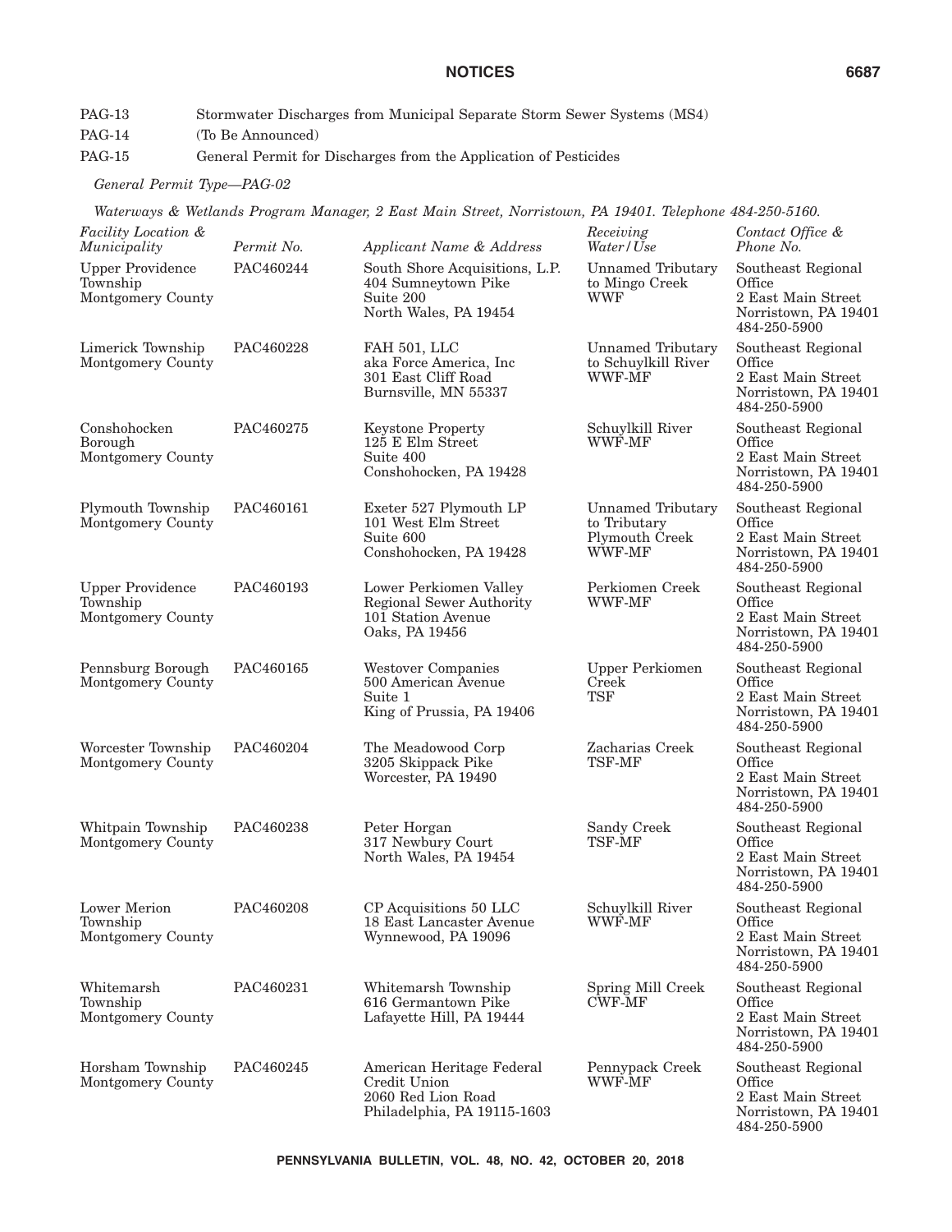| | |
|---|---|
| PAG-13 | Stormwater Discharges from Municipal Separate Storm Sewer Systems (MS4) |
| PAG-14 | (To Be Announced) |
| PAG-15 | General Permit for Discharges from the Application of Pesticides |

*General Permit Type—PAG-02*

*Waterways & Wetlands Program Manager, 2 East Main Street, Norristown, PA 19401. Telephone 484-250-5160.*

| *Facility Location & Municipality* | *Permit No.* | *Applicant Name & Address* | *Receiving Water/Use* | *Contact Office & Phone No.* |
|---|---|---|---|---|
| Upper Providence Township Montgomery County | PAC460244 | South Shore Acquisitions, L.P. 404 Sumneytown Pike Suite 200 North Wales, PA 19454 | Unnamed Tributary to Mingo Creek WWF | Southeast Regional Office 2 East Main Street Norristown, PA 19401 484-250-5900 |
| Limerick Township Montgomery County | PAC460228 | FAH 501, LLC aka Force America, Inc 301 East Cliff Road Burnsville, MN 55337 | Unnamed Tributary to Schuylkill River WWF-MF | Southeast Regional Office 2 East Main Street Norristown, PA 19401 484-250-5900 |
| Conshohocken Borough Montgomery County | PAC460275 | Keystone Property 125 E Elm Street Suite 400 Conshohocken, PA 19428 | Schuylkill River WWF-MF | Southeast Regional Office 2 East Main Street Norristown, PA 19401 484-250-5900 |
| Plymouth Township Montgomery County | PAC460161 | Exeter 527 Plymouth LP 101 West Elm Street Suite 600 Conshohocken, PA 19428 | Unnamed Tributary to Tributary Plymouth Creek WWF-MF | Southeast Regional Office 2 East Main Street Norristown, PA 19401 484-250-5900 |
| Upper Providence Township Montgomery County | PAC460193 | Lower Perkiomen Valley Regional Sewer Authority 101 Station Avenue Oaks, PA 19456 | Perkiomen Creek WWF-MF | Southeast Regional Office 2 East Main Street Norristown, PA 19401 484-250-5900 |
| Pennsburg Borough Montgomery County | PAC460165 | Westover Companies 500 American Avenue Suite 1 King of Prussia, PA 19406 | Upper Perkiomen Creek TSF | Southeast Regional Office 2 East Main Street Norristown, PA 19401 484-250-5900 |
| Worcester Township Montgomery County | PAC460204 | The Meadowood Corp 3205 Skippack Pike Worcester, PA 19490 | Zacharias Creek TSF-MF | Southeast Regional Office 2 East Main Street Norristown, PA 19401 484-250-5900 |
| Whitpain Township Montgomery County | PAC460238 | Peter Horgan 317 Newbury Court North Wales, PA 19454 | Sandy Creek TSF-MF | Southeast Regional Office 2 East Main Street Norristown, PA 19401 484-250-5900 |
| Lower Merion Township Montgomery County | PAC460208 | CP Acquisitions 50 LLC 18 East Lancaster Avenue Wynnewood, PA 19096 | Schuylkill River WWF-MF | Southeast Regional Office 2 East Main Street Norristown, PA 19401 484-250-5900 |
| Whitemarsh Township Montgomery County | PAC460231 | Whitemarsh Township 616 Germantown Pike Lafayette Hill, PA 19444 | Spring Mill Creek CWF-MF | Southeast Regional Office 2 East Main Street Norristown, PA 19401 484-250-5900 |
| Horsham Township Montgomery County | PAC460245 | American Heritage Federal Credit Union 2060 Red Lion Road Philadelphia, PA 19115-1603 | Pennypack Creek WWF-MF | Southeast Regional Office 2 East Main Street Norristown, PA 19401 484-250-5900 |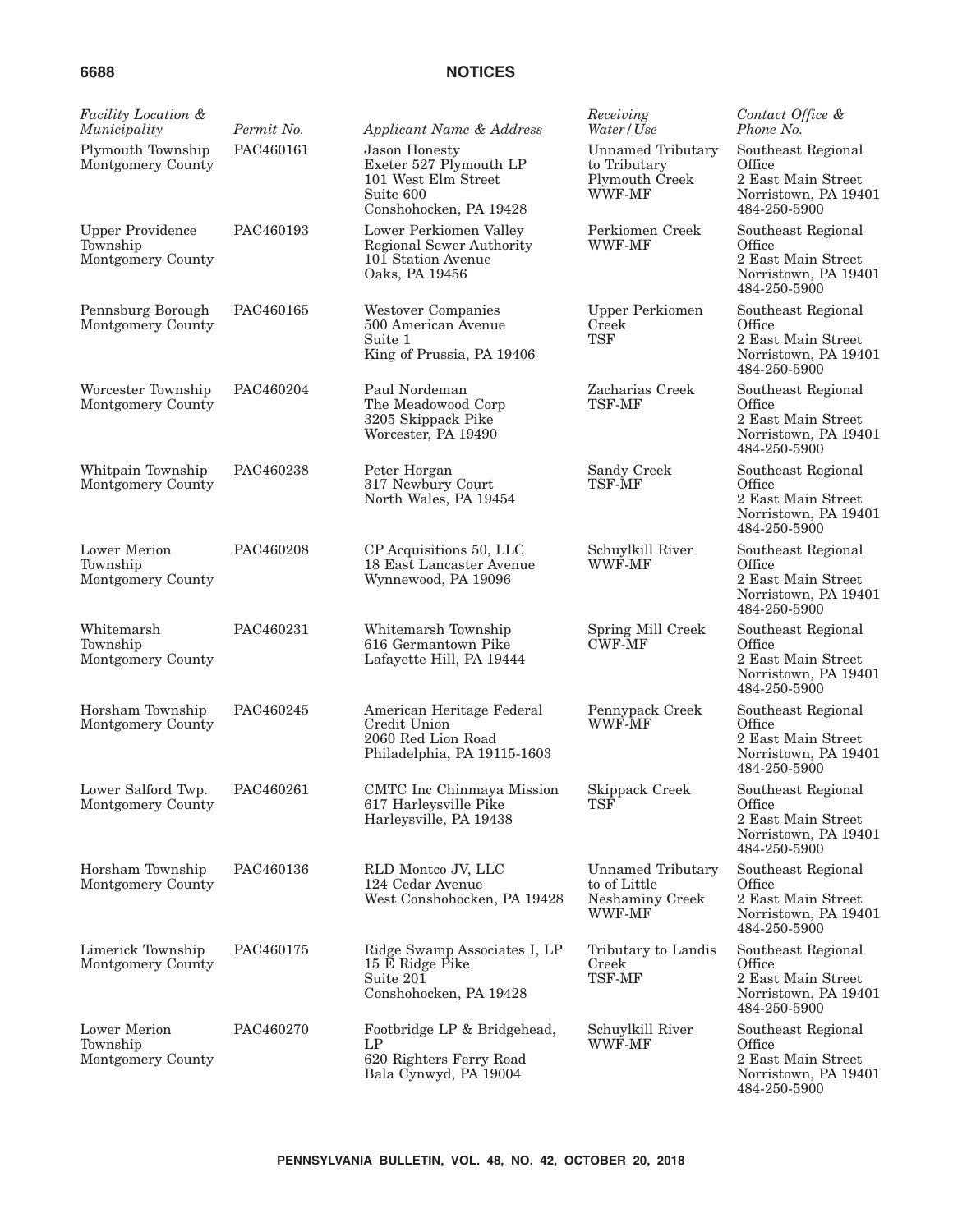| *Facility Location & Municipality* | *Permit No.* | *Applicant Name & Address* | *Receiving Water/Use* | *Contact Office & Phone No.* |
|---|---|---|---|---|
| Plymouth Township Montgomery County | PAC460161 | Jason Honesty Exeter 527 Plymouth LP 101 West Elm Street Suite 600 Conshohocken, PA 19428 | Unnamed Tributary to Tributary Plymouth Creek WWF-MF | Southeast Regional Office 2 East Main Street Norristown, PA 19401 484-250-5900 |
| Upper Providence Township Montgomery County | PAC460193 | Lower Perkiomen Valley Regional Sewer Authority 101 Station Avenue Oaks, PA 19456 | Perkiomen Creek WWF-MF | Southeast Regional Office 2 East Main Street Norristown, PA 19401 484-250-5900 |
| Pennsburg Borough Montgomery County | PAC460165 | Westover Companies 500 American Avenue Suite 1 King of Prussia, PA 19406 | Upper Perkiomen Creek TSF | Southeast Regional Office 2 East Main Street Norristown, PA 19401 484-250-5900 |
| Worcester Township Montgomery County | PAC460204 | Paul Nordeman The Meadowood Corp 3205 Skippack Pike Worcester, PA 19490 | Zacharias Creek TSF-MF | Southeast Regional Office 2 East Main Street Norristown, PA 19401 484-250-5900 |
| Whitpain Township Montgomery County | PAC460238 | Peter Horgan 317 Newbury Court North Wales, PA 19454 | Sandy Creek TSF-MF | Southeast Regional Office 2 East Main Street Norristown, PA 19401 484-250-5900 |
| Lower Merion Township Montgomery County | PAC460208 | CP Acquisitions 50, LLC 18 East Lancaster Avenue Wynnewood, PA 19096 | Schuylkill River WWF-MF | Southeast Regional Office 2 East Main Street Norristown, PA 19401 484-250-5900 |
| Whitemarsh Township Montgomery County | PAC460231 | Whitemarsh Township 616 Germantown Pike Lafayette Hill, PA 19444 | Spring Mill Creek CWF-MF | Southeast Regional Office 2 East Main Street Norristown, PA 19401 484-250-5900 |
| Horsham Township Montgomery County | PAC460245 | American Heritage Federal Credit Union 2060 Red Lion Road Philadelphia, PA 19115-1603 | Pennypack Creek WWF-MF | Southeast Regional Office 2 East Main Street Norristown, PA 19401 484-250-5900 |
| Lower Salford Twp. Montgomery County | PAC460261 | CMTC Inc Chinmaya Mission 617 Harleysville Pike Harleysville, PA 19438 | Skippack Creek TSF | Southeast Regional Office 2 East Main Street Norristown, PA 19401 484-250-5900 |
| Horsham Township Montgomery County | PAC460136 | RLD Montco JV, LLC 124 Cedar Avenue West Conshohocken, PA 19428 | Unnamed Tributary to Little Neshaminy Creek WWF-MF | Southeast Regional Office 2 East Main Street Norristown, PA 19401 484-250-5900 |
| Limerick Township Montgomery County | PAC460175 | Ridge Swamp Associates I, LP 15 E Ridge Pike Suite 201 Conshohocken, PA 19428 | Tributary to Landis Creek TSF-MF | Southeast Regional Office 2 East Main Street Norristown, PA 19401 484-250-5900 |
| Lower Merion Township Montgomery County | PAC460270 | Footbridge LP & Bridgehead, LP 620 Righters Ferry Road Bala Cynwyd, PA 19004 | Schuylkill River WWF-MF | Southeast Regional Office 2 East Main Street Norristown, PA 19401 484-250-5900 |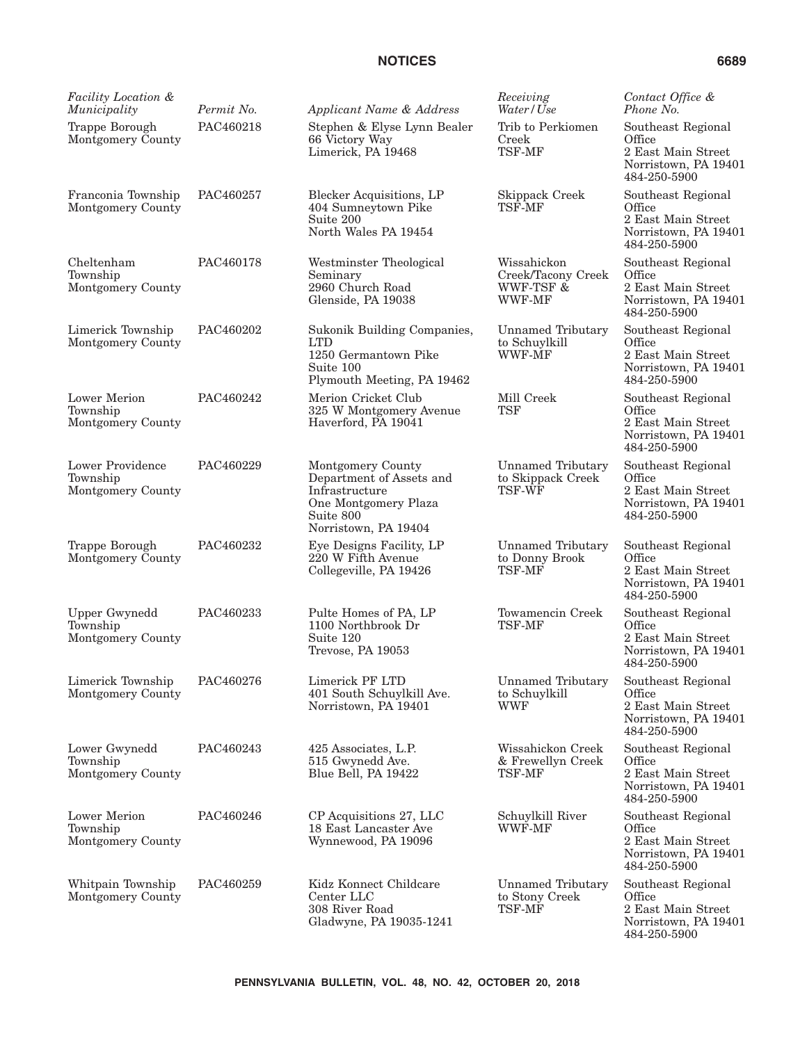| *Facility Location & Municipality* | *Permit No.* | *Applicant Name & Address* | *Receiving Water/Use* | *Contact Office & Phone No.* |
|---|---|---|---|---|
| Trappe Borough Montgomery County | PAC460218 | Stephen & Elyse Lynn Bealer 66 Victory Way Limerick, PA 19468 | Trib to Perkiomen Creek TSF-MF | Southeast Regional Office 2 East Main Street Norristown, PA 19401 484-250-5900 |
| Franconia Township Montgomery County | PAC460257 | Blecker Acquisitions, LP 404 Sumneytown Pike Suite 200 North Wales PA 19454 | Skippack Creek TSF-MF | Southeast Regional Office 2 East Main Street Norristown, PA 19401 484-250-5900 |
| Cheltenham Township Montgomery County | PAC460178 | Westminster Theological Seminary 2960 Church Road Glenside, PA 19038 | Wissahickon Creek/Tacony Creek WWF-TSF & WWF-MF | Southeast Regional Office 2 East Main Street Norristown, PA 19401 484-250-5900 |
| Limerick Township Montgomery County | PAC460202 | Sukonik Building Companies, LTD 1250 Germantown Pike Suite 100 Plymouth Meeting, PA 19462 | Unnamed Tributary to Schuylkill WWF-MF | Southeast Regional Office 2 East Main Street Norristown, PA 19401 484-250-5900 |
| Lower Merion Township Montgomery County | PAC460242 | Merion Cricket Club 325 W Montgomery Avenue Haverford, PA 19041 | Mill Creek TSF | Southeast Regional Office 2 East Main Street Norristown, PA 19401 484-250-5900 |
| Lower Providence Township Montgomery County | PAC460229 | Montgomery County Department of Assets and Infrastructure One Montgomery Plaza Suite 800 Norristown, PA 19404 | Unnamed Tributary to Skippack Creek TSF-WF | Southeast Regional Office 2 East Main Street Norristown, PA 19401 484-250-5900 |
| Trappe Borough Montgomery County | PAC460232 | Eye Designs Facility, LP 220 W Fifth Avenue Collegeville, PA 19426 | Unnamed Tributary to Donny Brook TSF-MF | Southeast Regional Office 2 East Main Street Norristown, PA 19401 484-250-5900 |
| Upper Gwynedd Township Montgomery County | PAC460233 | Pulte Homes of PA, LP 1100 Northbrook Dr Suite 120 Trevose, PA 19053 | Towamencin Creek TSF-MF | Southeast Regional Office 2 East Main Street Norristown, PA 19401 484-250-5900 |
| Limerick Township Montgomery County | PAC460276 | Limerick PF LTD 401 South Schuylkill Ave. Norristown, PA 19401 | Unnamed Tributary to Schuylkill WWF | Southeast Regional Office 2 East Main Street Norristown, PA 19401 484-250-5900 |
| Lower Gwynedd Township Montgomery County | PAC460243 | 425 Associates, L.P. 515 Gwynedd Ave. Blue Bell, PA 19422 | Wissahickon Creek & Frewellyn Creek TSF-MF | Southeast Regional Office 2 East Main Street Norristown, PA 19401 484-250-5900 |
| Lower Merion Township Montgomery County | PAC460246 | CP Acquisitions 27, LLC 18 East Lancaster Ave Wynnewood, PA 19096 | Schuylkill River WWF-MF | Southeast Regional Office 2 East Main Street Norristown, PA 19401 484-250-5900 |
| Whitpain Township Montgomery County | PAC460259 | Kidz Konnect Childcare Center LLC 308 River Road Gladwyne, PA 19035-1241 | Unnamed Tributary to Stony Creek TSF-MF | Southeast Regional Office 2 East Main Street Norristown, PA 19401 484-250-5900 |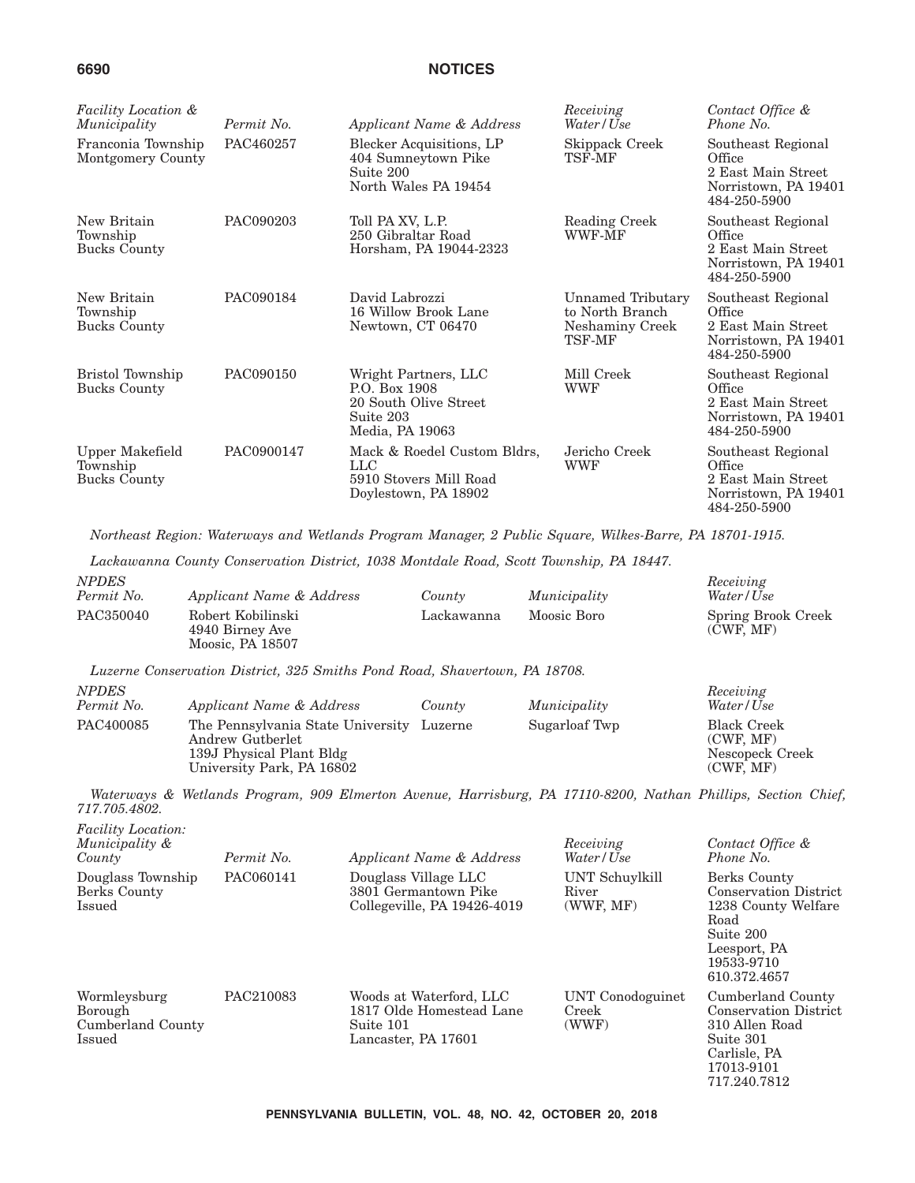| *Facility Location & Municipality* | *Permit No.* | *Applicant Name & Address* | *Receiving Water/Use* | *Contact Office & Phone No.* |
| --- | --- | --- | --- | --- |
| Franconia Township Montgomery County | PAC460257 | Blecker Acquisitions, LP 404 Sumneytown Pike Suite 200 North Wales PA 19454 | Skippack Creek TSF-MF | Southeast Regional Office 2 East Main Street Norristown, PA 19401 484-250-5900 |
| New Britain Township Bucks County | PAC090203 | Toll PA XV, L.P. 250 Gibraltar Road Horsham, PA 19044-2323 | Reading Creek WWF-MF | Southeast Regional Office 2 East Main Street Norristown, PA 19401 484-250-5900 |
| New Britain Township Bucks County | PAC090184 | David Labrozzi 16 Willow Brook Lane Newtown, CT 06470 | Unnamed Tributary to North Branch Neshaminy Creek TSF-MF | Southeast Regional Office 2 East Main Street Norristown, PA 19401 484-250-5900 |
| Bristol Township Bucks County | PAC090150 | Wright Partners, LLC P.O. Box 1908 20 South Olive Street Suite 203 Media, PA 19063 | Mill Creek WWF | Southeast Regional Office 2 East Main Street Norristown, PA 19401 484-250-5900 |
| Upper Makefield Township Bucks County | PAC0900147 | Mack & Roedel Custom Bldrs, LLC 5910 Stovers Mill Road Doylestown, PA 18902 | Jericho Creek WWF | Southeast Regional Office 2 East Main Street Norristown, PA 19401 484-250-5900 |

*Northeast Region: Waterways and Wetlands Program Manager, 2 Public Square, Wilkes-Barre, PA 18701-1915.*

*Lackawanna County Conservation District, 1038 Montdale Road, Scott Township, PA 18447.*

| *NPDES Permit No.* | *Applicant Name & Address* | *County* | *Municipality* | *Receiving Water/Use* |
| --- | --- | --- | --- | --- |
| PAC350040 | Robert Kobilinski 4940 Birney Ave Moosic, PA 18507 | Lackawanna | Moosic Boro | Spring Brook Creek (CWF, MF) |

*Luzerne Conservation District, 325 Smiths Pond Road, Shavertown, PA 18708.*

| *NPDES Permit No.* | *Applicant Name & Address* | *County* | *Municipality* | *Receiving Water/Use* |
| --- | --- | --- | --- | --- |
| PAC400085 | The Pennsylvania State University Andrew Gutberlet 139J Physical Plant Bldg University Park, PA 16802 | Luzerne | Sugarloaf Twp | Black Creek (CWF, MF) Nescopeck Creek (CWF, MF) |

*Waterways & Wetlands Program, 909 Elmerton Avenue, Harrisburg, PA 17110-8200, Nathan Phillips, Section Chief, 717.705.4802.*

| *Facility Location: Municipality & County* | *Permit No.* | *Applicant Name & Address* | *Receiving Water/Use* | *Contact Office & Phone No.* |
| --- | --- | --- | --- | --- |
| Douglass Township Berks County Issued | PAC060141 | Douglass Village LLC 3801 Germantown Pike Collegeville, PA 19426-4019 | UNT Schuylkill River (WWF, MF) | Berks County Conservation District 1238 County Welfare Road Suite 200 Leesport, PA 19533-9710 610.372.4657 |
| Wormleysburg Borough Cumberland County Issued | PAC210083 | Woods at Waterford, LLC 1817 Olde Homestead Lane Suite 101 Lancaster, PA 17601 | UNT Conodoguinet Creek (WWF) | Cumberland County Conservation District 310 Allen Road Suite 301 Carlisle, PA 17013-9101 717.240.7812 |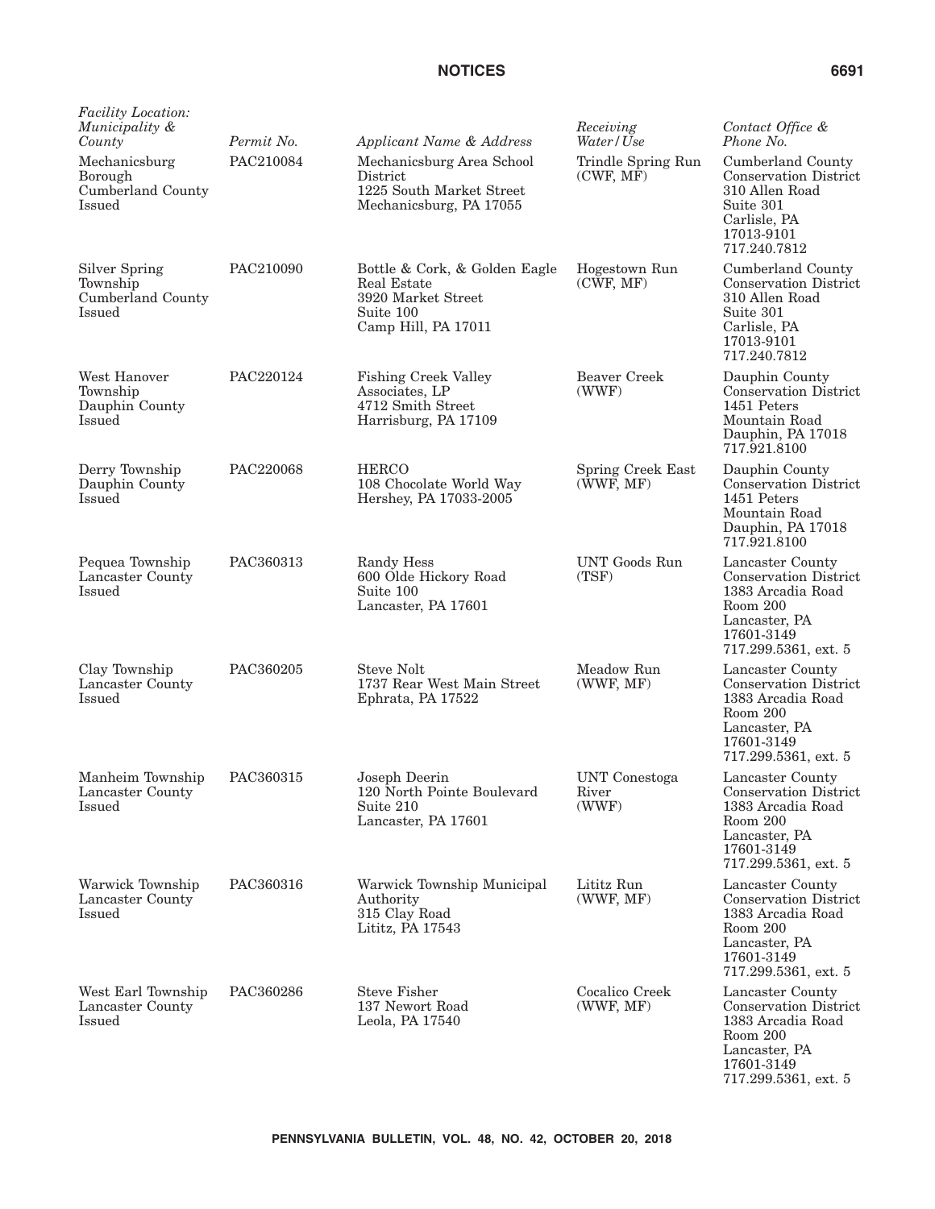| *Facility Location: Municipality & County* | *Permit No.* | *Applicant Name & Address* | *Receiving Water/Use* | *Contact Office & Phone No.* |
|---|---|---|---|---|
| Mechanicsburg Borough Cumberland County Issued | PAC210084 | Mechanicsburg Area School District 1225 South Market Street Mechanicsburg, PA 17055 | Trindle Spring Run (CWF, MF) | Cumberland County Conservation District 310 Allen Road Suite 301 Carlisle, PA 17013-9101 717.240.7812 |
| Silver Spring Township Cumberland County Issued | PAC210090 | Bottle & Cork, & Golden Eagle Real Estate 3920 Market Street Suite 100 Camp Hill, PA 17011 | Hogestown Run (CWF, MF) | Cumberland County Conservation District 310 Allen Road Suite 301 Carlisle, PA 17013-9101 717.240.7812 |
| West Hanover Township Dauphin County Issued | PAC220124 | Fishing Creek Valley Associates, LP 4712 Smith Street Harrisburg, PA 17109 | Beaver Creek (WWF) | Dauphin County Conservation District 1451 Peters Mountain Road Dauphin, PA 17018 717.921.8100 |
| Derry Township Dauphin County Issued | PAC220068 | HERCO 108 Chocolate World Way Hershey, PA 17033-2005 | Spring Creek East (WWF, MF) | Dauphin County Conservation District 1451 Peters Mountain Road Dauphin, PA 17018 717.921.8100 |
| Pequea Township Lancaster County Issued | PAC360313 | Randy Hess 600 Olde Hickory Road Suite 100 Lancaster, PA 17601 | UNT Goods Run (TSF) | Lancaster County Conservation District 1383 Arcadia Road Room 200 Lancaster, PA 17601-3149 717.299.5361, ext. 5 |
| Clay Township Lancaster County Issued | PAC360205 | Steve Nolt 1737 Rear West Main Street Ephrata, PA 17522 | Meadow Run (WWF, MF) | Lancaster County Conservation District 1383 Arcadia Road Room 200 Lancaster, PA 17601-3149 717.299.5361, ext. 5 |
| Manheim Township Lancaster County Issued | PAC360315 | Joseph Deerin 120 North Pointe Boulevard Suite 210 Lancaster, PA 17601 | UNT Conestoga River (WWF) | Lancaster County Conservation District 1383 Arcadia Road Room 200 Lancaster, PA 17601-3149 717.299.5361, ext. 5 |
| Warwick Township Lancaster County Issued | PAC360316 | Warwick Township Municipal Authority 315 Clay Road Lititz, PA 17543 | Lititz Run (WWF, MF) | Lancaster County Conservation District 1383 Arcadia Road Room 200 Lancaster, PA 17601-3149 717.299.5361, ext. 5 |
| West Earl Township Lancaster County Issued | PAC360286 | Steve Fisher 137 Newort Road Leola, PA 17540 | Cocalico Creek (WWF, MF) | Lancaster County Conservation District 1383 Arcadia Road Room 200 Lancaster, PA 17601-3149 717.299.5361, ext. 5 |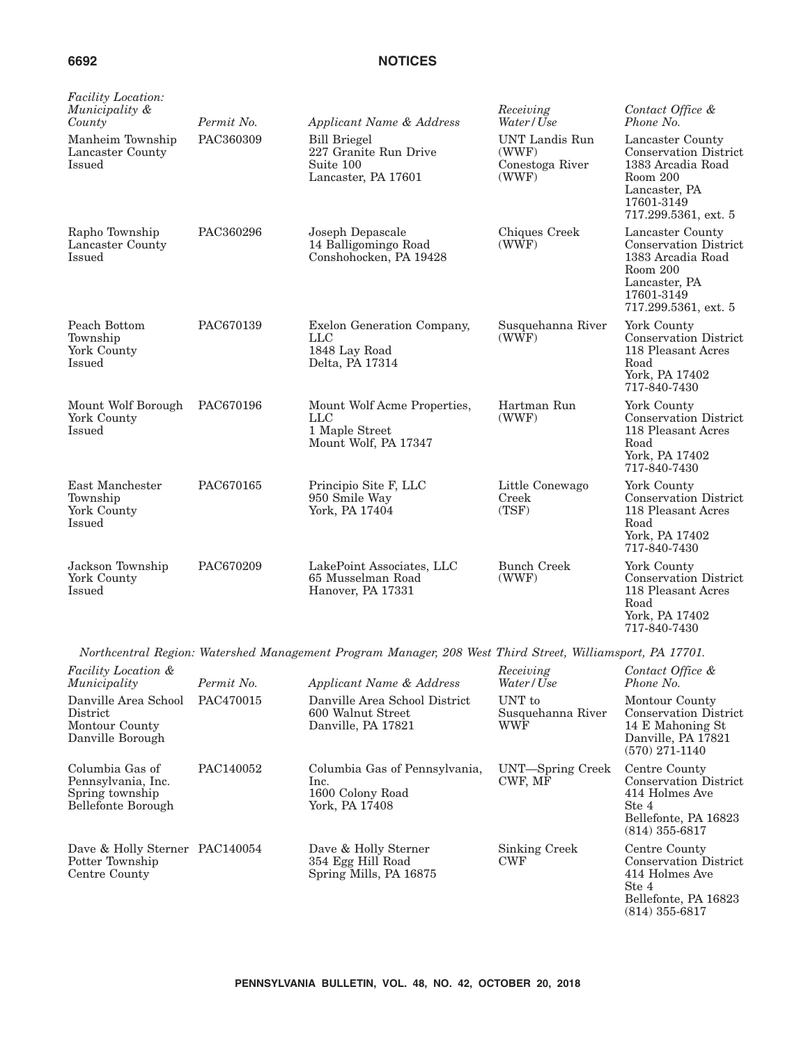| *Facility Location: Municipality & County* | *Permit No.* | *Applicant Name & Address* | *Receiving Water/Use* | *Contact Office & Phone No.* |
|---|---|---|---|---|
| Manheim Township Lancaster County Issued | PAC360309 | Bill Briegel 227 Granite Run Drive Suite 100 Lancaster, PA 17601 | UNT Landis Run (WWF) Conestoga River (WWF) | Lancaster County Conservation District 1383 Arcadia Road Room 200 Lancaster, PA 17601-3149 717.299.5361, ext. 5 |
| Rapho Township Lancaster County Issued | PAC360296 | Joseph Depascale 14 Balligomingo Road Conshohocken, PA 19428 | Chiques Creek (WWF) | Lancaster County Conservation District 1383 Arcadia Road Room 200 Lancaster, PA 17601-3149 717.299.5361, ext. 5 |
| Peach Bottom Township York County Issued | PAC670139 | Exelon Generation Company, LLC 1848 Lay Road Delta, PA 17314 | Susquehanna River (WWF) | York County Conservation District 118 Pleasant Acres Road York, PA 17402 717-840-7430 |
| Mount Wolf Borough York County Issued | PAC670196 | Mount Wolf Acme Properties, LLC 1 Maple Street Mount Wolf, PA 17347 | Hartman Run (WWF) | York County Conservation District 118 Pleasant Acres Road York, PA 17402 717-840-7430 |
| East Manchester Township York County Issued | PAC670165 | Principio Site F, LLC 950 Smile Way York, PA 17404 | Little Conewago Creek (TSF) | York County Conservation District 118 Pleasant Acres Road York, PA 17402 717-840-7430 |
| Jackson Township York County Issued | PAC670209 | LakePoint Associates, LLC 65 Musselman Road Hanover, PA 17331 | Bunch Creek (WWF) | York County Conservation District 118 Pleasant Acres Road York, PA 17402 717-840-7430 |

*Northcentral Region: Watershed Management Program Manager, 208 West Third Street, Williamsport, PA 17701.*

| *Facility Location & Municipality* | *Permit No.* | *Applicant Name & Address* | *Receiving Water/Use* | *Contact Office & Phone No.* |
|---|---|---|---|---|
| Danville Area School District Montour County Danville Borough | PAC470015 | Danville Area School District 600 Walnut Street Danville, PA 17821 | UNT to Susquehanna River WWF | Montour County Conservation District 14 E Mahoning St Danville, PA 17821 (570) 271-1140 |
| Columbia Gas of Pennsylvania, Inc. Spring township Bellefonte Borough | PAC140052 | Columbia Gas of Pennsylvania, Inc. 1600 Colony Road York, PA 17408 | UNT—Spring Creek CWF, MF | Centre County Conservation District 414 Holmes Ave Ste 4 Bellefonte, PA 16823 (814) 355-6817 |
| Dave & Holly Sterner Potter Township Centre County | PAC140054 | Dave & Holly Sterner 354 Egg Hill Road Spring Mills, PA 16875 | Sinking Creek CWF | Centre County Conservation District 414 Holmes Ave Ste 4 Bellefonte, PA 16823 (814) 355-6817 |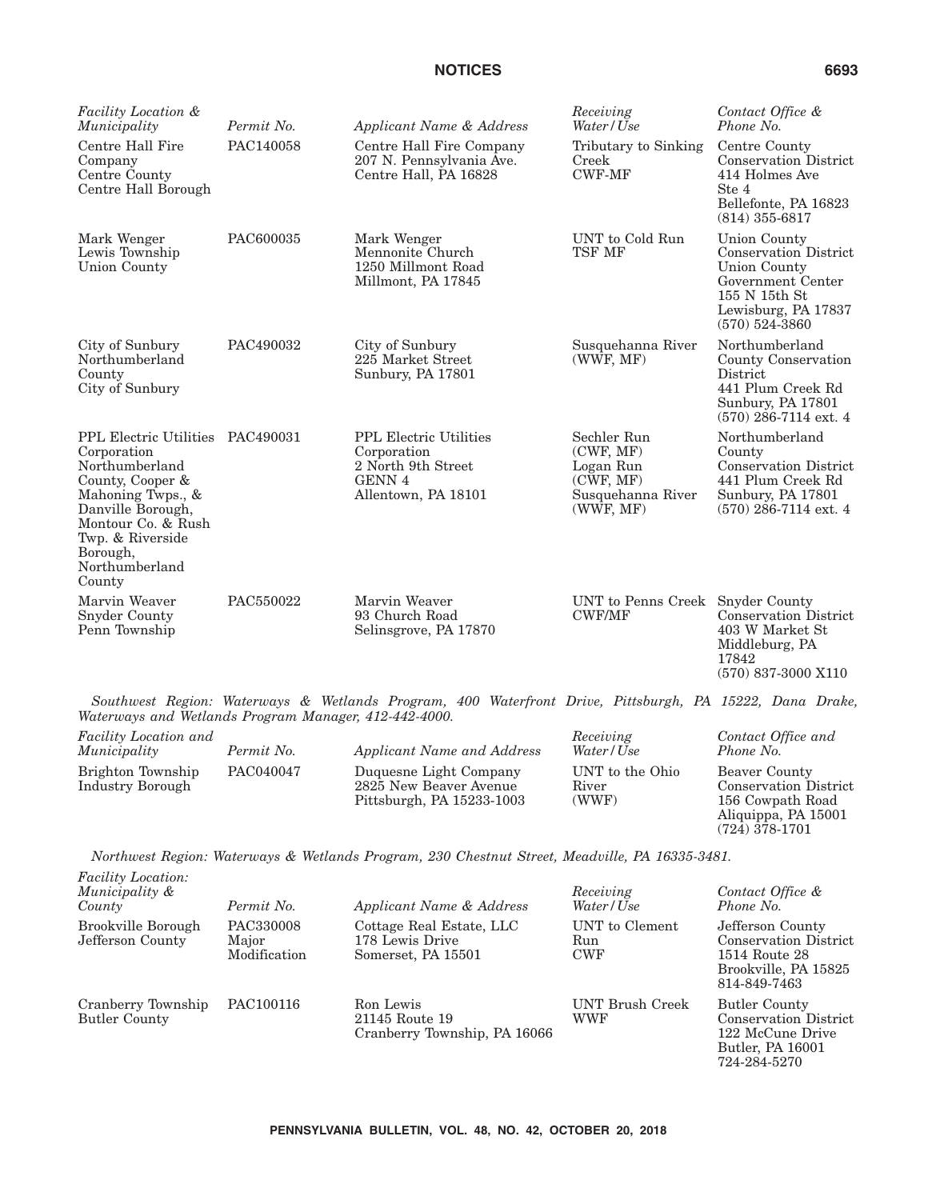| *Facility Location & Municipality* | *Permit No.* | *Applicant Name & Address* | *Receiving Water/Use* | *Contact Office & Phone No.* |
|---|---|---|---|---|
| Centre Hall Fire Company Centre County Centre Hall Borough | PAC140058 | Centre Hall Fire Company 207 N. Pennsylvania Ave. Centre Hall, PA 16828 | Tributary to Sinking Creek CWF-MF | Centre County Conservation District 414 Holmes Ave Ste 4 Bellefonte, PA 16823 (814) 355-6817 |
| Mark Wenger Lewis Township Union County | PAC600035 | Mark Wenger Mennonite Church 1250 Millmont Road Millmont, PA 17845 | UNT to Cold Run TSF MF | Union County Conservation District Union County Government Center 155 N 15th St Lewisburg, PA 17837 (570) 524-3860 |
| City of Sunbury Northumberland County City of Sunbury | PAC490032 | City of Sunbury 225 Market Street Sunbury, PA 17801 | Susquehanna River (WWF, MF) | Northumberland County Conservation District 441 Plum Creek Rd Sunbury, PA 17801 (570) 286-7114 ext. 4 |
| PPL Electric Utilities Corporation Northumberland County, Cooper & Mahoning Twps., & Danville Borough, Montour Co. & Rush Twp. & Riverside Borough, Northumberland County | PAC490031 | PPL Electric Utilities Corporation 2 North 9th Street GENN 4 Allentown, PA 18101 | Sechler Run (CWF, MF) Logan Run (CWF, MF) Susquehanna River (WWF, MF) | Northumberland County Conservation District 441 Plum Creek Rd Sunbury, PA 17801 (570) 286-7114 ext. 4 |
| Marvin Weaver Snyder County Penn Township | PAC550022 | Marvin Weaver 93 Church Road Selinsgrove, PA 17870 | UNT to Penns Creek CWF/MF | Snyder County Conservation District 403 W Market St Middleburg, PA 17842 (570) 837-3000 X110 |

*Southwest Region: Waterways & Wetlands Program, 400 Waterfront Drive, Pittsburgh, PA 15222, Dana Drake, Waterways and Wetlands Program Manager, 412-442-4000.*

| *Facility Location and Municipality* | *Permit No.* | *Applicant Name and Address* | *Receiving Water/Use* | *Contact Office and Phone No.* |
|---|---|---|---|---|
| Brighton Township Industry Borough | PAC040047 | Duquesne Light Company 2825 New Beaver Avenue Pittsburgh, PA 15233-1003 | UNT to the Ohio River (WWF) | Beaver County Conservation District 156 Cowpath Road Aliquippa, PA 15001 (724) 378-1701 |

*Northwest Region: Waterways & Wetlands Program, 230 Chestnut Street, Meadville, PA 16335-3481.*

| *Facility Location: Municipality & County* | *Permit No.* | *Applicant Name & Address* | *Receiving Water/Use* | *Contact Office & Phone No.* |
|---|---|---|---|---|
| Brookville Borough Jefferson County | PAC330008 Major Modification | Cottage Real Estate, LLC 178 Lewis Drive Somerset, PA 15501 | UNT to Clement Run CWF | Jefferson County Conservation District 1514 Route 28 Brookville, PA 15825 814-849-7463 |
| Cranberry Township Butler County | PAC100116 | Ron Lewis 21145 Route 19 Cranberry Township, PA 16066 | UNT Brush Creek WWF | Butler County Conservation District 122 McCune Drive Butler, PA 16001 724-284-5270 |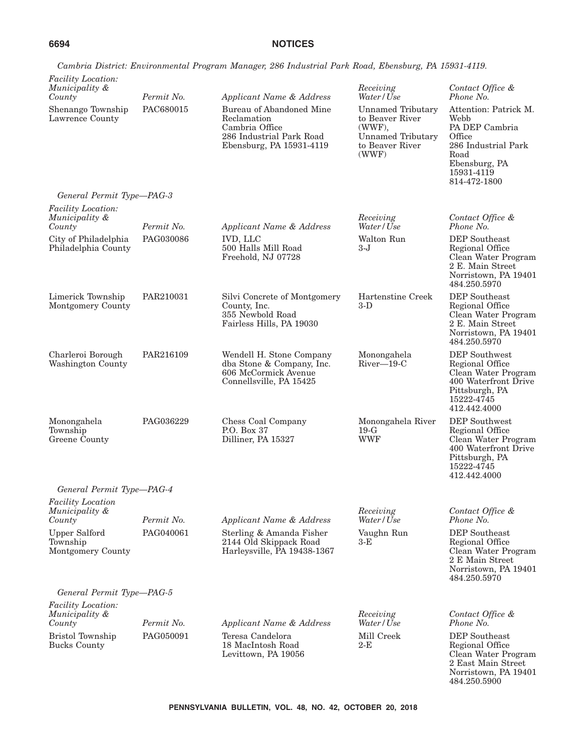*Cambria District: Environmental Program Manager, 286 Industrial Park Road, Ebensburg, PA 15931-4119.*

| *Facility Location: Municipality & County* | *Permit No.* | *Applicant Name & Address* | *Receiving Water/Use* | *Contact Office & Phone No.* |
|---|---|---|---|---|
| Shenango Township Lawrence County | PAC680015 | Bureau of Abandoned Mine Reclamation Cambria Office 286 Industrial Park Road Ebensburg, PA 15931-4119 | Unnamed Tributary to Beaver River (WWF), Unnamed Tributary to Beaver River (WWF) | Attention: Patrick M. Webb PA DEP Cambria Office 286 Industrial Park Road Ebensburg, PA 15931-4119 814-472-1800 |

*General Permit Type—PAG-3*

| *Facility Location: Municipality & County* | *Permit No.* | *Applicant Name & Address* | *Receiving Water/Use* | *Contact Office & Phone No.* |
|---|---|---|---|---|
| City of Philadelphia Philadelphia County | PAG030086 | IVD, LLC 500 Halls Mill Road Freehold, NJ 07728 | Walton Run 3-J | DEP Southeast Regional Office Clean Water Program 2 E. Main Street Norristown, PA 19401 484.250.5970 |
| Limerick Township Montgomery County | PAR210031 | Silvi Concrete of Montgomery County, Inc. 355 Newbold Road Fairless Hills, PA 19030 | Hartenstine Creek 3-D | DEP Southeast Regional Office Clean Water Program 2 E. Main Street Norristown, PA 19401 484.250.5970 |
| Charleroi Borough Washington County | PAR216109 | Wendell H. Stone Company dba Stone & Company, Inc. 606 McCormick Avenue Connellsville, PA 15425 | Monongahela River—19-C | DEP Southwest Regional Office Clean Water Program 400 Waterfront Drive Pittsburgh, PA 15222-4745 412.442.4000 |
| Monongahela Township Greene County | PAG036229 | Chess Coal Company P.O. Box 37 Dilliner, PA 15327 | Monongahela River 19-G WWF | DEP Southwest Regional Office Clean Water Program 400 Waterfront Drive Pittsburgh, PA 15222-4745 412.442.4000 |

*General Permit Type—PAG-4*

| *Facility Location Municipality & County* | *Permit No.* | *Applicant Name & Address* | *Receiving Water/Use* | *Contact Office & Phone No.* |
|---|---|---|---|---|
| Upper Salford Township Montgomery County | PAG040061 | Sterling & Amanda Fisher 2144 Old Skippack Road Harleysville, PA 19438-1367 | Vaughn Run 3-E | DEP Southeast Regional Office Clean Water Program 2 E Main Street Norristown, PA 19401 484.250.5970 |

*General Permit Type—PAG-5*

| *Facility Location: Municipality & County* | *Permit No.* | *Applicant Name & Address* | *Receiving Water/Use* | *Contact Office & Phone No.* |
|---|---|---|---|---|
| Bristol Township Bucks County | PAG050091 | Teresa Candelora 18 MacIntosh Road Levittown, PA 19056 | Mill Creek 2-E | DEP Southeast Regional Office Clean Water Program 2 East Main Street Norristown, PA 19401 484.250.5900 |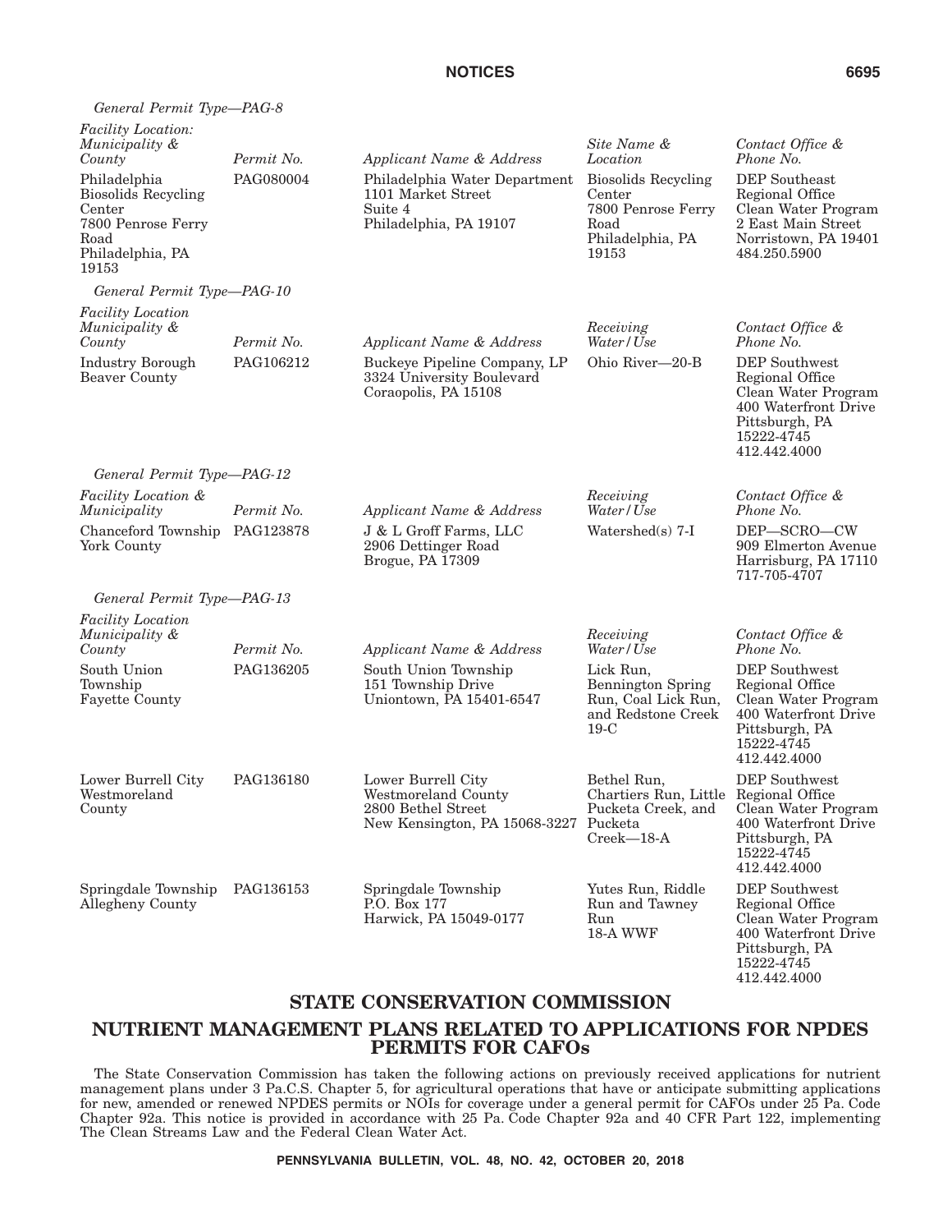*General Permit Type—PAG-8*

| *Facility Location: Municipality & County* | *Permit No.* | *Applicant Name & Address* | *Site Name & Location* | *Contact Office & Phone No.* |
|---|---|---|---|---|
| Philadelphia Biosolids Recycling Center 7800 Penrose Ferry Road Philadelphia, PA 19153 | PAG080004 | Philadelphia Water Department 1101 Market Street Suite 4 Philadelphia, PA 19107 | Biosolids Recycling Center 7800 Penrose Ferry Road Philadelphia, PA 19153 | DEP Southeast Regional Office Clean Water Program 2 East Main Street Norristown, PA 19401 484.250.5900 |

*General Permit Type—PAG-10*

| *Facility Location Municipality & County* | *Permit No.* | *Applicant Name & Address* | *Receiving Water/Use* | *Contact Office & Phone No.* |
|---|---|---|---|---|
| Industry Borough Beaver County | PAG106212 | Buckeye Pipeline Company, LP 3324 University Boulevard Coraopolis, PA 15108 | Ohio River—20-B | DEP Southwest Regional Office Clean Water Program 400 Waterfront Drive Pittsburgh, PA 15222-4745 412.442.4000 |

*General Permit Type—PAG-12*

| *Facility Location & Municipality* | *Permit No.* | *Applicant Name & Address* | *Receiving Water/Use* | *Contact Office & Phone No.* |
|---|---|---|---|---|
| Chanceford Township York County | PAG123878 | J & L Groff Farms, LLC 2906 Dettinger Road Brogue, PA 17309 | Watershed(s) 7-I | DEP—SCRO—CW 909 Elmerton Avenue Harrisburg, PA 17110 717-705-4707 |

*General Permit Type—PAG-13*

| *Facility Location Municipality & County* | *Permit No.* | *Applicant Name & Address* | *Receiving Water/Use* | *Contact Office & Phone No.* |
|---|---|---|---|---|
| South Union Township Fayette County | PAG136205 | South Union Township 151 Township Drive Uniontown, PA 15401-6547 | Lick Run, Bennington Spring Run, Coal Lick Run, and Redstone Creek 19-C | DEP Southwest Regional Office Clean Water Program 400 Waterfront Drive Pittsburgh, PA 15222-4745 412.442.4000 |
| Lower Burrell City Westmoreland County | PAG136180 | Lower Burrell City Westmoreland County 2800 Bethel Street New Kensington, PA 15068-3227 | Bethel Run, Chartiers Run, Little Pucketa Creek, and Pucketa Creek—18-A | DEP Southwest Regional Office Clean Water Program 400 Waterfront Drive Pittsburgh, PA 15222-4745 412.442.4000 |
| Springdale Township Allegheny County | PAG136153 | Springdale Township P.O. Box 177 Harwick, PA 15049-0177 | Yutes Run, Riddle Run and Tawney Run 18-A WWF | DEP Southwest Regional Office Clean Water Program 400 Waterfront Drive Pittsburgh, PA 15222-4745 412.442.4000 |

## STATE CONSERVATION COMMISSION

## NUTRIENT MANAGEMENT PLANS RELATED TO APPLICATIONS FOR NPDES PERMITS FOR CAFOs

The State Conservation Commission has taken the following actions on previously received applications for nutrient management plans under 3 Pa.C.S. Chapter 5, for agricultural operations that have or anticipate submitting applications for new, amended or renewed NPDES permits or NOIs for coverage under a general permit for CAFOs under 25 Pa. Code Chapter 92a. This notice is provided in accordance with 25 Pa. Code Chapter 92a and 40 CFR Part 122, implementing The Clean Streams Law and the Federal Clean Water Act.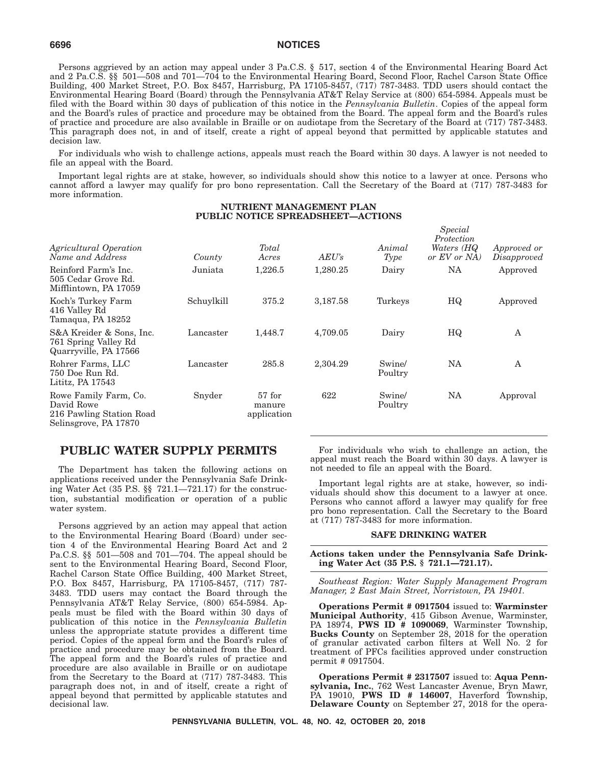Persons aggrieved by an action may appeal under 3 Pa.C.S. § 517, section 4 of the Environmental Hearing Board Act and 2 Pa.C.S. §§ 501—508 and 701—704 to the Environmental Hearing Board, Second Floor, Rachel Carson State Office Building, 400 Market Street, P.O. Box 8457, Harrisburg, PA 17105-8457, (717) 787-3483. TDD users should contact the Environmental Hearing Board (Board) through the Pennsylvania AT&T Relay Service at (800) 654-5984. Appeals must be filed with the Board within 30 days of publication of this notice in the *Pennsylvania Bulletin*. Copies of the appeal form and the Board's rules of practice and procedure may be obtained from the Board. The appeal form and the Board's rules of practice and procedure are also available in Braille or on audiotape from the Secretary of the Board at (717) 787-3483. This paragraph does not, in and of itself, create a right of appeal beyond that permitted by applicable statutes and decision law.

For individuals who wish to challenge actions, appeals must reach the Board within 30 days. A lawyer is not needed to file an appeal with the Board.

Important legal rights are at stake, however, so individuals should show this notice to a lawyer at once. Persons who cannot afford a lawyer may qualify for pro bono representation. Call the Secretary of the Board at (717) 787-3483 for more information.

**NUTRIENT MANAGEMENT PLAN PUBLIC NOTICE SPREADSHEET—ACTIONS**

| *Agricultural Operation Name and Address* | *County* | *Total Acres* | *AEU's* | *Animal Type* | *Special Protection Waters (HQ or EV or NA)* | *Approved or Disapproved* |
|---|---|---|---|---|---|---|
| Reinford Farm's Inc. 505 Cedar Grove Rd. Mifflintown, PA 17059 | Juniata | 1,226.5 | 1,280.25 | Dairy | NA | Approved |
| Koch's Turkey Farm 416 Valley Rd Tamaqua, PA 18252 | Schuylkill | 375.2 | 3,187.58 | Turkeys | HQ | Approved |
| S&A Kreider & Sons, Inc. 761 Spring Valley Rd Quarryville, PA 17566 | Lancaster | 1,448.7 | 4,709.05 | Dairy | HQ | A |
| Rohrer Farms, LLC 750 Doe Run Rd. Lititz, PA 17543 | Lancaster | 285.8 | 2,304.29 | Swine/ Poultry | NA | A |
| Rowe Family Farm, Co. David Rowe 216 Pawling Station Road Selinsgrove, PA 17870 | Snyder | 57 for manure application | 622 | Swine/ Poultry | NA | Approval |

## PUBLIC WATER SUPPLY PERMITS

The Department has taken the following actions on applications received under the Pennsylvania Safe Drinking Water Act (35 P.S. §§ 721.1—721.17) for the construction, substantial modification or operation of a public water system.

Persons aggrieved by an action may appeal that action to the Environmental Hearing Board (Board) under section 4 of the Environmental Hearing Board Act and 2 Pa.C.S. §§ 501—508 and 701—704. The appeal should be sent to the Environmental Hearing Board, Second Floor, Rachel Carson State Office Building, 400 Market Street, P.O. Box 8457, Harrisburg, PA 17105-8457, (717) 787-3483. TDD users may contact the Board through the Pennsylvania AT&T Relay Service, (800) 654-5984. Appeals must be filed with the Board within 30 days of publication of this notice in the *Pennsylvania Bulletin* unless the appropriate statute provides a different time period. Copies of the appeal form and the Board's rules of practice and procedure may be obtained from the Board. The appeal form and the Board's rules of practice and procedure are also available in Braille or on audiotape from the Secretary to the Board at (717) 787-3483. This paragraph does not, in and of itself, create a right of appeal beyond that permitted by applicable statutes and decisional law.

For individuals who wish to challenge an action, the appeal must reach the Board within 30 days. A lawyer is not needed to file an appeal with the Board.

Important legal rights are at stake, however, so individuals should show this document to a lawyer at once. Persons who cannot afford a lawyer may qualify for free pro bono representation. Call the Secretary to the Board at (717) 787-3483 for more information.

### SAFE DRINKING WATER

**Actions taken under the Pennsylvania Safe Drinking Water Act (35 P.S. § 721.1—721.17).**

*Southeast Region: Water Supply Management Program Manager, 2 East Main Street, Norristown, PA 19401.*

**Operations Permit # 0917504** issued to: **Warminster Municipal Authority**, 415 Gibson Avenue, Warminster, PA 18974, **PWS ID # 1090069**, Warminster Township, **Bucks County** on September 28, 2018 for the operation of granular activated carbon filters at Well No. 2 for treatment of PFCs facilities approved under construction permit # 0917504.

**Operations Permit # 2317507** issued to: **Aqua Pennsylvania, Inc.**, 762 West Lancaster Avenue, Bryn Mawr, PA 19010, **PWS ID # 146007**, Haverford Township, **Delaware County** on September 27, 2018 for the opera-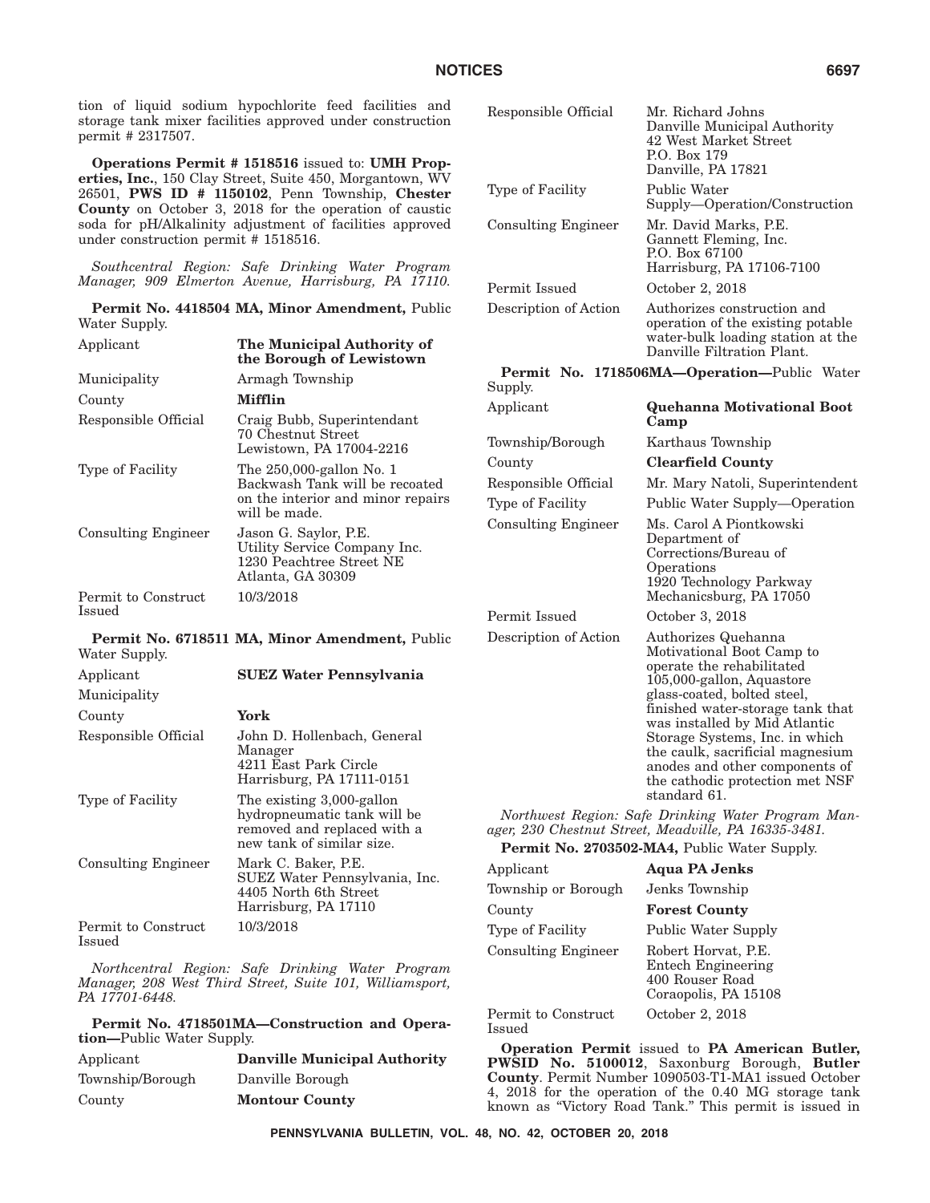tion of liquid sodium hypochlorite feed facilities and storage tank mixer facilities approved under construction permit # 2317507.

**Operations Permit # 1518516** issued to: **UMH Properties, Inc.**, 150 Clay Street, Suite 450, Morgantown, WV 26501, **PWS ID # 1150102**, Penn Township, **Chester County** on October 3, 2018 for the operation of caustic soda for pH/Alkalinity adjustment of facilities approved under construction permit # 1518516.

*Southcentral Region: Safe Drinking Water Program Manager, 909 Elmerton Avenue, Harrisburg, PA 17110.*

**Permit No. 4418504 MA, Minor Amendment,** Public Water Supply.

| | |
|---|---|
| Applicant | **The Municipal Authority of the Borough of Lewistown** |
| Municipality | Armagh Township |
| County | **Mifflin** |
| Responsible Official | Craig Bubb, Superintendant<br>70 Chestnut Street<br>Lewistown, PA 17004-2216 |
| Type of Facility | The 250,000-gallon No. 1 Backwash Tank will be recoated on the interior and minor repairs will be made. |
| Consulting Engineer | Jason G. Saylor, P.E.<br>Utility Service Company Inc.<br>1230 Peachtree Street NE<br>Atlanta, GA 30309 |
| Permit to Construct Issued | 10/3/2018 |

**Permit No. 6718511 MA, Minor Amendment,** Public Water Supply.

| | |
|---|---|
| Applicant | **SUEZ Water Pennsylvania** |
| Municipality | |
| County | **York** |
| Responsible Official | John D. Hollenbach, General Manager<br>4211 East Park Circle<br>Harrisburg, PA 17111-0151 |
| Type of Facility | The existing 3,000-gallon hydropneumatic tank will be removed and replaced with a new tank of similar size. |
| Consulting Engineer | Mark C. Baker, P.E.<br>SUEZ Water Pennsylvania, Inc.<br>4405 North 6th Street<br>Harrisburg, PA 17110 |
| Permit to Construct Issued | 10/3/2018 |

*Northcentral Region: Safe Drinking Water Program Manager, 208 West Third Street, Suite 101, Williamsport, PA 17701-6448.*

**Permit No. 4718501MA—Construction and Operation—**Public Water Supply.

| | |
|---|---|
| Applicant | **Danville Municipal Authority** |
| Township/Borough | Danville Borough |
| County | **Montour County** |
| Responsible Official | Mr. Richard Johns<br>Danville Municipal Authority<br>42 West Market Street<br>P.O. Box 179<br>Danville, PA 17821 |
| Type of Facility | Public Water Supply—Operation/Construction |
| Consulting Engineer | Mr. David Marks, P.E.<br>Gannett Fleming, Inc.<br>P.O. Box 67100<br>Harrisburg, PA 17106-7100 |
| Permit Issued | October 2, 2018 |
| Description of Action | Authorizes construction and operation of the existing potable water-bulk loading station at the Danville Filtration Plant. |

**Permit No. 1718506MA—Operation—**Public Water Supply.

| | |
|---|---|
| Applicant | **Quehanna Motivational Boot Camp** |
| Township/Borough | Karthaus Township |
| County | **Clearfield County** |
| Responsible Official | Mr. Mary Natoli, Superintendent |
| Type of Facility | Public Water Supply—Operation |
| Consulting Engineer | Ms. Carol A Piontkowski<br>Department of Corrections/Bureau of Operations<br>1920 Technology Parkway<br>Mechanicsburg, PA 17050 |
| Permit Issued | October 3, 2018 |
| Description of Action | Authorizes Quehanna Motivational Boot Camp to operate the rehabilitated 105,000-gallon, Aquastore glass-coated, bolted steel, finished water-storage tank that was installed by Mid Atlantic Storage Systems, Inc. in which the caulk, sacrificial magnesium anodes and other components of the cathodic protection met NSF standard 61. |

*Northwest Region: Safe Drinking Water Program Manager, 230 Chestnut Street, Meadville, PA 16335-3481.*

**Permit No. 2703502-MA4,** Public Water Supply.

| | |
|---|---|
| Applicant | **Aqua PA Jenks** |
| Township or Borough | Jenks Township |
| County | **Forest County** |
| Type of Facility | Public Water Supply |
| Consulting Engineer | Robert Horvat, P.E.<br>Entech Engineering<br>400 Rouser Road<br>Coraopolis, PA 15108 |
| Permit to Construct Issued | October 2, 2018 |

**Operation Permit** issued to **PA American Butler, PWSID No. 5100012**, Saxonburg Borough, **Butler County**. Permit Number 1090503-T1-MA1 issued October 4, 2018 for the operation of the 0.40 MG storage tank known as "Victory Road Tank." This permit is issued in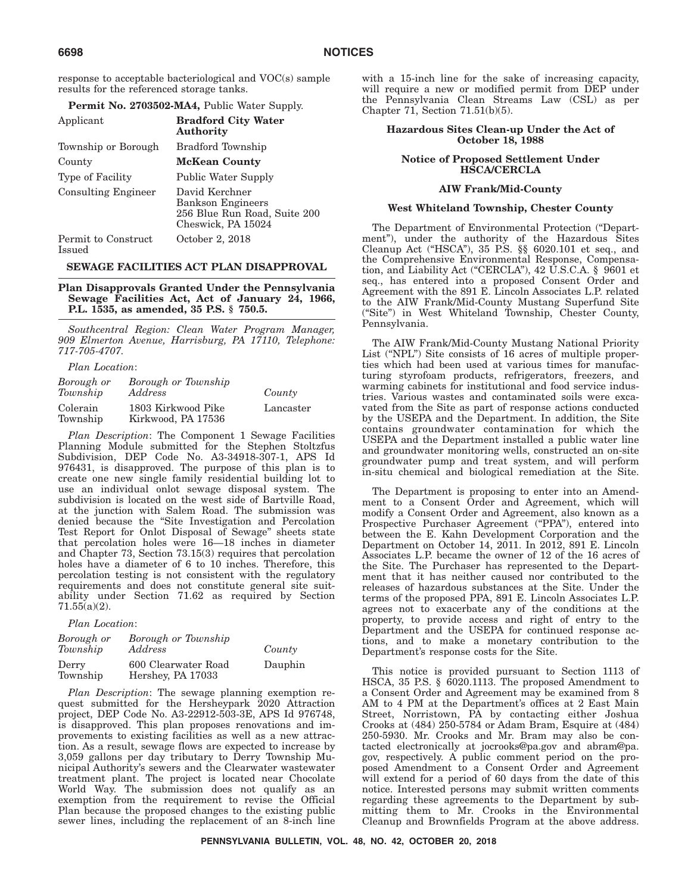response to acceptable bacteriological and VOC(s) sample results for the referenced storage tanks.

**Permit No. 2703502-MA4,** Public Water Supply.

| | |
|---|---|
| Applicant | **Bradford City Water Authority** |
| Township or Borough | Bradford Township |
| County | **McKean County** |
| Type of Facility | Public Water Supply |
| Consulting Engineer | David Kerchner<br>Bankson Engineers<br>256 Blue Run Road, Suite 200<br>Cheswick, PA 15024 |
| Permit to Construct Issued | October 2, 2018 |

## SEWAGE FACILITIES ACT PLAN DISAPPROVAL

### Plan Disapprovals Granted Under the Pennsylvania Sewage Facilities Act, Act of January 24, 1966, P.L. 1535, as amended, 35 P.S. § 750.5.

*Southcentral Region: Clean Water Program Manager, 909 Elmerton Avenue, Harrisburg, PA 17110, Telephone: 717-705-4707.*

*Plan Location*:

| *Borough or Township* | *Borough or Township Address* | *County* |
|---|---|---|
| Colerain Township | 1803 Kirkwood Pike<br>Kirkwood, PA 17536 | Lancaster |

*Plan Description*: The Component 1 Sewage Facilities Planning Module submitted for the Stephen Stoltzfus Subdivision, DEP Code No. A3-34918-307-1, APS Id 976431, is disapproved. The purpose of this plan is to create one new single family residential building lot to use an individual onlot sewage disposal system. The subdivision is located on the west side of Bartville Road, at the junction with Salem Road. The submission was denied because the "Site Investigation and Percolation Test Report for Onlot Disposal of Sewage" sheets state that percolation holes were 16—18 inches in diameter and Chapter 73, Section 73.15(3) requires that percolation holes have a diameter of 6 to 10 inches. Therefore, this percolation testing is not consistent with the regulatory requirements and does not constitute general site suitability under Section 71.62 as required by Section 71.55(a)(2).

*Plan Location*:

| *Borough or Township* | *Borough or Township Address* | *County* |
|---|---|---|
| Derry Township | 600 Clearwater Road<br>Hershey, PA 17033 | Dauphin |

*Plan Description*: The sewage planning exemption request submitted for the Hersheypark 2020 Attraction project, DEP Code No. A3-22912-503-3E, APS Id 976748, is disapproved. This plan proposes renovations and improvements to existing facilities as well as a new attraction. As a result, sewage flows are expected to increase by 3,059 gallons per day tributary to Derry Township Municipal Authority's sewers and the Clearwater wastewater treatment plant. The project is located near Chocolate World Way. The submission does not qualify as an exemption from the requirement to revise the Official Plan because the proposed changes to the existing public sewer lines, including the replacement of an 8-inch line with a 15-inch line for the sake of increasing capacity, will require a new or modified permit from DEP under the Pennsylvania Clean Streams Law (CSL) as per Chapter 71, Section 71.51(b)(5).

### Hazardous Sites Clean-up Under the Act of October 18, 1988

### Notice of Proposed Settlement Under HSCA/CERCLA

### AIW Frank/Mid-County

### West Whiteland Township, Chester County

The Department of Environmental Protection ("Department"), under the authority of the Hazardous Sites Cleanup Act ("HSCA"), 35 P.S. §§ 6020.101 et seq., and the Comprehensive Environmental Response, Compensation, and Liability Act ("CERCLA"), 42 U.S.C.A. § 9601 et seq., has entered into a proposed Consent Order and Agreement with the 891 E. Lincoln Associates L.P. related to the AIW Frank/Mid-County Mustang Superfund Site ("Site") in West Whiteland Township, Chester County, Pennsylvania.

The AIW Frank/Mid-County Mustang National Priority List ("NPL") Site consists of 16 acres of multiple properties which had been used at various times for manufacturing styrofoam products, refrigerators, freezers, and warming cabinets for institutional and food service industries. Various wastes and contaminated soils were excavated from the Site as part of response actions conducted by the USEPA and the Department. In addition, the Site contains groundwater contamination for which the USEPA and the Department installed a public water line and groundwater monitoring wells, constructed an on-site groundwater pump and treat system, and will perform in-situ chemical and biological remediation at the Site.

The Department is proposing to enter into an Amendment to a Consent Order and Agreement, which will modify a Consent Order and Agreement, also known as a Prospective Purchaser Agreement ("PPA"), entered into between the E. Kahn Development Corporation and the Department on October 14, 2011. In 2012, 891 E. Lincoln Associates L.P. became the owner of 12 of the 16 acres of the Site. The Purchaser has represented to the Department that it has neither caused nor contributed to the releases of hazardous substances at the Site. Under the terms of the proposed PPA, 891 E. Lincoln Associates L.P. agrees not to exacerbate any of the conditions at the property, to provide access and right of entry to the Department and the USEPA for continued response actions, and to make a monetary contribution to the Department's response costs for the Site.

This notice is provided pursuant to Section 1113 of HSCA, 35 P.S. § 6020.1113. The proposed Amendment to a Consent Order and Agreement may be examined from 8 AM to 4 PM at the Department's offices at 2 East Main Street, Norristown, PA by contacting either Joshua Crooks at (484) 250-5784 or Adam Bram, Esquire at (484) 250-5930. Mr. Crooks and Mr. Bram may also be contacted electronically at jocrooks@pa.gov and abram@pa.gov, respectively. A public comment period on the proposed Amendment to a Consent Order and Agreement will extend for a period of 60 days from the date of this notice. Interested persons may submit written comments regarding these agreements to the Department by submitting them to Mr. Crooks in the Environmental Cleanup and Brownfields Program at the above address.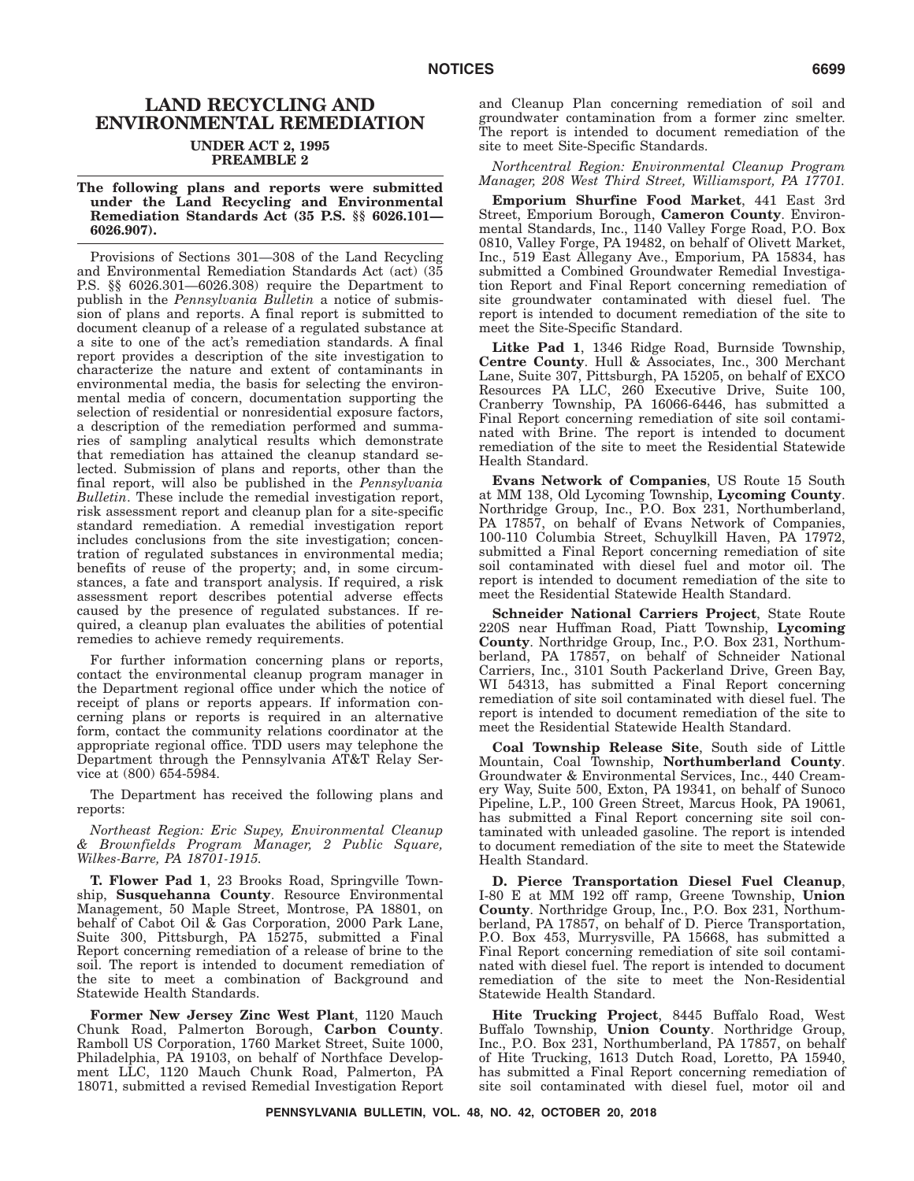# LAND RECYCLING AND ENVIRONMENTAL REMEDIATION

## UNDER ACT 2, 1995

## PREAMBLE 2

**The following plans and reports were submitted under the Land Recycling and Environmental Remediation Standards Act (35 P.S. §§ 6026.101—6026.907).**

Provisions of Sections 301—308 of the Land Recycling and Environmental Remediation Standards Act (act) (35 P.S. §§ 6026.301—6026.308) require the Department to publish in the *Pennsylvania Bulletin* a notice of submission of plans and reports. A final report is submitted to document cleanup of a release of a regulated substance at a site to one of the act's remediation standards. A final report provides a description of the site investigation to characterize the nature and extent of contaminants in environmental media, the basis for selecting the environmental media of concern, documentation supporting the selection of residential or nonresidential exposure factors, a description of the remediation performed and summaries of sampling analytical results which demonstrate that remediation has attained the cleanup standard selected. Submission of plans and reports, other than the final report, will also be published in the *Pennsylvania Bulletin*. These include the remedial investigation report, risk assessment report and cleanup plan for a site-specific standard remediation. A remedial investigation report includes conclusions from the site investigation; concentration of regulated substances in environmental media; benefits of reuse of the property; and, in some circumstances, a fate and transport analysis. If required, a risk assessment report describes potential adverse effects caused by the presence of regulated substances. If required, a cleanup plan evaluates the abilities of potential remedies to achieve remedy requirements.

For further information concerning plans or reports, contact the environmental cleanup program manager in the Department regional office under which the notice of receipt of plans or reports appears. If information concerning plans or reports is required in an alternative form, contact the community relations coordinator at the appropriate regional office. TDD users may telephone the Department through the Pennsylvania AT&T Relay Service at (800) 654-5984.

The Department has received the following plans and reports:

*Northeast Region: Eric Supey, Environmental Cleanup & Brownfields Program Manager, 2 Public Square, Wilkes-Barre, PA 18701-1915.*

**T. Flower Pad 1**, 23 Brooks Road, Springville Township, **Susquehanna County**. Resource Environmental Management, 50 Maple Street, Montrose, PA 18801, on behalf of Cabot Oil & Gas Corporation, 2000 Park Lane, Suite 300, Pittsburgh, PA 15275, submitted a Final Report concerning remediation of a release of brine to the soil. The report is intended to document remediation of the site to meet a combination of Background and Statewide Health Standards.

**Former New Jersey Zinc West Plant**, 1120 Mauch Chunk Road, Palmerton Borough, **Carbon County**. Ramboll US Corporation, 1760 Market Street, Suite 1000, Philadelphia, PA 19103, on behalf of Northface Development LLC, 1120 Mauch Chunk Road, Palmerton, PA 18071, submitted a revised Remedial Investigation Report and Cleanup Plan concerning remediation of soil and groundwater contamination from a former zinc smelter. The report is intended to document remediation of the site to meet Site-Specific Standards.

*Northcentral Region: Environmental Cleanup Program Manager, 208 West Third Street, Williamsport, PA 17701.*

**Emporium Shurfine Food Market**, 441 East 3rd Street, Emporium Borough, **Cameron County**. Environmental Standards, Inc., 1140 Valley Forge Road, P.O. Box 0810, Valley Forge, PA 19482, on behalf of Olivett Market, Inc., 519 East Allegany Ave., Emporium, PA 15834, has submitted a Combined Groundwater Remedial Investigation Report and Final Report concerning remediation of site groundwater contaminated with diesel fuel. The report is intended to document remediation of the site to meet the Site-Specific Standard.

**Litke Pad 1**, 1346 Ridge Road, Burnside Township, **Centre County**. Hull & Associates, Inc., 300 Merchant Lane, Suite 307, Pittsburgh, PA 15205, on behalf of EXCO Resources PA LLC, 260 Executive Drive, Suite 100, Cranberry Township, PA 16066-6446, has submitted a Final Report concerning remediation of site soil contaminated with Brine. The report is intended to document remediation of the site to meet the Residential Statewide Health Standard.

**Evans Network of Companies**, US Route 15 South at MM 138, Old Lycoming Township, **Lycoming County**. Northridge Group, Inc., P.O. Box 231, Northumberland, PA 17857, on behalf of Evans Network of Companies, 100-110 Columbia Street, Schuylkill Haven, PA 17972, submitted a Final Report concerning remediation of site soil contaminated with diesel fuel and motor oil. The report is intended to document remediation of the site to meet the Residential Statewide Health Standard.

**Schneider National Carriers Project**, State Route 220S near Huffman Road, Piatt Township, **Lycoming County**. Northridge Group, Inc., P.O. Box 231, Northumberland, PA 17857, on behalf of Schneider National Carriers, Inc., 3101 South Packerland Drive, Green Bay, WI 54313, has submitted a Final Report concerning remediation of site soil contaminated with diesel fuel. The report is intended to document remediation of the site to meet the Residential Statewide Health Standard.

**Coal Township Release Site**, South side of Little Mountain, Coal Township, **Northumberland County**. Groundwater & Environmental Services, Inc., 440 Creamery Way, Suite 500, Exton, PA 19341, on behalf of Sunoco Pipeline, L.P., 100 Green Street, Marcus Hook, PA 19061, has submitted a Final Report concerning site soil contaminated with unleaded gasoline. The report is intended to document remediation of the site to meet the Statewide Health Standard.

**D. Pierce Transportation Diesel Fuel Cleanup**, I-80 E at MM 192 off ramp, Greene Township, **Union County**. Northridge Group, Inc., P.O. Box 231, Northumberland, PA 17857, on behalf of D. Pierce Transportation, P.O. Box 453, Murrysville, PA 15668, has submitted a Final Report concerning remediation of site soil contaminated with diesel fuel. The report is intended to document remediation of the site to meet the Non-Residential Statewide Health Standard.

**Hite Trucking Project**, 8445 Buffalo Road, West Buffalo Township, **Union County**. Northridge Group, Inc., P.O. Box 231, Northumberland, PA 17857, on behalf of Hite Trucking, 1613 Dutch Road, Loretto, PA 15940, has submitted a Final Report concerning remediation of site soil contaminated with diesel fuel, motor oil and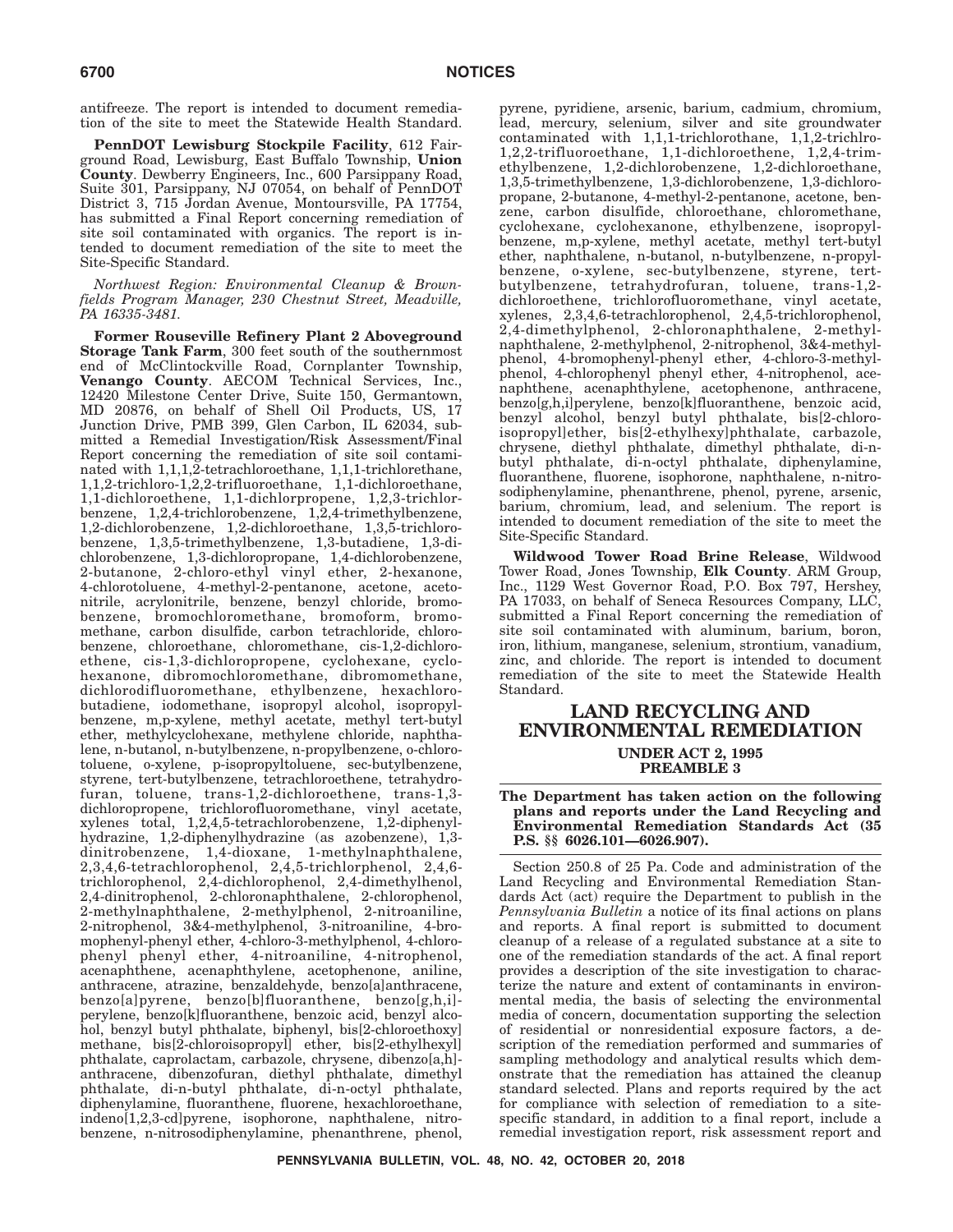antifreeze. The report is intended to document remediation of the site to meet the Statewide Health Standard.

**PennDOT Lewisburg Stockpile Facility**, 612 Fairground Road, Lewisburg, East Buffalo Township, **Union County**. Dewberry Engineers, Inc., 600 Parsippany Road, Suite 301, Parsippany, NJ 07054, on behalf of PennDOT District 3, 715 Jordan Avenue, Montoursville, PA 17754, has submitted a Final Report concerning remediation of site soil contaminated with organics. The report is intended to document remediation of the site to meet the Site-Specific Standard.

*Northwest Region: Environmental Cleanup & Brownfields Program Manager, 230 Chestnut Street, Meadville, PA 16335-3481.*

**Former Rouseville Refinery Plant 2 Aboveground Storage Tank Farm**, 300 feet south of the southernmost end of McClintockville Road, Cornplanter Township, **Venango County**. AECOM Technical Services, Inc., 12420 Milestone Center Drive, Suite 150, Germantown, MD 20876, on behalf of Shell Oil Products, US, 17 Junction Drive, PMB 399, Glen Carbon, IL 62034, submitted a Remedial Investigation/Risk Assessment/Final Report concerning the remediation of site soil contaminated with 1,1,1,2-tetrachloroethane, 1,1,1-trichlorethane, 1,1,2-trichloro-1,2,2-trifluoroethane, 1,1-dichloroethane, 1,1-dichloroethene, 1,1-dichlorpropene, 1,2,3-trichlorbenzene, 1,2,4-trichlorobenzene, 1,2,4-trimethylbenzene, 1,2-dichlorobenzene, 1,2-dichloroethane, 1,3,5-trichlorobenzene, 1,3,5-trimethylbenzene, 1,3-butadiene, 1,3-dichlorobenzene, 1,3-dichloropropane, 1,4-dichlorobenzene, 2-butanone, 2-chloro-ethyl vinyl ether, 2-hexanone, 4-chlorotoluene, 4-methyl-2-pentanone, acetone, acetonitrile, acrylonitrile, benzene, benzyl chloride, bromobenzene, bromochloromethane, bromoform, bromomethane, carbon disulfide, carbon tetrachloride, chlorobenzene, chloroethane, chloromethane, cis-1,2-dichloroethene, cis-1,3-dichloropropene, cyclohexane, cyclohexanone, dibromochloromethane, dibromomethane, dichlorodifluoromethane, ethylbenzene, hexachlorobutadiene, iodomethane, isopropyl alcohol, isopropylbenzene, m,p-xylene, methyl acetate, methyl tert-butyl ether, methylcyclohexane, methylene chloride, naphthalene, n-butanol, n-butylbenzene, n-propylbenzene, o-chlorotoluene, o-xylene, p-isopropyltoluene, sec-butylbenzene, styrene, tert-butylbenzene, tetrachloroethene, tetrahydrofuran, toluene, trans-1,2-dichloroethene, trans-1,3-dichloropropene, trichlorofluoromethane, vinyl acetate, xylenes total, 1,2,4,5-tetrachlorobenzene, 1,2-diphenylhydrazine, 1,2-diphenylhydrazine (as azobenzene), 1,3-dinitrobenzene, 1,4-dioxane, 1-methylnaphthalene, 2,3,4,6-tetrachlorophenol, 2,4,5-trichlorphenol, 2,4,6-trichlorophenol, 2,4-dichlorophenol, 2,4-dimethylhenol, 2,4-dinitrophenol, 2-chloronaphthalene, 2-chlorophenol, 2-methylnaphthalene, 2-methylphenol, 2-nitroaniline, 2-nitrophenol, 3&4-methylphenol, 3-nitroaniline, 4-bromophenyl-phenyl ether, 4-chloro-3-methylphenol, 4-chlorophenyl phenyl ether, 4-nitroaniline, 4-nitrophenol, acenaphthene, acenaphthylene, acetophenone, aniline, anthracene, atrazine, benzaldehyde, benzo[a]anthracene, benzo[a]pyrene, benzo[b]fluoranthene, benzo[g,h,i]perylene, benzo[k]fluoranthene, benzoic acid, benzyl alcohol, benzyl butyl phthalate, biphenyl, bis[2-chloroethoxy] methane, bis[2-chloroisopropyl] ether, bis[2-ethylhexyl] phthalate, caprolactam, carbazole, chrysene, dibenzo[a,h]anthracene, dibenzofuran, diethyl phthalate, dimethyl phthalate, di-n-butyl phthalate, di-n-octyl phthalate, diphenylamine, fluoranthene, fluorene, hexachloroethane, indeno[1,2,3-cd]pyrene, isophorone, naphthalene, nitrobenzene, n-nitrosodiphenylamine, phenanthrene, phenol, pyrene, pyridiene, arsenic, barium, cadmium, chromium, lead, mercury, selenium, silver and site groundwater contaminated with 1,1,1-trichlorothane, 1,1,2-trichlro-1,2,2-trifluoroethane, 1,1-dichloroethene, 1,2,4-trimethylbenzene, 1,2-dichlorobenzene, 1,2-dichloroethane, 1,3,5-trimethylbenzene, 1,3-dichlorobenzene, 1,3-dichloropropane, 2-butanone, 4-methyl-2-pentanone, acetone, benzene, carbon disulfide, chloroethane, chloromethane, cyclohexane, cyclohexanone, ethylbenzene, isopropylbenzene, m,p-xylene, methyl acetate, methyl tert-butyl ether, naphthalene, n-butanol, n-butylbenzene, n-propylbenzene, o-xylene, sec-butylbenzene, styrene, tert-butylbenzene, tetrahydrofuran, toluene, trans-1,2-dichloroethene, trichlorofluoromethane, vinyl acetate, xylenes, 2,3,4,6-tetrachlorophenol, 2,4,5-trichlorophenol, 2,4-dimethylphenol, 2-chloronaphthalene, 2-methylnaphthalene, 2-methylphenol, 2-nitrophenol, 3&4-methylphenol, 4-bromophenyl-phenyl ether, 4-chloro-3-methylphenol, 4-chlorophenyl phenyl ether, 4-nitrophenol, acenaphthene, acenaphthylene, acetophenone, anthracene, benzo[g,h,i]perylene, benzo[k]fluoranthene, benzoic acid, benzyl alcohol, benzyl butyl phthalate, bis[2-chloroisopropyl]ether, bis[2-ethylhexyl]phthalate, carbazole, chrysene, diethyl phthalate, dimethyl phthalate, di-n-butyl phthalate, di-n-octyl phthalate, diphenylamine, fluoranthene, fluorene, isophorone, naphthalene, n-nitrosodiphenylamine, phenanthrene, phenol, pyrene, arsenic, barium, chromium, lead, and selenium. The report is intended to document remediation of the site to meet the Site-Specific Standard.

**Wildwood Tower Road Brine Release**, Wildwood Tower Road, Jones Township, **Elk County**. ARM Group, Inc., 1129 West Governor Road, P.O. Box 797, Hershey, PA 17033, on behalf of Seneca Resources Company, LLC, submitted a Final Report concerning the remediation of site soil contaminated with aluminum, barium, boron, iron, lithium, manganese, selenium, strontium, vanadium, zinc, and chloride. The report is intended to document remediation of the site to meet the Statewide Health Standard.

## LAND RECYCLING AND ENVIRONMENTAL REMEDIATION

### UNDER ACT 2, 1995
### PREAMBLE 3

**The Department has taken action on the following plans and reports under the Land Recycling and Environmental Remediation Standards Act (35 P.S. §§ 6026.101—6026.907).**

Section 250.8 of 25 Pa. Code and administration of the Land Recycling and Environmental Remediation Standards Act (act) require the Department to publish in the *Pennsylvania Bulletin* a notice of its final actions on plans and reports. A final report is submitted to document cleanup of a release of a regulated substance at a site to one of the remediation standards of the act. A final report provides a description of the site investigation to characterize the nature and extent of contaminants in environmental media, the basis of selecting the environmental media of concern, documentation supporting the selection of residential or nonresidential exposure factors, a description of the remediation performed and summaries of sampling methodology and analytical results which demonstrate that the remediation has attained the cleanup standard selected. Plans and reports required by the act for compliance with selection of remediation to a site-specific standard, in addition to a final report, include a remedial investigation report, risk assessment report and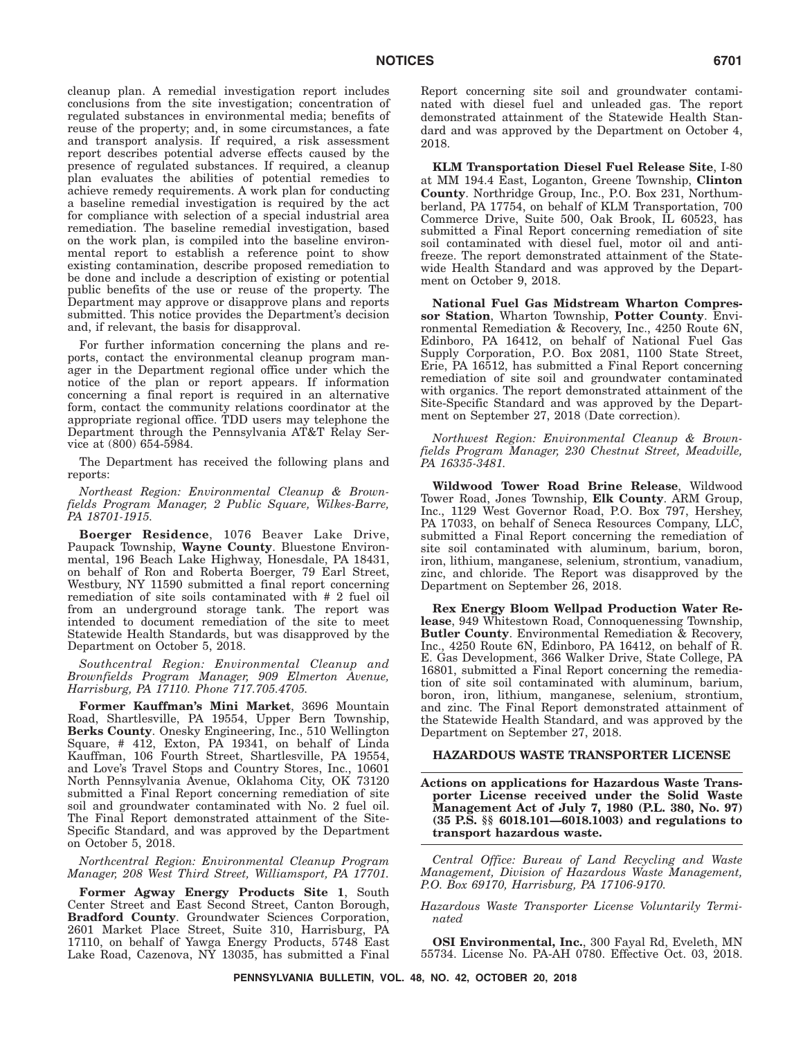cleanup plan. A remedial investigation report includes conclusions from the site investigation; concentration of regulated substances in environmental media; benefits of reuse of the property; and, in some circumstances, a fate and transport analysis. If required, a risk assessment report describes potential adverse effects caused by the presence of regulated substances. If required, a cleanup plan evaluates the abilities of potential remedies to achieve remedy requirements. A work plan for conducting a baseline remedial investigation is required by the act for compliance with selection of a special industrial area remediation. The baseline remedial investigation, based on the work plan, is compiled into the baseline environmental report to establish a reference point to show existing contamination, describe proposed remediation to be done and include a description of existing or potential public benefits of the use or reuse of the property. The Department may approve or disapprove plans and reports submitted. This notice provides the Department's decision and, if relevant, the basis for disapproval.

For further information concerning the plans and reports, contact the environmental cleanup program manager in the Department regional office under which the notice of the plan or report appears. If information concerning a final report is required in an alternative form, contact the community relations coordinator at the appropriate regional office. TDD users may telephone the Department through the Pennsylvania AT&T Relay Service at (800) 654-5984.

The Department has received the following plans and reports:

*Northeast Region: Environmental Cleanup & Brownfields Program Manager, 2 Public Square, Wilkes-Barre, PA 18701-1915.*

**Boerger Residence**, 1076 Beaver Lake Drive, Paupack Township, **Wayne County**. Bluestone Environmental, 196 Beach Lake Highway, Honesdale, PA 18431, on behalf of Ron and Roberta Boerger, 79 Earl Street, Westbury, NY 11590 submitted a final report concerning remediation of site soils contaminated with # 2 fuel oil from an underground storage tank. The report was intended to document remediation of the site to meet Statewide Health Standards, but was disapproved by the Department on October 5, 2018.

*Southcentral Region: Environmental Cleanup and Brownfields Program Manager, 909 Elmerton Avenue, Harrisburg, PA 17110. Phone 717.705.4705.*

**Former Kauffman's Mini Market**, 3696 Mountain Road, Shartlesville, PA 19554, Upper Bern Township, **Berks County**. Onesky Engineering, Inc., 510 Wellington Square, # 412, Exton, PA 19341, on behalf of Linda Kauffman, 106 Fourth Street, Shartlesville, PA 19554, and Love's Travel Stops and Country Stores, Inc., 10601 North Pennsylvania Avenue, Oklahoma City, OK 73120 submitted a Final Report concerning remediation of site soil and groundwater contaminated with No. 2 fuel oil. The Final Report demonstrated attainment of the Site-Specific Standard, and was approved by the Department on October 5, 2018.

*Northcentral Region: Environmental Cleanup Program Manager, 208 West Third Street, Williamsport, PA 17701.*

**Former Agway Energy Products Site 1**, South Center Street and East Second Street, Canton Borough, **Bradford County**. Groundwater Sciences Corporation, 2601 Market Place Street, Suite 310, Harrisburg, PA 17110, on behalf of Yawga Energy Products, 5748 East Lake Road, Cazenova, NY 13035, has submitted a Final Report concerning site soil and groundwater contaminated with diesel fuel and unleaded gas. The report demonstrated attainment of the Statewide Health Standard and was approved by the Department on October 4, 2018.

**KLM Transportation Diesel Fuel Release Site**, I-80 at MM 194.4 East, Loganton, Greene Township, **Clinton County**. Northridge Group, Inc., P.O. Box 231, Northumberland, PA 17754, on behalf of KLM Transportation, 700 Commerce Drive, Suite 500, Oak Brook, IL 60523, has submitted a Final Report concerning remediation of site soil contaminated with diesel fuel, motor oil and antifreeze. The report demonstrated attainment of the Statewide Health Standard and was approved by the Department on October 9, 2018.

**National Fuel Gas Midstream Wharton Compressor Station**, Wharton Township, **Potter County**. Environmental Remediation & Recovery, Inc., 4250 Route 6N, Edinboro, PA 16412, on behalf of National Fuel Gas Supply Corporation, P.O. Box 2081, 1100 State Street, Erie, PA 16512, has submitted a Final Report concerning remediation of site soil and groundwater contaminated with organics. The report demonstrated attainment of the Site-Specific Standard and was approved by the Department on September 27, 2018 (Date correction).

*Northwest Region: Environmental Cleanup & Brownfields Program Manager, 230 Chestnut Street, Meadville, PA 16335-3481.*

**Wildwood Tower Road Brine Release**, Wildwood Tower Road, Jones Township, **Elk County**. ARM Group, Inc., 1129 West Governor Road, P.O. Box 797, Hershey, PA 17033, on behalf of Seneca Resources Company, LLC, submitted a Final Report concerning the remediation of site soil contaminated with aluminum, barium, boron, iron, lithium, manganese, selenium, strontium, vanadium, zinc, and chloride. The Report was disapproved by the Department on September 26, 2018.

**Rex Energy Bloom Wellpad Production Water Release**, 949 Whitestown Road, Connoquenessing Township, **Butler County**. Environmental Remediation & Recovery, Inc., 4250 Route 6N, Edinboro, PA 16412, on behalf of R. E. Gas Development, 366 Walker Drive, State College, PA 16801, submitted a Final Report concerning the remediation of site soil contaminated with aluminum, barium, boron, iron, lithium, manganese, selenium, strontium, and zinc. The Final Report demonstrated attainment of the Statewide Health Standard, and was approved by the Department on September 27, 2018.

## HAZARDOUS WASTE TRANSPORTER LICENSE

**Actions on applications for Hazardous Waste Transporter License received under the Solid Waste Management Act of July 7, 1980 (P.L. 380, No. 97) (35 P.S. §§ 6018.101—6018.1003) and regulations to transport hazardous waste.**

*Central Office: Bureau of Land Recycling and Waste Management, Division of Hazardous Waste Management, P.O. Box 69170, Harrisburg, PA 17106-9170.*

*Hazardous Waste Transporter License Voluntarily Terminated*

**OSI Environmental, Inc.**, 300 Fayal Rd, Eveleth, MN 55734. License No. PA-AH 0780. Effective Oct. 03, 2018.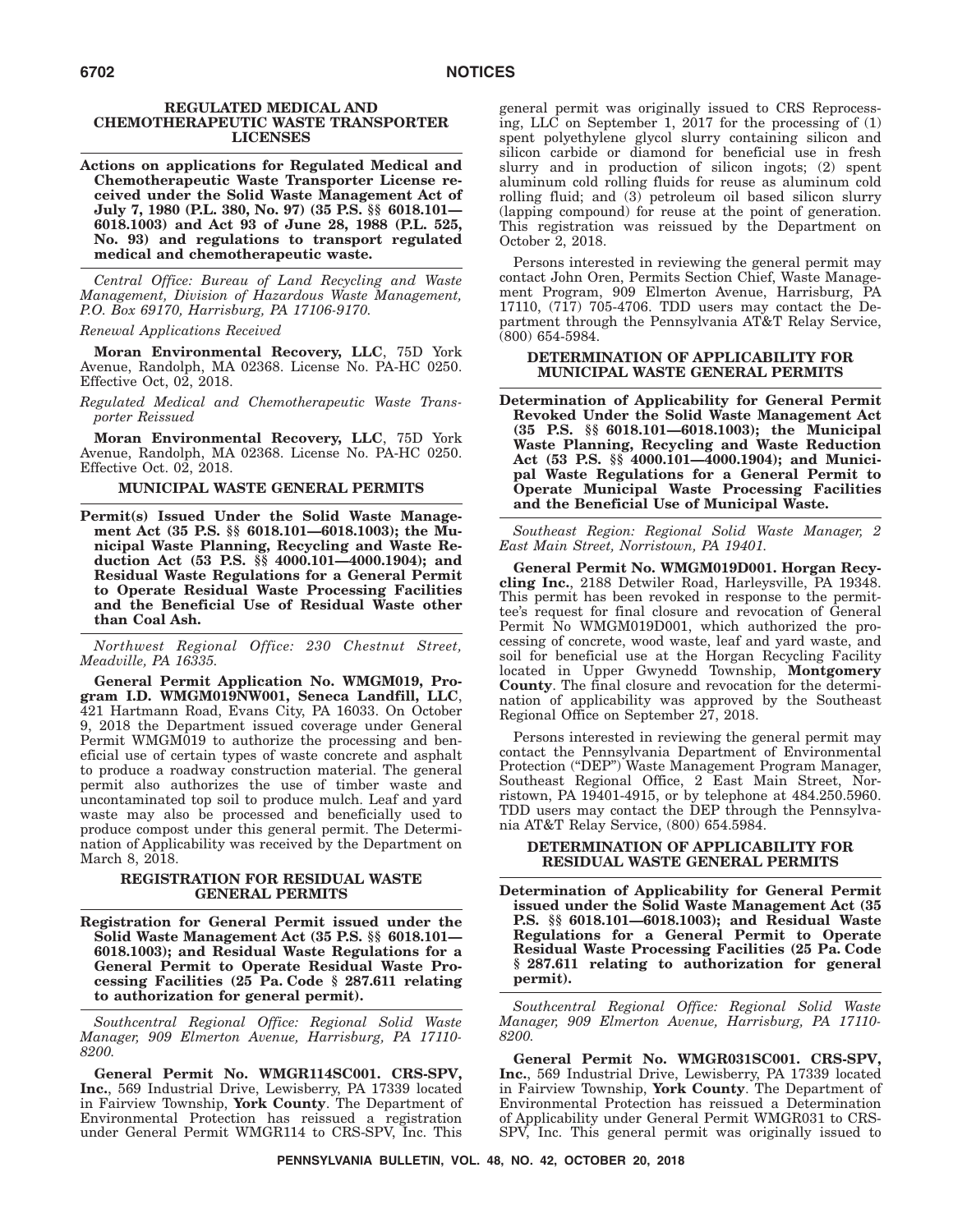## REGULATED MEDICAL AND CHEMOTHERAPEUTIC WASTE TRANSPORTER LICENSES

**Actions on applications for Regulated Medical and Chemotherapeutic Waste Transporter License received under the Solid Waste Management Act of July 7, 1980 (P.L. 380, No. 97) (35 P.S. §§ 6018.101—6018.1003) and Act 93 of June 28, 1988 (P.L. 525, No. 93) and regulations to transport regulated medical and chemotherapeutic waste.**

*Central Office: Bureau of Land Recycling and Waste Management, Division of Hazardous Waste Management, P.O. Box 69170, Harrisburg, PA 17106-9170.*

*Renewal Applications Received*

**Moran Environmental Recovery, LLC**, 75D York Avenue, Randolph, MA 02368. License No. PA-HC 0250. Effective Oct, 02, 2018.

*Regulated Medical and Chemotherapeutic Waste Transporter Reissued*

**Moran Environmental Recovery, LLC**, 75D York Avenue, Randolph, MA 02368. License No. PA-HC 0250. Effective Oct. 02, 2018.

## MUNICIPAL WASTE GENERAL PERMITS

**Permit(s) Issued Under the Solid Waste Management Act (35 P.S. §§ 6018.101—6018.1003); the Municipal Waste Planning, Recycling and Waste Reduction Act (53 P.S. §§ 4000.101—4000.1904); and Residual Waste Regulations for a General Permit to Operate Residual Waste Processing Facilities and the Beneficial Use of Residual Waste other than Coal Ash.**

*Northwest Regional Office: 230 Chestnut Street, Meadville, PA 16335.*

**General Permit Application No. WMGM019, Program I.D. WMGM019NW001, Seneca Landfill, LLC**, 421 Hartmann Road, Evans City, PA 16033. On October 9, 2018 the Department issued coverage under General Permit WMGM019 to authorize the processing and beneficial use of certain types of waste concrete and asphalt to produce a roadway construction material. The general permit also authorizes the use of timber waste and uncontaminated top soil to produce mulch. Leaf and yard waste may also be processed and beneficially used to produce compost under this general permit. The Determination of Applicability was received by the Department on March 8, 2018.

## REGISTRATION FOR RESIDUAL WASTE GENERAL PERMITS

**Registration for General Permit issued under the Solid Waste Management Act (35 P.S. §§ 6018.101—6018.1003); and Residual Waste Regulations for a General Permit to Operate Residual Waste Processing Facilities (25 Pa. Code § 287.611 relating to authorization for general permit).**

*Southcentral Regional Office: Regional Solid Waste Manager, 909 Elmerton Avenue, Harrisburg, PA 17110-8200.*

**General Permit No. WMGR114SC001. CRS-SPV, Inc.**, 569 Industrial Drive, Lewisberry, PA 17339 located in Fairview Township, **York County**. The Department of Environmental Protection has reissued a registration under General Permit WMGR114 to CRS-SPV, Inc. This general permit was originally issued to CRS Reprocessing, LLC on September 1, 2017 for the processing of (1) spent polyethylene glycol slurry containing silicon and silicon carbide or diamond for beneficial use in fresh slurry and in production of silicon ingots; (2) spent aluminum cold rolling fluids for reuse as aluminum cold rolling fluid; and (3) petroleum oil based silicon slurry (lapping compound) for reuse at the point of generation. This registration was reissued by the Department on October 2, 2018.

Persons interested in reviewing the general permit may contact John Oren, Permits Section Chief, Waste Management Program, 909 Elmerton Avenue, Harrisburg, PA 17110, (717) 705-4706. TDD users may contact the Department through the Pennsylvania AT&T Relay Service, (800) 654-5984.

## DETERMINATION OF APPLICABILITY FOR MUNICIPAL WASTE GENERAL PERMITS

**Determination of Applicability for General Permit Revoked Under the Solid Waste Management Act (35 P.S. §§ 6018.101—6018.1003); the Municipal Waste Planning, Recycling and Waste Reduction Act (53 P.S. §§ 4000.101—4000.1904); and Municipal Waste Regulations for a General Permit to Operate Municipal Waste Processing Facilities and the Beneficial Use of Municipal Waste.**

*Southeast Region: Regional Solid Waste Manager, 2 East Main Street, Norristown, PA 19401.*

**General Permit No. WMGM019D001. Horgan Recycling Inc.**, 2188 Detwiler Road, Harleysville, PA 19348. This permit has been revoked in response to the permittee's request for final closure and revocation of General Permit No WMGM019D001, which authorized the processing of concrete, wood waste, leaf and yard waste, and soil for beneficial use at the Horgan Recycling Facility located in Upper Gwynedd Township, **Montgomery County**. The final closure and revocation for the determination of applicability was approved by the Southeast Regional Office on September 27, 2018.

Persons interested in reviewing the general permit may contact the Pennsylvania Department of Environmental Protection ("DEP") Waste Management Program Manager, Southeast Regional Office, 2 East Main Street, Norristown, PA 19401-4915, or by telephone at 484.250.5960. TDD users may contact the DEP through the Pennsylvania AT&T Relay Service, (800) 654.5984.

## DETERMINATION OF APPLICABILITY FOR RESIDUAL WASTE GENERAL PERMITS

**Determination of Applicability for General Permit issued under the Solid Waste Management Act (35 P.S. §§ 6018.101—6018.1003); and Residual Waste Regulations for a General Permit to Operate Residual Waste Processing Facilities (25 Pa. Code § 287.611 relating to authorization for general permit).**

*Southcentral Regional Office: Regional Solid Waste Manager, 909 Elmerton Avenue, Harrisburg, PA 17110-8200.*

**General Permit No. WMGR031SC001. CRS-SPV, Inc.**, 569 Industrial Drive, Lewisberry, PA 17339 located in Fairview Township, **York County**. The Department of Environmental Protection has reissued a Determination of Applicability under General Permit WMGR031 to CRS-SPV, Inc. This general permit was originally issued to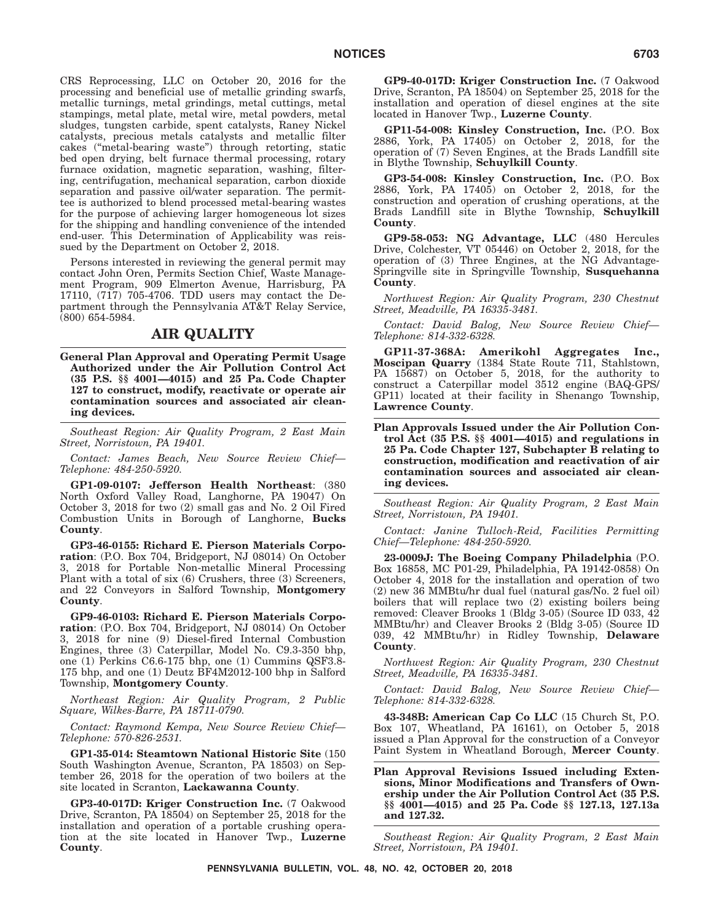CRS Reprocessing, LLC on October 20, 2016 for the processing and beneficial use of metallic grinding swarfs, metallic turnings, metal grindings, metal cuttings, metal stampings, metal plate, metal wire, metal powders, metal sludges, tungsten carbide, spent catalysts, Raney Nickel catalysts, precious metals catalysts and metallic filter cakes ("metal-bearing waste") through retorting, static bed open drying, belt furnace thermal processing, rotary furnace oxidation, magnetic separation, washing, filtering, centrifugation, mechanical separation, carbon dioxide separation and passive oil/water separation. The permittee is authorized to blend processed metal-bearing wastes for the purpose of achieving larger homogeneous lot sizes for the shipping and handling convenience of the intended end-user. This Determination of Applicability was reissued by the Department on October 2, 2018.

Persons interested in reviewing the general permit may contact John Oren, Permits Section Chief, Waste Management Program, 909 Elmerton Avenue, Harrisburg, PA 17110, (717) 705-4706. TDD users may contact the Department through the Pennsylvania AT&T Relay Service, (800) 654-5984.

## AIR QUALITY

**General Plan Approval and Operating Permit Usage Authorized under the Air Pollution Control Act (35 P.S. §§ 4001—4015) and 25 Pa. Code Chapter 127 to construct, modify, reactivate or operate air contamination sources and associated air cleaning devices.**

*Southeast Region: Air Quality Program, 2 East Main Street, Norristown, PA 19401.*

*Contact: James Beach, New Source Review Chief—Telephone: 484-250-5920.*

**GP1-09-0107: Jefferson Health Northeast**: (380 North Oxford Valley Road, Langhorne, PA 19047) On October 3, 2018 for two (2) small gas and No. 2 Oil Fired Combustion Units in Borough of Langhorne, **Bucks County**.

**GP3-46-0155: Richard E. Pierson Materials Corporation**: (P.O. Box 704, Bridgeport, NJ 08014) On October 3, 2018 for Portable Non-metallic Mineral Processing Plant with a total of six (6) Crushers, three (3) Screeners, and 22 Conveyors in Salford Township, **Montgomery County**.

**GP9-46-0103: Richard E. Pierson Materials Corporation**: (P.O. Box 704, Bridgeport, NJ 08014) On October 3, 2018 for nine (9) Diesel-fired Internal Combustion Engines, three (3) Caterpillar, Model No. C9.3-350 bhp, one (1) Perkins C6.6-175 bhp, one (1) Cummins QSF3.8-175 bhp, and one (1) Deutz BF4M2012-100 bhp in Salford Township, **Montgomery County**.

*Northeast Region: Air Quality Program, 2 Public Square, Wilkes-Barre, PA 18711-0790.*

*Contact: Raymond Kempa, New Source Review Chief—Telephone: 570-826-2531.*

**GP1-35-014: Steamtown National Historic Site** (150 South Washington Avenue, Scranton, PA 18503) on September 26, 2018 for the operation of two boilers at the site located in Scranton, **Lackawanna County**.

**GP3-40-017D: Kriger Construction Inc.** (7 Oakwood Drive, Scranton, PA 18504) on September 25, 2018 for the installation and operation of a portable crushing operation at the site located in Hanover Twp., **Luzerne County**.

**GP9-40-017D: Kriger Construction Inc.** (7 Oakwood Drive, Scranton, PA 18504) on September 25, 2018 for the installation and operation of diesel engines at the site located in Hanover Twp., **Luzerne County**.

**GP11-54-008: Kinsley Construction, Inc.** (P.O. Box 2886, York, PA 17405) on October 2, 2018, for the operation of (7) Seven Engines, at the Brads Landfill site in Blythe Township, **Schuylkill County**.

**GP3-54-008: Kinsley Construction, Inc.** (P.O. Box 2886, York, PA 17405) on October 2, 2018, for the construction and operation of crushing operations, at the Brads Landfill site in Blythe Township, **Schuylkill County**.

**GP9-58-053: NG Advantage, LLC** (480 Hercules Drive, Colchester, VT 05446) on October 2, 2018, for the operation of (3) Three Engines, at the NG Advantage-Springville site in Springville Township, **Susquehanna County**.

*Northwest Region: Air Quality Program, 230 Chestnut Street, Meadville, PA 16335-3481.*

*Contact: David Balog, New Source Review Chief—Telephone: 814-332-6328.*

**GP11-37-368A: Amerikohl Aggregates Inc., Moscipan Quarry** (1384 State Route 711, Stahlstown, PA 15687) on October 5, 2018, for the authority to construct a Caterpillar model 3512 engine (BAQ-GPS/GP11) located at their facility in Shenango Township, **Lawrence County**.

**Plan Approvals Issued under the Air Pollution Control Act (35 P.S. §§ 4001—4015) and regulations in 25 Pa. Code Chapter 127, Subchapter B relating to construction, modification and reactivation of air contamination sources and associated air cleaning devices.**

*Southeast Region: Air Quality Program, 2 East Main Street, Norristown, PA 19401.*

*Contact: Janine Tulloch-Reid, Facilities Permitting Chief—Telephone: 484-250-5920.*

**23-0009J: The Boeing Company Philadelphia** (P.O. Box 16858, MC P01-29, Philadelphia, PA 19142-0858) On October 4, 2018 for the installation and operation of two (2) new 36 MMBtu/hr dual fuel (natural gas/No. 2 fuel oil) boilers that will replace two (2) existing boilers being removed: Cleaver Brooks 1 (Bldg 3-05) (Source ID 033, 42 MMBtu/hr) and Cleaver Brooks 2 (Bldg 3-05) (Source ID 039, 42 MMBtu/hr) in Ridley Township, **Delaware County**.

*Northwest Region: Air Quality Program, 230 Chestnut Street, Meadville, PA 16335-3481.*

*Contact: David Balog, New Source Review Chief—Telephone: 814-332-6328.*

**43-348B: American Cap Co LLC** (15 Church St, P.O. Box 107, Wheatland, PA 16161), on October 5, 2018 issued a Plan Approval for the construction of a Conveyor Paint System in Wheatland Borough, **Mercer County**.

**Plan Approval Revisions Issued including Extensions, Minor Modifications and Transfers of Ownership under the Air Pollution Control Act (35 P.S. §§ 4001—4015) and 25 Pa. Code §§ 127.13, 127.13a and 127.32.**

*Southeast Region: Air Quality Program, 2 East Main Street, Norristown, PA 19401.*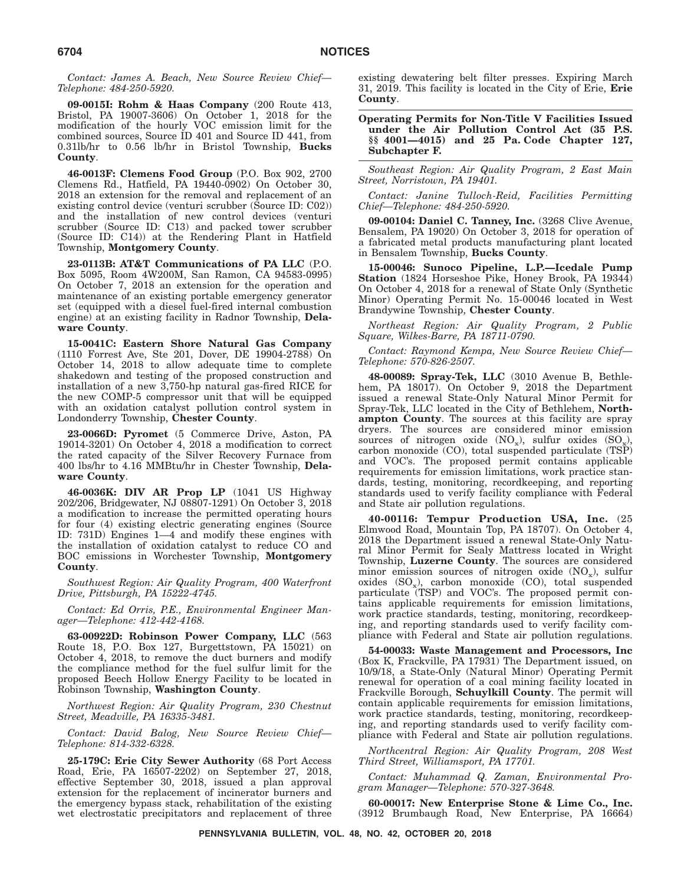*Contact: James A. Beach, New Source Review Chief—Telephone: 484-250-5920.*

**09-0015I: Rohm & Haas Company** (200 Route 413, Bristol, PA 19007-3606) On October 1, 2018 for the modification of the hourly VOC emission limit for the combined sources, Source ID 401 and Source ID 441, from 0.31lb/hr to 0.56 lb/hr in Bristol Township, **Bucks County**.

**46-0013F: Clemens Food Group** (P.O. Box 902, 2700 Clemens Rd., Hatfield, PA 19440-0902) On October 30, 2018 an extension for the removal and replacement of an existing control device (venturi scrubber (Source ID: C02)) and the installation of new control devices (venturi scrubber (Source ID: C13) and packed tower scrubber (Source ID: C14)) at the Rendering Plant in Hatfield Township, **Montgomery County**.

**23-0113B: AT&T Communications of PA LLC** (P.O. Box 5095, Room 4W200M, San Ramon, CA 94583-0995) On October 7, 2018 an extension for the operation and maintenance of an existing portable emergency generator set (equipped with a diesel fuel-fired internal combustion engine) at an existing facility in Radnor Township, **Delaware County**.

**15-0041C: Eastern Shore Natural Gas Company** (1110 Forrest Ave, Ste 201, Dover, DE 19904-2788) On October 14, 2018 to allow adequate time to complete shakedown and testing of the proposed construction and installation of a new 3,750-hp natural gas-fired RICE for the new COMP-5 compressor unit that will be equipped with an oxidation catalyst pollution control system in Londonderry Township, **Chester County**.

**23-0066D: Pyromet** (5 Commerce Drive, Aston, PA 19014-3201) On October 4, 2018 a modification to correct the rated capacity of the Silver Recovery Furnace from 400 lbs/hr to 4.16 MMBtu/hr in Chester Township, **Delaware County**.

**46-0036K: DIV AR Prop LP** (1041 US Highway 202/206, Bridgewater, NJ 08807-1291) On October 3, 2018 a modification to increase the permitted operating hours for four (4) existing electric generating engines (Source ID: 731D) Engines 1—4 and modify these engines with the installation of oxidation catalyst to reduce CO and BOC emissions in Worchester Township, **Montgomery County**.

*Southwest Region: Air Quality Program, 400 Waterfront Drive, Pittsburgh, PA 15222-4745.*

*Contact: Ed Orris, P.E., Environmental Engineer Manager—Telephone: 412-442-4168.*

**63-00922D: Robinson Power Company, LLC** (563 Route 18, P.O. Box 127, Burgettstown, PA 15021) on October 4, 2018, to remove the duct burners and modify the compliance method for the fuel sulfur limit for the proposed Beech Hollow Energy Facility to be located in Robinson Township, **Washington County**.

*Northwest Region: Air Quality Program, 230 Chestnut Street, Meadville, PA 16335-3481.*

*Contact: David Balog, New Source Review Chief—Telephone: 814-332-6328.*

**25-179C: Erie City Sewer Authority** (68 Port Access Road, Erie, PA 16507-2202) on September 27, 2018, effective September 30, 2018, issued a plan approval extension for the replacement of incinerator burners and the emergency bypass stack, rehabilitation of the existing wet electrostatic precipitators and replacement of three existing dewatering belt filter presses. Expiring March 31, 2019. This facility is located in the City of Erie, **Erie County**.

**Operating Permits for Non-Title V Facilities Issued under the Air Pollution Control Act (35 P.S. §§ 4001—4015) and 25 Pa. Code Chapter 127, Subchapter F.**

*Southeast Region: Air Quality Program, 2 East Main Street, Norristown, PA 19401.*

*Contact: Janine Tulloch-Reid, Facilities Permitting Chief—Telephone: 484-250-5920.*

**09-00104: Daniel C. Tanney, Inc.** (3268 Clive Avenue, Bensalem, PA 19020) On October 3, 2018 for operation of a fabricated metal products manufacturing plant located in Bensalem Township, **Bucks County**.

**15-00046: Sunoco Pipeline, L.P.—Icedale Pump Station** (1824 Horseshoe Pike, Honey Brook, PA 19344) On October 4, 2018 for a renewal of State Only (Synthetic Minor) Operating Permit No. 15-00046 located in West Brandywine Township, **Chester County**.

*Northeast Region: Air Quality Program, 2 Public Square, Wilkes-Barre, PA 18711-0790.*

*Contact: Raymond Kempa, New Source Review Chief—Telephone: 570-826-2507.*

**48-00089: Spray-Tek, LLC** (3010 Avenue B, Bethlehem, PA 18017). On October 9, 2018 the Department issued a renewal State-Only Natural Minor Permit for Spray-Tek, LLC located in the City of Bethlehem, **Northampton County**. The sources at this facility are spray dryers. The sources are considered minor emission sources of nitrogen oxide ($NO_x$), sulfur oxides ($SO_x$), carbon monoxide (CO), total suspended particulate (TSP) and VOC's. The proposed permit contains applicable requirements for emission limitations, work practice standards, testing, monitoring, recordkeeping, and reporting standards used to verify facility compliance with Federal and State air pollution regulations.

**40-00116: Tempur Production USA, Inc.** (25 Elmwood Road, Mountain Top, PA 18707). On October 4, 2018 the Department issued a renewal State-Only Natural Minor Permit for Sealy Mattress located in Wright Township, **Luzerne County**. The sources are considered minor emission sources of nitrogen oxide ($NO_x$), sulfur oxides ($SO_x$), carbon monoxide (CO), total suspended particulate (TSP) and VOC's. The proposed permit contains applicable requirements for emission limitations, work practice standards, testing, monitoring, recordkeeping, and reporting standards used to verify facility compliance with Federal and State air pollution regulations.

**54-00033: Waste Management and Processors, Inc** (Box K, Frackville, PA 17931) The Department issued, on 10/9/18, a State-Only (Natural Minor) Operating Permit renewal for operation of a coal mining facility located in Frackville Borough, **Schuylkill County**. The permit will contain applicable requirements for emission limitations, work practice standards, testing, monitoring, recordkeeping, and reporting standards used to verify facility compliance with Federal and State air pollution regulations.

*Northcentral Region: Air Quality Program, 208 West Third Street, Williamsport, PA 17701.*

*Contact: Muhammad Q. Zaman, Environmental Program Manager—Telephone: 570-327-3648.*

**60-00017: New Enterprise Stone & Lime Co., Inc.** (3912 Brumbaugh Road, New Enterprise, PA 16664)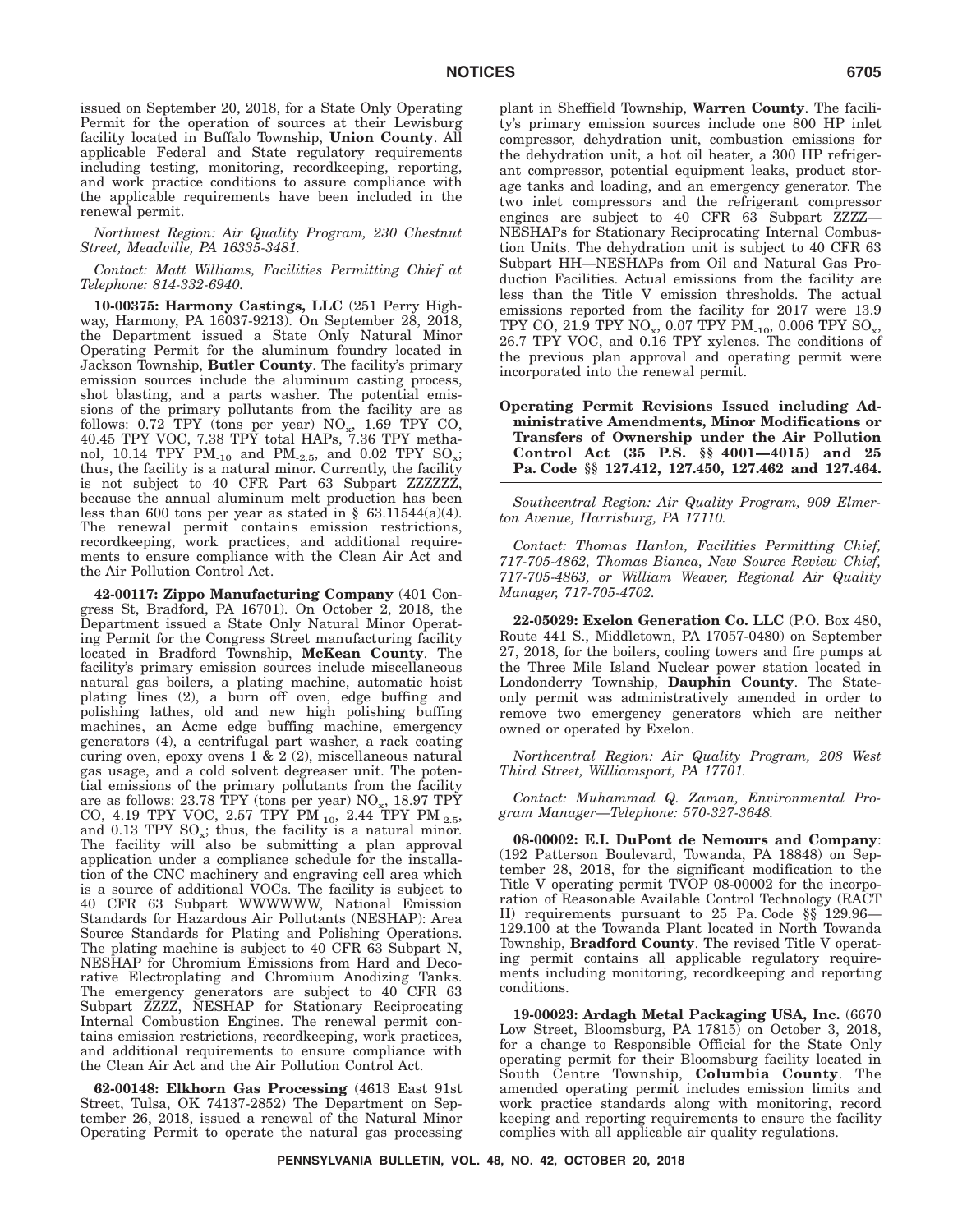issued on September 20, 2018, for a State Only Operating Permit for the operation of sources at their Lewisburg facility located in Buffalo Township, **Union County**. All applicable Federal and State regulatory requirements including testing, monitoring, recordkeeping, reporting, and work practice conditions to assure compliance with the applicable requirements have been included in the renewal permit.

*Northwest Region: Air Quality Program, 230 Chestnut Street, Meadville, PA 16335-3481.*

*Contact: Matt Williams, Facilities Permitting Chief at Telephone: 814-332-6940.*

**10-00375: Harmony Castings, LLC** (251 Perry Highway, Harmony, PA 16037-9213). On September 28, 2018, the Department issued a State Only Natural Minor Operating Permit for the aluminum foundry located in Jackson Township, **Butler County**. The facility's primary emission sources include the aluminum casting process, shot blasting, and a parts washer. The potential emissions of the primary pollutants from the facility are as follows: 0.72 TPY (tons per year) $NO_x$, 1.69 TPY CO, 40.45 TPY VOC, 7.38 TPY total HAPs, 7.36 TPY methanol, 10.14 TPY $PM_{-10}$ and $PM_{-2.5}$, and 0.02 TPY $SO_x$; thus, the facility is a natural minor. Currently, the facility is not subject to 40 CFR Part 63 Subpart ZZZZZZ, because the annual aluminum melt production has been less than 600 tons per year as stated in § 63.11544(a)(4). The renewal permit contains emission restrictions, recordkeeping, work practices, and additional requirements to ensure compliance with the Clean Air Act and the Air Pollution Control Act.

**42-00117: Zippo Manufacturing Company** (401 Congress St, Bradford, PA 16701). On October 2, 2018, the Department issued a State Only Natural Minor Operating Permit for the Congress Street manufacturing facility located in Bradford Township, **McKean County**. The facility's primary emission sources include miscellaneous natural gas boilers, a plating machine, automatic hoist plating lines (2), a burn off oven, edge buffing and polishing lathes, old and new high polishing buffing machines, an Acme edge buffing machine, emergency generators (4), a centrifugal part washer, a rack coating curing oven, epoxy ovens 1 & 2 (2), miscellaneous natural gas usage, and a cold solvent degreaser unit. The potential emissions of the primary pollutants from the facility are as follows: 23.78 TPY (tons per year) $NO_x$, 18.97 TPY CO, 4.19 TPY VOC, 2.57 TPY $PM_{-10}$, 2.44 TPY $PM_{-2.5}$, and 0.13 TPY $SO_x$; thus, the facility is a natural minor. The facility will also be submitting a plan approval application under a compliance schedule for the installation of the CNC machinery and engraving cell area which is a source of additional VOCs. The facility is subject to 40 CFR 63 Subpart WWWWWW, National Emission Standards for Hazardous Air Pollutants (NESHAP): Area Source Standards for Plating and Polishing Operations. The plating machine is subject to 40 CFR 63 Subpart N, NESHAP for Chromium Emissions from Hard and Decorative Electroplating and Chromium Anodizing Tanks. The emergency generators are subject to 40 CFR 63 Subpart ZZZZ, NESHAP for Stationary Reciprocating Internal Combustion Engines. The renewal permit contains emission restrictions, recordkeeping, work practices, and additional requirements to ensure compliance with the Clean Air Act and the Air Pollution Control Act.

**62-00148: Elkhorn Gas Processing** (4613 East 91st Street, Tulsa, OK 74137-2852) The Department on September 26, 2018, issued a renewal of the Natural Minor Operating Permit to operate the natural gas processing plant in Sheffield Township, **Warren County**. The facility's primary emission sources include one 800 HP inlet compressor, dehydration unit, combustion emissions for the dehydration unit, a hot oil heater, a 300 HP refrigerant compressor, potential equipment leaks, product storage tanks and loading, and an emergency generator. The two inlet compressors and the refrigerant compressor engines are subject to 40 CFR 63 Subpart ZZZZ—NESHAPs for Stationary Reciprocating Internal Combustion Units. The dehydration unit is subject to 40 CFR 63 Subpart HH—NESHAPs from Oil and Natural Gas Production Facilities. Actual emissions from the facility are less than the Title V emission thresholds. The actual emissions reported from the facility for 2017 were 13.9 TPY CO, 21.9 TPY $NO_x$, 0.07 TPY $PM_{-10}$, 0.006 TPY $SO_x$, 26.7 TPY VOC, and 0.16 TPY xylenes. The conditions of the previous plan approval and operating permit were incorporated into the renewal permit.

## Operating Permit Revisions Issued including Administrative Amendments, Minor Modifications or Transfers of Ownership under the Air Pollution Control Act (35 P.S. §§ 4001—4015) and 25 Pa. Code §§ 127.412, 127.450, 127.462 and 127.464.

*Southcentral Region: Air Quality Program, 909 Elmerton Avenue, Harrisburg, PA 17110.*

*Contact: Thomas Hanlon, Facilities Permitting Chief, 717-705-4862, Thomas Bianca, New Source Review Chief, 717-705-4863, or William Weaver, Regional Air Quality Manager, 717-705-4702.*

**22-05029: Exelon Generation Co. LLC** (P.O. Box 480, Route 441 S., Middletown, PA 17057-0480) on September 27, 2018, for the boilers, cooling towers and fire pumps at the Three Mile Island Nuclear power station located in Londonderry Township, **Dauphin County**. The State-only permit was administratively amended in order to remove two emergency generators which are neither owned or operated by Exelon.

*Northcentral Region: Air Quality Program, 208 West Third Street, Williamsport, PA 17701.*

*Contact: Muhammad Q. Zaman, Environmental Program Manager—Telephone: 570-327-3648.*

**08-00002: E.I. DuPont de Nemours and Company**: (192 Patterson Boulevard, Towanda, PA 18848) on September 28, 2018, for the significant modification to the Title V operating permit TVOP 08-00002 for the incorporation of Reasonable Available Control Technology (RACT II) requirements pursuant to 25 Pa. Code §§ 129.96—129.100 at the Towanda Plant located in North Towanda Township, **Bradford County**. The revised Title V operating permit contains all applicable regulatory requirements including monitoring, recordkeeping and reporting conditions.

**19-00023: Ardagh Metal Packaging USA, Inc.** (6670 Low Street, Bloomsburg, PA 17815) on October 3, 2018, for a change to Responsible Official for the State Only operating permit for their Bloomsburg facility located in South Centre Township, **Columbia County**. The amended operating permit includes emission limits and work practice standards along with monitoring, record keeping and reporting requirements to ensure the facility complies with all applicable air quality regulations.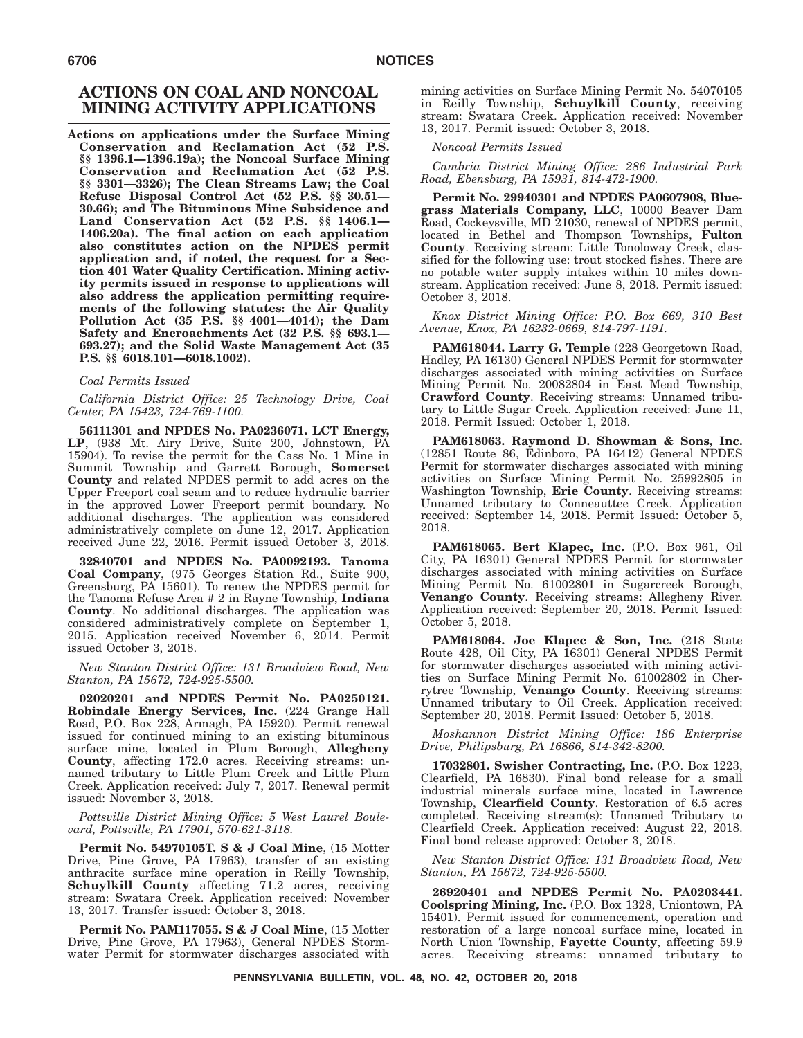## ACTIONS ON COAL AND NONCOAL MINING ACTIVITY APPLICATIONS

**Actions on applications under the Surface Mining Conservation and Reclamation Act (52 P.S. §§ 1396.1—1396.19a); the Noncoal Surface Mining Conservation and Reclamation Act (52 P.S. §§ 3301—3326); The Clean Streams Law; the Coal Refuse Disposal Control Act (52 P.S. §§ 30.51—30.66); and The Bituminous Mine Subsidence and Land Conservation Act (52 P.S. §§ 1406.1—1406.20a). The final action on each application also constitutes action on the NPDES permit application and, if noted, the request for a Section 401 Water Quality Certification. Mining activity permits issued in response to applications will also address the application permitting requirements of the following statutes: the Air Quality Pollution Act (35 P.S. §§ 4001—4014); the Dam Safety and Encroachments Act (32 P.S. §§ 693.1—693.27); and the Solid Waste Management Act (35 P.S. §§ 6018.101—6018.1002).**

*Coal Permits Issued*

*California District Office: 25 Technology Drive, Coal Center, PA 15423, 724-769-1100.*

**56111301 and NPDES No. PA0236071. LCT Energy, LP**, (938 Mt. Airy Drive, Suite 200, Johnstown, PA 15904). To revise the permit for the Cass No. 1 Mine in Summit Township and Garrett Borough, **Somerset County** and related NPDES permit to add acres on the Upper Freeport coal seam and to reduce hydraulic barrier in the approved Lower Freeport permit boundary. No additional discharges. The application was considered administratively complete on June 12, 2017. Application received June 22, 2016. Permit issued October 3, 2018.

**32840701 and NPDES No. PA0092193. Tanoma Coal Company**, (975 Georges Station Rd., Suite 900, Greensburg, PA 15601). To renew the NPDES permit for the Tanoma Refuse Area # 2 in Rayne Township, **Indiana County**. No additional discharges. The application was considered administratively complete on September 1, 2015. Application received November 6, 2014. Permit issued October 3, 2018.

*New Stanton District Office: 131 Broadview Road, New Stanton, PA 15672, 724-925-5500.*

**02020201 and NPDES Permit No. PA0250121. Robindale Energy Services, Inc.** (224 Grange Hall Road, P.O. Box 228, Armagh, PA 15920). Permit renewal issued for continued mining to an existing bituminous surface mine, located in Plum Borough, **Allegheny County**, affecting 172.0 acres. Receiving streams: unnamed tributary to Little Plum Creek and Little Plum Creek. Application received: July 7, 2017. Renewal permit issued: November 3, 2018.

*Pottsville District Mining Office: 5 West Laurel Boulevard, Pottsville, PA 17901, 570-621-3118.*

**Permit No. 54970105T. S & J Coal Mine**, (15 Motter Drive, Pine Grove, PA 17963), transfer of an existing anthracite surface mine operation in Reilly Township, **Schuylkill County** affecting 71.2 acres, receiving stream: Swatara Creek. Application received: November 13, 2017. Transfer issued: October 3, 2018.

**Permit No. PAM117055. S & J Coal Mine**, (15 Motter Drive, Pine Grove, PA 17963), General NPDES Stormwater Permit for stormwater discharges associated with mining activities on Surface Mining Permit No. 54070105 in Reilly Township, **Schuylkill County**, receiving stream: Swatara Creek. Application received: November 13, 2017. Permit issued: October 3, 2018.

*Noncoal Permits Issued*

*Cambria District Mining Office: 286 Industrial Park Road, Ebensburg, PA 15931, 814-472-1900.*

**Permit No. 29940301 and NPDES PA0607908, Bluegrass Materials Company, LLC**, 10000 Beaver Dam Road, Cockeysville, MD 21030, renewal of NPDES permit, located in Bethel and Thompson Townships, **Fulton County**. Receiving stream: Little Tonoloway Creek, classified for the following use: trout stocked fishes. There are no potable water supply intakes within 10 miles downstream. Application received: June 8, 2018. Permit issued: October 3, 2018.

*Knox District Mining Office: P.O. Box 669, 310 Best Avenue, Knox, PA 16232-0669, 814-797-1191.*

**PAM618044. Larry G. Temple** (228 Georgetown Road, Hadley, PA 16130) General NPDES Permit for stormwater discharges associated with mining activities on Surface Mining Permit No. 20082804 in East Mead Township, **Crawford County**. Receiving streams: Unnamed tributary to Little Sugar Creek. Application received: June 11, 2018. Permit Issued: October 1, 2018.

**PAM618063. Raymond D. Showman & Sons, Inc.** (12851 Route 86, Edinboro, PA 16412) General NPDES Permit for stormwater discharges associated with mining activities on Surface Mining Permit No. 25992805 in Washington Township, **Erie County**. Receiving streams: Unnamed tributary to Conneauttee Creek. Application received: September 14, 2018. Permit Issued: October 5, 2018.

**PAM618065. Bert Klapec, Inc.** (P.O. Box 961, Oil City, PA 16301) General NPDES Permit for stormwater discharges associated with mining activities on Surface Mining Permit No. 61002801 in Sugarcreek Borough, **Venango County**. Receiving streams: Allegheny River. Application received: September 20, 2018. Permit Issued: October 5, 2018.

**PAM618064. Joe Klapec & Son, Inc.** (218 State Route 428, Oil City, PA 16301) General NPDES Permit for stormwater discharges associated with mining activities on Surface Mining Permit No. 61002802 in Cherrytree Township, **Venango County**. Receiving streams: Unnamed tributary to Oil Creek. Application received: September 20, 2018. Permit Issued: October 5, 2018.

*Moshannon District Mining Office: 186 Enterprise Drive, Philipsburg, PA 16866, 814-342-8200.*

**17032801. Swisher Contracting, Inc.** (P.O. Box 1223, Clearfield, PA 16830). Final bond release for a small industrial minerals surface mine, located in Lawrence Township, **Clearfield County**. Restoration of 6.5 acres completed. Receiving stream(s): Unnamed Tributary to Clearfield Creek. Application received: August 22, 2018. Final bond release approved: October 3, 2018.

*New Stanton District Office: 131 Broadview Road, New Stanton, PA 15672, 724-925-5500.*

**26920401 and NPDES Permit No. PA0203441. Coolspring Mining, Inc.** (P.O. Box 1328, Uniontown, PA 15401). Permit issued for commencement, operation and restoration of a large noncoal surface mine, located in North Union Township, **Fayette County**, affecting 59.9 acres. Receiving streams: unnamed tributary to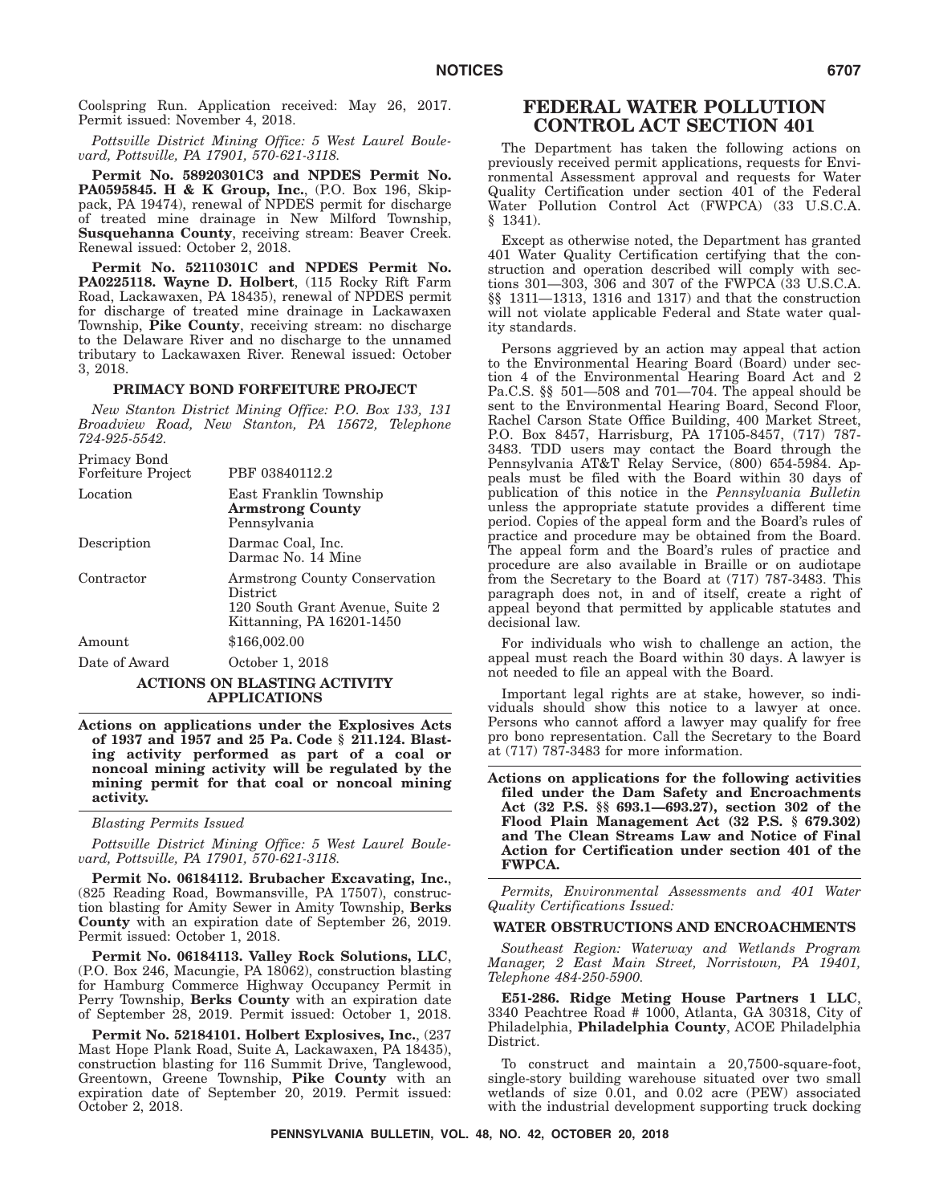Coolspring Run. Application received: May 26, 2017. Permit issued: November 4, 2018.

*Pottsville District Mining Office: 5 West Laurel Boulevard, Pottsville, PA 17901, 570-621-3118.*

**Permit No. 58920301C3 and NPDES Permit No. PA0595845. H & K Group, Inc.**, (P.O. Box 196, Skippack, PA 19474), renewal of NPDES permit for discharge of treated mine drainage in New Milford Township, **Susquehanna County**, receiving stream: Beaver Creek. Renewal issued: October 2, 2018.

**Permit No. 52110301C and NPDES Permit No. PA0225118. Wayne D. Holbert**, (115 Rocky Rift Farm Road, Lackawaxen, PA 18435), renewal of NPDES permit for discharge of treated mine drainage in Lackawaxen Township, **Pike County**, receiving stream: no discharge to the Delaware River and no discharge to the unnamed tributary to Lackawaxen River. Renewal issued: October 3, 2018.

### PRIMACY BOND FORFEITURE PROJECT

*New Stanton District Mining Office: P.O. Box 133, 131 Broadview Road, New Stanton, PA 15672, Telephone 724-925-5542.*

| | |
|---|---|
| Primacy Bond Forfeiture Project | PBF 03840112.2 |
| Location | East Franklin Township **Armstrong County** Pennsylvania |
| Description | Darmac Coal, Inc. Darmac No. 14 Mine |
| Contractor | Armstrong County Conservation District 120 South Grant Avenue, Suite 2 Kittanning, PA 16201-1450 |
| Amount | $166,002.00 |
| Date of Award | October 1, 2018 |

### ACTIONS ON BLASTING ACTIVITY APPLICATIONS

**Actions on applications under the Explosives Acts of 1937 and 1957 and 25 Pa. Code § 211.124. Blasting activity performed as part of a coal or noncoal mining activity will be regulated by the mining permit for that coal or noncoal mining activity.**

*Blasting Permits Issued*

*Pottsville District Mining Office: 5 West Laurel Boulevard, Pottsville, PA 17901, 570-621-3118.*

**Permit No. 06184112. Brubacher Excavating, Inc.**, (825 Reading Road, Bowmansville, PA 17507), construction blasting for Amity Sewer in Amity Township, **Berks County** with an expiration date of September 26, 2019. Permit issued: October 1, 2018.

**Permit No. 06184113. Valley Rock Solutions, LLC**, (P.O. Box 246, Macungie, PA 18062), construction blasting for Hamburg Commerce Highway Occupancy Permit in Perry Township, **Berks County** with an expiration date of September 28, 2019. Permit issued: October 1, 2018.

**Permit No. 52184101. Holbert Explosives, Inc.**, (237 Mast Hope Plank Road, Suite A, Lackawaxen, PA 18435), construction blasting for 116 Summit Drive, Tanglewood, Greentown, Greene Township, **Pike County** with an expiration date of September 20, 2019. Permit issued: October 2, 2018.

## FEDERAL WATER POLLUTION CONTROL ACT SECTION 401

The Department has taken the following actions on previously received permit applications, requests for Environmental Assessment approval and requests for Water Quality Certification under section 401 of the Federal Water Pollution Control Act (FWPCA) (33 U.S.C.A. § 1341).

Except as otherwise noted, the Department has granted 401 Water Quality Certification certifying that the construction and operation described will comply with sections 301—303, 306 and 307 of the FWPCA (33 U.S.C.A. §§ 1311—1313, 1316 and 1317) and that the construction will not violate applicable Federal and State water quality standards.

Persons aggrieved by an action may appeal that action to the Environmental Hearing Board (Board) under section 4 of the Environmental Hearing Board Act and 2 Pa.C.S. §§ 501—508 and 701—704. The appeal should be sent to the Environmental Hearing Board, Second Floor, Rachel Carson State Office Building, 400 Market Street, P.O. Box 8457, Harrisburg, PA 17105-8457, (717) 787-3483. TDD users may contact the Board through the Pennsylvania AT&T Relay Service, (800) 654-5984. Appeals must be filed with the Board within 30 days of publication of this notice in the *Pennsylvania Bulletin* unless the appropriate statute provides a different time period. Copies of the appeal form and the Board's rules of practice and procedure may be obtained from the Board. The appeal form and the Board's rules of practice and procedure are also available in Braille or on audiotape from the Secretary to the Board at (717) 787-3483. This paragraph does not, in and of itself, create a right of appeal beyond that permitted by applicable statutes and decisional law.

For individuals who wish to challenge an action, the appeal must reach the Board within 30 days. A lawyer is not needed to file an appeal with the Board.

Important legal rights are at stake, however, so individuals should show this notice to a lawyer at once. Persons who cannot afford a lawyer may qualify for free pro bono representation. Call the Secretary to the Board at (717) 787-3483 for more information.

**Actions on applications for the following activities filed under the Dam Safety and Encroachments Act (32 P.S. §§ 693.1—693.27), section 302 of the Flood Plain Management Act (32 P.S. § 679.302) and The Clean Streams Law and Notice of Final Action for Certification under section 401 of the FWPCA.**

*Permits, Environmental Assessments and 401 Water Quality Certifications Issued:*

### WATER OBSTRUCTIONS AND ENCROACHMENTS

*Southeast Region: Waterway and Wetlands Program Manager, 2 East Main Street, Norristown, PA 19401, Telephone 484-250-5900.*

**E51-286. Ridge Meting House Partners 1 LLC**, 3340 Peachtree Road # 1000, Atlanta, GA 30318, City of Philadelphia, **Philadelphia County**, ACOE Philadelphia District.

To construct and maintain a 20,7500-square-foot, single-story building warehouse situated over two small wetlands of size 0.01, and 0.02 acre (PEW) associated with the industrial development supporting truck docking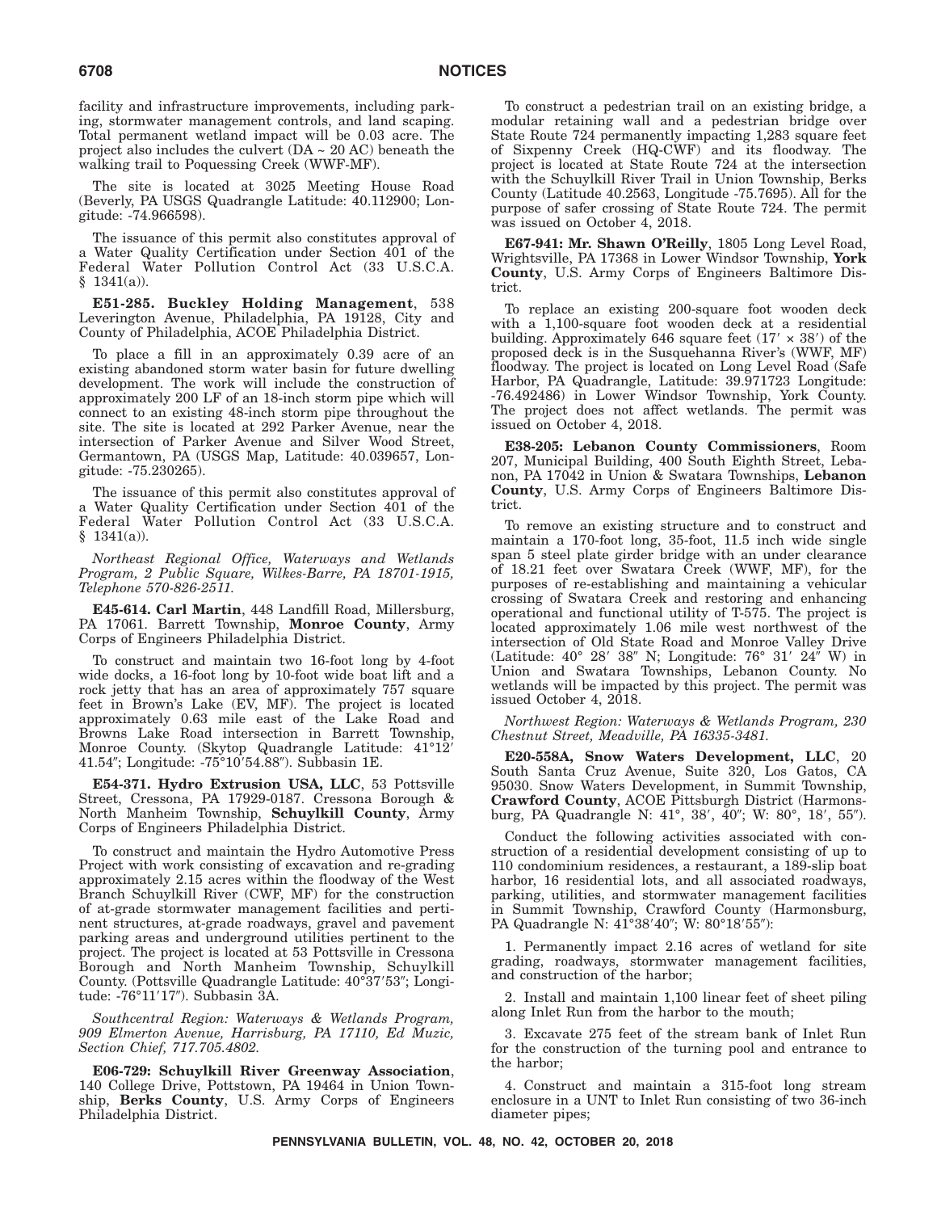facility and infrastructure improvements, including parking, stormwater management controls, and land scaping. Total permanent wetland impact will be 0.03 acre. The project also includes the culvert (DA ~ 20 AC) beneath the walking trail to Poquessing Creek (WWF-MF).

The site is located at 3025 Meeting House Road (Beverly, PA USGS Quadrangle Latitude: 40.112900; Longitude: -74.966598).

The issuance of this permit also constitutes approval of a Water Quality Certification under Section 401 of the Federal Water Pollution Control Act (33 U.S.C.A. § 1341(a)).

**E51-285. Buckley Holding Management**, 538 Leverington Avenue, Philadelphia, PA 19128, City and County of Philadelphia, ACOE Philadelphia District.

To place a fill in an approximately 0.39 acre of an existing abandoned storm water basin for future dwelling development. The work will include the construction of approximately 200 LF of an 18-inch storm pipe which will connect to an existing 48-inch storm pipe throughout the site. The site is located at 292 Parker Avenue, near the intersection of Parker Avenue and Silver Wood Street, Germantown, PA (USGS Map, Latitude: 40.039657, Longitude: -75.230265).

The issuance of this permit also constitutes approval of a Water Quality Certification under Section 401 of the Federal Water Pollution Control Act (33 U.S.C.A. § 1341(a)).

*Northeast Regional Office, Waterways and Wetlands Program, 2 Public Square, Wilkes-Barre, PA 18701-1915, Telephone 570-826-2511.*

**E45-614. Carl Martin**, 448 Landfill Road, Millersburg, PA 17061. Barrett Township, **Monroe County**, Army Corps of Engineers Philadelphia District.

To construct and maintain two 16-foot long by 4-foot wide docks, a 16-foot long by 10-foot wide boat lift and a rock jetty that has an area of approximately 757 square feet in Brown's Lake (EV, MF). The project is located approximately 0.63 mile east of the Lake Road and Browns Lake Road intersection in Barrett Township, Monroe County. (Skytop Quadrangle Latitude: 41°12′ 41.54″; Longitude: -75°10′54.88″). Subbasin 1E.

**E54-371. Hydro Extrusion USA, LLC**, 53 Pottsville Street, Cressona, PA 17929-0187. Cressona Borough & North Manheim Township, **Schuylkill County**, Army Corps of Engineers Philadelphia District.

To construct and maintain the Hydro Automotive Press Project with work consisting of excavation and re-grading approximately 2.15 acres within the floodway of the West Branch Schuylkill River (CWF, MF) for the construction of at-grade stormwater management facilities and pertinent structures, at-grade roadways, gravel and pavement parking areas and underground utilities pertinent to the project. The project is located at 53 Pottsville in Cressona Borough and North Manheim Township, Schuylkill County. (Pottsville Quadrangle Latitude: 40°37′53″; Longitude: -76°11′17″). Subbasin 3A.

*Southcentral Region: Waterways & Wetlands Program, 909 Elmerton Avenue, Harrisburg, PA 17110, Ed Muzic, Section Chief, 717.705.4802.*

**E06-729: Schuylkill River Greenway Association**, 140 College Drive, Pottstown, PA 19464 in Union Township, **Berks County**, U.S. Army Corps of Engineers Philadelphia District.

To construct a pedestrian trail on an existing bridge, a modular retaining wall and a pedestrian bridge over State Route 724 permanently impacting 1,283 square feet of Sixpenny Creek (HQ-CWF) and its floodway. The project is located at State Route 724 at the intersection with the Schuylkill River Trail in Union Township, Berks County (Latitude 40.2563, Longitude -75.7695). All for the purpose of safer crossing of State Route 724. The permit was issued on October 4, 2018.

**E67-941: Mr. Shawn O'Reilly**, 1805 Long Level Road, Wrightsville, PA 17368 in Lower Windsor Township, **York County**, U.S. Army Corps of Engineers Baltimore District.

To replace an existing 200-square foot wooden deck with a 1,100-square foot wooden deck at a residential building. Approximately 646 square feet (17′ × 38′) of the proposed deck is in the Susquehanna River's (WWF, MF) floodway. The project is located on Long Level Road (Safe Harbor, PA Quadrangle, Latitude: 39.971723 Longitude: -76.492486) in Lower Windsor Township, York County. The project does not affect wetlands. The permit was issued on October 4, 2018.

**E38-205: Lebanon County Commissioners**, Room 207, Municipal Building, 400 South Eighth Street, Lebanon, PA 17042 in Union & Swatara Townships, **Lebanon County**, U.S. Army Corps of Engineers Baltimore District.

To remove an existing structure and to construct and maintain a 170-foot long, 35-foot, 11.5 inch wide single span 5 steel plate girder bridge with an under clearance of 18.21 feet over Swatara Creek (WWF, MF), for the purposes of re-establishing and maintaining a vehicular crossing of Swatara Creek and restoring and enhancing operational and functional utility of T-575. The project is located approximately 1.06 mile west northwest of the intersection of Old State Road and Monroe Valley Drive (Latitude: 40° 28′ 38″ N; Longitude: 76° 31′ 24″ W) in Union and Swatara Townships, Lebanon County. No wetlands will be impacted by this project. The permit was issued October 4, 2018.

*Northwest Region: Waterways & Wetlands Program, 230 Chestnut Street, Meadville, PA 16335-3481.*

**E20-558A, Snow Waters Development, LLC**, 20 South Santa Cruz Avenue, Suite 320, Los Gatos, CA 95030. Snow Waters Development, in Summit Township, **Crawford County**, ACOE Pittsburgh District (Harmonsburg, PA Quadrangle N: 41°, 38′, 40″; W: 80°, 18′, 55″).

Conduct the following activities associated with construction of a residential development consisting of up to 110 condominium residences, a restaurant, a 189-slip boat harbor, 16 residential lots, and all associated roadways, parking, utilities, and stormwater management facilities in Summit Township, Crawford County (Harmonsburg, PA Quadrangle N: 41°38′40″; W: 80°18′55″):

1. Permanently impact 2.16 acres of wetland for site grading, roadways, stormwater management facilities, and construction of the harbor;

2. Install and maintain 1,100 linear feet of sheet piling along Inlet Run from the harbor to the mouth;

3. Excavate 275 feet of the stream bank of Inlet Run for the construction of the turning pool and entrance to the harbor;

4. Construct and maintain a 315-foot long stream enclosure in a UNT to Inlet Run consisting of two 36-inch diameter pipes;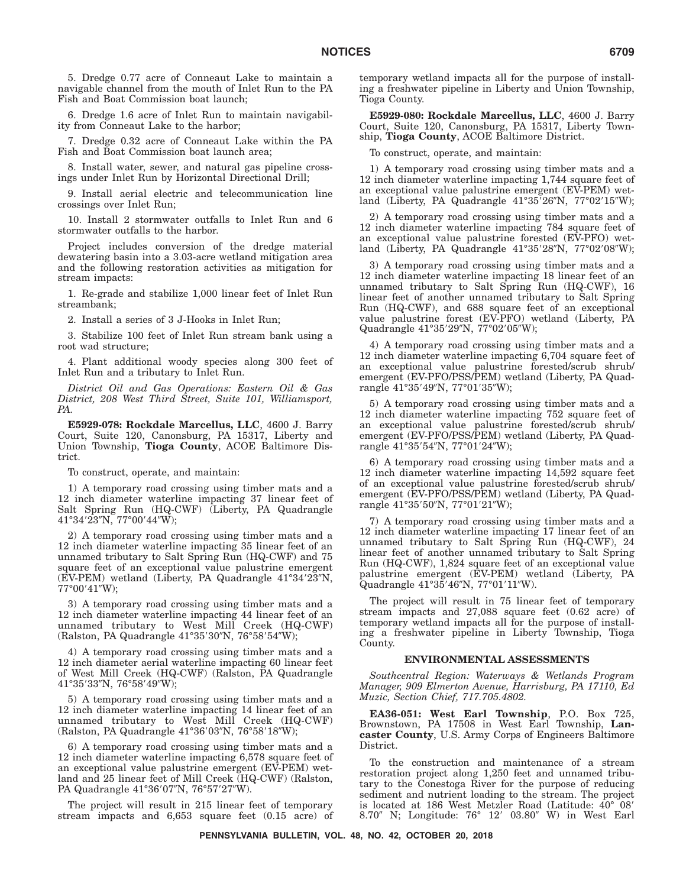5. Dredge 0.77 acre of Conneaut Lake to maintain a navigable channel from the mouth of Inlet Run to the PA Fish and Boat Commission boat launch;

6. Dredge 1.6 acre of Inlet Run to maintain navigability from Conneaut Lake to the harbor;

7. Dredge 0.32 acre of Conneaut Lake within the PA Fish and Boat Commission boat launch area;

8. Install water, sewer, and natural gas pipeline crossings under Inlet Run by Horizontal Directional Drill;

9. Install aerial electric and telecommunication line crossings over Inlet Run;

10. Install 2 stormwater outfalls to Inlet Run and 6 stormwater outfalls to the harbor.

Project includes conversion of the dredge material dewatering basin into a 3.03-acre wetland mitigation area and the following restoration activities as mitigation for stream impacts:

1. Re-grade and stabilize 1,000 linear feet of Inlet Run streambank;

2. Install a series of 3 J-Hooks in Inlet Run;

3. Stabilize 100 feet of Inlet Run stream bank using a root wad structure;

4. Plant additional woody species along 300 feet of Inlet Run and a tributary to Inlet Run.

*District Oil and Gas Operations: Eastern Oil & Gas District, 208 West Third Street, Suite 101, Williamsport, PA.*

**E5929-078: Rockdale Marcellus, LLC**, 4600 J. Barry Court, Suite 120, Canonsburg, PA 15317, Liberty and Union Township, **Tioga County**, ACOE Baltimore District.

To construct, operate, and maintain:

1) A temporary road crossing using timber mats and a 12 inch diameter waterline impacting 37 linear feet of Salt Spring Run (HQ-CWF) (Liberty, PA Quadrangle 41°34′23″N, 77°00′44″W);

2) A temporary road crossing using timber mats and a 12 inch diameter waterline impacting 35 linear feet of an unnamed tributary to Salt Spring Run (HQ-CWF) and 75 square feet of an exceptional value palustrine emergent (EV-PEM) wetland (Liberty, PA Quadrangle 41°34′23″N, 77°00′41″W);

3) A temporary road crossing using timber mats and a 12 inch diameter waterline impacting 44 linear feet of an unnamed tributary to West Mill Creek (HQ-CWF) (Ralston, PA Quadrangle 41°35′30″N, 76°58′54″W);

4) A temporary road crossing using timber mats and a 12 inch diameter aerial waterline impacting 60 linear feet of West Mill Creek (HQ-CWF) (Ralston, PA Quadrangle 41°35′33″N, 76°58′49″W);

5) A temporary road crossing using timber mats and a 12 inch diameter waterline impacting 14 linear feet of an unnamed tributary to West Mill Creek (HQ-CWF) (Ralston, PA Quadrangle 41°36′03″N, 76°58′18″W);

6) A temporary road crossing using timber mats and a 12 inch diameter waterline impacting 6,578 square feet of an exceptional value palustrine emergent (EV-PEM) wetland and 25 linear feet of Mill Creek (HQ-CWF) (Ralston, PA Quadrangle 41°36′07″N, 76°57′27″W).

The project will result in 215 linear feet of temporary stream impacts and 6,653 square feet (0.15 acre) of temporary wetland impacts all for the purpose of installing a freshwater pipeline in Liberty and Union Township, Tioga County.

**E5929-080: Rockdale Marcellus, LLC**, 4600 J. Barry Court, Suite 120, Canonsburg, PA 15317, Liberty Township, **Tioga County**, ACOE Baltimore District.

To construct, operate, and maintain:

1) A temporary road crossing using timber mats and a 12 inch diameter waterline impacting 1,744 square feet of an exceptional value palustrine emergent (EV-PEM) wetland (Liberty, PA Quadrangle 41°35′26″N, 77°02′15″W);

2) A temporary road crossing using timber mats and a 12 inch diameter waterline impacting 784 square feet of an exceptional value palustrine forested (EV-PFO) wetland (Liberty, PA Quadrangle 41°35′28″N, 77°02′08″W);

3) A temporary road crossing using timber mats and a 12 inch diameter waterline impacting 18 linear feet of an unnamed tributary to Salt Spring Run (HQ-CWF), 16 linear feet of another unnamed tributary to Salt Spring Run (HQ-CWF), and 688 square feet of an exceptional value palustrine forest (EV-PFO) wetland (Liberty, PA Quadrangle 41°35′29″N, 77°02′05″W);

4) A temporary road crossing using timber mats and a 12 inch diameter waterline impacting 6,704 square feet of an exceptional value palustrine forested/scrub shrub/emergent (EV-PFO/PSS/PEM) wetland (Liberty, PA Quadrangle 41°35′49″N, 77°01′35″W);

5) A temporary road crossing using timber mats and a 12 inch diameter waterline impacting 752 square feet of an exceptional value palustrine forested/scrub shrub/emergent (EV-PFO/PSS/PEM) wetland (Liberty, PA Quadrangle 41°35′54″N, 77°01′24″W);

6) A temporary road crossing using timber mats and a 12 inch diameter waterline impacting 14,592 square feet of an exceptional value palustrine forested/scrub shrub/emergent (EV-PFO/PSS/PEM) wetland (Liberty, PA Quadrangle 41°35′50″N, 77°01′21″W);

7) A temporary road crossing using timber mats and a 12 inch diameter waterline impacting 17 linear feet of an unnamed tributary to Salt Spring Run (HQ-CWF), 24 linear feet of another unnamed tributary to Salt Spring Run (HQ-CWF), 1,824 square feet of an exceptional value palustrine emergent (EV-PEM) wetland (Liberty, PA Quadrangle 41°35′46″N, 77°01′11″W).

The project will result in 75 linear feet of temporary stream impacts and 27,088 square feet (0.62 acre) of temporary wetland impacts all for the purpose of installing a freshwater pipeline in Liberty Township, Tioga County.

## ENVIRONMENTAL ASSESSMENTS

*Southcentral Region: Waterways & Wetlands Program Manager, 909 Elmerton Avenue, Harrisburg, PA 17110, Ed Muzic, Section Chief, 717.705.4802.*

**EA36-051: West Earl Township**, P.O. Box 725, Brownstown, PA 17508 in West Earl Township, **Lancaster County**, U.S. Army Corps of Engineers Baltimore District.

To the construction and maintenance of a stream restoration project along 1,250 feet and unnamed tributary to the Conestoga River for the purpose of reducing sediment and nutrient loading to the stream. The project is located at 186 West Metzler Road (Latitude: 40° 08′ 8.70″ N; Longitude: 76° 12′ 03.80″ W) in West Earl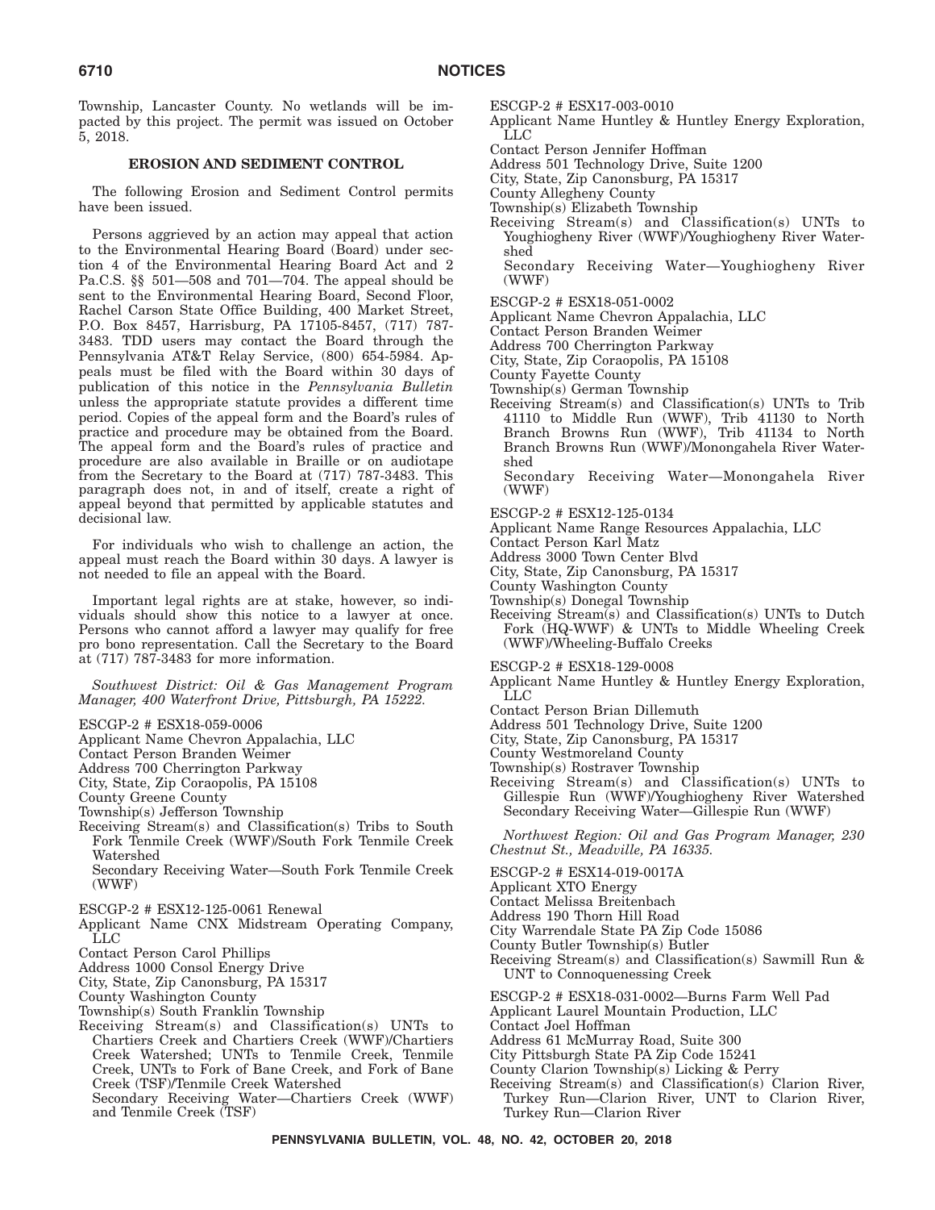Township, Lancaster County. No wetlands will be impacted by this project. The permit was issued on October 5, 2018.

### EROSION AND SEDIMENT CONTROL

The following Erosion and Sediment Control permits have been issued.

Persons aggrieved by an action may appeal that action to the Environmental Hearing Board (Board) under section 4 of the Environmental Hearing Board Act and 2 Pa.C.S. §§ 501—508 and 701—704. The appeal should be sent to the Environmental Hearing Board, Second Floor, Rachel Carson State Office Building, 400 Market Street, P.O. Box 8457, Harrisburg, PA 17105-8457, (717) 787-3483. TDD users may contact the Board through the Pennsylvania AT&T Relay Service, (800) 654-5984. Appeals must be filed with the Board within 30 days of publication of this notice in the *Pennsylvania Bulletin* unless the appropriate statute provides a different time period. Copies of the appeal form and the Board's rules of practice and procedure may be obtained from the Board. The appeal form and the Board's rules of practice and procedure are also available in Braille or on audiotape from the Secretary to the Board at (717) 787-3483. This paragraph does not, in and of itself, create a right of appeal beyond that permitted by applicable statutes and decisional law.

For individuals who wish to challenge an action, the appeal must reach the Board within 30 days. A lawyer is not needed to file an appeal with the Board.

Important legal rights are at stake, however, so individuals should show this notice to a lawyer at once. Persons who cannot afford a lawyer may qualify for free pro bono representation. Call the Secretary to the Board at (717) 787-3483 for more information.

*Southwest District: Oil & Gas Management Program Manager, 400 Waterfront Drive, Pittsburgh, PA 15222.*

ESCGP-2 # ESX18-059-0006
Applicant Name Chevron Appalachia, LLC
Contact Person Branden Weimer
Address 700 Cherrington Parkway
City, State, Zip Coraopolis, PA 15108
County Greene County
Township(s) Jefferson Township
Receiving Stream(s) and Classification(s) Tribs to South Fork Tenmile Creek (WWF)/South Fork Tenmile Creek Watershed
Secondary Receiving Water—South Fork Tenmile Creek (WWF)

ESCGP-2 # ESX12-125-0061 Renewal
Applicant Name CNX Midstream Operating Company, LLC
Contact Person Carol Phillips
Address 1000 Consol Energy Drive
City, State, Zip Canonsburg, PA 15317
County Washington County
Township(s) South Franklin Township
Receiving Stream(s) and Classification(s) UNTs to Chartiers Creek and Chartiers Creek (WWF)/Chartiers Creek Watershed; UNTs to Tenmile Creek, Tenmile Creek, UNTs to Fork of Bane Creek, and Fork of Bane Creek (TSF)/Tenmile Creek Watershed
Secondary Receiving Water—Chartiers Creek (WWF) and Tenmile Creek (TSF)

ESCGP-2 # ESX17-003-0010
Applicant Name Huntley & Huntley Energy Exploration, LLC
Contact Person Jennifer Hoffman
Address 501 Technology Drive, Suite 1200
City, State, Zip Canonsburg, PA 15317
County Allegheny County
Township(s) Elizabeth Township
Receiving Stream(s) and Classification(s) UNTs to Youghiogheny River (WWF)/Youghiogheny River Watershed
Secondary Receiving Water—Youghiogheny River (WWF)

ESCGP-2 # ESX18-051-0002
Applicant Name Chevron Appalachia, LLC
Contact Person Branden Weimer
Address 700 Cherrington Parkway
City, State, Zip Coraopolis, PA 15108
County Fayette County
Township(s) German Township
Receiving Stream(s) and Classification(s) UNTs to Trib 41110 to Middle Run (WWF), Trib 41130 to North Branch Browns Run (WWF), Trib 41134 to North Branch Browns Run (WWF)/Monongahela River Watershed
Secondary Receiving Water—Monongahela River (WWF)

ESCGP-2 # ESX12-125-0134
Applicant Name Range Resources Appalachia, LLC
Contact Person Karl Matz
Address 3000 Town Center Blvd
City, State, Zip Canonsburg, PA 15317
County Washington County
Township(s) Donegal Township
Receiving Stream(s) and Classification(s) UNTs to Dutch Fork (HQ-WWF) & UNTs to Middle Wheeling Creek (WWF)/Wheeling-Buffalo Creeks

ESCGP-2 # ESX18-129-0008
Applicant Name Huntley & Huntley Energy Exploration, LLC
Contact Person Brian Dillemuth
Address 501 Technology Drive, Suite 1200
City, State, Zip Canonsburg, PA 15317
County Westmoreland County
Township(s) Rostraver Township
Receiving Stream(s) and Classification(s) UNTs to Gillespie Run (WWF)/Youghiogheny River Watershed
Secondary Receiving Water—Gillespie Run (WWF)

*Northwest Region: Oil and Gas Program Manager, 230 Chestnut St., Meadville, PA 16335.*

ESCGP-2 # ESX14-019-0017A
Applicant XTO Energy
Contact Melissa Breitenbach
Address 190 Thorn Hill Road
City Warrendale State PA Zip Code 15086
County Butler Township(s) Butler
Receiving Stream(s) and Classification(s) Sawmill Run & UNT to Connoquenessing Creek

ESCGP-2 # ESX18-031-0002—Burns Farm Well Pad
Applicant Laurel Mountain Production, LLC
Contact Joel Hoffman
Address 61 McMurray Road, Suite 300
City Pittsburgh State PA Zip Code 15241
County Clarion Township(s) Licking & Perry
Receiving Stream(s) and Classification(s) Clarion River, Turkey Run—Clarion River, UNT to Clarion River, Turkey Run—Clarion River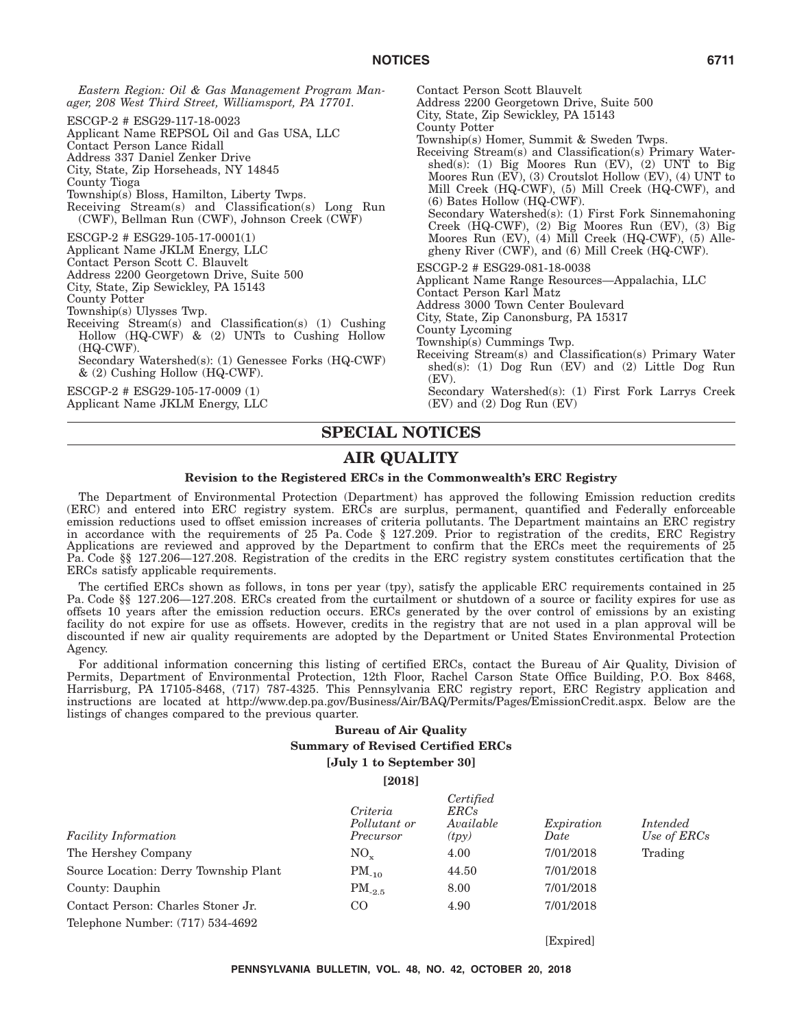*Eastern Region: Oil & Gas Management Program Manager, 208 West Third Street, Williamsport, PA 17701.*

ESCGP-2 # ESG29-117-18-0023
Applicant Name REPSOL Oil and Gas USA, LLC
Contact Person Lance Ridall
Address 337 Daniel Zenker Drive
City, State, Zip Horseheads, NY 14845
County Tioga
Township(s) Bloss, Hamilton, Liberty Twps.
Receiving Stream(s) and Classification(s) Long Run (CWF), Bellman Run (CWF), Johnson Creek (CWF)

ESCGP-2 # ESG29-105-17-0001(1)
Applicant Name JKLM Energy, LLC
Contact Person Scott C. Blauvelt
Address 2200 Georgetown Drive, Suite 500
City, State, Zip Sewickley, PA 15143
County Potter
Township(s) Ulysses Twp.
Receiving Stream(s) and Classification(s) (1) Cushing Hollow (HQ-CWF) & (2) UNTs to Cushing Hollow (HQ-CWF).
Secondary Watershed(s): (1) Genessee Forks (HQ-CWF) & (2) Cushing Hollow (HQ-CWF).

ESCGP-2 # ESG29-105-17-0009 (1)
Applicant Name JKLM Energy, LLC
Contact Person Scott Blauvelt
Address 2200 Georgetown Drive, Suite 500
City, State, Zip Sewickley, PA 15143
County Potter
Township(s) Homer, Summit & Sweden Twps.
Receiving Stream(s) and Classification(s) Primary Watershed(s): (1) Big Moores Run (EV), (2) UNT to Big Moores Run (EV), (3) Croutslot Hollow (EV), (4) UNT to Mill Creek (HQ-CWF), (5) Mill Creek (HQ-CWF), and (6) Bates Hollow (HQ-CWF).
Secondary Watershed(s): (1) First Fork Sinnemahoning Creek (HQ-CWF), (2) Big Moores Run (EV), (3) Big Moores Run (EV), (4) Mill Creek (HQ-CWF), (5) Allegheny River (CWF), and (6) Mill Creek (HQ-CWF).

ESCGP-2 # ESG29-081-18-0038
Applicant Name Range Resources—Appalachia, LLC
Contact Person Karl Matz
Address 3000 Town Center Boulevard
City, State, Zip Canonsburg, PA 15317
County Lycoming
Township(s) Cummings Twp.
Receiving Stream(s) and Classification(s) Primary Water shed(s): (1) Dog Run (EV) and (2) Little Dog Run (EV).
Secondary Watershed(s): (1) First Fork Larrys Creek (EV) and (2) Dog Run (EV)

# SPECIAL NOTICES

## AIR QUALITY

### Revision to the Registered ERCs in the Commonwealth's ERC Registry

The Department of Environmental Protection (Department) has approved the following Emission reduction credits (ERC) and entered into ERC registry system. ERCs are surplus, permanent, quantified and Federally enforceable emission reductions used to offset emission increases of criteria pollutants. The Department maintains an ERC registry in accordance with the requirements of 25 Pa. Code § 127.209. Prior to registration of the credits, ERC Registry Applications are reviewed and approved by the Department to confirm that the ERCs meet the requirements of 25 Pa. Code §§ 127.206—127.208. Registration of the credits in the ERC registry system constitutes certification that the ERCs satisfy applicable requirements.

The certified ERCs shown as follows, in tons per year (tpy), satisfy the applicable ERC requirements contained in 25 Pa. Code §§ 127.206—127.208. ERCs created from the curtailment or shutdown of a source or facility expires for use as offsets 10 years after the emission reduction occurs. ERCs generated by the over control of emissions by an existing facility do not expire for use as offsets. However, credits in the registry that are not used in a plan approval will be discounted if new air quality requirements are adopted by the Department or United States Environmental Protection Agency.

For additional information concerning this listing of certified ERCs, contact the Bureau of Air Quality, Division of Permits, Department of Environmental Protection, 12th Floor, Rachel Carson State Office Building, P.O. Box 8468, Harrisburg, PA 17105-8468, (717) 787-4325. This Pennsylvania ERC registry report, ERC Registry application and instructions are located at http://www.dep.pa.gov/Business/Air/BAQ/Permits/Pages/EmissionCredit.aspx. Below are the listings of changes compared to the previous quarter.

**Bureau of Air Quality**
**Summary of Revised Certified ERCs**
**[July 1 to September 30]**
**[2018]**

| *Facility Information* | *Criteria Pollutant or Precursor* | *Certified ERCs Available (tpy)* | *Expiration Date* | *Intended Use of ERCs* |
|---|---|---|---|---|
| The Hershey Company | $NO_x$ | 4.00 | 7/01/2018 | Trading |
| Source Location: Derry Township Plant | $PM_{-10}$ | 44.50 | 7/01/2018 | |
| County: Dauphin | $PM_{-2.5}$ | 8.00 | 7/01/2018 | |
| Contact Person: Charles Stoner Jr. | CO | 4.90 | 7/01/2018 | |
| Telephone Number: (717) 534-4692 | | | | |
| | | | [Expired] | |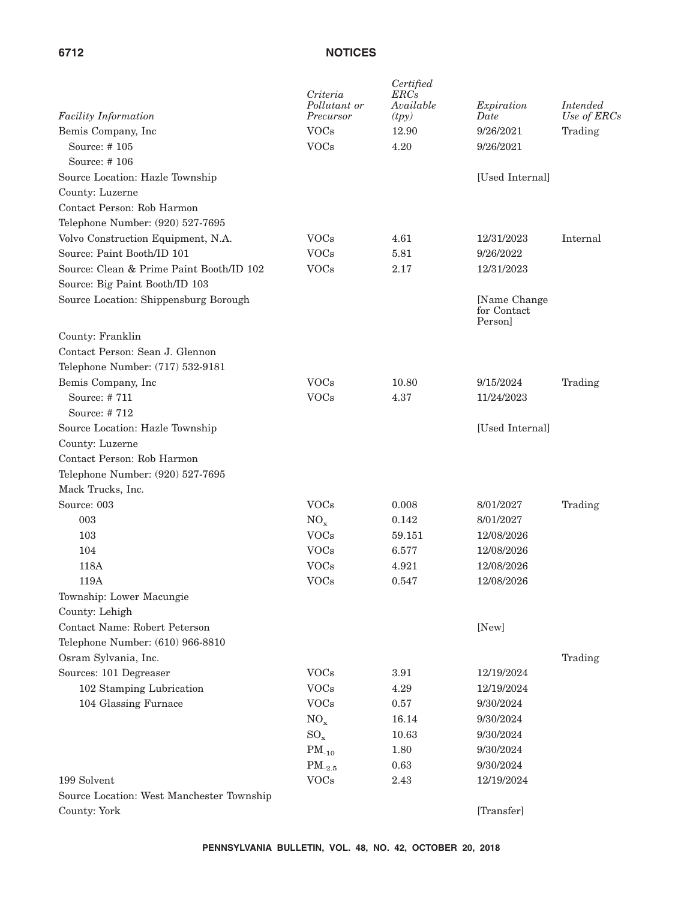| *Facility Information* | *Criteria Pollutant or Precursor* | *Certified ERCs Available (tpy)* | *Expiration Date* | *Intended Use of ERCs* |
|---|---|---|---|---|
| Bemis Company, Inc | VOCs | 12.90 | 9/26/2021 | Trading |
| Source: # 105 | VOCs | 4.20 | 9/26/2021 | |
| Source: # 106 | | | | |
| Source Location: Hazle Township | | | [Used Internal] | |
| County: Luzerne | | | | |
| Contact Person: Rob Harmon | | | | |
| Telephone Number: (920) 527-7695 | | | | |
| Volvo Construction Equipment, N.A. | VOCs | 4.61 | 12/31/2023 | Internal |
| Source: Paint Booth/ID 101 | VOCs | 5.81 | 9/26/2022 | |
| Source: Clean & Prime Paint Booth/ID 102 | VOCs | 2.17 | 12/31/2023 | |
| Source: Big Paint Booth/ID 103 | | | | |
| Source Location: Shippensburg Borough | | | [Name Change for Contact Person] | |
| County: Franklin | | | | |
| Contact Person: Sean J. Glennon | | | | |
| Telephone Number: (717) 532-9181 | | | | |
| Bemis Company, Inc | VOCs | 10.80 | 9/15/2024 | Trading |
| Source: # 711 | VOCs | 4.37 | 11/24/2023 | |
| Source: # 712 | | | | |
| Source Location: Hazle Township | | | [Used Internal] | |
| County: Luzerne | | | | |
| Contact Person: Rob Harmon | | | | |
| Telephone Number: (920) 527-7695 | | | | |
| Mack Trucks, Inc. | | | | |
| Source: 003 | VOCs | 0.008 | 8/01/2027 | Trading |
| 003 | $NO_x$ | 0.142 | 8/01/2027 | |
| 103 | VOCs | 59.151 | 12/08/2026 | |
| 104 | VOCs | 6.577 | 12/08/2026 | |
| 118A | VOCs | 4.921 | 12/08/2026 | |
| 119A | VOCs | 0.547 | 12/08/2026 | |
| Township: Lower Macungie | | | | |
| County: Lehigh | | | | |
| Contact Name: Robert Peterson | | | [New] | |
| Telephone Number: (610) 966-8810 | | | | |
| Osram Sylvania, Inc. | | | | Trading |
| Sources: 101 Degreaser | VOCs | 3.91 | 12/19/2024 | |
| 102 Stamping Lubrication | VOCs | 4.29 | 12/19/2024 | |
| 104 Glassing Furnace | VOCs | 0.57 | 9/30/2024 | |
| | $NO_x$ | 16.14 | 9/30/2024 | |
| | $SO_x$ | 10.63 | 9/30/2024 | |
| | $PM_{-10}$ | 1.80 | 9/30/2024 | |
| | $PM_{-2.5}$ | 0.63 | 9/30/2024 | |
| 199 Solvent | VOCs | 2.43 | 12/19/2024 | |
| Source Location: West Manchester Township | | | | |
| County: York | | | [Transfer] | |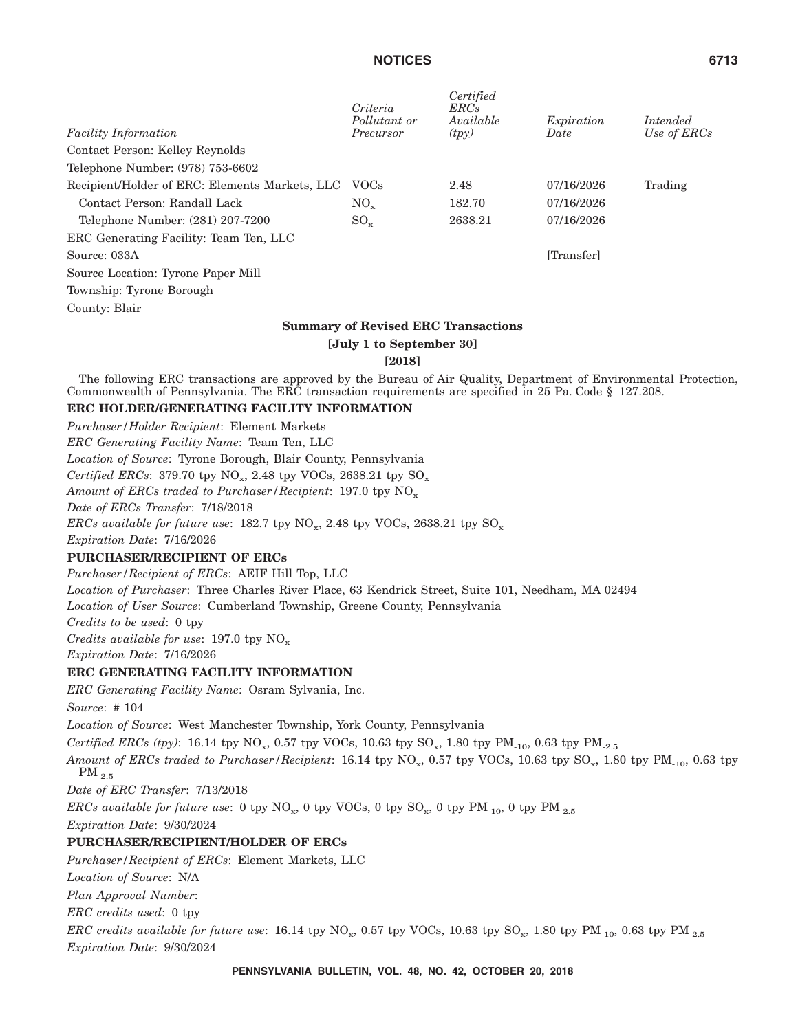| *Facility Information* | *Criteria Pollutant or Precursor* | *Certified ERCs Available (tpy)* | *Expiration Date* | *Intended Use of ERCs* |
| --- | --- | --- | --- | --- |
| Contact Person: Kelley Reynolds | | | | |
| Telephone Number: (978) 753-6602 | | | | |
| Recipient/Holder of ERC: Elements Markets, LLC | VOCs | 2.48 | 07/16/2026 | Trading |
| Contact Person: Randall Lack | $NO_x$ | 182.70 | 07/16/2026 | |
| Telephone Number: (281) 207-7200 | $SO_x$ | 2638.21 | 07/16/2026 | |
| ERC Generating Facility: Team Ten, LLC | | | | |
| Source: 033A | | | [Transfer] | |
| Source Location: Tyrone Paper Mill | | | | |
| Township: Tyrone Borough | | | | |
| County: Blair | | | | |

**Summary of Revised ERC Transactions**

**[July 1 to September 30]**

**[2018]**

The following ERC transactions are approved by the Bureau of Air Quality, Department of Environmental Protection, Commonwealth of Pennsylvania. The ERC transaction requirements are specified in 25 Pa. Code § 127.208.

**ERC HOLDER/GENERATING FACILITY INFORMATION**

*Purchaser/Holder Recipient*: Element Markets

*ERC Generating Facility Name*: Team Ten, LLC

*Location of Source*: Tyrone Borough, Blair County, Pennsylvania

*Certified ERCs*: 379.70 tpy $NO_x$, 2.48 tpy VOCs, 2638.21 tpy $SO_x$

*Amount of ERCs traded to Purchaser/Recipient*: 197.0 tpy $NO_x$

*Date of ERCs Transfer*: 7/18/2018

*ERCs available for future use*: 182.7 tpy $NO_x$, 2.48 tpy VOCs, 2638.21 tpy $SO_x$

*Expiration Date*: 7/16/2026

**PURCHASER/RECIPIENT OF ERCs**

*Purchaser/Recipient of ERCs*: AEIF Hill Top, LLC

*Location of Purchaser*: Three Charles River Place, 63 Kendrick Street, Suite 101, Needham, MA 02494

*Location of User Source*: Cumberland Township, Greene County, Pennsylvania

*Credits to be used*: 0 tpy

*Credits available for use*: 197.0 tpy $NO_x$

*Expiration Date*: 7/16/2026

**ERC GENERATING FACILITY INFORMATION**

*ERC Generating Facility Name*: Osram Sylvania, Inc.

*Source*: # 104

*Location of Source*: West Manchester Township, York County, Pennsylvania

*Certified ERCs (tpy)*: 16.14 tpy $NO_x$, 0.57 tpy VOCs, 10.63 tpy $SO_x$, 1.80 tpy $PM_{-10}$, 0.63 tpy $PM_{-2.5}$

*Amount of ERCs traded to Purchaser/Recipient*: 16.14 tpy $NO_x$, 0.57 tpy VOCs, 10.63 tpy $SO_x$, 1.80 tpy $PM_{-10}$, 0.63 tpy $PM_{-2.5}$

*Date of ERC Transfer*: 7/13/2018

*ERCs available for future use*: 0 tpy $NO_x$, 0 tpy VOCs, 0 tpy $SO_x$, 0 tpy $PM_{-10}$, 0 tpy $PM_{-2.5}$

*Expiration Date*: 9/30/2024

**PURCHASER/RECIPIENT/HOLDER OF ERCs**

*Purchaser/Recipient of ERCs*: Element Markets, LLC

*Location of Source*: N/A

*Plan Approval Number*:

*ERC credits used*: 0 tpy

*ERC credits available for future use*: 16.14 tpy $NO_x$, 0.57 tpy VOCs, 10.63 tpy $SO_x$, 1.80 tpy $PM_{-10}$, 0.63 tpy $PM_{-2.5}$

*Expiration Date*: 9/30/2024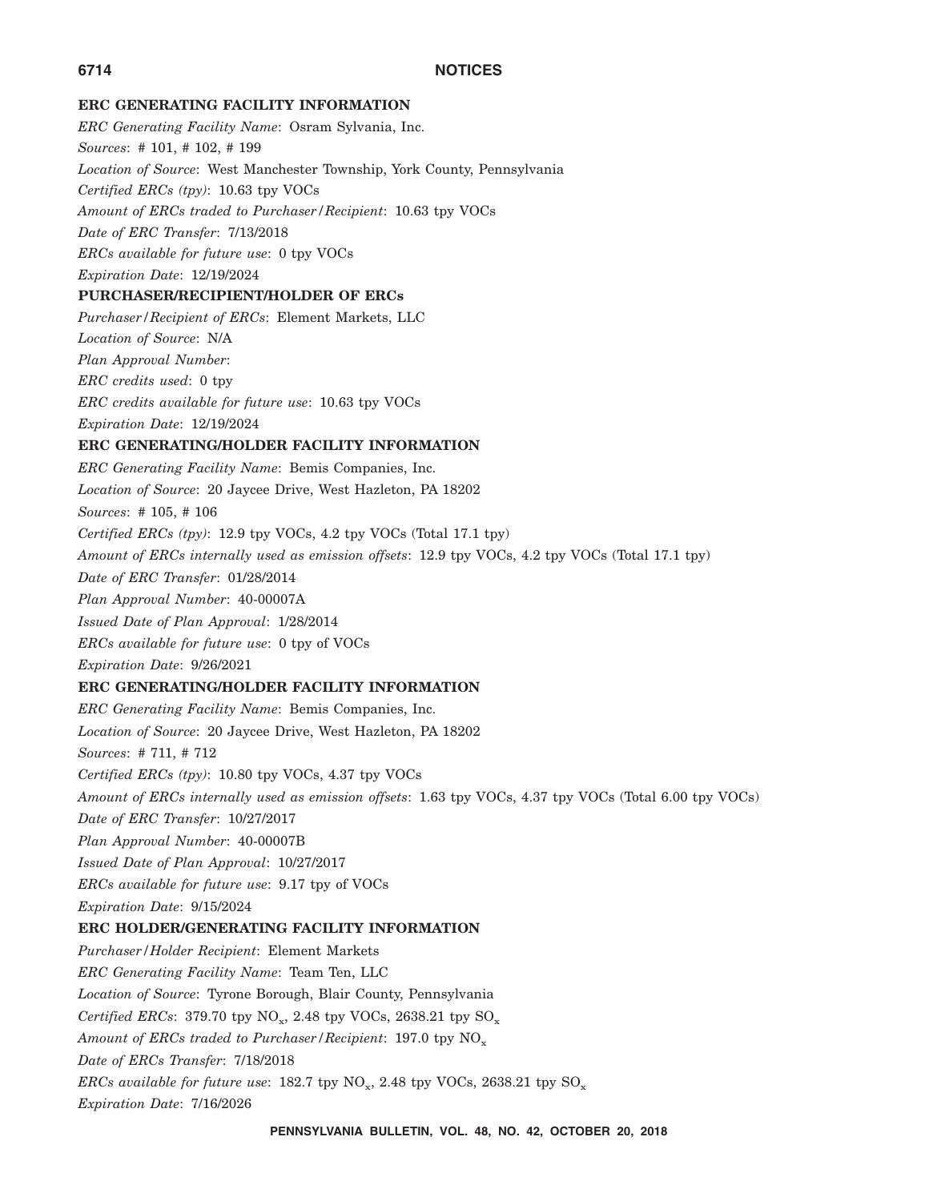**ERC GENERATING FACILITY INFORMATION**

*ERC Generating Facility Name*: Osram Sylvania, Inc.

*Sources*: # 101, # 102, # 199

*Location of Source*: West Manchester Township, York County, Pennsylvania

*Certified ERCs (tpy)*: 10.63 tpy VOCs

*Amount of ERCs traded to Purchaser/Recipient*: 10.63 tpy VOCs

*Date of ERC Transfer*: 7/13/2018

*ERCs available for future use*: 0 tpy VOCs

*Expiration Date*: 12/19/2024

**PURCHASER/RECIPIENT/HOLDER OF ERCs**

*Purchaser/Recipient of ERCs*: Element Markets, LLC

*Location of Source*: N/A

*Plan Approval Number*:

*ERC credits used*: 0 tpy

*ERC credits available for future use*: 10.63 tpy VOCs

*Expiration Date*: 12/19/2024

**ERC GENERATING/HOLDER FACILITY INFORMATION**

*ERC Generating Facility Name*: Bemis Companies, Inc.

*Location of Source*: 20 Jaycee Drive, West Hazleton, PA 18202

*Sources*: # 105, # 106

*Certified ERCs (tpy)*: 12.9 tpy VOCs, 4.2 tpy VOCs (Total 17.1 tpy)

*Amount of ERCs internally used as emission offsets*: 12.9 tpy VOCs, 4.2 tpy VOCs (Total 17.1 tpy)

*Date of ERC Transfer*: 01/28/2014

*Plan Approval Number*: 40-00007A

*Issued Date of Plan Approval*: 1/28/2014

*ERCs available for future use*: 0 tpy of VOCs

*Expiration Date*: 9/26/2021

**ERC GENERATING/HOLDER FACILITY INFORMATION**

*ERC Generating Facility Name*: Bemis Companies, Inc.

*Location of Source*: 20 Jaycee Drive, West Hazleton, PA 18202

*Sources*: # 711, # 712

*Certified ERCs (tpy)*: 10.80 tpy VOCs, 4.37 tpy VOCs

*Amount of ERCs internally used as emission offsets*: 1.63 tpy VOCs, 4.37 tpy VOCs (Total 6.00 tpy VOCs)

*Date of ERC Transfer*: 10/27/2017

*Plan Approval Number*: 40-00007B

*Issued Date of Plan Approval*: 10/27/2017

*ERCs available for future use*: 9.17 tpy of VOCs

*Expiration Date*: 9/15/2024

**ERC HOLDER/GENERATING FACILITY INFORMATION**

*Purchaser/Holder Recipient*: Element Markets

*ERC Generating Facility Name*: Team Ten, LLC

*Location of Source*: Tyrone Borough, Blair County, Pennsylvania

*Certified ERCs*: 379.70 tpy $NO_x$, 2.48 tpy VOCs, 2638.21 tpy $SO_x$

*Amount of ERCs traded to Purchaser/Recipient*: 197.0 tpy $NO_x$

*Date of ERCs Transfer*: 7/18/2018

*ERCs available for future use*: 182.7 tpy $NO_x$, 2.48 tpy VOCs, 2638.21 tpy $SO_x$

*Expiration Date*: 7/16/2026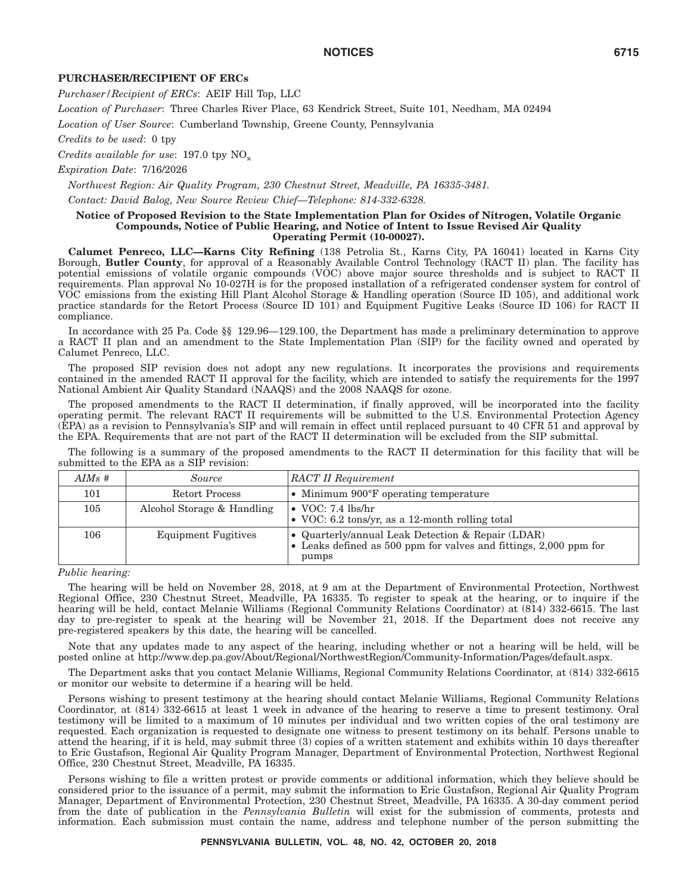**PURCHASER/RECIPIENT OF ERCs**

*Purchaser/Recipient of ERCs*: AEIF Hill Top, LLC

*Location of Purchaser*: Three Charles River Place, 63 Kendrick Street, Suite 101, Needham, MA 02494

*Location of User Source*: Cumberland Township, Greene County, Pennsylvania

*Credits to be used*: 0 tpy

*Credits available for use*: 197.0 tpy $NO_x$

*Expiration Date*: 7/16/2026

*Northwest Region: Air Quality Program, 230 Chestnut Street, Meadville, PA 16335-3481.*

*Contact: David Balog, New Source Review Chief—Telephone: 814-332-6328.*

**Notice of Proposed Revision to the State Implementation Plan for Oxides of Nitrogen, Volatile Organic Compounds, Notice of Public Hearing, and Notice of Intent to Issue Revised Air Quality Operating Permit (10-00027).**

**Calumet Penreco, LLC—Karns City Refining** (138 Petrolia St., Karns City, PA 16041) located in Karns City Borough, **Butler County**, for approval of a Reasonably Available Control Technology (RACT II) plan. The facility has potential emissions of volatile organic compounds (VOC) above major source thresholds and is subject to RACT II requirements. Plan approval No 10-027H is for the proposed installation of a refrigerated condenser system for control of VOC emissions from the existing Hill Plant Alcohol Storage & Handling operation (Source ID 105), and additional work practice standards for the Retort Process (Source ID 101) and Equipment Fugitive Leaks (Source ID 106) for RACT II compliance.

In accordance with 25 Pa. Code §§ 129.96—129.100, the Department has made a preliminary determination to approve a RACT II plan and an amendment to the State Implementation Plan (SIP) for the facility owned and operated by Calumet Penreco, LLC.

The proposed SIP revision does not adopt any new regulations. It incorporates the provisions and requirements contained in the amended RACT II approval for the facility, which are intended to satisfy the requirements for the 1997 National Ambient Air Quality Standard (NAAQS) and the 2008 NAAQS for ozone.

The proposed amendments to the RACT II determination, if finally approved, will be incorporated into the facility operating permit. The relevant RACT II requirements will be submitted to the U.S. Environmental Protection Agency (EPA) as a revision to Pennsylvania's SIP and will remain in effect until replaced pursuant to 40 CFR 51 and approval by the EPA. Requirements that are not part of the RACT II determination will be excluded from the SIP submittal.

The following is a summary of the proposed amendments to the RACT II determination for this facility that will be submitted to the EPA as a SIP revision:

| *AIMs #* | *Source* | *RACT II Requirement* |
|---|---|---|
| 101 | Retort Process | • Minimum 900°F operating temperature |
| 105 | Alcohol Storage & Handling | • VOC: 7.4 lbs/hr<br>• VOC: 6.2 tons/yr, as a 12-month rolling total |
| 106 | Equipment Fugitives | • Quarterly/annual Leak Detection & Repair (LDAR)<br>• Leaks defined as 500 ppm for valves and fittings, 2,000 ppm for pumps |

*Public hearing:*

The hearing will be held on November 28, 2018, at 9 am at the Department of Environmental Protection, Northwest Regional Office, 230 Chestnut Street, Meadville, PA 16335. To register to speak at the hearing, or to inquire if the hearing will be held, contact Melanie Williams (Regional Community Relations Coordinator) at (814) 332-6615. The last day to pre-register to speak at the hearing will be November 21, 2018. If the Department does not receive any pre-registered speakers by this date, the hearing will be cancelled.

Note that any updates made to any aspect of the hearing, including whether or not a hearing will be held, will be posted online at http://www.dep.pa.gov/About/Regional/NorthwestRegion/Community-Information/Pages/default.aspx.

The Department asks that you contact Melanie Williams, Regional Community Relations Coordinator, at (814) 332-6615 or monitor our website to determine if a hearing will be held.

Persons wishing to present testimony at the hearing should contact Melanie Williams, Regional Community Relations Coordinator, at (814) 332-6615 at least 1 week in advance of the hearing to reserve a time to present testimony. Oral testimony will be limited to a maximum of 10 minutes per individual and two written copies of the oral testimony are requested. Each organization is requested to designate one witness to present testimony on its behalf. Persons unable to attend the hearing, if it is held, may submit three (3) copies of a written statement and exhibits within 10 days thereafter to Eric Gustafson, Regional Air Quality Program Manager, Department of Environmental Protection, Northwest Regional Office, 230 Chestnut Street, Meadville, PA 16335.

Persons wishing to file a written protest or provide comments or additional information, which they believe should be considered prior to the issuance of a permit, may submit the information to Eric Gustafson, Regional Air Quality Program Manager, Department of Environmental Protection, 230 Chestnut Street, Meadville, PA 16335. A 30-day comment period from the date of publication in the *Pennsylvania Bulletin* will exist for the submission of comments, protests and information. Each submission must contain the name, address and telephone number of the person submitting the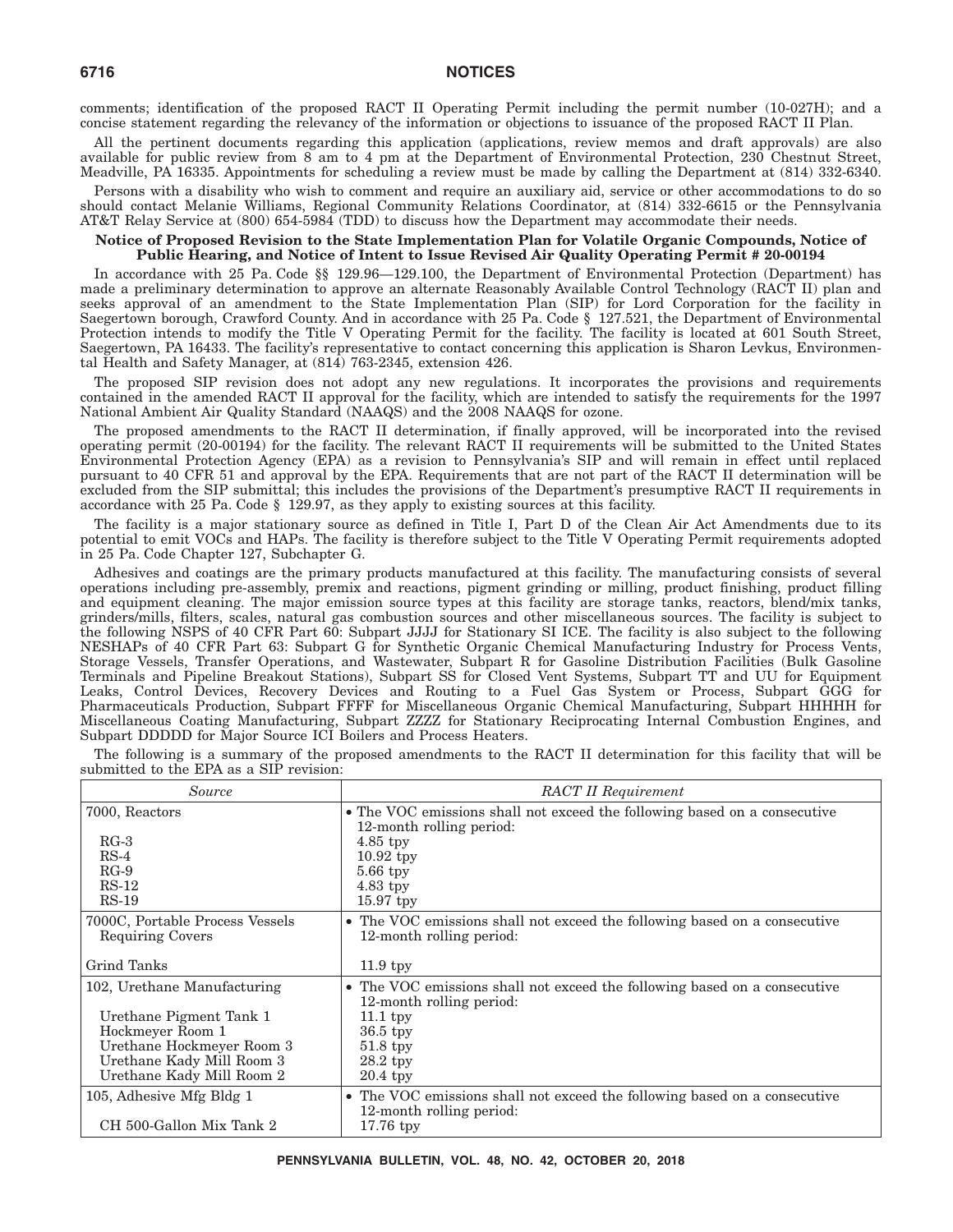comments; identification of the proposed RACT II Operating Permit including the permit number (10-027H); and a concise statement regarding the relevancy of the information or objections to issuance of the proposed RACT II Plan.

All the pertinent documents regarding this application (applications, review memos and draft approvals) are also available for public review from 8 am to 4 pm at the Department of Environmental Protection, 230 Chestnut Street, Meadville, PA 16335. Appointments for scheduling a review must be made by calling the Department at (814) 332-6340.

Persons with a disability who wish to comment and require an auxiliary aid, service or other accommodations to do so should contact Melanie Williams, Regional Community Relations Coordinator, at (814) 332-6615 or the Pennsylvania AT&T Relay Service at (800) 654-5984 (TDD) to discuss how the Department may accommodate their needs.

**Notice of Proposed Revision to the State Implementation Plan for Volatile Organic Compounds, Notice of Public Hearing, and Notice of Intent to Issue Revised Air Quality Operating Permit # 20-00194**

In accordance with 25 Pa. Code §§ 129.96—129.100, the Department of Environmental Protection (Department) has made a preliminary determination to approve an alternate Reasonably Available Control Technology (RACT II) plan and seeks approval of an amendment to the State Implementation Plan (SIP) for Lord Corporation for the facility in Saegertown borough, Crawford County. And in accordance with 25 Pa. Code § 127.521, the Department of Environmental Protection intends to modify the Title V Operating Permit for the facility. The facility is located at 601 South Street, Saegertown, PA 16433. The facility's representative to contact concerning this application is Sharon Levkus, Environmental Health and Safety Manager, at (814) 763-2345, extension 426.

The proposed SIP revision does not adopt any new regulations. It incorporates the provisions and requirements contained in the amended RACT II approval for the facility, which are intended to satisfy the requirements for the 1997 National Ambient Air Quality Standard (NAAQS) and the 2008 NAAQS for ozone.

The proposed amendments to the RACT II determination, if finally approved, will be incorporated into the revised operating permit (20-00194) for the facility. The relevant RACT II requirements will be submitted to the United States Environmental Protection Agency (EPA) as a revision to Pennsylvania's SIP and will remain in effect until replaced pursuant to 40 CFR 51 and approval by the EPA. Requirements that are not part of the RACT II determination will be excluded from the SIP submittal; this includes the provisions of the Department's presumptive RACT II requirements in accordance with 25 Pa. Code § 129.97, as they apply to existing sources at this facility.

The facility is a major stationary source as defined in Title I, Part D of the Clean Air Act Amendments due to its potential to emit VOCs and HAPs. The facility is therefore subject to the Title V Operating Permit requirements adopted in 25 Pa. Code Chapter 127, Subchapter G.

Adhesives and coatings are the primary products manufactured at this facility. The manufacturing consists of several operations including pre-assembly, premix and reactions, pigment grinding or milling, product finishing, product filling and equipment cleaning. The major emission source types at this facility are storage tanks, reactors, blend/mix tanks, grinders/mills, filters, scales, natural gas combustion sources and other miscellaneous sources. The facility is subject to the following NSPS of 40 CFR Part 60: Subpart JJJJ for Stationary SI ICE. The facility is also subject to the following NESHAPs of 40 CFR Part 63: Subpart G for Synthetic Organic Chemical Manufacturing Industry for Process Vents, Storage Vessels, Transfer Operations, and Wastewater, Subpart R for Gasoline Distribution Facilities (Bulk Gasoline Terminals and Pipeline Breakout Stations), Subpart SS for Closed Vent Systems, Subpart TT and UU for Equipment Leaks, Control Devices, Recovery Devices and Routing to a Fuel Gas System or Process, Subpart GGG for Pharmaceuticals Production, Subpart FFFF for Miscellaneous Organic Chemical Manufacturing, Subpart HHHHH for Miscellaneous Coating Manufacturing, Subpart ZZZZ for Stationary Reciprocating Internal Combustion Engines, and Subpart DDDDD for Major Source ICI Boilers and Process Heaters.

The following is a summary of the proposed amendments to the RACT II determination for this facility that will be submitted to the EPA as a SIP revision:

| *Source* | *RACT II Requirement* |
|---|---|
| 7000, Reactors | • The VOC emissions shall not exceed the following based on a consecutive 12-month rolling period: |
| RG-3 | 4.85 tpy |
| RS-4 | 10.92 tpy |
| RG-9 | 5.66 tpy |
| RS-12 | 4.83 tpy |
| RS-19 | 15.97 tpy |
| 7000C, Portable Process Vessels Requiring Covers | • The VOC emissions shall not exceed the following based on a consecutive 12-month rolling period: |
| Grind Tanks | 11.9 tpy |
| 102, Urethane Manufacturing | • The VOC emissions shall not exceed the following based on a consecutive 12-month rolling period: |
| Urethane Pigment Tank 1 | 11.1 tpy |
| Hockmeyer Room 1 | 36.5 tpy |
| Urethane Hockmeyer Room 3 | 51.8 tpy |
| Urethane Kady Mill Room 3 | 28.2 tpy |
| Urethane Kady Mill Room 2 | 20.4 tpy |
| 105, Adhesive Mfg Bldg 1 | • The VOC emissions shall not exceed the following based on a consecutive 12-month rolling period: |
| CH 500-Gallon Mix Tank 2 | 17.76 tpy |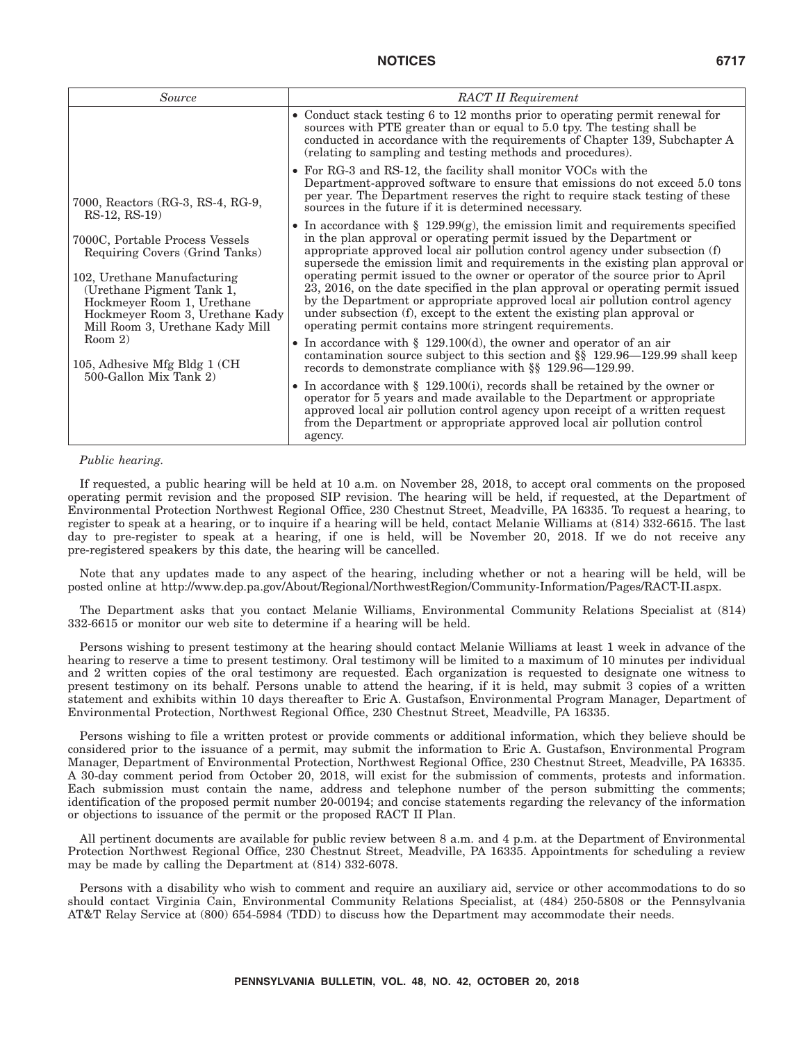| *Source* | *RACT II Requirement* |
|---|---|
| 7000, Reactors (RG-3, RS-4, RG-9, RS-12, RS-19)<br><br>7000C, Portable Process Vessels Requiring Covers (Grind Tanks)<br><br>102, Urethane Manufacturing (Urethane Pigment Tank 1, Hockmeyer Room 1, Urethane Hockmeyer Room 3, Urethane Kady Mill Room 3, Urethane Kady Mill Room 2)<br><br>105, Adhesive Mfg Bldg 1 (CH 500-Gallon Mix Tank 2) | • Conduct stack testing 6 to 12 months prior to operating permit renewal for sources with PTE greater than or equal to 5.0 tpy. The testing shall be conducted in accordance with the requirements of Chapter 139, Subchapter A (relating to sampling and testing methods and procedures).<br><br>• For RG-3 and RS-12, the facility shall monitor VOCs with the Department-approved software to ensure that emissions do not exceed 5.0 tons per year. The Department reserves the right to require stack testing of these sources in the future if it is determined necessary.<br><br>• In accordance with § 129.99(g), the emission limit and requirements specified in the plan approval or operating permit issued by the Department or appropriate approved local air pollution control agency under subsection (f) supersede the emission limit and requirements in the existing plan approval or operating permit issued to the owner or operator of the source prior to April 23, 2016, on the date specified in the plan approval or operating permit issued by the Department or appropriate approved local air pollution control agency under subsection (f), except to the extent the existing plan approval or operating permit contains more stringent requirements.<br><br>• In accordance with § 129.100(d), the owner and operator of an air contamination source subject to this section and §§ 129.96—129.99 shall keep records to demonstrate compliance with §§ 129.96—129.99.<br><br>• In accordance with § 129.100(i), records shall be retained by the owner or operator for 5 years and made available to the Department or appropriate approved local air pollution control agency upon receipt of a written request from the Department or appropriate approved local air pollution control agency. |

*Public hearing.*

If requested, a public hearing will be held at 10 a.m. on November 28, 2018, to accept oral comments on the proposed operating permit revision and the proposed SIP revision. The hearing will be held, if requested, at the Department of Environmental Protection Northwest Regional Office, 230 Chestnut Street, Meadville, PA 16335. To request a hearing, to register to speak at a hearing, or to inquire if a hearing will be held, contact Melanie Williams at (814) 332-6615. The last day to pre-register to speak at a hearing, if one is held, will be November 20, 2018. If we do not receive any pre-registered speakers by this date, the hearing will be cancelled.

Note that any updates made to any aspect of the hearing, including whether or not a hearing will be held, will be posted online at http://www.dep.pa.gov/About/Regional/NorthwestRegion/Community-Information/Pages/RACT-II.aspx.

The Department asks that you contact Melanie Williams, Environmental Community Relations Specialist at (814) 332-6615 or monitor our web site to determine if a hearing will be held.

Persons wishing to present testimony at the hearing should contact Melanie Williams at least 1 week in advance of the hearing to reserve a time to present testimony. Oral testimony will be limited to a maximum of 10 minutes per individual and 2 written copies of the oral testimony are requested. Each organization is requested to designate one witness to present testimony on its behalf. Persons unable to attend the hearing, if it is held, may submit 3 copies of a written statement and exhibits within 10 days thereafter to Eric A. Gustafson, Environmental Program Manager, Department of Environmental Protection, Northwest Regional Office, 230 Chestnut Street, Meadville, PA 16335.

Persons wishing to file a written protest or provide comments or additional information, which they believe should be considered prior to the issuance of a permit, may submit the information to Eric A. Gustafson, Environmental Program Manager, Department of Environmental Protection, Northwest Regional Office, 230 Chestnut Street, Meadville, PA 16335. A 30-day comment period from October 20, 2018, will exist for the submission of comments, protests and information. Each submission must contain the name, address and telephone number of the person submitting the comments; identification of the proposed permit number 20-00194; and concise statements regarding the relevancy of the information or objections to issuance of the permit or the proposed RACT II Plan.

All pertinent documents are available for public review between 8 a.m. and 4 p.m. at the Department of Environmental Protection Northwest Regional Office, 230 Chestnut Street, Meadville, PA 16335. Appointments for scheduling a review may be made by calling the Department at (814) 332-6078.

Persons with a disability who wish to comment and require an auxiliary aid, service or other accommodations to do so should contact Virginia Cain, Environmental Community Relations Specialist, at (484) 250-5808 or the Pennsylvania AT&T Relay Service at (800) 654-5984 (TDD) to discuss how the Department may accommodate their needs.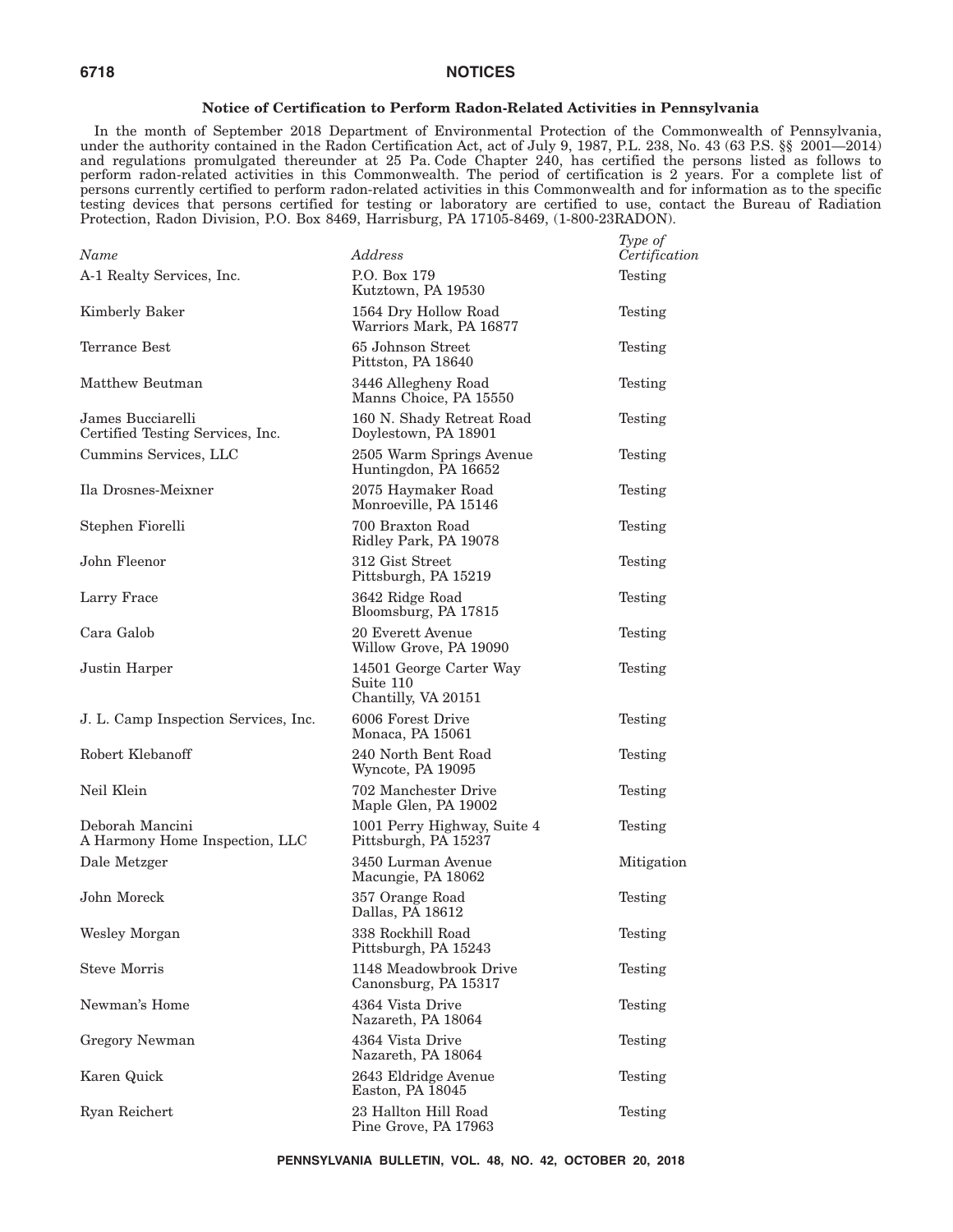## Notice of Certification to Perform Radon-Related Activities in Pennsylvania

In the month of September 2018 Department of Environmental Protection of the Commonwealth of Pennsylvania, under the authority contained in the Radon Certification Act, act of July 9, 1987, P.L. 238, No. 43 (63 P.S. §§ 2001—2014) and regulations promulgated thereunder at 25 Pa. Code Chapter 240, has certified the persons listed as follows to perform radon-related activities in this Commonwealth. The period of certification is 2 years. For a complete list of persons currently certified to perform radon-related activities in this Commonwealth and for information as to the specific testing devices that persons certified for testing or laboratory are certified to use, contact the Bureau of Radiation Protection, Radon Division, P.O. Box 8469, Harrisburg, PA 17105-8469, (1-800-23RADON).

| *Name* | *Address* | *Type of Certification* |
| --- | --- | --- |
| A-1 Realty Services, Inc. | P.O. Box 179<br>Kutztown, PA 19530 | Testing |
| Kimberly Baker | 1564 Dry Hollow Road<br>Warriors Mark, PA 16877 | Testing |
| Terrance Best | 65 Johnson Street<br>Pittston, PA 18640 | Testing |
| Matthew Beutman | 3446 Allegheny Road<br>Manns Choice, PA 15550 | Testing |
| James Bucciarelli<br>Certified Testing Services, Inc. | 160 N. Shady Retreat Road<br>Doylestown, PA 18901 | Testing |
| Cummins Services, LLC | 2505 Warm Springs Avenue<br>Huntingdon, PA 16652 | Testing |
| Ila Drosnes-Meixner | 2075 Haymaker Road<br>Monroeville, PA 15146 | Testing |
| Stephen Fiorelli | 700 Braxton Road<br>Ridley Park, PA 19078 | Testing |
| John Fleenor | 312 Gist Street<br>Pittsburgh, PA 15219 | Testing |
| Larry Frace | 3642 Ridge Road<br>Bloomsburg, PA 17815 | Testing |
| Cara Galob | 20 Everett Avenue<br>Willow Grove, PA 19090 | Testing |
| Justin Harper | 14501 George Carter Way<br>Suite 110<br>Chantilly, VA 20151 | Testing |
| J. L. Camp Inspection Services, Inc. | 6006 Forest Drive<br>Monaca, PA 15061 | Testing |
| Robert Klebanoff | 240 North Bent Road<br>Wyncote, PA 19095 | Testing |
| Neil Klein | 702 Manchester Drive<br>Maple Glen, PA 19002 | Testing |
| Deborah Mancini<br>A Harmony Home Inspection, LLC | 1001 Perry Highway, Suite 4<br>Pittsburgh, PA 15237 | Testing |
| Dale Metzger | 3450 Lurman Avenue<br>Macungie, PA 18062 | Mitigation |
| John Moreck | 357 Orange Road<br>Dallas, PA 18612 | Testing |
| Wesley Morgan | 338 Rockhill Road<br>Pittsburgh, PA 15243 | Testing |
| Steve Morris | 1148 Meadowbrook Drive<br>Canonsburg, PA 15317 | Testing |
| Newman's Home | 4364 Vista Drive<br>Nazareth, PA 18064 | Testing |
| Gregory Newman | 4364 Vista Drive<br>Nazareth, PA 18064 | Testing |
| Karen Quick | 2643 Eldridge Avenue<br>Easton, PA 18045 | Testing |
| Ryan Reichert | 23 Hallton Hill Road<br>Pine Grove, PA 17963 | Testing |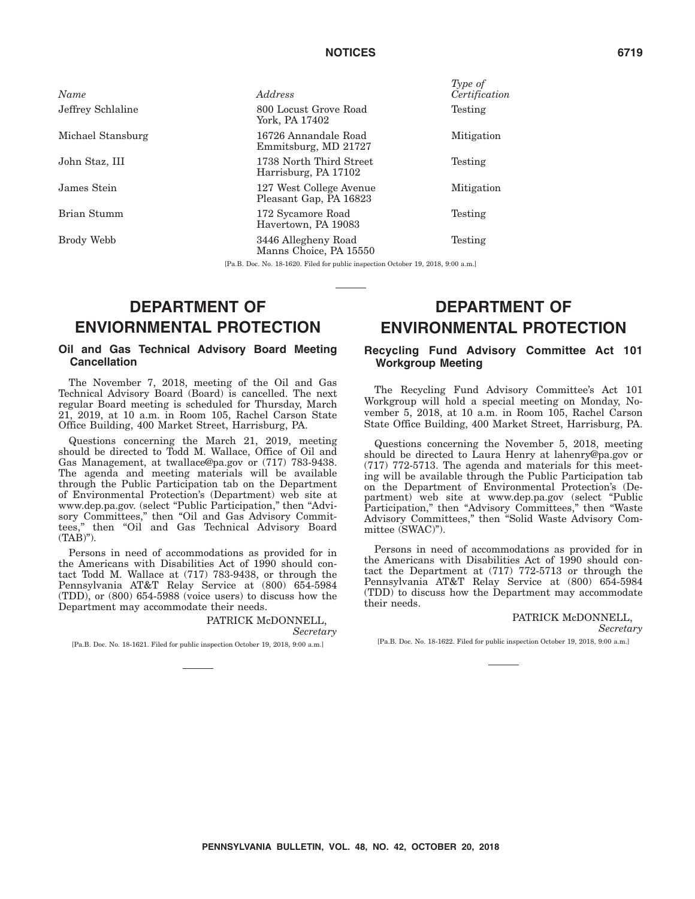| Name | Address | Type of Certification |
|---|---|---|
| Jeffrey Schlaline | 800 Locust Grove Road<br>York, PA 17402 | Testing |
| Michael Stansburg | 16726 Annandale Road<br>Emmitsburg, MD 21727 | Mitigation |
| John Staz, III | 1738 North Third Street<br>Harrisburg, PA 17102 | Testing |
| James Stein | 127 West College Avenue<br>Pleasant Gap, PA 16823 | Mitigation |
| Brian Stumm | 172 Sycamore Road<br>Havertown, PA 19083 | Testing |
| Brody Webb | 3446 Allegheny Road<br>Manns Choice, PA 15550 | Testing |

[Pa.B. Doc. No. 18-1620. Filed for public inspection October 19, 2018, 9:00 a.m.]

# DEPARTMENT OF ENVIORNMENTAL PROTECTION

## Oil and Gas Technical Advisory Board Meeting Cancellation

The November 7, 2018, meeting of the Oil and Gas Technical Advisory Board (Board) is cancelled. The next regular Board meeting is scheduled for Thursday, March 21, 2019, at 10 a.m. in Room 105, Rachel Carson State Office Building, 400 Market Street, Harrisburg, PA.

Questions concerning the March 21, 2019, meeting should be directed to Todd M. Wallace, Office of Oil and Gas Management, at twallace@pa.gov or (717) 783-9438. The agenda and meeting materials will be available through the Public Participation tab on the Department of Environmental Protection's (Department) web site at www.dep.pa.gov. (select "Public Participation," then "Advisory Committees," then "Oil and Gas Advisory Committees," then "Oil and Gas Technical Advisory Board (TAB)").

Persons in need of accommodations as provided for in the Americans with Disabilities Act of 1990 should contact Todd M. Wallace at (717) 783-9438, or through the Pennsylvania AT&T Relay Service at (800) 654-5984 (TDD), or (800) 654-5988 (voice users) to discuss how the Department may accommodate their needs.

PATRICK McDONNELL,
*Secretary*

[Pa.B. Doc. No. 18-1621. Filed for public inspection October 19, 2018, 9:00 a.m.]

# DEPARTMENT OF ENVIRONMENTAL PROTECTION

## Recycling Fund Advisory Committee Act 101 Workgroup Meeting

The Recycling Fund Advisory Committee's Act 101 Workgroup will hold a special meeting on Monday, November 5, 2018, at 10 a.m. in Room 105, Rachel Carson State Office Building, 400 Market Street, Harrisburg, PA.

Questions concerning the November 5, 2018, meeting should be directed to Laura Henry at lahenry@pa.gov or (717) 772-5713. The agenda and materials for this meeting will be available through the Public Participation tab on the Department of Environmental Protection's (Department) web site at www.dep.pa.gov (select "Public Participation," then "Advisory Committees," then "Waste Advisory Committees," then "Solid Waste Advisory Committee (SWAC)").

Persons in need of accommodations as provided for in the Americans with Disabilities Act of 1990 should contact the Department at (717) 772-5713 or through the Pennsylvania AT&T Relay Service at (800) 654-5984 (TDD) to discuss how the Department may accommodate their needs.

PATRICK McDONNELL,
*Secretary*

[Pa.B. Doc. No. 18-1622. Filed for public inspection October 19, 2018, 9:00 a.m.]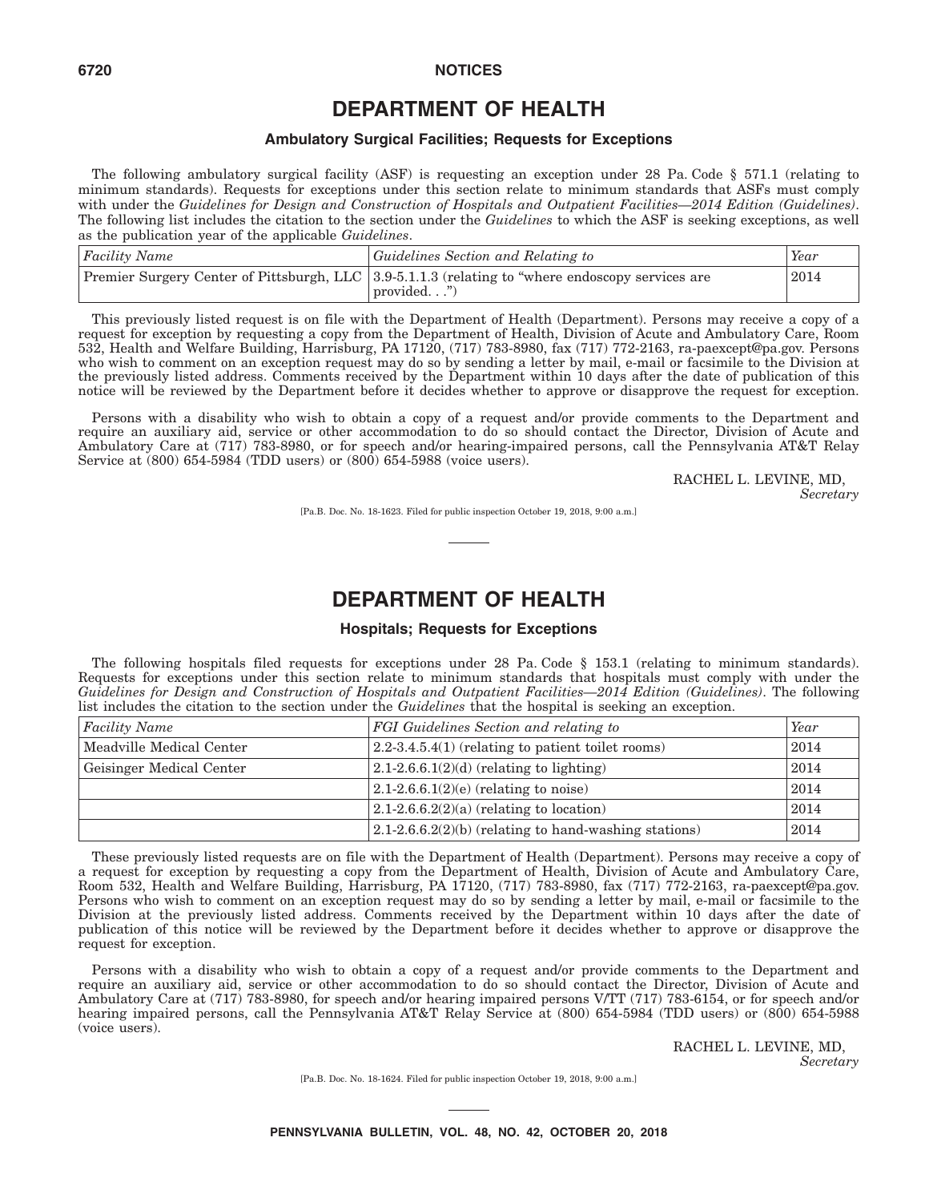# DEPARTMENT OF HEALTH

## Ambulatory Surgical Facilities; Requests for Exceptions

The following ambulatory surgical facility (ASF) is requesting an exception under 28 Pa. Code § 571.1 (relating to minimum standards). Requests for exceptions under this section relate to minimum standards that ASFs must comply with under the *Guidelines for Design and Construction of Hospitals and Outpatient Facilities—2014 Edition (Guidelines)*. The following list includes the citation to the section under the *Guidelines* to which the ASF is seeking exceptions, as well as the publication year of the applicable *Guidelines*.

| *Facility Name* | *Guidelines Section and Relating to* | *Year* |
|---|---|---|
| Premier Surgery Center of Pittsburgh, LLC | 3.9-5.1.1.3 (relating to "where endoscopy services are provided. . .") | 2014 |

This previously listed request is on file with the Department of Health (Department). Persons may receive a copy of a request for exception by requesting a copy from the Department of Health, Division of Acute and Ambulatory Care, Room 532, Health and Welfare Building, Harrisburg, PA 17120, (717) 783-8980, fax (717) 772-2163, ra-paexcept@pa.gov. Persons who wish to comment on an exception request may do so by sending a letter by mail, e-mail or facsimile to the Division at the previously listed address. Comments received by the Department within 10 days after the date of publication of this notice will be reviewed by the Department before it decides whether to approve or disapprove the request for exception.

Persons with a disability who wish to obtain a copy of a request and/or provide comments to the Department and require an auxiliary aid, service or other accommodation to do so should contact the Director, Division of Acute and Ambulatory Care at (717) 783-8980, or for speech and/or hearing-impaired persons, call the Pennsylvania AT&T Relay Service at (800) 654-5984 (TDD users) or (800) 654-5988 (voice users).

RACHEL L. LEVINE, MD,
*Secretary*

[Pa.B. Doc. No. 18-1623. Filed for public inspection October 19, 2018, 9:00 a.m.]

# DEPARTMENT OF HEALTH

## Hospitals; Requests for Exceptions

The following hospitals filed requests for exceptions under 28 Pa. Code § 153.1 (relating to minimum standards). Requests for exceptions under this section relate to minimum standards that hospitals must comply with under the *Guidelines for Design and Construction of Hospitals and Outpatient Facilities—2014 Edition (Guidelines)*. The following list includes the citation to the section under the *Guidelines* that the hospital is seeking an exception.

| *Facility Name* | *FGI Guidelines Section and relating to* | *Year* |
|---|---|---|
| Meadville Medical Center | 2.2-3.4.5.4(1) (relating to patient toilet rooms) | 2014 |
| Geisinger Medical Center | 2.1-2.6.6.1(2)(d) (relating to lighting) | 2014 |
| | 2.1-2.6.6.1(2)(e) (relating to noise) | 2014 |
| | 2.1-2.6.6.2(2)(a) (relating to location) | 2014 |
| | 2.1-2.6.6.2(2)(b) (relating to hand-washing stations) | 2014 |

These previously listed requests are on file with the Department of Health (Department). Persons may receive a copy of a request for exception by requesting a copy from the Department of Health, Division of Acute and Ambulatory Care, Room 532, Health and Welfare Building, Harrisburg, PA 17120, (717) 783-8980, fax (717) 772-2163, ra-paexcept@pa.gov. Persons who wish to comment on an exception request may do so by sending a letter by mail, e-mail or facsimile to the Division at the previously listed address. Comments received by the Department within 10 days after the date of publication of this notice will be reviewed by the Department before it decides whether to approve or disapprove the request for exception.

Persons with a disability who wish to obtain a copy of a request and/or provide comments to the Department and require an auxiliary aid, service or other accommodation to do so should contact the Director, Division of Acute and Ambulatory Care at (717) 783-8980, for speech and/or hearing impaired persons V/TT (717) 783-6154, or for speech and/or hearing impaired persons, call the Pennsylvania AT&T Relay Service at (800) 654-5984 (TDD users) or (800) 654-5988 (voice users).

RACHEL L. LEVINE, MD,
*Secretary*

[Pa.B. Doc. No. 18-1624. Filed for public inspection October 19, 2018, 9:00 a.m.]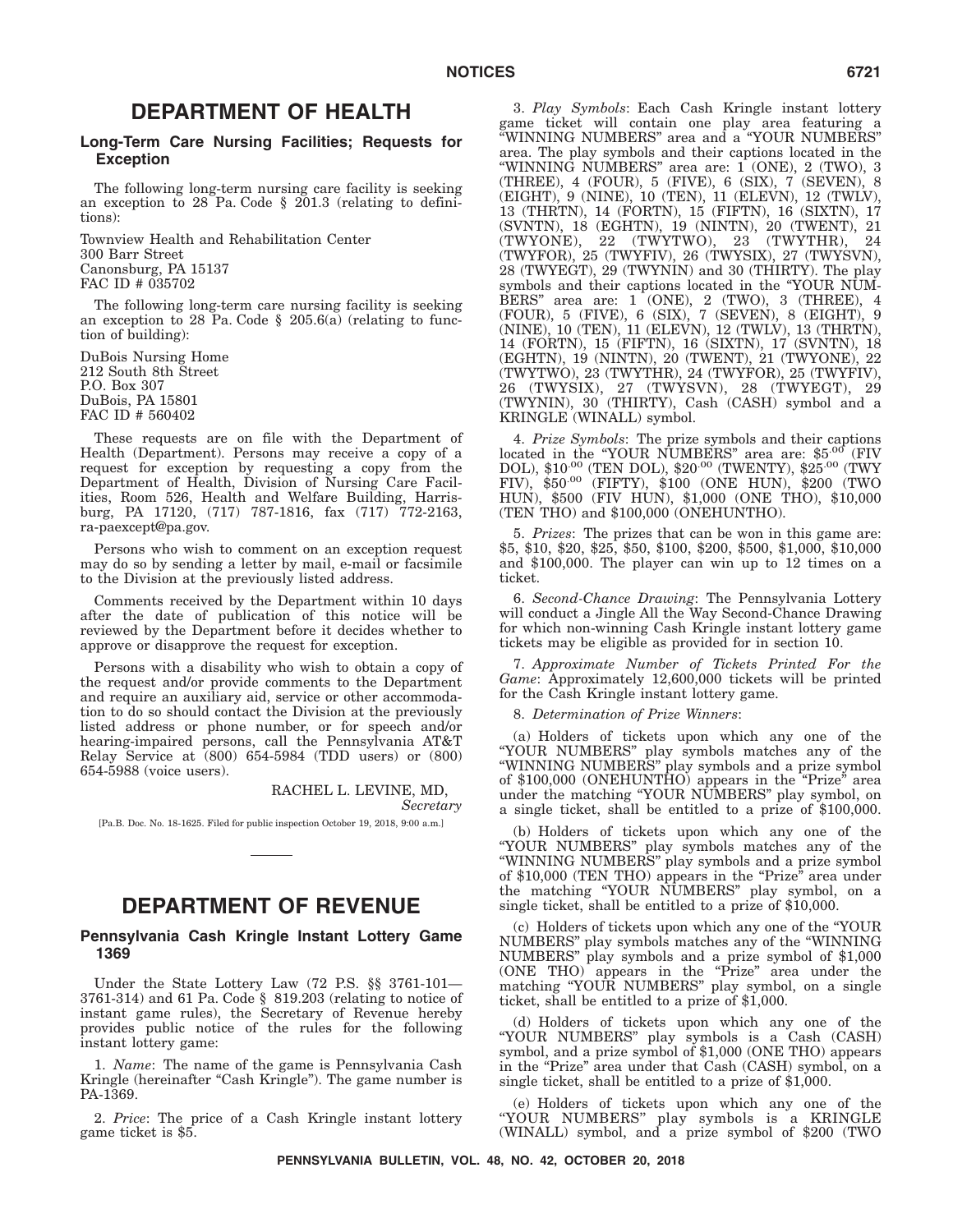# DEPARTMENT OF HEALTH

## Long-Term Care Nursing Facilities; Requests for Exception

The following long-term nursing care facility is seeking an exception to 28 Pa. Code § 201.3 (relating to definitions):

Townview Health and Rehabilitation Center
300 Barr Street
Canonsburg, PA 15137
FAC ID # 035702

The following long-term care nursing facility is seeking an exception to 28 Pa. Code § 205.6(a) (relating to function of building):

DuBois Nursing Home
212 South 8th Street
P.O. Box 307
DuBois, PA 15801
FAC ID # 560402

These requests are on file with the Department of Health (Department). Persons may receive a copy of a request for exception by requesting a copy from the Department of Health, Division of Nursing Care Facilities, Room 526, Health and Welfare Building, Harrisburg, PA 17120, (717) 787-1816, fax (717) 772-2163, ra-paexcept@pa.gov.

Persons who wish to comment on an exception request may do so by sending a letter by mail, e-mail or facsimile to the Division at the previously listed address.

Comments received by the Department within 10 days after the date of publication of this notice will be reviewed by the Department before it decides whether to approve or disapprove the request for exception.

Persons with a disability who wish to obtain a copy of the request and/or provide comments to the Department and require an auxiliary aid, service or other accommodation to do so should contact the Division at the previously listed address or phone number, or for speech and/or hearing-impaired persons, call the Pennsylvania AT&T Relay Service at (800) 654-5984 (TDD users) or (800) 654-5988 (voice users).

RACHEL L. LEVINE, MD,
*Secretary*

[Pa.B. Doc. No. 18-1625. Filed for public inspection October 19, 2018, 9:00 a.m.]

# DEPARTMENT OF REVENUE

## Pennsylvania Cash Kringle Instant Lottery Game 1369

Under the State Lottery Law (72 P.S. §§ 3761-101—3761-314) and 61 Pa. Code § 819.203 (relating to notice of instant game rules), the Secretary of Revenue hereby provides public notice of the rules for the following instant lottery game:

1. *Name*: The name of the game is Pennsylvania Cash Kringle (hereinafter "Cash Kringle"). The game number is PA-1369.

2. *Price*: The price of a Cash Kringle instant lottery game ticket is $5.

3. *Play Symbols*: Each Cash Kringle instant lottery game ticket will contain one play area featuring a "WINNING NUMBERS" area and a "YOUR NUMBERS" area. The play symbols and their captions located in the "WINNING NUMBERS" area are: 1 (ONE), 2 (TWO), 3 (THREE), 4 (FOUR), 5 (FIVE), 6 (SIX), 7 (SEVEN), 8 (EIGHT), 9 (NINE), 10 (TEN), 11 (ELEVN), 12 (TWLV), 13 (THRTN), 14 (FORTN), 15 (FIFTN), 16 (SIXTN), 17 (SVNTN), 18 (EGHTN), 19 (NINTN), 20 (TWENT), 21 (TWYONE), 22 (TWYTWO), 23 (TWYTHR), 24 (TWYFOR), 25 (TWYFIV), 26 (TWYSIX), 27 (TWYSVN), 28 (TWYEGT), 29 (TWYNIN) and 30 (THIRTY). The play symbols and their captions located in the "YOUR NUMBERS" area are: 1 (ONE), 2 (TWO), 3 (THREE), 4 (FOUR), 5 (FIVE), 6 (SIX), 7 (SEVEN), 8 (EIGHT), 9 (NINE), 10 (TEN), 11 (ELEVN), 12 (TWLV), 13 (THRTN), 14 (FORTN), 15 (FIFTN), 16 (SIXTN), 17 (SVNTN), 18 (EGHTN), 19 (NINTN), 20 (TWENT), 21 (TWYONE), 22 (TWYTWO), 23 (TWYTHR), 24 (TWYFOR), 25 (TWYFIV), 26 (TWYSIX), 27 (TWYSVN), 28 (TWYEGT), 29 (TWYNIN), 30 (THIRTY), Cash (CASH) symbol and a KRINGLE (WINALL) symbol.

4. *Prize Symbols*: The prize symbols and their captions located in the "YOUR NUMBERS" area are: $5.00 (FIV DOL), $10.00 (TEN DOL), $20.00 (TWENTY), $25.00 (TWY FIV), $50.00 (FIFTY), $100 (ONE HUN), $200 (TWO HUN), $500 (FIV HUN), $1,000 (ONE THO), $10,000 (TEN THO) and $100,000 (ONEHUNTHO).

5. *Prizes*: The prizes that can be won in this game are: $5, $10, $20, $25, $50, $100, $200, $500, $1,000, $10,000 and $100,000. The player can win up to 12 times on a ticket.

6. *Second-Chance Drawing*: The Pennsylvania Lottery will conduct a Jingle All the Way Second-Chance Drawing for which non-winning Cash Kringle instant lottery game tickets may be eligible as provided for in section 10.

7. *Approximate Number of Tickets Printed For the Game*: Approximately 12,600,000 tickets will be printed for the Cash Kringle instant lottery game.

8. *Determination of Prize Winners*:

(a) Holders of tickets upon which any one of the "YOUR NUMBERS" play symbols matches any of the "WINNING NUMBERS" play symbols and a prize symbol of $100,000 (ONEHUNTHO) appears in the "Prize" area under the matching "YOUR NUMBERS" play symbol, on a single ticket, shall be entitled to a prize of $100,000.

(b) Holders of tickets upon which any one of the "YOUR NUMBERS" play symbols matches any of the "WINNING NUMBERS" play symbols and a prize symbol of $10,000 (TEN THO) appears in the "Prize" area under the matching "YOUR NUMBERS" play symbol, on a single ticket, shall be entitled to a prize of $10,000.

(c) Holders of tickets upon which any one of the "YOUR NUMBERS" play symbols matches any of the "WINNING NUMBERS" play symbols and a prize symbol of $1,000 (ONE THO) appears in the "Prize" area under the matching "YOUR NUMBERS" play symbol, on a single ticket, shall be entitled to a prize of $1,000.

(d) Holders of tickets upon which any one of the "YOUR NUMBERS" play symbols is a Cash (CASH) symbol, and a prize symbol of $1,000 (ONE THO) appears in the "Prize" area under that Cash (CASH) symbol, on a single ticket, shall be entitled to a prize of $1,000.

(e) Holders of tickets upon which any one of the "YOUR NUMBERS" play symbols is a KRINGLE (WINALL) symbol, and a prize symbol of $200 (TWO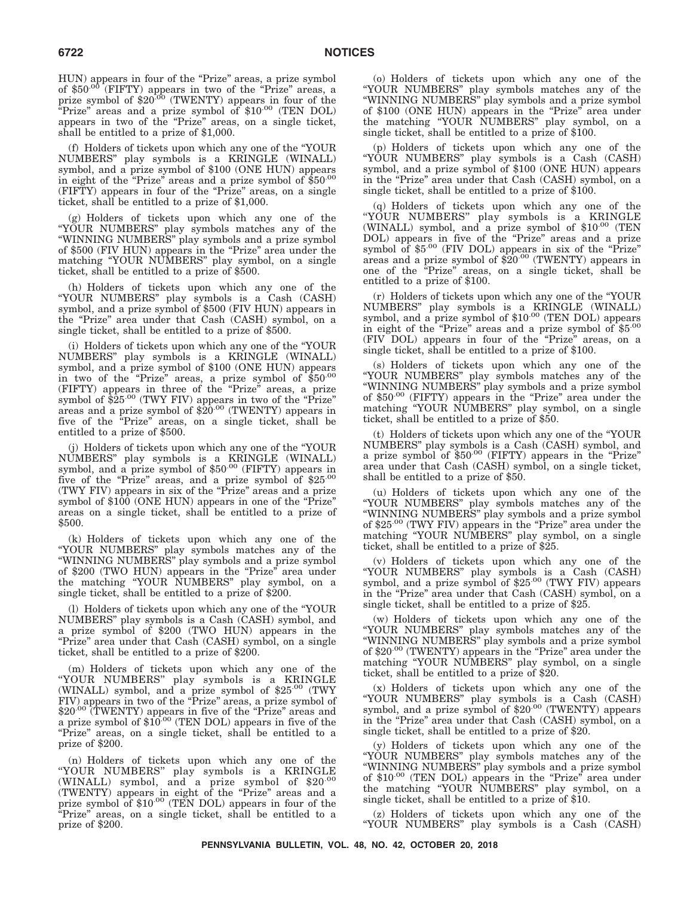HUN) appears in four of the "Prize" areas, a prize symbol of $50.00 (FIFTY) appears in two of the "Prize" areas, a prize symbol of $20.00 (TWENTY) appears in four of the "Prize" areas and a prize symbol of $10.00 (TEN DOL) appears in two of the "Prize" areas, on a single ticket, shall be entitled to a prize of $1,000.

(f) Holders of tickets upon which any one of the "YOUR NUMBERS" play symbols is a KRINGLE (WINALL) symbol, and a prize symbol of $100 (ONE HUN) appears in eight of the "Prize" areas and a prize symbol of $50.00 (FIFTY) appears in four of the "Prize" areas, on a single ticket, shall be entitled to a prize of $1,000.

(g) Holders of tickets upon which any one of the "YOUR NUMBERS" play symbols matches any of the "WINNING NUMBERS" play symbols and a prize symbol of $500 (FIV HUN) appears in the "Prize" area under the matching "YOUR NUMBERS" play symbol, on a single ticket, shall be entitled to a prize of $500.

(h) Holders of tickets upon which any one of the "YOUR NUMBERS" play symbols is a Cash (CASH) symbol, and a prize symbol of $500 (FIV HUN) appears in the "Prize" area under that Cash (CASH) symbol, on a single ticket, shall be entitled to a prize of $500.

(i) Holders of tickets upon which any one of the "YOUR NUMBERS" play symbols is a KRINGLE (WINALL) symbol, and a prize symbol of $100 (ONE HUN) appears in two of the "Prize" areas, a prize symbol of $50.00 (FIFTY) appears in three of the "Prize" areas, a prize symbol of $25.00 (TWY FIV) appears in two of the "Prize" areas and a prize symbol of $20.00 (TWENTY) appears in five of the "Prize" areas, on a single ticket, shall be entitled to a prize of $500.

(j) Holders of tickets upon which any one of the "YOUR NUMBERS" play symbols is a KRINGLE (WINALL) symbol, and a prize symbol of $50.00 (FIFTY) appears in five of the "Prize" areas, and a prize symbol of $25.00 (TWY FIV) appears in six of the "Prize" areas and a prize symbol of $100 (ONE HUN) appears in one of the "Prize" areas on a single ticket, shall be entitled to a prize of $500.

(k) Holders of tickets upon which any one of the "YOUR NUMBERS" play symbols matches any of the "WINNING NUMBERS" play symbols and a prize symbol of $200 (TWO HUN) appears in the "Prize" area under the matching "YOUR NUMBERS" play symbol, on a single ticket, shall be entitled to a prize of $200.

(l) Holders of tickets upon which any one of the "YOUR NUMBERS" play symbols is a Cash (CASH) symbol, and a prize symbol of $200 (TWO HUN) appears in the "Prize" area under that Cash (CASH) symbol, on a single ticket, shall be entitled to a prize of $200.

(m) Holders of tickets upon which any one of the "YOUR NUMBERS" play symbols is a KRINGLE (WINALL) symbol, and a prize symbol of $25.00 (TWY FIV) appears in two of the "Prize" areas, a prize symbol of $20.00 (TWENTY) appears in five of the "Prize" areas and a prize symbol of $10.00 (TEN DOL) appears in five of the "Prize" areas, on a single ticket, shall be entitled to a prize of $200.

(n) Holders of tickets upon which any one of the "YOUR NUMBERS" play symbols is a KRINGLE (WINALL) symbol, and a prize symbol of $20.00 (TWENTY) appears in eight of the "Prize" areas and a prize symbol of $10.00 (TEN DOL) appears in four of the "Prize" areas, on a single ticket, shall be entitled to a prize of $200.

(o) Holders of tickets upon which any one of the "YOUR NUMBERS" play symbols matches any of the "WINNING NUMBERS" play symbols and a prize symbol of $100 (ONE HUN) appears in the "Prize" area under the matching "YOUR NUMBERS" play symbol, on a single ticket, shall be entitled to a prize of $100.

(p) Holders of tickets upon which any one of the "YOUR NUMBERS" play symbols is a Cash (CASH) symbol, and a prize symbol of $100 (ONE HUN) appears in the "Prize" area under that Cash (CASH) symbol, on a single ticket, shall be entitled to a prize of $100.

(q) Holders of tickets upon which any one of the "YOUR NUMBERS" play symbols is a KRINGLE (WINALL) symbol, and a prize symbol of $10.00 (TEN DOL) appears in five of the "Prize" areas and a prize symbol of $5.00 (FIV DOL) appears in six of the "Prize" areas and a prize symbol of $20.00 (TWENTY) appears in one of the "Prize" areas, on a single ticket, shall be entitled to a prize of $100.

(r) Holders of tickets upon which any one of the "YOUR NUMBERS" play symbols is a KRINGLE (WINALL) symbol, and a prize symbol of $10.00 (TEN DOL) appears in eight of the "Prize" areas and a prize symbol of $5.00 (FIV DOL) appears in four of the "Prize" areas, on a single ticket, shall be entitled to a prize of $100.

(s) Holders of tickets upon which any one of the "YOUR NUMBERS" play symbols matches any of the "WINNING NUMBERS" play symbols and a prize symbol of $50.00 (FIFTY) appears in the "Prize" area under the matching "YOUR NUMBERS" play symbol, on a single ticket, shall be entitled to a prize of $50.

(t) Holders of tickets upon which any one of the "YOUR NUMBERS" play symbols is a Cash (CASH) symbol, and a prize symbol of $50.00 (FIFTY) appears in the "Prize" area under that Cash (CASH) symbol, on a single ticket, shall be entitled to a prize of $50.

(u) Holders of tickets upon which any one of the "YOUR NUMBERS" play symbols matches any of the "WINNING NUMBERS" play symbols and a prize symbol of $25.00 (TWY FIV) appears in the "Prize" area under the matching "YOUR NUMBERS" play symbol, on a single ticket, shall be entitled to a prize of $25.

(v) Holders of tickets upon which any one of the "YOUR NUMBERS" play symbols is a Cash (CASH) symbol, and a prize symbol of $25.00 (TWY FIV) appears in the "Prize" area under that Cash (CASH) symbol, on a single ticket, shall be entitled to a prize of $25.

(w) Holders of tickets upon which any one of the "YOUR NUMBERS" play symbols matches any of the "WINNING NUMBERS" play symbols and a prize symbol of $20.00 (TWENTY) appears in the "Prize" area under the matching "YOUR NUMBERS" play symbol, on a single ticket, shall be entitled to a prize of $20.

(x) Holders of tickets upon which any one of the "YOUR NUMBERS" play symbols is a Cash (CASH) symbol, and a prize symbol of $20.00 (TWENTY) appears in the "Prize" area under that Cash (CASH) symbol, on a single ticket, shall be entitled to a prize of $20.

(y) Holders of tickets upon which any one of the "YOUR NUMBERS" play symbols matches any of the "WINNING NUMBERS" play symbols and a prize symbol of $10.00 (TEN DOL) appears in the "Prize" area under the matching "YOUR NUMBERS" play symbol, on a single ticket, shall be entitled to a prize of $10.

(z) Holders of tickets upon which any one of the "YOUR NUMBERS" play symbols is a Cash (CASH)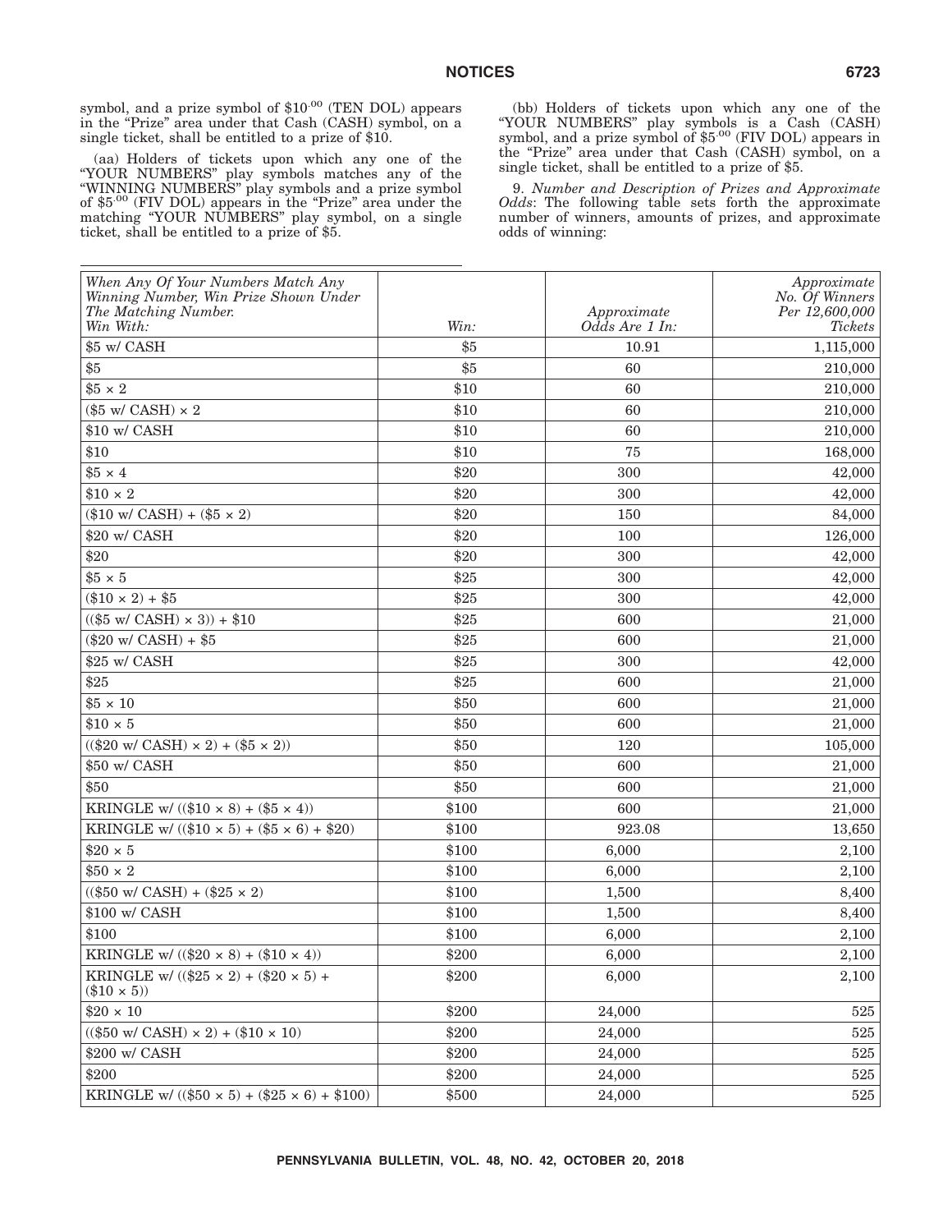symbol, and a prize symbol of $10.00 (TEN DOL) appears in the "Prize" area under that Cash (CASH) symbol, on a single ticket, shall be entitled to a prize of $10.

(aa) Holders of tickets upon which any one of the "YOUR NUMBERS" play symbols matches any of the "WINNING NUMBERS" play symbols and a prize symbol of $5.00 (FIV DOL) appears in the "Prize" area under the matching "YOUR NUMBERS" play symbol, on a single ticket, shall be entitled to a prize of $5.

(bb) Holders of tickets upon which any one of the "YOUR NUMBERS" play symbols is a Cash (CASH) symbol, and a prize symbol of $5.00 (FIV DOL) appears in the "Prize" area under that Cash (CASH) symbol, on a single ticket, shall be entitled to a prize of $5.

9. *Number and Description of Prizes and Approximate Odds*: The following table sets forth the approximate number of winners, amounts of prizes, and approximate odds of winning:

| *When Any Of Your Numbers Match Any Winning Number, Win Prize Shown Under The Matching Number. Win With:* | *Win:* | *Approximate Odds Are 1 In:* | *Approximate No. Of Winners Per 12,600,000 Tickets* |
|---|---|---|---|
| $5 w/ CASH | $5 | 10.91 | 1,115,000 |
| $5 | $5 | 60 | 210,000 |
| $5 × 2 | $10 | 60 | 210,000 |
| ($5 w/ CASH) × 2 | $10 | 60 | 210,000 |
| $10 w/ CASH | $10 | 60 | 210,000 |
| $10 | $10 | 75 | 168,000 |
| $5 × 4 | $20 | 300 | 42,000 |
| $10 × 2 | $20 | 300 | 42,000 |
| ($10 w/ CASH) + ($5 × 2) | $20 | 150 | 84,000 |
| $20 w/ CASH | $20 | 100 | 126,000 |
| $20 | $20 | 300 | 42,000 |
| $5 × 5 | $25 | 300 | 42,000 |
| ($10 × 2) + $5 | $25 | 300 | 42,000 |
| (($5 w/ CASH) × 3)) + $10 | $25 | 600 | 21,000 |
| ($20 w/ CASH) + $5 | $25 | 600 | 21,000 |
| $25 w/ CASH | $25 | 300 | 42,000 |
| $25 | $25 | 600 | 21,000 |
| $5 × 10 | $50 | 600 | 21,000 |
| $10 × 5 | $50 | 600 | 21,000 |
| (($20 w/ CASH) × 2) + ($5 × 2)) | $50 | 120 | 105,000 |
| $50 w/ CASH | $50 | 600 | 21,000 |
| $50 | $50 | 600 | 21,000 |
| KRINGLE w/ (($10 × 8) + ($5 × 4)) | $100 | 600 | 21,000 |
| KRINGLE w/ (($10 × 5) + ($5 × 6) + $20) | $100 | 923.08 | 13,650 |
| $20 × 5 | $100 | 6,000 | 2,100 |
| $50 × 2 | $100 | 6,000 | 2,100 |
| (($50 w/ CASH) + ($25 × 2) | $100 | 1,500 | 8,400 |
| $100 w/ CASH | $100 | 1,500 | 8,400 |
| $100 | $100 | 6,000 | 2,100 |
| KRINGLE w/ (($20 × 8) + ($10 × 4)) | $200 | 6,000 | 2,100 |
| KRINGLE w/ (($25 × 2) + ($20 × 5) + ($10 × 5)) | $200 | 6,000 | 2,100 |
| $20 × 10 | $200 | 24,000 | 525 |
| (($50 w/ CASH) × 2) + ($10 × 10) | $200 | 24,000 | 525 |
| $200 w/ CASH | $200 | 24,000 | 525 |
| $200 | $200 | 24,000 | 525 |
| KRINGLE w/ (($50 × 5) + ($25 × 6) + $100) | $500 | 24,000 | 525 |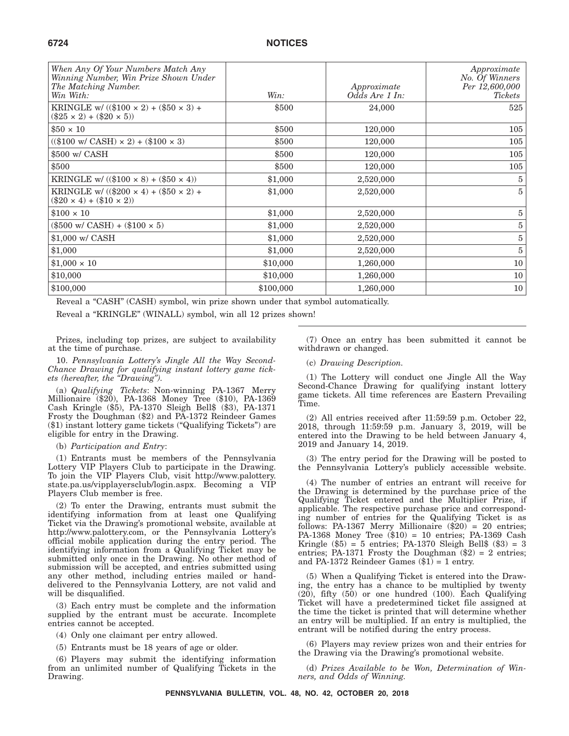| *When Any Of Your Numbers Match Any Winning Number, Win Prize Shown Under The Matching Number. Win With:* | *Win:* | *Approximate Odds Are 1 In:* | *Approximate No. Of Winners Per 12,600,000 Tickets* |
|---|---|---|---|
| KRINGLE w/ (($100 × 2) + ($50 × 3) + ($25 × 2) + ($20 × 5)) | $500 | 24,000 | 525 |
| $50 × 10 | $500 | 120,000 | 105 |
| (($100 w/ CASH) × 2) + ($100 × 3) | $500 | 120,000 | 105 |
| $500 w/ CASH | $500 | 120,000 | 105 |
| $500 | $500 | 120,000 | 105 |
| KRINGLE w/ (($100 × 8) + ($50 × 4)) | $1,000 | 2,520,000 | 5 |
| KRINGLE w/ (($200 × 4) + ($50 × 2) + ($20 × 4) + ($10 × 2)) | $1,000 | 2,520,000 | 5 |
| $100 × 10 | $1,000 | 2,520,000 | 5 |
| ($500 w/ CASH) + ($100 × 5) | $1,000 | 2,520,000 | 5 |
| $1,000 w/ CASH | $1,000 | 2,520,000 | 5 |
| $1,000 | $1,000 | 2,520,000 | 5 |
| $1,000 × 10 | $10,000 | 1,260,000 | 10 |
| $10,000 | $10,000 | 1,260,000 | 10 |
| $100,000 | $100,000 | 1,260,000 | 10 |

Reveal a "CASH" (CASH) symbol, win prize shown under that symbol automatically.

Reveal a "KRINGLE" (WINALL) symbol, win all 12 prizes shown!

Prizes, including top prizes, are subject to availability at the time of purchase.

10. *Pennsylvania Lottery's Jingle All the Way Second-Chance Drawing for qualifying instant lottery game tickets (hereafter, the "Drawing").*

(a) *Qualifying Tickets*: Non-winning PA-1367 Merry Millionaire ($20), PA-1368 Money Tree ($10), PA-1369 Cash Kringle ($5), PA-1370 Sleigh Bell$ ($3), PA-1371 Frosty the Doughman ($2) and PA-1372 Reindeer Games ($1) instant lottery game tickets ("Qualifying Tickets") are eligible for entry in the Drawing.

(b) *Participation and Entry*:

(1) Entrants must be members of the Pennsylvania Lottery VIP Players Club to participate in the Drawing. To join the VIP Players Club, visit http://www.palottery.state.pa.us/vipplayersclub/login.aspx. Becoming a VIP Players Club member is free.

(2) To enter the Drawing, entrants must submit the identifying information from at least one Qualifying Ticket via the Drawing's promotional website, available at http://www.palottery.com, or the Pennsylvania Lottery's official mobile application during the entry period. The identifying information from a Qualifying Ticket may be submitted only once in the Drawing. No other method of submission will be accepted, and entries submitted using any other method, including entries mailed or hand-delivered to the Pennsylvania Lottery, are not valid and will be disqualified.

(3) Each entry must be complete and the information supplied by the entrant must be accurate. Incomplete entries cannot be accepted.

(4) Only one claimant per entry allowed.

(5) Entrants must be 18 years of age or older.

(6) Players may submit the identifying information from an unlimited number of Qualifying Tickets in the Drawing.

(7) Once an entry has been submitted it cannot be withdrawn or changed.

(c) *Drawing Description.*

(1) The Lottery will conduct one Jingle All the Way Second-Chance Drawing for qualifying instant lottery game tickets. All time references are Eastern Prevailing Time.

(2) All entries received after 11:59:59 p.m. October 22, 2018, through 11:59:59 p.m. January 3, 2019, will be entered into the Drawing to be held between January 4, 2019 and January 14, 2019.

(3) The entry period for the Drawing will be posted to the Pennsylvania Lottery's publicly accessible website.

(4) The number of entries an entrant will receive for the Drawing is determined by the purchase price of the Qualifying Ticket entered and the Multiplier Prize, if applicable. The respective purchase price and corresponding number of entries for the Qualifying Ticket is as follows: PA-1367 Merry Millionaire ($20) = 20 entries; PA-1368 Money Tree ($10) = 10 entries; PA-1369 Cash Kringle ($5) = 5 entries; PA-1370 Sleigh Bell$ ($3) = 3 entries; PA-1371 Frosty the Doughman ($2) = 2 entries; and PA-1372 Reindeer Games ($1) = 1 entry.

(5) When a Qualifying Ticket is entered into the Drawing, the entry has a chance to be multiplied by twenty (20), fifty (50) or one hundred (100). Each Qualifying Ticket will have a predetermined ticket file assigned at the time the ticket is printed that will determine whether an entry will be multiplied. If an entry is multiplied, the entrant will be notified during the entry process.

(6) Players may review prizes won and their entries for the Drawing via the Drawing's promotional website.

(d) *Prizes Available to be Won, Determination of Winners, and Odds of Winning.*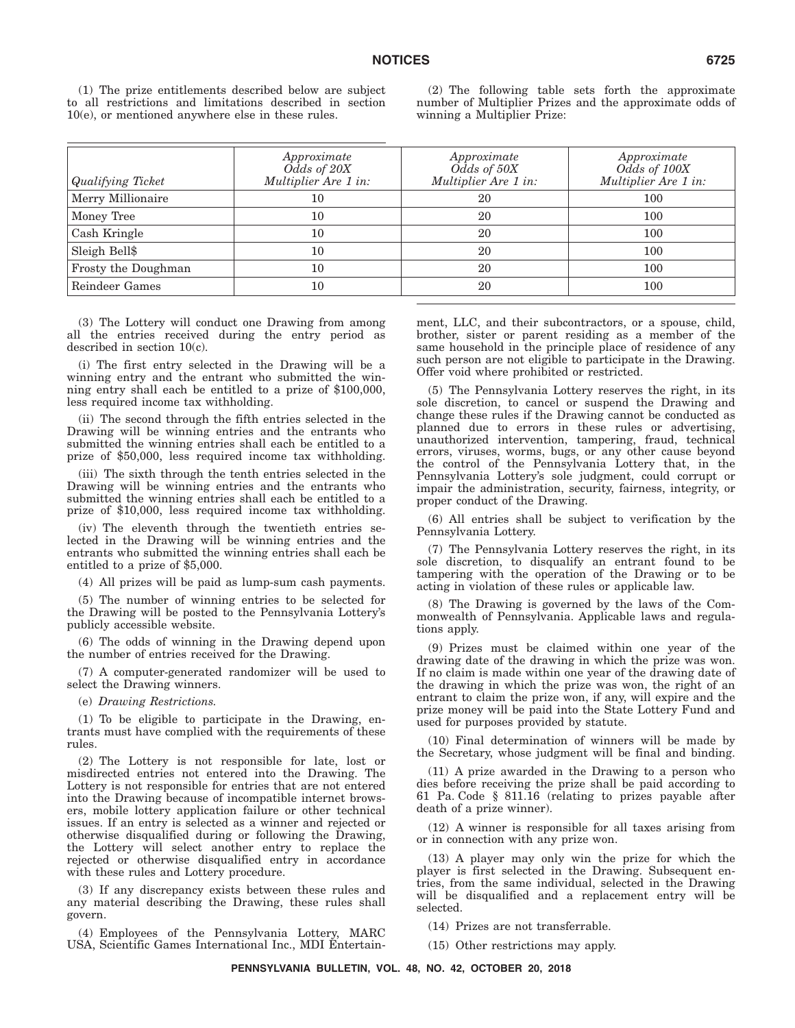(1) The prize entitlements described below are subject to all restrictions and limitations described in section 10(e), or mentioned anywhere else in these rules.

(2) The following table sets forth the approximate number of Multiplier Prizes and the approximate odds of winning a Multiplier Prize:

| *Qualifying Ticket* | *Approximate Odds of 20X Multiplier Are 1 in:* | *Approximate Odds of 50X Multiplier Are 1 in:* | *Approximate Odds of 100X Multiplier Are 1 in:* |
|---|---|---|---|
| Merry Millionaire | 10 | 20 | 100 |
| Money Tree | 10 | 20 | 100 |
| Cash Kringle | 10 | 20 | 100 |
| Sleigh Bell$ | 10 | 20 | 100 |
| Frosty the Doughman | 10 | 20 | 100 |
| Reindeer Games | 10 | 20 | 100 |

(3) The Lottery will conduct one Drawing from among all the entries received during the entry period as described in section 10(c).

(i) The first entry selected in the Drawing will be a winning entry and the entrant who submitted the winning entry shall each be entitled to a prize of $100,000, less required income tax withholding.

(ii) The second through the fifth entries selected in the Drawing will be winning entries and the entrants who submitted the winning entries shall each be entitled to a prize of $50,000, less required income tax withholding.

(iii) The sixth through the tenth entries selected in the Drawing will be winning entries and the entrants who submitted the winning entries shall each be entitled to a prize of $10,000, less required income tax withholding.

(iv) The eleventh through the twentieth entries selected in the Drawing will be winning entries and the entrants who submitted the winning entries shall each be entitled to a prize of $5,000.

(4) All prizes will be paid as lump-sum cash payments.

(5) The number of winning entries to be selected for the Drawing will be posted to the Pennsylvania Lottery's publicly accessible website.

(6) The odds of winning in the Drawing depend upon the number of entries received for the Drawing.

(7) A computer-generated randomizer will be used to select the Drawing winners.

(e) *Drawing Restrictions.*

(1) To be eligible to participate in the Drawing, entrants must have complied with the requirements of these rules.

(2) The Lottery is not responsible for late, lost or misdirected entries not entered into the Drawing. The Lottery is not responsible for entries that are not entered into the Drawing because of incompatible internet browsers, mobile lottery application failure or other technical issues. If an entry is selected as a winner and rejected or otherwise disqualified during or following the Drawing, the Lottery will select another entry to replace the rejected or otherwise disqualified entry in accordance with these rules and Lottery procedure.

(3) If any discrepancy exists between these rules and any material describing the Drawing, these rules shall govern.

(4) Employees of the Pennsylvania Lottery, MARC USA, Scientific Games International Inc., MDI Entertainment, LLC, and their subcontractors, or a spouse, child, brother, sister or parent residing as a member of the same household in the principle place of residence of any such person are not eligible to participate in the Drawing. Offer void where prohibited or restricted.

(5) The Pennsylvania Lottery reserves the right, in its sole discretion, to cancel or suspend the Drawing and change these rules if the Drawing cannot be conducted as planned due to errors in these rules or advertising, unauthorized intervention, tampering, fraud, technical errors, viruses, worms, bugs, or any other cause beyond the control of the Pennsylvania Lottery that, in the Pennsylvania Lottery's sole judgment, could corrupt or impair the administration, security, fairness, integrity, or proper conduct of the Drawing.

(6) All entries shall be subject to verification by the Pennsylvania Lottery.

(7) The Pennsylvania Lottery reserves the right, in its sole discretion, to disqualify an entrant found to be tampering with the operation of the Drawing or to be acting in violation of these rules or applicable law.

(8) The Drawing is governed by the laws of the Commonwealth of Pennsylvania. Applicable laws and regulations apply.

(9) Prizes must be claimed within one year of the drawing date of the drawing in which the prize was won. If no claim is made within one year of the drawing date of the drawing in which the prize was won, the right of an entrant to claim the prize won, if any, will expire and the prize money will be paid into the State Lottery Fund and used for purposes provided by statute.

(10) Final determination of winners will be made by the Secretary, whose judgment will be final and binding.

(11) A prize awarded in the Drawing to a person who dies before receiving the prize shall be paid according to 61 Pa. Code § 811.16 (relating to prizes payable after death of a prize winner).

(12) A winner is responsible for all taxes arising from or in connection with any prize won.

(13) A player may only win the prize for which the player is first selected in the Drawing. Subsequent entries, from the same individual, selected in the Drawing will be disqualified and a replacement entry will be selected.

(14) Prizes are not transferrable.

(15) Other restrictions may apply.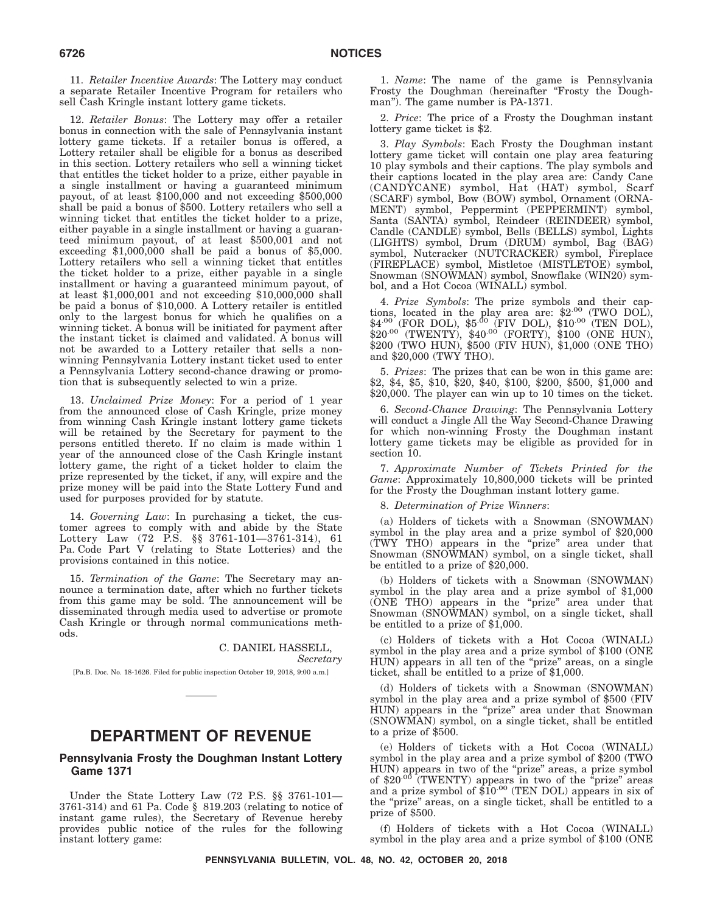11. *Retailer Incentive Awards*: The Lottery may conduct a separate Retailer Incentive Program for retailers who sell Cash Kringle instant lottery game tickets.

12. *Retailer Bonus*: The Lottery may offer a retailer bonus in connection with the sale of Pennsylvania instant lottery game tickets. If a retailer bonus is offered, a Lottery retailer shall be eligible for a bonus as described in this section. Lottery retailers who sell a winning ticket that entitles the ticket holder to a prize, either payable in a single installment or having a guaranteed minimum payout, of at least $100,000 and not exceeding $500,000 shall be paid a bonus of $500. Lottery retailers who sell a winning ticket that entitles the ticket holder to a prize, either payable in a single installment or having a guaranteed minimum payout, of at least $500,001 and not exceeding $1,000,000 shall be paid a bonus of $5,000. Lottery retailers who sell a winning ticket that entitles the ticket holder to a prize, either payable in a single installment or having a guaranteed minimum payout, of at least $1,000,001 and not exceeding $10,000,000 shall be paid a bonus of $10,000. A Lottery retailer is entitled only to the largest bonus for which he qualifies on a winning ticket. A bonus will be initiated for payment after the instant ticket is claimed and validated. A bonus will not be awarded to a Lottery retailer that sells a non-winning Pennsylvania Lottery instant ticket used to enter a Pennsylvania Lottery second-chance drawing or promotion that is subsequently selected to win a prize.

13. *Unclaimed Prize Money*: For a period of 1 year from the announced close of Cash Kringle, prize money from winning Cash Kringle instant lottery game tickets will be retained by the Secretary for payment to the persons entitled thereto. If no claim is made within 1 year of the announced close of the Cash Kringle instant lottery game, the right of a ticket holder to claim the prize represented by the ticket, if any, will expire and the prize money will be paid into the State Lottery Fund and used for purposes provided for by statute.

14. *Governing Law*: In purchasing a ticket, the customer agrees to comply with and abide by the State Lottery Law (72 P.S. §§ 3761-101—3761-314), 61 Pa. Code Part V (relating to State Lotteries) and the provisions contained in this notice.

15. *Termination of the Game*: The Secretary may announce a termination date, after which no further tickets from this game may be sold. The announcement will be disseminated through media used to advertise or promote Cash Kringle or through normal communications methods.

C. DANIEL HASSELL,
*Secretary*

[Pa.B. Doc. No. 18-1626. Filed for public inspection October 19, 2018, 9:00 a.m.]

# DEPARTMENT OF REVENUE

## Pennsylvania Frosty the Doughman Instant Lottery Game 1371

Under the State Lottery Law (72 P.S. §§ 3761-101—3761-314) and 61 Pa. Code § 819.203 (relating to notice of instant game rules), the Secretary of Revenue hereby provides public notice of the rules for the following instant lottery game:

1. *Name*: The name of the game is Pennsylvania Frosty the Doughman (hereinafter "Frosty the Doughman"). The game number is PA-1371.

2. *Price*: The price of a Frosty the Doughman instant lottery game ticket is $2.

3. *Play Symbols*: Each Frosty the Doughman instant lottery game ticket will contain one play area featuring 10 play symbols and their captions. The play symbols and their captions located in the play area are: Candy Cane (CANDYCANE) symbol, Hat (HAT) symbol, Scarf (SCARF) symbol, Bow (BOW) symbol, Ornament (ORNAMENT) symbol, Peppermint (PEPPERMINT) symbol, Santa (SANTA) symbol, Reindeer (REINDEER) symbol, Candle (CANDLE) symbol, Bells (BELLS) symbol, Lights (LIGHTS) symbol, Drum (DRUM) symbol, Bag (BAG) symbol, Nutcracker (NUTCRACKER) symbol, Fireplace (FIREPLACE) symbol, Mistletoe (MISTLETOE) symbol, Snowman (SNOWMAN) symbol, Snowflake (WIN20) symbol, and a Hot Cocoa (WINALL) symbol.

4. *Prize Symbols*: The prize symbols and their captions, located in the play area are: $2.00 (TWO DOL), $4.00 (FOR DOL), $5.00 (FIV DOL), $10.00 (TEN DOL), $20.00 (TWENTY), $40.00 (FORTY), $100 (ONE HUN), $200 (TWO HUN), $500 (FIV HUN), $1,000 (ONE THO) and $20,000 (TWY THO).

5. *Prizes*: The prizes that can be won in this game are: $2, $4, $5, $10, $20, $40, $100, $200, $500, $1,000 and $20,000. The player can win up to 10 times on the ticket.

6. *Second-Chance Drawing*: The Pennsylvania Lottery will conduct a Jingle All the Way Second-Chance Drawing for which non-winning Frosty the Doughman instant lottery game tickets may be eligible as provided for in section 10.

7. *Approximate Number of Tickets Printed for the Game*: Approximately 10,800,000 tickets will be printed for the Frosty the Doughman instant lottery game.

8. *Determination of Prize Winners*:

(a) Holders of tickets with a Snowman (SNOWMAN) symbol in the play area and a prize symbol of $20,000 (TWY THO) appears in the "prize" area under that Snowman (SNOWMAN) symbol, on a single ticket, shall be entitled to a prize of $20,000.

(b) Holders of tickets with a Snowman (SNOWMAN) symbol in the play area and a prize symbol of $1,000 (ONE THO) appears in the "prize" area under that Snowman (SNOWMAN) symbol, on a single ticket, shall be entitled to a prize of $1,000.

(c) Holders of tickets with a Hot Cocoa (WINALL) symbol in the play area and a prize symbol of $100 (ONE HUN) appears in all ten of the "prize" areas, on a single ticket, shall be entitled to a prize of $1,000.

(d) Holders of tickets with a Snowman (SNOWMAN) symbol in the play area and a prize symbol of $500 (FIV HUN) appears in the "prize" area under that Snowman (SNOWMAN) symbol, on a single ticket, shall be entitled to a prize of $500.

(e) Holders of tickets with a Hot Cocoa (WINALL) symbol in the play area and a prize symbol of $200 (TWO HUN) appears in two of the "prize" areas, a prize symbol of $20.00 (TWENTY) appears in two of the "prize" areas and a prize symbol of $10.00 (TEN DOL) appears in six of the "prize" areas, on a single ticket, shall be entitled to a prize of $500.

(f) Holders of tickets with a Hot Cocoa (WINALL) symbol in the play area and a prize symbol of $100 (ONE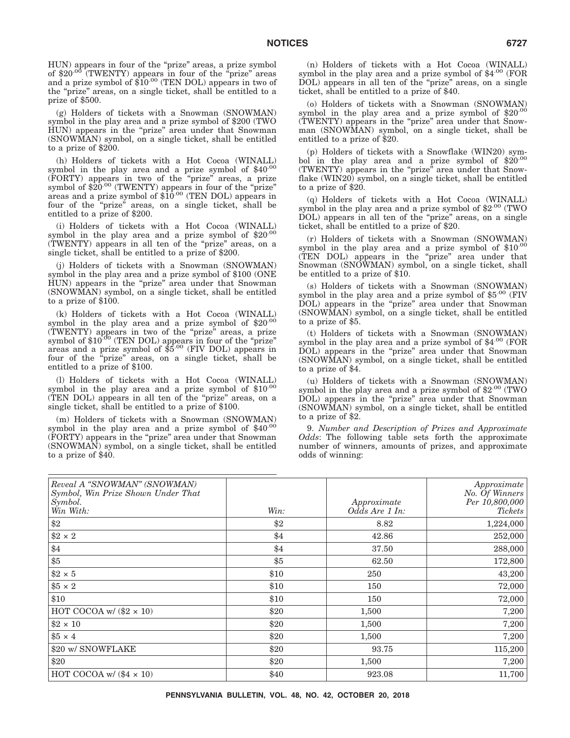HUN) appears in four of the "prize" areas, a prize symbol of $20.00 (TWENTY) appears in four of the "prize" areas and a prize symbol of $10.00 (TEN DOL) appears in two of the "prize" areas, on a single ticket, shall be entitled to a prize of $500.

(g) Holders of tickets with a Snowman (SNOWMAN) symbol in the play area and a prize symbol of $200 (TWO HUN) appears in the "prize" area under that Snowman (SNOWMAN) symbol, on a single ticket, shall be entitled to a prize of $200.

(h) Holders of tickets with a Hot Cocoa (WINALL) symbol in the play area and a prize symbol of $40.00 (FORTY) appears in two of the "prize" areas, a prize symbol of $20.00 (TWENTY) appears in four of the "prize" areas and a prize symbol of $10.00 (TEN DOL) appears in four of the "prize" areas, on a single ticket, shall be entitled to a prize of $200.

(i) Holders of tickets with a Hot Cocoa (WINALL) symbol in the play area and a prize symbol of $20.00 (TWENTY) appears in all ten of the "prize" areas, on a single ticket, shall be entitled to a prize of $200.

(j) Holders of tickets with a Snowman (SNOWMAN) symbol in the play area and a prize symbol of $100 (ONE HUN) appears in the "prize" area under that Snowman (SNOWMAN) symbol, on a single ticket, shall be entitled to a prize of $100.

(k) Holders of tickets with a Hot Cocoa (WINALL) symbol in the play area and a prize symbol of $20.00 (TWENTY) appears in two of the "prize" areas, a prize symbol of $10.00 (TEN DOL) appears in four of the "prize" areas and a prize symbol of $5.00 (FIV DOL) appears in four of the "prize" areas, on a single ticket, shall be entitled to a prize of $100.

(l) Holders of tickets with a Hot Cocoa (WINALL) symbol in the play area and a prize symbol of $10.00 (TEN DOL) appears in all ten of the "prize" areas, on a single ticket, shall be entitled to a prize of $100.

(m) Holders of tickets with a Snowman (SNOWMAN) symbol in the play area and a prize symbol of $40.00 (FORTY) appears in the "prize" area under that Snowman (SNOWMAN) symbol, on a single ticket, shall be entitled to a prize of $40.

(n) Holders of tickets with a Hot Cocoa (WINALL) symbol in the play area and a prize symbol of $4.00 (FOR DOL) appears in all ten of the "prize" areas, on a single ticket, shall be entitled to a prize of $40.

(o) Holders of tickets with a Snowman (SNOWMAN) symbol in the play area and a prize symbol of $20.00 (TWENTY) appears in the "prize" area under that Snowman (SNOWMAN) symbol, on a single ticket, shall be entitled to a prize of $20.

(p) Holders of tickets with a Snowflake (WIN20) symbol in the play area and a prize symbol of $20.00 (TWENTY) appears in the "prize" area under that Snowflake (WIN20) symbol, on a single ticket, shall be entitled to a prize of $20.

(q) Holders of tickets with a Hot Cocoa (WINALL) symbol in the play area and a prize symbol of $2.00 (TWO DOL) appears in all ten of the "prize" areas, on a single ticket, shall be entitled to a prize of $20.

(r) Holders of tickets with a Snowman (SNOWMAN) symbol in the play area and a prize symbol of $10.00 (TEN DOL) appears in the "prize" area under that Snowman (SNOWMAN) symbol, on a single ticket, shall be entitled to a prize of $10.

(s) Holders of tickets with a Snowman (SNOWMAN) symbol in the play area and a prize symbol of $5.00 (FIV DOL) appears in the "prize" area under that Snowman (SNOWMAN) symbol, on a single ticket, shall be entitled to a prize of $5.

(t) Holders of tickets with a Snowman (SNOWMAN) symbol in the play area and a prize symbol of $4.00 (FOR DOL) appears in the "prize" area under that Snowman (SNOWMAN) symbol, on a single ticket, shall be entitled to a prize of $4.

(u) Holders of tickets with a Snowman (SNOWMAN) symbol in the play area and a prize symbol of $2.00 (TWO DOL) appears in the "prize" area under that Snowman (SNOWMAN) symbol, on a single ticket, shall be entitled to a prize of $2.

9. *Number and Description of Prizes and Approximate Odds*: The following table sets forth the approximate number of winners, amounts of prizes, and approximate odds of winning:

| *Reveal A "SNOWMAN" (SNOWMAN) Symbol, Win Prize Shown Under That Symbol. Win With:* | *Win:* | *Approximate Odds Are 1 In:* | *Approximate No. Of Winners Per 10,800,000 Tickets* |
|---|---|---|---|
| $2 | $2 | 8.82 | 1,224,000 |
| $2 × 2 | $4 | 42.86 | 252,000 |
| $4 | $4 | 37.50 | 288,000 |
| $5 | $5 | 62.50 | 172,800 |
| $2 × 5 | $10 | 250 | 43,200 |
| $5 × 2 | $10 | 150 | 72,000 |
| $10 | $10 | 150 | 72,000 |
| HOT COCOA w/ ($2 × 10) | $20 | 1,500 | 7,200 |
| $2 × 10 | $20 | 1,500 | 7,200 |
| $5 × 4 | $20 | 1,500 | 7,200 |
| $20 w/ SNOWFLAKE | $20 | 93.75 | 115,200 |
| $20 | $20 | 1,500 | 7,200 |
| HOT COCOA w/ ($4 × 10) | $40 | 923.08 | 11,700 |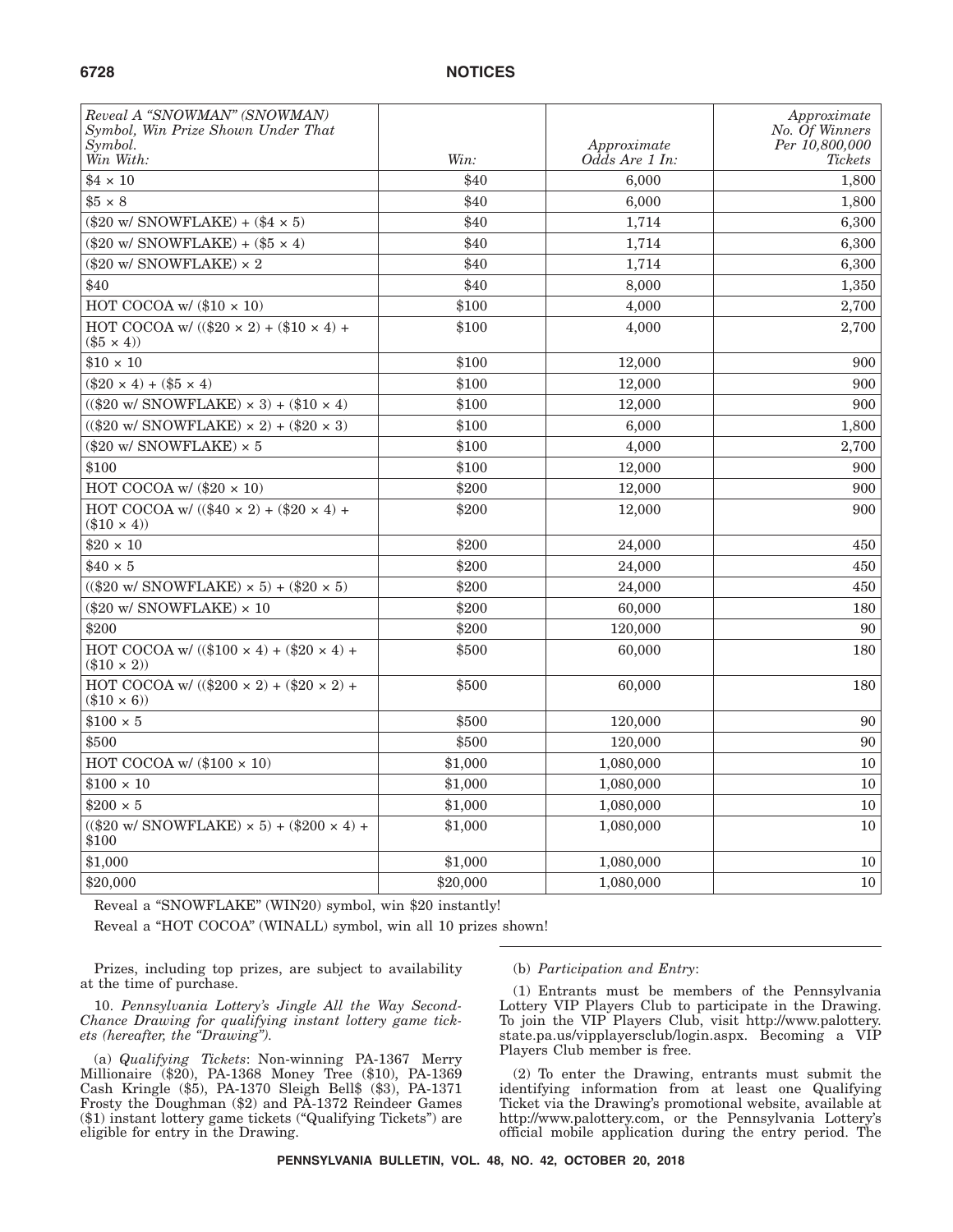| Reveal A "SNOWMAN" (SNOWMAN) Symbol, Win Prize Shown Under That Symbol. Win With: | Win: | Approximate Odds Are 1 In: | Approximate No. Of Winners Per 10,800,000 Tickets |
|---|---|---|---|
| $4 × 10 | $40 | 6,000 | 1,800 |
| $5 × 8 | $40 | 6,000 | 1,800 |
| ($20 w/ SNOWFLAKE) + ($4 × 5) | $40 | 1,714 | 6,300 |
| ($20 w/ SNOWFLAKE) + ($5 × 4) | $40 | 1,714 | 6,300 |
| ($20 w/ SNOWFLAKE) × 2 | $40 | 1,714 | 6,300 |
| $40 | $40 | 8,000 | 1,350 |
| HOT COCOA w/ ($10 × 10) | $100 | 4,000 | 2,700 |
| HOT COCOA w/ (($20 × 2) + ($10 × 4) + ($5 × 4)) | $100 | 4,000 | 2,700 |
| $10 × 10 | $100 | 12,000 | 900 |
| ($20 × 4) + ($5 × 4) | $100 | 12,000 | 900 |
| (($20 w/ SNOWFLAKE) × 3) + ($10 × 4) | $100 | 12,000 | 900 |
| (($20 w/ SNOWFLAKE) × 2) + ($20 × 3) | $100 | 6,000 | 1,800 |
| ($20 w/ SNOWFLAKE) × 5 | $100 | 4,000 | 2,700 |
| $100 | $100 | 12,000 | 900 |
| HOT COCOA w/ ($20 × 10) | $200 | 12,000 | 900 |
| HOT COCOA w/ (($40 × 2) + ($20 × 4) + ($10 × 4)) | $200 | 12,000 | 900 |
| $20 × 10 | $200 | 24,000 | 450 |
| $40 × 5 | $200 | 24,000 | 450 |
| (($20 w/ SNOWFLAKE) × 5) + ($20 × 5) | $200 | 24,000 | 450 |
| ($20 w/ SNOWFLAKE) × 10 | $200 | 60,000 | 180 |
| $200 | $200 | 120,000 | 90 |
| HOT COCOA w/ (($100 × 4) + ($20 × 4) + ($10 × 2)) | $500 | 60,000 | 180 |
| HOT COCOA w/ (($200 × 2) + ($20 × 2) + ($10 × 6)) | $500 | 60,000 | 180 |
| $100 × 5 | $500 | 120,000 | 90 |
| $500 | $500 | 120,000 | 90 |
| HOT COCOA w/ ($100 × 10) | $1,000 | 1,080,000 | 10 |
| $100 × 10 | $1,000 | 1,080,000 | 10 |
| $200 × 5 | $1,000 | 1,080,000 | 10 |
| (($20 w/ SNOWFLAKE) × 5) + ($200 × 4) + $100 | $1,000 | 1,080,000 | 10 |
| $1,000 | $1,000 | 1,080,000 | 10 |
| $20,000 | $20,000 | 1,080,000 | 10 |

Reveal a "SNOWFLAKE" (WIN20) symbol, win $20 instantly!

Reveal a "HOT COCOA" (WINALL) symbol, win all 10 prizes shown!

Prizes, including top prizes, are subject to availability at the time of purchase.

10. *Pennsylvania Lottery's Jingle All the Way Second-Chance Drawing for qualifying instant lottery game tickets (hereafter, the "Drawing").*

(a) *Qualifying Tickets*: Non-winning PA-1367 Merry Millionaire ($20), PA-1368 Money Tree ($10), PA-1369 Cash Kringle ($5), PA-1370 Sleigh Bell$ ($3), PA-1371 Frosty the Doughman ($2) and PA-1372 Reindeer Games ($1) instant lottery game tickets ("Qualifying Tickets") are eligible for entry in the Drawing.

(b) *Participation and Entry*:

(1) Entrants must be members of the Pennsylvania Lottery VIP Players Club to participate in the Drawing. To join the VIP Players Club, visit http://www.palottery.state.pa.us/vipplayersclub/login.aspx. Becoming a VIP Players Club member is free.

(2) To enter the Drawing, entrants must submit the identifying information from at least one Qualifying Ticket via the Drawing's promotional website, available at http://www.palottery.com, or the Pennsylvania Lottery's official mobile application during the entry period. The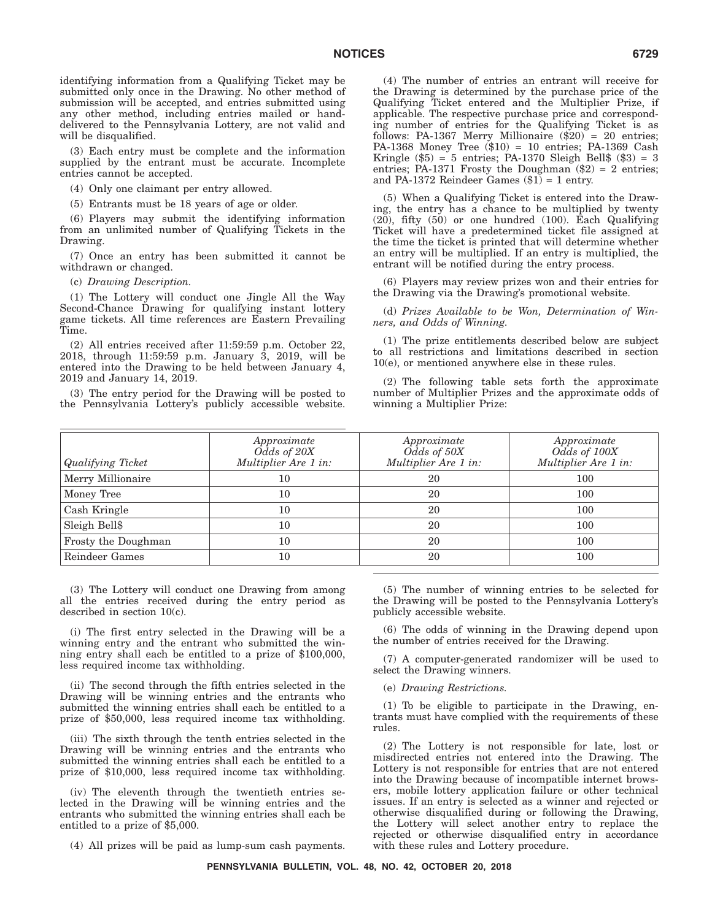identifying information from a Qualifying Ticket may be submitted only once in the Drawing. No other method of submission will be accepted, and entries submitted using any other method, including entries mailed or hand-delivered to the Pennsylvania Lottery, are not valid and will be disqualified.

(3) Each entry must be complete and the information supplied by the entrant must be accurate. Incomplete entries cannot be accepted.

(4) Only one claimant per entry allowed.

(5) Entrants must be 18 years of age or older.

(6) Players may submit the identifying information from an unlimited number of Qualifying Tickets in the Drawing.

(7) Once an entry has been submitted it cannot be withdrawn or changed.

(c) *Drawing Description.*

(1) The Lottery will conduct one Jingle All the Way Second-Chance Drawing for qualifying instant lottery game tickets. All time references are Eastern Prevailing Time.

(2) All entries received after 11:59:59 p.m. October 22, 2018, through 11:59:59 p.m. January 3, 2019, will be entered into the Drawing to be held between January 4, 2019 and January 14, 2019.

(3) The entry period for the Drawing will be posted to the Pennsylvania Lottery's publicly accessible website.

(4) The number of entries an entrant will receive for the Drawing is determined by the purchase price of the Qualifying Ticket entered and the Multiplier Prize, if applicable. The respective purchase price and corresponding number of entries for the Qualifying Ticket is as follows: PA-1367 Merry Millionaire ($20) = 20 entries; PA-1368 Money Tree ($10) = 10 entries; PA-1369 Cash Kringle ($5) = 5 entries; PA-1370 Sleigh Bell$ ($3) = 3 entries; PA-1371 Frosty the Doughman ($2) = 2 entries; and PA-1372 Reindeer Games ($1) = 1 entry.

(5) When a Qualifying Ticket is entered into the Drawing, the entry has a chance to be multiplied by twenty (20), fifty (50) or one hundred (100). Each Qualifying Ticket will have a predetermined ticket file assigned at the time the ticket is printed that will determine whether an entry will be multiplied. If an entry is multiplied, the entrant will be notified during the entry process.

(6) Players may review prizes won and their entries for the Drawing via the Drawing's promotional website.

(d) *Prizes Available to be Won, Determination of Winners, and Odds of Winning.*

(1) The prize entitlements described below are subject to all restrictions and limitations described in section 10(e), or mentioned anywhere else in these rules.

(2) The following table sets forth the approximate number of Multiplier Prizes and the approximate odds of winning a Multiplier Prize:

| *Qualifying Ticket* | *Approximate Odds of 20X Multiplier Are 1 in:* | *Approximate Odds of 50X Multiplier Are 1 in:* | *Approximate Odds of 100X Multiplier Are 1 in:* |
|---|---|---|---|
| Merry Millionaire | 10 | 20 | 100 |
| Money Tree | 10 | 20 | 100 |
| Cash Kringle | 10 | 20 | 100 |
| Sleigh Bell$ | 10 | 20 | 100 |
| Frosty the Doughman | 10 | 20 | 100 |
| Reindeer Games | 10 | 20 | 100 |

(3) The Lottery will conduct one Drawing from among all the entries received during the entry period as described in section 10(c).

(i) The first entry selected in the Drawing will be a winning entry and the entrant who submitted the winning entry shall each be entitled to a prize of $100,000, less required income tax withholding.

(ii) The second through the fifth entries selected in the Drawing will be winning entries and the entrants who submitted the winning entries shall each be entitled to a prize of $50,000, less required income tax withholding.

(iii) The sixth through the tenth entries selected in the Drawing will be winning entries and the entrants who submitted the winning entries shall each be entitled to a prize of $10,000, less required income tax withholding.

(iv) The eleventh through the twentieth entries selected in the Drawing will be winning entries and the entrants who submitted the winning entries shall each be entitled to a prize of $5,000.

(4) All prizes will be paid as lump-sum cash payments.

(5) The number of winning entries to be selected for the Drawing will be posted to the Pennsylvania Lottery's publicly accessible website.

(6) The odds of winning in the Drawing depend upon the number of entries received for the Drawing.

(7) A computer-generated randomizer will be used to select the Drawing winners.

(e) *Drawing Restrictions.*

(1) To be eligible to participate in the Drawing, entrants must have complied with the requirements of these rules.

(2) The Lottery is not responsible for late, lost or misdirected entries not entered into the Drawing. The Lottery is not responsible for entries that are not entered into the Drawing because of incompatible internet browsers, mobile lottery application failure or other technical issues. If an entry is selected as a winner and rejected or otherwise disqualified during or following the Drawing, the Lottery will select another entry to replace the rejected or otherwise disqualified entry in accordance with these rules and Lottery procedure.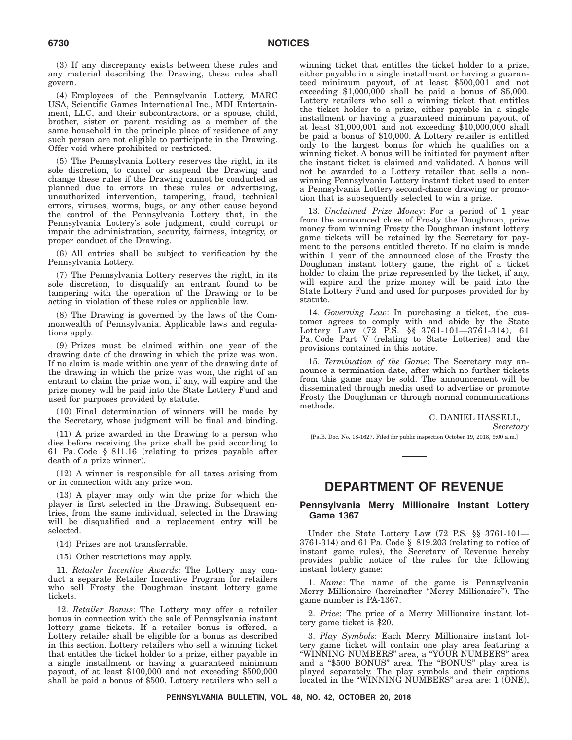(3) If any discrepancy exists between these rules and any material describing the Drawing, these rules shall govern.

(4) Employees of the Pennsylvania Lottery, MARC USA, Scientific Games International Inc., MDI Entertainment, LLC, and their subcontractors, or a spouse, child, brother, sister or parent residing as a member of the same household in the principle place of residence of any such person are not eligible to participate in the Drawing. Offer void where prohibited or restricted.

(5) The Pennsylvania Lottery reserves the right, in its sole discretion, to cancel or suspend the Drawing and change these rules if the Drawing cannot be conducted as planned due to errors in these rules or advertising, unauthorized intervention, tampering, fraud, technical errors, viruses, worms, bugs, or any other cause beyond the control of the Pennsylvania Lottery that, in the Pennsylvania Lottery's sole judgment, could corrupt or impair the administration, security, fairness, integrity, or proper conduct of the Drawing.

(6) All entries shall be subject to verification by the Pennsylvania Lottery.

(7) The Pennsylvania Lottery reserves the right, in its sole discretion, to disqualify an entrant found to be tampering with the operation of the Drawing or to be acting in violation of these rules or applicable law.

(8) The Drawing is governed by the laws of the Commonwealth of Pennsylvania. Applicable laws and regulations apply.

(9) Prizes must be claimed within one year of the drawing date of the drawing in which the prize was won. If no claim is made within one year of the drawing date of the drawing in which the prize was won, the right of an entrant to claim the prize won, if any, will expire and the prize money will be paid into the State Lottery Fund and used for purposes provided by statute.

(10) Final determination of winners will be made by the Secretary, whose judgment will be final and binding.

(11) A prize awarded in the Drawing to a person who dies before receiving the prize shall be paid according to 61 Pa. Code § 811.16 (relating to prizes payable after death of a prize winner).

(12) A winner is responsible for all taxes arising from or in connection with any prize won.

(13) A player may only win the prize for which the player is first selected in the Drawing. Subsequent entries, from the same individual, selected in the Drawing will be disqualified and a replacement entry will be selected.

(14) Prizes are not transferrable.

(15) Other restrictions may apply.

11. *Retailer Incentive Awards*: The Lottery may conduct a separate Retailer Incentive Program for retailers who sell Frosty the Doughman instant lottery game tickets.

12. *Retailer Bonus*: The Lottery may offer a retailer bonus in connection with the sale of Pennsylvania instant lottery game tickets. If a retailer bonus is offered, a Lottery retailer shall be eligible for a bonus as described in this section. Lottery retailers who sell a winning ticket that entitles the ticket holder to a prize, either payable in a single installment or having a guaranteed minimum payout, of at least $100,000 and not exceeding $500,000 shall be paid a bonus of $500. Lottery retailers who sell a winning ticket that entitles the ticket holder to a prize, either payable in a single installment or having a guaranteed minimum payout, of at least $500,001 and not exceeding $1,000,000 shall be paid a bonus of $5,000. Lottery retailers who sell a winning ticket that entitles the ticket holder to a prize, either payable in a single installment or having a guaranteed minimum payout, of at least $1,000,001 and not exceeding $10,000,000 shall be paid a bonus of $10,000. A Lottery retailer is entitled only to the largest bonus for which he qualifies on a winning ticket. A bonus will be initiated for payment after the instant ticket is claimed and validated. A bonus will not be awarded to a Lottery retailer that sells a non-winning Pennsylvania Lottery instant ticket used to enter a Pennsylvania Lottery second-chance drawing or promotion that is subsequently selected to win a prize.

13. *Unclaimed Prize Money*: For a period of 1 year from the announced close of Frosty the Doughman, prize money from winning Frosty the Doughman instant lottery game tickets will be retained by the Secretary for payment to the persons entitled thereto. If no claim is made within 1 year of the announced close of the Frosty the Doughman instant lottery game, the right of a ticket holder to claim the prize represented by the ticket, if any, will expire and the prize money will be paid into the State Lottery Fund and used for purposes provided for by statute.

14. *Governing Law*: In purchasing a ticket, the customer agrees to comply with and abide by the State Lottery Law (72 P.S. §§ 3761-101—3761-314), 61 Pa. Code Part V (relating to State Lotteries) and the provisions contained in this notice.

15. *Termination of the Game*: The Secretary may announce a termination date, after which no further tickets from this game may be sold. The announcement will be disseminated through media used to advertise or promote Frosty the Doughman or through normal communications methods.

C. DANIEL HASSELL,
*Secretary*

[Pa.B. Doc. No. 18-1627. Filed for public inspection October 19, 2018, 9:00 a.m.]

---

# DEPARTMENT OF REVENUE

## Pennsylvania Merry Millionaire Instant Lottery Game 1367

Under the State Lottery Law (72 P.S. §§ 3761-101—3761-314) and 61 Pa. Code § 819.203 (relating to notice of instant game rules), the Secretary of Revenue hereby provides public notice of the rules for the following instant lottery game:

1. *Name*: The name of the game is Pennsylvania Merry Millionaire (hereinafter "Merry Millionaire"). The game number is PA-1367.

2. *Price*: The price of a Merry Millionaire instant lottery game ticket is $20.

3. *Play Symbols*: Each Merry Millionaire instant lottery game ticket will contain one play area featuring a "WINNING NUMBERS" area, a "YOUR NUMBERS" area and a "$500 BONUS" area. The "BONUS" play area is played separately. The play symbols and their captions located in the "WINNING NUMBERS" area are: 1 (ONE),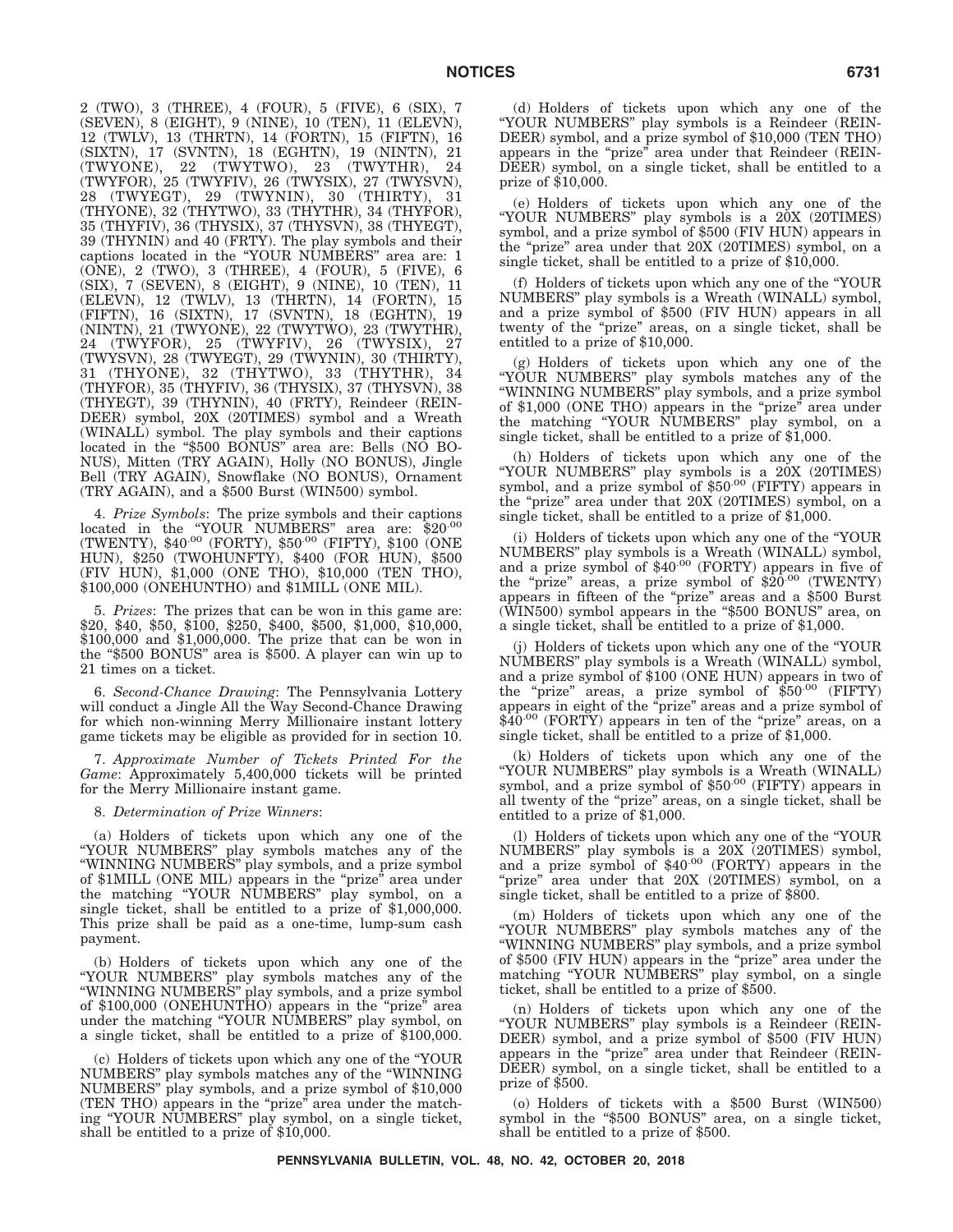2 (TWO), 3 (THREE), 4 (FOUR), 5 (FIVE), 6 (SIX), 7 (SEVEN), 8 (EIGHT), 9 (NINE), 10 (TEN), 11 (ELEVN), 12 (TWLV), 13 (THRTN), 14 (FORTN), 15 (FIFTN), 16 (SIXTN), 17 (SVNTN), 18 (EGHTN), 19 (NINTN), 21 (TWYONE), 22 (TWYTWO), 23 (TWYTHR), 24 (TWYFOR), 25 (TWYFIV), 26 (TWYSIX), 27 (TWYSVN), 28 (TWYEGT), 29 (TWYNIN), 30 (THIRTY), 31 (THYONE), 32 (THYTWO), 33 (THYTHR), 34 (THYFOR), 35 (THYFIV), 36 (THYSIX), 37 (THYSVN), 38 (THYEGT), 39 (THYNIN) and 40 (FRTY). The play symbols and their captions located in the "YOUR NUMBERS" area are: 1 (ONE), 2 (TWO), 3 (THREE), 4 (FOUR), 5 (FIVE), 6 (SIX), 7 (SEVEN), 8 (EIGHT), 9 (NINE), 10 (TEN), 11 (ELEVN), 12 (TWLV), 13 (THRTN), 14 (FORTN), 15 (FIFTN), 16 (SIXTN), 17 (SVNTN), 18 (EGHTN), 19 (NINTN), 21 (TWYONE), 22 (TWYTWO), 23 (TWYTHR), 24 (TWYFOR), 25 (TWYFIV), 26 (TWYSIX), 27 (TWYSVN), 28 (TWYEGT), 29 (TWYNIN), 30 (THIRTY), 31 (THYONE), 32 (THYTWO), 33 (THYTHR), 34 (THYFOR), 35 (THYFIV), 36 (THYSIX), 37 (THYSVN), 38 (THYEGT), 39 (THYNIN), 40 (FRTY), Reindeer (REINDEER) symbol, 20X (20TIMES) symbol and a Wreath (WINALL) symbol. The play symbols and their captions located in the "$500 BONUS" area are: Bells (NO BONUS), Mitten (TRY AGAIN), Holly (NO BONUS), Jingle Bell (TRY AGAIN), Snowflake (NO BONUS), Ornament (TRY AGAIN), and a $500 Burst (WIN500) symbol.

4. *Prize Symbols*: The prize symbols and their captions located in the "YOUR NUMBERS" area are: $20.00 (TWENTY), $40.00 (FORTY), $50.00 (FIFTY), $100 (ONE HUN), $250 (TWOHUNFTY), $400 (FOR HUN), $500 (FIV HUN), $1,000 (ONE THO), $10,000 (TEN THO), $100,000 (ONEHUNTHO) and $1MILL (ONE MIL).

5. *Prizes*: The prizes that can be won in this game are: $20, $40, $50, $100, $250, $400, $500, $1,000, $10,000, $100,000 and $1,000,000. The prize that can be won in the "$500 BONUS" area is $500. A player can win up to 21 times on a ticket.

6. *Second-Chance Drawing*: The Pennsylvania Lottery will conduct a Jingle All the Way Second-Chance Drawing for which non-winning Merry Millionaire instant lottery game tickets may be eligible as provided for in section 10.

7. *Approximate Number of Tickets Printed For the Game*: Approximately 5,400,000 tickets will be printed for the Merry Millionaire instant game.

8. *Determination of Prize Winners*:

(a) Holders of tickets upon which any one of the "YOUR NUMBERS" play symbols matches any of the "WINNING NUMBERS" play symbols, and a prize symbol of $1MILL (ONE MIL) appears in the "prize" area under the matching "YOUR NUMBERS" play symbol, on a single ticket, shall be entitled to a prize of $1,000,000. This prize shall be paid as a one-time, lump-sum cash payment.

(b) Holders of tickets upon which any one of the "YOUR NUMBERS" play symbols matches any of the "WINNING NUMBERS" play symbols, and a prize symbol of $100,000 (ONEHUNTHO) appears in the "prize" area under the matching "YOUR NUMBERS" play symbol, on a single ticket, shall be entitled to a prize of $100,000.

(c) Holders of tickets upon which any one of the "YOUR NUMBERS" play symbols matches any of the "WINNING NUMBERS" play symbols, and a prize symbol of $10,000 (TEN THO) appears in the "prize" area under the matching "YOUR NUMBERS" play symbol, on a single ticket, shall be entitled to a prize of $10,000.

(d) Holders of tickets upon which any one of the "YOUR NUMBERS" play symbols is a Reindeer (REINDEER) symbol, and a prize symbol of $10,000 (TEN THO) appears in the "prize" area under that Reindeer (REINDEER) symbol, on a single ticket, shall be entitled to a prize of $10,000.

(e) Holders of tickets upon which any one of the "YOUR NUMBERS" play symbols is a 20X (20TIMES) symbol, and a prize symbol of $500 (FIV HUN) appears in the "prize" area under that 20X (20TIMES) symbol, on a single ticket, shall be entitled to a prize of $10,000.

(f) Holders of tickets upon which any one of the "YOUR NUMBERS" play symbols is a Wreath (WINALL) symbol, and a prize symbol of $500 (FIV HUN) appears in all twenty of the "prize" areas, on a single ticket, shall be entitled to a prize of $10,000.

(g) Holders of tickets upon which any one of the "YOUR NUMBERS" play symbols matches any of the "WINNING NUMBERS" play symbols, and a prize symbol of $1,000 (ONE THO) appears in the "prize" area under the matching "YOUR NUMBERS" play symbol, on a single ticket, shall be entitled to a prize of $1,000.

(h) Holders of tickets upon which any one of the "YOUR NUMBERS" play symbols is a 20X (20TIMES) symbol, and a prize symbol of $50.00 (FIFTY) appears in the "prize" area under that 20X (20TIMES) symbol, on a single ticket, shall be entitled to a prize of $1,000.

(i) Holders of tickets upon which any one of the "YOUR NUMBERS" play symbols is a Wreath (WINALL) symbol, and a prize symbol of $40.00 (FORTY) appears in five of the "prize" areas, a prize symbol of $20.00 (TWENTY) appears in fifteen of the "prize" areas and a $500 Burst (WIN500) symbol appears in the "$500 BONUS" area, on a single ticket, shall be entitled to a prize of $1,000.

(j) Holders of tickets upon which any one of the "YOUR NUMBERS" play symbols is a Wreath (WINALL) symbol, and a prize symbol of $100 (ONE HUN) appears in two of the "prize" areas, a prize symbol of $50.00 (FIFTY) appears in eight of the "prize" areas and a prize symbol of $40.00 (FORTY) appears in ten of the "prize" areas, on a single ticket, shall be entitled to a prize of $1,000.

(k) Holders of tickets upon which any one of the "YOUR NUMBERS" play symbols is a Wreath (WINALL) symbol, and a prize symbol of $50.00 (FIFTY) appears in all twenty of the "prize" areas, on a single ticket, shall be entitled to a prize of $1,000.

(l) Holders of tickets upon which any one of the "YOUR NUMBERS" play symbols is a 20X (20TIMES) symbol, and a prize symbol of $40.00 (FORTY) appears in the "prize" area under that 20X (20TIMES) symbol, on a single ticket, shall be entitled to a prize of $800.

(m) Holders of tickets upon which any one of the "YOUR NUMBERS" play symbols matches any of the "WINNING NUMBERS" play symbols, and a prize symbol of $500 (FIV HUN) appears in the "prize" area under the matching "YOUR NUMBERS" play symbol, on a single ticket, shall be entitled to a prize of $500.

(n) Holders of tickets upon which any one of the "YOUR NUMBERS" play symbols is a Reindeer (REINDEER) symbol, and a prize symbol of $500 (FIV HUN) appears in the "prize" area under that Reindeer (REINDEER) symbol, on a single ticket, shall be entitled to a prize of $500.

(o) Holders of tickets with a $500 Burst (WIN500) symbol in the "$500 BONUS" area, on a single ticket, shall be entitled to a prize of $500.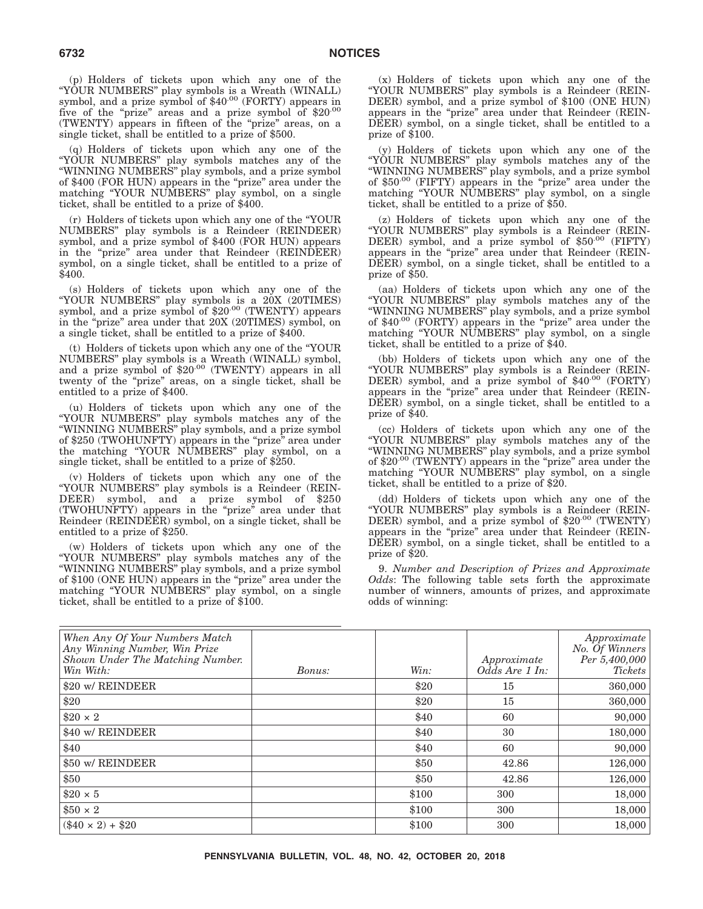(p) Holders of tickets upon which any one of the "YOUR NUMBERS" play symbols is a Wreath (WINALL) symbol, and a prize symbol of $40.00 (FORTY) appears in five of the "prize" areas and a prize symbol of $20.00 (TWENTY) appears in fifteen of the "prize" areas, on a single ticket, shall be entitled to a prize of $500.

(q) Holders of tickets upon which any one of the "YOUR NUMBERS" play symbols matches any of the "WINNING NUMBERS" play symbols, and a prize symbol of $400 (FOR HUN) appears in the "prize" area under the matching "YOUR NUMBERS" play symbol, on a single ticket, shall be entitled to a prize of $400.

(r) Holders of tickets upon which any one of the "YOUR NUMBERS" play symbols is a Reindeer (REINDEER) symbol, and a prize symbol of $400 (FOR HUN) appears in the "prize" area under that Reindeer (REINDEER) symbol, on a single ticket, shall be entitled to a prize of $400.

(s) Holders of tickets upon which any one of the "YOUR NUMBERS" play symbols is a 20X (20TIMES) symbol, and a prize symbol of $20.00 (TWENTY) appears in the "prize" area under that 20X (20TIMES) symbol, on a single ticket, shall be entitled to a prize of $400.

(t) Holders of tickets upon which any one of the "YOUR NUMBERS" play symbols is a Wreath (WINALL) symbol, and a prize symbol of $20.00 (TWENTY) appears in all twenty of the "prize" areas, on a single ticket, shall be entitled to a prize of $400.

(u) Holders of tickets upon which any one of the "YOUR NUMBERS" play symbols matches any of the "WINNING NUMBERS" play symbols, and a prize symbol of $250 (TWOHUNFTY) appears in the "prize" area under the matching "YOUR NUMBERS" play symbol, on a single ticket, shall be entitled to a prize of $250.

(v) Holders of tickets upon which any one of the "YOUR NUMBERS" play symbols is a Reindeer (REINDEER) symbol, and a prize symbol of $250 (TWOHUNFTY) appears in the "prize" area under that Reindeer (REINDEER) symbol, on a single ticket, shall be entitled to a prize of $250.

(w) Holders of tickets upon which any one of the "YOUR NUMBERS" play symbols matches any of the "WINNING NUMBERS" play symbols, and a prize symbol of $100 (ONE HUN) appears in the "prize" area under the matching "YOUR NUMBERS" play symbol, on a single ticket, shall be entitled to a prize of $100.

(x) Holders of tickets upon which any one of the "YOUR NUMBERS" play symbols is a Reindeer (REINDEER) symbol, and a prize symbol of $100 (ONE HUN) appears in the "prize" area under that Reindeer (REINDEER) symbol, on a single ticket, shall be entitled to a prize of $100.

(y) Holders of tickets upon which any one of the "YOUR NUMBERS" play symbols matches any of the "WINNING NUMBERS" play symbols, and a prize symbol of $50.00 (FIFTY) appears in the "prize" area under the matching "YOUR NUMBERS" play symbol, on a single ticket, shall be entitled to a prize of $50.

(z) Holders of tickets upon which any one of the "YOUR NUMBERS" play symbols is a Reindeer (REINDEER) symbol, and a prize symbol of $50.00 (FIFTY) appears in the "prize" area under that Reindeer (REINDEER) symbol, on a single ticket, shall be entitled to a prize of $50.

(aa) Holders of tickets upon which any one of the "YOUR NUMBERS" play symbols matches any of the "WINNING NUMBERS" play symbols, and a prize symbol of $40.00 (FORTY) appears in the "prize" area under the matching "YOUR NUMBERS" play symbol, on a single ticket, shall be entitled to a prize of $40.

(bb) Holders of tickets upon which any one of the "YOUR NUMBERS" play symbols is a Reindeer (REINDEER) symbol, and a prize symbol of $40.00 (FORTY) appears in the "prize" area under that Reindeer (REINDEER) symbol, on a single ticket, shall be entitled to a prize of $40.

(cc) Holders of tickets upon which any one of the "YOUR NUMBERS" play symbols matches any of the "WINNING NUMBERS" play symbols, and a prize symbol of $20.00 (TWENTY) appears in the "prize" area under the matching "YOUR NUMBERS" play symbol, on a single ticket, shall be entitled to a prize of $20.

(dd) Holders of tickets upon which any one of the "YOUR NUMBERS" play symbols is a Reindeer (REINDEER) symbol, and a prize symbol of $20.00 (TWENTY) appears in the "prize" area under that Reindeer (REINDEER) symbol, on a single ticket, shall be entitled to a prize of $20.

9. *Number and Description of Prizes and Approximate Odds*: The following table sets forth the approximate number of winners, amounts of prizes, and approximate odds of winning:

| *When Any Of Your Numbers Match Any Winning Number, Win Prize Shown Under The Matching Number. Win With:* | *Bonus:* | *Win:* | *Approximate Odds Are 1 In:* | *Approximate No. Of Winners Per 5,400,000 Tickets* |
|---|---|---|---|---|
| $20 w/ REINDEER | | $20 | 15 | 360,000 |
| $20 | | $20 | 15 | 360,000 |
| $20 × 2 | | $40 | 60 | 90,000 |
| $40 w/ REINDEER | | $40 | 30 | 180,000 |
| $40 | | $40 | 60 | 90,000 |
| $50 w/ REINDEER | | $50 | 42.86 | 126,000 |
| $50 | | $50 | 42.86 | 126,000 |
| $20 × 5 | | $100 | 300 | 18,000 |
| $50 × 2 | | $100 | 300 | 18,000 |
| ($40 × 2) + $20 | | $100 | 300 | 18,000 |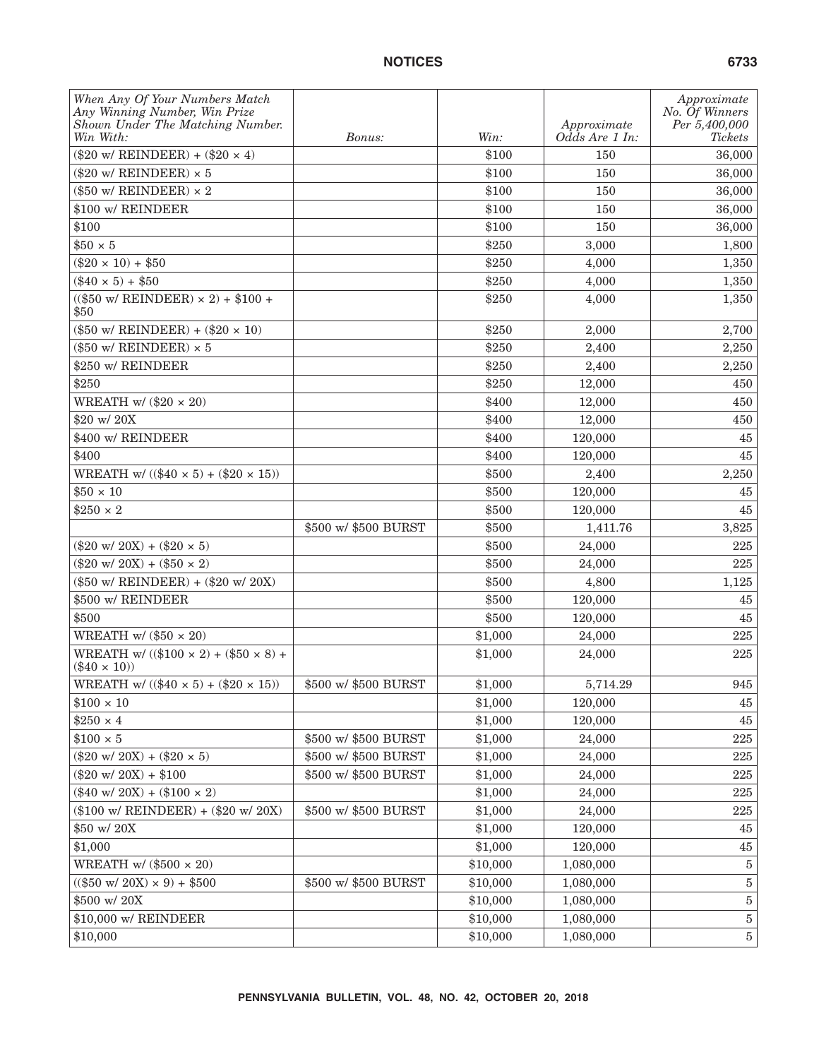| When Any Of Your Numbers Match Any Winning Number, Win Prize Shown Under The Matching Number. Win With: | Bonus: | Win: | Approximate Odds Are 1 In: | Approximate No. Of Winners Per 5,400,000 Tickets |
|---|---|---|---|---|
| ($20 w/ REINDEER) + ($20 × 4) | | $100 | 150 | 36,000 |
| ($20 w/ REINDEER) × 5 | | $100 | 150 | 36,000 |
| ($50 w/ REINDEER) × 2 | | $100 | 150 | 36,000 |
| $100 w/ REINDEER | | $100 | 150 | 36,000 |
| $100 | | $100 | 150 | 36,000 |
| $50 × 5 | | $250 | 3,000 | 1,800 |
| ($20 × 10) + $50 | | $250 | 4,000 | 1,350 |
| ($40 × 5) + $50 | | $250 | 4,000 | 1,350 |
| (($50 w/ REINDEER) × 2) + $100 + $50 | | $250 | 4,000 | 1,350 |
| ($50 w/ REINDEER) + ($20 × 10) | | $250 | 2,000 | 2,700 |
| ($50 w/ REINDEER) × 5 | | $250 | 2,400 | 2,250 |
| $250 w/ REINDEER | | $250 | 2,400 | 2,250 |
| $250 | | $250 | 12,000 | 450 |
| WREATH w/ ($20 × 20) | | $400 | 12,000 | 450 |
| $20 w/ 20X | | $400 | 12,000 | 450 |
| $400 w/ REINDEER | | $400 | 120,000 | 45 |
| $400 | | $400 | 120,000 | 45 |
| WREATH w/ (($40 × 5) + ($20 × 15)) | | $500 | 2,400 | 2,250 |
| $50 × 10 | | $500 | 120,000 | 45 |
| $250 × 2 | | $500 | 120,000 | 45 |
| | $500 w/ $500 BURST | $500 | 1,411.76 | 3,825 |
| ($20 w/ 20X) + ($20 × 5) | | $500 | 24,000 | 225 |
| ($20 w/ 20X) + ($50 × 2) | | $500 | 24,000 | 225 |
| ($50 w/ REINDEER) + ($20 w/ 20X) | | $500 | 4,800 | 1,125 |
| $500 w/ REINDEER | | $500 | 120,000 | 45 |
| $500 | | $500 | 120,000 | 45 |
| WREATH w/ ($50 × 20) | | $1,000 | 24,000 | 225 |
| WREATH w/ (($100 × 2) + ($50 × 8) + ($40 × 10)) | | $1,000 | 24,000 | 225 |
| WREATH w/ (($40 × 5) + ($20 × 15)) | $500 w/ $500 BURST | $1,000 | 5,714.29 | 945 |
| $100 × 10 | | $1,000 | 120,000 | 45 |
| $250 × 4 | | $1,000 | 120,000 | 45 |
| $100 × 5 | $500 w/ $500 BURST | $1,000 | 24,000 | 225 |
| ($20 w/ 20X) + ($20 × 5) | $500 w/ $500 BURST | $1,000 | 24,000 | 225 |
| ($20 w/ 20X) + $100 | $500 w/ $500 BURST | $1,000 | 24,000 | 225 |
| ($40 w/ 20X) + ($100 × 2) | | $1,000 | 24,000 | 225 |
| ($100 w/ REINDEER) + ($20 w/ 20X) | $500 w/ $500 BURST | $1,000 | 24,000 | 225 |
| $50 w/ 20X | | $1,000 | 120,000 | 45 |
| $1,000 | | $1,000 | 120,000 | 45 |
| WREATH w/ ($500 × 20) | | $10,000 | 1,080,000 | 5 |
| (($50 w/ 20X) × 9) + $500 | $500 w/ $500 BURST | $10,000 | 1,080,000 | 5 |
| $500 w/ 20X | | $10,000 | 1,080,000 | 5 |
| $10,000 w/ REINDEER | | $10,000 | 1,080,000 | 5 |
| $10,000 | | $10,000 | 1,080,000 | 5 |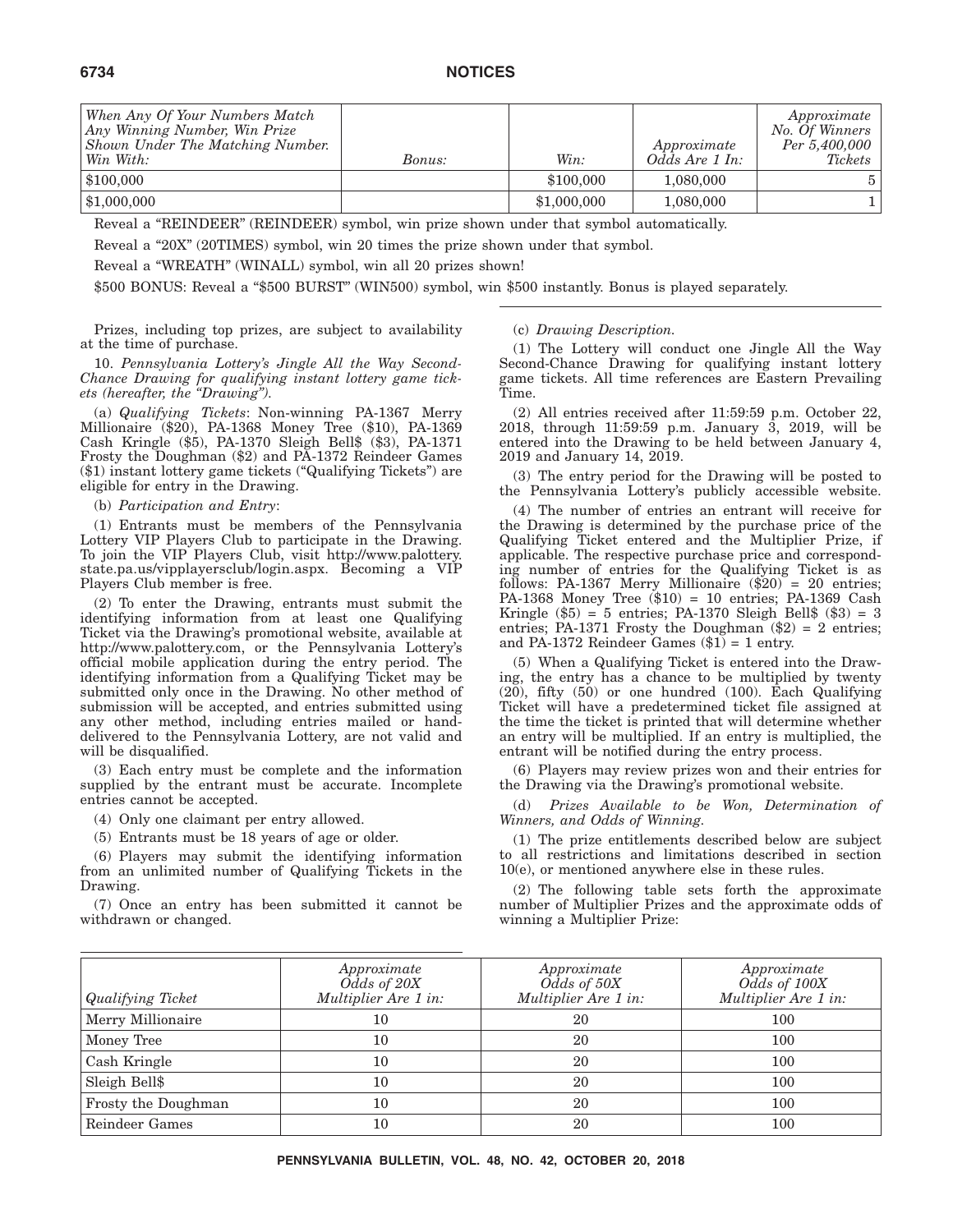| *When Any Of Your Numbers Match Any Winning Number, Win Prize Shown Under The Matching Number. Win With:* | *Bonus:* | *Win:* | *Approximate Odds Are 1 In:* | *Approximate No. Of Winners Per 5,400,000 Tickets* |
|---|---|---|---|---|
| $100,000 | | $100,000 | 1,080,000 | 5 |
| $1,000,000 | | $1,000,000 | 1,080,000 | 1 |

Reveal a "REINDEER" (REINDEER) symbol, win prize shown under that symbol automatically.

Reveal a "20X" (20TIMES) symbol, win 20 times the prize shown under that symbol.

Reveal a "WREATH" (WINALL) symbol, win all 20 prizes shown!

$500 BONUS: Reveal a "$500 BURST" (WIN500) symbol, win $500 instantly. Bonus is played separately.

Prizes, including top prizes, are subject to availability at the time of purchase.

10. *Pennsylvania Lottery's Jingle All the Way Second-Chance Drawing for qualifying instant lottery game tickets (hereafter, the "Drawing").*

(a) *Qualifying Tickets*: Non-winning PA-1367 Merry Millionaire ($20), PA-1368 Money Tree ($10), PA-1369 Cash Kringle ($5), PA-1370 Sleigh Bell$ ($3), PA-1371 Frosty the Doughman ($2) and PA-1372 Reindeer Games ($1) instant lottery game tickets ("Qualifying Tickets") are eligible for entry in the Drawing.

(b) *Participation and Entry*:

(1) Entrants must be members of the Pennsylvania Lottery VIP Players Club to participate in the Drawing. To join the VIP Players Club, visit http://www.palottery.state.pa.us/vipplayersclub/login.aspx. Becoming a VIP Players Club member is free.

(2) To enter the Drawing, entrants must submit the identifying information from at least one Qualifying Ticket via the Drawing's promotional website, available at http://www.palottery.com, or the Pennsylvania Lottery's official mobile application during the entry period. The identifying information from a Qualifying Ticket may be submitted only once in the Drawing. No other method of submission will be accepted, and entries submitted using any other method, including entries mailed or hand-delivered to the Pennsylvania Lottery, are not valid and will be disqualified.

(3) Each entry must be complete and the information supplied by the entrant must be accurate. Incomplete entries cannot be accepted.

(4) Only one claimant per entry allowed.

(5) Entrants must be 18 years of age or older.

(6) Players may submit the identifying information from an unlimited number of Qualifying Tickets in the Drawing.

(7) Once an entry has been submitted it cannot be withdrawn or changed.

(c) *Drawing Description.*

(1) The Lottery will conduct one Jingle All the Way Second-Chance Drawing for qualifying instant lottery game tickets. All time references are Eastern Prevailing Time.

(2) All entries received after 11:59:59 p.m. October 22, 2018, through 11:59:59 p.m. January 3, 2019, will be entered into the Drawing to be held between January 4, 2019 and January 14, 2019.

(3) The entry period for the Drawing will be posted to the Pennsylvania Lottery's publicly accessible website.

(4) The number of entries an entrant will receive for the Drawing is determined by the purchase price of the Qualifying Ticket entered and the Multiplier Prize, if applicable. The respective purchase price and corresponding number of entries for the Qualifying Ticket is as follows: PA-1367 Merry Millionaire ($20) = 20 entries; PA-1368 Money Tree ($10) = 10 entries; PA-1369 Cash Kringle ($5) = 5 entries; PA-1370 Sleigh Bell$ ($3) = 3 entries; PA-1371 Frosty the Doughman ($2) = 2 entries; and PA-1372 Reindeer Games ($1) = 1 entry.

(5) When a Qualifying Ticket is entered into the Drawing, the entry has a chance to be multiplied by twenty (20), fifty (50) or one hundred (100). Each Qualifying Ticket will have a predetermined ticket file assigned at the time the ticket is printed that will determine whether an entry will be multiplied. If an entry is multiplied, the entrant will be notified during the entry process.

(6) Players may review prizes won and their entries for the Drawing via the Drawing's promotional website.

(d) *Prizes Available to be Won, Determination of Winners, and Odds of Winning.*

(1) The prize entitlements described below are subject to all restrictions and limitations described in section 10(e), or mentioned anywhere else in these rules.

(2) The following table sets forth the approximate number of Multiplier Prizes and the approximate odds of winning a Multiplier Prize:

| *Qualifying Ticket* | *Approximate Odds of 20X Multiplier Are 1 in:* | *Approximate Odds of 50X Multiplier Are 1 in:* | *Approximate Odds of 100X Multiplier Are 1 in:* |
|---|---|---|---|
| Merry Millionaire | 10 | 20 | 100 |
| Money Tree | 10 | 20 | 100 |
| Cash Kringle | 10 | 20 | 100 |
| Sleigh Bell$ | 10 | 20 | 100 |
| Frosty the Doughman | 10 | 20 | 100 |
| Reindeer Games | 10 | 20 | 100 |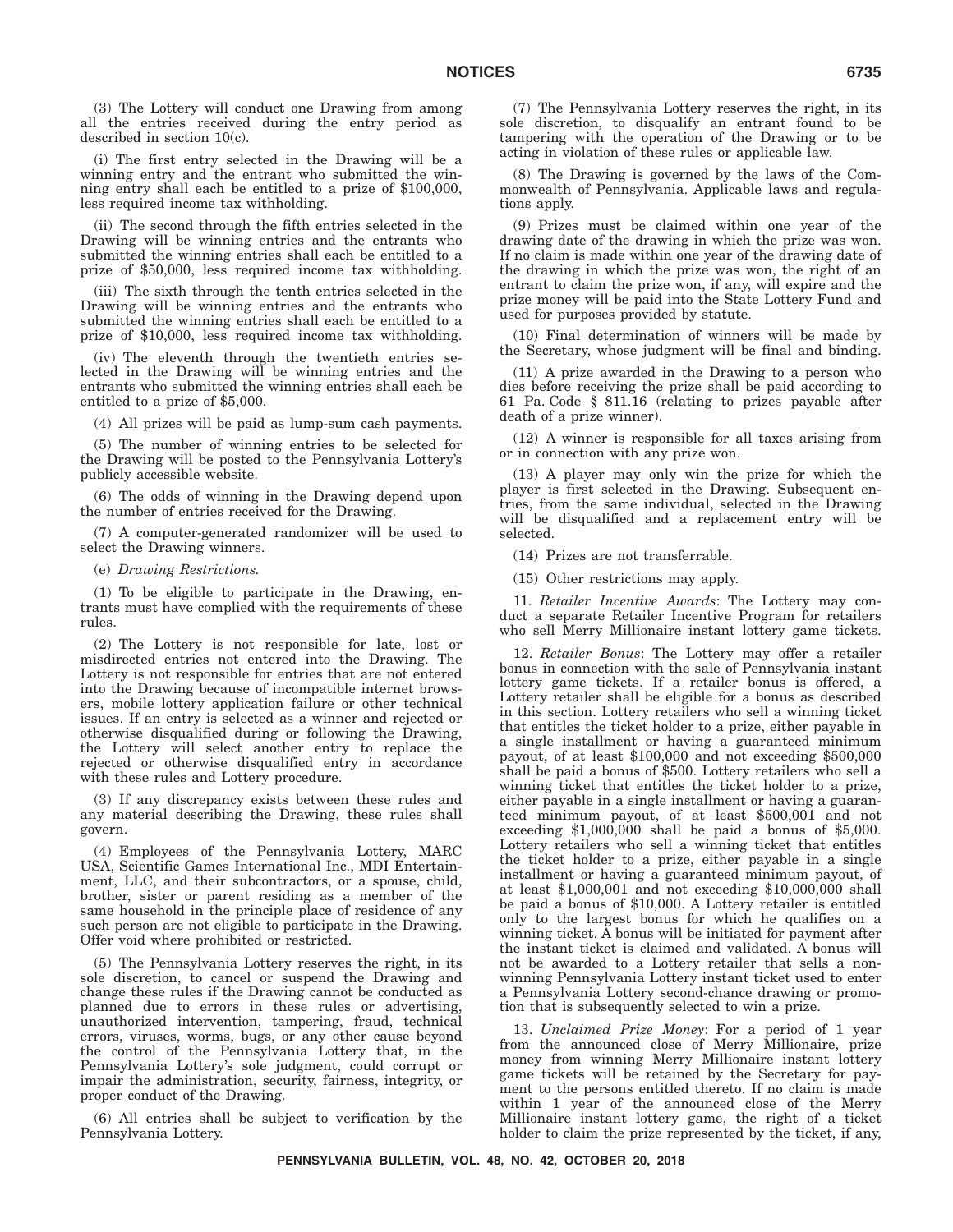(3) The Lottery will conduct one Drawing from among all the entries received during the entry period as described in section 10(c).

(i) The first entry selected in the Drawing will be a winning entry and the entrant who submitted the winning entry shall each be entitled to a prize of $100,000, less required income tax withholding.

(ii) The second through the fifth entries selected in the Drawing will be winning entries and the entrants who submitted the winning entries shall each be entitled to a prize of $50,000, less required income tax withholding.

(iii) The sixth through the tenth entries selected in the Drawing will be winning entries and the entrants who submitted the winning entries shall each be entitled to a prize of $10,000, less required income tax withholding.

(iv) The eleventh through the twentieth entries selected in the Drawing will be winning entries and the entrants who submitted the winning entries shall each be entitled to a prize of $5,000.

(4) All prizes will be paid as lump-sum cash payments.

(5) The number of winning entries to be selected for the Drawing will be posted to the Pennsylvania Lottery's publicly accessible website.

(6) The odds of winning in the Drawing depend upon the number of entries received for the Drawing.

(7) A computer-generated randomizer will be used to select the Drawing winners.

(e) *Drawing Restrictions.*

(1) To be eligible to participate in the Drawing, entrants must have complied with the requirements of these rules.

(2) The Lottery is not responsible for late, lost or misdirected entries not entered into the Drawing. The Lottery is not responsible for entries that are not entered into the Drawing because of incompatible internet browsers, mobile lottery application failure or other technical issues. If an entry is selected as a winner and rejected or otherwise disqualified during or following the Drawing, the Lottery will select another entry to replace the rejected or otherwise disqualified entry in accordance with these rules and Lottery procedure.

(3) If any discrepancy exists between these rules and any material describing the Drawing, these rules shall govern.

(4) Employees of the Pennsylvania Lottery, MARC USA, Scientific Games International Inc., MDI Entertainment, LLC, and their subcontractors, or a spouse, child, brother, sister or parent residing as a member of the same household in the principle place of residence of any such person are not eligible to participate in the Drawing. Offer void where prohibited or restricted.

(5) The Pennsylvania Lottery reserves the right, in its sole discretion, to cancel or suspend the Drawing and change these rules if the Drawing cannot be conducted as planned due to errors in these rules or advertising, unauthorized intervention, tampering, fraud, technical errors, viruses, worms, bugs, or any other cause beyond the control of the Pennsylvania Lottery that, in the Pennsylvania Lottery's sole judgment, could corrupt or impair the administration, security, fairness, integrity, or proper conduct of the Drawing.

(6) All entries shall be subject to verification by the Pennsylvania Lottery.

(7) The Pennsylvania Lottery reserves the right, in its sole discretion, to disqualify an entrant found to be tampering with the operation of the Drawing or to be acting in violation of these rules or applicable law.

(8) The Drawing is governed by the laws of the Commonwealth of Pennsylvania. Applicable laws and regulations apply.

(9) Prizes must be claimed within one year of the drawing date of the drawing in which the prize was won. If no claim is made within one year of the drawing date of the drawing in which the prize was won, the right of an entrant to claim the prize won, if any, will expire and the prize money will be paid into the State Lottery Fund and used for purposes provided by statute.

(10) Final determination of winners will be made by the Secretary, whose judgment will be final and binding.

(11) A prize awarded in the Drawing to a person who dies before receiving the prize shall be paid according to 61 Pa. Code § 811.16 (relating to prizes payable after death of a prize winner).

(12) A winner is responsible for all taxes arising from or in connection with any prize won.

(13) A player may only win the prize for which the player is first selected in the Drawing. Subsequent entries, from the same individual, selected in the Drawing will be disqualified and a replacement entry will be selected.

(14) Prizes are not transferrable.

(15) Other restrictions may apply.

11. *Retailer Incentive Awards*: The Lottery may conduct a separate Retailer Incentive Program for retailers who sell Merry Millionaire instant lottery game tickets.

12. *Retailer Bonus*: The Lottery may offer a retailer bonus in connection with the sale of Pennsylvania instant lottery game tickets. If a retailer bonus is offered, a Lottery retailer shall be eligible for a bonus as described in this section. Lottery retailers who sell a winning ticket that entitles the ticket holder to a prize, either payable in a single installment or having a guaranteed minimum payout, of at least $100,000 and not exceeding $500,000 shall be paid a bonus of $500. Lottery retailers who sell a winning ticket that entitles the ticket holder to a prize, either payable in a single installment or having a guaranteed minimum payout, of at least $500,001 and not exceeding $1,000,000 shall be paid a bonus of $5,000. Lottery retailers who sell a winning ticket that entitles the ticket holder to a prize, either payable in a single installment or having a guaranteed minimum payout, of at least $1,000,001 and not exceeding $10,000,000 shall be paid a bonus of $10,000. A Lottery retailer is entitled only to the largest bonus for which he qualifies on a winning ticket. A bonus will be initiated for payment after the instant ticket is claimed and validated. A bonus will not be awarded to a Lottery retailer that sells a non-winning Pennsylvania Lottery instant ticket used to enter a Pennsylvania Lottery second-chance drawing or promotion that is subsequently selected to win a prize.

13. *Unclaimed Prize Money*: For a period of 1 year from the announced close of Merry Millionaire, prize money from winning Merry Millionaire instant lottery game tickets will be retained by the Secretary for payment to the persons entitled thereto. If no claim is made within 1 year of the announced close of the Merry Millionaire instant lottery game, the right of a ticket holder to claim the prize represented by the ticket, if any,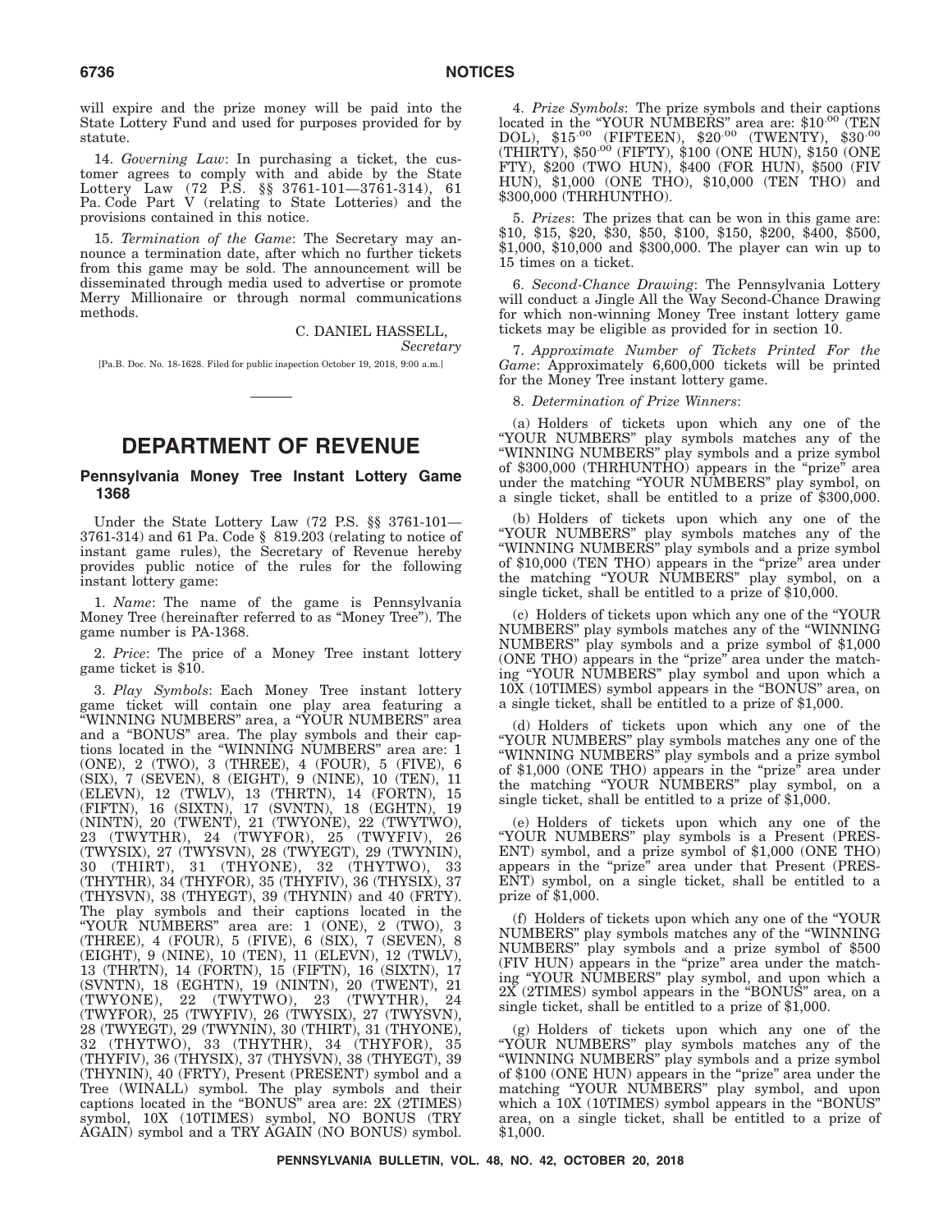will expire and the prize money will be paid into the State Lottery Fund and used for purposes provided for by statute.

14. *Governing Law*: In purchasing a ticket, the customer agrees to comply with and abide by the State Lottery Law (72 P.S. §§ 3761-101—3761-314), 61 Pa. Code Part V (relating to State Lotteries) and the provisions contained in this notice.

15. *Termination of the Game*: The Secretary may announce a termination date, after which no further tickets from this game may be sold. The announcement will be disseminated through media used to advertise or promote Merry Millionaire or through normal communications methods.

C. DANIEL HASSELL,
*Secretary*

[Pa.B. Doc. No. 18-1628. Filed for public inspection October 19, 2018, 9:00 a.m.]

# DEPARTMENT OF REVENUE

## Pennsylvania Money Tree Instant Lottery Game 1368

Under the State Lottery Law (72 P.S. §§ 3761-101—3761-314) and 61 Pa. Code § 819.203 (relating to notice of instant game rules), the Secretary of Revenue hereby provides public notice of the rules for the following instant lottery game:

1. *Name*: The name of the game is Pennsylvania Money Tree (hereinafter referred to as "Money Tree"). The game number is PA-1368.

2. *Price*: The price of a Money Tree instant lottery game ticket is $10.

3. *Play Symbols*: Each Money Tree instant lottery game ticket will contain one play area featuring a "WINNING NUMBERS" area, a "YOUR NUMBERS" area and a "BONUS" area. The play symbols and their captions located in the "WINNING NUMBERS" area are: 1 (ONE), 2 (TWO), 3 (THREE), 4 (FOUR), 5 (FIVE), 6 (SIX), 7 (SEVEN), 8 (EIGHT), 9 (NINE), 10 (TEN), 11 (ELEVN), 12 (TWLV), 13 (THRTN), 14 (FORTN), 15 (FIFTN), 16 (SIXTN), 17 (SVNTN), 18 (EGHTN), 19 (NINTN), 20 (TWENT), 21 (TWYONE), 22 (TWYTWO), 23 (TWYTHR), 24 (TWYFOR), 25 (TWYFIV), 26 (TWYSIX), 27 (TWYSVN), 28 (TWYEGT), 29 (TWYNIN), 30 (THIRT), 31 (THYONE), 32 (THYTWO), 33 (THYTHR), 34 (THYFOR), 35 (THYFIV), 36 (THYSIX), 37 (THYSVN), 38 (THYEGT), 39 (THYNIN) and 40 (FRTY). The play symbols and their captions located in the "YOUR NUMBERS" area are: 1 (ONE), 2 (TWO), 3 (THREE), 4 (FOUR), 5 (FIVE), 6 (SIX), 7 (SEVEN), 8 (EIGHT), 9 (NINE), 10 (TEN), 11 (ELEVN), 12 (TWLV), 13 (THRTN), 14 (FORTN), 15 (FIFTN), 16 (SIXTN), 17 (SVNTN), 18 (EGHTN), 19 (NINTN), 20 (TWENT), 21 (TWYONE), 22 (TWYTWO), 23 (TWYTHR), 24 (TWYFOR), 25 (TWYFIV), 26 (TWYSIX), 27 (TWYSVN), 28 (TWYEGT), 29 (TWYNIN), 30 (THIRT), 31 (THYONE), 32 (THYTWO), 33 (THYTHR), 34 (THYFOR), 35 (THYFIV), 36 (THYSIX), 37 (THYSVN), 38 (THYEGT), 39 (THYNIN), 40 (FRTY), Present (PRESENT) symbol and a Tree (WINALL) symbol. The play symbols and their captions located in the "BONUS" area are: 2X (2TIMES) symbol, 10X (10TIMES) symbol, NO BONUS (TRY AGAIN) symbol and a TRY AGAIN (NO BONUS) symbol.

4. *Prize Symbols*: The prize symbols and their captions located in the "YOUR NUMBERS" area are: $10.00 (TEN DOL), $15.00 (FIFTEEN), $20.00 (TWENTY), $30.00 (THIRTY), $50.00 (FIFTY), $100 (ONE HUN), $150 (ONE FTY), $200 (TWO HUN), $400 (FOR HUN), $500 (FIV HUN), $1,000 (ONE THO), $10,000 (TEN THO) and $300,000 (THRHUNTHO).

5. *Prizes*: The prizes that can be won in this game are: $10, $15, $20, $30, $50, $100, $150, $200, $400, $500, $1,000, $10,000 and $300,000. The player can win up to 15 times on a ticket.

6. *Second-Chance Drawing*: The Pennsylvania Lottery will conduct a Jingle All the Way Second-Chance Drawing for which non-winning Money Tree instant lottery game tickets may be eligible as provided for in section 10.

7. *Approximate Number of Tickets Printed For the Game*: Approximately 6,600,000 tickets will be printed for the Money Tree instant lottery game.

8. *Determination of Prize Winners*:

(a) Holders of tickets upon which any one of the "YOUR NUMBERS" play symbols matches any of the "WINNING NUMBERS" play symbols and a prize symbol of $300,000 (THRHUNTHO) appears in the "prize" area under the matching "YOUR NUMBERS" play symbol, on a single ticket, shall be entitled to a prize of $300,000.

(b) Holders of tickets upon which any one of the "YOUR NUMBERS" play symbols matches any of the "WINNING NUMBERS" play symbols and a prize symbol of $10,000 (TEN THO) appears in the "prize" area under the matching "YOUR NUMBERS" play symbol, on a single ticket, shall be entitled to a prize of $10,000.

(c) Holders of tickets upon which any one of the "YOUR NUMBERS" play symbols matches any of the "WINNING NUMBERS" play symbols and a prize symbol of $1,000 (ONE THO) appears in the "prize" area under the matching "YOUR NUMBERS" play symbol and upon which a 10X (10TIMES) symbol appears in the "BONUS" area, on a single ticket, shall be entitled to a prize of $1,000.

(d) Holders of tickets upon which any one of the "YOUR NUMBERS" play symbols matches any one of the "WINNING NUMBERS" play symbols and a prize symbol of $1,000 (ONE THO) appears in the "prize" area under the matching "YOUR NUMBERS" play symbol, on a single ticket, shall be entitled to a prize of $1,000.

(e) Holders of tickets upon which any one of the "YOUR NUMBERS" play symbols is a Present (PRESENT) symbol, and a prize symbol of $1,000 (ONE THO) appears in the "prize" area under that Present (PRESENT) symbol, on a single ticket, shall be entitled to a prize of $1,000.

(f) Holders of tickets upon which any one of the "YOUR NUMBERS" play symbols matches any of the "WINNING NUMBERS" play symbols and a prize symbol of $500 (FIV HUN) appears in the "prize" area under the matching "YOUR NUMBERS" play symbol, and upon which a 2X (2TIMES) symbol appears in the "BONUS" area, on a single ticket, shall be entitled to a prize of $1,000.

(g) Holders of tickets upon which any one of the "YOUR NUMBERS" play symbols matches any of the "WINNING NUMBERS" play symbols and a prize symbol of $100 (ONE HUN) appears in the "prize" area under the matching "YOUR NUMBERS" play symbol, and upon which a 10X (10TIMES) symbol appears in the "BONUS" area, on a single ticket, shall be entitled to a prize of $1,000.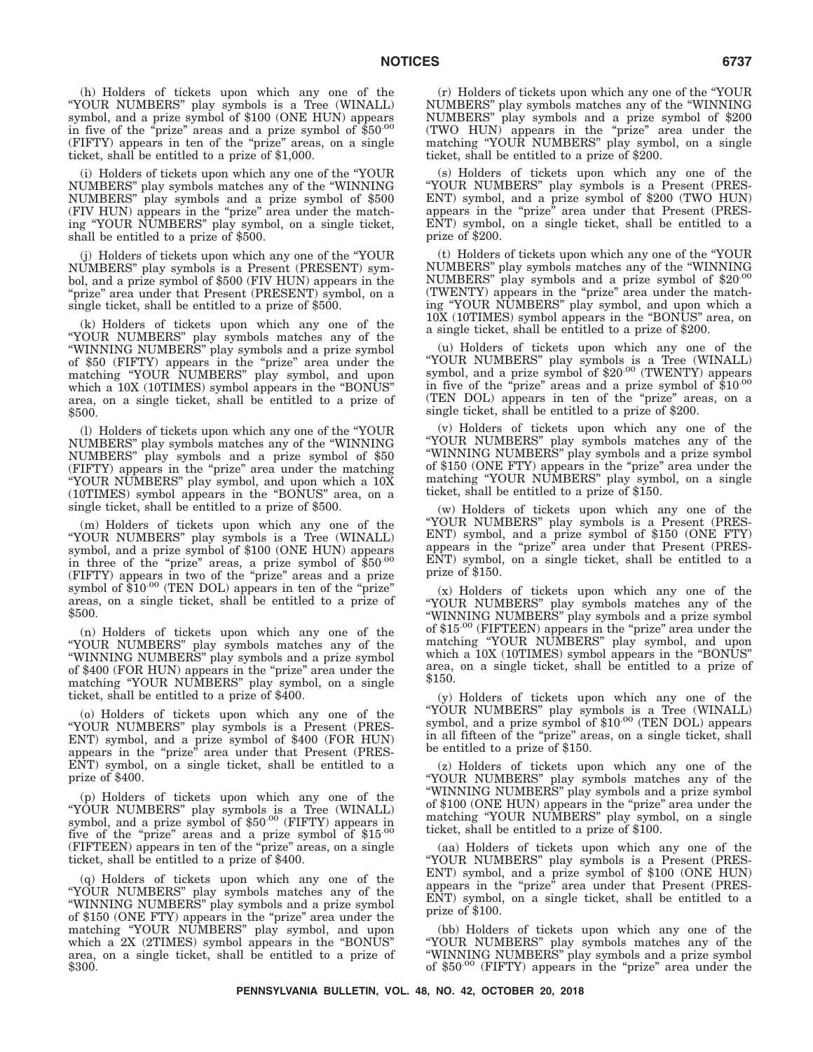(h) Holders of tickets upon which any one of the "YOUR NUMBERS" play symbols is a Tree (WINALL) symbol, and a prize symbol of $100 (ONE HUN) appears in five of the "prize" areas and a prize symbol of $50.00 (FIFTY) appears in ten of the "prize" areas, on a single ticket, shall be entitled to a prize of $1,000.

(i) Holders of tickets upon which any one of the "YOUR NUMBERS" play symbols matches any of the "WINNING NUMBERS" play symbols and a prize symbol of $500 (FIV HUN) appears in the "prize" area under the matching "YOUR NUMBERS" play symbol, on a single ticket, shall be entitled to a prize of $500.

(j) Holders of tickets upon which any one of the "YOUR NUMBERS" play symbols is a Present (PRESENT) symbol, and a prize symbol of $500 (FIV HUN) appears in the "prize" area under that Present (PRESENT) symbol, on a single ticket, shall be entitled to a prize of $500.

(k) Holders of tickets upon which any one of the "YOUR NUMBERS" play symbols matches any of the "WINNING NUMBERS" play symbols and a prize symbol of $50 (FIFTY) appears in the "prize" area under the matching "YOUR NUMBERS" play symbol, and upon which a 10X (10TIMES) symbol appears in the "BONUS" area, on a single ticket, shall be entitled to a prize of $500.

(l) Holders of tickets upon which any one of the "YOUR NUMBERS" play symbols matches any of the "WINNING NUMBERS" play symbols and a prize symbol of $50 (FIFTY) appears in the "prize" area under the matching "YOUR NUMBERS" play symbol, and upon which a 10X (10TIMES) symbol appears in the "BONUS" area, on a single ticket, shall be entitled to a prize of $500.

(m) Holders of tickets upon which any one of the "YOUR NUMBERS" play symbols is a Tree (WINALL) symbol, and a prize symbol of $100 (ONE HUN) appears in three of the "prize" areas, a prize symbol of $50.00 (FIFTY) appears in two of the "prize" areas and a prize symbol of $10.00 (TEN DOL) appears in ten of the "prize" areas, on a single ticket, shall be entitled to a prize of $500.

(n) Holders of tickets upon which any one of the "YOUR NUMBERS" play symbols matches any of the "WINNING NUMBERS" play symbols and a prize symbol of $400 (FOR HUN) appears in the "prize" area under the matching "YOUR NUMBERS" play symbol, on a single ticket, shall be entitled to a prize of $400.

(o) Holders of tickets upon which any one of the "YOUR NUMBERS" play symbols is a Present (PRESENT) symbol, and a prize symbol of $400 (FOR HUN) appears in the "prize" area under that Present (PRESENT) symbol, on a single ticket, shall be entitled to a prize of $400.

(p) Holders of tickets upon which any one of the "YOUR NUMBERS" play symbols is a Tree (WINALL) symbol, and a prize symbol of $50.00 (FIFTY) appears in five of the "prize" areas and a prize symbol of $15.00 (FIFTEEN) appears in ten of the "prize" areas, on a single ticket, shall be entitled to a prize of $400.

(q) Holders of tickets upon which any one of the "YOUR NUMBERS" play symbols matches any of the "WINNING NUMBERS" play symbols and a prize symbol of $150 (ONE FTY) appears in the "prize" area under the matching "YOUR NUMBERS" play symbol, and upon which a 2X (2TIMES) symbol appears in the "BONUS" area, on a single ticket, shall be entitled to a prize of $300.

(r) Holders of tickets upon which any one of the "YOUR NUMBERS" play symbols matches any of the "WINNING NUMBERS" play symbols and a prize symbol of $200 (TWO HUN) appears in the "prize" area under the matching "YOUR NUMBERS" play symbol, on a single ticket, shall be entitled to a prize of $200.

(s) Holders of tickets upon which any one of the "YOUR NUMBERS" play symbols is a Present (PRESENT) symbol, and a prize symbol of $200 (TWO HUN) appears in the "prize" area under that Present (PRESENT) symbol, on a single ticket, shall be entitled to a prize of $200.

(t) Holders of tickets upon which any one of the "YOUR NUMBERS" play symbols matches any of the "WINNING NUMBERS" play symbols and a prize symbol of $20.00 (TWENTY) appears in the "prize" area under the matching "YOUR NUMBERS" play symbol, and upon which a 10X (10TIMES) symbol appears in the "BONUS" area, on a single ticket, shall be entitled to a prize of $200.

(u) Holders of tickets upon which any one of the "YOUR NUMBERS" play symbols is a Tree (WINALL) symbol, and a prize symbol of $20.00 (TWENTY) appears in five of the "prize" areas and a prize symbol of $10.00 (TEN DOL) appears in ten of the "prize" areas, on a single ticket, shall be entitled to a prize of $200.

(v) Holders of tickets upon which any one of the "YOUR NUMBERS" play symbols matches any of the "WINNING NUMBERS" play symbols and a prize symbol of $150 (ONE FTY) appears in the "prize" area under the matching "YOUR NUMBERS" play symbol, on a single ticket, shall be entitled to a prize of $150.

(w) Holders of tickets upon which any one of the "YOUR NUMBERS" play symbols is a Present (PRESENT) symbol, and a prize symbol of $150 (ONE FTY) appears in the "prize" area under that Present (PRESENT) symbol, on a single ticket, shall be entitled to a prize of $150.

(x) Holders of tickets upon which any one of the "YOUR NUMBERS" play symbols matches any of the "WINNING NUMBERS" play symbols and a prize symbol of $15.00 (FIFTEEN) appears in the "prize" area under the matching "YOUR NUMBERS" play symbol, and upon which a 10X (10TIMES) symbol appears in the "BONUS" area, on a single ticket, shall be entitled to a prize of $150.

(y) Holders of tickets upon which any one of the "YOUR NUMBERS" play symbols is a Tree (WINALL) symbol, and a prize symbol of $10.00 (TEN DOL) appears in all fifteen of the "prize" areas, on a single ticket, shall be entitled to a prize of $150.

(z) Holders of tickets upon which any one of the "YOUR NUMBERS" play symbols matches any of the "WINNING NUMBERS" play symbols and a prize symbol of $100 (ONE HUN) appears in the "prize" area under the matching "YOUR NUMBERS" play symbol, on a single ticket, shall be entitled to a prize of $100.

(aa) Holders of tickets upon which any one of the "YOUR NUMBERS" play symbols is a Present (PRESENT) symbol, and a prize symbol of $100 (ONE HUN) appears in the "prize" area under that Present (PRESENT) symbol, on a single ticket, shall be entitled to a prize of $100.

(bb) Holders of tickets upon which any one of the "YOUR NUMBERS" play symbols matches any of the "WINNING NUMBERS" play symbols and a prize symbol of $50.00 (FIFTY) appears in the "prize" area under the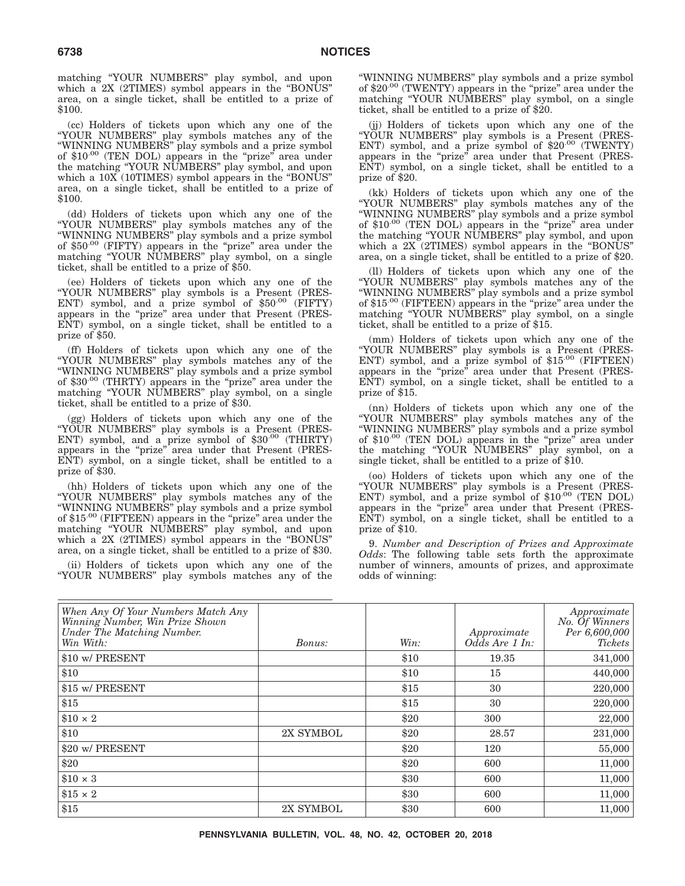matching "YOUR NUMBERS" play symbol, and upon which a 2X (2TIMES) symbol appears in the "BONUS" area, on a single ticket, shall be entitled to a prize of $100.

(cc) Holders of tickets upon which any one of the "YOUR NUMBERS" play symbols matches any of the "WINNING NUMBERS" play symbols and a prize symbol of $10.00 (TEN DOL) appears in the "prize" area under the matching "YOUR NUMBERS" play symbol, and upon which a 10X (10TIMES) symbol appears in the "BONUS" area, on a single ticket, shall be entitled to a prize of $100.

(dd) Holders of tickets upon which any one of the "YOUR NUMBERS" play symbols matches any of the "WINNING NUMBERS" play symbols and a prize symbol of $50.00 (FIFTY) appears in the "prize" area under the matching "YOUR NUMBERS" play symbol, on a single ticket, shall be entitled to a prize of $50.

(ee) Holders of tickets upon which any one of the "YOUR NUMBERS" play symbols is a Present (PRESENT) symbol, and a prize symbol of $50.00 (FIFTY) appears in the "prize" area under that Present (PRESENT) symbol, on a single ticket, shall be entitled to a prize of $50.

(ff) Holders of tickets upon which any one of the "YOUR NUMBERS" play symbols matches any of the "WINNING NUMBERS" play symbols and a prize symbol of $30.00 (THRTY) appears in the "prize" area under the matching "YOUR NUMBERS" play symbol, on a single ticket, shall be entitled to a prize of $30.

(gg) Holders of tickets upon which any one of the "YOUR NUMBERS" play symbols is a Present (PRESENT) symbol, and a prize symbol of $30.00 (THIRTY) appears in the "prize" area under that Present (PRESENT) symbol, on a single ticket, shall be entitled to a prize of $30.

(hh) Holders of tickets upon which any one of the "YOUR NUMBERS" play symbols matches any of the "WINNING NUMBERS" play symbols and a prize symbol of $15.00 (FIFTEEN) appears in the "prize" area under the matching "YOUR NUMBERS" play symbol, and upon which a 2X (2TIMES) symbol appears in the "BONUS" area, on a single ticket, shall be entitled to a prize of $30.

(ii) Holders of tickets upon which any one of the "YOUR NUMBERS" play symbols matches any of the "WINNING NUMBERS" play symbols and a prize symbol of $20.00 (TWENTY) appears in the "prize" area under the matching "YOUR NUMBERS" play symbol, on a single ticket, shall be entitled to a prize of $20.

(jj) Holders of tickets upon which any one of the "YOUR NUMBERS" play symbols is a Present (PRESENT) symbol, and a prize symbol of $20.00 (TWENTY) appears in the "prize" area under that Present (PRESENT) symbol, on a single ticket, shall be entitled to a prize of $20.

(kk) Holders of tickets upon which any one of the "YOUR NUMBERS" play symbols matches any of the "WINNING NUMBERS" play symbols and a prize symbol of $10.00 (TEN DOL) appears in the "prize" area under the matching "YOUR NUMBERS" play symbol, and upon which a 2X (2TIMES) symbol appears in the "BONUS" area, on a single ticket, shall be entitled to a prize of $20.

(ll) Holders of tickets upon which any one of the "YOUR NUMBERS" play symbols matches any of the "WINNING NUMBERS" play symbols and a prize symbol of $15.00 (FIFTEEN) appears in the "prize" area under the matching "YOUR NUMBERS" play symbol, on a single ticket, shall be entitled to a prize of $15.

(mm) Holders of tickets upon which any one of the "YOUR NUMBERS" play symbols is a Present (PRESENT) symbol, and a prize symbol of $15.00 (FIFTEEN) appears in the "prize" area under that Present (PRESENT) symbol, on a single ticket, shall be entitled to a prize of $15.

(nn) Holders of tickets upon which any one of the "YOUR NUMBERS" play symbols matches any of the "WINNING NUMBERS" play symbols and a prize symbol of $10.00 (TEN DOL) appears in the "prize" area under the matching "YOUR NUMBERS" play symbol, on a single ticket, shall be entitled to a prize of $10.

(oo) Holders of tickets upon which any one of the "YOUR NUMBERS" play symbols is a Present (PRESENT) symbol, and a prize symbol of $10.00 (TEN DOL) appears in the "prize" area under that Present (PRESENT) symbol, on a single ticket, shall be entitled to a prize of $10.

9. *Number and Description of Prizes and Approximate Odds*: The following table sets forth the approximate number of winners, amounts of prizes, and approximate odds of winning:

| *When Any Of Your Numbers Match Any Winning Number, Win Prize Shown Under The Matching Number. Win With:* | *Bonus:* | *Win:* | *Approximate Odds Are 1 In:* | *Approximate No. Of Winners Per 6,600,000 Tickets* |
|---|---|---|---|---|
| $10 w/ PRESENT | | $10 | 19.35 | 341,000 |
| $10 | | $10 | 15 | 440,000 |
| $15 w/ PRESENT | | $15 | 30 | 220,000 |
| $15 | | $15 | 30 | 220,000 |
| $10 × 2 | | $20 | 300 | 22,000 |
| $10 | 2X SYMBOL | $20 | 28.57 | 231,000 |
| $20 w/ PRESENT | | $20 | 120 | 55,000 |
| $20 | | $20 | 600 | 11,000 |
| $10 × 3 | | $30 | 600 | 11,000 |
| $15 × 2 | | $30 | 600 | 11,000 |
| $15 | 2X SYMBOL | $30 | 600 | 11,000 |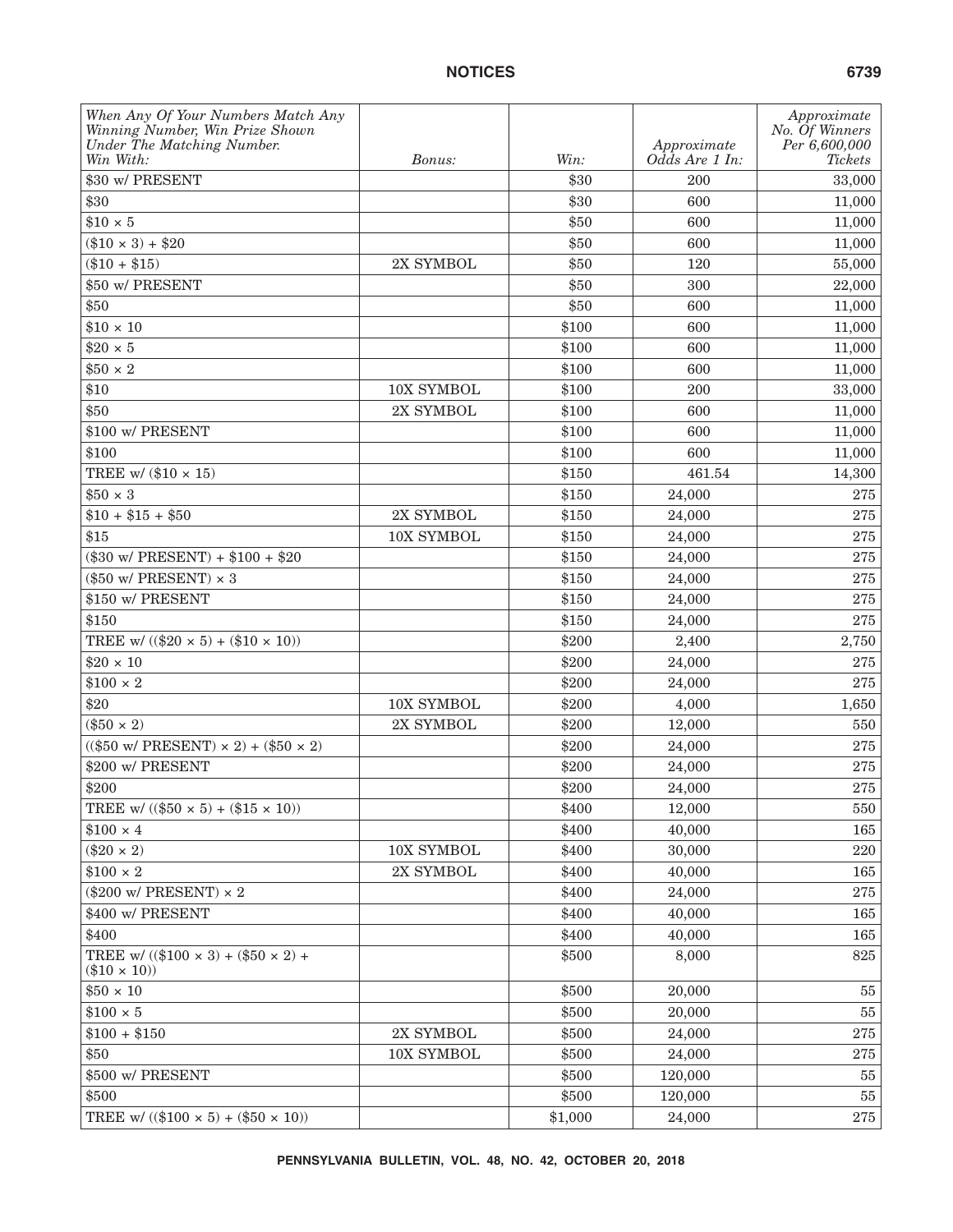| When Any Of Your Numbers Match Any Winning Number, Win Prize Shown Under The Matching Number. Win With: | Bonus: | Win: | Approximate Odds Are 1 In: | Approximate No. Of Winners Per 6,600,000 Tickets |
|---|---|---|---|---|
| $30 w/ PRESENT | | $30 | 200 | 33,000 |
| $30 | | $30 | 600 | 11,000 |
| $10 × 5 | | $50 | 600 | 11,000 |
| ($10 × 3) + $20 | | $50 | 600 | 11,000 |
| ($10 + $15) | 2X SYMBOL | $50 | 120 | 55,000 |
| $50 w/ PRESENT | | $50 | 300 | 22,000 |
| $50 | | $50 | 600 | 11,000 |
| $10 × 10 | | $100 | 600 | 11,000 |
| $20 × 5 | | $100 | 600 | 11,000 |
| $50 × 2 | | $100 | 600 | 11,000 |
| $10 | 10X SYMBOL | $100 | 200 | 33,000 |
| $50 | 2X SYMBOL | $100 | 600 | 11,000 |
| $100 w/ PRESENT | | $100 | 600 | 11,000 |
| $100 | | $100 | 600 | 11,000 |
| TREE w/ ($10 × 15) | | $150 | 461.54 | 14,300 |
| $50 × 3 | | $150 | 24,000 | 275 |
| $10 + $15 + $50 | 2X SYMBOL | $150 | 24,000 | 275 |
| $15 | 10X SYMBOL | $150 | 24,000 | 275 |
| ($30 w/ PRESENT) + $100 + $20 | | $150 | 24,000 | 275 |
| ($50 w/ PRESENT) × 3 | | $150 | 24,000 | 275 |
| $150 w/ PRESENT | | $150 | 24,000 | 275 |
| $150 | | $150 | 24,000 | 275 |
| TREE w/ (($20 × 5) + ($10 × 10)) | | $200 | 2,400 | 2,750 |
| $20 × 10 | | $200 | 24,000 | 275 |
| $100 × 2 | | $200 | 24,000 | 275 |
| $20 | 10X SYMBOL | $200 | 4,000 | 1,650 |
| ($50 × 2) | 2X SYMBOL | $200 | 12,000 | 550 |
| (($50 w/ PRESENT) × 2) + ($50 × 2) | | $200 | 24,000 | 275 |
| $200 w/ PRESENT | | $200 | 24,000 | 275 |
| $200 | | $200 | 24,000 | 275 |
| TREE w/ (($50 × 5) + ($15 × 10)) | | $400 | 12,000 | 550 |
| $100 × 4 | | $400 | 40,000 | 165 |
| ($20 × 2) | 10X SYMBOL | $400 | 30,000 | 220 |
| $100 × 2 | 2X SYMBOL | $400 | 40,000 | 165 |
| ($200 w/ PRESENT) × 2 | | $400 | 24,000 | 275 |
| $400 w/ PRESENT | | $400 | 40,000 | 165 |
| $400 | | $400 | 40,000 | 165 |
| TREE w/ (($100 × 3) + ($50 × 2) + ($10 × 10)) | | $500 | 8,000 | 825 |
| $50 × 10 | | $500 | 20,000 | 55 |
| $100 × 5 | | $500 | 20,000 | 55 |
| $100 + $150 | 2X SYMBOL | $500 | 24,000 | 275 |
| $50 | 10X SYMBOL | $500 | 24,000 | 275 |
| $500 w/ PRESENT | | $500 | 120,000 | 55 |
| $500 | | $500 | 120,000 | 55 |
| TREE w/ (($100 × 5) + ($50 × 10)) | | $1,000 | 24,000 | 275 |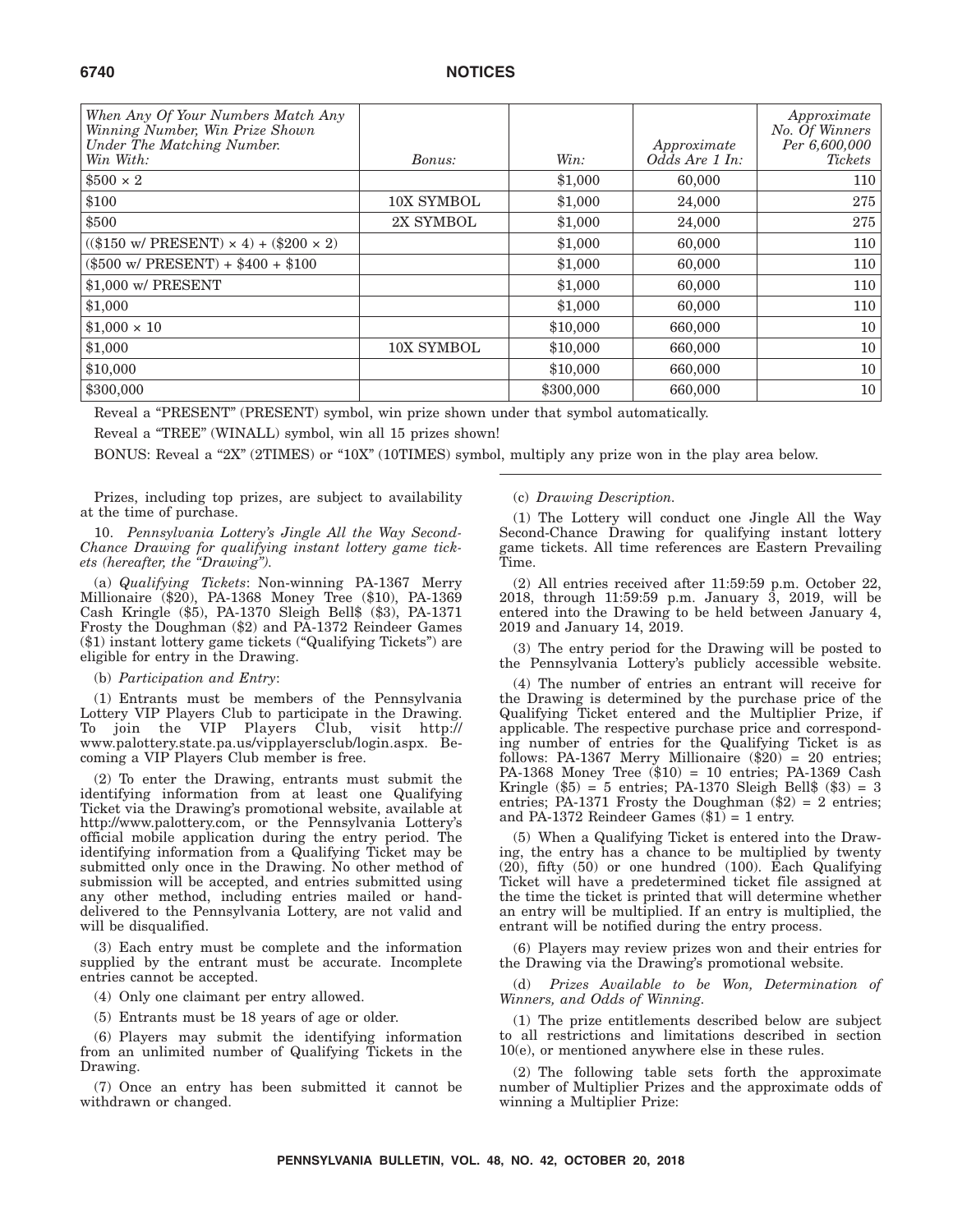| When Any Of Your Numbers Match Any Winning Number, Win Prize Shown Under The Matching Number. Win With: | Bonus: | Win: | Approximate Odds Are 1 In: | Approximate No. Of Winners Per 6,600,000 Tickets |
|---|---|---|---|---|
| $500 × 2 | | $1,000 | 60,000 | 110 |
| $100 | 10X SYMBOL | $1,000 | 24,000 | 275 |
| $500 | 2X SYMBOL | $1,000 | 24,000 | 275 |
| (($150 w/ PRESENT) × 4) + ($200 × 2) | | $1,000 | 60,000 | 110 |
| ($500 w/ PRESENT) + $400 + $100 | | $1,000 | 60,000 | 110 |
| $1,000 w/ PRESENT | | $1,000 | 60,000 | 110 |
| $1,000 | | $1,000 | 60,000 | 110 |
| $1,000 × 10 | | $10,000 | 660,000 | 10 |
| $1,000 | 10X SYMBOL | $10,000 | 660,000 | 10 |
| $10,000 | | $10,000 | 660,000 | 10 |
| $300,000 | | $300,000 | 660,000 | 10 |

Reveal a "PRESENT" (PRESENT) symbol, win prize shown under that symbol automatically.

Reveal a "TREE" (WINALL) symbol, win all 15 prizes shown!

BONUS: Reveal a "2X" (2TIMES) or "10X" (10TIMES) symbol, multiply any prize won in the play area below.

Prizes, including top prizes, are subject to availability at the time of purchase.

10. *Pennsylvania Lottery's Jingle All the Way Second-Chance Drawing for qualifying instant lottery game tickets (hereafter, the "Drawing").*

(a) *Qualifying Tickets*: Non-winning PA-1367 Merry Millionaire ($20), PA-1368 Money Tree ($10), PA-1369 Cash Kringle ($5), PA-1370 Sleigh Bell$ ($3), PA-1371 Frosty the Doughman ($2) and PA-1372 Reindeer Games ($1) instant lottery game tickets ("Qualifying Tickets") are eligible for entry in the Drawing.

(b) *Participation and Entry*:

(1) Entrants must be members of the Pennsylvania Lottery VIP Players Club to participate in the Drawing. To join the VIP Players Club, visit http://www.palottery.state.pa.us/vipplayersclub/login.aspx. Becoming a VIP Players Club member is free.

(2) To enter the Drawing, entrants must submit the identifying information from at least one Qualifying Ticket via the Drawing's promotional website, available at http://www.palottery.com, or the Pennsylvania Lottery's official mobile application during the entry period. The identifying information from a Qualifying Ticket may be submitted only once in the Drawing. No other method of submission will be accepted, and entries submitted using any other method, including entries mailed or hand-delivered to the Pennsylvania Lottery, are not valid and will be disqualified.

(3) Each entry must be complete and the information supplied by the entrant must be accurate. Incomplete entries cannot be accepted.

(4) Only one claimant per entry allowed.

(5) Entrants must be 18 years of age or older.

(6) Players may submit the identifying information from an unlimited number of Qualifying Tickets in the Drawing.

(7) Once an entry has been submitted it cannot be withdrawn or changed.

(c) *Drawing Description.*

(1) The Lottery will conduct one Jingle All the Way Second-Chance Drawing for qualifying instant lottery game tickets. All time references are Eastern Prevailing Time.

(2) All entries received after 11:59:59 p.m. October 22, 2018, through 11:59:59 p.m. January 3, 2019, will be entered into the Drawing to be held between January 4, 2019 and January 14, 2019.

(3) The entry period for the Drawing will be posted to the Pennsylvania Lottery's publicly accessible website.

(4) The number of entries an entrant will receive for the Drawing is determined by the purchase price of the Qualifying Ticket entered and the Multiplier Prize, if applicable. The respective purchase price and corresponding number of entries for the Qualifying Ticket is as follows: PA-1367 Merry Millionaire ($20) = 20 entries; PA-1368 Money Tree ($10) = 10 entries; PA-1369 Cash Kringle ($5) = 5 entries; PA-1370 Sleigh Bell$ ($3) = 3 entries; PA-1371 Frosty the Doughman ($2) = 2 entries; and PA-1372 Reindeer Games ($1) = 1 entry.

(5) When a Qualifying Ticket is entered into the Drawing, the entry has a chance to be multiplied by twenty (20), fifty (50) or one hundred (100). Each Qualifying Ticket will have a predetermined ticket file assigned at the time the ticket is printed that will determine whether an entry will be multiplied. If an entry is multiplied, the entrant will be notified during the entry process.

(6) Players may review prizes won and their entries for the Drawing via the Drawing's promotional website.

(d) *Prizes Available to be Won, Determination of Winners, and Odds of Winning.*

(1) The prize entitlements described below are subject to all restrictions and limitations described in section 10(e), or mentioned anywhere else in these rules.

(2) The following table sets forth the approximate number of Multiplier Prizes and the approximate odds of winning a Multiplier Prize: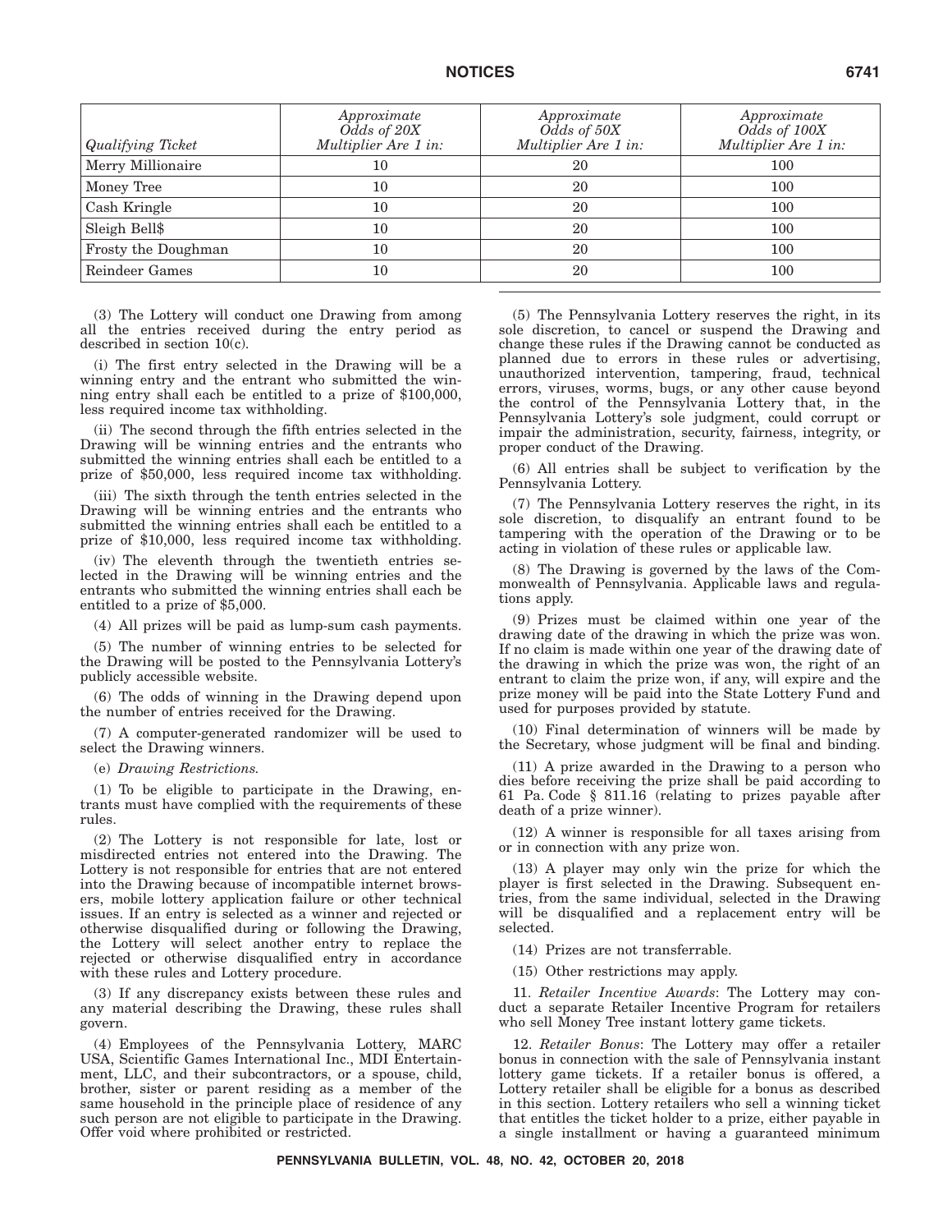| *Qualifying Ticket* | *Approximate Odds of 20X Multiplier Are 1 in:* | *Approximate Odds of 50X Multiplier Are 1 in:* | *Approximate Odds of 100X Multiplier Are 1 in:* |
|---|---|---|---|
| Merry Millionaire | 10 | 20 | 100 |
| Money Tree | 10 | 20 | 100 |
| Cash Kringle | 10 | 20 | 100 |
| Sleigh Bell$ | 10 | 20 | 100 |
| Frosty the Doughman | 10 | 20 | 100 |
| Reindeer Games | 10 | 20 | 100 |

(3) The Lottery will conduct one Drawing from among all the entries received during the entry period as described in section 10(c).

(i) The first entry selected in the Drawing will be a winning entry and the entrant who submitted the winning entry shall each be entitled to a prize of $100,000, less required income tax withholding.

(ii) The second through the fifth entries selected in the Drawing will be winning entries and the entrants who submitted the winning entries shall each be entitled to a prize of $50,000, less required income tax withholding.

(iii) The sixth through the tenth entries selected in the Drawing will be winning entries and the entrants who submitted the winning entries shall each be entitled to a prize of $10,000, less required income tax withholding.

(iv) The eleventh through the twentieth entries selected in the Drawing will be winning entries and the entrants who submitted the winning entries shall each be entitled to a prize of $5,000.

(4) All prizes will be paid as lump-sum cash payments.

(5) The number of winning entries to be selected for the Drawing will be posted to the Pennsylvania Lottery's publicly accessible website.

(6) The odds of winning in the Drawing depend upon the number of entries received for the Drawing.

(7) A computer-generated randomizer will be used to select the Drawing winners.

(e) *Drawing Restrictions.*

(1) To be eligible to participate in the Drawing, entrants must have complied with the requirements of these rules.

(2) The Lottery is not responsible for late, lost or misdirected entries not entered into the Drawing. The Lottery is not responsible for entries that are not entered into the Drawing because of incompatible internet browsers, mobile lottery application failure or other technical issues. If an entry is selected as a winner and rejected or otherwise disqualified during or following the Drawing, the Lottery will select another entry to replace the rejected or otherwise disqualified entry in accordance with these rules and Lottery procedure.

(3) If any discrepancy exists between these rules and any material describing the Drawing, these rules shall govern.

(4) Employees of the Pennsylvania Lottery, MARC USA, Scientific Games International Inc., MDI Entertainment, LLC, and their subcontractors, or a spouse, child, brother, sister or parent residing as a member of the same household in the principle place of residence of any such person are not eligible to participate in the Drawing. Offer void where prohibited or restricted.

(5) The Pennsylvania Lottery reserves the right, in its sole discretion, to cancel or suspend the Drawing and change these rules if the Drawing cannot be conducted as planned due to errors in these rules or advertising, unauthorized intervention, tampering, fraud, technical errors, viruses, worms, bugs, or any other cause beyond the control of the Pennsylvania Lottery that, in the Pennsylvania Lottery's sole judgment, could corrupt or impair the administration, security, fairness, integrity, or proper conduct of the Drawing.

(6) All entries shall be subject to verification by the Pennsylvania Lottery.

(7) The Pennsylvania Lottery reserves the right, in its sole discretion, to disqualify an entrant found to be tampering with the operation of the Drawing or to be acting in violation of these rules or applicable law.

(8) The Drawing is governed by the laws of the Commonwealth of Pennsylvania. Applicable laws and regulations apply.

(9) Prizes must be claimed within one year of the drawing date of the drawing in which the prize was won. If no claim is made within one year of the drawing date of the drawing in which the prize was won, the right of an entrant to claim the prize won, if any, will expire and the prize money will be paid into the State Lottery Fund and used for purposes provided by statute.

(10) Final determination of winners will be made by the Secretary, whose judgment will be final and binding.

(11) A prize awarded in the Drawing to a person who dies before receiving the prize shall be paid according to 61 Pa. Code § 811.16 (relating to prizes payable after death of a prize winner).

(12) A winner is responsible for all taxes arising from or in connection with any prize won.

(13) A player may only win the prize for which the player is first selected in the Drawing. Subsequent entries, from the same individual, selected in the Drawing will be disqualified and a replacement entry will be selected.

(14) Prizes are not transferrable.

(15) Other restrictions may apply.

11. *Retailer Incentive Awards*: The Lottery may conduct a separate Retailer Incentive Program for retailers who sell Money Tree instant lottery game tickets.

12. *Retailer Bonus*: The Lottery may offer a retailer bonus in connection with the sale of Pennsylvania instant lottery game tickets. If a retailer bonus is offered, a Lottery retailer shall be eligible for a bonus as described in this section. Lottery retailers who sell a winning ticket that entitles the ticket holder to a prize, either payable in a single installment or having a guaranteed minimum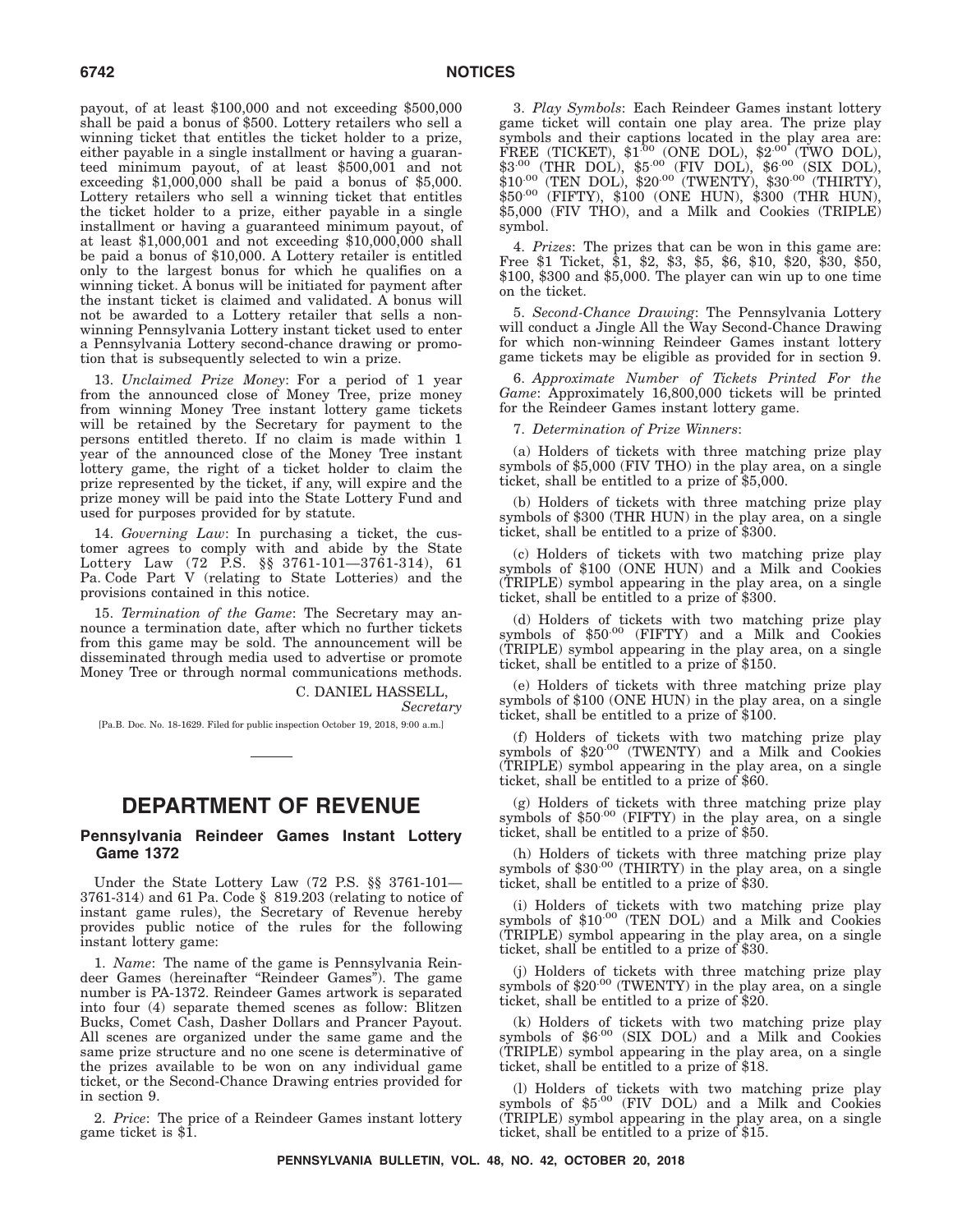payout, of at least $100,000 and not exceeding $500,000 shall be paid a bonus of $500. Lottery retailers who sell a winning ticket that entitles the ticket holder to a prize, either payable in a single installment or having a guaranteed minimum payout, of at least $500,001 and not exceeding $1,000,000 shall be paid a bonus of $5,000. Lottery retailers who sell a winning ticket that entitles the ticket holder to a prize, either payable in a single installment or having a guaranteed minimum payout, of at least $1,000,001 and not exceeding $10,000,000 shall be paid a bonus of $10,000. A Lottery retailer is entitled only to the largest bonus for which he qualifies on a winning ticket. A bonus will be initiated for payment after the instant ticket is claimed and validated. A bonus will not be awarded to a Lottery retailer that sells a non-winning Pennsylvania Lottery instant ticket used to enter a Pennsylvania Lottery second-chance drawing or promotion that is subsequently selected to win a prize.

13. *Unclaimed Prize Money*: For a period of 1 year from the announced close of Money Tree, prize money from winning Money Tree instant lottery game tickets will be retained by the Secretary for payment to the persons entitled thereto. If no claim is made within 1 year of the announced close of the Money Tree instant lottery game, the right of a ticket holder to claim the prize represented by the ticket, if any, will expire and the prize money will be paid into the State Lottery Fund and used for purposes provided for by statute.

14. *Governing Law*: In purchasing a ticket, the customer agrees to comply with and abide by the State Lottery Law (72 P.S. §§ 3761-101—3761-314), 61 Pa. Code Part V (relating to State Lotteries) and the provisions contained in this notice.

15. *Termination of the Game*: The Secretary may announce a termination date, after which no further tickets from this game may be sold. The announcement will be disseminated through media used to advertise or promote Money Tree or through normal communications methods.

C. DANIEL HASSELL,
*Secretary*

[Pa.B. Doc. No. 18-1629. Filed for public inspection October 19, 2018, 9:00 a.m.]

# DEPARTMENT OF REVENUE

## Pennsylvania Reindeer Games Instant Lottery Game 1372

Under the State Lottery Law (72 P.S. §§ 3761-101—3761-314) and 61 Pa. Code § 819.203 (relating to notice of instant game rules), the Secretary of Revenue hereby provides public notice of the rules for the following instant lottery game:

1. *Name*: The name of the game is Pennsylvania Reindeer Games (hereinafter "Reindeer Games"). The game number is PA-1372. Reindeer Games artwork is separated into four (4) separate themed scenes as follow: Blitzen Bucks, Comet Cash, Dasher Dollars and Prancer Payout. All scenes are organized under the same game and the same prize structure and no one scene is determinative of the prizes available to be won on any individual game ticket, or the Second-Chance Drawing entries provided for in section 9.

2. *Price*: The price of a Reindeer Games instant lottery game ticket is $1.

3. *Play Symbols*: Each Reindeer Games instant lottery game ticket will contain one play area. The prize play symbols and their captions located in the play area are: FREE (TICKET), $1.00 (ONE DOL), $2.00 (TWO DOL), $3.00 (THR DOL), $5.00 (FIV DOL), $6.00 (SIX DOL), $10.00 (TEN DOL), $20.00 (TWENTY), $30.00 (THIRTY), $50.00 (FIFTY), $100 (ONE HUN), $300 (THR HUN), $5,000 (FIV THO), and a Milk and Cookies (TRIPLE) symbol.

4. *Prizes*: The prizes that can be won in this game are: Free $1 Ticket, $1, $2, $3, $5, $6, $10, $20, $30, $50, $100, $300 and $5,000. The player can win up to one time on the ticket.

5. *Second-Chance Drawing*: The Pennsylvania Lottery will conduct a Jingle All the Way Second-Chance Drawing for which non-winning Reindeer Games instant lottery game tickets may be eligible as provided for in section 9.

6. *Approximate Number of Tickets Printed For the Game*: Approximately 16,800,000 tickets will be printed for the Reindeer Games instant lottery game.

7. *Determination of Prize Winners*:

(a) Holders of tickets with three matching prize play symbols of $5,000 (FIV THO) in the play area, on a single ticket, shall be entitled to a prize of $5,000.

(b) Holders of tickets with three matching prize play symbols of $300 (THR HUN) in the play area, on a single ticket, shall be entitled to a prize of $300.

(c) Holders of tickets with two matching prize play symbols of $100 (ONE HUN) and a Milk and Cookies (TRIPLE) symbol appearing in the play area, on a single ticket, shall be entitled to a prize of $300.

(d) Holders of tickets with two matching prize play symbols of $50.00 (FIFTY) and a Milk and Cookies (TRIPLE) symbol appearing in the play area, on a single ticket, shall be entitled to a prize of $150.

(e) Holders of tickets with three matching prize play symbols of $100 (ONE HUN) in the play area, on a single ticket, shall be entitled to a prize of $100.

(f) Holders of tickets with two matching prize play symbols of $20.00 (TWENTY) and a Milk and Cookies (TRIPLE) symbol appearing in the play area, on a single ticket, shall be entitled to a prize of $60.

(g) Holders of tickets with three matching prize play symbols of $50.00 (FIFTY) in the play area, on a single ticket, shall be entitled to a prize of $50.

(h) Holders of tickets with three matching prize play symbols of $30.00 (THIRTY) in the play area, on a single ticket, shall be entitled to a prize of $30.

(i) Holders of tickets with two matching prize play symbols of $10.00 (TEN DOL) and a Milk and Cookies (TRIPLE) symbol appearing in the play area, on a single ticket, shall be entitled to a prize of $30.

(j) Holders of tickets with three matching prize play symbols of $20.00 (TWENTY) in the play area, on a single ticket, shall be entitled to a prize of $20.

(k) Holders of tickets with two matching prize play symbols of $6.00 (SIX DOL) and a Milk and Cookies (TRIPLE) symbol appearing in the play area, on a single ticket, shall be entitled to a prize of $18.

(l) Holders of tickets with two matching prize play symbols of $5.00 (FIV DOL) and a Milk and Cookies (TRIPLE) symbol appearing in the play area, on a single ticket, shall be entitled to a prize of $15.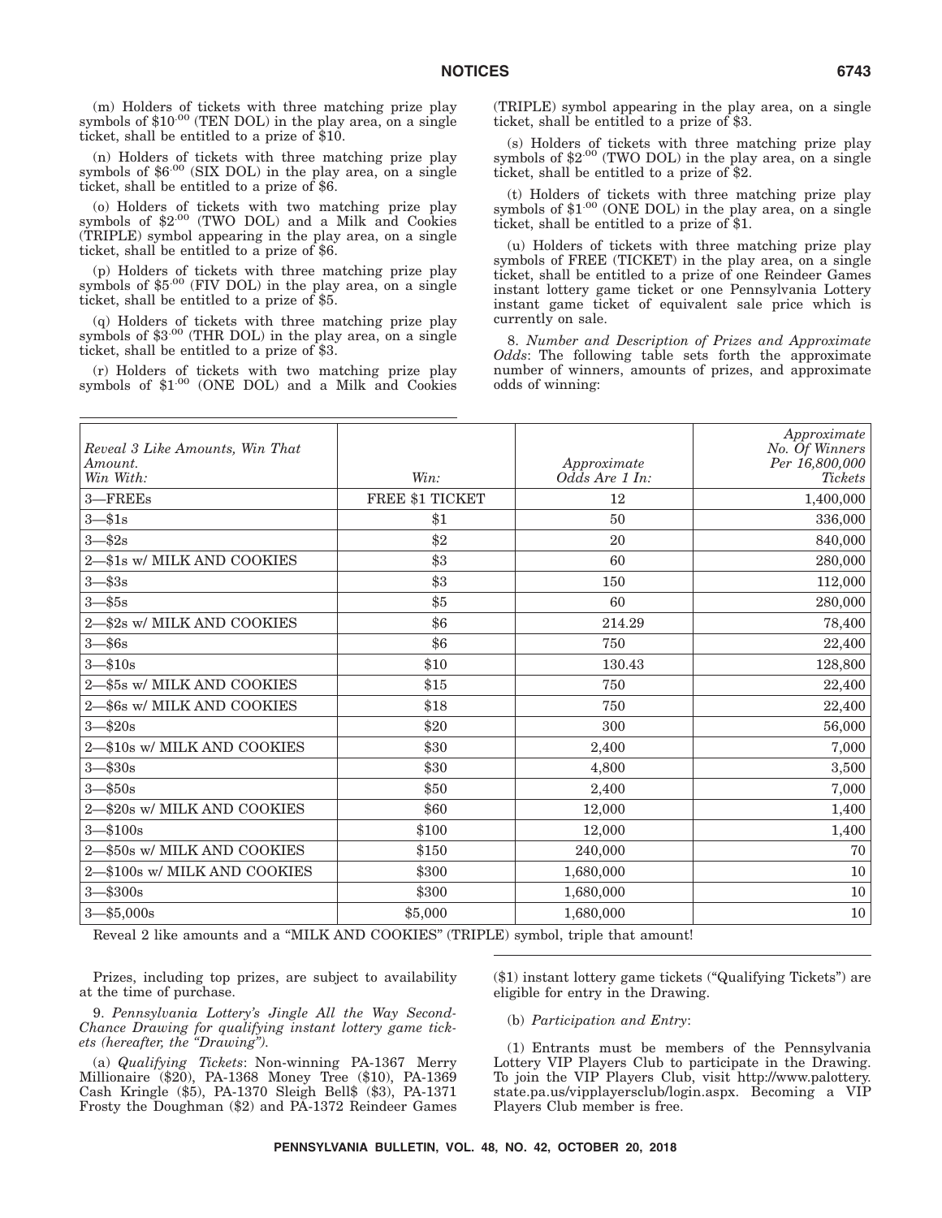(m) Holders of tickets with three matching prize play symbols of $10.00 (TEN DOL) in the play area, on a single ticket, shall be entitled to a prize of $10.

(n) Holders of tickets with three matching prize play symbols of $6.00 (SIX DOL) in the play area, on a single ticket, shall be entitled to a prize of $6.

(o) Holders of tickets with two matching prize play symbols of $2.00 (TWO DOL) and a Milk and Cookies (TRIPLE) symbol appearing in the play area, on a single ticket, shall be entitled to a prize of $6.

(p) Holders of tickets with three matching prize play symbols of $5.00 (FIV DOL) in the play area, on a single ticket, shall be entitled to a prize of $5.

(q) Holders of tickets with three matching prize play symbols of $3.00 (THR DOL) in the play area, on a single ticket, shall be entitled to a prize of $3.

(r) Holders of tickets with two matching prize play symbols of $1.00 (ONE DOL) and a Milk and Cookies (TRIPLE) symbol appearing in the play area, on a single ticket, shall be entitled to a prize of $3.

(s) Holders of tickets with three matching prize play symbols of $2.00 (TWO DOL) in the play area, on a single ticket, shall be entitled to a prize of $2.

(t) Holders of tickets with three matching prize play symbols of $1.00 (ONE DOL) in the play area, on a single ticket, shall be entitled to a prize of $1.

(u) Holders of tickets with three matching prize play symbols of FREE (TICKET) in the play area, on a single ticket, shall be entitled to a prize of one Reindeer Games instant lottery game ticket or one Pennsylvania Lottery instant game ticket of equivalent sale price which is currently on sale.

8. *Number and Description of Prizes and Approximate Odds*: The following table sets forth the approximate number of winners, amounts of prizes, and approximate odds of winning:

| *Reveal 3 Like Amounts, Win That Amount. Win With:* | *Win:* | *Approximate Odds Are 1 In:* | *Approximate No. Of Winners Per 16,800,000 Tickets* |
|---|---|---|---|
| 3—FREEs | FREE $1 TICKET | 12 | 1,400,000 |
| 3—$1s | $1 | 50 | 336,000 |
| 3—$2s | $2 | 20 | 840,000 |
| 2—$1s w/ MILK AND COOKIES | $3 | 60 | 280,000 |
| 3—$3s | $3 | 150 | 112,000 |
| 3—$5s | $5 | 60 | 280,000 |
| 2—$2s w/ MILK AND COOKIES | $6 | 214.29 | 78,400 |
| 3—$6s | $6 | 750 | 22,400 |
| 3—$10s | $10 | 130.43 | 128,800 |
| 2—$5s w/ MILK AND COOKIES | $15 | 750 | 22,400 |
| 2—$6s w/ MILK AND COOKIES | $18 | 750 | 22,400 |
| 3—$20s | $20 | 300 | 56,000 |
| 2—$10s w/ MILK AND COOKIES | $30 | 2,400 | 7,000 |
| 3—$30s | $30 | 4,800 | 3,500 |
| 3—$50s | $50 | 2,400 | 7,000 |
| 2—$20s w/ MILK AND COOKIES | $60 | 12,000 | 1,400 |
| 3—$100s | $100 | 12,000 | 1,400 |
| 2—$50s w/ MILK AND COOKIES | $150 | 240,000 | 70 |
| 2—$100s w/ MILK AND COOKIES | $300 | 1,680,000 | 10 |
| 3—$300s | $300 | 1,680,000 | 10 |
| 3—$5,000s | $5,000 | 1,680,000 | 10 |

Reveal 2 like amounts and a "MILK AND COOKIES" (TRIPLE) symbol, triple that amount!

Prizes, including top prizes, are subject to availability at the time of purchase.

9. *Pennsylvania Lottery's Jingle All the Way Second-Chance Drawing for qualifying instant lottery game tickets (hereafter, the "Drawing").*

(a) *Qualifying Tickets*: Non-winning PA-1367 Merry Millionaire ($20), PA-1368 Money Tree ($10), PA-1369 Cash Kringle ($5), PA-1370 Sleigh Bell$ ($3), PA-1371 Frosty the Doughman ($2) and PA-1372 Reindeer Games ($1) instant lottery game tickets ("Qualifying Tickets") are eligible for entry in the Drawing.

(b) *Participation and Entry*:

(1) Entrants must be members of the Pennsylvania Lottery VIP Players Club to participate in the Drawing. To join the VIP Players Club, visit http://www.palottery.state.pa.us/vipplayersclub/login.aspx. Becoming a VIP Players Club member is free.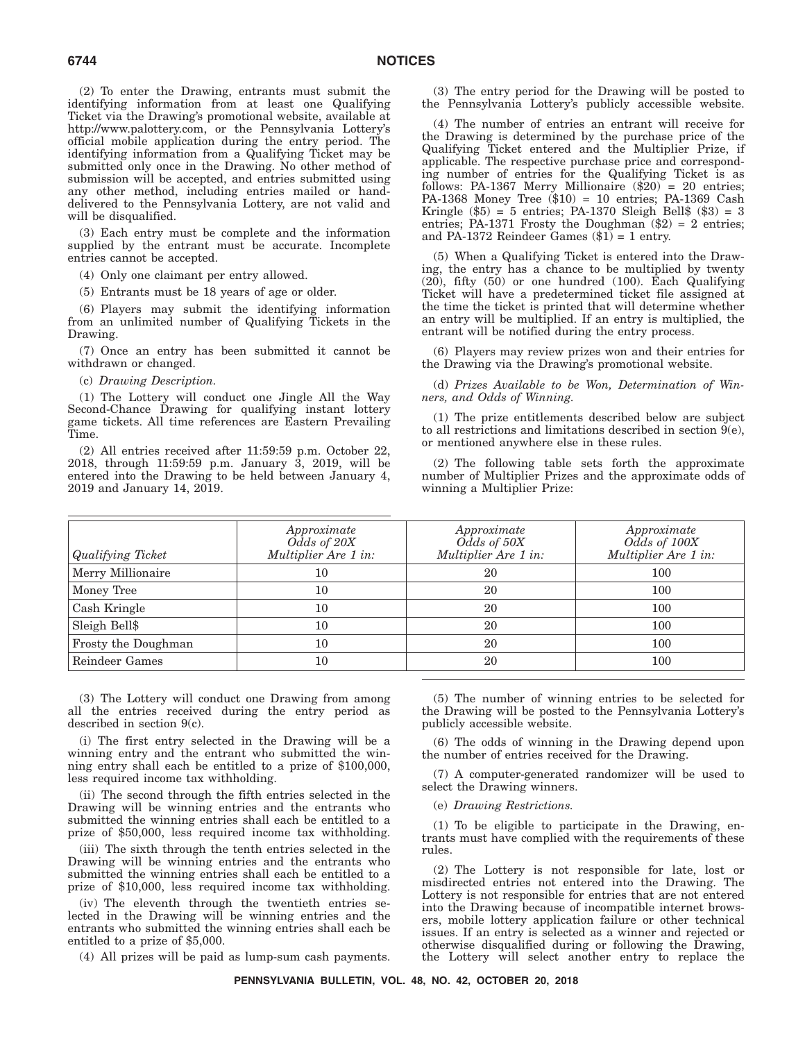(2) To enter the Drawing, entrants must submit the identifying information from at least one Qualifying Ticket via the Drawing's promotional website, available at http://www.palottery.com, or the Pennsylvania Lottery's official mobile application during the entry period. The identifying information from a Qualifying Ticket may be submitted only once in the Drawing. No other method of submission will be accepted, and entries submitted using any other method, including entries mailed or hand-delivered to the Pennsylvania Lottery, are not valid and will be disqualified.

(3) Each entry must be complete and the information supplied by the entrant must be accurate. Incomplete entries cannot be accepted.

(4) Only one claimant per entry allowed.

(5) Entrants must be 18 years of age or older.

(6) Players may submit the identifying information from an unlimited number of Qualifying Tickets in the Drawing.

(7) Once an entry has been submitted it cannot be withdrawn or changed.

(c) *Drawing Description.*

(1) The Lottery will conduct one Jingle All the Way Second-Chance Drawing for qualifying instant lottery game tickets. All time references are Eastern Prevailing Time.

(2) All entries received after 11:59:59 p.m. October 22, 2018, through 11:59:59 p.m. January 3, 2019, will be entered into the Drawing to be held between January 4, 2019 and January 14, 2019.

(3) The entry period for the Drawing will be posted to the Pennsylvania Lottery's publicly accessible website.

(4) The number of entries an entrant will receive for the Drawing is determined by the purchase price of the Qualifying Ticket entered and the Multiplier Prize, if applicable. The respective purchase price and corresponding number of entries for the Qualifying Ticket is as follows: PA-1367 Merry Millionaire ($20) = 20 entries; PA-1368 Money Tree ($10) = 10 entries; PA-1369 Cash Kringle ($5) = 5 entries; PA-1370 Sleigh Bell$ ($3) = 3 entries; PA-1371 Frosty the Doughman ($2) = 2 entries; and PA-1372 Reindeer Games ($1) = 1 entry.

(5) When a Qualifying Ticket is entered into the Drawing, the entry has a chance to be multiplied by twenty (20), fifty (50) or one hundred (100). Each Qualifying Ticket will have a predetermined ticket file assigned at the time the ticket is printed that will determine whether an entry will be multiplied. If an entry is multiplied, the entrant will be notified during the entry process.

(6) Players may review prizes won and their entries for the Drawing via the Drawing's promotional website.

(d) *Prizes Available to be Won, Determination of Winners, and Odds of Winning.*

(1) The prize entitlements described below are subject to all restrictions and limitations described in section 9(e), or mentioned anywhere else in these rules.

(2) The following table sets forth the approximate number of Multiplier Prizes and the approximate odds of winning a Multiplier Prize:

| *Qualifying Ticket* | *Approximate Odds of 20X Multiplier Are 1 in:* | *Approximate Odds of 50X Multiplier Are 1 in:* | *Approximate Odds of 100X Multiplier Are 1 in:* |
|---|---|---|---|
| Merry Millionaire | 10 | 20 | 100 |
| Money Tree | 10 | 20 | 100 |
| Cash Kringle | 10 | 20 | 100 |
| Sleigh Bell$ | 10 | 20 | 100 |
| Frosty the Doughman | 10 | 20 | 100 |
| Reindeer Games | 10 | 20 | 100 |

(3) The Lottery will conduct one Drawing from among all the entries received during the entry period as described in section 9(c).

(i) The first entry selected in the Drawing will be a winning entry and the entrant who submitted the winning entry shall each be entitled to a prize of $100,000, less required income tax withholding.

(ii) The second through the fifth entries selected in the Drawing will be winning entries and the entrants who submitted the winning entries shall each be entitled to a prize of $50,000, less required income tax withholding.

(iii) The sixth through the tenth entries selected in the Drawing will be winning entries and the entrants who submitted the winning entries shall each be entitled to a prize of $10,000, less required income tax withholding.

(iv) The eleventh through the twentieth entries selected in the Drawing will be winning entries and the entrants who submitted the winning entries shall each be entitled to a prize of $5,000.

(4) All prizes will be paid as lump-sum cash payments.

(5) The number of winning entries to be selected for the Drawing will be posted to the Pennsylvania Lottery's publicly accessible website.

(6) The odds of winning in the Drawing depend upon the number of entries received for the Drawing.

(7) A computer-generated randomizer will be used to select the Drawing winners.

(e) *Drawing Restrictions.*

(1) To be eligible to participate in the Drawing, entrants must have complied with the requirements of these rules.

(2) The Lottery is not responsible for late, lost or misdirected entries not entered into the Drawing. The Lottery is not responsible for entries that are not entered into the Drawing because of incompatible internet browsers, mobile lottery application failure or other technical issues. If an entry is selected as a winner and rejected or otherwise disqualified during or following the Drawing, the Lottery will select another entry to replace the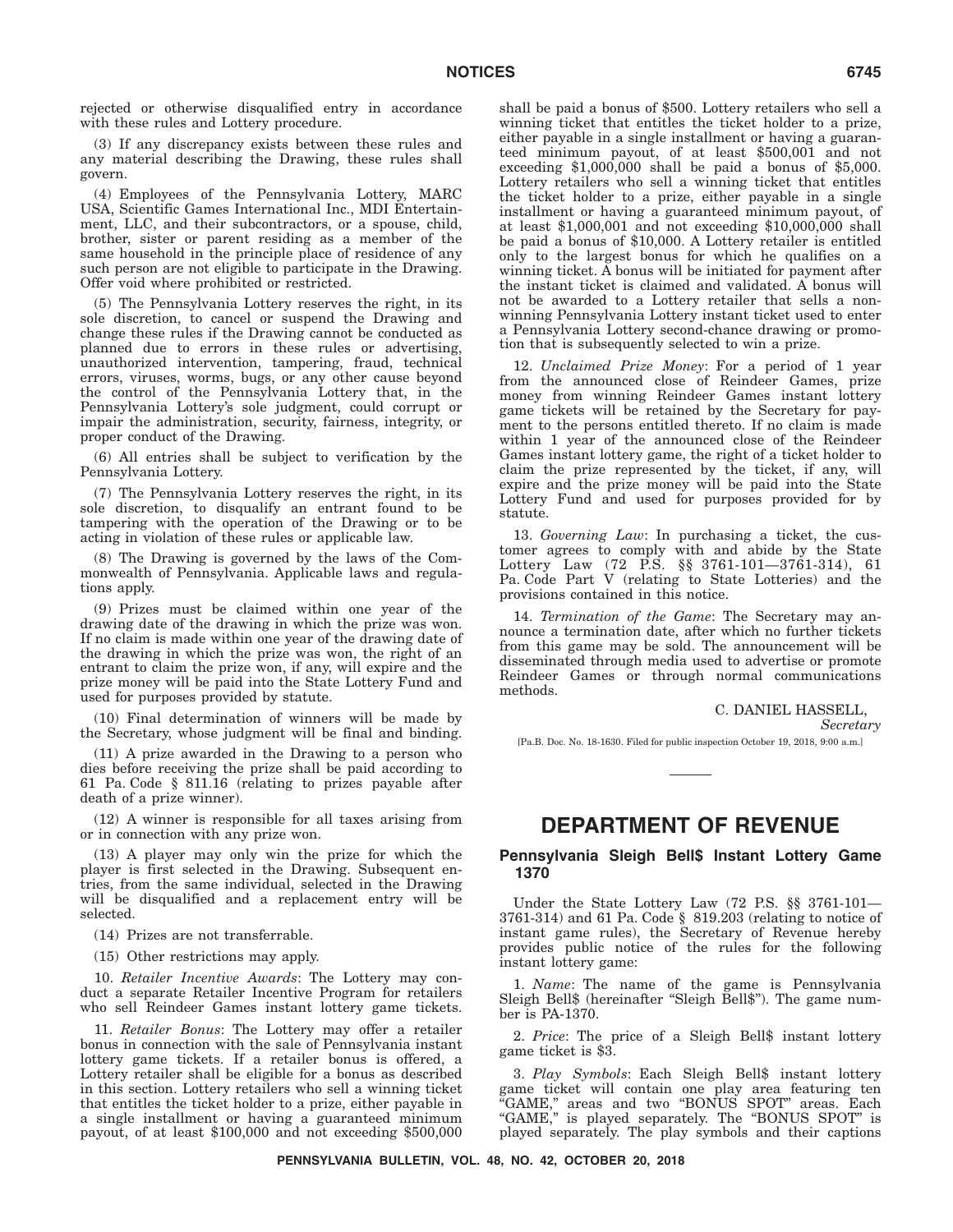rejected or otherwise disqualified entry in accordance with these rules and Lottery procedure.

(3) If any discrepancy exists between these rules and any material describing the Drawing, these rules shall govern.

(4) Employees of the Pennsylvania Lottery, MARC USA, Scientific Games International Inc., MDI Entertainment, LLC, and their subcontractors, or a spouse, child, brother, sister or parent residing as a member of the same household in the principle place of residence of any such person are not eligible to participate in the Drawing. Offer void where prohibited or restricted.

(5) The Pennsylvania Lottery reserves the right, in its sole discretion, to cancel or suspend the Drawing and change these rules if the Drawing cannot be conducted as planned due to errors in these rules or advertising, unauthorized intervention, tampering, fraud, technical errors, viruses, worms, bugs, or any other cause beyond the control of the Pennsylvania Lottery that, in the Pennsylvania Lottery's sole judgment, could corrupt or impair the administration, security, fairness, integrity, or proper conduct of the Drawing.

(6) All entries shall be subject to verification by the Pennsylvania Lottery.

(7) The Pennsylvania Lottery reserves the right, in its sole discretion, to disqualify an entrant found to be tampering with the operation of the Drawing or to be acting in violation of these rules or applicable law.

(8) The Drawing is governed by the laws of the Commonwealth of Pennsylvania. Applicable laws and regulations apply.

(9) Prizes must be claimed within one year of the drawing date of the drawing in which the prize was won. If no claim is made within one year of the drawing date of the drawing in which the prize was won, the right of an entrant to claim the prize won, if any, will expire and the prize money will be paid into the State Lottery Fund and used for purposes provided by statute.

(10) Final determination of winners will be made by the Secretary, whose judgment will be final and binding.

(11) A prize awarded in the Drawing to a person who dies before receiving the prize shall be paid according to 61 Pa. Code § 811.16 (relating to prizes payable after death of a prize winner).

(12) A winner is responsible for all taxes arising from or in connection with any prize won.

(13) A player may only win the prize for which the player is first selected in the Drawing. Subsequent entries, from the same individual, selected in the Drawing will be disqualified and a replacement entry will be selected.

(14) Prizes are not transferrable.

(15) Other restrictions may apply.

10. *Retailer Incentive Awards*: The Lottery may conduct a separate Retailer Incentive Program for retailers who sell Reindeer Games instant lottery game tickets.

11. *Retailer Bonus*: The Lottery may offer a retailer bonus in connection with the sale of Pennsylvania instant lottery game tickets. If a retailer bonus is offered, a Lottery retailer shall be eligible for a bonus as described in this section. Lottery retailers who sell a winning ticket that entitles the ticket holder to a prize, either payable in a single installment or having a guaranteed minimum payout, of at least $100,000 and not exceeding $500,000 shall be paid a bonus of $500. Lottery retailers who sell a winning ticket that entitles the ticket holder to a prize, either payable in a single installment or having a guaranteed minimum payout, of at least $500,001 and not exceeding $1,000,000 shall be paid a bonus of $5,000. Lottery retailers who sell a winning ticket that entitles the ticket holder to a prize, either payable in a single installment or having a guaranteed minimum payout, of at least $1,000,001 and not exceeding $10,000,000 shall be paid a bonus of $10,000. A Lottery retailer is entitled only to the largest bonus for which he qualifies on a winning ticket. A bonus will be initiated for payment after the instant ticket is claimed and validated. A bonus will not be awarded to a Lottery retailer that sells a non-winning Pennsylvania Lottery instant ticket used to enter a Pennsylvania Lottery second-chance drawing or promotion that is subsequently selected to win a prize.

12. *Unclaimed Prize Money*: For a period of 1 year from the announced close of Reindeer Games, prize money from winning Reindeer Games instant lottery game tickets will be retained by the Secretary for payment to the persons entitled thereto. If no claim is made within 1 year of the announced close of the Reindeer Games instant lottery game, the right of a ticket holder to claim the prize represented by the ticket, if any, will expire and the prize money will be paid into the State Lottery Fund and used for purposes provided for by statute.

13. *Governing Law*: In purchasing a ticket, the customer agrees to comply with and abide by the State Lottery Law (72 P.S. §§ 3761-101—3761-314), 61 Pa. Code Part V (relating to State Lotteries) and the provisions contained in this notice.

14. *Termination of the Game*: The Secretary may announce a termination date, after which no further tickets from this game may be sold. The announcement will be disseminated through media used to advertise or promote Reindeer Games or through normal communications methods.

C. DANIEL HASSELL,
*Secretary*

[Pa.B. Doc. No. 18-1630. Filed for public inspection October 19, 2018, 9:00 a.m.]

# DEPARTMENT OF REVENUE

## Pennsylvania Sleigh Bell$ Instant Lottery Game 1370

Under the State Lottery Law (72 P.S. §§ 3761-101—3761-314) and 61 Pa. Code § 819.203 (relating to notice of instant game rules), the Secretary of Revenue hereby provides public notice of the rules for the following instant lottery game:

1. *Name*: The name of the game is Pennsylvania Sleigh Bell$ (hereinafter "Sleigh Bell$"). The game number is PA-1370.

2. *Price*: The price of a Sleigh Bell$ instant lottery game ticket is $3.

3. *Play Symbols*: Each Sleigh Bell$ instant lottery game ticket will contain one play area featuring ten "GAME," areas and two "BONUS SPOT" areas. Each "GAME," is played separately. The "BONUS SPOT" is played separately. The play symbols and their captions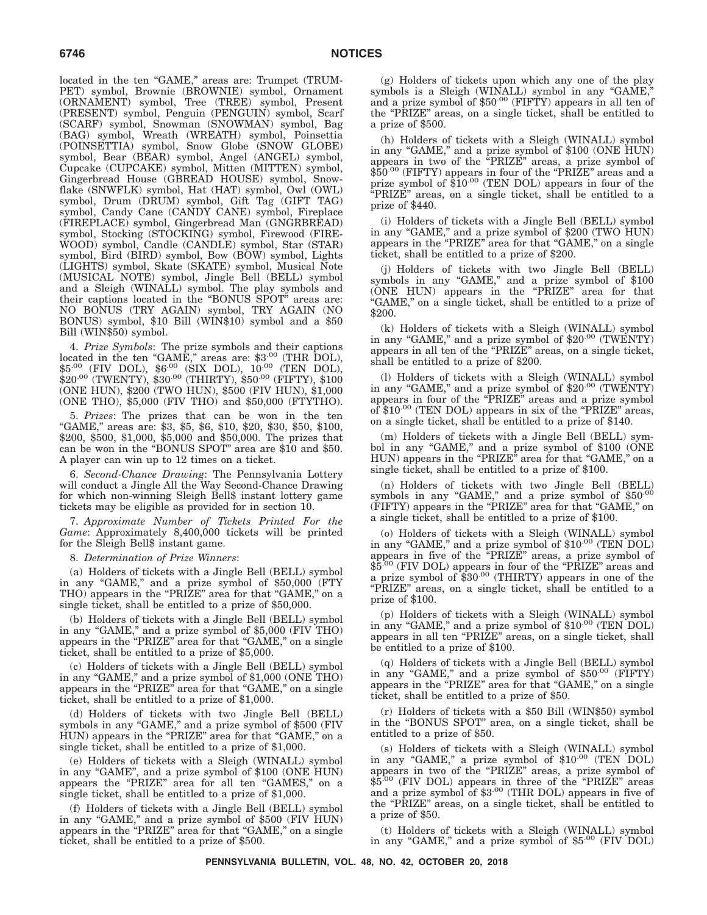located in the ten "GAME," areas are: Trumpet (TRUMPET) symbol, Brownie (BROWNIE) symbol, Ornament (ORNAMENT) symbol, Tree (TREE) symbol, Present (PRESENT) symbol, Penguin (PENGUIN) symbol, Scarf (SCARF) symbol, Snowman (SNOWMAN) symbol, Bag (BAG) symbol, Wreath (WREATH) symbol, Poinsettia (POINSETTIA) symbol, Snow Globe (SNOW GLOBE) symbol, Bear (BEAR) symbol, Angel (ANGEL) symbol, Cupcake (CUPCAKE) symbol, Mitten (MITTEN) symbol, Gingerbread House (GBREAD HOUSE) symbol, Snowflake (SNWFLK) symbol, Hat (HAT) symbol, Owl (OWL) symbol, Drum (DRUM) symbol, Gift Tag (GIFT TAG) symbol, Candy Cane (CANDY CANE) symbol, Fireplace (FIREPLACE) symbol, Gingerbread Man (GNGRBREAD) symbol, Stocking (STOCKING) symbol, Firewood (FIREWOOD) symbol, Candle (CANDLE) symbol, Star (STAR) symbol, Bird (BIRD) symbol, Bow (BOW) symbol, Lights (LIGHTS) symbol, Skate (SKATE) symbol, Musical Note (MUSICAL NOTE) symbol, Jingle Bell (BELL) symbol and a Sleigh (WINALL) symbol. The play symbols and their captions located in the "BONUS SPOT" areas are: NO BONUS (TRY AGAIN) symbol, TRY AGAIN (NO BONUS) symbol, $10 Bill (WIN$10) symbol and a $50 Bill (WIN$50) symbol.

4. *Prize Symbols*: The prize symbols and their captions located in the ten "GAME," areas are: $3.00 (THR DOL), $5.00 (FIV DOL), $6.00 (SIX DOL), 10.00 (TEN DOL), $20.00 (TWENTY), $30.00 (THIRTY), $50.00 (FIFTY), $100 (ONE HUN), $200 (TWO HUN), $500 (FIV HUN), $1,000 (ONE THO), $5,000 (FIV THO) and $50,000 (FTYTHO).

5. *Prizes*: The prizes that can be won in the ten "GAME," areas are: $3, $5, $6, $10, $20, $30, $50, $100, $200, $500, $1,000, $5,000 and $50,000. The prizes that can be won in the "BONUS SPOT" area are $10 and $50. A player can win up to 12 times on a ticket.

6. *Second-Chance Drawing*: The Pennsylvania Lottery will conduct a Jingle All the Way Second-Chance Drawing for which non-winning Sleigh Bell$ instant lottery game tickets may be eligible as provided for in section 10.

7. *Approximate Number of Tickets Printed For the Game*: Approximately 8,400,000 tickets will be printed for the Sleigh Bell$ instant game.

8. *Determination of Prize Winners*:

(a) Holders of tickets with a Jingle Bell (BELL) symbol in any "GAME," and a prize symbol of $50,000 (FTY THO) appears in the "PRIZE" area for that "GAME," on a single ticket, shall be entitled to a prize of $50,000.

(b) Holders of tickets with a Jingle Bell (BELL) symbol in any "GAME," and a prize symbol of $5,000 (FIV THO) appears in the "PRIZE" area for that "GAME," on a single ticket, shall be entitled to a prize of $5,000.

(c) Holders of tickets with a Jingle Bell (BELL) symbol in any "GAME," and a prize symbol of $1,000 (ONE THO) appears in the "PRIZE" area for that "GAME," on a single ticket, shall be entitled to a prize of $1,000.

(d) Holders of tickets with two Jingle Bell (BELL) symbols in any "GAME," and a prize symbol of $500 (FIV HUN) appears in the "PRIZE" area for that "GAME," on a single ticket, shall be entitled to a prize of $1,000.

(e) Holders of tickets with a Sleigh (WINALL) symbol in any "GAME", and a prize symbol of $100 (ONE HUN) appears the "PRIZE" area for all ten "GAMES," on a single ticket, shall be entitled to a prize of $1,000.

(f) Holders of tickets with a Jingle Bell (BELL) symbol in any "GAME," and a prize symbol of $500 (FIV HUN) appears in the "PRIZE" area for that "GAME," on a single ticket, shall be entitled to a prize of $500.

(g) Holders of tickets upon which any one of the play symbols is a Sleigh (WINALL) symbol in any "GAME," and a prize symbol of $50.00 (FIFTY) appears in all ten of the "PRIZE" areas, on a single ticket, shall be entitled to a prize of $500.

(h) Holders of tickets with a Sleigh (WINALL) symbol in any "GAME," and a prize symbol of $100 (ONE HUN) appears in two of the "PRIZE" areas, a prize symbol of $50.00 (FIFTY) appears in four of the "PRIZE" areas and a prize symbol of $10.00 (TEN DOL) appears in four of the "PRIZE" areas, on a single ticket, shall be entitled to a prize of $440.

(i) Holders of tickets with a Jingle Bell (BELL) symbol in any "GAME," and a prize symbol of $200 (TWO HUN) appears in the "PRIZE" area for that "GAME," on a single ticket, shall be entitled to a prize of $200.

(j) Holders of tickets with two Jingle Bell (BELL) symbols in any "GAME," and a prize symbol of $100 (ONE HUN) appears in the "PRIZE" area for that "GAME," on a single ticket, shall be entitled to a prize of $200.

(k) Holders of tickets with a Sleigh (WINALL) symbol in any "GAME," and a prize symbol of $20.00 (TWENTY) appears in all ten of the "PRIZE" areas, on a single ticket, shall be entitled to a prize of $200.

(l) Holders of tickets with a Sleigh (WINALL) symbol in any "GAME," and a prize symbol of $20.00 (TWENTY) appears in four of the "PRIZE" areas and a prize symbol of $10.00 (TEN DOL) appears in six of the "PRIZE" areas, on a single ticket, shall be entitled to a prize of $140.

(m) Holders of tickets with a Jingle Bell (BELL) symbol in any "GAME," and a prize symbol of $100 (ONE HUN) appears in the "PRIZE" area for that "GAME," on a single ticket, shall be entitled to a prize of $100.

(n) Holders of tickets with two Jingle Bell (BELL) symbols in any "GAME," and a prize symbol of $50.00 (FIFTY) appears in the "PRIZE" area for that "GAME," on a single ticket, shall be entitled to a prize of $100.

(o) Holders of tickets with a Sleigh (WINALL) symbol in any "GAME," and a prize symbol of $10.00 (TEN DOL) appears in five of the "PRIZE" areas, a prize symbol of $5.00 (FIV DOL) appears in four of the "PRIZE" areas and a prize symbol of $30.00 (THIRTY) appears in one of the "PRIZE" areas, on a single ticket, shall be entitled to a prize of $100.

(p) Holders of tickets with a Sleigh (WINALL) symbol in any "GAME," and a prize symbol of $10.00 (TEN DOL) appears in all ten "PRIZE" areas, on a single ticket, shall be entitled to a prize of $100.

(q) Holders of tickets with a Jingle Bell (BELL) symbol in any "GAME," and a prize symbol of $50.00 (FIFTY) appears in the "PRIZE" area for that "GAME," on a single ticket, shall be entitled to a prize of $50.

(r) Holders of tickets with a $50 Bill (WIN$50) symbol in the "BONUS SPOT" area, on a single ticket, shall be entitled to a prize of $50.

(s) Holders of tickets with a Sleigh (WINALL) symbol in any "GAME," a prize symbol of $10.00 (TEN DOL) appears in two of the "PRIZE" areas, a prize symbol of $5.00 (FIV DOL) appears in three of the "PRIZE" areas and a prize symbol of $3.00 (THR DOL) appears in five of the "PRIZE" areas, on a single ticket, shall be entitled to a prize of $50.

(t) Holders of tickets with a Sleigh (WINALL) symbol in any "GAME," and a prize symbol of $5.00 (FIV DOL)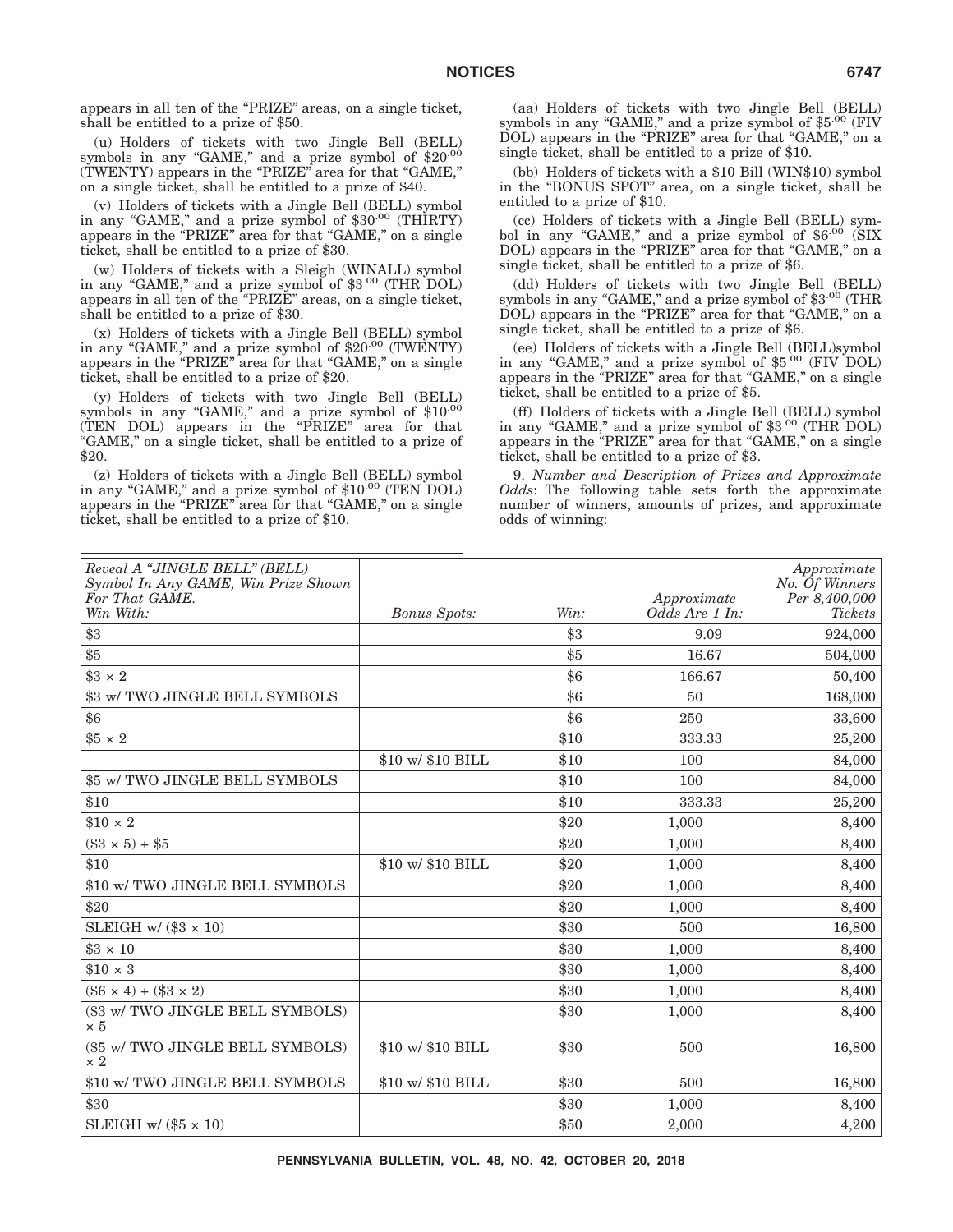appears in all ten of the "PRIZE" areas, on a single ticket, shall be entitled to a prize of $50.

(u) Holders of tickets with two Jingle Bell (BELL) symbols in any "GAME," and a prize symbol of $20$^{.00}$ (TWENTY) appears in the "PRIZE" area for that "GAME," on a single ticket, shall be entitled to a prize of $40.

(v) Holders of tickets with a Jingle Bell (BELL) symbol in any "GAME," and a prize symbol of $30$^{.00}$ (THIRTY) appears in the "PRIZE" area for that "GAME," on a single ticket, shall be entitled to a prize of $30.

(w) Holders of tickets with a Sleigh (WINALL) symbol in any "GAME," and a prize symbol of $3$^{.00}$ (THR DOL) appears in all ten of the "PRIZE" areas, on a single ticket, shall be entitled to a prize of $30.

(x) Holders of tickets with a Jingle Bell (BELL) symbol in any "GAME," and a prize symbol of $20$^{.00}$ (TWENTY) appears in the "PRIZE" area for that "GAME," on a single ticket, shall be entitled to a prize of $20.

(y) Holders of tickets with two Jingle Bell (BELL) symbols in any "GAME," and a prize symbol of $10$^{.00}$ (TEN DOL) appears in the "PRIZE" area for that "GAME," on a single ticket, shall be entitled to a prize of $20.

(z) Holders of tickets with a Jingle Bell (BELL) symbol in any "GAME," and a prize symbol of $10$^{.00}$ (TEN DOL) appears in the "PRIZE" area for that "GAME," on a single ticket, shall be entitled to a prize of $10.

(aa) Holders of tickets with two Jingle Bell (BELL) symbols in any "GAME," and a prize symbol of $5$^{.00}$ (FIV DOL) appears in the "PRIZE" area for that "GAME," on a single ticket, shall be entitled to a prize of $10.

(bb) Holders of tickets with a $10 Bill (WIN$10) symbol in the "BONUS SPOT" area, on a single ticket, shall be entitled to a prize of $10.

(cc) Holders of tickets with a Jingle Bell (BELL) symbol in any "GAME," and a prize symbol of $6$^{.00}$ (SIX DOL) appears in the "PRIZE" area for that "GAME," on a single ticket, shall be entitled to a prize of $6.

(dd) Holders of tickets with two Jingle Bell (BELL) symbols in any "GAME," and a prize symbol of $3$^{.00}$ (THR DOL) appears in the "PRIZE" area for that "GAME," on a single ticket, shall be entitled to a prize of $6.

(ee) Holders of tickets with a Jingle Bell (BELL)symbol in any "GAME," and a prize symbol of $5$^{.00}$ (FIV DOL) appears in the "PRIZE" area for that "GAME," on a single ticket, shall be entitled to a prize of $5.

(ff) Holders of tickets with a Jingle Bell (BELL) symbol in any "GAME," and a prize symbol of $3$^{.00}$ (THR DOL) appears in the "PRIZE" area for that "GAME," on a single ticket, shall be entitled to a prize of $3.

9. *Number and Description of Prizes and Approximate Odds*: The following table sets forth the approximate number of winners, amounts of prizes, and approximate odds of winning:

| *Reveal A "JINGLE BELL" (BELL) Symbol In Any GAME, Win Prize Shown For That GAME. Win With:* | *Bonus Spots:* | *Win:* | *Approximate Odds Are 1 In:* | *Approximate No. Of Winners Per 8,400,000 Tickets* |
|---|---|---|---|---|
| $3 | | $3 | 9.09 | 924,000 |
| $5 | | $5 | 16.67 | 504,000 |
| $3 × 2 | | $6 | 166.67 | 50,400 |
| $3 w/ TWO JINGLE BELL SYMBOLS | | $6 | 50 | 168,000 |
| $6 | | $6 | 250 | 33,600 |
| $5 × 2 | | $10 | 333.33 | 25,200 |
| | $10 w/ $10 BILL | $10 | 100 | 84,000 |
| $5 w/ TWO JINGLE BELL SYMBOLS | | $10 | 100 | 84,000 |
| $10 | | $10 | 333.33 | 25,200 |
| $10 × 2 | | $20 | 1,000 | 8,400 |
| ($3 × 5) + $5 | | $20 | 1,000 | 8,400 |
| $10 | $10 w/ $10 BILL | $20 | 1,000 | 8,400 |
| $10 w/ TWO JINGLE BELL SYMBOLS | | $20 | 1,000 | 8,400 |
| $20 | | $20 | 1,000 | 8,400 |
| SLEIGH w/ ($3 × 10) | | $30 | 500 | 16,800 |
| $3 × 10 | | $30 | 1,000 | 8,400 |
| $10 × 3 | | $30 | 1,000 | 8,400 |
| ($6 × 4) + ($3 × 2) | | $30 | 1,000 | 8,400 |
| ($3 w/ TWO JINGLE BELL SYMBOLS) × 5 | | $30 | 1,000 | 8,400 |
| ($5 w/ TWO JINGLE BELL SYMBOLS) × 2 | $10 w/ $10 BILL | $30 | 500 | 16,800 |
| $10 w/ TWO JINGLE BELL SYMBOLS | $10 w/ $10 BILL | $30 | 500 | 16,800 |
| $30 | | $30 | 1,000 | 8,400 |
| SLEIGH w/ ($5 × 10) | | $50 | 2,000 | 4,200 |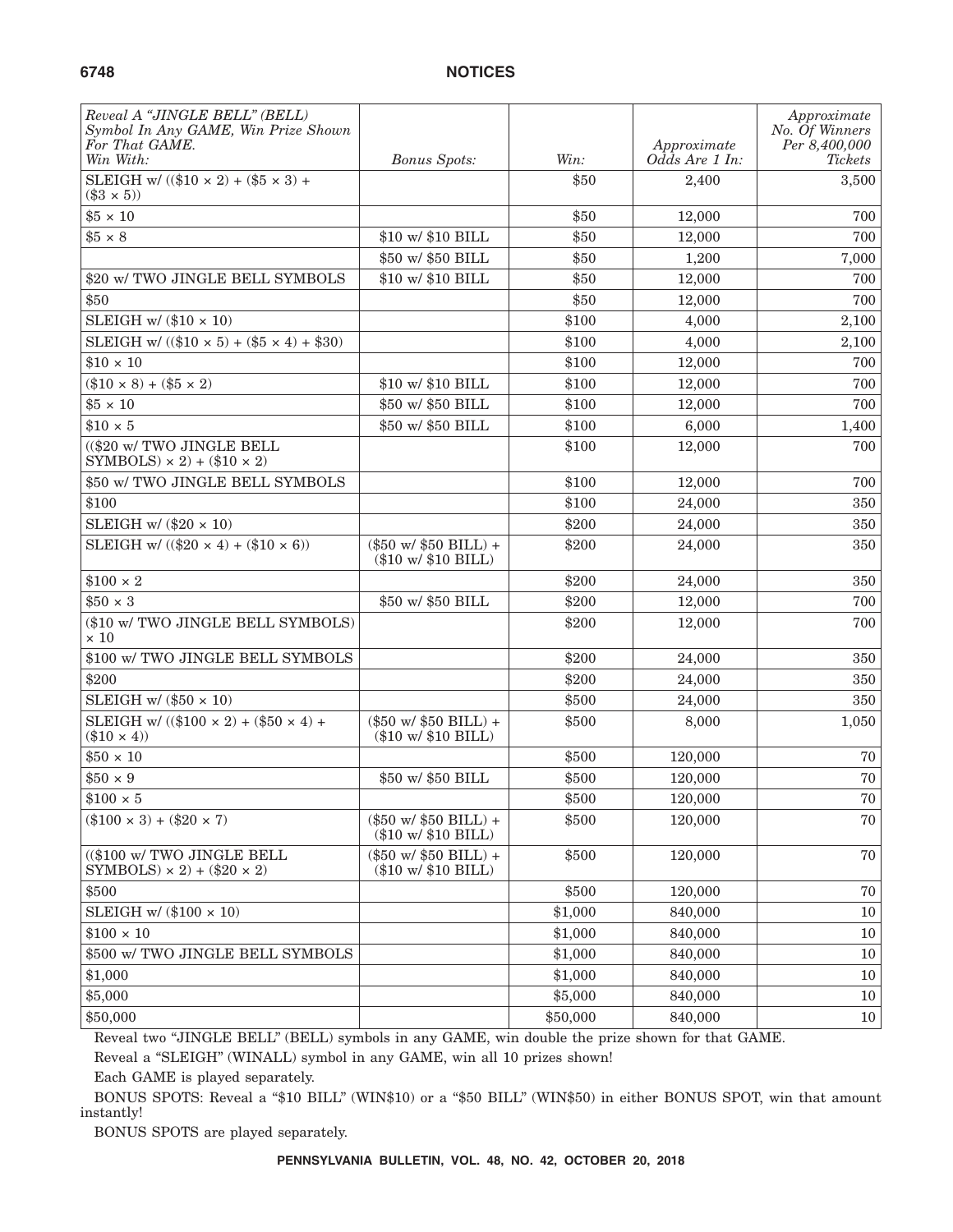| *Reveal A "JINGLE BELL" (BELL) Symbol In Any GAME, Win Prize Shown For That GAME. Win With:* | *Bonus Spots:* | *Win:* | *Approximate Odds Are 1 In:* | *Approximate No. Of Winners Per 8,400,000 Tickets* |
|---|---|---|---|---|
| SLEIGH w/ ((\$10 × 2) + (\$5 × 3) + (\$3 × 5)) | | \$50 | 2,400 | 3,500 |
| \$5 × 10 | | \$50 | 12,000 | 700 |
| \$5 × 8 | \$10 w/ \$10 BILL | \$50 | 12,000 | 700 |
| | \$50 w/ \$50 BILL | \$50 | 1,200 | 7,000 |
| \$20 w/ TWO JINGLE BELL SYMBOLS | \$10 w/ \$10 BILL | \$50 | 12,000 | 700 |
| \$50 | | \$50 | 12,000 | 700 |
| SLEIGH w/ (\$10 × 10) | | \$100 | 4,000 | 2,100 |
| SLEIGH w/ ((\$10 × 5) + (\$5 × 4) + \$30) | | \$100 | 4,000 | 2,100 |
| \$10 × 10 | | \$100 | 12,000 | 700 |
| (\$10 × 8) + (\$5 × 2) | \$10 w/ \$10 BILL | \$100 | 12,000 | 700 |
| \$5 × 10 | \$50 w/ \$50 BILL | \$100 | 12,000 | 700 |
| \$10 × 5 | \$50 w/ \$50 BILL | \$100 | 6,000 | 1,400 |
| ((\$20 w/ TWO JINGLE BELL SYMBOLS) × 2) + (\$10 × 2) | | \$100 | 12,000 | 700 |
| \$50 w/ TWO JINGLE BELL SYMBOLS | | \$100 | 12,000 | 700 |
| \$100 | | \$100 | 24,000 | 350 |
| SLEIGH w/ (\$20 × 10) | | \$200 | 24,000 | 350 |
| SLEIGH w/ ((\$20 × 4) + (\$10 × 6)) | (\$50 w/ \$50 BILL) + (\$10 w/ \$10 BILL) | \$200 | 24,000 | 350 |
| \$100 × 2 | | \$200 | 24,000 | 350 |
| \$50 × 3 | \$50 w/ \$50 BILL | \$200 | 12,000 | 700 |
| (\$10 w/ TWO JINGLE BELL SYMBOLS) × 10 | | \$200 | 12,000 | 700 |
| \$100 w/ TWO JINGLE BELL SYMBOLS | | \$200 | 24,000 | 350 |
| \$200 | | \$200 | 24,000 | 350 |
| SLEIGH w/ (\$50 × 10) | | \$500 | 24,000 | 350 |
| SLEIGH w/ ((\$100 × 2) + (\$50 × 4) + (\$10 × 4)) | (\$50 w/ \$50 BILL) + (\$10 w/ \$10 BILL) | \$500 | 8,000 | 1,050 |
| \$50 × 10 | | \$500 | 120,000 | 70 |
| \$50 × 9 | \$50 w/ \$50 BILL | \$500 | 120,000 | 70 |
| \$100 × 5 | | \$500 | 120,000 | 70 |
| (\$100 × 3) + (\$20 × 7) | (\$50 w/ \$50 BILL) + (\$10 w/ \$10 BILL) | \$500 | 120,000 | 70 |
| ((\$100 w/ TWO JINGLE BELL SYMBOLS) × 2) + (\$20 × 2) | (\$50 w/ \$50 BILL) + (\$10 w/ \$10 BILL) | \$500 | 120,000 | 70 |
| \$500 | | \$500 | 120,000 | 70 |
| SLEIGH w/ (\$100 × 10) | | \$1,000 | 840,000 | 10 |
| \$100 × 10 | | \$1,000 | 840,000 | 10 |
| \$500 w/ TWO JINGLE BELL SYMBOLS | | \$1,000 | 840,000 | 10 |
| \$1,000 | | \$1,000 | 840,000 | 10 |
| \$5,000 | | \$5,000 | 840,000 | 10 |
| \$50,000 | | \$50,000 | 840,000 | 10 |

Reveal two "JINGLE BELL" (BELL) symbols in any GAME, win double the prize shown for that GAME.

Reveal a "SLEIGH" (WINALL) symbol in any GAME, win all 10 prizes shown!

Each GAME is played separately.

BONUS SPOTS: Reveal a "\$10 BILL" (WIN\$10) or a "\$50 BILL" (WIN\$50) in either BONUS SPOT, win that amount instantly!

BONUS SPOTS are played separately.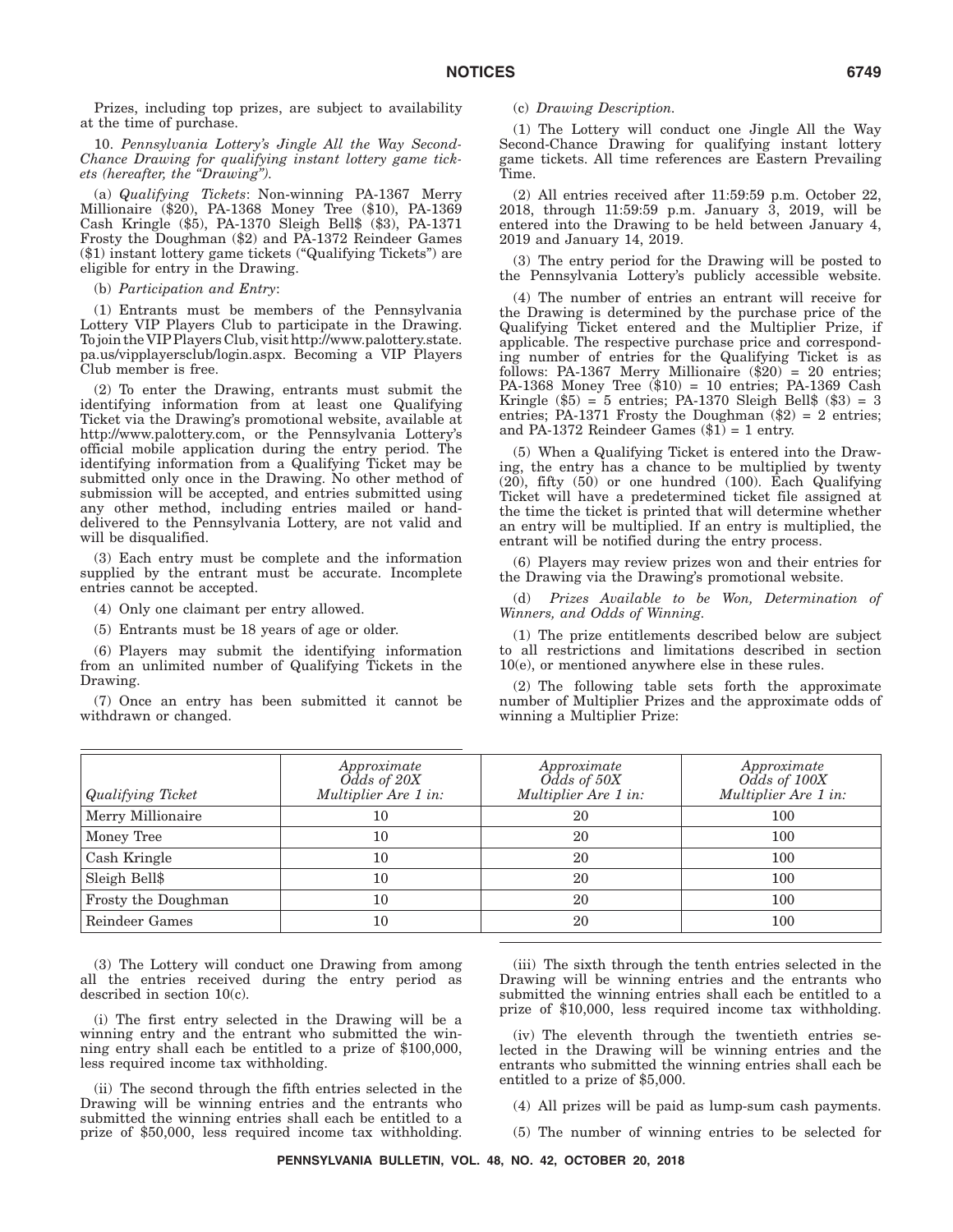Prizes, including top prizes, are subject to availability at the time of purchase.

10. *Pennsylvania Lottery's Jingle All the Way Second-Chance Drawing for qualifying instant lottery game tickets (hereafter, the "Drawing").*

(a) *Qualifying Tickets*: Non-winning PA-1367 Merry Millionaire ($20), PA-1368 Money Tree ($10), PA-1369 Cash Kringle ($5), PA-1370 Sleigh Bell$ ($3), PA-1371 Frosty the Doughman ($2) and PA-1372 Reindeer Games ($1) instant lottery game tickets ("Qualifying Tickets") are eligible for entry in the Drawing.

(b) *Participation and Entry*:

(1) Entrants must be members of the Pennsylvania Lottery VIP Players Club to participate in the Drawing. To join the VIP Players Club, visit http://www.palottery.state.pa.us/vipplayersclub/login.aspx. Becoming a VIP Players Club member is free.

(2) To enter the Drawing, entrants must submit the identifying information from at least one Qualifying Ticket via the Drawing's promotional website, available at http://www.palottery.com, or the Pennsylvania Lottery's official mobile application during the entry period. The identifying information from a Qualifying Ticket may be submitted only once in the Drawing. No other method of submission will be accepted, and entries submitted using any other method, including entries mailed or hand-delivered to the Pennsylvania Lottery, are not valid and will be disqualified.

(3) Each entry must be complete and the information supplied by the entrant must be accurate. Incomplete entries cannot be accepted.

(4) Only one claimant per entry allowed.

(5) Entrants must be 18 years of age or older.

(6) Players may submit the identifying information from an unlimited number of Qualifying Tickets in the Drawing.

(7) Once an entry has been submitted it cannot be withdrawn or changed.

(c) *Drawing Description.*

(1) The Lottery will conduct one Jingle All the Way Second-Chance Drawing for qualifying instant lottery game tickets. All time references are Eastern Prevailing Time.

(2) All entries received after 11:59:59 p.m. October 22, 2018, through 11:59:59 p.m. January 3, 2019, will be entered into the Drawing to be held between January 4, 2019 and January 14, 2019.

(3) The entry period for the Drawing will be posted to the Pennsylvania Lottery's publicly accessible website.

(4) The number of entries an entrant will receive for the Drawing is determined by the purchase price of the Qualifying Ticket entered and the Multiplier Prize, if applicable. The respective purchase price and corresponding number of entries for the Qualifying Ticket is as follows: PA-1367 Merry Millionaire ($20) = 20 entries; PA-1368 Money Tree ($10) = 10 entries; PA-1369 Cash Kringle ($5) = 5 entries; PA-1370 Sleigh Bell$ ($3) = 3 entries; PA-1371 Frosty the Doughman ($2) = 2 entries; and PA-1372 Reindeer Games ($1) = 1 entry.

(5) When a Qualifying Ticket is entered into the Drawing, the entry has a chance to be multiplied by twenty (20), fifty (50) or one hundred (100). Each Qualifying Ticket will have a predetermined ticket file assigned at the time the ticket is printed that will determine whether an entry will be multiplied. If an entry is multiplied, the entrant will be notified during the entry process.

(6) Players may review prizes won and their entries for the Drawing via the Drawing's promotional website.

(d) *Prizes Available to be Won, Determination of Winners, and Odds of Winning.*

(1) The prize entitlements described below are subject to all restrictions and limitations described in section 10(e), or mentioned anywhere else in these rules.

(2) The following table sets forth the approximate number of Multiplier Prizes and the approximate odds of winning a Multiplier Prize:

| *Qualifying Ticket* | *Approximate Odds of 20X Multiplier Are 1 in:* | *Approximate Odds of 50X Multiplier Are 1 in:* | *Approximate Odds of 100X Multiplier Are 1 in:* |
|---|---|---|---|
| Merry Millionaire | 10 | 20 | 100 |
| Money Tree | 10 | 20 | 100 |
| Cash Kringle | 10 | 20 | 100 |
| Sleigh Bell$ | 10 | 20 | 100 |
| Frosty the Doughman | 10 | 20 | 100 |
| Reindeer Games | 10 | 20 | 100 |

(3) The Lottery will conduct one Drawing from among all the entries received during the entry period as described in section 10(c).

(i) The first entry selected in the Drawing will be a winning entry and the entrant who submitted the winning entry shall each be entitled to a prize of $100,000, less required income tax withholding.

(ii) The second through the fifth entries selected in the Drawing will be winning entries and the entrants who submitted the winning entries shall each be entitled to a prize of $50,000, less required income tax withholding.

(iii) The sixth through the tenth entries selected in the Drawing will be winning entries and the entrants who submitted the winning entries shall each be entitled to a prize of $10,000, less required income tax withholding.

(iv) The eleventh through the twentieth entries selected in the Drawing will be winning entries and the entrants who submitted the winning entries shall each be entitled to a prize of $5,000.

(4) All prizes will be paid as lump-sum cash payments.

(5) The number of winning entries to be selected for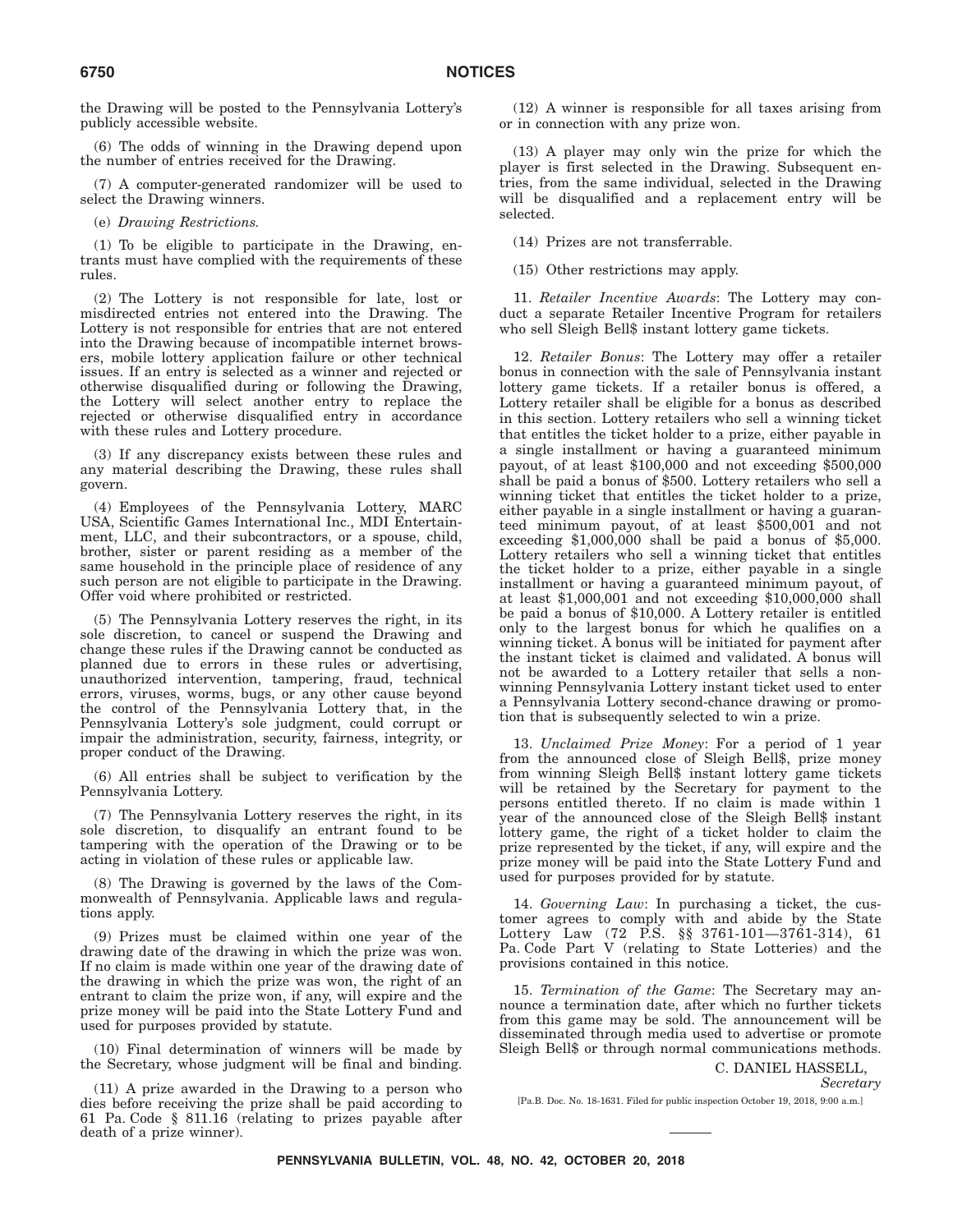the Drawing will be posted to the Pennsylvania Lottery's publicly accessible website.

(6) The odds of winning in the Drawing depend upon the number of entries received for the Drawing.

(7) A computer-generated randomizer will be used to select the Drawing winners.

(e) *Drawing Restrictions.*

(1) To be eligible to participate in the Drawing, entrants must have complied with the requirements of these rules.

(2) The Lottery is not responsible for late, lost or misdirected entries not entered into the Drawing. The Lottery is not responsible for entries that are not entered into the Drawing because of incompatible internet browsers, mobile lottery application failure or other technical issues. If an entry is selected as a winner and rejected or otherwise disqualified during or following the Drawing, the Lottery will select another entry to replace the rejected or otherwise disqualified entry in accordance with these rules and Lottery procedure.

(3) If any discrepancy exists between these rules and any material describing the Drawing, these rules shall govern.

(4) Employees of the Pennsylvania Lottery, MARC USA, Scientific Games International Inc., MDI Entertainment, LLC, and their subcontractors, or a spouse, child, brother, sister or parent residing as a member of the same household in the principle place of residence of any such person are not eligible to participate in the Drawing. Offer void where prohibited or restricted.

(5) The Pennsylvania Lottery reserves the right, in its sole discretion, to cancel or suspend the Drawing and change these rules if the Drawing cannot be conducted as planned due to errors in these rules or advertising, unauthorized intervention, tampering, fraud, technical errors, viruses, worms, bugs, or any other cause beyond the control of the Pennsylvania Lottery that, in the Pennsylvania Lottery's sole judgment, could corrupt or impair the administration, security, fairness, integrity, or proper conduct of the Drawing.

(6) All entries shall be subject to verification by the Pennsylvania Lottery.

(7) The Pennsylvania Lottery reserves the right, in its sole discretion, to disqualify an entrant found to be tampering with the operation of the Drawing or to be acting in violation of these rules or applicable law.

(8) The Drawing is governed by the laws of the Commonwealth of Pennsylvania. Applicable laws and regulations apply.

(9) Prizes must be claimed within one year of the drawing date of the drawing in which the prize was won. If no claim is made within one year of the drawing date of the drawing in which the prize was won, the right of an entrant to claim the prize won, if any, will expire and the prize money will be paid into the State Lottery Fund and used for purposes provided by statute.

(10) Final determination of winners will be made by the Secretary, whose judgment will be final and binding.

(11) A prize awarded in the Drawing to a person who dies before receiving the prize shall be paid according to 61 Pa. Code § 811.16 (relating to prizes payable after death of a prize winner).

(12) A winner is responsible for all taxes arising from or in connection with any prize won.

(13) A player may only win the prize for which the player is first selected in the Drawing. Subsequent entries, from the same individual, selected in the Drawing will be disqualified and a replacement entry will be selected.

(14) Prizes are not transferrable.

(15) Other restrictions may apply.

11. *Retailer Incentive Awards*: The Lottery may conduct a separate Retailer Incentive Program for retailers who sell Sleigh Bell$ instant lottery game tickets.

12. *Retailer Bonus*: The Lottery may offer a retailer bonus in connection with the sale of Pennsylvania instant lottery game tickets. If a retailer bonus is offered, a Lottery retailer shall be eligible for a bonus as described in this section. Lottery retailers who sell a winning ticket that entitles the ticket holder to a prize, either payable in a single installment or having a guaranteed minimum payout, of at least $100,000 and not exceeding $500,000 shall be paid a bonus of $500. Lottery retailers who sell a winning ticket that entitles the ticket holder to a prize, either payable in a single installment or having a guaranteed minimum payout, of at least $500,001 and not exceeding $1,000,000 shall be paid a bonus of $5,000. Lottery retailers who sell a winning ticket that entitles the ticket holder to a prize, either payable in a single installment or having a guaranteed minimum payout, of at least $1,000,001 and not exceeding $10,000,000 shall be paid a bonus of $10,000. A Lottery retailer is entitled only to the largest bonus for which he qualifies on a winning ticket. A bonus will be initiated for payment after the instant ticket is claimed and validated. A bonus will not be awarded to a Lottery retailer that sells a non-winning Pennsylvania Lottery instant ticket used to enter a Pennsylvania Lottery second-chance drawing or promotion that is subsequently selected to win a prize.

13. *Unclaimed Prize Money*: For a period of 1 year from the announced close of Sleigh Bell$, prize money from winning Sleigh Bell$ instant lottery game tickets will be retained by the Secretary for payment to the persons entitled thereto. If no claim is made within 1 year of the announced close of the Sleigh Bell$ instant lottery game, the right of a ticket holder to claim the prize represented by the ticket, if any, will expire and the prize money will be paid into the State Lottery Fund and used for purposes provided for by statute.

14. *Governing Law*: In purchasing a ticket, the customer agrees to comply with and abide by the State Lottery Law (72 P.S. §§ 3761-101—3761-314), 61 Pa. Code Part V (relating to State Lotteries) and the provisions contained in this notice.

15. *Termination of the Game*: The Secretary may announce a termination date, after which no further tickets from this game may be sold. The announcement will be disseminated through media used to advertise or promote Sleigh Bell$ or through normal communications methods.

C. DANIEL HASSELL,
*Secretary*

[Pa.B. Doc. No. 18-1631. Filed for public inspection October 19, 2018, 9:00 a.m.]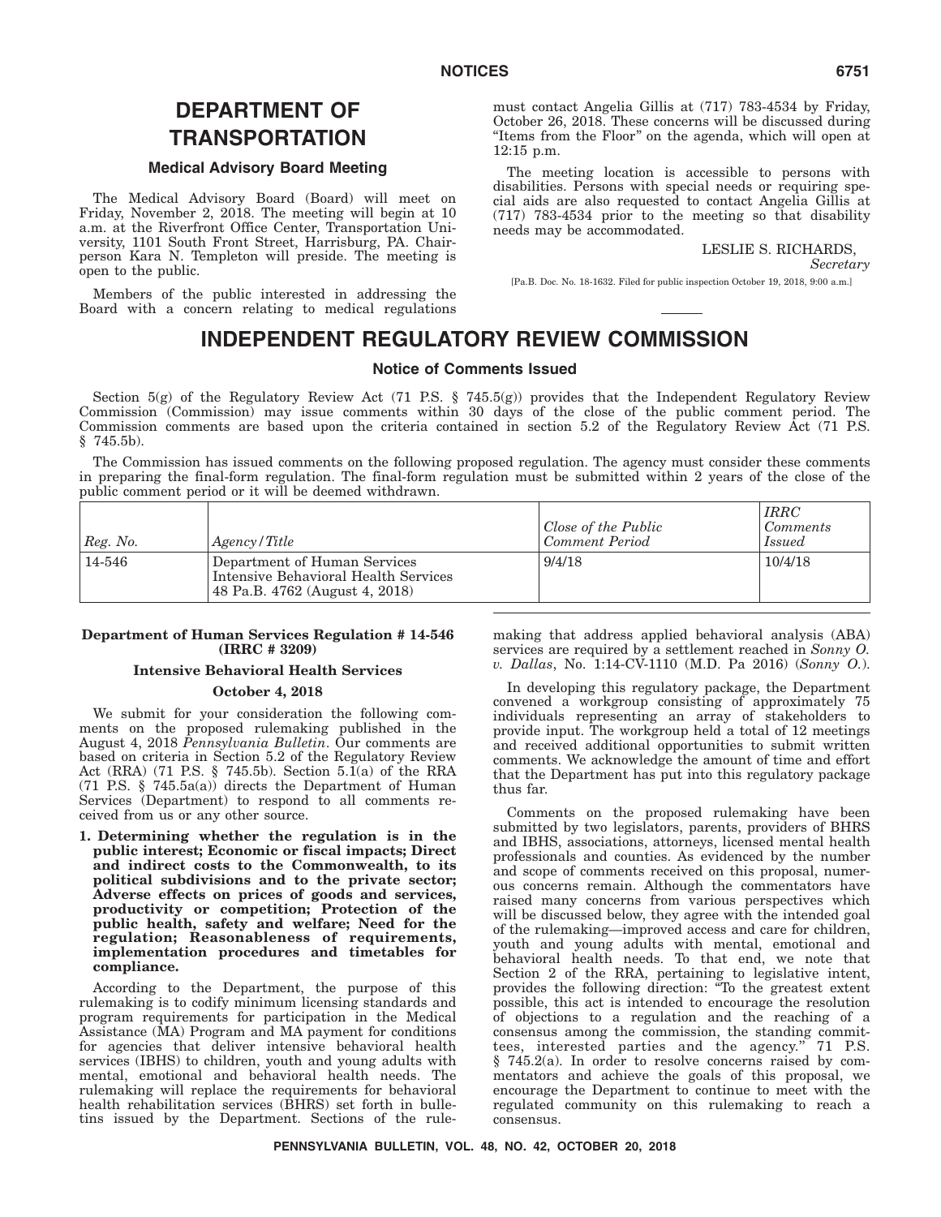# DEPARTMENT OF TRANSPORTATION

## Medical Advisory Board Meeting

The Medical Advisory Board (Board) will meet on Friday, November 2, 2018. The meeting will begin at 10 a.m. at the Riverfront Office Center, Transportation University, 1101 South Front Street, Harrisburg, PA. Chairperson Kara N. Templeton will preside. The meeting is open to the public.

Members of the public interested in addressing the Board with a concern relating to medical regulations must contact Angelia Gillis at (717) 783-4534 by Friday, October 26, 2018. These concerns will be discussed during "Items from the Floor" on the agenda, which will open at 12:15 p.m.

The meeting location is accessible to persons with disabilities. Persons with special needs or requiring special aids are also requested to contact Angelia Gillis at (717) 783-4534 prior to the meeting so that disability needs may be accommodated.

LESLIE S. RICHARDS,
*Secretary*

[Pa.B. Doc. No. 18-1632. Filed for public inspection October 19, 2018, 9:00 a.m.]

# INDEPENDENT REGULATORY REVIEW COMMISSION

## Notice of Comments Issued

Section 5(g) of the Regulatory Review Act (71 P.S. § 745.5(g)) provides that the Independent Regulatory Review Commission (Commission) may issue comments within 30 days of the close of the public comment period. The Commission comments are based upon the criteria contained in section 5.2 of the Regulatory Review Act (71 P.S. § 745.5b).

The Commission has issued comments on the following proposed regulation. The agency must consider these comments in preparing the final-form regulation. The final-form regulation must be submitted within 2 years of the close of the public comment period or it will be deemed withdrawn.

| *Reg. No.* | *Agency/Title* | *Close of the Public Comment Period* | *IRRC Comments Issued* |
|---|---|---|---|
| 14-546 | Department of Human Services Intensive Behavioral Health Services 48 Pa.B. 4762 (August 4, 2018) | 9/4/18 | 10/4/18 |

**Department of Human Services Regulation # 14-546 (IRRC # 3209)**

**Intensive Behavioral Health Services**

**October 4, 2018**

We submit for your consideration the following comments on the proposed rulemaking published in the August 4, 2018 *Pennsylvania Bulletin*. Our comments are based on criteria in Section 5.2 of the Regulatory Review Act (RRA) (71 P.S. § 745.5b). Section 5.1(a) of the RRA (71 P.S. § 745.5a(a)) directs the Department of Human Services (Department) to respond to all comments received from us or any other source.

**1. Determining whether the regulation is in the public interest; Economic or fiscal impacts; Direct and indirect costs to the Commonwealth, to its political subdivisions and to the private sector; Adverse effects on prices of goods and services, productivity or competition; Protection of the public health, safety and welfare; Need for the regulation; Reasonableness of requirements, implementation procedures and timetables for compliance.**

According to the Department, the purpose of this rulemaking is to codify minimum licensing standards and program requirements for participation in the Medical Assistance (MA) Program and MA payment for conditions for agencies that deliver intensive behavioral health services (IBHS) to children, youth and young adults with mental, emotional and behavioral health needs. The rulemaking will replace the requirements for behavioral health rehabilitation services (BHRS) set forth in bulletins issued by the Department. Sections of the rulemaking that address applied behavioral analysis (ABA) services are required by a settlement reached in *Sonny O. v. Dallas*, No. 1:14-CV-1110 (M.D. Pa 2016) (*Sonny O.*).

In developing this regulatory package, the Department convened a workgroup consisting of approximately 75 individuals representing an array of stakeholders to provide input. The workgroup held a total of 12 meetings and received additional opportunities to submit written comments. We acknowledge the amount of time and effort that the Department has put into this regulatory package thus far.

Comments on the proposed rulemaking have been submitted by two legislators, parents, providers of BHRS and IBHS, associations, attorneys, licensed mental health professionals and counties. As evidenced by the number and scope of comments received on this proposal, numerous concerns remain. Although the commentators have raised many concerns from various perspectives which will be discussed below, they agree with the intended goal of the rulemaking—improved access and care for children, youth and young adults with mental, emotional and behavioral health needs. To that end, we note that Section 2 of the RRA, pertaining to legislative intent, provides the following direction: "To the greatest extent possible, this act is intended to encourage the resolution of objections to a regulation and the reaching of a consensus among the commission, the standing committees, interested parties and the agency." 71 P.S. § 745.2(a). In order to resolve concerns raised by commentators and achieve the goals of this proposal, we encourage the Department to continue to meet with the regulated community on this rulemaking to reach a consensus.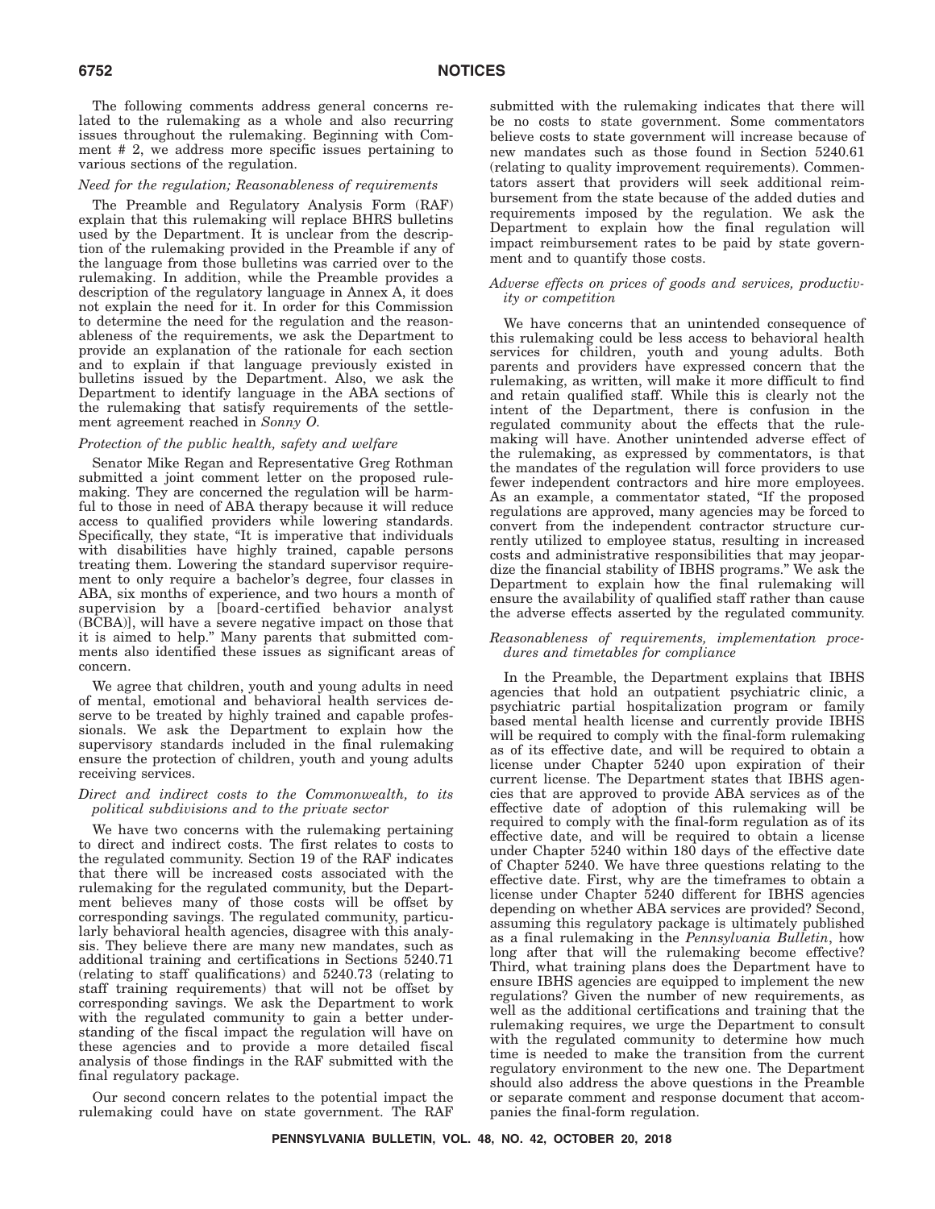The following comments address general concerns related to the rulemaking as a whole and also recurring issues throughout the rulemaking. Beginning with Comment # 2, we address more specific issues pertaining to various sections of the regulation.

*Need for the regulation; Reasonableness of requirements*

The Preamble and Regulatory Analysis Form (RAF) explain that this rulemaking will replace BHRS bulletins used by the Department. It is unclear from the description of the rulemaking provided in the Preamble if any of the language from those bulletins was carried over to the rulemaking. In addition, while the Preamble provides a description of the regulatory language in Annex A, it does not explain the need for it. In order for this Commission to determine the need for the regulation and the reasonableness of the requirements, we ask the Department to provide an explanation of the rationale for each section and to explain if that language previously existed in bulletins issued by the Department. Also, we ask the Department to identify language in the ABA sections of the rulemaking that satisfy requirements of the settlement agreement reached in *Sonny O.*

*Protection of the public health, safety and welfare*

Senator Mike Regan and Representative Greg Rothman submitted a joint comment letter on the proposed rulemaking. They are concerned the regulation will be harmful to those in need of ABA therapy because it will reduce access to qualified providers while lowering standards. Specifically, they state, "It is imperative that individuals with disabilities have highly trained, capable persons treating them. Lowering the standard supervisor requirement to only require a bachelor's degree, four classes in ABA, six months of experience, and two hours a month of supervision by a [board-certified behavior analyst (BCBA)], will have a severe negative impact on those that it is aimed to help." Many parents that submitted comments also identified these issues as significant areas of concern.

We agree that children, youth and young adults in need of mental, emotional and behavioral health services deserve to be treated by highly trained and capable professionals. We ask the Department to explain how the supervisory standards included in the final rulemaking ensure the protection of children, youth and young adults receiving services.

*Direct and indirect costs to the Commonwealth, to its political subdivisions and to the private sector*

We have two concerns with the rulemaking pertaining to direct and indirect costs. The first relates to costs to the regulated community. Section 19 of the RAF indicates that there will be increased costs associated with the rulemaking for the regulated community, but the Department believes many of those costs will be offset by corresponding savings. The regulated community, particularly behavioral health agencies, disagree with this analysis. They believe there are many new mandates, such as additional training and certifications in Sections 5240.71 (relating to staff qualifications) and 5240.73 (relating to staff training requirements) that will not be offset by corresponding savings. We ask the Department to work with the regulated community to gain a better understanding of the fiscal impact the regulation will have on these agencies and to provide a more detailed fiscal analysis of those findings in the RAF submitted with the final regulatory package.

Our second concern relates to the potential impact the rulemaking could have on state government. The RAF submitted with the rulemaking indicates that there will be no costs to state government. Some commentators believe costs to state government will increase because of new mandates such as those found in Section 5240.61 (relating to quality improvement requirements). Commentators assert that providers will seek additional reimbursement from the state because of the added duties and requirements imposed by the regulation. We ask the Department to explain how the final regulation will impact reimbursement rates to be paid by state government and to quantify those costs.

*Adverse effects on prices of goods and services, productivity or competition*

We have concerns that an unintended consequence of this rulemaking could be less access to behavioral health services for children, youth and young adults. Both parents and providers have expressed concern that the rulemaking, as written, will make it more difficult to find and retain qualified staff. While this is clearly not the intent of the Department, there is confusion in the regulated community about the effects that the rulemaking will have. Another unintended adverse effect of the rulemaking, as expressed by commentators, is that the mandates of the regulation will force providers to use fewer independent contractors and hire more employees. As an example, a commentator stated, "If the proposed regulations are approved, many agencies may be forced to convert from the independent contractor structure currently utilized to employee status, resulting in increased costs and administrative responsibilities that may jeopardize the financial stability of IBHS programs." We ask the Department to explain how the final rulemaking will ensure the availability of qualified staff rather than cause the adverse effects asserted by the regulated community.

*Reasonableness of requirements, implementation procedures and timetables for compliance*

In the Preamble, the Department explains that IBHS agencies that hold an outpatient psychiatric clinic, a psychiatric partial hospitalization program or family based mental health license and currently provide IBHS will be required to comply with the final-form rulemaking as of its effective date, and will be required to obtain a license under Chapter 5240 upon expiration of their current license. The Department states that IBHS agencies that are approved to provide ABA services as of the effective date of adoption of this rulemaking will be required to comply with the final-form regulation as of its effective date, and will be required to obtain a license under Chapter 5240 within 180 days of the effective date of Chapter 5240. We have three questions relating to the effective date. First, why are the timeframes to obtain a license under Chapter 5240 different for IBHS agencies depending on whether ABA services are provided? Second, assuming this regulatory package is ultimately published as a final rulemaking in the *Pennsylvania Bulletin*, how long after that will the rulemaking become effective? Third, what training plans does the Department have to ensure IBHS agencies are equipped to implement the new regulations? Given the number of new requirements, as well as the additional certifications and training that the rulemaking requires, we urge the Department to consult with the regulated community to determine how much time is needed to make the transition from the current regulatory environment to the new one. The Department should also address the above questions in the Preamble or separate comment and response document that accompanies the final-form regulation.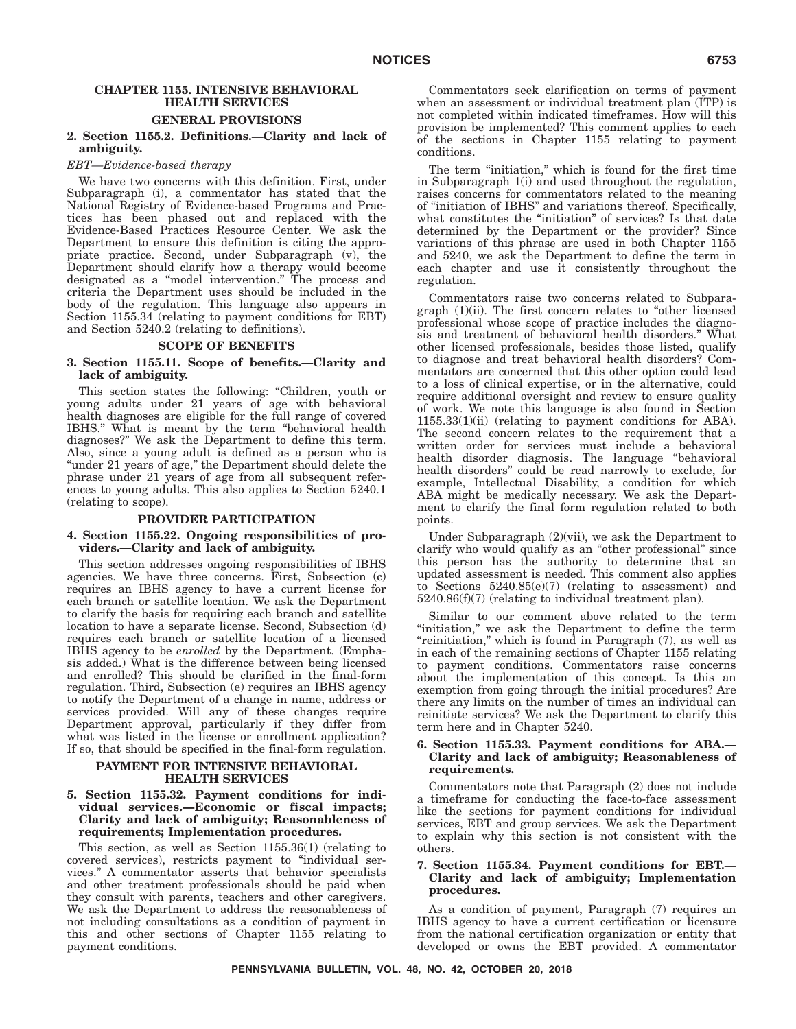### CHAPTER 1155. INTENSIVE BEHAVIORAL HEALTH SERVICES

### GENERAL PROVISIONS

**2. Section 1155.2. Definitions.—Clarity and lack of ambiguity.**

*EBT—Evidence-based therapy*

We have two concerns with this definition. First, under Subparagraph (i), a commentator has stated that the National Registry of Evidence-based Programs and Practices has been phased out and replaced with the Evidence-Based Practices Resource Center. We ask the Department to ensure this definition is citing the appropriate practice. Second, under Subparagraph (v), the Department should clarify how a therapy would become designated as a "model intervention." The process and criteria the Department uses should be included in the body of the regulation. This language also appears in Section 1155.34 (relating to payment conditions for EBT) and Section 5240.2 (relating to definitions).

### SCOPE OF BENEFITS

**3. Section 1155.11. Scope of benefits.—Clarity and lack of ambiguity.**

This section states the following: "Children, youth or young adults under 21 years of age with behavioral health diagnoses are eligible for the full range of covered IBHS." What is meant by the term "behavioral health diagnoses?" We ask the Department to define this term. Also, since a young adult is defined as a person who is "under 21 years of age," the Department should delete the phrase under 21 years of age from all subsequent references to young adults. This also applies to Section 5240.1 (relating to scope).

### PROVIDER PARTICIPATION

**4. Section 1155.22. Ongoing responsibilities of providers.—Clarity and lack of ambiguity.**

This section addresses ongoing responsibilities of IBHS agencies. We have three concerns. First, Subsection (c) requires an IBHS agency to have a current license for each branch or satellite location. We ask the Department to clarify the basis for requiring each branch and satellite location to have a separate license. Second, Subsection (d) requires each branch or satellite location of a licensed IBHS agency to be *enrolled* by the Department. (Emphasis added.) What is the difference between being licensed and enrolled? This should be clarified in the final-form regulation. Third, Subsection (e) requires an IBHS agency to notify the Department of a change in name, address or services provided. Will any of these changes require Department approval, particularly if they differ from what was listed in the license or enrollment application? If so, that should be specified in the final-form regulation.

### PAYMENT FOR INTENSIVE BEHAVIORAL HEALTH SERVICES

**5. Section 1155.32. Payment conditions for individual services.—Economic or fiscal impacts; Clarity and lack of ambiguity; Reasonableness of requirements; Implementation procedures.**

This section, as well as Section 1155.36(1) (relating to covered services), restricts payment to "individual services." A commentator asserts that behavior specialists and other treatment professionals should be paid when they consult with parents, teachers and other caregivers. We ask the Department to address the reasonableness of not including consultations as a condition of payment in this and other sections of Chapter 1155 relating to payment conditions.

Commentators seek clarification on terms of payment when an assessment or individual treatment plan (ITP) is not completed within indicated timeframes. How will this provision be implemented? This comment applies to each of the sections in Chapter 1155 relating to payment conditions.

The term "initiation," which is found for the first time in Subparagraph 1(i) and used throughout the regulation, raises concerns for commentators related to the meaning of "initiation of IBHS" and variations thereof. Specifically, what constitutes the "initiation" of services? Is that date determined by the Department or the provider? Since variations of this phrase are used in both Chapter 1155 and 5240, we ask the Department to define the term in each chapter and use it consistently throughout the regulation.

Commentators raise two concerns related to Subparagraph (1)(ii). The first concern relates to "other licensed professional whose scope of practice includes the diagnosis and treatment of behavioral health disorders." What other licensed professionals, besides those listed, qualify to diagnose and treat behavioral health disorders? Commentators are concerned that this other option could lead to a loss of clinical expertise, or in the alternative, could require additional oversight and review to ensure quality of work. We note this language is also found in Section 1155.33(1)(ii) (relating to payment conditions for ABA). The second concern relates to the requirement that a written order for services must include a behavioral health disorder diagnosis. The language "behavioral health disorders" could be read narrowly to exclude, for example, Intellectual Disability, a condition for which ABA might be medically necessary. We ask the Department to clarify the final form regulation related to both points.

Under Subparagraph (2)(vii), we ask the Department to clarify who would qualify as an "other professional" since this person has the authority to determine that an updated assessment is needed. This comment also applies to Sections 5240.85(e)(7) (relating to assessment) and 5240.86(f)(7) (relating to individual treatment plan).

Similar to our comment above related to the term "initiation," we ask the Department to define the term "reinitiation," which is found in Paragraph (7), as well as in each of the remaining sections of Chapter 1155 relating to payment conditions. Commentators raise concerns about the implementation of this concept. Is this an exemption from going through the initial procedures? Are there any limits on the number of times an individual can reinitiate services? We ask the Department to clarify this term here and in Chapter 5240.

**6. Section 1155.33. Payment conditions for ABA.—Clarity and lack of ambiguity; Reasonableness of requirements.**

Commentators note that Paragraph (2) does not include a timeframe for conducting the face-to-face assessment like the sections for payment conditions for individual services, EBT and group services. We ask the Department to explain why this section is not consistent with the others.

**7. Section 1155.34. Payment conditions for EBT.—Clarity and lack of ambiguity; Implementation procedures.**

As a condition of payment, Paragraph (7) requires an IBHS agency to have a current certification or licensure from the national certification organization or entity that developed or owns the EBT provided. A commentator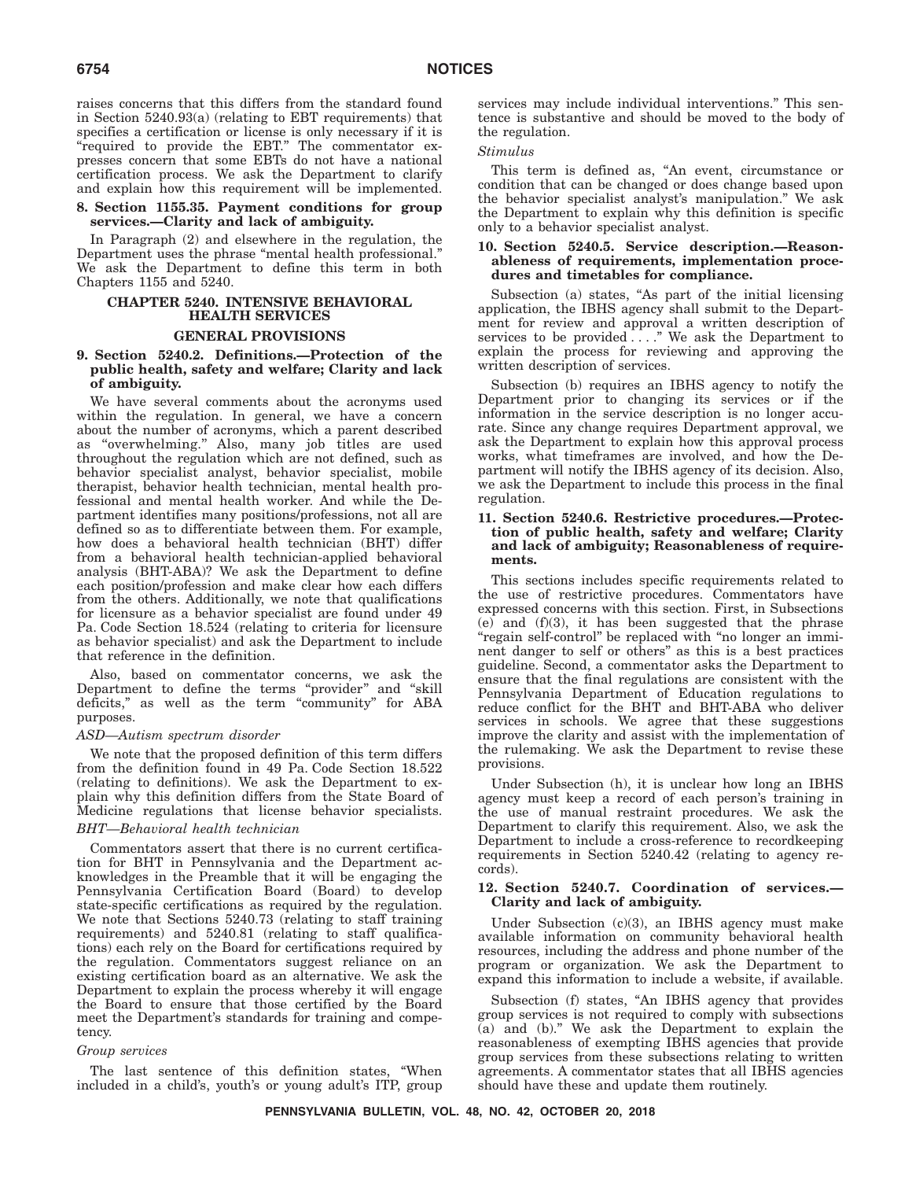raises concerns that this differs from the standard found in Section 5240.93(a) (relating to EBT requirements) that specifies a certification or license is only necessary if it is "required to provide the EBT." The commentator expresses concern that some EBTs do not have a national certification process. We ask the Department to clarify and explain how this requirement will be implemented.

**8. Section 1155.35. Payment conditions for group services.—Clarity and lack of ambiguity.**

In Paragraph (2) and elsewhere in the regulation, the Department uses the phrase "mental health professional." We ask the Department to define this term in both Chapters 1155 and 5240.

## CHAPTER 5240. INTENSIVE BEHAVIORAL HEALTH SERVICES

### GENERAL PROVISIONS

**9. Section 5240.2. Definitions.—Protection of the public health, safety and welfare; Clarity and lack of ambiguity.**

We have several comments about the acronyms used within the regulation. In general, we have a concern about the number of acronyms, which a parent described as "overwhelming." Also, many job titles are used throughout the regulation which are not defined, such as behavior specialist analyst, behavior specialist, mobile therapist, behavior health technician, mental health professional and mental health worker. And while the Department identifies many positions/professions, not all are defined so as to differentiate between them. For example, how does a behavioral health technician (BHT) differ from a behavioral health technician-applied behavioral analysis (BHT-ABA)? We ask the Department to define each position/profession and make clear how each differs from the others. Additionally, we note that qualifications for licensure as a behavior specialist are found under 49 Pa. Code Section 18.524 (relating to criteria for licensure as behavior specialist) and ask the Department to include that reference in the definition.

Also, based on commentator concerns, we ask the Department to define the terms "provider" and "skill deficits," as well as the term "community" for ABA purposes.

*ASD—Autism spectrum disorder*

We note that the proposed definition of this term differs from the definition found in 49 Pa. Code Section 18.522 (relating to definitions). We ask the Department to explain why this definition differs from the State Board of Medicine regulations that license behavior specialists.

*BHT—Behavioral health technician*

Commentators assert that there is no current certification for BHT in Pennsylvania and the Department acknowledges in the Preamble that it will be engaging the Pennsylvania Certification Board (Board) to develop state-specific certifications as required by the regulation. We note that Sections 5240.73 (relating to staff training requirements) and 5240.81 (relating to staff qualifications) each rely on the Board for certifications required by the regulation. Commentators suggest reliance on an existing certification board as an alternative. We ask the Department to explain the process whereby it will engage the Board to ensure that those certified by the Board meet the Department's standards for training and competency.

*Group services*

The last sentence of this definition states, "When included in a child's, youth's or young adult's ITP, group services may include individual interventions." This sentence is substantive and should be moved to the body of the regulation.

*Stimulus*

This term is defined as, "An event, circumstance or condition that can be changed or does change based upon the behavior specialist analyst's manipulation." We ask the Department to explain why this definition is specific only to a behavior specialist analyst.

**10. Section 5240.5. Service description.—Reasonableness of requirements, implementation procedures and timetables for compliance.**

Subsection (a) states, "As part of the initial licensing application, the IBHS agency shall submit to the Department for review and approval a written description of services to be provided . . . ." We ask the Department to explain the process for reviewing and approving the written description of services.

Subsection (b) requires an IBHS agency to notify the Department prior to changing its services or if the information in the service description is no longer accurate. Since any change requires Department approval, we ask the Department to explain how this approval process works, what timeframes are involved, and how the Department will notify the IBHS agency of its decision. Also, we ask the Department to include this process in the final regulation.

**11. Section 5240.6. Restrictive procedures.—Protection of public health, safety and welfare; Clarity and lack of ambiguity; Reasonableness of requirements.**

This sections includes specific requirements related to the use of restrictive procedures. Commentators have expressed concerns with this section. First, in Subsections (e) and (f)(3), it has been suggested that the phrase "regain self-control" be replaced with "no longer an imminent danger to self or others" as this is a best practices guideline. Second, a commentator asks the Department to ensure that the final regulations are consistent with the Pennsylvania Department of Education regulations to reduce conflict for the BHT and BHT-ABA who deliver services in schools. We agree that these suggestions improve the clarity and assist with the implementation of the rulemaking. We ask the Department to revise these provisions.

Under Subsection (h), it is unclear how long an IBHS agency must keep a record of each person's training in the use of manual restraint procedures. We ask the Department to clarify this requirement. Also, we ask the Department to include a cross-reference to recordkeeping requirements in Section 5240.42 (relating to agency records).

**12. Section 5240.7. Coordination of services.—Clarity and lack of ambiguity.**

Under Subsection (c)(3), an IBHS agency must make available information on community behavioral health resources, including the address and phone number of the program or organization. We ask the Department to expand this information to include a website, if available.

Subsection (f) states, "An IBHS agency that provides group services is not required to comply with subsections (a) and (b)." We ask the Department to explain the reasonableness of exempting IBHS agencies that provide group services from these subsections relating to written agreements. A commentator states that all IBHS agencies should have these and update them routinely.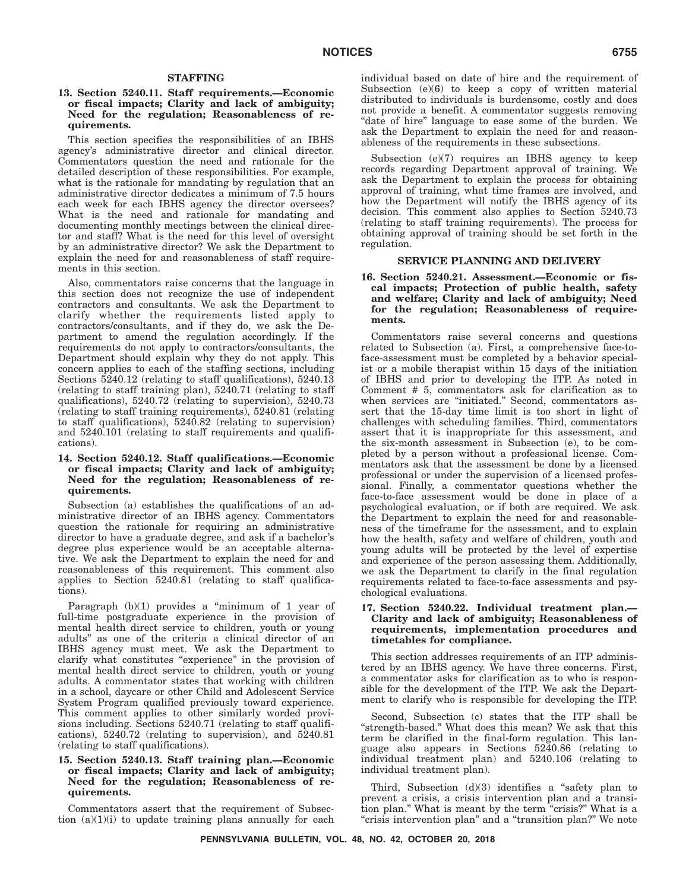### STAFFING

**13. Section 5240.11. Staff requirements.—Economic or fiscal impacts; Clarity and lack of ambiguity; Need for the regulation; Reasonableness of requirements.**

This section specifies the responsibilities of an IBHS agency's administrative director and clinical director. Commentators question the need and rationale for the detailed description of these responsibilities. For example, what is the rationale for mandating by regulation that an administrative director dedicates a minimum of 7.5 hours each week for each IBHS agency the director oversees? What is the need and rationale for mandating and documenting monthly meetings between the clinical director and staff? What is the need for this level of oversight by an administrative director? We ask the Department to explain the need for and reasonableness of staff requirements in this section.

Also, commentators raise concerns that the language in this section does not recognize the use of independent contractors and consultants. We ask the Department to clarify whether the requirements listed apply to contractors/consultants, and if they do, we ask the Department to amend the regulation accordingly. If the requirements do not apply to contractors/consultants, the Department should explain why they do not apply. This concern applies to each of the staffing sections, including Sections 5240.12 (relating to staff qualifications), 5240.13 (relating to staff training plan), 5240.71 (relating to staff qualifications), 5240.72 (relating to supervision), 5240.73 (relating to staff training requirements), 5240.81 (relating to staff qualifications), 5240.82 (relating to supervision) and 5240.101 (relating to staff requirements and qualifications).

**14. Section 5240.12. Staff qualifications.—Economic or fiscal impacts; Clarity and lack of ambiguity; Need for the regulation; Reasonableness of requirements.**

Subsection (a) establishes the qualifications of an administrative director of an IBHS agency. Commentators question the rationale for requiring an administrative director to have a graduate degree, and ask if a bachelor's degree plus experience would be an acceptable alternative. We ask the Department to explain the need for and reasonableness of this requirement. This comment also applies to Section 5240.81 (relating to staff qualifications).

Paragraph (b)(1) provides a "minimum of 1 year of full-time postgraduate experience in the provision of mental health direct service to children, youth or young adults" as one of the criteria a clinical director of an IBHS agency must meet. We ask the Department to clarify what constitutes "experience" in the provision of mental health direct service to children, youth or young adults. A commentator states that working with children in a school, daycare or other Child and Adolescent Service System Program qualified previously toward experience. This comment applies to other similarly worded provisions including. Sections 5240.71 (relating to staff qualifications), 5240.72 (relating to supervision), and 5240.81 (relating to staff qualifications).

**15. Section 5240.13. Staff training plan.—Economic or fiscal impacts; Clarity and lack of ambiguity; Need for the regulation; Reasonableness of requirements.**

Commentators assert that the requirement of Subsection (a)(1)(i) to update training plans annually for each individual based on date of hire and the requirement of Subsection (e)(6) to keep a copy of written material distributed to individuals is burdensome, costly and does not provide a benefit. A commentator suggests removing "date of hire" language to ease some of the burden. We ask the Department to explain the need for and reasonableness of the requirements in these subsections.

Subsection (e)(7) requires an IBHS agency to keep records regarding Department approval of training. We ask the Department to explain the process for obtaining approval of training, what time frames are involved, and how the Department will notify the IBHS agency of its decision. This comment also applies to Section 5240.73 (relating to staff training requirements). The process for obtaining approval of training should be set forth in the regulation.

### SERVICE PLANNING AND DELIVERY

**16. Section 5240.21. Assessment.—Economic or fiscal impacts; Protection of public health, safety and welfare; Clarity and lack of ambiguity; Need for the regulation; Reasonableness of requirements.**

Commentators raise several concerns and questions related to Subsection (a). First, a comprehensive face-to-face-assessment must be completed by a behavior specialist or a mobile therapist within 15 days of the initiation of IBHS and prior to developing the ITP. As noted in Comment # 5, commentators ask for clarification as to when services are "initiated." Second, commentators assert that the 15-day time limit is too short in light of challenges with scheduling families. Third, commentators assert that it is inappropriate for this assessment, and the six-month assessment in Subsection (e), to be completed by a person without a professional license. Commentators ask that the assessment be done by a licensed professional or under the supervision of a licensed professional. Finally, a commentator questions whether the face-to-face assessment would be done in place of a psychological evaluation, or if both are required. We ask the Department to explain the need for and reasonableness of the timeframe for the assessment, and to explain how the health, safety and welfare of children, youth and young adults will be protected by the level of expertise and experience of the person assessing them. Additionally, we ask the Department to clarify in the final regulation requirements related to face-to-face assessments and psychological evaluations.

**17. Section 5240.22. Individual treatment plan.—Clarity and lack of ambiguity; Reasonableness of requirements, implementation procedures and timetables for compliance.**

This section addresses requirements of an ITP administered by an IBHS agency. We have three concerns. First, a commentator asks for clarification as to who is responsible for the development of the ITP. We ask the Department to clarify who is responsible for developing the ITP.

Second, Subsection (c) states that the ITP shall be "strength-based." What does this mean? We ask that this term be clarified in the final-form regulation. This language also appears in Sections 5240.86 (relating to individual treatment plan) and 5240.106 (relating to individual treatment plan).

Third, Subsection (d)(3) identifies a "safety plan to prevent a crisis, a crisis intervention plan and a transition plan." What is meant by the term "crisis?" What is a "crisis intervention plan" and a "transition plan?" We note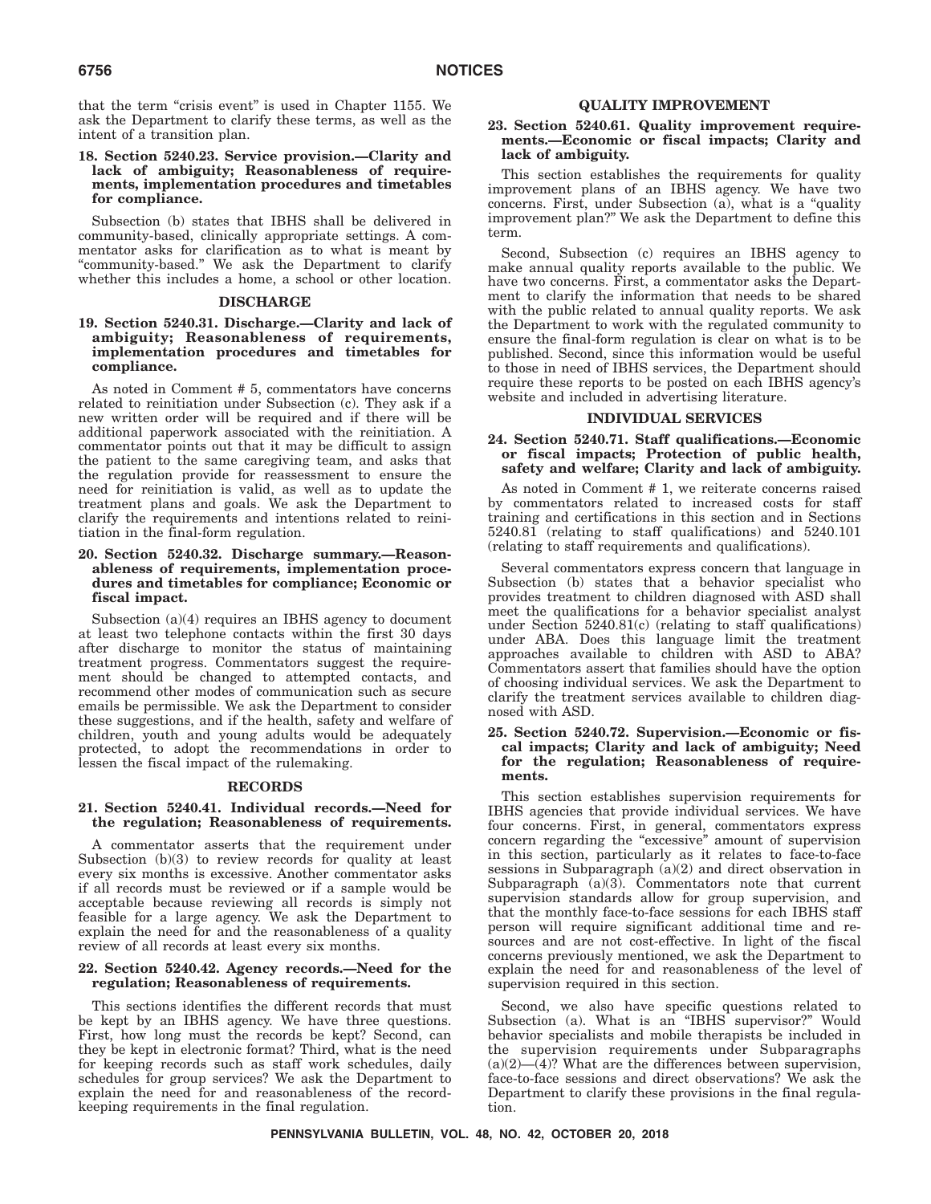that the term "crisis event" is used in Chapter 1155. We ask the Department to clarify these terms, as well as the intent of a transition plan.

**18. Section 5240.23. Service provision.—Clarity and lack of ambiguity; Reasonableness of requirements, implementation procedures and timetables for compliance.**

Subsection (b) states that IBHS shall be delivered in community-based, clinically appropriate settings. A commentator asks for clarification as to what is meant by "community-based." We ask the Department to clarify whether this includes a home, a school or other location.

## DISCHARGE

**19. Section 5240.31. Discharge.—Clarity and lack of ambiguity; Reasonableness of requirements, implementation procedures and timetables for compliance.**

As noted in Comment # 5, commentators have concerns related to reinitiation under Subsection (c). They ask if a new written order will be required and if there will be additional paperwork associated with the reinitiation. A commentator points out that it may be difficult to assign the patient to the same caregiving team, and asks that the regulation provide for reassessment to ensure the need for reinitiation is valid, as well as to update the treatment plans and goals. We ask the Department to clarify the requirements and intentions related to reinitiation in the final-form regulation.

**20. Section 5240.32. Discharge summary.—Reasonableness of requirements, implementation procedures and timetables for compliance; Economic or fiscal impact.**

Subsection (a)(4) requires an IBHS agency to document at least two telephone contacts within the first 30 days after discharge to monitor the status of maintaining treatment progress. Commentators suggest the requirement should be changed to attempted contacts, and recommend other modes of communication such as secure emails be permissible. We ask the Department to consider these suggestions, and if the health, safety and welfare of children, youth and young adults would be adequately protected, to adopt the recommendations in order to lessen the fiscal impact of the rulemaking.

## RECORDS

**21. Section 5240.41. Individual records.—Need for the regulation; Reasonableness of requirements.**

A commentator asserts that the requirement under Subsection (b)(3) to review records for quality at least every six months is excessive. Another commentator asks if all records must be reviewed or if a sample would be acceptable because reviewing all records is simply not feasible for a large agency. We ask the Department to explain the need for and the reasonableness of a quality review of all records at least every six months.

**22. Section 5240.42. Agency records.—Need for the regulation; Reasonableness of requirements.**

This sections identifies the different records that must be kept by an IBHS agency. We have three questions. First, how long must the records be kept? Second, can they be kept in electronic format? Third, what is the need for keeping records such as staff work schedules, daily schedules for group services? We ask the Department to explain the need for and reasonableness of the record-keeping requirements in the final regulation.

## QUALITY IMPROVEMENT

**23. Section 5240.61. Quality improvement requirements.—Economic or fiscal impacts; Clarity and lack of ambiguity.**

This section establishes the requirements for quality improvement plans of an IBHS agency. We have two concerns. First, under Subsection (a), what is a "quality improvement plan?" We ask the Department to define this term.

Second, Subsection (c) requires an IBHS agency to make annual quality reports available to the public. We have two concerns. First, a commentator asks the Department to clarify the information that needs to be shared with the public related to annual quality reports. We ask the Department to work with the regulated community to ensure the final-form regulation is clear on what is to be published. Second, since this information would be useful to those in need of IBHS services, the Department should require these reports to be posted on each IBHS agency's website and included in advertising literature.

## INDIVIDUAL SERVICES

**24. Section 5240.71. Staff qualifications.—Economic or fiscal impacts; Protection of public health, safety and welfare; Clarity and lack of ambiguity.**

As noted in Comment # 1, we reiterate concerns raised by commentators related to increased costs for staff training and certifications in this section and in Sections 5240.81 (relating to staff qualifications) and 5240.101 (relating to staff requirements and qualifications).

Several commentators express concern that language in Subsection (b) states that a behavior specialist who provides treatment to children diagnosed with ASD shall meet the qualifications for a behavior specialist analyst under Section 5240.81(c) (relating to staff qualifications) under ABA. Does this language limit the treatment approaches available to children with ASD to ABA? Commentators assert that families should have the option of choosing individual services. We ask the Department to clarify the treatment services available to children diagnosed with ASD.

**25. Section 5240.72. Supervision.—Economic or fiscal impacts; Clarity and lack of ambiguity; Need for the regulation; Reasonableness of requirements.**

This section establishes supervision requirements for IBHS agencies that provide individual services. We have four concerns. First, in general, commentators express concern regarding the "excessive" amount of supervision in this section, particularly as it relates to face-to-face sessions in Subparagraph (a)(2) and direct observation in Subparagraph (a)(3). Commentators note that current supervision standards allow for group supervision, and that the monthly face-to-face sessions for each IBHS staff person will require significant additional time and resources and are not cost-effective. In light of the fiscal concerns previously mentioned, we ask the Department to explain the need for and reasonableness of the level of supervision required in this section.

Second, we also have specific questions related to Subsection (a). What is an "IBHS supervisor?" Would behavior specialists and mobile therapists be included in the supervision requirements under Subparagraphs (a)(2)—(4)? What are the differences between supervision, face-to-face sessions and direct observations? We ask the Department to clarify these provisions in the final regulation.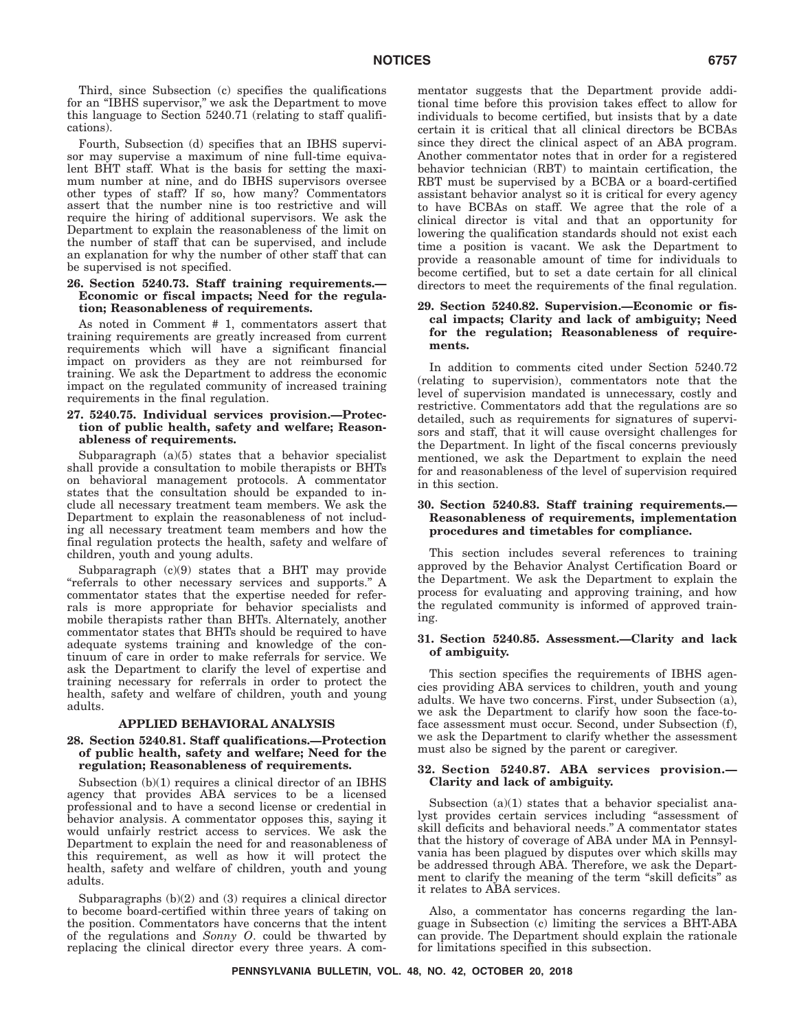Third, since Subsection (c) specifies the qualifications for an "IBHS supervisor," we ask the Department to move this language to Section 5240.71 (relating to staff qualifications).

Fourth, Subsection (d) specifies that an IBHS supervisor may supervise a maximum of nine full-time equivalent BHT staff. What is the basis for setting the maximum number at nine, and do IBHS supervisors oversee other types of staff? If so, how many? Commentators assert that the number nine is too restrictive and will require the hiring of additional supervisors. We ask the Department to explain the reasonableness of the limit on the number of staff that can be supervised, and include an explanation for why the number of other staff that can be supervised is not specified.

**26. Section 5240.73. Staff training requirements.—Economic or fiscal impacts; Need for the regulation; Reasonableness of requirements.**

As noted in Comment # 1, commentators assert that training requirements are greatly increased from current requirements which will have a significant financial impact on providers as they are not reimbursed for training. We ask the Department to address the economic impact on the regulated community of increased training requirements in the final regulation.

**27. 5240.75. Individual services provision.—Protection of public health, safety and welfare; Reasonableness of requirements.**

Subparagraph (a)(5) states that a behavior specialist shall provide a consultation to mobile therapists or BHTs on behavioral management protocols. A commentator states that the consultation should be expanded to include all necessary treatment team members. We ask the Department to explain the reasonableness of not including all necessary treatment team members and how the final regulation protects the health, safety and welfare of children, youth and young adults.

Subparagraph (c)(9) states that a BHT may provide "referrals to other necessary services and supports." A commentator states that the expertise needed for referrals is more appropriate for behavior specialists and mobile therapists rather than BHTs. Alternately, another commentator states that BHTs should be required to have adequate systems training and knowledge of the continuum of care in order to make referrals for service. We ask the Department to clarify the level of expertise and training necessary for referrals in order to protect the health, safety and welfare of children, youth and young adults.

**APPLIED BEHAVIORAL ANALYSIS**

**28. Section 5240.81. Staff qualifications.—Protection of public health, safety and welfare; Need for the regulation; Reasonableness of requirements.**

Subsection (b)(1) requires a clinical director of an IBHS agency that provides ABA services to be a licensed professional and to have a second license or credential in behavior analysis. A commentator opposes this, saying it would unfairly restrict access to services. We ask the Department to explain the need for and reasonableness of this requirement, as well as how it will protect the health, safety and welfare of children, youth and young adults.

Subparagraphs (b)(2) and (3) requires a clinical director to become board-certified within three years of taking on the position. Commentators have concerns that the intent of the regulations and *Sonny O*. could be thwarted by replacing the clinical director every three years. A commentator suggests that the Department provide additional time before this provision takes effect to allow for individuals to become certified, but insists that by a date certain it is critical that all clinical directors be BCBAs since they direct the clinical aspect of an ABA program. Another commentator notes that in order for a registered behavior technician (RBT) to maintain certification, the RBT must be supervised by a BCBA or a board-certified assistant behavior analyst so it is critical for every agency to have BCBAs on staff. We agree that the role of a clinical director is vital and that an opportunity for lowering the qualification standards should not exist each time a position is vacant. We ask the Department to provide a reasonable amount of time for individuals to become certified, but to set a date certain for all clinical directors to meet the requirements of the final regulation.

**29. Section 5240.82. Supervision.—Economic or fiscal impacts; Clarity and lack of ambiguity; Need for the regulation; Reasonableness of requirements.**

In addition to comments cited under Section 5240.72 (relating to supervision), commentators note that the level of supervision mandated is unnecessary, costly and restrictive. Commentators add that the regulations are so detailed, such as requirements for signatures of supervisors and staff, that it will cause oversight challenges for the Department. In light of the fiscal concerns previously mentioned, we ask the Department to explain the need for and reasonableness of the level of supervision required in this section.

**30. Section 5240.83. Staff training requirements.—Reasonableness of requirements, implementation procedures and timetables for compliance.**

This section includes several references to training approved by the Behavior Analyst Certification Board or the Department. We ask the Department to explain the process for evaluating and approving training, and how the regulated community is informed of approved training.

**31. Section 5240.85. Assessment.—Clarity and lack of ambiguity.**

This section specifies the requirements of IBHS agencies providing ABA services to children, youth and young adults. We have two concerns. First, under Subsection (a), we ask the Department to clarify how soon the face-to-face assessment must occur. Second, under Subsection (f), we ask the Department to clarify whether the assessment must also be signed by the parent or caregiver.

**32. Section 5240.87. ABA services provision.—Clarity and lack of ambiguity.**

Subsection (a)(1) states that a behavior specialist analyst provides certain services including "assessment of skill deficits and behavioral needs." A commentator states that the history of coverage of ABA under MA in Pennsylvania has been plagued by disputes over which skills may be addressed through ABA. Therefore, we ask the Department to clarify the meaning of the term "skill deficits" as it relates to ABA services.

Also, a commentator has concerns regarding the language in Subsection (c) limiting the services a BHT-ABA can provide. The Department should explain the rationale for limitations specified in this subsection.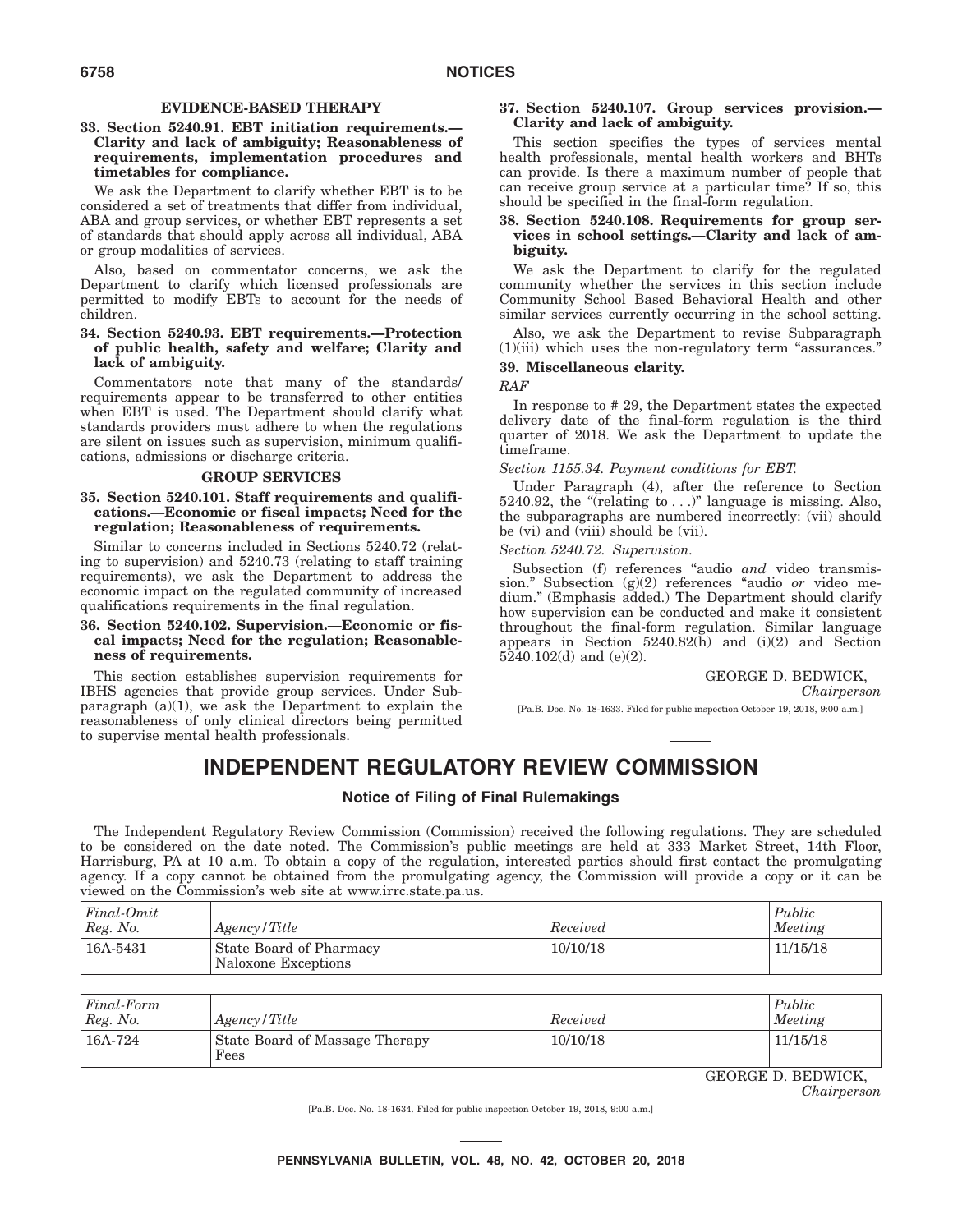### EVIDENCE-BASED THERAPY

**33. Section 5240.91. EBT initiation requirements.—Clarity and lack of ambiguity; Reasonableness of requirements, implementation procedures and timetables for compliance.**

We ask the Department to clarify whether EBT is to be considered a set of treatments that differ from individual, ABA and group services, or whether EBT represents a set of standards that should apply across all individual, ABA or group modalities of services.

Also, based on commentator concerns, we ask the Department to clarify which licensed professionals are permitted to modify EBTs to account for the needs of children.

**34. Section 5240.93. EBT requirements.—Protection of public health, safety and welfare; Clarity and lack of ambiguity.**

Commentators note that many of the standards/requirements appear to be transferred to other entities when EBT is used. The Department should clarify what standards providers must adhere to when the regulations are silent on issues such as supervision, minimum qualifications, admissions or discharge criteria.

### GROUP SERVICES

**35. Section 5240.101. Staff requirements and qualifications.—Economic or fiscal impacts; Need for the regulation; Reasonableness of requirements.**

Similar to concerns included in Sections 5240.72 (relating to supervision) and 5240.73 (relating to staff training requirements), we ask the Department to address the economic impact on the regulated community of increased qualifications requirements in the final regulation.

**36. Section 5240.102. Supervision.—Economic or fiscal impacts; Need for the regulation; Reasonableness of requirements.**

This section establishes supervision requirements for IBHS agencies that provide group services. Under Subparagraph (a)(1), we ask the Department to explain the reasonableness of only clinical directors being permitted to supervise mental health professionals.

**37. Section 5240.107. Group services provision.—Clarity and lack of ambiguity.**

This section specifies the types of services mental health professionals, mental health workers and BHTs can provide. Is there a maximum number of people that can receive group service at a particular time? If so, this should be specified in the final-form regulation.

**38. Section 5240.108. Requirements for group services in school settings.—Clarity and lack of ambiguity.**

We ask the Department to clarify for the regulated community whether the services in this section include Community School Based Behavioral Health and other similar services currently occurring in the school setting.

Also, we ask the Department to revise Subparagraph (1)(iii) which uses the non-regulatory term "assurances."

**39. Miscellaneous clarity.**

*RAF*

In response to # 29, the Department states the expected delivery date of the final-form regulation is the third quarter of 2018. We ask the Department to update the timeframe.

*Section 1155.34. Payment conditions for EBT.*

Under Paragraph (4), after the reference to Section 5240.92, the "(relating to . . .)" language is missing. Also, the subparagraphs are numbered incorrectly: (vii) should be (vi) and (viii) should be (vii).

*Section 5240.72. Supervision.*

Subsection (f) references "audio *and* video transmission." Subsection (g)(2) references "audio *or* video medium." (Emphasis added.) The Department should clarify how supervision can be conducted and make it consistent throughout the final-form regulation. Similar language appears in Section 5240.82(h) and (i)(2) and Section 5240.102(d) and (e)(2).

GEORGE D. BEDWICK,
*Chairperson*

[Pa.B. Doc. No. 18-1633. Filed for public inspection October 19, 2018, 9:00 a.m.]

# INDEPENDENT REGULATORY REVIEW COMMISSION

## Notice of Filing of Final Rulemakings

The Independent Regulatory Review Commission (Commission) received the following regulations. They are scheduled to be considered on the date noted. The Commission's public meetings are held at 333 Market Street, 14th Floor, Harrisburg, PA at 10 a.m. To obtain a copy of the regulation, interested parties should first contact the promulgating agency. If a copy cannot be obtained from the promulgating agency, the Commission will provide a copy or it can be viewed on the Commission's web site at www.irrc.state.pa.us.

| *Final-Omit Reg. No.* | *Agency/Title* | *Received* | *Public Meeting* |
|---|---|---|---|
| 16A-5431 | State Board of Pharmacy Naloxone Exceptions | 10/10/18 | 11/15/18 |

| *Final-Form Reg. No.* | *Agency/Title* | *Received* | *Public Meeting* |
|---|---|---|---|
| 16A-724 | State Board of Massage Therapy Fees | 10/10/18 | 11/15/18 |

GEORGE D. BEDWICK,
*Chairperson*

[Pa.B. Doc. No. 18-1634. Filed for public inspection October 19, 2018, 9:00 a.m.]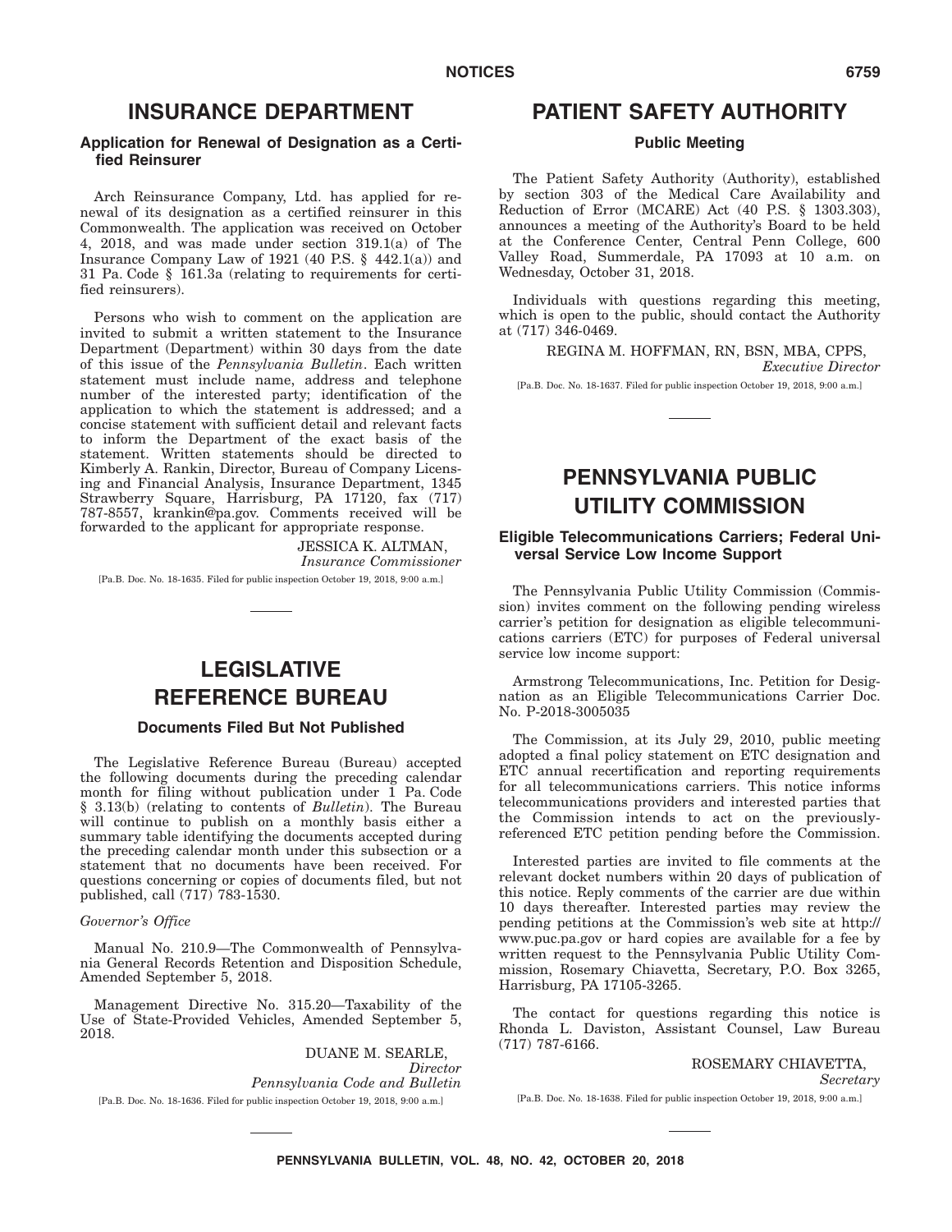# INSURANCE DEPARTMENT

### Application for Renewal of Designation as a Certified Reinsurer

Arch Reinsurance Company, Ltd. has applied for renewal of its designation as a certified reinsurer in this Commonwealth. The application was received on October 4, 2018, and was made under section 319.1(a) of The Insurance Company Law of 1921 (40 P.S. § 442.1(a)) and 31 Pa. Code § 161.3a (relating to requirements for certified reinsurers).

Persons who wish to comment on the application are invited to submit a written statement to the Insurance Department (Department) within 30 days from the date of this issue of the *Pennsylvania Bulletin*. Each written statement must include name, address and telephone number of the interested party; identification of the application to which the statement is addressed; and a concise statement with sufficient detail and relevant facts to inform the Department of the exact basis of the statement. Written statements should be directed to Kimberly A. Rankin, Director, Bureau of Company Licensing and Financial Analysis, Insurance Department, 1345 Strawberry Square, Harrisburg, PA 17120, fax (717) 787-8557, krankin@pa.gov. Comments received will be forwarded to the applicant for appropriate response.

JESSICA K. ALTMAN,
*Insurance Commissioner*

[Pa.B. Doc. No. 18-1635. Filed for public inspection October 19, 2018, 9:00 a.m.]

# LEGISLATIVE REFERENCE BUREAU

### Documents Filed But Not Published

The Legislative Reference Bureau (Bureau) accepted the following documents during the preceding calendar month for filing without publication under 1 Pa. Code § 3.13(b) (relating to contents of *Bulletin*). The Bureau will continue to publish on a monthly basis either a summary table identifying the documents accepted during the preceding calendar month under this subsection or a statement that no documents have been received. For questions concerning or copies of documents filed, but not published, call (717) 783-1530.

*Governor's Office*

Manual No. 210.9—The Commonwealth of Pennsylvania General Records Retention and Disposition Schedule, Amended September 5, 2018.

Management Directive No. 315.20—Taxability of the Use of State-Provided Vehicles, Amended September 5, 2018.

DUANE M. SEARLE,
*Director*
*Pennsylvania Code and Bulletin*

[Pa.B. Doc. No. 18-1636. Filed for public inspection October 19, 2018, 9:00 a.m.]

# PATIENT SAFETY AUTHORITY

### Public Meeting

The Patient Safety Authority (Authority), established by section 303 of the Medical Care Availability and Reduction of Error (MCARE) Act (40 P.S. § 1303.303), announces a meeting of the Authority's Board to be held at the Conference Center, Central Penn College, 600 Valley Road, Summerdale, PA 17093 at 10 a.m. on Wednesday, October 31, 2018.

Individuals with questions regarding this meeting, which is open to the public, should contact the Authority at (717) 346-0469.

REGINA M. HOFFMAN, RN, BSN, MBA, CPPS,
*Executive Director*

[Pa.B. Doc. No. 18-1637. Filed for public inspection October 19, 2018, 9:00 a.m.]

# PENNSYLVANIA PUBLIC UTILITY COMMISSION

### Eligible Telecommunications Carriers; Federal Universal Service Low Income Support

The Pennsylvania Public Utility Commission (Commission) invites comment on the following pending wireless carrier's petition for designation as eligible telecommunications carriers (ETC) for purposes of Federal universal service low income support:

Armstrong Telecommunications, Inc. Petition for Designation as an Eligible Telecommunications Carrier Doc. No. P-2018-3005035

The Commission, at its July 29, 2010, public meeting adopted a final policy statement on ETC designation and ETC annual recertification and reporting requirements for all telecommunications carriers. This notice informs telecommunications providers and interested parties that the Commission intends to act on the previously-referenced ETC petition pending before the Commission.

Interested parties are invited to file comments at the relevant docket numbers within 20 days of publication of this notice. Reply comments of the carrier are due within 10 days thereafter. Interested parties may review the pending petitions at the Commission's web site at http://www.puc.pa.gov or hard copies are available for a fee by written request to the Pennsylvania Public Utility Commission, Rosemary Chiavetta, Secretary, P.O. Box 3265, Harrisburg, PA 17105-3265.

The contact for questions regarding this notice is Rhonda L. Daviston, Assistant Counsel, Law Bureau (717) 787-6166.

ROSEMARY CHIAVETTA,
*Secretary*

[Pa.B. Doc. No. 18-1638. Filed for public inspection October 19, 2018, 9:00 a.m.]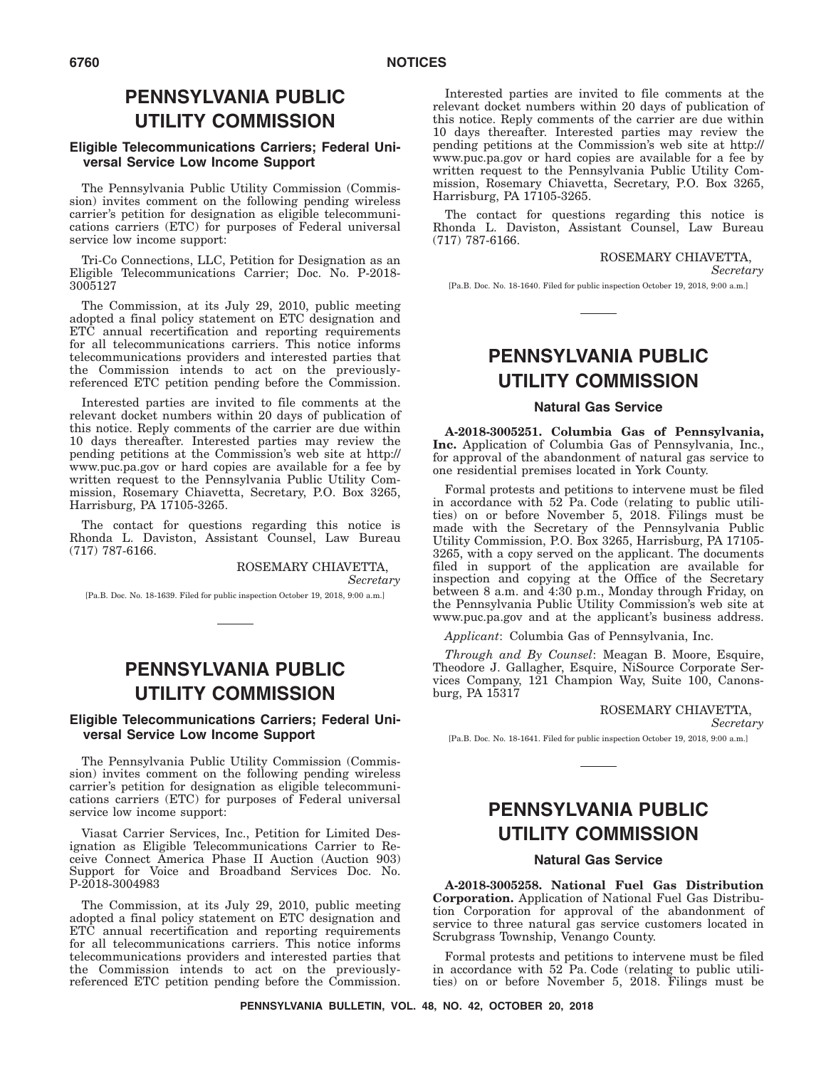# PENNSYLVANIA PUBLIC UTILITY COMMISSION

### Eligible Telecommunications Carriers; Federal Universal Service Low Income Support

The Pennsylvania Public Utility Commission (Commission) invites comment on the following pending wireless carrier's petition for designation as eligible telecommunications carriers (ETC) for purposes of Federal universal service low income support:

Tri-Co Connections, LLC, Petition for Designation as an Eligible Telecommunications Carrier; Doc. No. P-2018-3005127

The Commission, at its July 29, 2010, public meeting adopted a final policy statement on ETC designation and ETC annual recertification and reporting requirements for all telecommunications carriers. This notice informs telecommunications providers and interested parties that the Commission intends to act on the previously-referenced ETC petition pending before the Commission.

Interested parties are invited to file comments at the relevant docket numbers within 20 days of publication of this notice. Reply comments of the carrier are due within 10 days thereafter. Interested parties may review the pending petitions at the Commission's web site at http://www.puc.pa.gov or hard copies are available for a fee by written request to the Pennsylvania Public Utility Commission, Rosemary Chiavetta, Secretary, P.O. Box 3265, Harrisburg, PA 17105-3265.

The contact for questions regarding this notice is Rhonda L. Daviston, Assistant Counsel, Law Bureau (717) 787-6166.

ROSEMARY CHIAVETTA,
*Secretary*

[Pa.B. Doc. No. 18-1639. Filed for public inspection October 19, 2018, 9:00 a.m.]

# PENNSYLVANIA PUBLIC UTILITY COMMISSION

### Eligible Telecommunications Carriers; Federal Universal Service Low Income Support

The Pennsylvania Public Utility Commission (Commission) invites comment on the following pending wireless carrier's petition for designation as eligible telecommunications carriers (ETC) for purposes of Federal universal service low income support:

Viasat Carrier Services, Inc., Petition for Limited Designation as Eligible Telecommunications Carrier to Receive Connect America Phase II Auction (Auction 903) Support for Voice and Broadband Services Doc. No. P-2018-3004983

The Commission, at its July 29, 2010, public meeting adopted a final policy statement on ETC designation and ETC annual recertification and reporting requirements for all telecommunications carriers. This notice informs telecommunications providers and interested parties that the Commission intends to act on the previously-referenced ETC petition pending before the Commission.

Interested parties are invited to file comments at the relevant docket numbers within 20 days of publication of this notice. Reply comments of the carrier are due within 10 days thereafter. Interested parties may review the pending petitions at the Commission's web site at http://www.puc.pa.gov or hard copies are available for a fee by written request to the Pennsylvania Public Utility Commission, Rosemary Chiavetta, Secretary, P.O. Box 3265, Harrisburg, PA 17105-3265.

The contact for questions regarding this notice is Rhonda L. Daviston, Assistant Counsel, Law Bureau (717) 787-6166.

ROSEMARY CHIAVETTA,
*Secretary*

[Pa.B. Doc. No. 18-1640. Filed for public inspection October 19, 2018, 9:00 a.m.]

# PENNSYLVANIA PUBLIC UTILITY COMMISSION

### Natural Gas Service

**A-2018-3005251. Columbia Gas of Pennsylvania, Inc.** Application of Columbia Gas of Pennsylvania, Inc., for approval of the abandonment of natural gas service to one residential premises located in York County.

Formal protests and petitions to intervene must be filed in accordance with 52 Pa. Code (relating to public utilities) on or before November 5, 2018. Filings must be made with the Secretary of the Pennsylvania Public Utility Commission, P.O. Box 3265, Harrisburg, PA 17105-3265, with a copy served on the applicant. The documents filed in support of the application are available for inspection and copying at the Office of the Secretary between 8 a.m. and 4:30 p.m., Monday through Friday, on the Pennsylvania Public Utility Commission's web site at www.puc.pa.gov and at the applicant's business address.

*Applicant*: Columbia Gas of Pennsylvania, Inc.

*Through and By Counsel*: Meagan B. Moore, Esquire, Theodore J. Gallagher, Esquire, NiSource Corporate Services Company, 121 Champion Way, Suite 100, Canonsburg, PA 15317

ROSEMARY CHIAVETTA,
*Secretary*

[Pa.B. Doc. No. 18-1641. Filed for public inspection October 19, 2018, 9:00 a.m.]

# PENNSYLVANIA PUBLIC UTILITY COMMISSION

### Natural Gas Service

**A-2018-3005258. National Fuel Gas Distribution Corporation.** Application of National Fuel Gas Distribution Corporation for approval of the abandonment of service to three natural gas service customers located in Scrubgrass Township, Venango County.

Formal protests and petitions to intervene must be filed in accordance with 52 Pa. Code (relating to public utilities) on or before November 5, 2018. Filings must be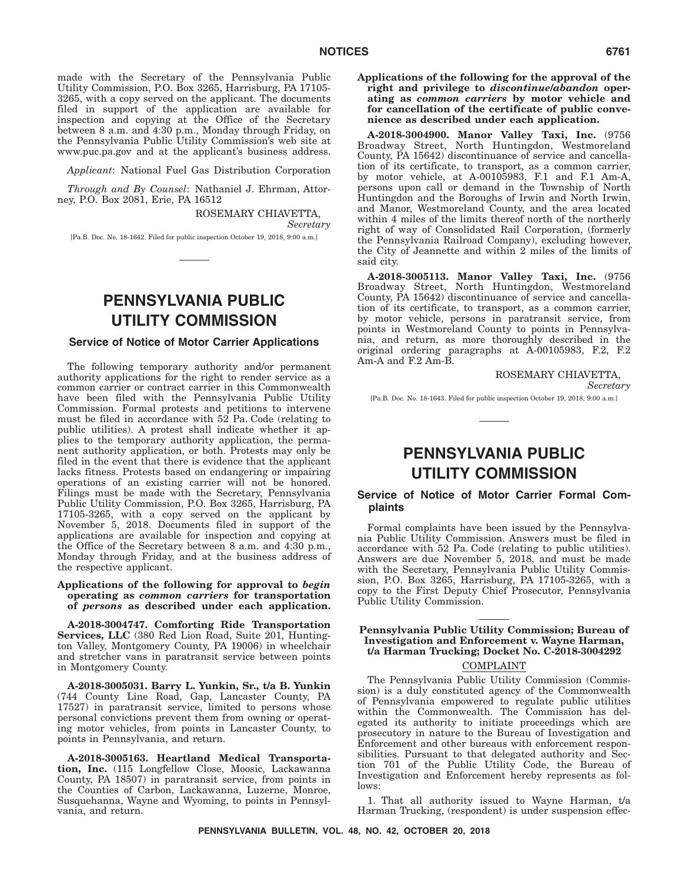made with the Secretary of the Pennsylvania Public Utility Commission, P.O. Box 3265, Harrisburg, PA 17105-3265, with a copy served on the applicant. The documents filed in support of the application are available for inspection and copying at the Office of the Secretary between 8 a.m. and 4:30 p.m., Monday through Friday, on the Pennsylvania Public Utility Commission's web site at www.puc.pa.gov and at the applicant's business address.

*Applicant*: National Fuel Gas Distribution Corporation

*Through and By Counsel*: Nathaniel J. Ehrman, Attorney, P.O. Box 2081, Erie, PA 16512

ROSEMARY CHIAVETTA,
*Secretary*

[Pa.B. Doc. No. 18-1642. Filed for public inspection October 19, 2018, 9:00 a.m.]

# PENNSYLVANIA PUBLIC UTILITY COMMISSION

## Service of Notice of Motor Carrier Applications

The following temporary authority and/or permanent authority applications for the right to render service as a common carrier or contract carrier in this Commonwealth have been filed with the Pennsylvania Public Utility Commission. Formal protests and petitions to intervene must be filed in accordance with 52 Pa. Code (relating to public utilities). A protest shall indicate whether it applies to the temporary authority application, the permanent authority application, or both. Protests may only be filed in the event that there is evidence that the applicant lacks fitness. Protests based on endangering or impairing operations of an existing carrier will not be honored. Filings must be made with the Secretary, Pennsylvania Public Utility Commission, P.O. Box 3265, Harrisburg, PA 17105-3265, with a copy served on the applicant by November 5, 2018. Documents filed in support of the applications are available for inspection and copying at the Office of the Secretary between 8 a.m. and 4:30 p.m., Monday through Friday, and at the business address of the respective applicant.

**Applications of the following for approval to *begin* operating as *common carriers* for transportation of *persons* as described under each application.**

**A-2018-3004747. Comforting Ride Transportation Services, LLC** (380 Red Lion Road, Suite 201, Huntington Valley, Montgomery County, PA 19006) in wheelchair and stretcher vans in paratransit service between points in Montgomery County.

**A-2018-3005031. Barry L. Yunkin, Sr., t/a B. Yunkin** (744 County Line Road, Gap, Lancaster County, PA 17527) in paratransit service, limited to persons whose personal convictions prevent them from owning or operating motor vehicles, from points in Lancaster County, to points in Pennsylvania, and return.

**A-2018-3005163. Heartland Medical Transportation, Inc.** (115 Longfellow Close, Moosic, Lackawanna County, PA 18507) in paratransit service, from points in the Counties of Carbon, Lackawanna, Luzerne, Monroe, Susquehanna, Wayne and Wyoming, to points in Pennsylvania, and return.

**Applications of the following for the approval of the right and privilege to *discontinue/abandon* operating as *common carriers* by motor vehicle and for cancellation of the certificate of public convenience as described under each application.**

**A-2018-3004900. Manor Valley Taxi, Inc.** (9756 Broadway Street, North Huntingdon, Westmoreland County, PA 15642) discontinuance of service and cancellation of its certificate, to transport, as a common carrier, by motor vehicle, at A-00105983, F.1 and F.1 Am-A, persons upon call or demand in the Township of North Huntingdon and the Boroughs of Irwin and North Irwin, and Manor, Westmoreland County, and the area located within 4 miles of the limits thereof north of the northerly right of way of Consolidated Rail Corporation, (formerly the Pennsylvania Railroad Company), excluding however, the City of Jeannette and within 2 miles of the limits of said city.

**A-2018-3005113. Manor Valley Taxi, Inc.** (9756 Broadway Street, North Huntingdon, Westmoreland County, PA 15642) discontinuance of service and cancellation of its certificate, to transport, as a common carrier, by motor vehicle, persons in paratransit service, from points in Westmoreland County to points in Pennsylvania, and return, as more thoroughly described in the original ordering paragraphs at A-00105983, F.2, F.2 Am-A and F.2 Am-B.

ROSEMARY CHIAVETTA,
*Secretary*

[Pa.B. Doc. No. 18-1643. Filed for public inspection October 19, 2018, 9:00 a.m.]

# PENNSYLVANIA PUBLIC UTILITY COMMISSION

## Service of Notice of Motor Carrier Formal Complaints

Formal complaints have been issued by the Pennsylvania Public Utility Commission. Answers must be filed in accordance with 52 Pa. Code (relating to public utilities). Answers are due November 5, 2018, and must be made with the Secretary, Pennsylvania Public Utility Commission, P.O. Box 3265, Harrisburg, PA 17105-3265, with a copy to the First Deputy Chief Prosecutor, Pennsylvania Public Utility Commission.

### Pennsylvania Public Utility Commission; Bureau of Investigation and Enforcement v. Wayne Harman, t/a Harman Trucking; Docket No. C-2018-3004292

COMPLAINT

The Pennsylvania Public Utility Commission (Commission) is a duly constituted agency of the Commonwealth of Pennsylvania empowered to regulate public utilities within the Commonwealth. The Commission has delegated its authority to initiate proceedings which are prosecutory in nature to the Bureau of Investigation and Enforcement and other bureaus with enforcement responsibilities. Pursuant to that delegated authority and Section 701 of the Public Utility Code, the Bureau of Investigation and Enforcement hereby represents as follows:

1. That all authority issued to Wayne Harman, t/a Harman Trucking, (respondent) is under suspension effec-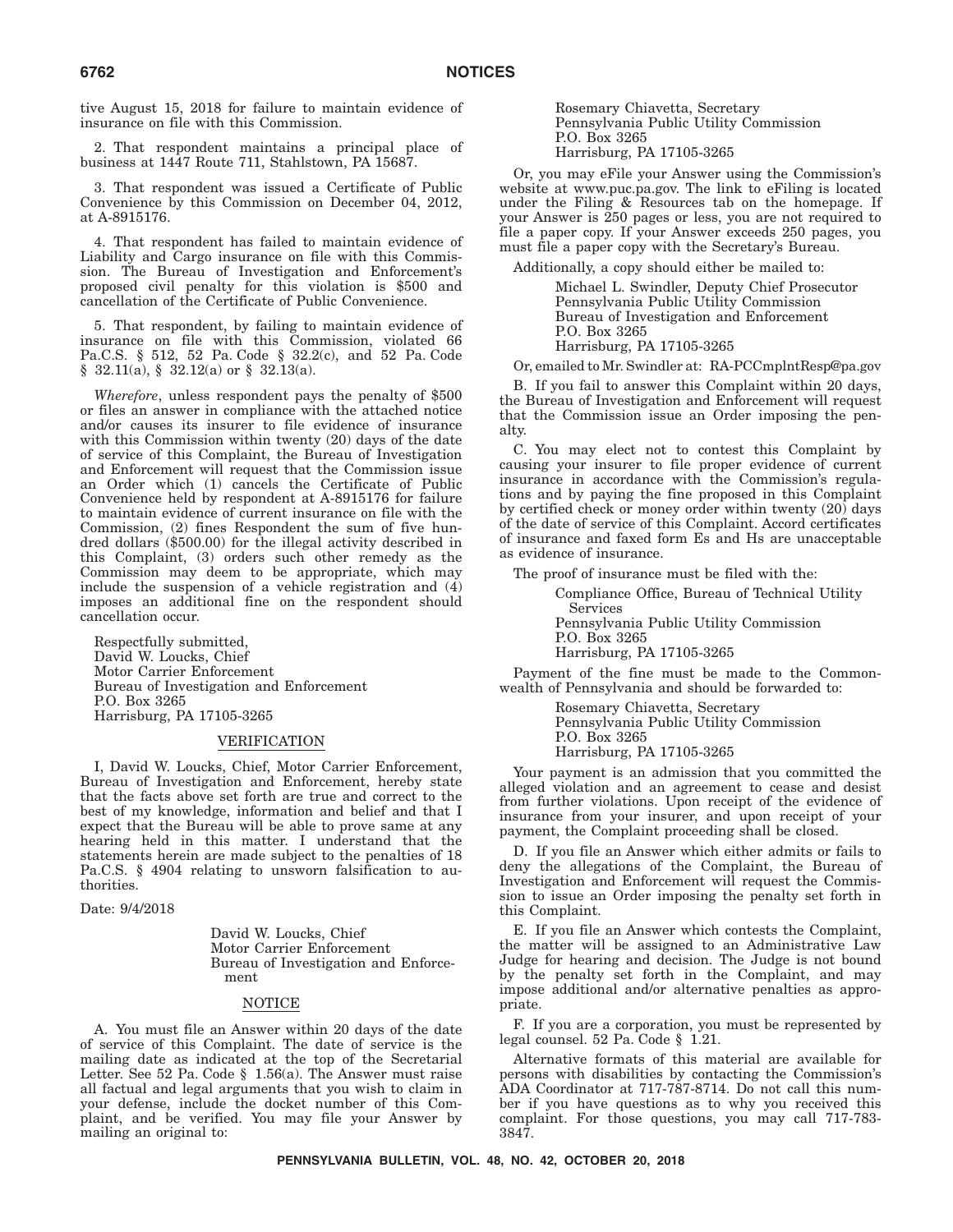tive August 15, 2018 for failure to maintain evidence of insurance on file with this Commission.

2. That respondent maintains a principal place of business at 1447 Route 711, Stahlstown, PA 15687.

3. That respondent was issued a Certificate of Public Convenience by this Commission on December 04, 2012, at A-8915176.

4. That respondent has failed to maintain evidence of Liability and Cargo insurance on file with this Commission. The Bureau of Investigation and Enforcement's proposed civil penalty for this violation is $500 and cancellation of the Certificate of Public Convenience.

5. That respondent, by failing to maintain evidence of insurance on file with this Commission, violated 66 Pa.C.S. § 512, 52 Pa. Code § 32.2(c), and 52 Pa. Code § 32.11(a), § 32.12(a) or § 32.13(a).

*Wherefore*, unless respondent pays the penalty of $500 or files an answer in compliance with the attached notice and/or causes its insurer to file evidence of insurance with this Commission within twenty (20) days of the date of service of this Complaint, the Bureau of Investigation and Enforcement will request that the Commission issue an Order which (1) cancels the Certificate of Public Convenience held by respondent at A-8915176 for failure to maintain evidence of current insurance on file with the Commission, (2) fines Respondent the sum of five hundred dollars ($500.00) for the illegal activity described in this Complaint, (3) orders such other remedy as the Commission may deem to be appropriate, which may include the suspension of a vehicle registration and (4) imposes an additional fine on the respondent should cancellation occur.

Respectfully submitted,
David W. Loucks, Chief
Motor Carrier Enforcement
Bureau of Investigation and Enforcement
P.O. Box 3265
Harrisburg, PA 17105-3265

VERIFICATION

I, David W. Loucks, Chief, Motor Carrier Enforcement, Bureau of Investigation and Enforcement, hereby state that the facts above set forth are true and correct to the best of my knowledge, information and belief and that I expect that the Bureau will be able to prove same at any hearing held in this matter. I understand that the statements herein are made subject to the penalties of 18 Pa.C.S. § 4904 relating to unsworn falsification to authorities.

Date: 9/4/2018

David W. Loucks, Chief
Motor Carrier Enforcement
Bureau of Investigation and Enforcement

NOTICE

A. You must file an Answer within 20 days of the date of service of this Complaint. The date of service is the mailing date as indicated at the top of the Secretarial Letter. See 52 Pa. Code § 1.56(a). The Answer must raise all factual and legal arguments that you wish to claim in your defense, include the docket number of this Complaint, and be verified. You may file your Answer by mailing an original to:

Rosemary Chiavetta, Secretary
Pennsylvania Public Utility Commission
P.O. Box 3265
Harrisburg, PA 17105-3265

Or, you may eFile your Answer using the Commission's website at www.puc.pa.gov. The link to eFiling is located under the Filing & Resources tab on the homepage. If your Answer is 250 pages or less, you are not required to file a paper copy. If your Answer exceeds 250 pages, you must file a paper copy with the Secretary's Bureau.

Additionally, a copy should either be mailed to:

Michael L. Swindler, Deputy Chief Prosecutor
Pennsylvania Public Utility Commission
Bureau of Investigation and Enforcement
P.O. Box 3265
Harrisburg, PA 17105-3265

Or, emailed to Mr. Swindler at: RA-PCCmplntResp@pa.gov

B. If you fail to answer this Complaint within 20 days, the Bureau of Investigation and Enforcement will request that the Commission issue an Order imposing the penalty.

C. You may elect not to contest this Complaint by causing your insurer to file proper evidence of current insurance in accordance with the Commission's regulations and by paying the fine proposed in this Complaint by certified check or money order within twenty (20) days of the date of service of this Complaint. Accord certificates of insurance and faxed form Es and Hs are unacceptable as evidence of insurance.

The proof of insurance must be filed with the:

Compliance Office, Bureau of Technical Utility Services
Pennsylvania Public Utility Commission
P.O. Box 3265
Harrisburg, PA 17105-3265

Payment of the fine must be made to the Commonwealth of Pennsylvania and should be forwarded to:

Rosemary Chiavetta, Secretary
Pennsylvania Public Utility Commission
P.O. Box 3265
Harrisburg, PA 17105-3265

Your payment is an admission that you committed the alleged violation and an agreement to cease and desist from further violations. Upon receipt of the evidence of insurance from your insurer, and upon receipt of your payment, the Complaint proceeding shall be closed.

D. If you file an Answer which either admits or fails to deny the allegations of the Complaint, the Bureau of Investigation and Enforcement will request the Commission to issue an Order imposing the penalty set forth in this Complaint.

E. If you file an Answer which contests the Complaint, the matter will be assigned to an Administrative Law Judge for hearing and decision. The Judge is not bound by the penalty set forth in the Complaint, and may impose additional and/or alternative penalties as appropriate.

F. If you are a corporation, you must be represented by legal counsel. 52 Pa. Code § 1.21.

Alternative formats of this material are available for persons with disabilities by contacting the Commission's ADA Coordinator at 717-787-8714. Do not call this number if you have questions as to why you received this complaint. For those questions, you may call 717-783-3847.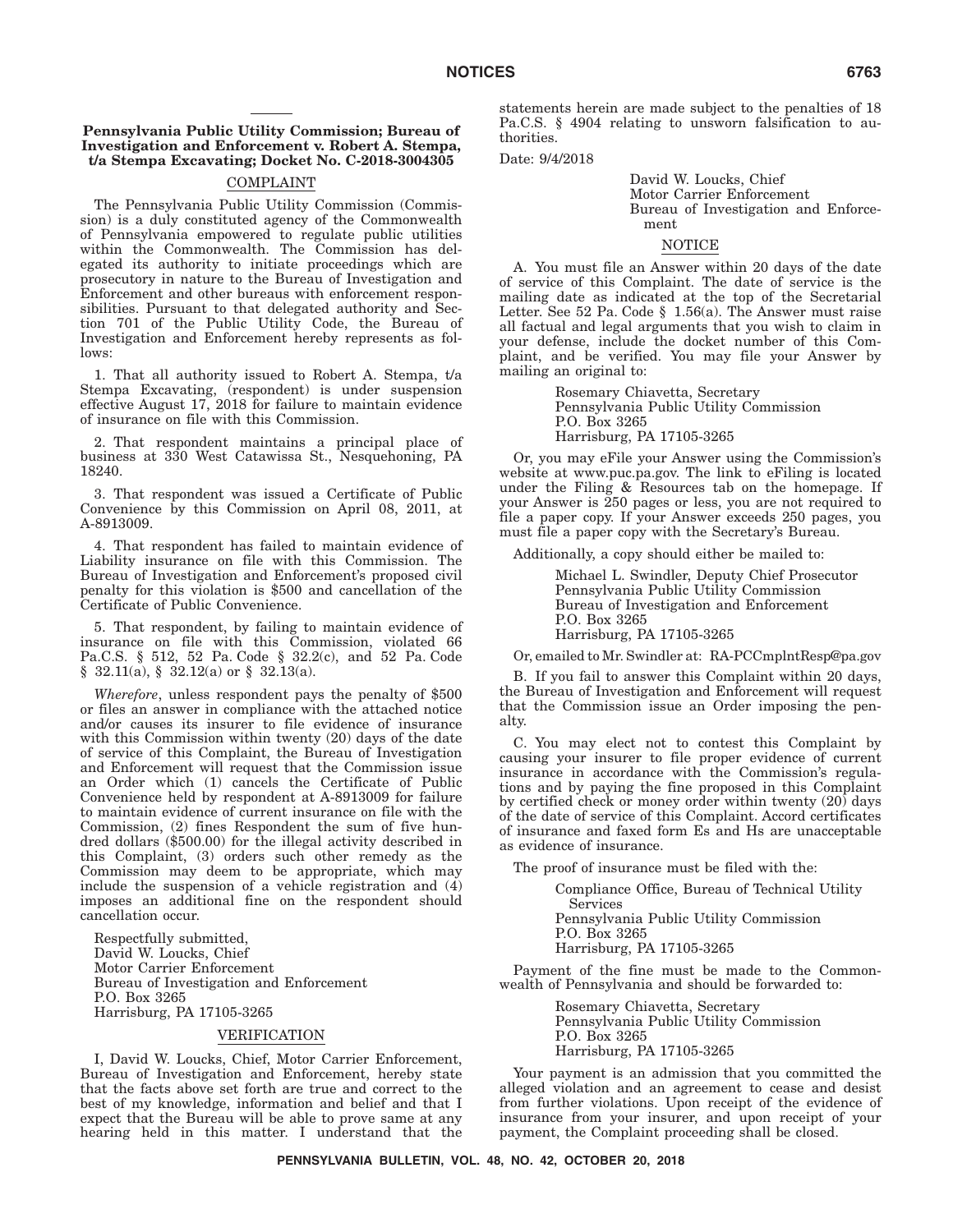**Pennsylvania Public Utility Commission; Bureau of Investigation and Enforcement v. Robert A. Stempa, t/a Stempa Excavating; Docket No. C-2018-3004305**

COMPLAINT

The Pennsylvania Public Utility Commission (Commission) is a duly constituted agency of the Commonwealth of Pennsylvania empowered to regulate public utilities within the Commonwealth. The Commission has delegated its authority to initiate proceedings which are prosecutory in nature to the Bureau of Investigation and Enforcement and other bureaus with enforcement responsibilities. Pursuant to that delegated authority and Section 701 of the Public Utility Code, the Bureau of Investigation and Enforcement hereby represents as follows:

1. That all authority issued to Robert A. Stempa, t/a Stempa Excavating, (respondent) is under suspension effective August 17, 2018 for failure to maintain evidence of insurance on file with this Commission.

2. That respondent maintains a principal place of business at 330 West Catawissa St., Nesquehoning, PA 18240.

3. That respondent was issued a Certificate of Public Convenience by this Commission on April 08, 2011, at A-8913009.

4. That respondent has failed to maintain evidence of Liability insurance on file with this Commission. The Bureau of Investigation and Enforcement's proposed civil penalty for this violation is $500 and cancellation of the Certificate of Public Convenience.

5. That respondent, by failing to maintain evidence of insurance on file with this Commission, violated 66 Pa.C.S. § 512, 52 Pa. Code § 32.2(c), and 52 Pa. Code § 32.11(a), § 32.12(a) or § 32.13(a).

*Wherefore*, unless respondent pays the penalty of $500 or files an answer in compliance with the attached notice and/or causes its insurer to file evidence of insurance with this Commission within twenty (20) days of the date of service of this Complaint, the Bureau of Investigation and Enforcement will request that the Commission issue an Order which (1) cancels the Certificate of Public Convenience held by respondent at A-8913009 for failure to maintain evidence of current insurance on file with the Commission, (2) fines Respondent the sum of five hundred dollars ($500.00) for the illegal activity described in this Complaint, (3) orders such other remedy as the Commission may deem to be appropriate, which may include the suspension of a vehicle registration and (4) imposes an additional fine on the respondent should cancellation occur.

Respectfully submitted,
David W. Loucks, Chief
Motor Carrier Enforcement
Bureau of Investigation and Enforcement
P.O. Box 3265
Harrisburg, PA 17105-3265

VERIFICATION

I, David W. Loucks, Chief, Motor Carrier Enforcement, Bureau of Investigation and Enforcement, hereby state that the facts above set forth are true and correct to the best of my knowledge, information and belief and that I expect that the Bureau will be able to prove same at any hearing held in this matter. I understand that the statements herein are made subject to the penalties of 18 Pa.C.S. § 4904 relating to unsworn falsification to authorities.

Date: 9/4/2018

David W. Loucks, Chief
Motor Carrier Enforcement
Bureau of Investigation and Enforcement

NOTICE

A. You must file an Answer within 20 days of the date of service of this Complaint. The date of service is the mailing date as indicated at the top of the Secretarial Letter. See 52 Pa. Code § 1.56(a). The Answer must raise all factual and legal arguments that you wish to claim in your defense, include the docket number of this Complaint, and be verified. You may file your Answer by mailing an original to:

Rosemary Chiavetta, Secretary
Pennsylvania Public Utility Commission
P.O. Box 3265
Harrisburg, PA 17105-3265

Or, you may eFile your Answer using the Commission's website at www.puc.pa.gov. The link to eFiling is located under the Filing & Resources tab on the homepage. If your Answer is 250 pages or less, you are not required to file a paper copy. If your Answer exceeds 250 pages, you must file a paper copy with the Secretary's Bureau.

Additionally, a copy should either be mailed to:

Michael L. Swindler, Deputy Chief Prosecutor
Pennsylvania Public Utility Commission
Bureau of Investigation and Enforcement
P.O. Box 3265
Harrisburg, PA 17105-3265

Or, emailed to Mr. Swindler at: RA-PCCmplntResp@pa.gov

B. If you fail to answer this Complaint within 20 days, the Bureau of Investigation and Enforcement will request that the Commission issue an Order imposing the penalty.

C. You may elect not to contest this Complaint by causing your insurer to file proper evidence of current insurance in accordance with the Commission's regulations and by paying the fine proposed in this Complaint by certified check or money order within twenty (20) days of the date of service of this Complaint. Accord certificates of insurance and faxed form Es and Hs are unacceptable as evidence of insurance.

The proof of insurance must be filed with the:

Compliance Office, Bureau of Technical Utility Services
Pennsylvania Public Utility Commission
P.O. Box 3265
Harrisburg, PA 17105-3265

Payment of the fine must be made to the Commonwealth of Pennsylvania and should be forwarded to:

Rosemary Chiavetta, Secretary
Pennsylvania Public Utility Commission
P.O. Box 3265
Harrisburg, PA 17105-3265

Your payment is an admission that you committed the alleged violation and an agreement to cease and desist from further violations. Upon receipt of the evidence of insurance from your insurer, and upon receipt of your payment, the Complaint proceeding shall be closed.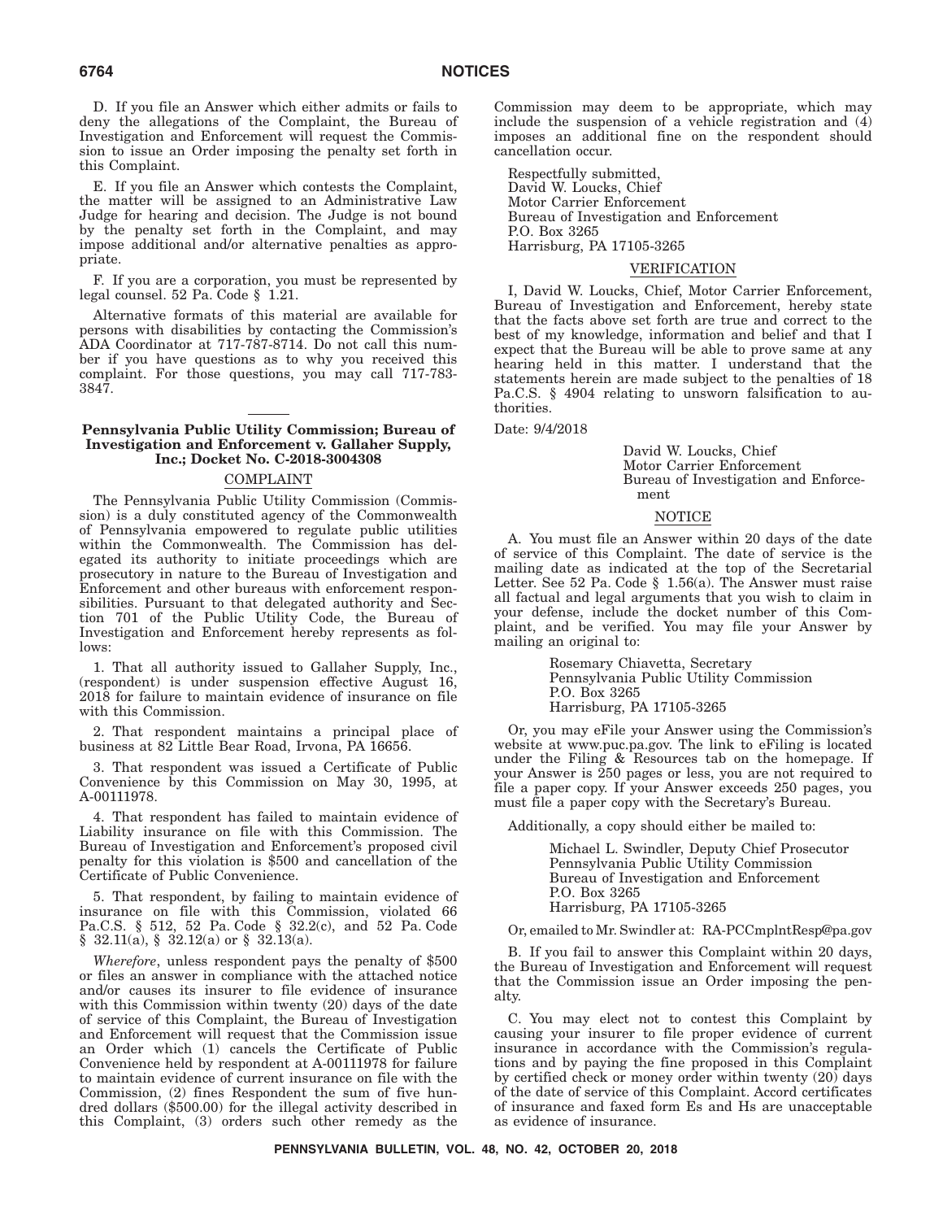D. If you file an Answer which either admits or fails to deny the allegations of the Complaint, the Bureau of Investigation and Enforcement will request the Commission to issue an Order imposing the penalty set forth in this Complaint.

E. If you file an Answer which contests the Complaint, the matter will be assigned to an Administrative Law Judge for hearing and decision. The Judge is not bound by the penalty set forth in the Complaint, and may impose additional and/or alternative penalties as appropriate.

F. If you are a corporation, you must be represented by legal counsel. 52 Pa. Code § 1.21.

Alternative formats of this material are available for persons with disabilities by contacting the Commission's ADA Coordinator at 717-787-8714. Do not call this number if you have questions as to why you received this complaint. For those questions, you may call 717-783-3847.

---

### Pennsylvania Public Utility Commission; Bureau of Investigation and Enforcement v. Gallaher Supply, Inc.; Docket No. C-2018-3004308

#### COMPLAINT

The Pennsylvania Public Utility Commission (Commission) is a duly constituted agency of the Commonwealth of Pennsylvania empowered to regulate public utilities within the Commonwealth. The Commission has delegated its authority to initiate proceedings which are prosecutory in nature to the Bureau of Investigation and Enforcement and other bureaus with enforcement responsibilities. Pursuant to that delegated authority and Section 701 of the Public Utility Code, the Bureau of Investigation and Enforcement hereby represents as follows:

1. That all authority issued to Gallaher Supply, Inc., (respondent) is under suspension effective August 16, 2018 for failure to maintain evidence of insurance on file with this Commission.

2. That respondent maintains a principal place of business at 82 Little Bear Road, Irvona, PA 16656.

3. That respondent was issued a Certificate of Public Convenience by this Commission on May 30, 1995, at A-00111978.

4. That respondent has failed to maintain evidence of Liability insurance on file with this Commission. The Bureau of Investigation and Enforcement's proposed civil penalty for this violation is $500 and cancellation of the Certificate of Public Convenience.

5. That respondent, by failing to maintain evidence of insurance on file with this Commission, violated 66 Pa.C.S. § 512, 52 Pa. Code § 32.2(c), and 52 Pa. Code § 32.11(a), § 32.12(a) or § 32.13(a).

*Wherefore*, unless respondent pays the penalty of $500 or files an answer in compliance with the attached notice and/or causes its insurer to file evidence of insurance with this Commission within twenty (20) days of the date of service of this Complaint, the Bureau of Investigation and Enforcement will request that the Commission issue an Order which (1) cancels the Certificate of Public Convenience held by respondent at A-00111978 for failure to maintain evidence of current insurance on file with the Commission, (2) fines Respondent the sum of five hundred dollars ($500.00) for the illegal activity described in this Complaint, (3) orders such other remedy as the Commission may deem to be appropriate, which may include the suspension of a vehicle registration and (4) imposes an additional fine on the respondent should cancellation occur.

Respectfully submitted,
David W. Loucks, Chief
Motor Carrier Enforcement
Bureau of Investigation and Enforcement
P.O. Box 3265
Harrisburg, PA 17105-3265

#### VERIFICATION

I, David W. Loucks, Chief, Motor Carrier Enforcement, Bureau of Investigation and Enforcement, hereby state that the facts above set forth are true and correct to the best of my knowledge, information and belief and that I expect that the Bureau will be able to prove same at any hearing held in this matter. I understand that the statements herein are made subject to the penalties of 18 Pa.C.S. § 4904 relating to unsworn falsification to authorities.

Date: 9/4/2018

David W. Loucks, Chief
Motor Carrier Enforcement
Bureau of Investigation and Enforcement

#### NOTICE

A. You must file an Answer within 20 days of the date of service of this Complaint. The date of service is the mailing date as indicated at the top of the Secretarial Letter. See 52 Pa. Code § 1.56(a). The Answer must raise all factual and legal arguments that you wish to claim in your defense, include the docket number of this Complaint, and be verified. You may file your Answer by mailing an original to:

Rosemary Chiavetta, Secretary
Pennsylvania Public Utility Commission
P.O. Box 3265
Harrisburg, PA 17105-3265

Or, you may eFile your Answer using the Commission's website at www.puc.pa.gov. The link to eFiling is located under the Filing & Resources tab on the homepage. If your Answer is 250 pages or less, you are not required to file a paper copy. If your Answer exceeds 250 pages, you must file a paper copy with the Secretary's Bureau.

Additionally, a copy should either be mailed to:

Michael L. Swindler, Deputy Chief Prosecutor
Pennsylvania Public Utility Commission
Bureau of Investigation and Enforcement
P.O. Box 3265
Harrisburg, PA 17105-3265

Or, emailed to Mr. Swindler at: RA-PCCmplntResp@pa.gov

B. If you fail to answer this Complaint within 20 days, the Bureau of Investigation and Enforcement will request that the Commission issue an Order imposing the penalty.

C. You may elect not to contest this Complaint by causing your insurer to file proper evidence of current insurance in accordance with the Commission's regulations and by paying the fine proposed in this Complaint by certified check or money order within twenty (20) days of the date of service of this Complaint. Accord certificates of insurance and faxed form Es and Hs are unacceptable as evidence of insurance.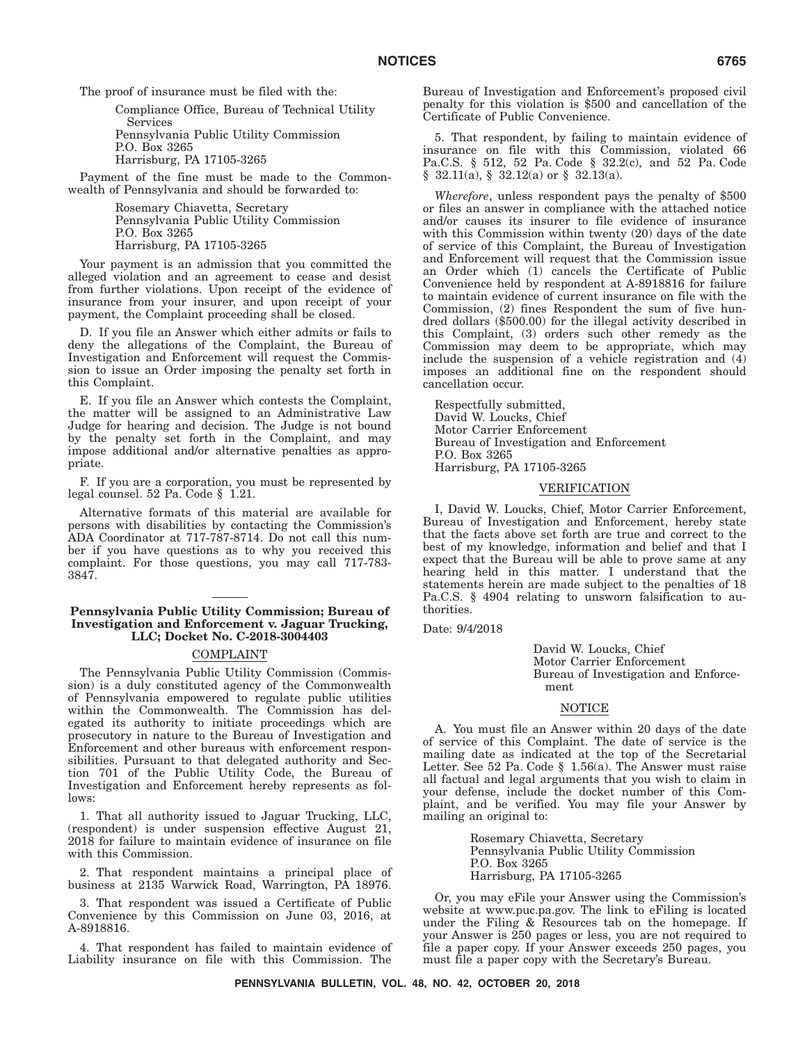The proof of insurance must be filed with the:

Compliance Office, Bureau of Technical Utility Services
Pennsylvania Public Utility Commission
P.O. Box 3265
Harrisburg, PA 17105-3265

Payment of the fine must be made to the Commonwealth of Pennsylvania and should be forwarded to:

Rosemary Chiavetta, Secretary
Pennsylvania Public Utility Commission
P.O. Box 3265
Harrisburg, PA 17105-3265

Your payment is an admission that you committed the alleged violation and an agreement to cease and desist from further violations. Upon receipt of the evidence of insurance from your insurer, and upon receipt of your payment, the Complaint proceeding shall be closed.

D. If you file an Answer which either admits or fails to deny the allegations of the Complaint, the Bureau of Investigation and Enforcement will request the Commission to issue an Order imposing the penalty set forth in this Complaint.

E. If you file an Answer which contests the Complaint, the matter will be assigned to an Administrative Law Judge for hearing and decision. The Judge is not bound by the penalty set forth in the Complaint, and may impose additional and/or alternative penalties as appropriate.

F. If you are a corporation, you must be represented by legal counsel. 52 Pa. Code § 1.21.

Alternative formats of this material are available for persons with disabilities by contacting the Commission's ADA Coordinator at 717-787-8714. Do not call this number if you have questions as to why you received this complaint. For those questions, you may call 717-783-3847.

---

**Pennsylvania Public Utility Commission; Bureau of Investigation and Enforcement v. Jaguar Trucking, LLC; Docket No. C-2018-3004403**

COMPLAINT

The Pennsylvania Public Utility Commission (Commission) is a duly constituted agency of the Commonwealth of Pennsylvania empowered to regulate public utilities within the Commonwealth. The Commission has delegated its authority to initiate proceedings which are prosecutory in nature to the Bureau of Investigation and Enforcement and other bureaus with enforcement responsibilities. Pursuant to that delegated authority and Section 701 of the Public Utility Code, the Bureau of Investigation and Enforcement hereby represents as follows:

1. That all authority issued to Jaguar Trucking, LLC, (respondent) is under suspension effective August 21, 2018 for failure to maintain evidence of insurance on file with this Commission.

2. That respondent maintains a principal place of business at 2135 Warwick Road, Warrington, PA 18976.

3. That respondent was issued a Certificate of Public Convenience by this Commission on June 03, 2016, at A-8918816.

4. That respondent has failed to maintain evidence of Liability insurance on file with this Commission. The Bureau of Investigation and Enforcement's proposed civil penalty for this violation is $500 and cancellation of the Certificate of Public Convenience.

5. That respondent, by failing to maintain evidence of insurance on file with this Commission, violated 66 Pa.C.S. § 512, 52 Pa. Code § 32.2(c), and 52 Pa. Code § 32.11(a), § 32.12(a) or § 32.13(a).

*Wherefore*, unless respondent pays the penalty of $500 or files an answer in compliance with the attached notice and/or causes its insurer to file evidence of insurance with this Commission within twenty (20) days of the date of service of this Complaint, the Bureau of Investigation and Enforcement will request that the Commission issue an Order which (1) cancels the Certificate of Public Convenience held by respondent at A-8918816 for failure to maintain evidence of current insurance on file with the Commission, (2) fines Respondent the sum of five hundred dollars ($500.00) for the illegal activity described in this Complaint, (3) orders such other remedy as the Commission may deem to be appropriate, which may include the suspension of a vehicle registration and (4) imposes an additional fine on the respondent should cancellation occur.

Respectfully submitted,
David W. Loucks, Chief
Motor Carrier Enforcement
Bureau of Investigation and Enforcement
P.O. Box 3265
Harrisburg, PA 17105-3265

VERIFICATION

I, David W. Loucks, Chief, Motor Carrier Enforcement, Bureau of Investigation and Enforcement, hereby state that the facts above set forth are true and correct to the best of my knowledge, information and belief and that I expect that the Bureau will be able to prove same at any hearing held in this matter. I understand that the statements herein are made subject to the penalties of 18 Pa.C.S. § 4904 relating to unsworn falsification to authorities.

Date: 9/4/2018

David W. Loucks, Chief
Motor Carrier Enforcement
Bureau of Investigation and Enforcement

NOTICE

A. You must file an Answer within 20 days of the date of service of this Complaint. The date of service is the mailing date as indicated at the top of the Secretarial Letter. See 52 Pa. Code § 1.56(a). The Answer must raise all factual and legal arguments that you wish to claim in your defense, include the docket number of this Complaint, and be verified. You may file your Answer by mailing an original to:

Rosemary Chiavetta, Secretary
Pennsylvania Public Utility Commission
P.O. Box 3265
Harrisburg, PA 17105-3265

Or, you may eFile your Answer using the Commission's website at www.puc.pa.gov. The link to eFiling is located under the Filing & Resources tab on the homepage. If your Answer is 250 pages or less, you are not required to file a paper copy. If your Answer exceeds 250 pages, you must file a paper copy with the Secretary's Bureau.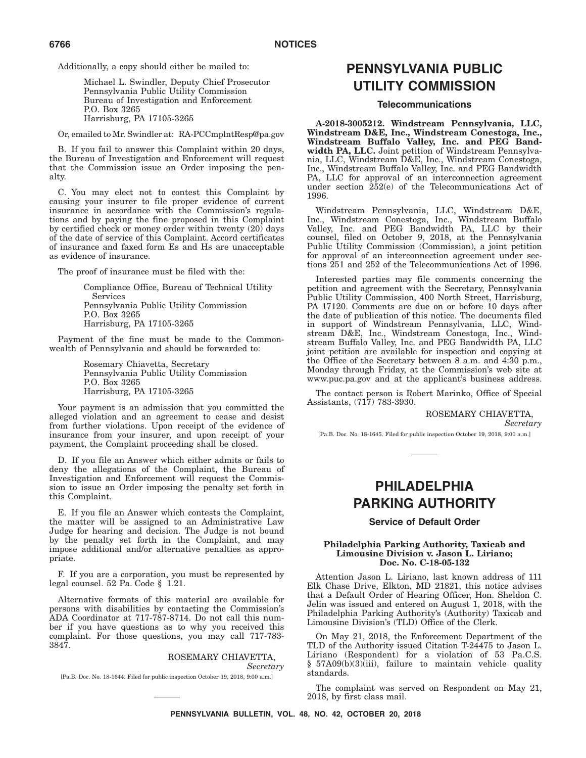Additionally, a copy should either be mailed to:

> Michael L. Swindler, Deputy Chief Prosecutor
> Pennsylvania Public Utility Commission
> Bureau of Investigation and Enforcement
> P.O. Box 3265
> Harrisburg, PA 17105-3265

Or, emailed to Mr. Swindler at: RA-PCCmplntResp@pa.gov

B. If you fail to answer this Complaint within 20 days, the Bureau of Investigation and Enforcement will request that the Commission issue an Order imposing the penalty.

C. You may elect not to contest this Complaint by causing your insurer to file proper evidence of current insurance in accordance with the Commission's regulations and by paying the fine proposed in this Complaint by certified check or money order within twenty (20) days of the date of service of this Complaint. Accord certificates of insurance and faxed form Es and Hs are unacceptable as evidence of insurance.

The proof of insurance must be filed with the:

> Compliance Office, Bureau of Technical Utility Services
> Pennsylvania Public Utility Commission
> P.O. Box 3265
> Harrisburg, PA 17105-3265

Payment of the fine must be made to the Commonwealth of Pennsylvania and should be forwarded to:

> Rosemary Chiavetta, Secretary
> Pennsylvania Public Utility Commission
> P.O. Box 3265
> Harrisburg, PA 17105-3265

Your payment is an admission that you committed the alleged violation and an agreement to cease and desist from further violations. Upon receipt of the evidence of insurance from your insurer, and upon receipt of your payment, the Complaint proceeding shall be closed.

D. If you file an Answer which either admits or fails to deny the allegations of the Complaint, the Bureau of Investigation and Enforcement will request the Commission to issue an Order imposing the penalty set forth in this Complaint.

E. If you file an Answer which contests the Complaint, the matter will be assigned to an Administrative Law Judge for hearing and decision. The Judge is not bound by the penalty set forth in the Complaint, and may impose additional and/or alternative penalties as appropriate.

F. If you are a corporation, you must be represented by legal counsel. 52 Pa. Code § 1.21.

Alternative formats of this material are available for persons with disabilities by contacting the Commission's ADA Coordinator at 717-787-8714. Do not call this number if you have questions as to why you received this complaint. For those questions, you may call 717-783-3847.

ROSEMARY CHIAVETTA,
*Secretary*

[Pa.B. Doc. No. 18-1644. Filed for public inspection October 19, 2018, 9:00 a.m.]

# PENNSYLVANIA PUBLIC UTILITY COMMISSION

## Telecommunications

**A-2018-3005212. Windstream Pennsylvania, LLC, Windstream D&E, Inc., Windstream Conestoga, Inc., Windstream Buffalo Valley, Inc. and PEG Bandwidth PA, LLC.** Joint petition of Windstream Pennsylvania, LLC, Windstream D&E, Inc., Windstream Conestoga, Inc., Windstream Buffalo Valley, Inc. and PEG Bandwidth PA, LLC for approval of an interconnection agreement under section 252(e) of the Telecommunications Act of 1996.

Windstream Pennsylvania, LLC, Windstream D&E, Inc., Windstream Conestoga, Inc., Windstream Buffalo Valley, Inc. and PEG Bandwidth PA, LLC by their counsel, filed on October 9, 2018, at the Pennsylvania Public Utility Commission (Commission), a joint petition for approval of an interconnection agreement under sections 251 and 252 of the Telecommunications Act of 1996.

Interested parties may file comments concerning the petition and agreement with the Secretary, Pennsylvania Public Utility Commission, 400 North Street, Harrisburg, PA 17120. Comments are due on or before 10 days after the date of publication of this notice. The documents filed in support of Windstream Pennsylvania, LLC, Windstream D&E, Inc., Windstream Conestoga, Inc., Windstream Buffalo Valley, Inc. and PEG Bandwidth PA, LLC joint petition are available for inspection and copying at the Office of the Secretary between 8 a.m. and 4:30 p.m., Monday through Friday, at the Commission's web site at www.puc.pa.gov and at the applicant's business address.

The contact person is Robert Marinko, Office of Special Assistants, (717) 783-3930.

ROSEMARY CHIAVETTA,
*Secretary*

[Pa.B. Doc. No. 18-1645. Filed for public inspection October 19, 2018, 9:00 a.m.]

# PHILADELPHIA PARKING AUTHORITY

## Service of Default Order

### Philadelphia Parking Authority, Taxicab and Limousine Division v. Jason L. Liriano; Doc. No. C-18-05-132

Attention Jason L. Liriano, last known address of 111 Elk Chase Drive, Elkton, MD 21821, this notice advises that a Default Order of Hearing Officer, Hon. Sheldon C. Jelin was issued and entered on August 1, 2018, with the Philadelphia Parking Authority's (Authority) Taxicab and Limousine Division's (TLD) Office of the Clerk.

On May 21, 2018, the Enforcement Department of the TLD of the Authority issued Citation T-24475 to Jason L. Liriano (Respondent) for a violation of 53 Pa.C.S. § 57A09(b)(3)(iii), failure to maintain vehicle quality standards.

The complaint was served on Respondent on May 21, 2018, by first class mail.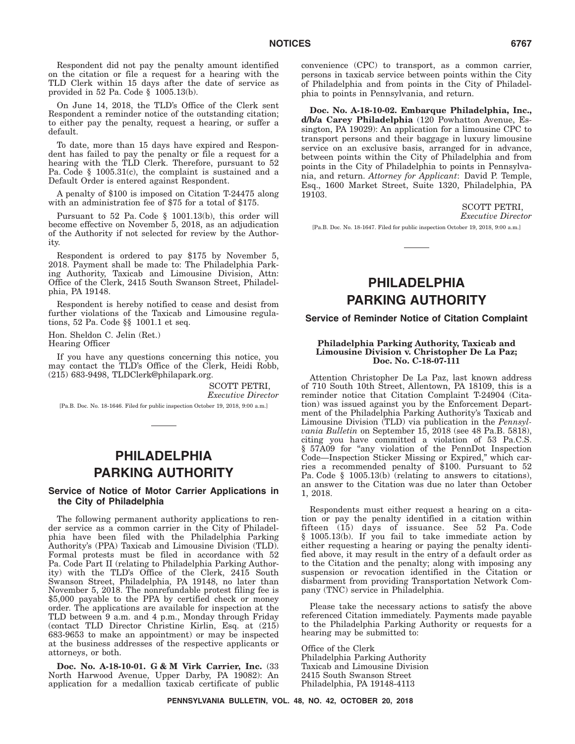Respondent did not pay the penalty amount identified on the citation or file a request for a hearing with the TLD Clerk within 15 days after the date of service as provided in 52 Pa. Code § 1005.13(b).

On June 14, 2018, the TLD's Office of the Clerk sent Respondent a reminder notice of the outstanding citation; to either pay the penalty, request a hearing, or suffer a default.

To date, more than 15 days have expired and Respondent has failed to pay the penalty or file a request for a hearing with the TLD Clerk. Therefore, pursuant to 52 Pa. Code § 1005.31(c), the complaint is sustained and a Default Order is entered against Respondent.

A penalty of $100 is imposed on Citation T-24475 along with an administration fee of $75 for a total of $175.

Pursuant to 52 Pa. Code § 1001.13(b), this order will become effective on November 5, 2018, as an adjudication of the Authority if not selected for review by the Authority.

Respondent is ordered to pay $175 by November 5, 2018. Payment shall be made to: The Philadelphia Parking Authority, Taxicab and Limousine Division, Attn: Office of the Clerk, 2415 South Swanson Street, Philadelphia, PA 19148.

Respondent is hereby notified to cease and desist from further violations of the Taxicab and Limousine regulations, 52 Pa. Code §§ 1001.1 et seq.

Hon. Sheldon C. Jelin (Ret.)
Hearing Officer

If you have any questions concerning this notice, you may contact the TLD's Office of the Clerk, Heidi Robb, (215) 683-9498, TLDClerk@philapark.org.

SCOTT PETRI,
*Executive Director*

[Pa.B. Doc. No. 18-1646. Filed for public inspection October 19, 2018, 9:00 a.m.]

# PHILADELPHIA PARKING AUTHORITY

## Service of Notice of Motor Carrier Applications in the City of Philadelphia

The following permanent authority applications to render service as a common carrier in the City of Philadelphia have been filed with the Philadelphia Parking Authority's (PPA) Taxicab and Limousine Division (TLD). Formal protests must be filed in accordance with 52 Pa. Code Part II (relating to Philadelphia Parking Authority) with the TLD's Office of the Clerk, 2415 South Swanson Street, Philadelphia, PA 19148, no later than November 5, 2018. The nonrefundable protest filing fee is $5,000 payable to the PPA by certified check or money order. The applications are available for inspection at the TLD between 9 a.m. and 4 p.m., Monday through Friday (contact TLD Director Christine Kirlin, Esq. at (215) 683-9653 to make an appointment) or may be inspected at the business addresses of the respective applicants or attorneys, or both.

**Doc. No. A-18-10-01. G & M Virk Carrier, Inc.** (33 North Harwood Avenue, Upper Darby, PA 19082): An application for a medallion taxicab certificate of public convenience (CPC) to transport, as a common carrier, persons in taxicab service between points within the City of Philadelphia and from points in the City of Philadelphia to points in Pennsylvania, and return.

**Doc. No. A-18-10-02. Embarque Philadelphia, Inc., d/b/a Carey Philadelphia** (120 Powhatton Avenue, Essington, PA 19029): An application for a limousine CPC to transport persons and their baggage in luxury limousine service on an exclusive basis, arranged for in advance, between points within the City of Philadelphia and from points in the City of Philadelphia to points in Pennsylvania, and return. *Attorney for Applicant*: David P. Temple, Esq., 1600 Market Street, Suite 1320, Philadelphia, PA 19103.

SCOTT PETRI,
*Executive Director*

[Pa.B. Doc. No. 18-1647. Filed for public inspection October 19, 2018, 9:00 a.m.]

# PHILADELPHIA PARKING AUTHORITY

## Service of Reminder Notice of Citation Complaint

### Philadelphia Parking Authority, Taxicab and Limousine Division v. Christopher De La Paz; Doc. No. C-18-07-111

Attention Christopher De La Paz, last known address of 710 South 10th Street, Allentown, PA 18109, this is a reminder notice that Citation Complaint T-24904 (Citation) was issued against you by the Enforcement Department of the Philadelphia Parking Authority's Taxicab and Limousine Division (TLD) via publication in the *Pennsylvania Bulletin* on September 15, 2018 (see 48 Pa.B. 5818), citing you have committed a violation of 53 Pa.C.S. § 57A09 for "any violation of the PennDot Inspection Code—Inspection Sticker Missing or Expired," which carries a recommended penalty of $100. Pursuant to 52 Pa. Code § 1005.13(b) (relating to answers to citations), an answer to the Citation was due no later than October 1, 2018.

Respondents must either request a hearing on a citation or pay the penalty identified in a citation within fifteen (15) days of issuance. See 52 Pa. Code § 1005.13(b). If you fail to take immediate action by either requesting a hearing or paying the penalty identified above, it may result in the entry of a default order as to the Citation and the penalty; along with imposing any suspension or revocation identified in the Citation or disbarment from providing Transportation Network Company (TNC) service in Philadelphia.

Please take the necessary actions to satisfy the above referenced Citation immediately. Payments made payable to the Philadelphia Parking Authority or requests for a hearing may be submitted to:

Office of the Clerk
Philadelphia Parking Authority
Taxicab and Limousine Division
2415 South Swanson Street
Philadelphia, PA 19148-4113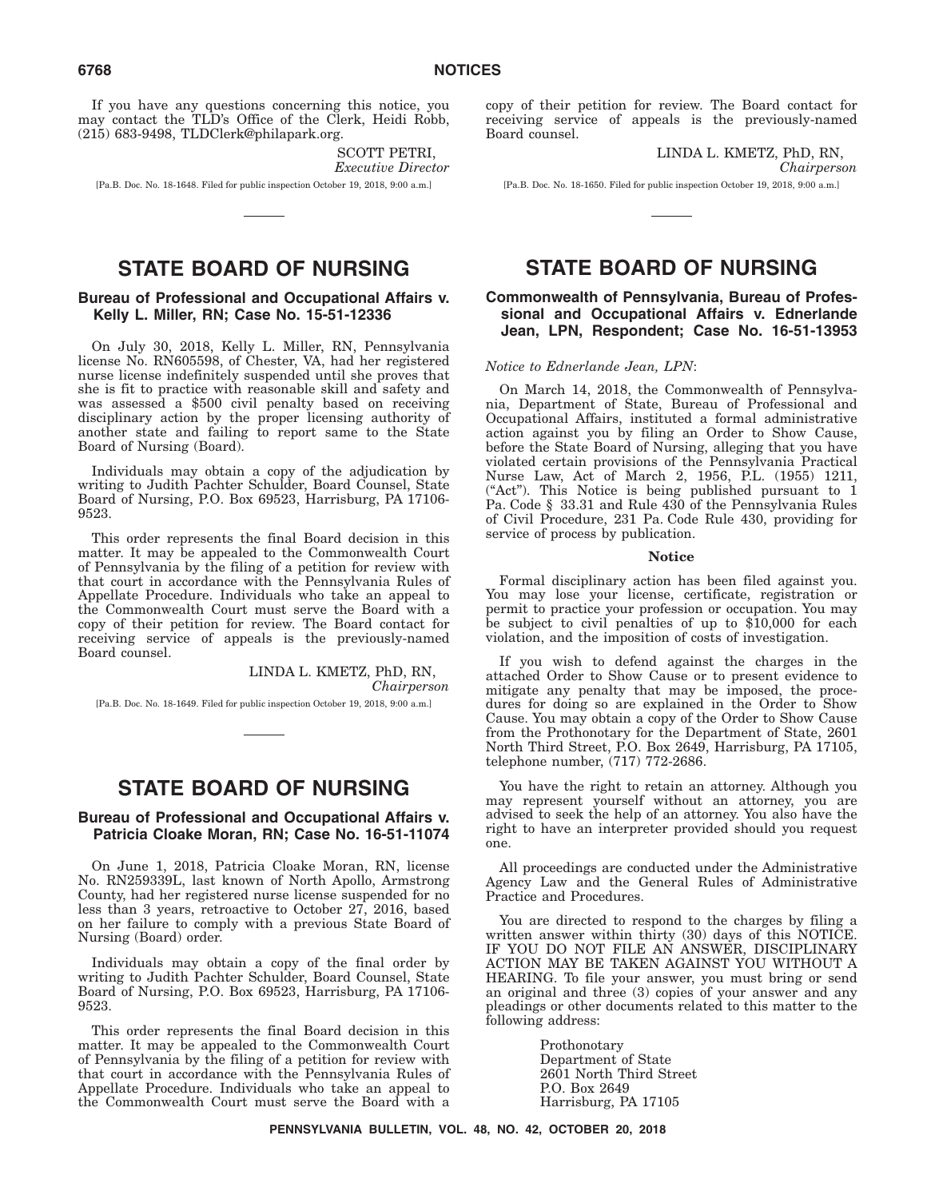If you have any questions concerning this notice, you may contact the TLD's Office of the Clerk, Heidi Robb, (215) 683-9498, TLDClerk@philapark.org.

SCOTT PETRI,
*Executive Director*

[Pa.B. Doc. No. 18-1648. Filed for public inspection October 19, 2018, 9:00 a.m.]

# STATE BOARD OF NURSING

## Bureau of Professional and Occupational Affairs v. Kelly L. Miller, RN; Case No. 15-51-12336

On July 30, 2018, Kelly L. Miller, RN, Pennsylvania license No. RN605598, of Chester, VA, had her registered nurse license indefinitely suspended until she proves that she is fit to practice with reasonable skill and safety and was assessed a $500 civil penalty based on receiving disciplinary action by the proper licensing authority of another state and failing to report same to the State Board of Nursing (Board).

Individuals may obtain a copy of the adjudication by writing to Judith Pachter Schulder, Board Counsel, State Board of Nursing, P.O. Box 69523, Harrisburg, PA 17106-9523.

This order represents the final Board decision in this matter. It may be appealed to the Commonwealth Court of Pennsylvania by the filing of a petition for review with that court in accordance with the Pennsylvania Rules of Appellate Procedure. Individuals who take an appeal to the Commonwealth Court must serve the Board with a copy of their petition for review. The Board contact for receiving service of appeals is the previously-named Board counsel.

LINDA L. KMETZ, PhD, RN,
*Chairperson*

[Pa.B. Doc. No. 18-1649. Filed for public inspection October 19, 2018, 9:00 a.m.]

# STATE BOARD OF NURSING

## Bureau of Professional and Occupational Affairs v. Patricia Cloake Moran, RN; Case No. 16-51-11074

On June 1, 2018, Patricia Cloake Moran, RN, license No. RN259339L, last known of North Apollo, Armstrong County, had her registered nurse license suspended for no less than 3 years, retroactive to October 27, 2016, based on her failure to comply with a previous State Board of Nursing (Board) order.

Individuals may obtain a copy of the final order by writing to Judith Pachter Schulder, Board Counsel, State Board of Nursing, P.O. Box 69523, Harrisburg, PA 17106-9523.

This order represents the final Board decision in this matter. It may be appealed to the Commonwealth Court of Pennsylvania by the filing of a petition for review with that court in accordance with the Pennsylvania Rules of Appellate Procedure. Individuals who take an appeal to the Commonwealth Court must serve the Board with a copy of their petition for review. The Board contact for receiving service of appeals is the previously-named Board counsel.

LINDA L. KMETZ, PhD, RN,
*Chairperson*

[Pa.B. Doc. No. 18-1650. Filed for public inspection October 19, 2018, 9:00 a.m.]

# STATE BOARD OF NURSING

## Commonwealth of Pennsylvania, Bureau of Professional and Occupational Affairs v. Ednerlande Jean, LPN, Respondent; Case No. 16-51-13953

*Notice to Ednerlande Jean, LPN*:

On March 14, 2018, the Commonwealth of Pennsylvania, Department of State, Bureau of Professional and Occupational Affairs, instituted a formal administrative action against you by filing an Order to Show Cause, before the State Board of Nursing, alleging that you have violated certain provisions of the Pennsylvania Practical Nurse Law, Act of March 2, 1956, P.L. (1955) 1211, ("Act"). This Notice is being published pursuant to 1 Pa. Code § 33.31 and Rule 430 of the Pennsylvania Rules of Civil Procedure, 231 Pa. Code Rule 430, providing for service of process by publication.

**Notice**

Formal disciplinary action has been filed against you. You may lose your license, certificate, registration or permit to practice your profession or occupation. You may be subject to civil penalties of up to $10,000 for each violation, and the imposition of costs of investigation.

If you wish to defend against the charges in the attached Order to Show Cause or to present evidence to mitigate any penalty that may be imposed, the procedures for doing so are explained in the Order to Show Cause. You may obtain a copy of the Order to Show Cause from the Prothonotary for the Department of State, 2601 North Third Street, P.O. Box 2649, Harrisburg, PA 17105, telephone number, (717) 772-2686.

You have the right to retain an attorney. Although you may represent yourself without an attorney, you are advised to seek the help of an attorney. You also have the right to have an interpreter provided should you request one.

All proceedings are conducted under the Administrative Agency Law and the General Rules of Administrative Practice and Procedures.

You are directed to respond to the charges by filing a written answer within thirty (30) days of this NOTICE. IF YOU DO NOT FILE AN ANSWER, DISCIPLINARY ACTION MAY BE TAKEN AGAINST YOU WITHOUT A HEARING. To file your answer, you must bring or send an original and three (3) copies of your answer and any pleadings or other documents related to this matter to the following address:

Prothonotary
Department of State
2601 North Third Street
P.O. Box 2649
Harrisburg, PA 17105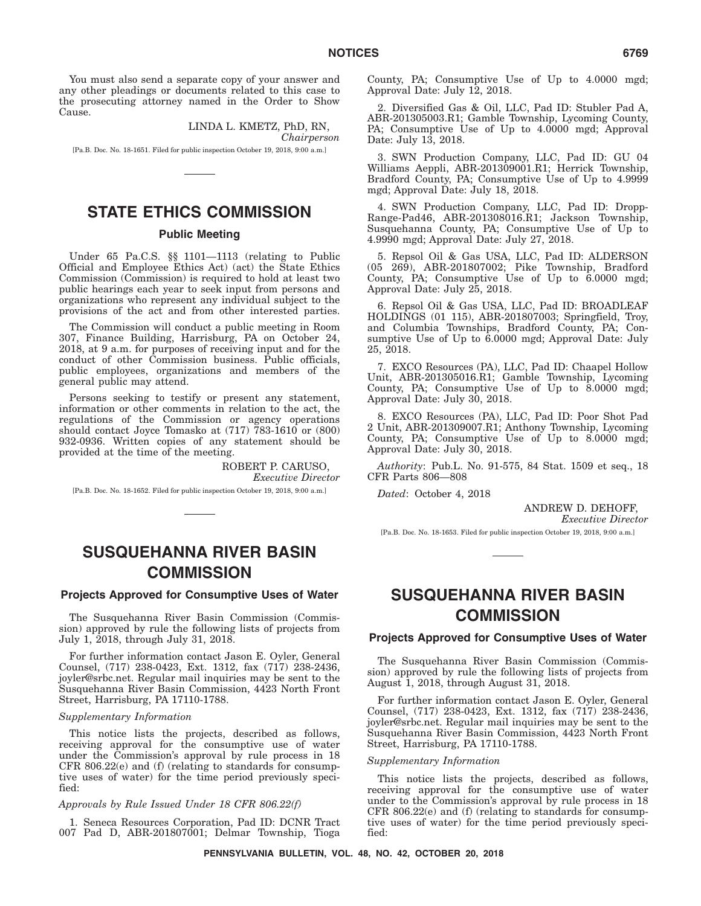You must also send a separate copy of your answer and any other pleadings or documents related to this case to the prosecuting attorney named in the Order to Show Cause.

LINDA L. KMETZ, PhD, RN,
*Chairperson*

[Pa.B. Doc. No. 18-1651. Filed for public inspection October 19, 2018, 9:00 a.m.]

# STATE ETHICS COMMISSION

## Public Meeting

Under 65 Pa.C.S. §§ 1101—1113 (relating to Public Official and Employee Ethics Act) (act) the State Ethics Commission (Commission) is required to hold at least two public hearings each year to seek input from persons and organizations who represent any individual subject to the provisions of the act and from other interested parties.

The Commission will conduct a public meeting in Room 307, Finance Building, Harrisburg, PA on October 24, 2018, at 9 a.m. for purposes of receiving input and for the conduct of other Commission business. Public officials, public employees, organizations and members of the general public may attend.

Persons seeking to testify or present any statement, information or other comments in relation to the act, the regulations of the Commission or agency operations should contact Joyce Tomasko at (717) 783-1610 or (800) 932-0936. Written copies of any statement should be provided at the time of the meeting.

ROBERT P. CARUSO,
*Executive Director*

[Pa.B. Doc. No. 18-1652. Filed for public inspection October 19, 2018, 9:00 a.m.]

# SUSQUEHANNA RIVER BASIN COMMISSION

## Projects Approved for Consumptive Uses of Water

The Susquehanna River Basin Commission (Commission) approved by rule the following lists of projects from July 1, 2018, through July 31, 2018.

For further information contact Jason E. Oyler, General Counsel, (717) 238-0423, Ext. 1312, fax (717) 238-2436, joyler@srbc.net. Regular mail inquiries may be sent to the Susquehanna River Basin Commission, 4423 North Front Street, Harrisburg, PA 17110-1788.

*Supplementary Information*

This notice lists the projects, described as follows, receiving approval for the consumptive use of water under the Commission's approval by rule process in 18 CFR 806.22(e) and (f) (relating to standards for consumptive uses of water) for the time period previously specified:

*Approvals by Rule Issued Under 18 CFR 806.22(f)*

1. Seneca Resources Corporation, Pad ID: DCNR Tract 007 Pad D, ABR-201807001; Delmar Township, Tioga County, PA; Consumptive Use of Up to 4.0000 mgd; Approval Date: July 12, 2018.

2. Diversified Gas & Oil, LLC, Pad ID: Stubler Pad A, ABR-201305003.R1; Gamble Township, Lycoming County, PA; Consumptive Use of Up to 4.0000 mgd; Approval Date: July 13, 2018.

3. SWN Production Company, LLC, Pad ID: GU 04 Williams Aeppli, ABR-201309001.R1; Herrick Township, Bradford County, PA; Consumptive Use of Up to 4.9999 mgd; Approval Date: July 18, 2018.

4. SWN Production Company, LLC, Pad ID: Dropp-Range-Pad46, ABR-201308016.R1; Jackson Township, Susquehanna County, PA; Consumptive Use of Up to 4.9990 mgd; Approval Date: July 27, 2018.

5. Repsol Oil & Gas USA, LLC, Pad ID: ALDERSON (05 269), ABR-201807002; Pike Township, Bradford County, PA; Consumptive Use of Up to 6.0000 mgd; Approval Date: July 25, 2018.

6. Repsol Oil & Gas USA, LLC, Pad ID: BROADLEAF HOLDINGS (01 115), ABR-201807003; Springfield, Troy, and Columbia Townships, Bradford County, PA; Consumptive Use of Up to 6.0000 mgd; Approval Date: July 25, 2018.

7. EXCO Resources (PA), LLC, Pad ID: Chaapel Hollow Unit, ABR-201305016.R1; Gamble Township, Lycoming County, PA; Consumptive Use of Up to 8.0000 mgd; Approval Date: July 30, 2018.

8. EXCO Resources (PA), LLC, Pad ID: Poor Shot Pad 2 Unit, ABR-201309007.R1; Anthony Township, Lycoming County, PA; Consumptive Use of Up to 8.0000 mgd; Approval Date: July 30, 2018.

*Authority*: Pub.L. No. 91-575, 84 Stat. 1509 et seq., 18 CFR Parts 806—808

*Dated*: October 4, 2018

ANDREW D. DEHOFF,
*Executive Director*

[Pa.B. Doc. No. 18-1653. Filed for public inspection October 19, 2018, 9:00 a.m.]

# SUSQUEHANNA RIVER BASIN COMMISSION

## Projects Approved for Consumptive Uses of Water

The Susquehanna River Basin Commission (Commission) approved by rule the following lists of projects from August 1, 2018, through August 31, 2018.

For further information contact Jason E. Oyler, General Counsel, (717) 238-0423, Ext. 1312, fax (717) 238-2436, joyler@srbc.net. Regular mail inquiries may be sent to the Susquehanna River Basin Commission, 4423 North Front Street, Harrisburg, PA 17110-1788.

*Supplementary Information*

This notice lists the projects, described as follows, receiving approval for the consumptive use of water under to the Commission's approval by rule process in 18 CFR 806.22(e) and (f) (relating to standards for consumptive uses of water) for the time period previously specified: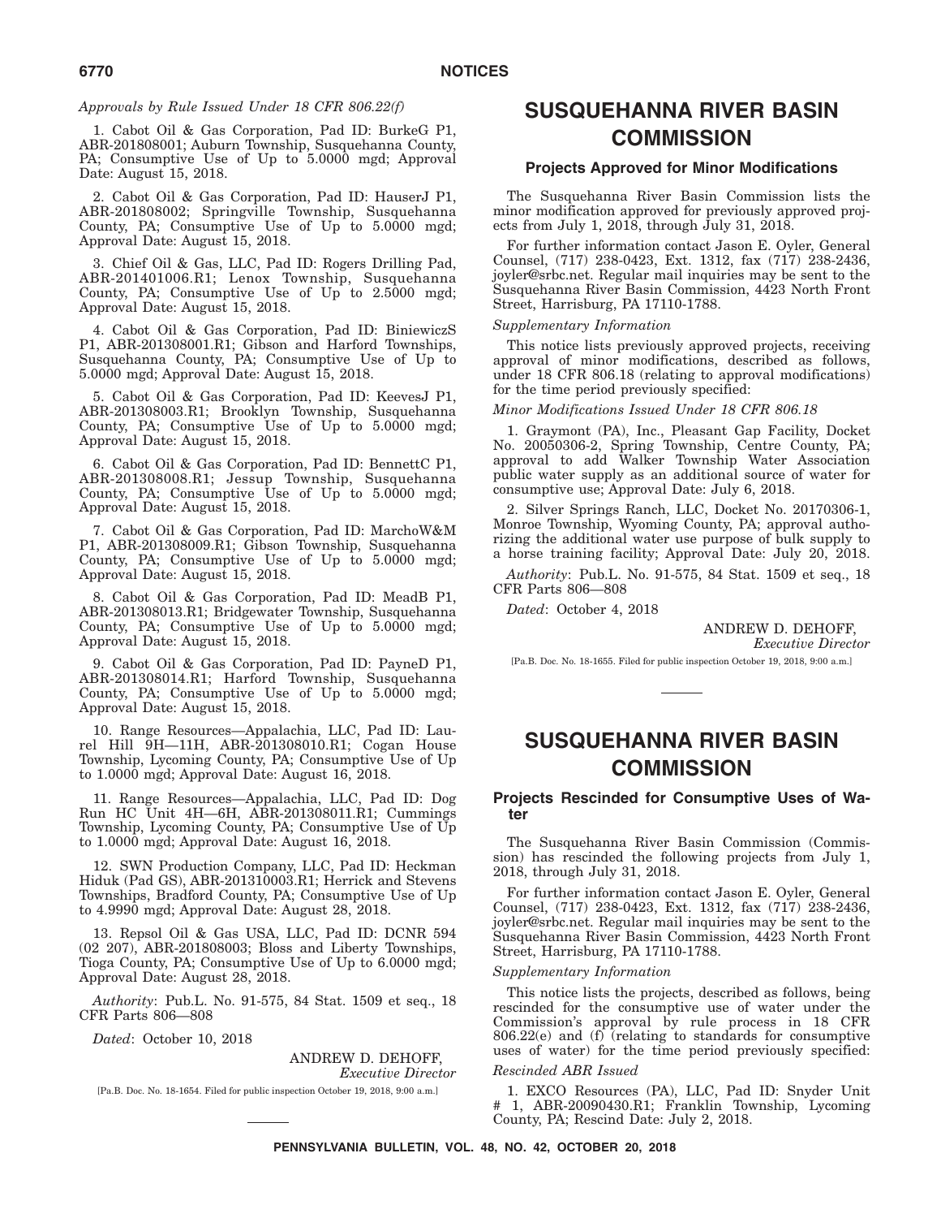*Approvals by Rule Issued Under 18 CFR 806.22(f)*

1. Cabot Oil & Gas Corporation, Pad ID: BurkeG P1, ABR-201808001; Auburn Township, Susquehanna County, PA; Consumptive Use of Up to 5.0000 mgd; Approval Date: August 15, 2018.

2. Cabot Oil & Gas Corporation, Pad ID: HauserJ P1, ABR-201808002; Springville Township, Susquehanna County, PA; Consumptive Use of Up to 5.0000 mgd; Approval Date: August 15, 2018.

3. Chief Oil & Gas, LLC, Pad ID: Rogers Drilling Pad, ABR-201401006.R1; Lenox Township, Susquehanna County, PA; Consumptive Use of Up to 2.5000 mgd; Approval Date: August 15, 2018.

4. Cabot Oil & Gas Corporation, Pad ID: BiniewiczS P1, ABR-201308001.R1; Gibson and Harford Townships, Susquehanna County, PA; Consumptive Use of Up to 5.0000 mgd; Approval Date: August 15, 2018.

5. Cabot Oil & Gas Corporation, Pad ID: KeevesJ P1, ABR-201308003.R1; Brooklyn Township, Susquehanna County, PA; Consumptive Use of Up to 5.0000 mgd; Approval Date: August 15, 2018.

6. Cabot Oil & Gas Corporation, Pad ID: BennettC P1, ABR-201308008.R1; Jessup Township, Susquehanna County, PA; Consumptive Use of Up to 5.0000 mgd; Approval Date: August 15, 2018.

7. Cabot Oil & Gas Corporation, Pad ID: MarchoW&M P1, ABR-201308009.R1; Gibson Township, Susquehanna County, PA; Consumptive Use of Up to 5.0000 mgd; Approval Date: August 15, 2018.

8. Cabot Oil & Gas Corporation, Pad ID: MeadB P1, ABR-201308013.R1; Bridgewater Township, Susquehanna County, PA; Consumptive Use of Up to 5.0000 mgd; Approval Date: August 15, 2018.

9. Cabot Oil & Gas Corporation, Pad ID: PayneD P1, ABR-201308014.R1; Harford Township, Susquehanna County, PA; Consumptive Use of Up to 5.0000 mgd; Approval Date: August 15, 2018.

10. Range Resources—Appalachia, LLC, Pad ID: Laurel Hill 9H—11H, ABR-201308010.R1; Cogan House Township, Lycoming County, PA; Consumptive Use of Up to 1.0000 mgd; Approval Date: August 16, 2018.

11. Range Resources—Appalachia, LLC, Pad ID: Dog Run HC Unit 4H—6H, ABR-201308011.R1; Cummings Township, Lycoming County, PA; Consumptive Use of Up to 1.0000 mgd; Approval Date: August 16, 2018.

12. SWN Production Company, LLC, Pad ID: Heckman Hiduk (Pad GS), ABR-201310003.R1; Herrick and Stevens Townships, Bradford County, PA; Consumptive Use of Up to 4.9990 mgd; Approval Date: August 28, 2018.

13. Repsol Oil & Gas USA, LLC, Pad ID: DCNR 594 (02 207), ABR-201808003; Bloss and Liberty Townships, Tioga County, PA; Consumptive Use of Up to 6.0000 mgd; Approval Date: August 28, 2018.

*Authority*: Pub.L. No. 91-575, 84 Stat. 1509 et seq., 18 CFR Parts 806—808

*Dated*: October 10, 2018

ANDREW D. DEHOFF,
*Executive Director*

[Pa.B. Doc. No. 18-1654. Filed for public inspection October 19, 2018, 9:00 a.m.]

# SUSQUEHANNA RIVER BASIN COMMISSION

## Projects Approved for Minor Modifications

The Susquehanna River Basin Commission lists the minor modification approved for previously approved projects from July 1, 2018, through July 31, 2018.

For further information contact Jason E. Oyler, General Counsel, (717) 238-0423, Ext. 1312, fax (717) 238-2436, joyler@srbc.net. Regular mail inquiries may be sent to the Susquehanna River Basin Commission, 4423 North Front Street, Harrisburg, PA 17110-1788.

*Supplementary Information*

This notice lists previously approved projects, receiving approval of minor modifications, described as follows, under 18 CFR 806.18 (relating to approval modifications) for the time period previously specified:

*Minor Modifications Issued Under 18 CFR 806.18*

1. Graymont (PA), Inc., Pleasant Gap Facility, Docket No. 20050306-2, Spring Township, Centre County, PA; approval to add Walker Township Water Association public water supply as an additional source of water for consumptive use; Approval Date: July 6, 2018.

2. Silver Springs Ranch, LLC, Docket No. 20170306-1, Monroe Township, Wyoming County, PA; approval authorizing the additional water use purpose of bulk supply to a horse training facility; Approval Date: July 20, 2018.

*Authority*: Pub.L. No. 91-575, 84 Stat. 1509 et seq., 18 CFR Parts 806—808

*Dated*: October 4, 2018

ANDREW D. DEHOFF,
*Executive Director*

[Pa.B. Doc. No. 18-1655. Filed for public inspection October 19, 2018, 9:00 a.m.]

# SUSQUEHANNA RIVER BASIN COMMISSION

## Projects Rescinded for Consumptive Uses of Water

The Susquehanna River Basin Commission (Commission) has rescinded the following projects from July 1, 2018, through July 31, 2018.

For further information contact Jason E. Oyler, General Counsel, (717) 238-0423, Ext. 1312, fax (717) 238-2436, joyler@srbc.net. Regular mail inquiries may be sent to the Susquehanna River Basin Commission, 4423 North Front Street, Harrisburg, PA 17110-1788.

*Supplementary Information*

This notice lists the projects, described as follows, being rescinded for the consumptive use of water under the Commission's approval by rule process in 18 CFR 806.22(e) and (f) (relating to standards for consumptive uses of water) for the time period previously specified:

*Rescinded ABR Issued*

1. EXCO Resources (PA), LLC, Pad ID: Snyder Unit # 1, ABR-20090430.R1; Franklin Township, Lycoming County, PA; Rescind Date: July 2, 2018.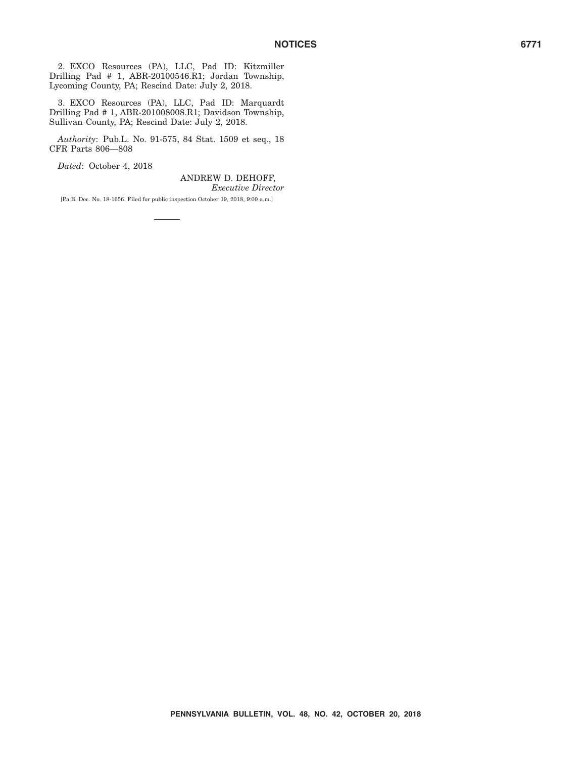2. EXCO Resources (PA), LLC, Pad ID: Kitzmiller Drilling Pad # 1, ABR-20100546.R1; Jordan Township, Lycoming County, PA; Rescind Date: July 2, 2018.

3. EXCO Resources (PA), LLC, Pad ID: Marquardt Drilling Pad # 1, ABR-201008008.R1; Davidson Township, Sullivan County, PA; Rescind Date: July 2, 2018.

*Authority*: Pub.L. No. 91-575, 84 Stat. 1509 et seq., 18 CFR Parts 806—808

*Dated*: October 4, 2018

ANDREW D. DEHOFF,
*Executive Director*

[Pa.B. Doc. No. 18-1656. Filed for public inspection October 19, 2018, 9:00 a.m.]